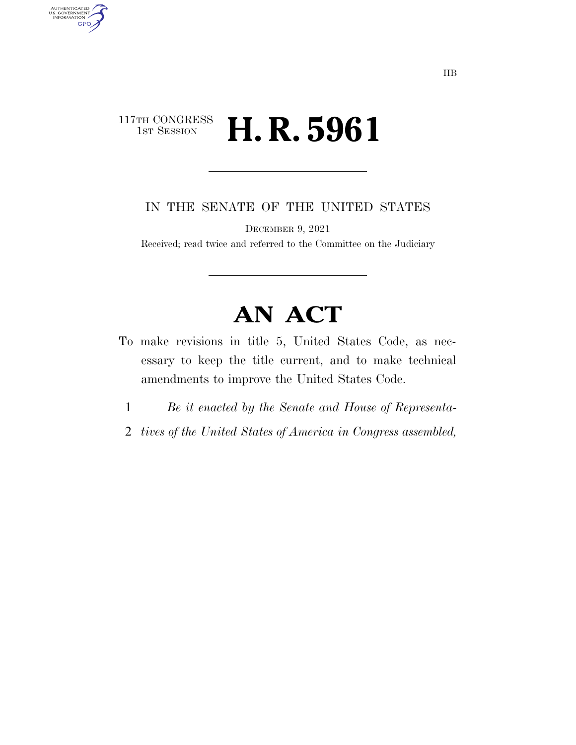IIB

117TH CONGRESS
1ST SESSION

# H. R. 5961

IN THE SENATE OF THE UNITED STATES

DECEMBER 9, 2021

Received; read twice and referred to the Committee on the Judiciary

# AN ACT

To make revisions in title 5, United States Code, as necessary to keep the title current, and to make technical amendments to improve the United States Code.

1 *Be it enacted by the Senate and House of Representa-*

2 *tives of the United States of America in Congress assembled,*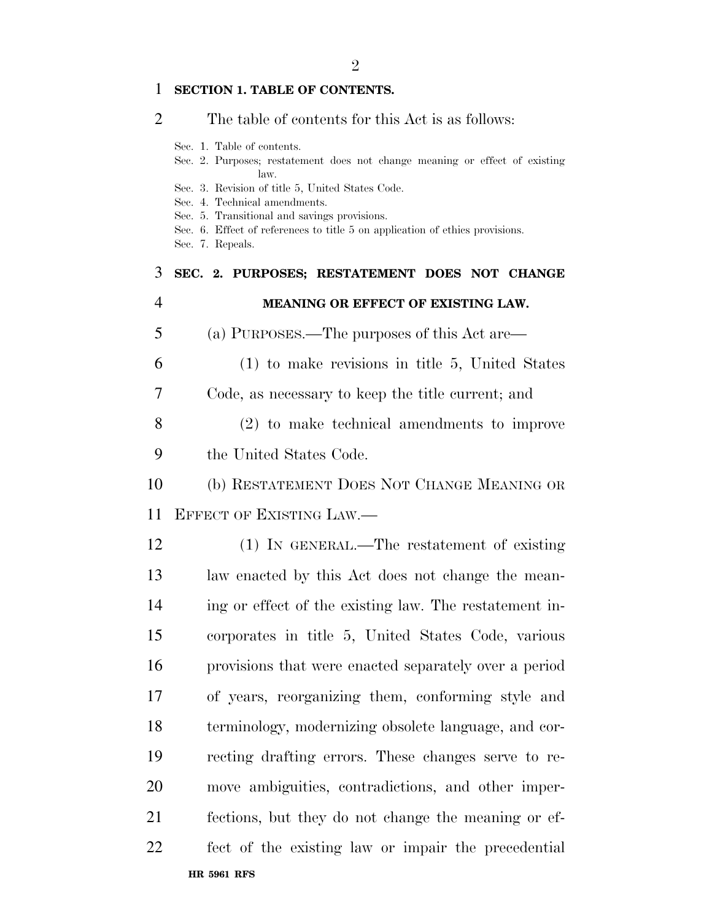**SECTION 1. TABLE OF CONTENTS.**

The table of contents for this Act is as follows:

Sec. 1. Table of contents.
Sec. 2. Purposes; restatement does not change meaning or effect of existing law.
Sec. 3. Revision of title 5, United States Code.
Sec. 4. Technical amendments.
Sec. 5. Transitional and savings provisions.
Sec. 6. Effect of references to title 5 on application of ethics provisions.
Sec. 7. Repeals.

**SEC. 2. PURPOSES; RESTATEMENT DOES NOT CHANGE MEANING OR EFFECT OF EXISTING LAW.**

(a) PURPOSES.—The purposes of this Act are—

(1) to make revisions in title 5, United States Code, as necessary to keep the title current; and

(2) to make technical amendments to improve the United States Code.

(b) RESTATEMENT DOES NOT CHANGE MEANING OR EFFECT OF EXISTING LAW.—

(1) IN GENERAL.—The restatement of existing law enacted by this Act does not change the meaning or effect of the existing law. The restatement incorporates in title 5, United States Code, various provisions that were enacted separately over a period of years, reorganizing them, conforming style and terminology, modernizing obsolete language, and correcting drafting errors. These changes serve to remove ambiguities, contradictions, and other imperfections, but they do not change the meaning or effect of the existing law or impair the precedential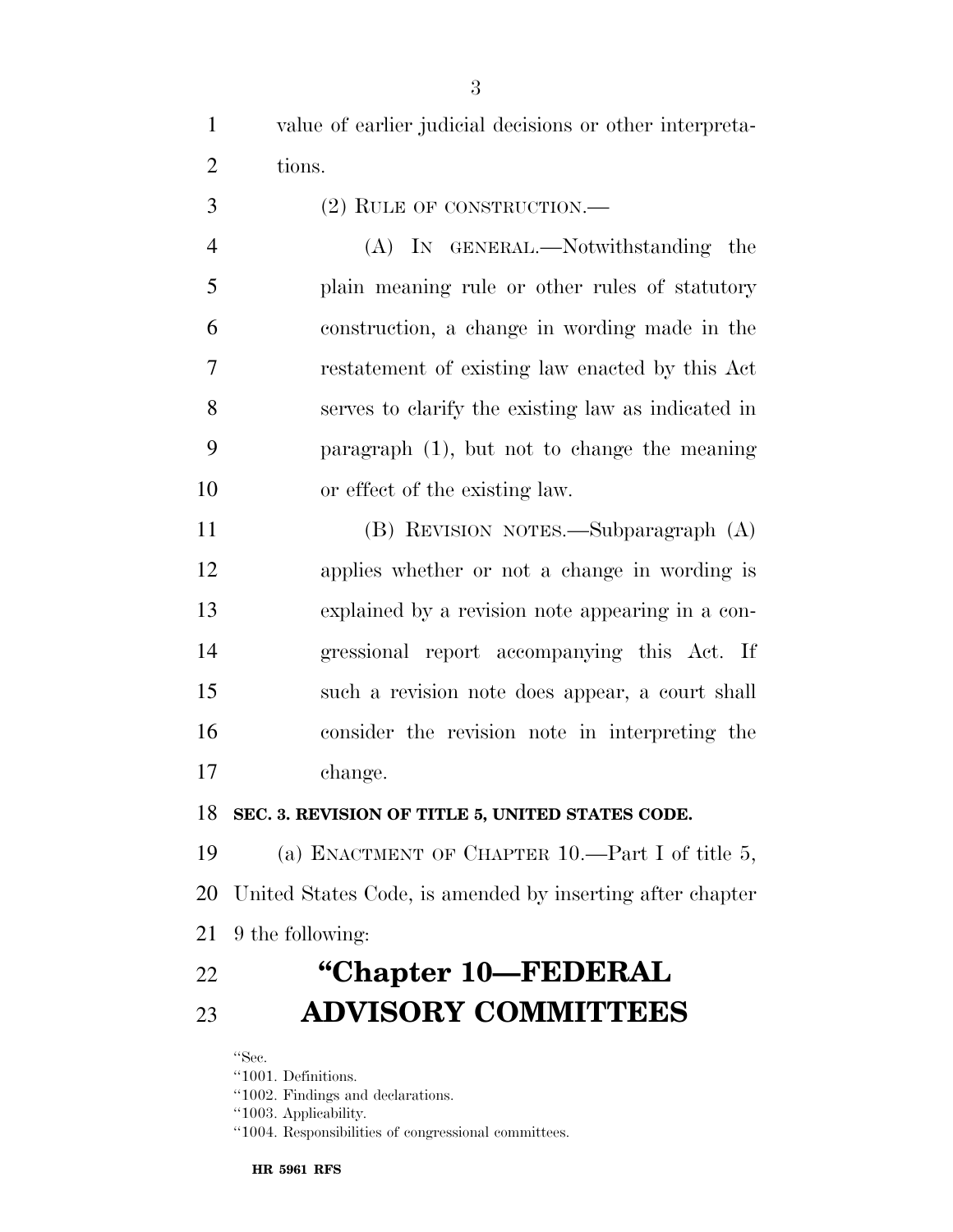value of earlier judicial decisions or other interpretations.

(2) RULE OF CONSTRUCTION.—

(A) IN GENERAL.—Notwithstanding the plain meaning rule or other rules of statutory construction, a change in wording made in the restatement of existing law enacted by this Act serves to clarify the existing law as indicated in paragraph (1), but not to change the meaning or effect of the existing law.

(B) REVISION NOTES.—Subparagraph (A) applies whether or not a change in wording is explained by a revision note appearing in a congressional report accompanying this Act. If such a revision note does appear, a court shall consider the revision note in interpreting the change.

**SEC. 3. REVISION OF TITLE 5, UNITED STATES CODE.**

(a) ENACTMENT OF CHAPTER 10.—Part I of title 5, United States Code, is amended by inserting after chapter 9 the following:

# "Chapter 10—FEDERAL ADVISORY COMMITTEES

"Sec.
"1001. Definitions.
"1002. Findings and declarations.
"1003. Applicability.
"1004. Responsibilities of congressional committees.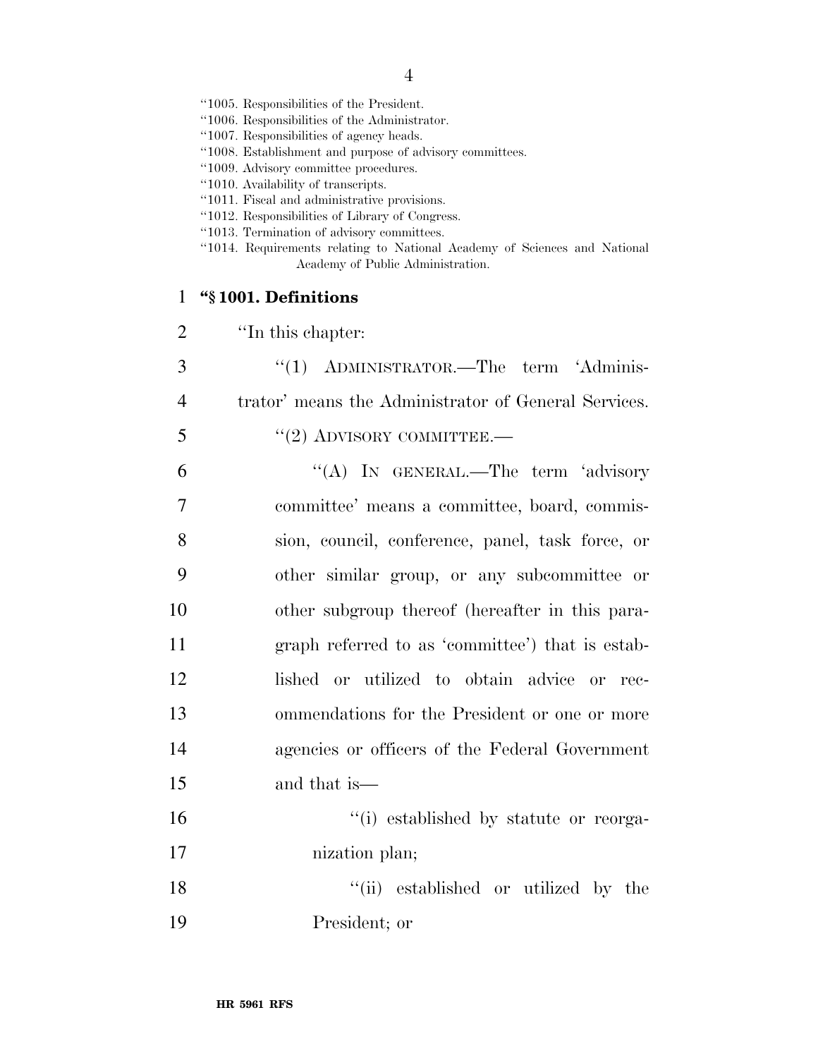"1005. Responsibilities of the President.
"1006. Responsibilities of the Administrator.
"1007. Responsibilities of agency heads.
"1008. Establishment and purpose of advisory committees.
"1009. Advisory committee procedures.
"1010. Availability of transcripts.
"1011. Fiscal and administrative provisions.
"1012. Responsibilities of Library of Congress.
"1013. Termination of advisory committees.
"1014. Requirements relating to National Academy of Sciences and National Academy of Public Administration.

**"§ 1001. Definitions**

"In this chapter:

"(1) ADMINISTRATOR.—The term 'Administrator' means the Administrator of General Services.

"(2) ADVISORY COMMITTEE.—

"(A) IN GENERAL.—The term 'advisory committee' means a committee, board, commission, council, conference, panel, task force, or other similar group, or any subcommittee or other subgroup thereof (hereafter in this paragraph referred to as 'committee') that is established or utilized to obtain advice or recommendations for the President or one or more agencies or officers of the Federal Government and that is—

"(i) established by statute or reorganization plan;

"(ii) established or utilized by the President; or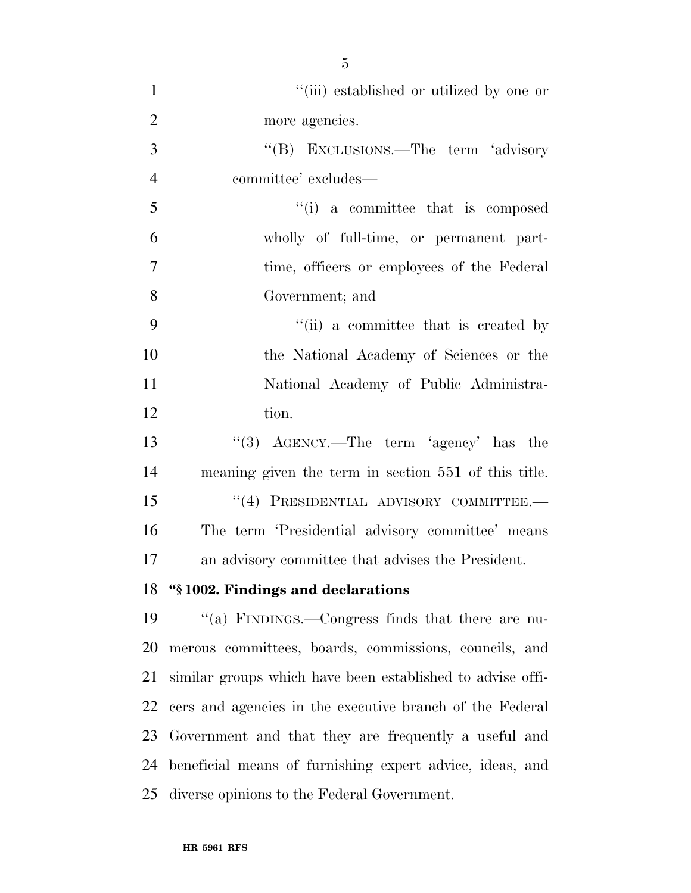"(iii) established or utilized by one or more agencies.

"(B) EXCLUSIONS.—The term 'advisory committee' excludes—

"(i) a committee that is composed wholly of full-time, or permanent part-time, officers or employees of the Federal Government; and

"(ii) a committee that is created by the National Academy of Sciences or the National Academy of Public Administration.

"(3) AGENCY.—The term 'agency' has the meaning given the term in section 551 of this title.

"(4) PRESIDENTIAL ADVISORY COMMITTEE.— The term 'Presidential advisory committee' means an advisory committee that advises the President.

**"§ 1002. Findings and declarations**

"(a) FINDINGS.—Congress finds that there are numerous committees, boards, commissions, councils, and similar groups which have been established to advise officers and agencies in the executive branch of the Federal Government and that they are frequently a useful and beneficial means of furnishing expert advice, ideas, and diverse opinions to the Federal Government.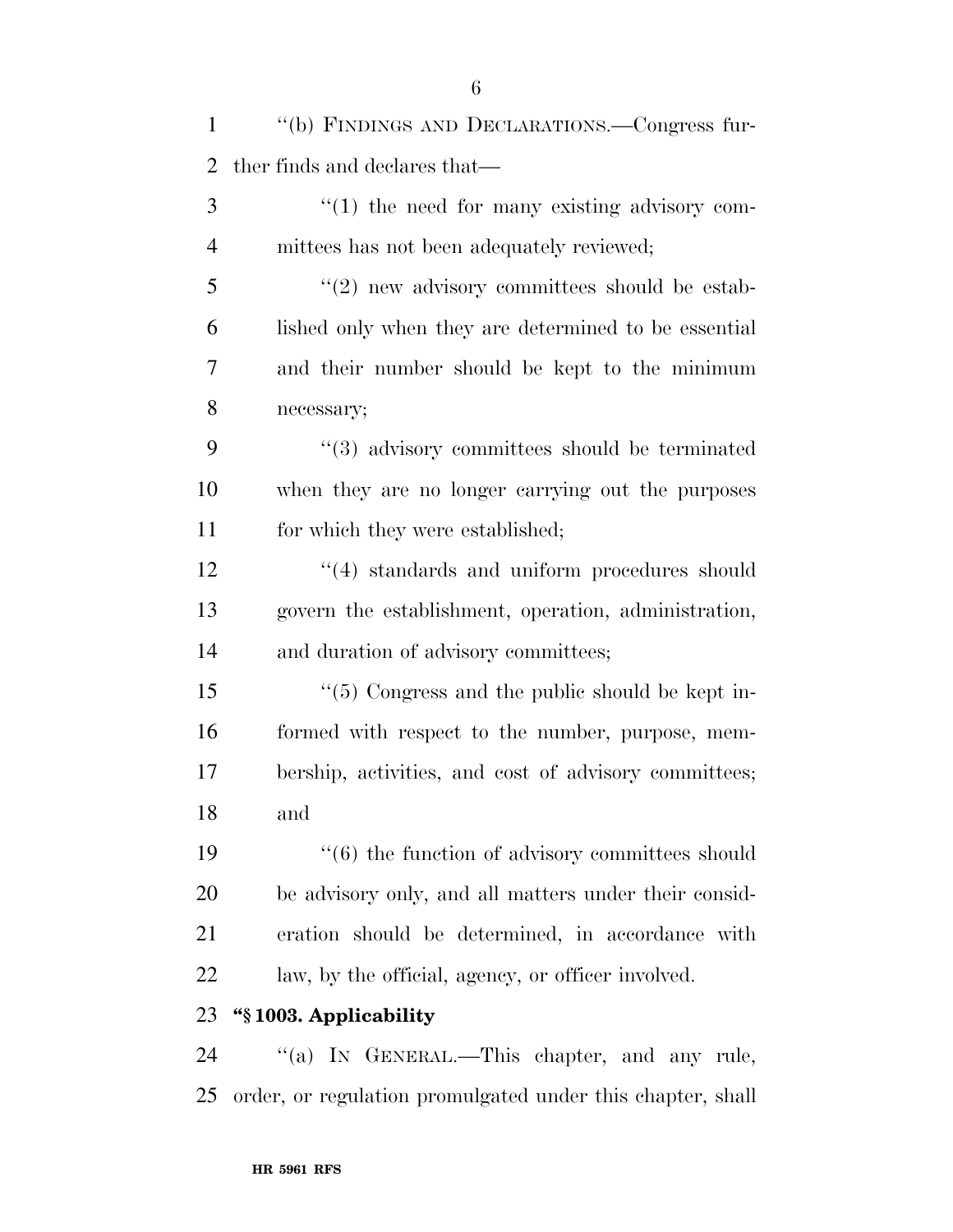''(b) FINDINGS AND DECLARATIONS.—Congress further finds and declares that—

''(1) the need for many existing advisory committees has not been adequately reviewed;

''(2) new advisory committees should be established only when they are determined to be essential and their number should be kept to the minimum necessary;

''(3) advisory committees should be terminated when they are no longer carrying out the purposes for which they were established;

''(4) standards and uniform procedures should govern the establishment, operation, administration, and duration of advisory committees;

''(5) Congress and the public should be kept informed with respect to the number, purpose, membership, activities, and cost of advisory committees; and

''(6) the function of advisory committees should be advisory only, and all matters under their consideration should be determined, in accordance with law, by the official, agency, or officer involved.

**''§ 1003. Applicability**

''(a) IN GENERAL.—This chapter, and any rule, order, or regulation promulgated under this chapter, shall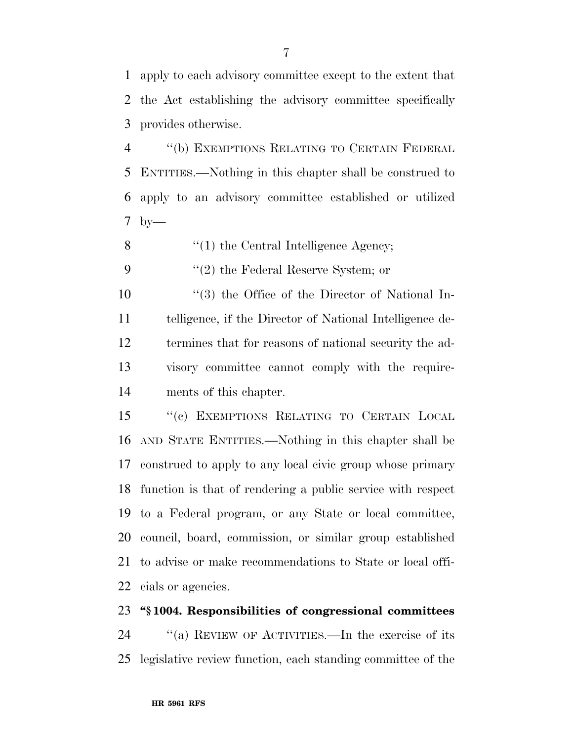apply to each advisory committee except to the extent that the Act establishing the advisory committee specifically provides otherwise.

"(b) EXEMPTIONS RELATING TO CERTAIN FEDERAL ENTITIES.—Nothing in this chapter shall be construed to apply to an advisory committee established or utilized by—

"(1) the Central Intelligence Agency;

"(2) the Federal Reserve System; or

"(3) the Office of the Director of National Intelligence, if the Director of National Intelligence determines that for reasons of national security the advisory committee cannot comply with the requirements of this chapter.

"(c) EXEMPTIONS RELATING TO CERTAIN LOCAL AND STATE ENTITIES.—Nothing in this chapter shall be construed to apply to any local civic group whose primary function is that of rendering a public service with respect to a Federal program, or any State or local committee, council, board, commission, or similar group established to advise or make recommendations to State or local officials or agencies.

**"§ 1004. Responsibilities of congressional committees**

"(a) REVIEW OF ACTIVITIES.—In the exercise of its legislative review function, each standing committee of the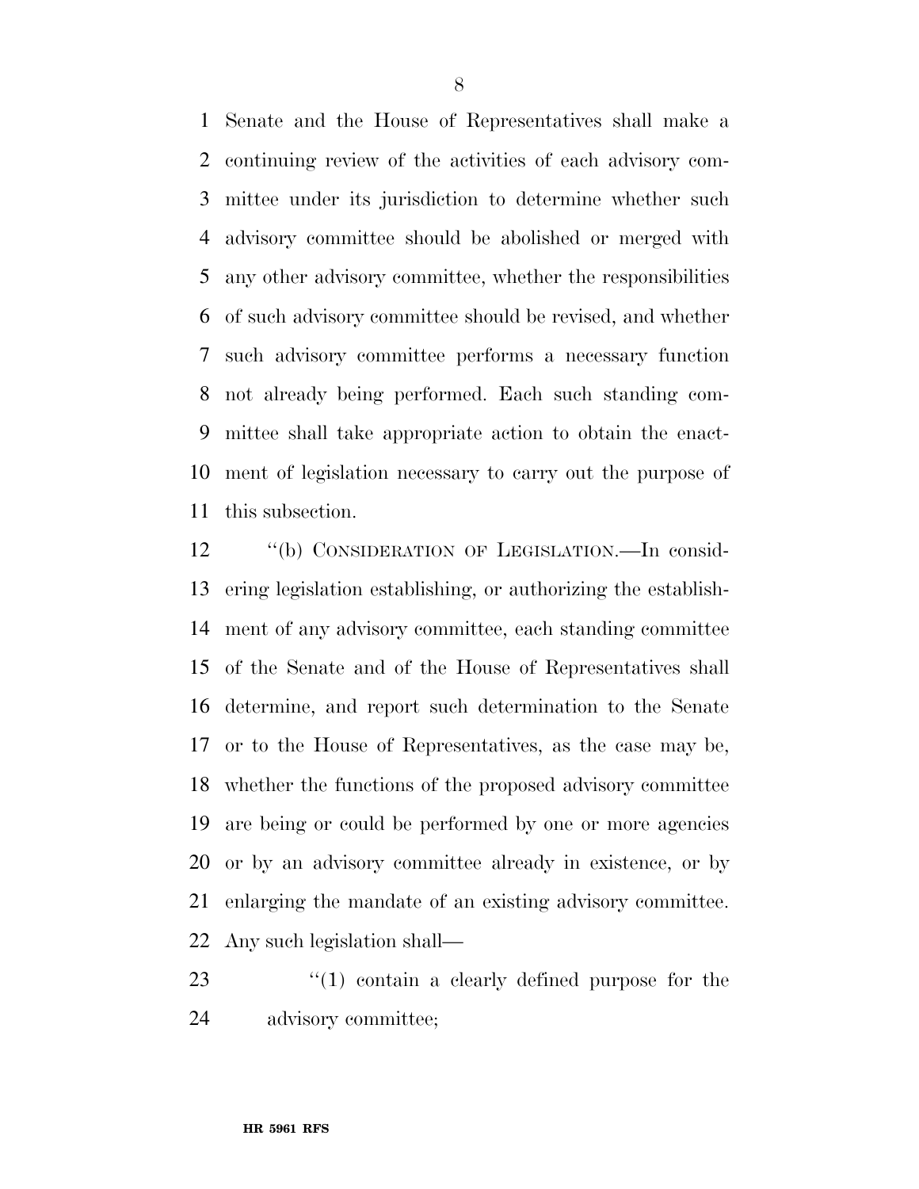Senate and the House of Representatives shall make a continuing review of the activities of each advisory committee under its jurisdiction to determine whether such advisory committee should be abolished or merged with any other advisory committee, whether the responsibilities of such advisory committee should be revised, and whether such advisory committee performs a necessary function not already being performed. Each such standing committee shall take appropriate action to obtain the enactment of legislation necessary to carry out the purpose of this subsection.

''(b) CONSIDERATION OF LEGISLATION.—In considering legislation establishing, or authorizing the establishment of any advisory committee, each standing committee of the Senate and of the House of Representatives shall determine, and report such determination to the Senate or to the House of Representatives, as the case may be, whether the functions of the proposed advisory committee are being or could be performed by one or more agencies or by an advisory committee already in existence, or by enlarging the mandate of an existing advisory committee. Any such legislation shall—

''(1) contain a clearly defined purpose for the advisory committee;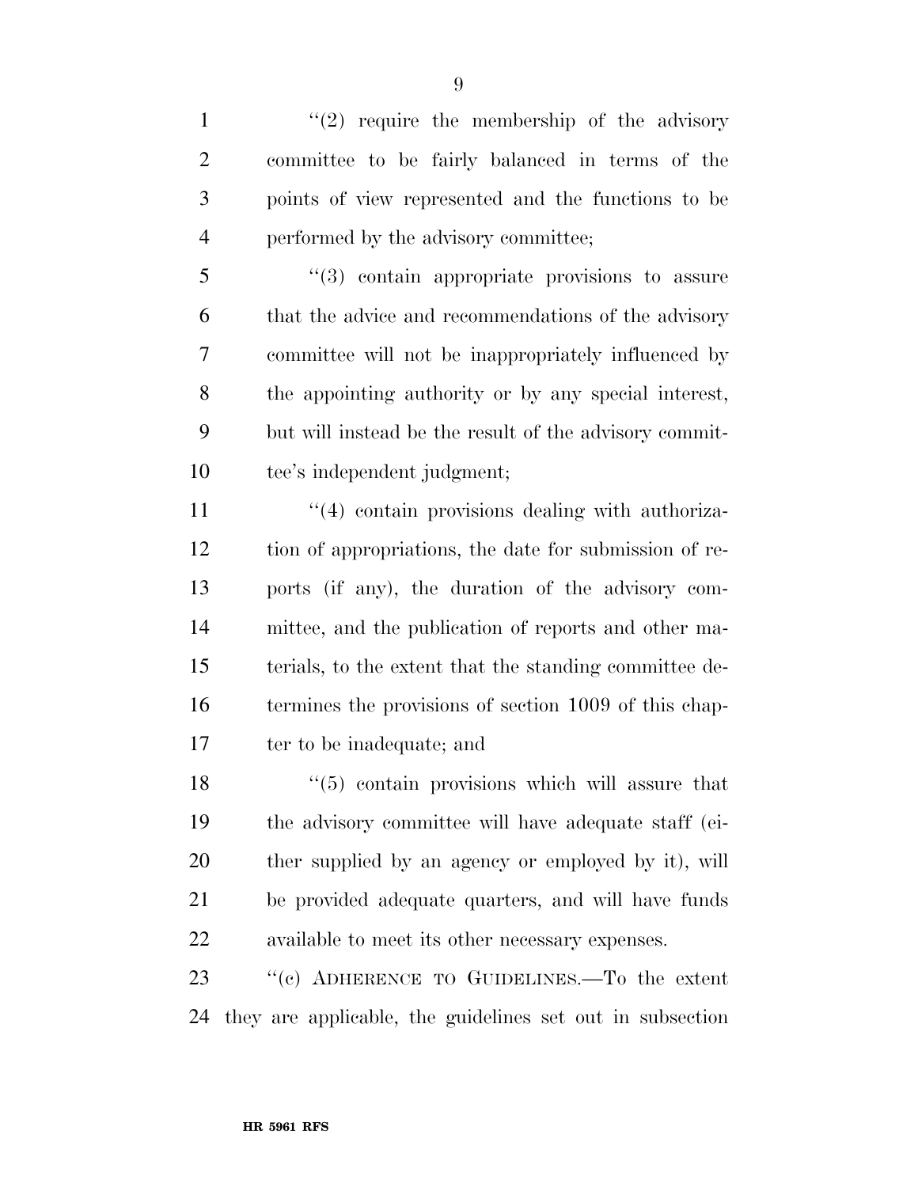"(2) require the membership of the advisory committee to be fairly balanced in terms of the points of view represented and the functions to be performed by the advisory committee;

"(3) contain appropriate provisions to assure that the advice and recommendations of the advisory committee will not be inappropriately influenced by the appointing authority or by any special interest, but will instead be the result of the advisory committee's independent judgment;

"(4) contain provisions dealing with authorization of appropriations, the date for submission of reports (if any), the duration of the advisory committee, and the publication of reports and other materials, to the extent that the standing committee determines the provisions of section 1009 of this chapter to be inadequate; and

"(5) contain provisions which will assure that the advisory committee will have adequate staff (either supplied by an agency or employed by it), will be provided adequate quarters, and will have funds available to meet its other necessary expenses.

"(c) ADHERENCE TO GUIDELINES.—To the extent they are applicable, the guidelines set out in subsection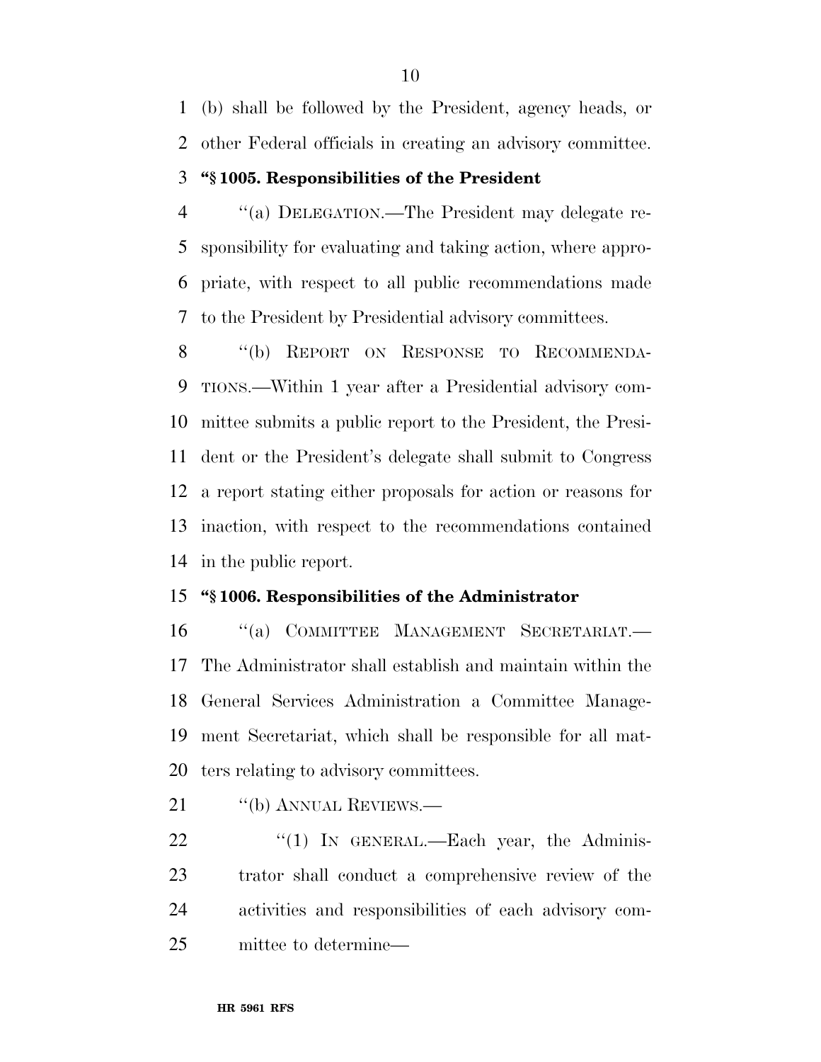(b) shall be followed by the President, agency heads, or other Federal officials in creating an advisory committee.

**"§ 1005. Responsibilities of the President**

"(a) DELEGATION.—The President may delegate responsibility for evaluating and taking action, where appropriate, with respect to all public recommendations made to the President by Presidential advisory committees.

"(b) REPORT ON RESPONSE TO RECOMMENDATIONS.—Within 1 year after a Presidential advisory committee submits a public report to the President, the President or the President's delegate shall submit to Congress a report stating either proposals for action or reasons for inaction, with respect to the recommendations contained in the public report.

**"§ 1006. Responsibilities of the Administrator**

"(a) COMMITTEE MANAGEMENT SECRETARIAT.—The Administrator shall establish and maintain within the General Services Administration a Committee Management Secretariat, which shall be responsible for all matters relating to advisory committees.

"(b) ANNUAL REVIEWS.—

"(1) IN GENERAL.—Each year, the Administrator shall conduct a comprehensive review of the activities and responsibilities of each advisory committee to determine—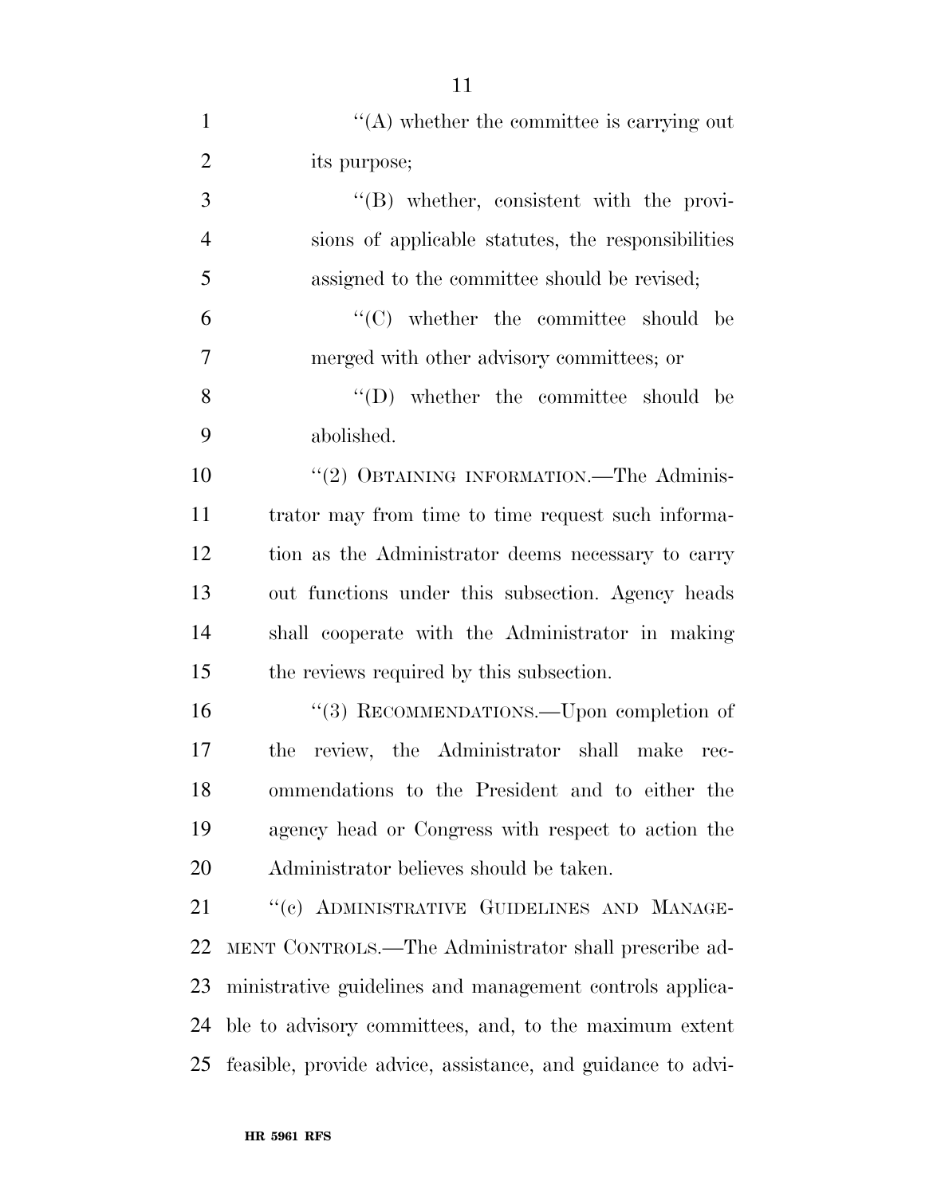''(A) whether the committee is carrying out its purpose;

''(B) whether, consistent with the provisions of applicable statutes, the responsibilities assigned to the committee should be revised;

''(C) whether the committee should be merged with other advisory committees; or

''(D) whether the committee should be abolished.

''(2) OBTAINING INFORMATION.—The Administrator may from time to time request such information as the Administrator deems necessary to carry out functions under this subsection. Agency heads shall cooperate with the Administrator in making the reviews required by this subsection.

''(3) RECOMMENDATIONS.—Upon completion of the review, the Administrator shall make recommendations to the President and to either the agency head or Congress with respect to action the Administrator believes should be taken.

''(c) ADMINISTRATIVE GUIDELINES AND MANAGEMENT CONTROLS.—The Administrator shall prescribe administrative guidelines and management controls applicable to advisory committees, and, to the maximum extent feasible, provide advice, assistance, and guidance to advi-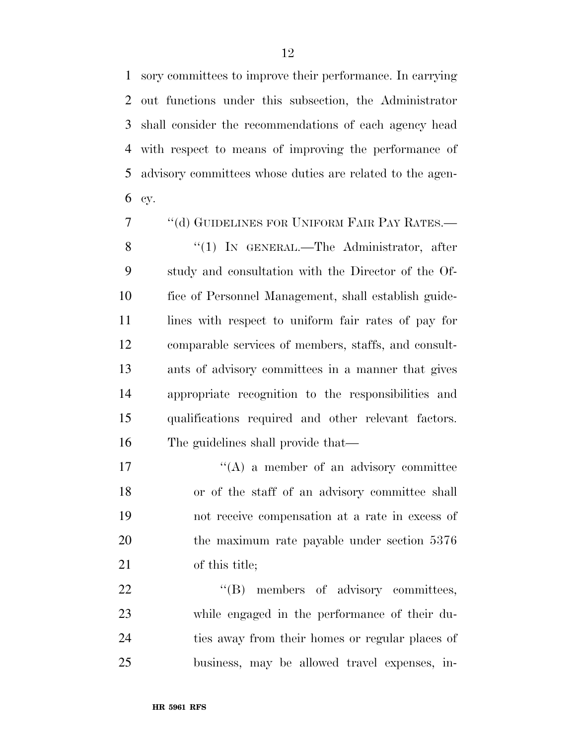sory committees to improve their performance. In carrying out functions under this subsection, the Administrator shall consider the recommendations of each agency head with respect to means of improving the performance of advisory committees whose duties are related to the agency.

''(d) GUIDELINES FOR UNIFORM FAIR PAY RATES.—

''(1) IN GENERAL.—The Administrator, after study and consultation with the Director of the Office of Personnel Management, shall establish guidelines with respect to uniform fair rates of pay for comparable services of members, staffs, and consultants of advisory committees in a manner that gives appropriate recognition to the responsibilities and qualifications required and other relevant factors. The guidelines shall provide that—

''(A) a member of an advisory committee or of the staff of an advisory committee shall not receive compensation at a rate in excess of the maximum rate payable under section 5376 of this title;

''(B) members of advisory committees, while engaged in the performance of their duties away from their homes or regular places of business, may be allowed travel expenses, in-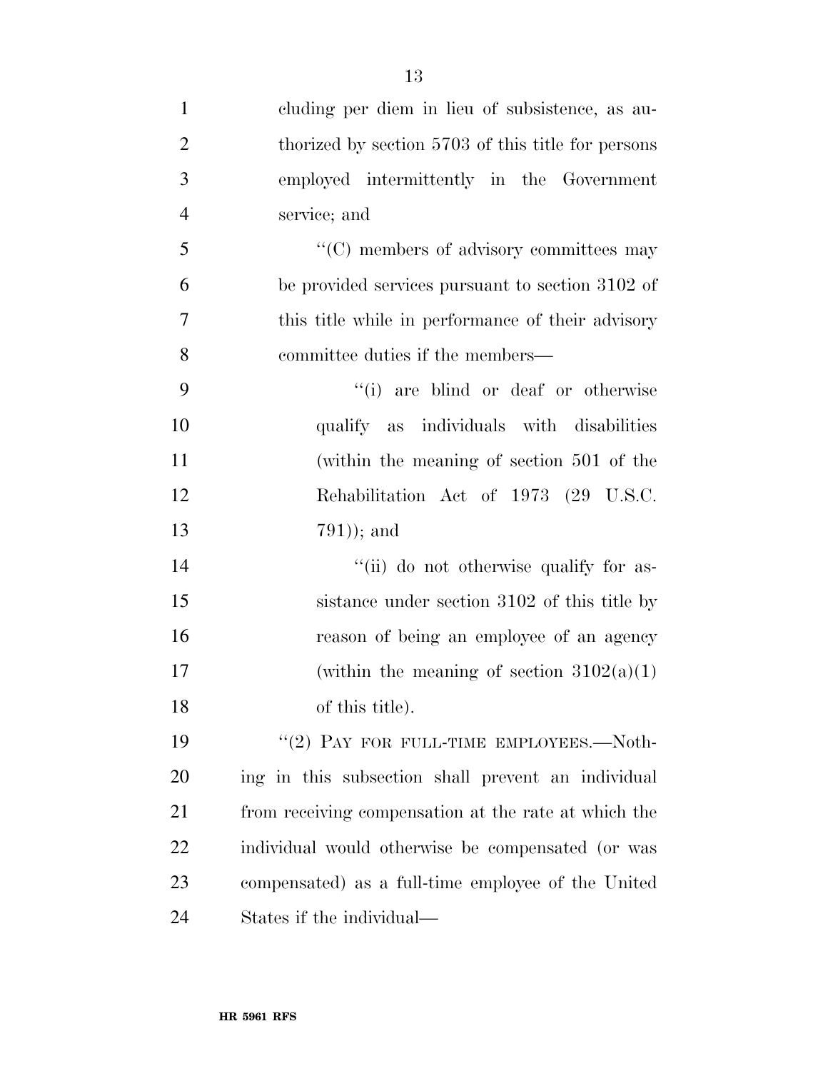cluding per diem in lieu of subsistence, as authorized by section 5703 of this title for persons employed intermittently in the Government service; and

"(C) members of advisory committees may be provided services pursuant to section 3102 of this title while in performance of their advisory committee duties if the members—

"(i) are blind or deaf or otherwise qualify as individuals with disabilities (within the meaning of section 501 of the Rehabilitation Act of 1973 (29 U.S.C. 791)); and

"(ii) do not otherwise qualify for assistance under section 3102 of this title by reason of being an employee of an agency (within the meaning of section 3102(a)(1) of this title).

"(2) PAY FOR FULL-TIME EMPLOYEES.—Nothing in this subsection shall prevent an individual from receiving compensation at the rate at which the individual would otherwise be compensated (or was compensated) as a full-time employee of the United States if the individual—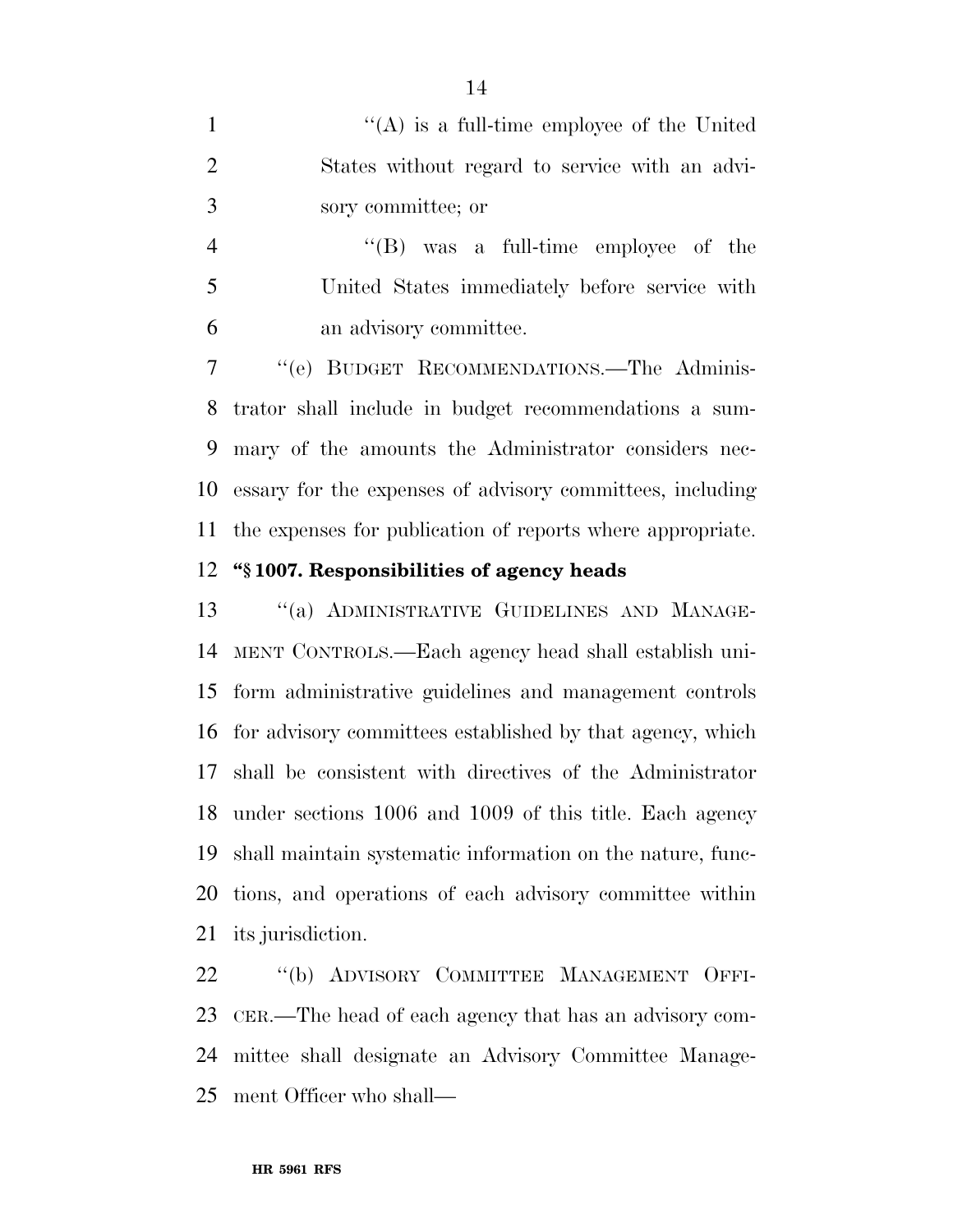''(A) is a full-time employee of the United States without regard to service with an advisory committee; or

''(B) was a full-time employee of the United States immediately before service with an advisory committee.

''(e) BUDGET RECOMMENDATIONS.—The Administrator shall include in budget recommendations a summary of the amounts the Administrator considers necessary for the expenses of advisory committees, including the expenses for publication of reports where appropriate.

**''§ 1007. Responsibilities of agency heads**

''(a) ADMINISTRATIVE GUIDELINES AND MANAGEMENT CONTROLS.—Each agency head shall establish uniform administrative guidelines and management controls for advisory committees established by that agency, which shall be consistent with directives of the Administrator under sections 1006 and 1009 of this title. Each agency shall maintain systematic information on the nature, functions, and operations of each advisory committee within its jurisdiction.

''(b) ADVISORY COMMITTEE MANAGEMENT OFFICER.—The head of each agency that has an advisory committee shall designate an Advisory Committee Management Officer who shall—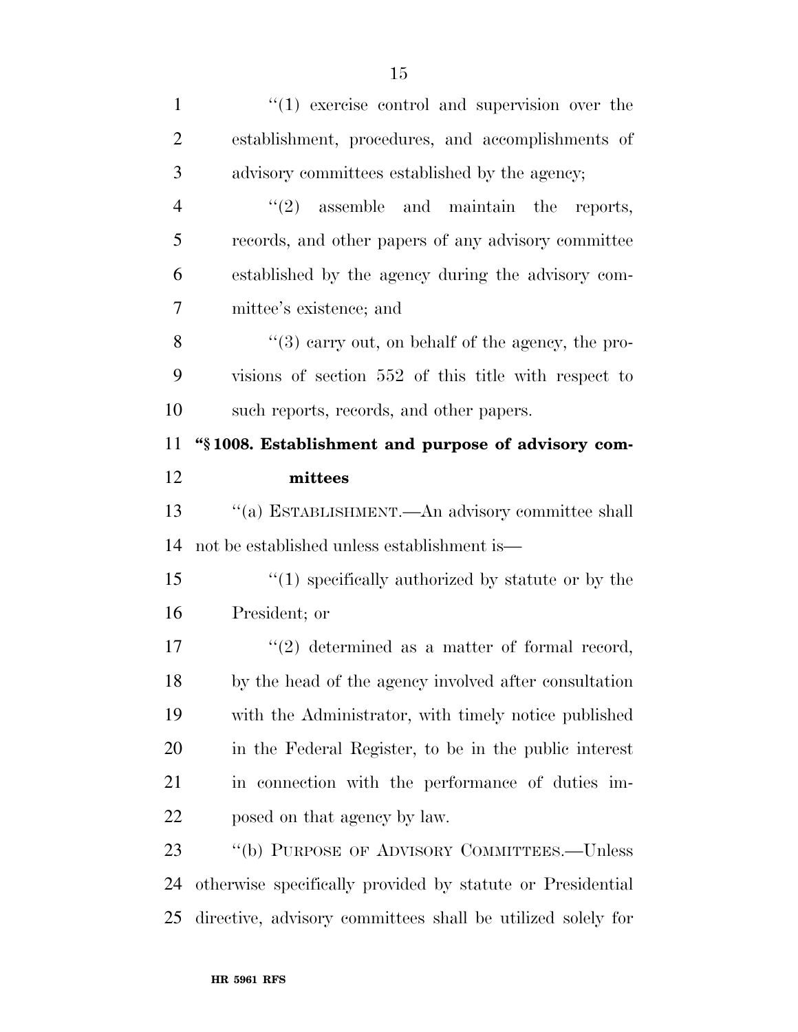"(1) exercise control and supervision over the establishment, procedures, and accomplishments of advisory committees established by the agency;

"(2) assemble and maintain the reports, records, and other papers of any advisory committee established by the agency during the advisory committee's existence; and

"(3) carry out, on behalf of the agency, the provisions of section 552 of this title with respect to such reports, records, and other papers.

**"§ 1008. Establishment and purpose of advisory committees**

"(a) ESTABLISHMENT.—An advisory committee shall not be established unless establishment is—

"(1) specifically authorized by statute or by the President; or

"(2) determined as a matter of formal record, by the head of the agency involved after consultation with the Administrator, with timely notice published in the Federal Register, to be in the public interest in connection with the performance of duties imposed on that agency by law.

"(b) PURPOSE OF ADVISORY COMMITTEES.—Unless otherwise specifically provided by statute or Presidential directive, advisory committees shall be utilized solely for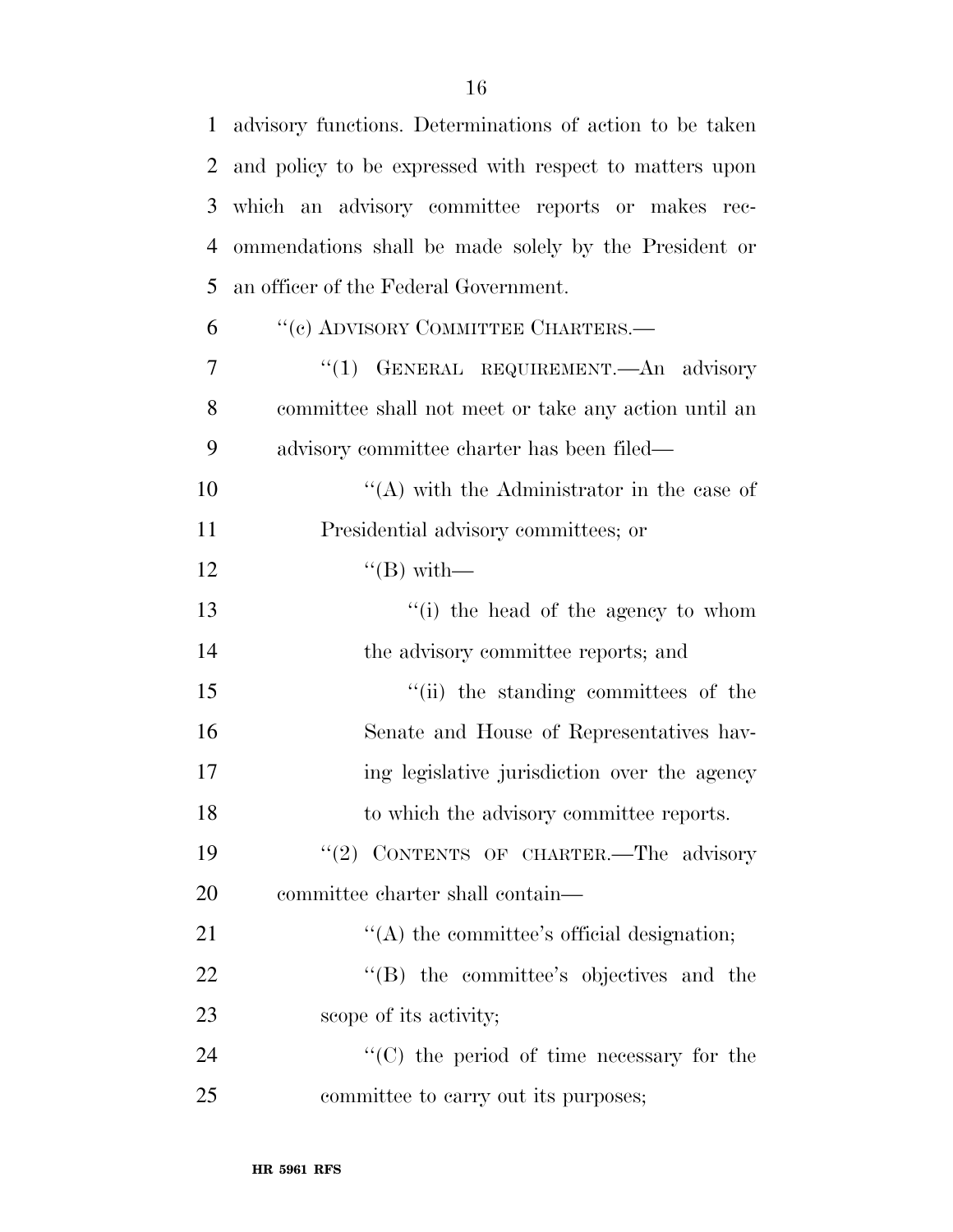advisory functions. Determinations of action to be taken and policy to be expressed with respect to matters upon which an advisory committee reports or makes recommendations shall be made solely by the President or an officer of the Federal Government.

''(c) ADVISORY COMMITTEE CHARTERS.—

''(1) GENERAL REQUIREMENT.—An advisory committee shall not meet or take any action until an advisory committee charter has been filed—

''(A) with the Administrator in the case of Presidential advisory committees; or

''(B) with—

''(i) the head of the agency to whom the advisory committee reports; and

''(ii) the standing committees of the Senate and House of Representatives having legislative jurisdiction over the agency to which the advisory committee reports.

''(2) CONTENTS OF CHARTER.—The advisory committee charter shall contain—

''(A) the committee's official designation;

''(B) the committee's objectives and the scope of its activity;

''(C) the period of time necessary for the committee to carry out its purposes;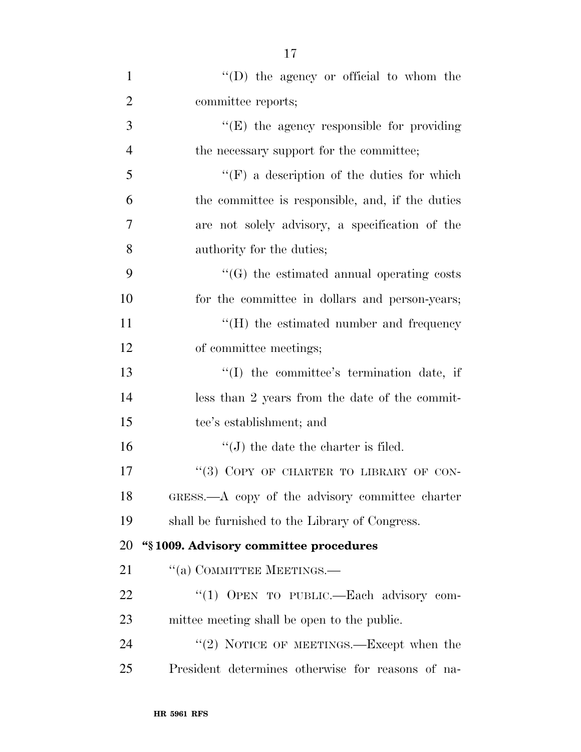"(D) the agency or official to whom the committee reports;

"(E) the agency responsible for providing the necessary support for the committee;

"(F) a description of the duties for which the committee is responsible, and, if the duties are not solely advisory, a specification of the authority for the duties;

"(G) the estimated annual operating costs for the committee in dollars and person-years;

"(H) the estimated number and frequency of committee meetings;

"(I) the committee's termination date, if less than 2 years from the date of the committee's establishment; and

"(J) the date the charter is filed.

"(3) COPY OF CHARTER TO LIBRARY OF CONGRESS.—A copy of the advisory committee charter shall be furnished to the Library of Congress.

**"§ 1009. Advisory committee procedures**

"(a) COMMITTEE MEETINGS.—

"(1) OPEN TO PUBLIC.—Each advisory committee meeting shall be open to the public.

"(2) NOTICE OF MEETINGS.—Except when the President determines otherwise for reasons of na-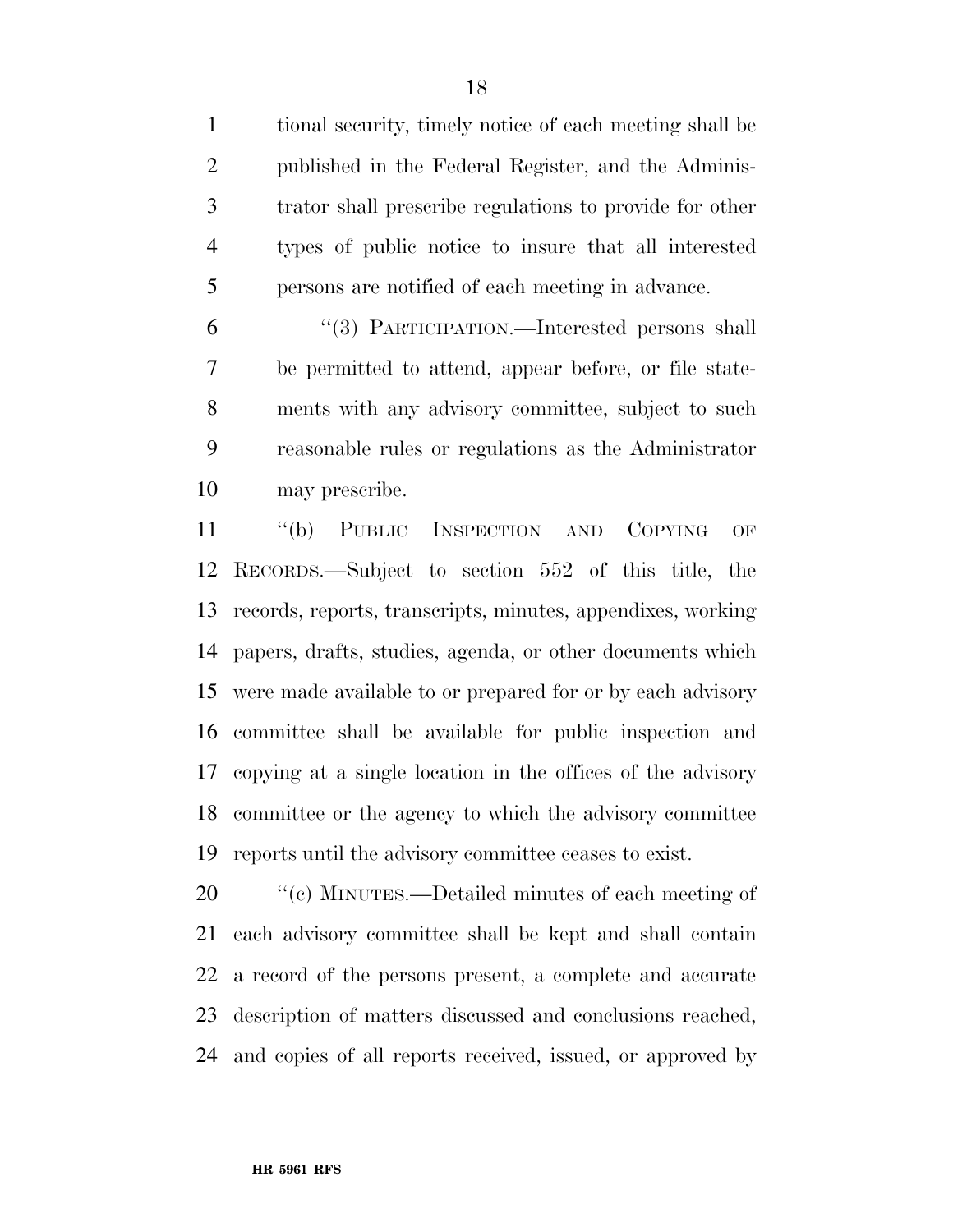tional security, timely notice of each meeting shall be published in the Federal Register, and the Administrator shall prescribe regulations to provide for other types of public notice to insure that all interested persons are notified of each meeting in advance.

"(3) PARTICIPATION.—Interested persons shall be permitted to attend, appear before, or file statements with any advisory committee, subject to such reasonable rules or regulations as the Administrator may prescribe.

"(b) PUBLIC INSPECTION AND COPYING OF RECORDS.—Subject to section 552 of this title, the records, reports, transcripts, minutes, appendixes, working papers, drafts, studies, agenda, or other documents which were made available to or prepared for or by each advisory committee shall be available for public inspection and copying at a single location in the offices of the advisory committee or the agency to which the advisory committee reports until the advisory committee ceases to exist.

"(c) MINUTES.—Detailed minutes of each meeting of each advisory committee shall be kept and shall contain a record of the persons present, a complete and accurate description of matters discussed and conclusions reached, and copies of all reports received, issued, or approved by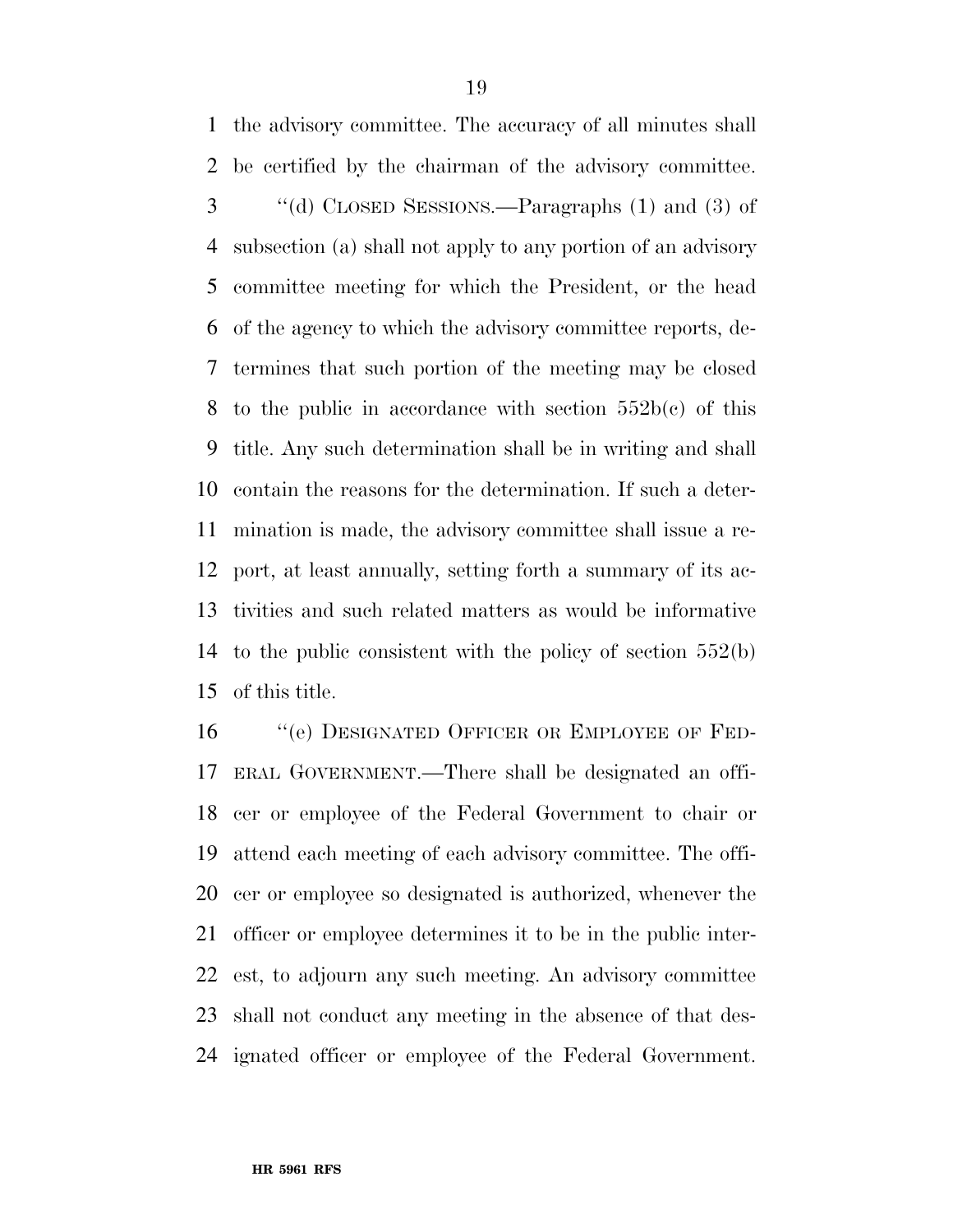the advisory committee. The accuracy of all minutes shall be certified by the chairman of the advisory committee.

''(d) CLOSED SESSIONS.—Paragraphs (1) and (3) of subsection (a) shall not apply to any portion of an advisory committee meeting for which the President, or the head of the agency to which the advisory committee reports, determines that such portion of the meeting may be closed to the public in accordance with section 552b(c) of this title. Any such determination shall be in writing and shall contain the reasons for the determination. If such a determination is made, the advisory committee shall issue a report, at least annually, setting forth a summary of its activities and such related matters as would be informative to the public consistent with the policy of section 552(b) of this title.

''(e) DESIGNATED OFFICER OR EMPLOYEE OF FEDERAL GOVERNMENT.—There shall be designated an officer or employee of the Federal Government to chair or attend each meeting of each advisory committee. The officer or employee so designated is authorized, whenever the officer or employee determines it to be in the public interest, to adjourn any such meeting. An advisory committee shall not conduct any meeting in the absence of that designated officer or employee of the Federal Government.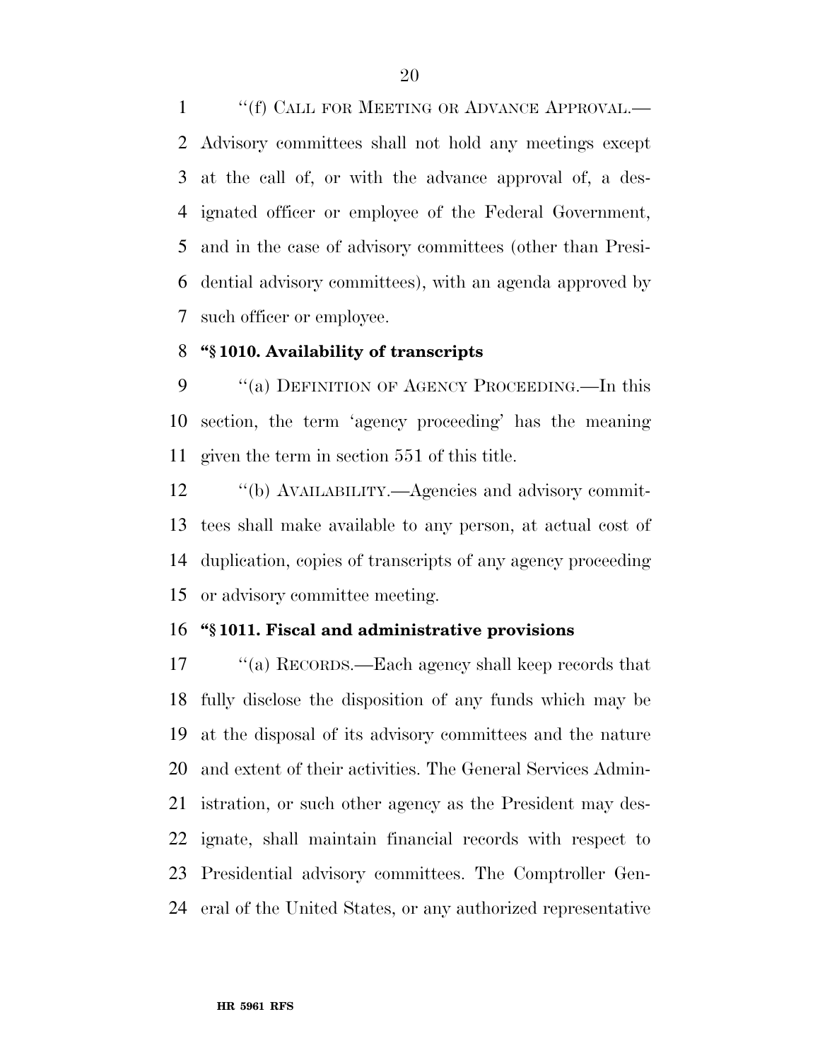''(f) CALL FOR MEETING OR ADVANCE APPROVAL.—Advisory committees shall not hold any meetings except at the call of, or with the advance approval of, a designated officer or employee of the Federal Government, and in the case of advisory committees (other than Presidential advisory committees), with an agenda approved by such officer or employee.

**''§ 1010. Availability of transcripts**

''(a) DEFINITION OF AGENCY PROCEEDING.—In this section, the term 'agency proceeding' has the meaning given the term in section 551 of this title.

''(b) AVAILABILITY.—Agencies and advisory committees shall make available to any person, at actual cost of duplication, copies of transcripts of any agency proceeding or advisory committee meeting.

**''§ 1011. Fiscal and administrative provisions**

''(a) RECORDS.—Each agency shall keep records that fully disclose the disposition of any funds which may be at the disposal of its advisory committees and the nature and extent of their activities. The General Services Administration, or such other agency as the President may designate, shall maintain financial records with respect to Presidential advisory committees. The Comptroller General of the United States, or any authorized representative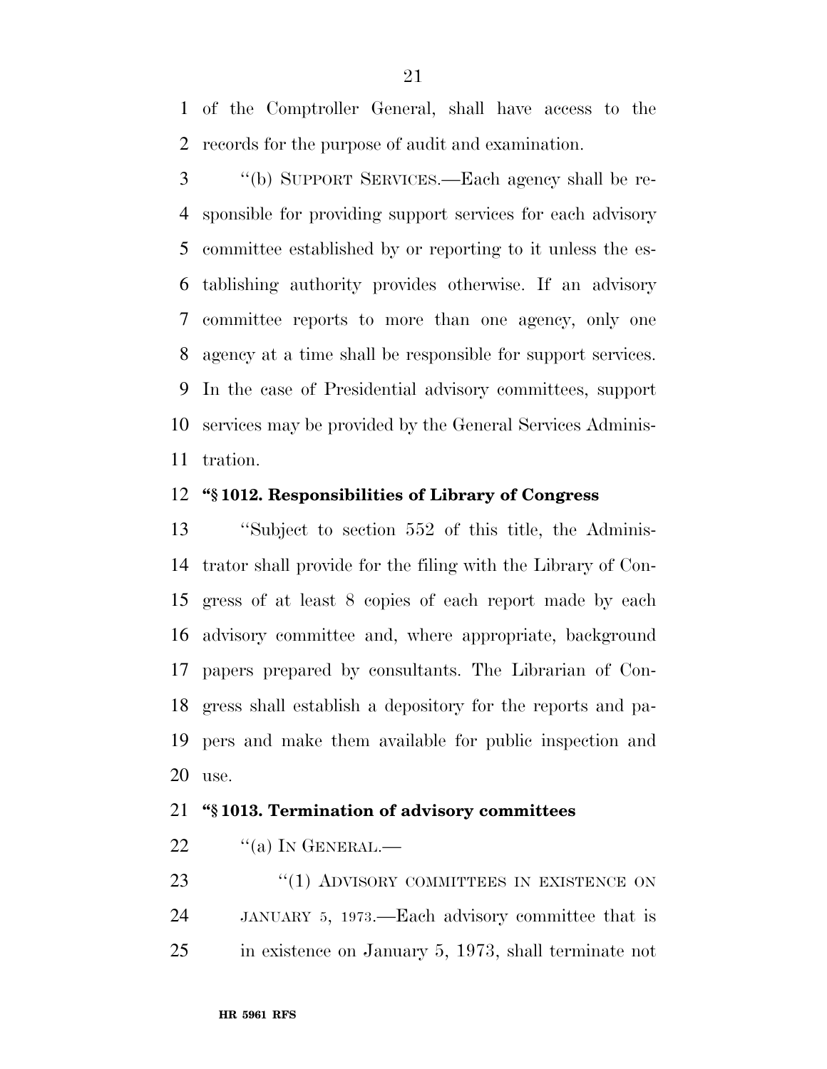of the Comptroller General, shall have access to the records for the purpose of audit and examination.

''(b) SUPPORT SERVICES.—Each agency shall be responsible for providing support services for each advisory committee established by or reporting to it unless the establishing authority provides otherwise. If an advisory committee reports to more than one agency, only one agency at a time shall be responsible for support services. In the case of Presidential advisory committees, support services may be provided by the General Services Administration.

**''§ 1012. Responsibilities of Library of Congress**

''Subject to section 552 of this title, the Administrator shall provide for the filing with the Library of Congress of at least 8 copies of each report made by each advisory committee and, where appropriate, background papers prepared by consultants. The Librarian of Congress shall establish a depository for the reports and papers and make them available for public inspection and use.

**''§ 1013. Termination of advisory committees**

''(a) IN GENERAL.—

''(1) ADVISORY COMMITTEES IN EXISTENCE ON JANUARY 5, 1973.—Each advisory committee that is in existence on January 5, 1973, shall terminate not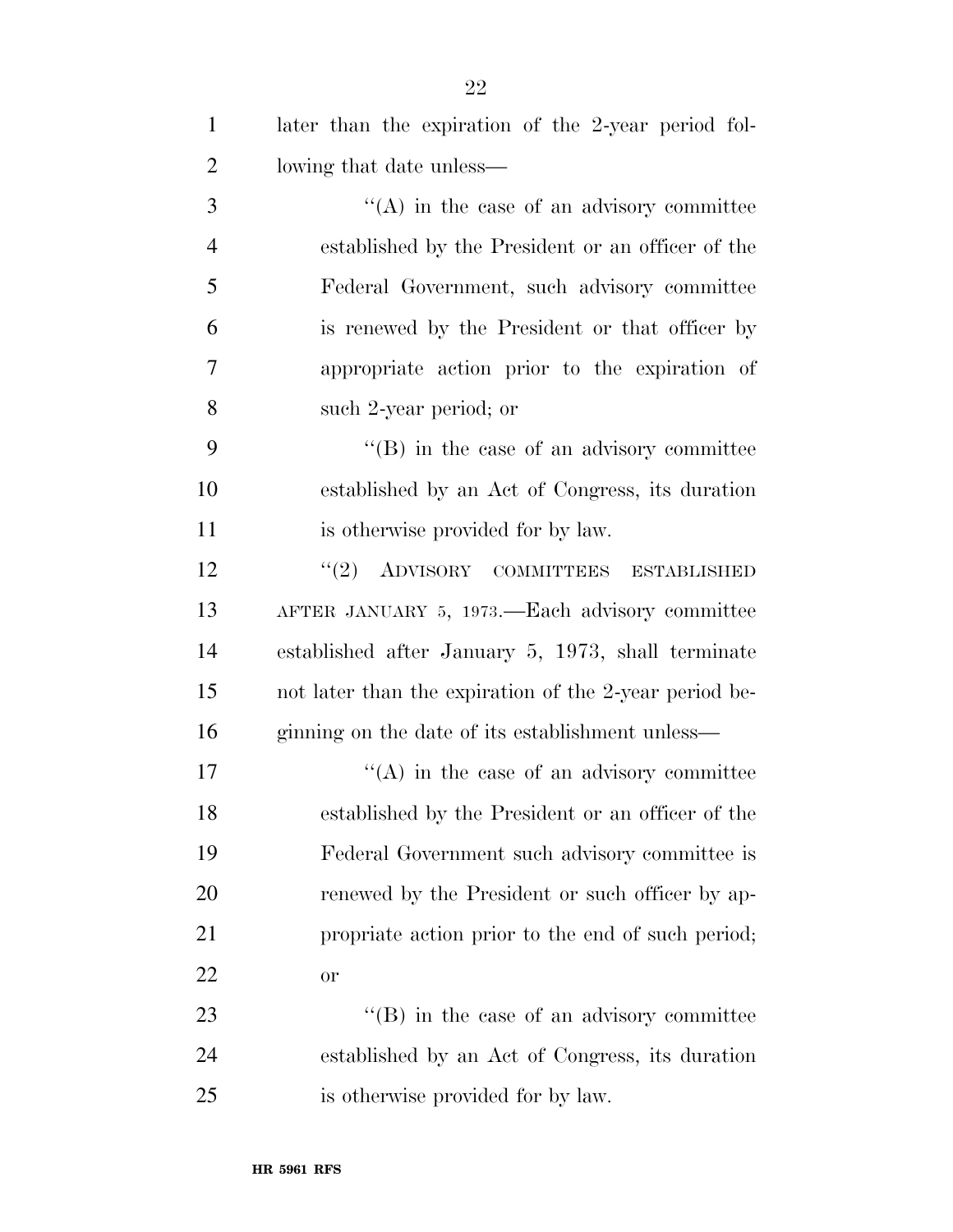later than the expiration of the 2-year period following that date unless—

''(A) in the case of an advisory committee established by the President or an officer of the Federal Government, such advisory committee is renewed by the President or that officer by appropriate action prior to the expiration of such 2-year period; or

''(B) in the case of an advisory committee established by an Act of Congress, its duration is otherwise provided for by law.

''(2) ADVISORY COMMITTEES ESTABLISHED AFTER JANUARY 5, 1973.—Each advisory committee established after January 5, 1973, shall terminate not later than the expiration of the 2-year period beginning on the date of its establishment unless—

''(A) in the case of an advisory committee established by the President or an officer of the Federal Government such advisory committee is renewed by the President or such officer by appropriate action prior to the end of such period; or

''(B) in the case of an advisory committee established by an Act of Congress, its duration is otherwise provided for by law.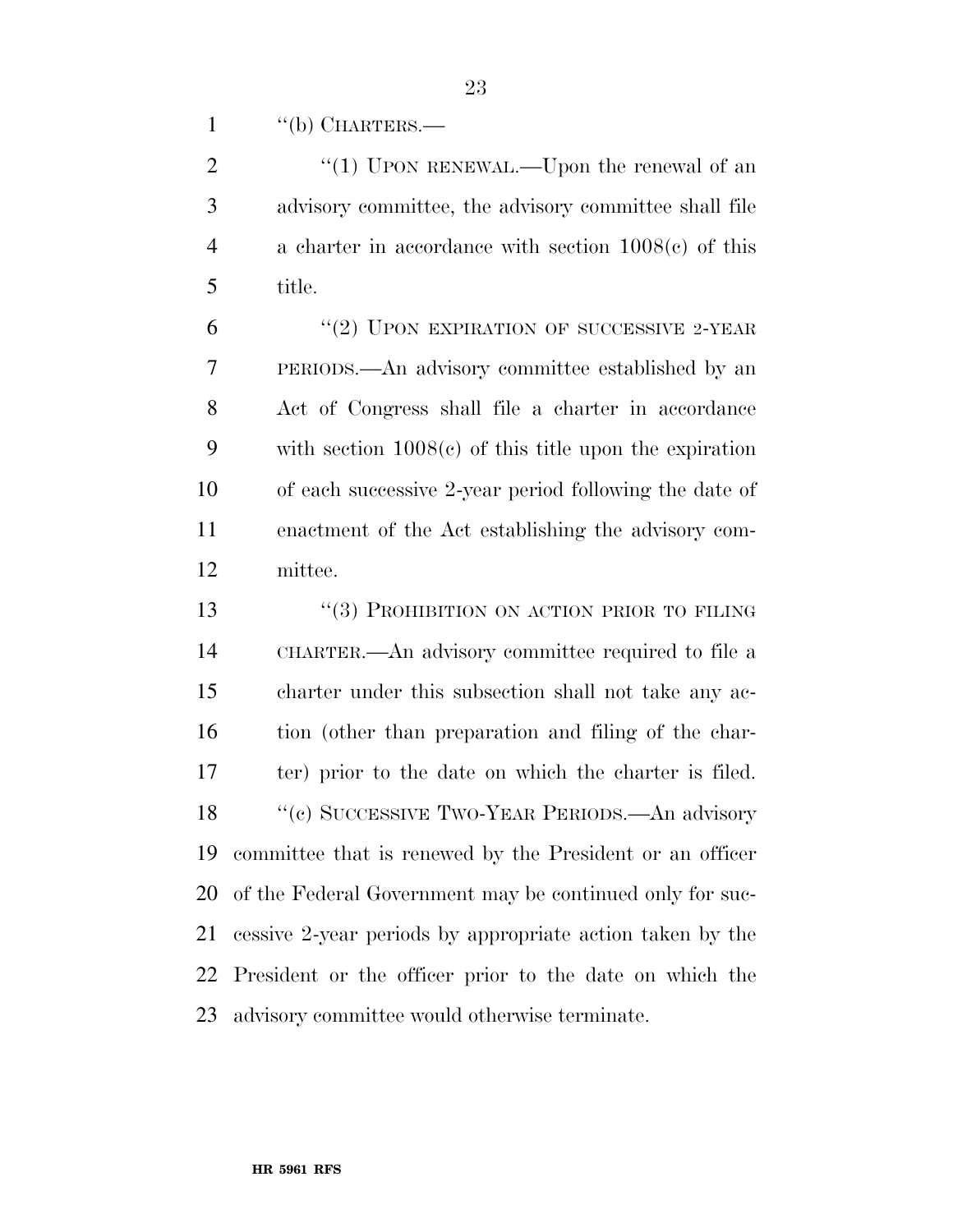"(b) CHARTERS.—

"(1) UPON RENEWAL.—Upon the renewal of an advisory committee, the advisory committee shall file a charter in accordance with section 1008(c) of this title.

"(2) UPON EXPIRATION OF SUCCESSIVE 2-YEAR PERIODS.—An advisory committee established by an Act of Congress shall file a charter in accordance with section 1008(c) of this title upon the expiration of each successive 2-year period following the date of enactment of the Act establishing the advisory committee.

"(3) PROHIBITION ON ACTION PRIOR TO FILING CHARTER.—An advisory committee required to file a charter under this subsection shall not take any action (other than preparation and filing of the charter) prior to the date on which the charter is filed.

"(c) SUCCESSIVE TWO-YEAR PERIODS.—An advisory committee that is renewed by the President or an officer of the Federal Government may be continued only for successive 2-year periods by appropriate action taken by the President or the officer prior to the date on which the advisory committee would otherwise terminate.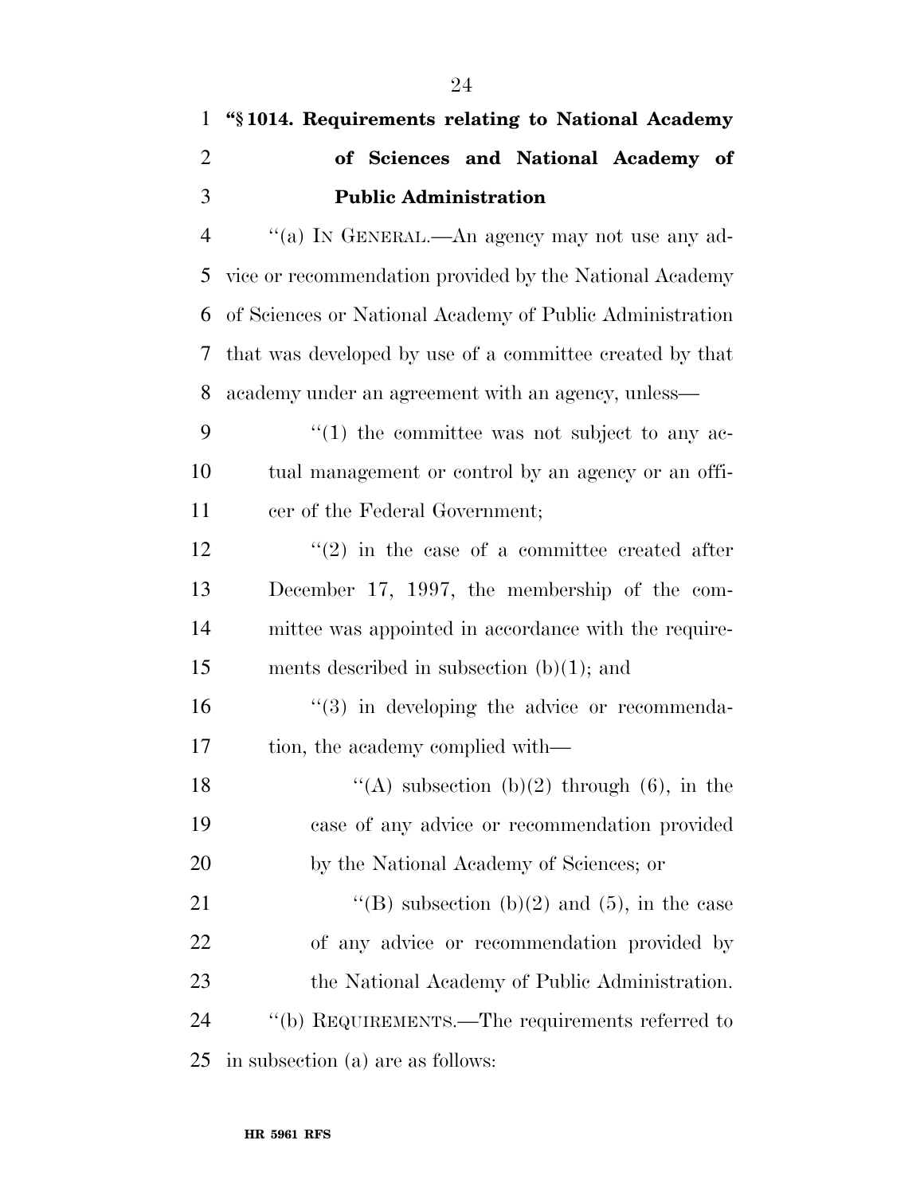**"§ 1014. Requirements relating to National Academy of Sciences and National Academy of Public Administration**

"(a) IN GENERAL.—An agency may not use any advice or recommendation provided by the National Academy of Sciences or National Academy of Public Administration that was developed by use of a committee created by that academy under an agreement with an agency, unless—

"(1) the committee was not subject to any actual management or control by an agency or an officer of the Federal Government;

"(2) in the case of a committee created after December 17, 1997, the membership of the committee was appointed in accordance with the requirements described in subsection (b)(1); and

"(3) in developing the advice or recommendation, the academy complied with—

"(A) subsection (b)(2) through (6), in the case of any advice or recommendation provided by the National Academy of Sciences; or

"(B) subsection (b)(2) and (5), in the case of any advice or recommendation provided by the National Academy of Public Administration.

"(b) REQUIREMENTS.—The requirements referred to in subsection (a) are as follows: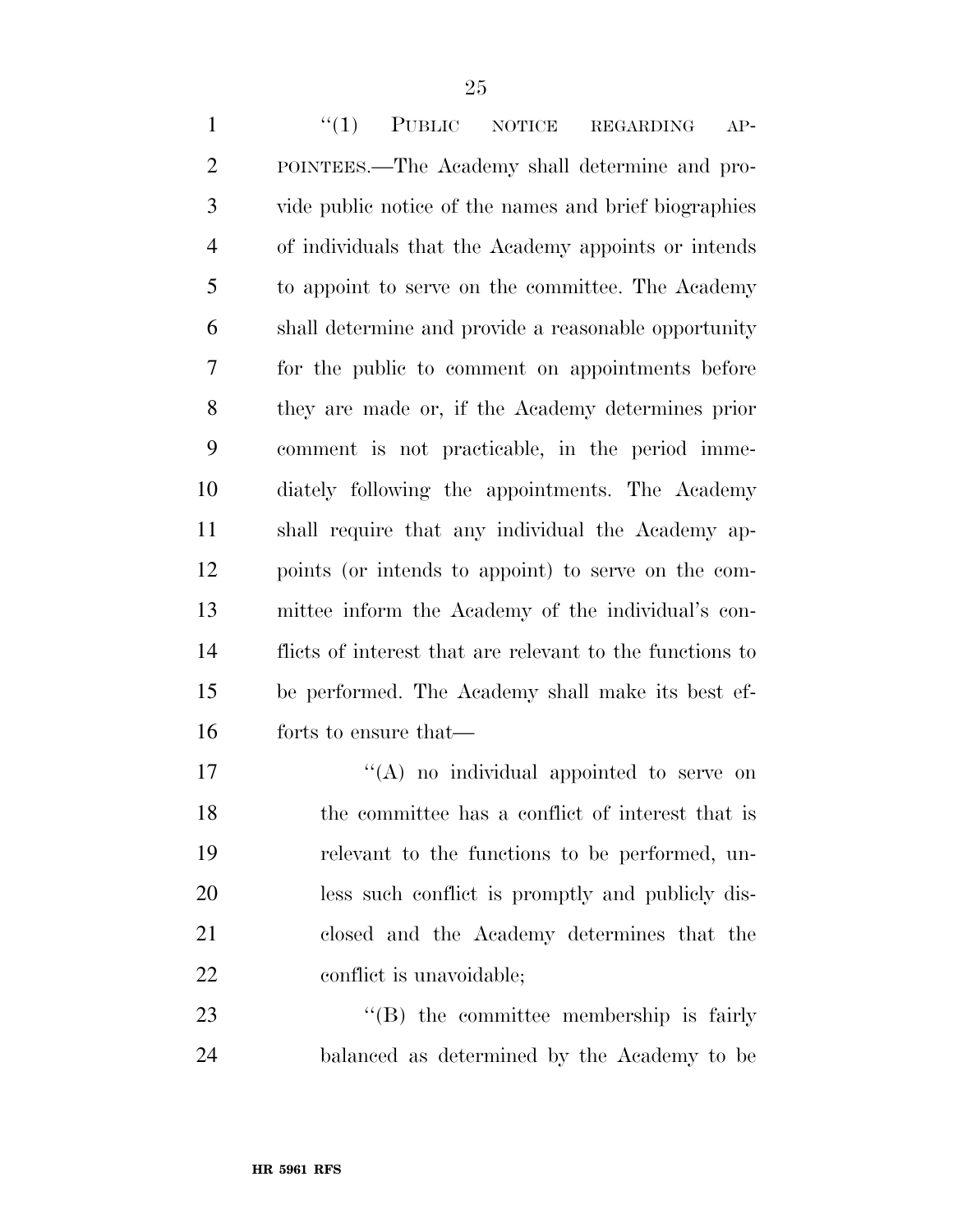"(1) PUBLIC NOTICE REGARDING APPOINTEES.—The Academy shall determine and provide public notice of the names and brief biographies of individuals that the Academy appoints or intends to appoint to serve on the committee. The Academy shall determine and provide a reasonable opportunity for the public to comment on appointments before they are made or, if the Academy determines prior comment is not practicable, in the period immediately following the appointments. The Academy shall require that any individual the Academy appoints (or intends to appoint) to serve on the committee inform the Academy of the individual's conflicts of interest that are relevant to the functions to be performed. The Academy shall make its best efforts to ensure that—

"(A) no individual appointed to serve on the committee has a conflict of interest that is relevant to the functions to be performed, unless such conflict is promptly and publicly disclosed and the Academy determines that the conflict is unavoidable;

"(B) the committee membership is fairly balanced as determined by the Academy to be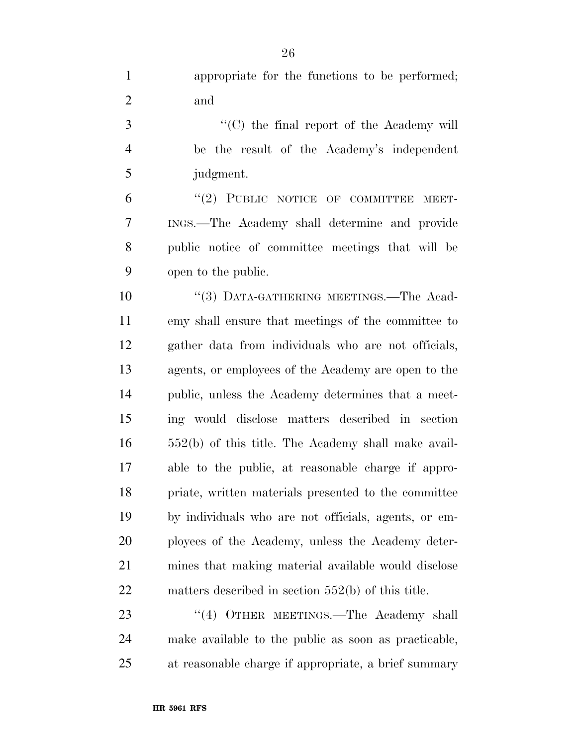appropriate for the functions to be performed; and

"(C) the final report of the Academy will be the result of the Academy's independent judgment.

"(2) PUBLIC NOTICE OF COMMITTEE MEETINGS.—The Academy shall determine and provide public notice of committee meetings that will be open to the public.

"(3) DATA-GATHERING MEETINGS.—The Academy shall ensure that meetings of the committee to gather data from individuals who are not officials, agents, or employees of the Academy are open to the public, unless the Academy determines that a meeting would disclose matters described in section 552(b) of this title. The Academy shall make available to the public, at reasonable charge if appropriate, written materials presented to the committee by individuals who are not officials, agents, or employees of the Academy, unless the Academy determines that making material available would disclose matters described in section 552(b) of this title.

"(4) OTHER MEETINGS.—The Academy shall make available to the public as soon as practicable, at reasonable charge if appropriate, a brief summary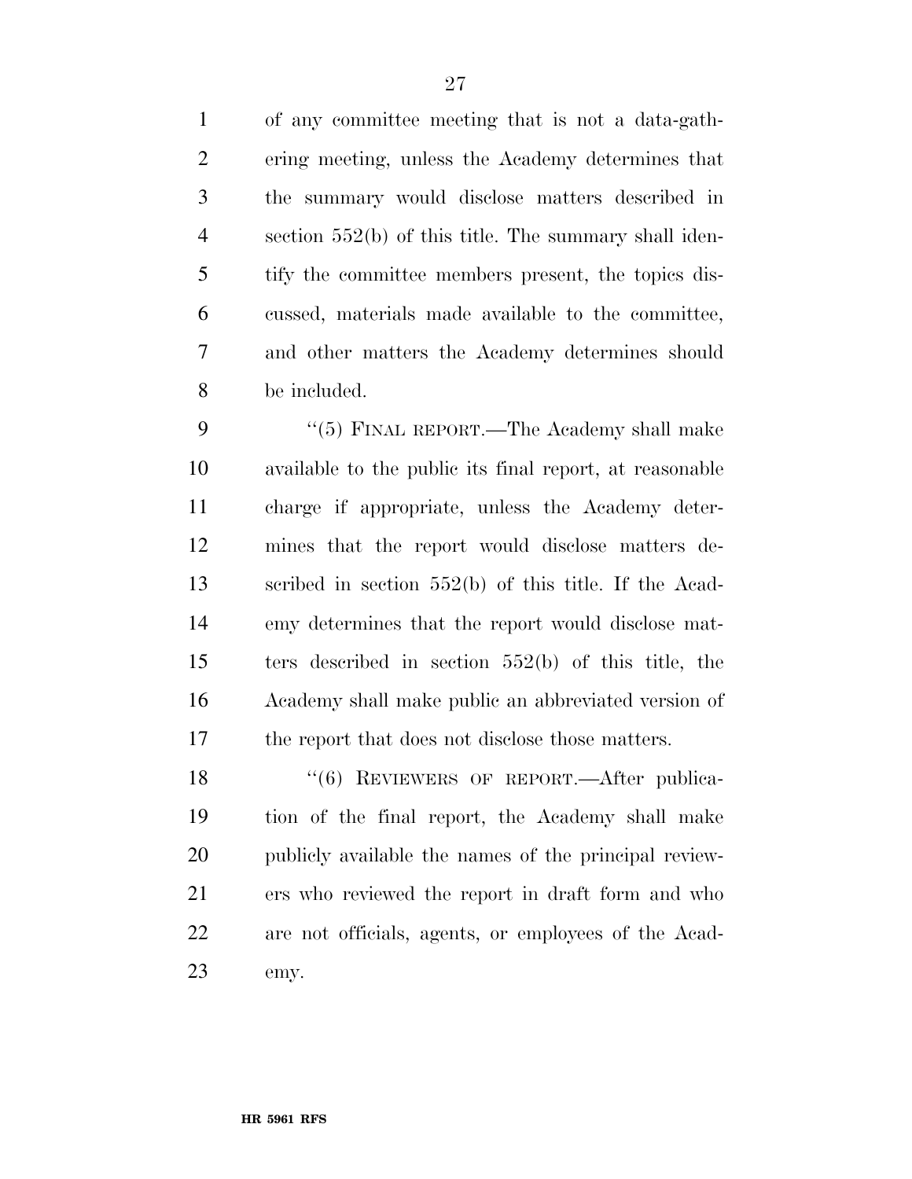of any committee meeting that is not a data-gathering meeting, unless the Academy determines that the summary would disclose matters described in section 552(b) of this title. The summary shall identify the committee members present, the topics discussed, materials made available to the committee, and other matters the Academy determines should be included.

''(5) FINAL REPORT.—The Academy shall make available to the public its final report, at reasonable charge if appropriate, unless the Academy determines that the report would disclose matters described in section 552(b) of this title. If the Academy determines that the report would disclose matters described in section 552(b) of this title, the Academy shall make public an abbreviated version of the report that does not disclose those matters.

''(6) REVIEWERS OF REPORT.—After publication of the final report, the Academy shall make publicly available the names of the principal reviewers who reviewed the report in draft form and who are not officials, agents, or employees of the Academy.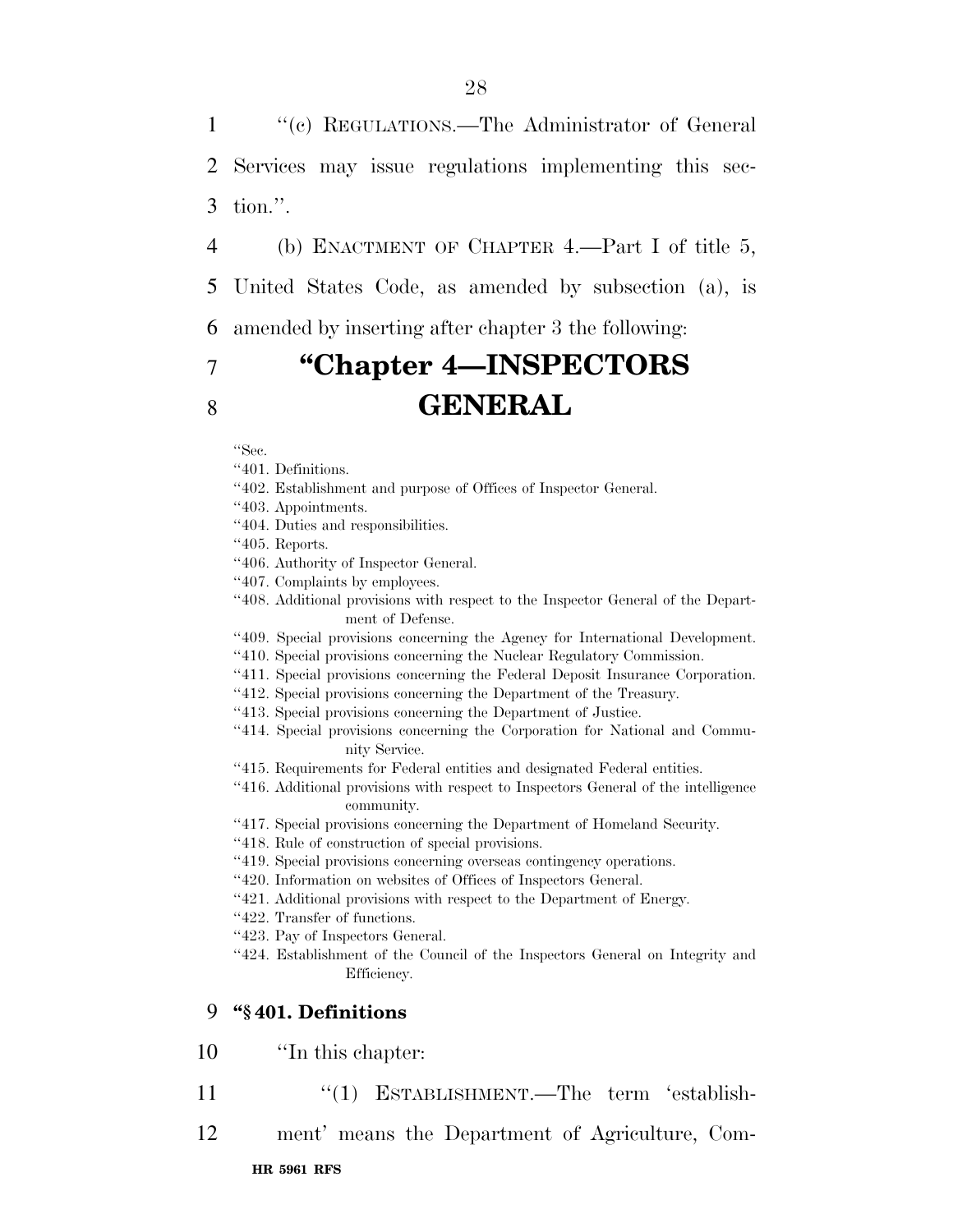"(c) REGULATIONS.—The Administrator of General Services may issue regulations implementing this section.".

(b) ENACTMENT OF CHAPTER 4.—Part I of title 5, United States Code, as amended by subsection (a), is amended by inserting after chapter 3 the following:

# "Chapter 4—INSPECTORS GENERAL

"Sec.
"401. Definitions.
"402. Establishment and purpose of Offices of Inspector General.
"403. Appointments.
"404. Duties and responsibilities.
"405. Reports.
"406. Authority of Inspector General.
"407. Complaints by employees.
"408. Additional provisions with respect to the Inspector General of the Department of Defense.
"409. Special provisions concerning the Agency for International Development.
"410. Special provisions concerning the Nuclear Regulatory Commission.
"411. Special provisions concerning the Federal Deposit Insurance Corporation.
"412. Special provisions concerning the Department of the Treasury.
"413. Special provisions concerning the Department of Justice.
"414. Special provisions concerning the Corporation for National and Community Service.
"415. Requirements for Federal entities and designated Federal entities.
"416. Additional provisions with respect to Inspectors General of the intelligence community.
"417. Special provisions concerning the Department of Homeland Security.
"418. Rule of construction of special provisions.
"419. Special provisions concerning overseas contingency operations.
"420. Information on websites of Offices of Inspectors General.
"421. Additional provisions with respect to the Department of Energy.
"422. Transfer of functions.
"423. Pay of Inspectors General.
"424. Establishment of the Council of the Inspectors General on Integrity and Efficiency.

**"§ 401. Definitions**

"In this chapter:

"(1) ESTABLISHMENT.—The term 'establishment' means the Department of Agriculture, Com-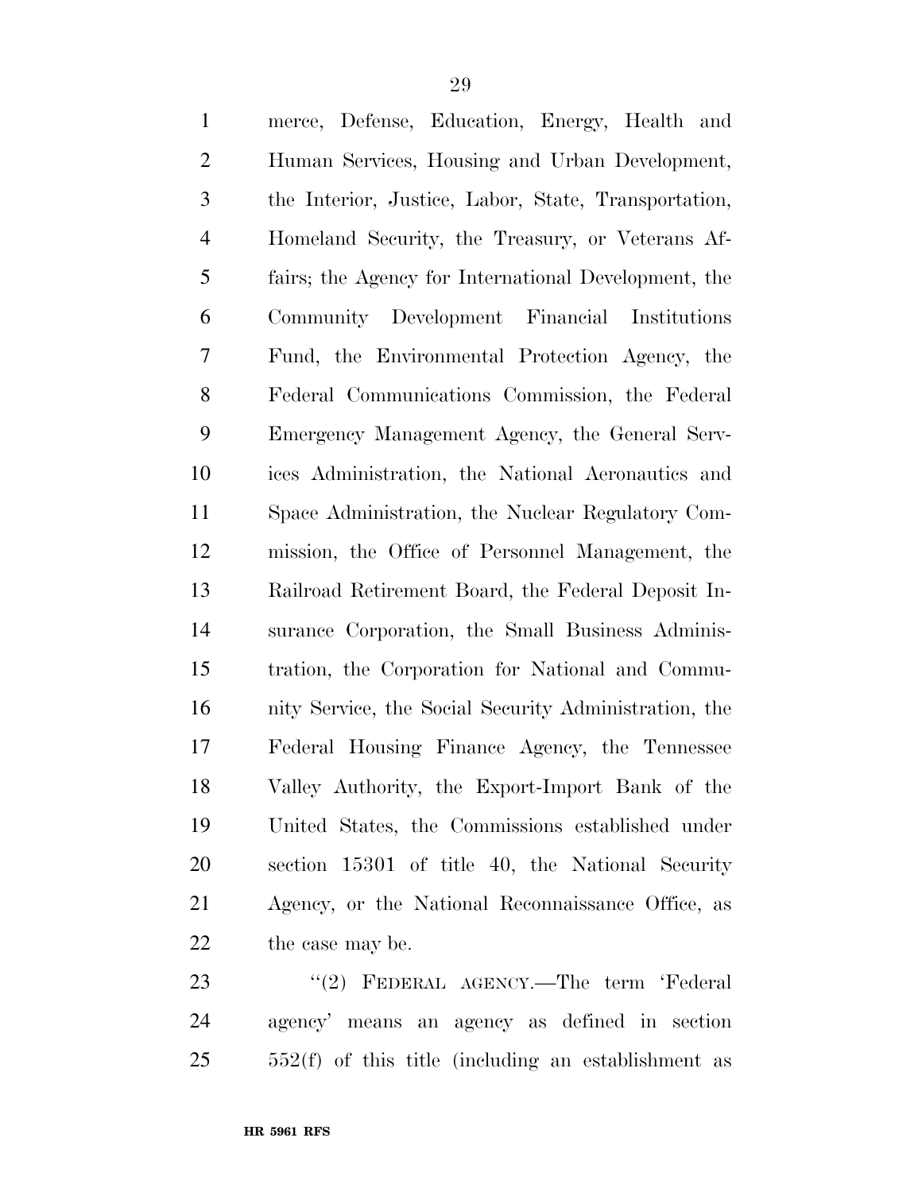merce, Defense, Education, Energy, Health and Human Services, Housing and Urban Development, the Interior, Justice, Labor, State, Transportation, Homeland Security, the Treasury, or Veterans Affairs; the Agency for International Development, the Community Development Financial Institutions Fund, the Environmental Protection Agency, the Federal Communications Commission, the Federal Emergency Management Agency, the General Services Administration, the National Aeronautics and Space Administration, the Nuclear Regulatory Commission, the Office of Personnel Management, the Railroad Retirement Board, the Federal Deposit Insurance Corporation, the Small Business Administration, the Corporation for National and Community Service, the Social Security Administration, the Federal Housing Finance Agency, the Tennessee Valley Authority, the Export-Import Bank of the United States, the Commissions established under section 15301 of title 40, the National Security Agency, or the National Reconnaissance Office, as the case may be.

"(2) FEDERAL AGENCY.—The term 'Federal agency' means an agency as defined in section 552(f) of this title (including an establishment as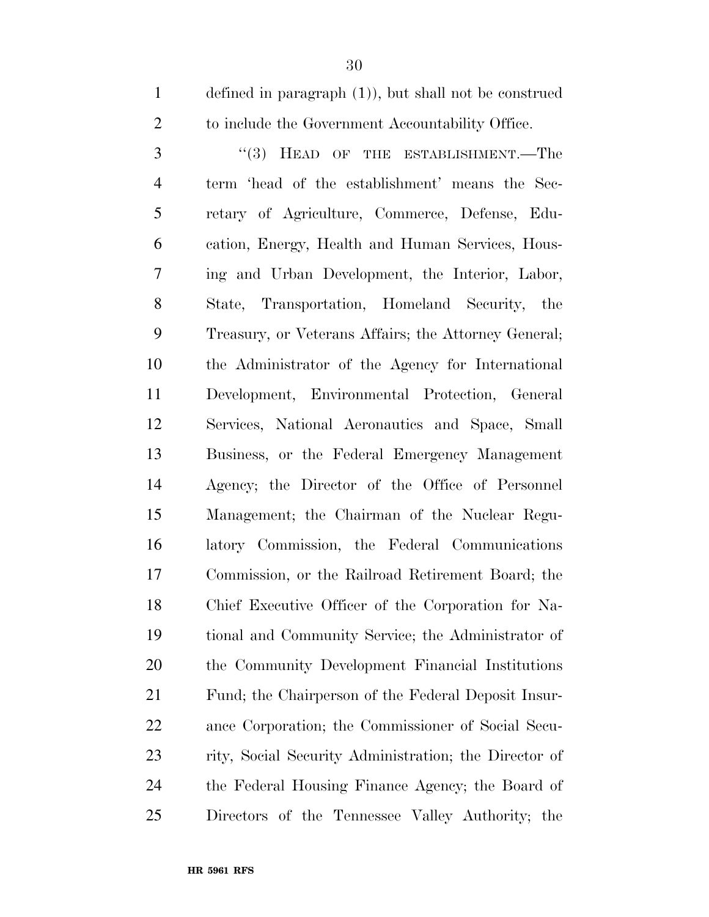defined in paragraph (1)), but shall not be construed to include the Government Accountability Office.

"(3) HEAD OF THE ESTABLISHMENT.—The term 'head of the establishment' means the Secretary of Agriculture, Commerce, Defense, Education, Energy, Health and Human Services, Housing and Urban Development, the Interior, Labor, State, Transportation, Homeland Security, the Treasury, or Veterans Affairs; the Attorney General; the Administrator of the Agency for International Development, Environmental Protection, General Services, National Aeronautics and Space, Small Business, or the Federal Emergency Management Agency; the Director of the Office of Personnel Management; the Chairman of the Nuclear Regulatory Commission, the Federal Communications Commission, or the Railroad Retirement Board; the Chief Executive Officer of the Corporation for National and Community Service; the Administrator of the Community Development Financial Institutions Fund; the Chairperson of the Federal Deposit Insurance Corporation; the Commissioner of Social Security, Social Security Administration; the Director of the Federal Housing Finance Agency; the Board of Directors of the Tennessee Valley Authority; the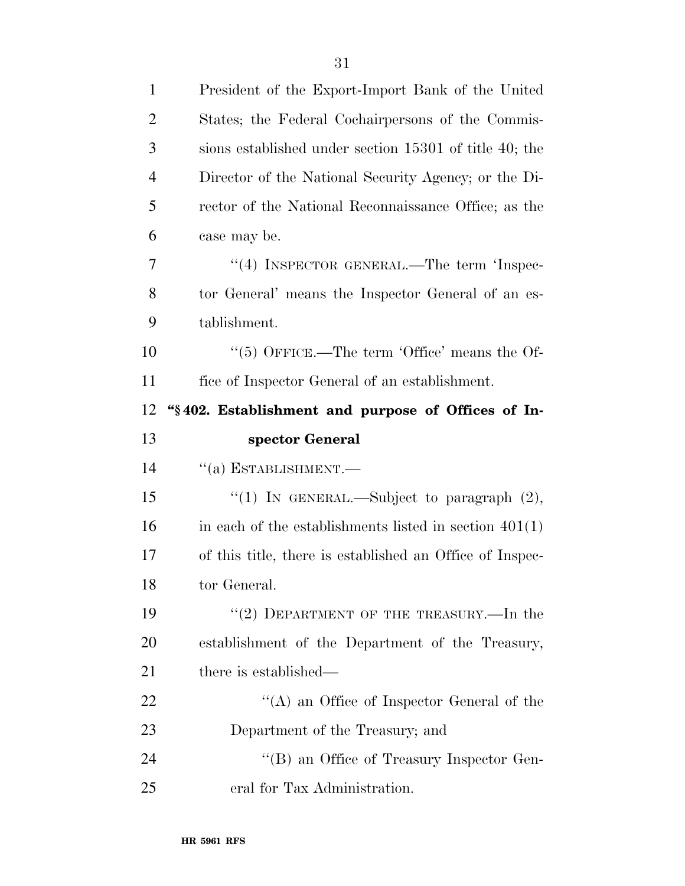President of the Export-Import Bank of the United States; the Federal Cochairpersons of the Commissions established under section 15301 of title 40; the Director of the National Security Agency; or the Director of the National Reconnaissance Office; as the case may be.

"(4) INSPECTOR GENERAL.—The term 'Inspector General' means the Inspector General of an establishment.

"(5) OFFICE.—The term 'Office' means the Office of Inspector General of an establishment.

**"§ 402. Establishment and purpose of Offices of Inspector General**

"(a) ESTABLISHMENT.—

"(1) IN GENERAL.—Subject to paragraph (2), in each of the establishments listed in section 401(1) of this title, there is established an Office of Inspector General.

"(2) DEPARTMENT OF THE TREASURY.—In the establishment of the Department of the Treasury, there is established—

"(A) an Office of Inspector General of the Department of the Treasury; and

"(B) an Office of Treasury Inspector General for Tax Administration.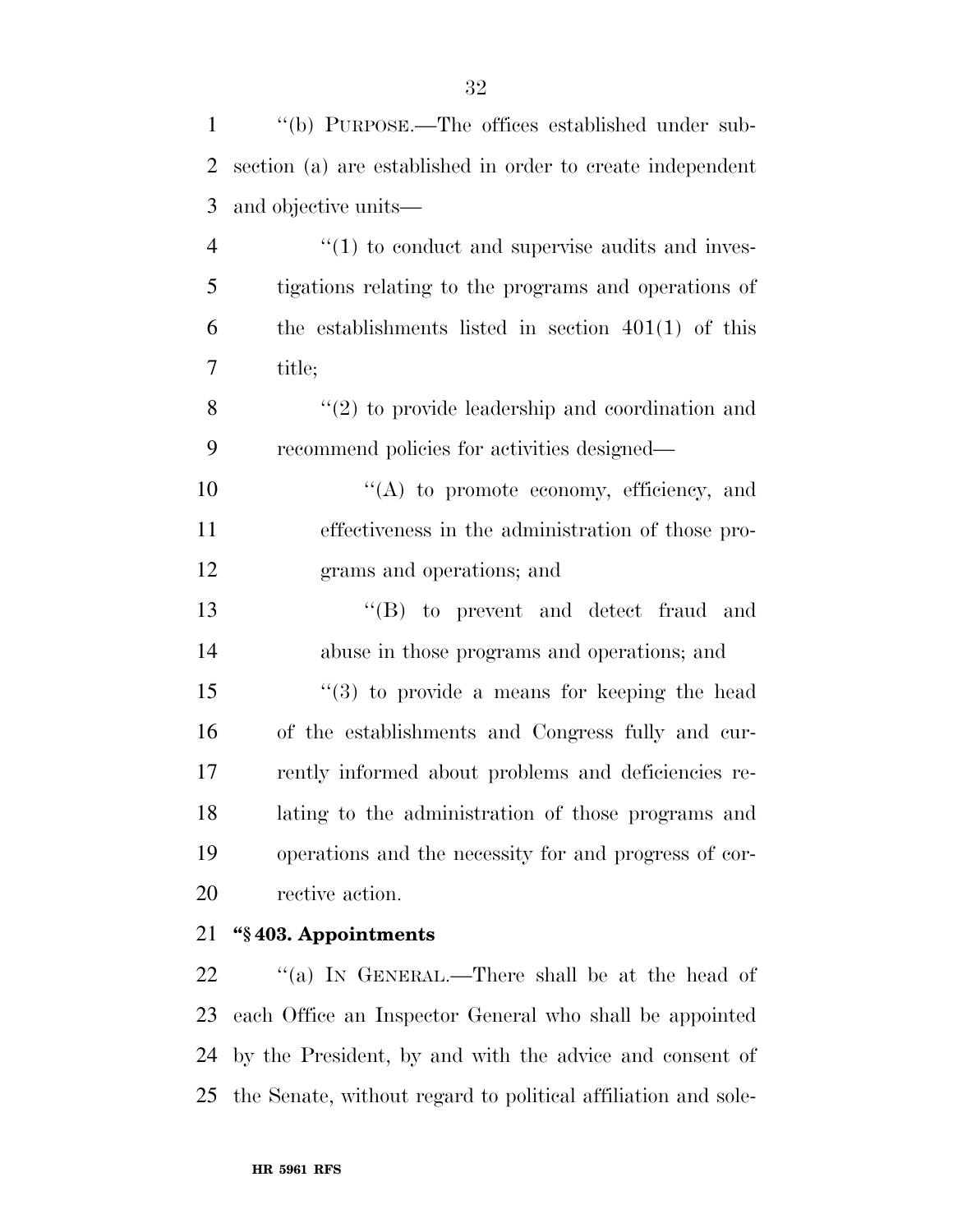''(b) PURPOSE.—The offices established under subsection (a) are established in order to create independent and objective units—

''(1) to conduct and supervise audits and investigations relating to the programs and operations of the establishments listed in section 401(1) of this title;

''(2) to provide leadership and coordination and recommend policies for activities designed—

''(A) to promote economy, efficiency, and effectiveness in the administration of those programs and operations; and

''(B) to prevent and detect fraud and abuse in those programs and operations; and

''(3) to provide a means for keeping the head of the establishments and Congress fully and currently informed about problems and deficiencies relating to the administration of those programs and operations and the necessity for and progress of corrective action.

**''§ 403. Appointments**

''(a) IN GENERAL.—There shall be at the head of each Office an Inspector General who shall be appointed by the President, by and with the advice and consent of the Senate, without regard to political affiliation and sole-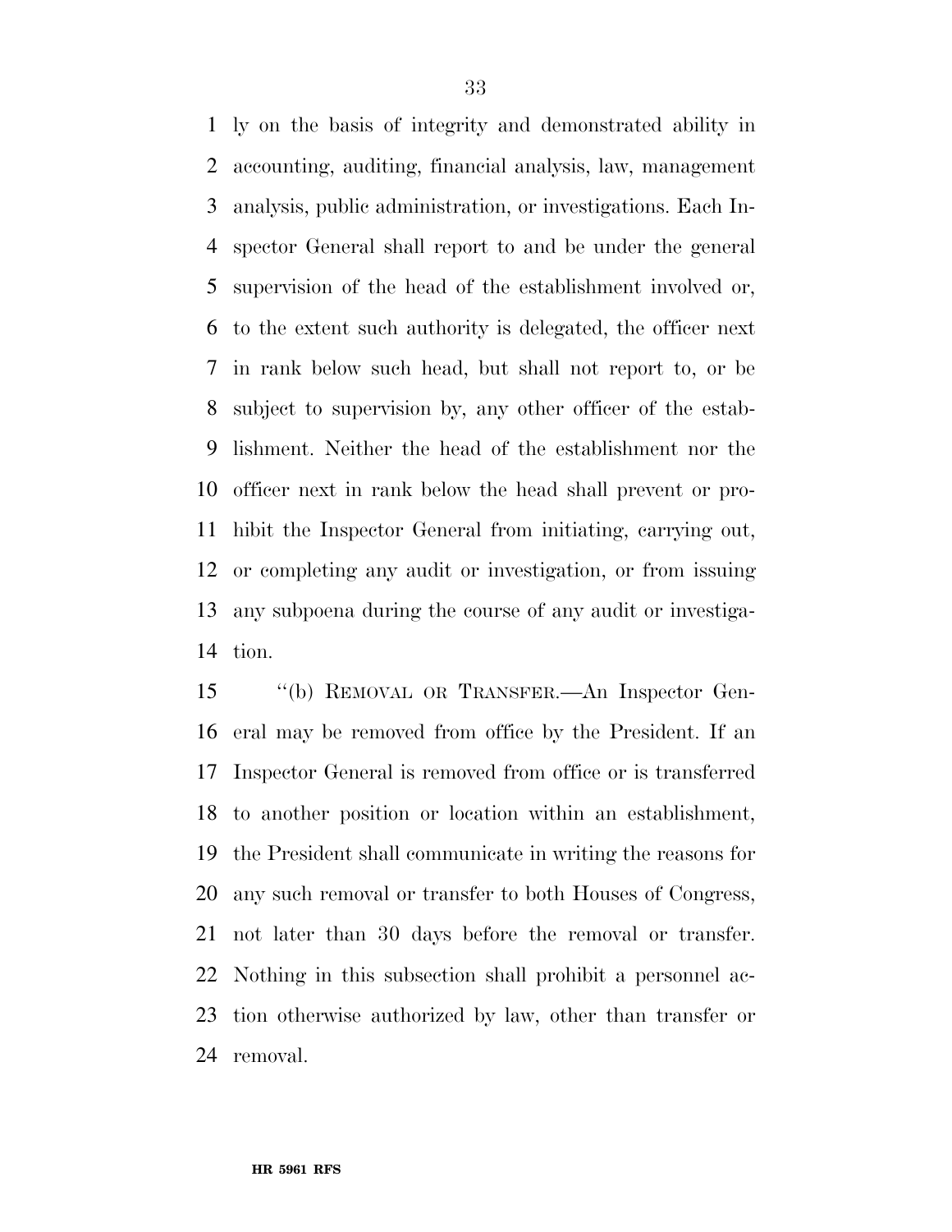ly on the basis of integrity and demonstrated ability in accounting, auditing, financial analysis, law, management analysis, public administration, or investigations. Each Inspector General shall report to and be under the general supervision of the head of the establishment involved or, to the extent such authority is delegated, the officer next in rank below such head, but shall not report to, or be subject to supervision by, any other officer of the establishment. Neither the head of the establishment nor the officer next in rank below the head shall prevent or prohibit the Inspector General from initiating, carrying out, or completing any audit or investigation, or from issuing any subpoena during the course of any audit or investigation.

"(b) REMOVAL OR TRANSFER.—An Inspector General may be removed from office by the President. If an Inspector General is removed from office or is transferred to another position or location within an establishment, the President shall communicate in writing the reasons for any such removal or transfer to both Houses of Congress, not later than 30 days before the removal or transfer. Nothing in this subsection shall prohibit a personnel action otherwise authorized by law, other than transfer or removal.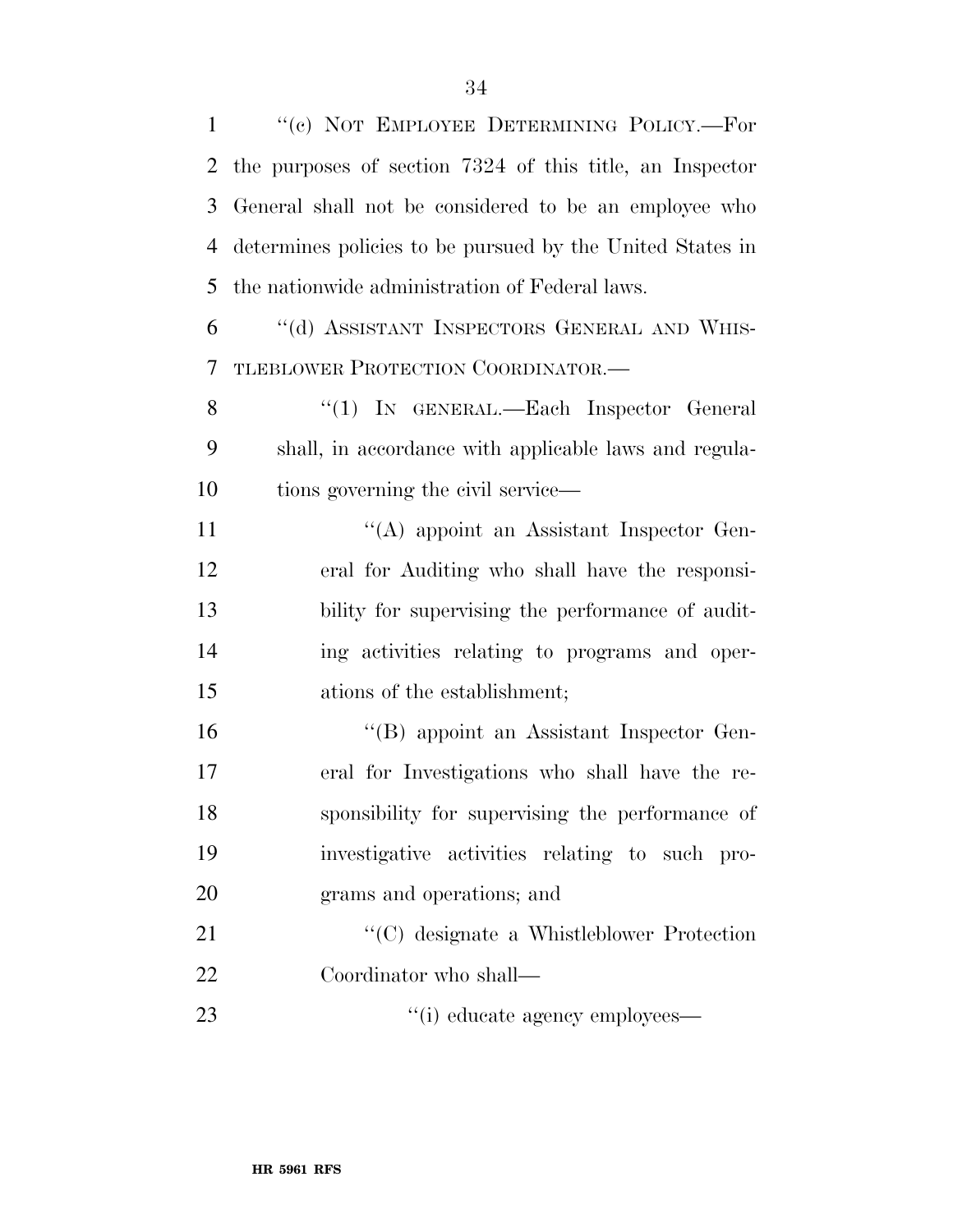''(c) NOT EMPLOYEE DETERMINING POLICY.—For the purposes of section 7324 of this title, an Inspector General shall not be considered to be an employee who determines policies to be pursued by the United States in the nationwide administration of Federal laws.

''(d) ASSISTANT INSPECTORS GENERAL AND WHISTLEBLOWER PROTECTION COORDINATOR.—

''(1) IN GENERAL.—Each Inspector General shall, in accordance with applicable laws and regulations governing the civil service—

''(A) appoint an Assistant Inspector General for Auditing who shall have the responsibility for supervising the performance of auditing activities relating to programs and operations of the establishment;

''(B) appoint an Assistant Inspector General for Investigations who shall have the responsibility for supervising the performance of investigative activities relating to such programs and operations; and

''(C) designate a Whistleblower Protection Coordinator who shall—

''(i) educate agency employees—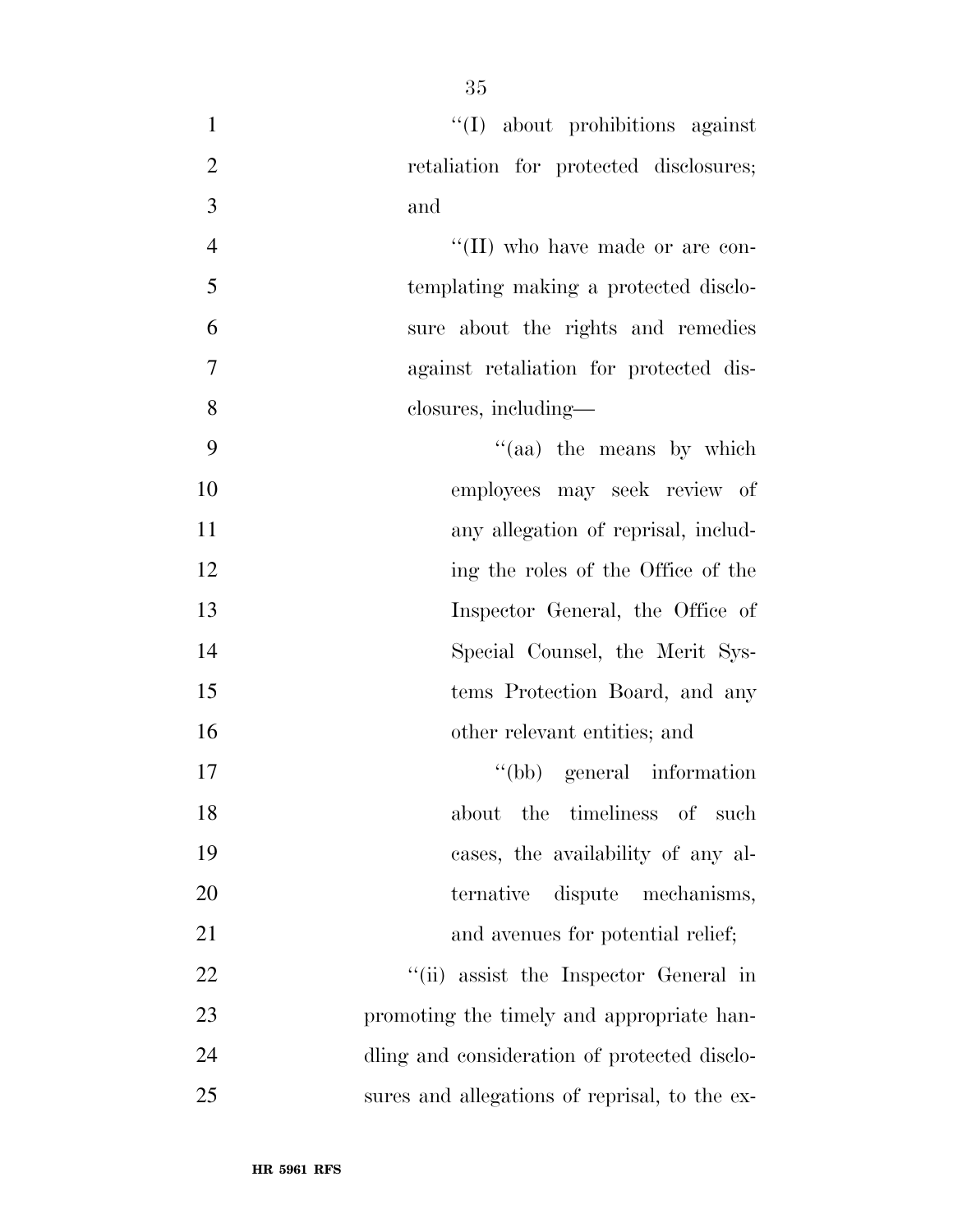''(I) about prohibitions against retaliation for protected disclosures; and

''(II) who have made or are contemplating making a protected disclosure about the rights and remedies against retaliation for protected disclosures, including—

''(aa) the means by which employees may seek review of any allegation of reprisal, including the roles of the Office of the Inspector General, the Office of Special Counsel, the Merit Systems Protection Board, and any other relevant entities; and

''(bb) general information about the timeliness of such cases, the availability of any alternative dispute mechanisms, and avenues for potential relief;

''(ii) assist the Inspector General in promoting the timely and appropriate handling and consideration of protected disclosures and allegations of reprisal, to the ex-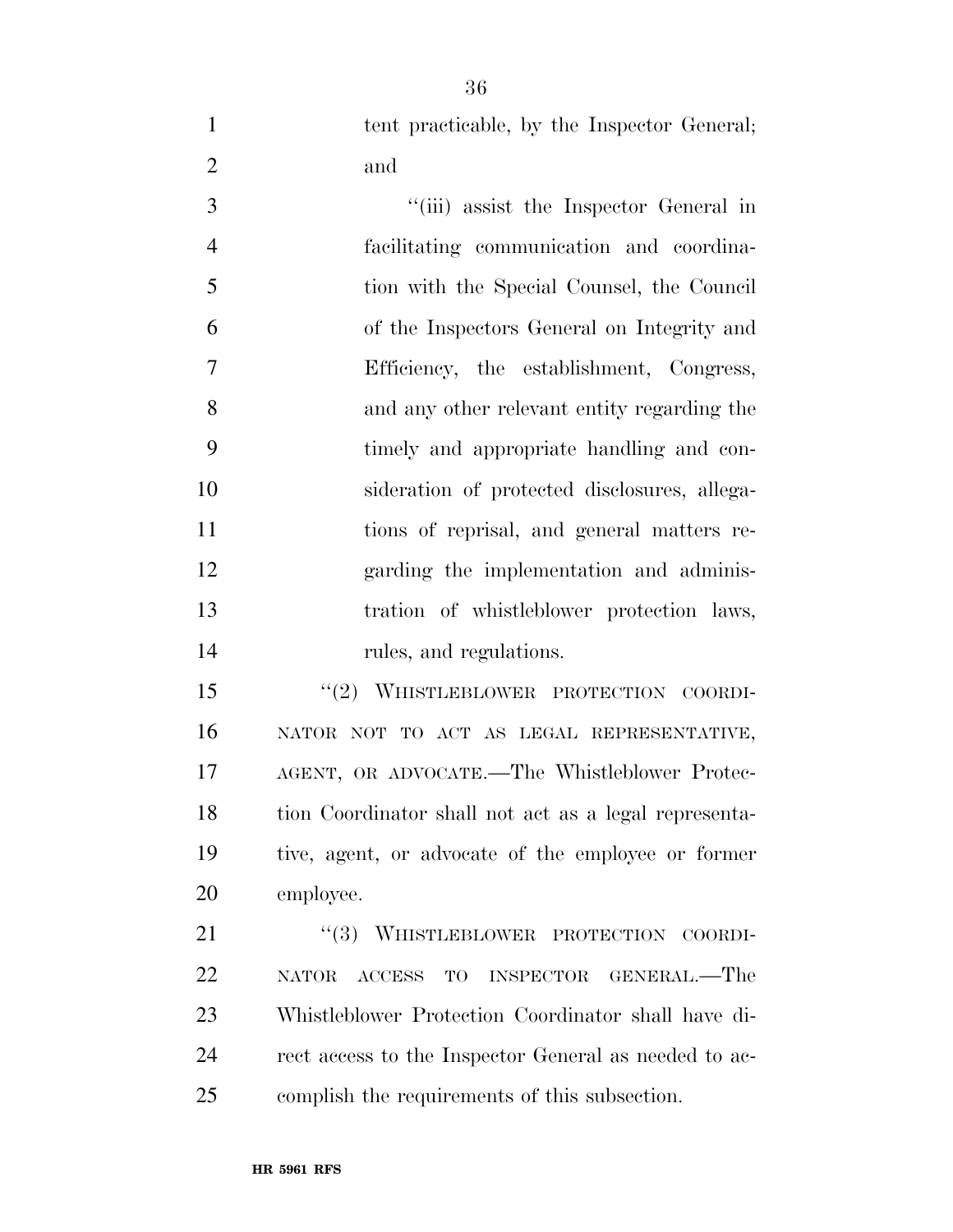tent practicable, by the Inspector General; and

"(iii) assist the Inspector General in facilitating communication and coordination with the Special Counsel, the Council of the Inspectors General on Integrity and Efficiency, the establishment, Congress, and any other relevant entity regarding the timely and appropriate handling and consideration of protected disclosures, allegations of reprisal, and general matters regarding the implementation and administration of whistleblower protection laws, rules, and regulations.

"(2) WHISTLEBLOWER PROTECTION COORDINATOR NOT TO ACT AS LEGAL REPRESENTATIVE, AGENT, OR ADVOCATE.—The Whistleblower Protection Coordinator shall not act as a legal representative, agent, or advocate of the employee or former employee.

"(3) WHISTLEBLOWER PROTECTION COORDINATOR ACCESS TO INSPECTOR GENERAL.—The Whistleblower Protection Coordinator shall have direct access to the Inspector General as needed to accomplish the requirements of this subsection.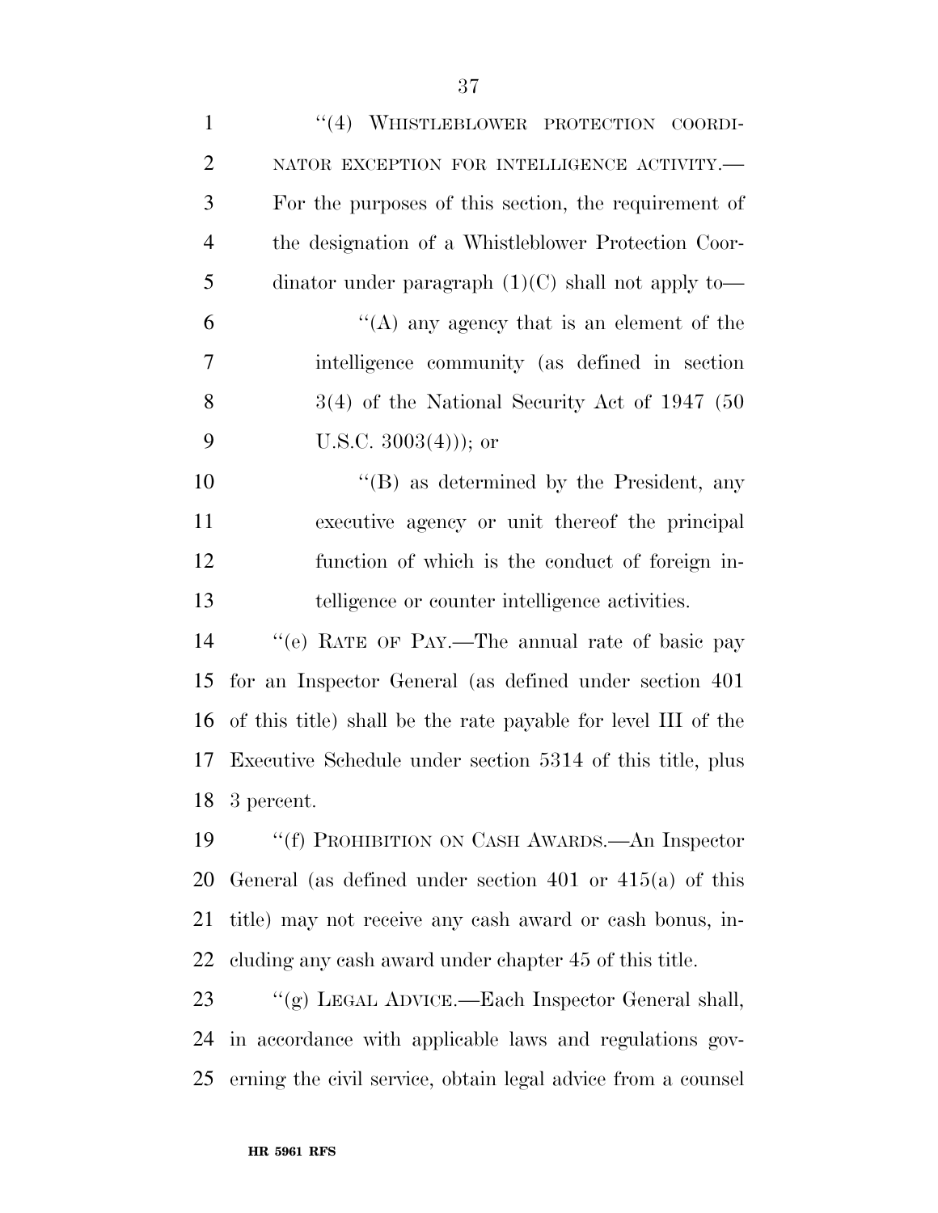"(4) WHISTLEBLOWER PROTECTION COORDINATOR EXCEPTION FOR INTELLIGENCE ACTIVITY.—For the purposes of this section, the requirement of the designation of a Whistleblower Protection Coordinator under paragraph (1)(C) shall not apply to—

"(A) any agency that is an element of the intelligence community (as defined in section 3(4) of the National Security Act of 1947 (50 U.S.C. 3003(4))); or

"(B) as determined by the President, any executive agency or unit thereof the principal function of which is the conduct of foreign intelligence or counter intelligence activities.

"(e) RATE OF PAY.—The annual rate of basic pay for an Inspector General (as defined under section 401 of this title) shall be the rate payable for level III of the Executive Schedule under section 5314 of this title, plus 3 percent.

"(f) PROHIBITION ON CASH AWARDS.—An Inspector General (as defined under section 401 or 415(a) of this title) may not receive any cash award or cash bonus, including any cash award under chapter 45 of this title.

"(g) LEGAL ADVICE.—Each Inspector General shall, in accordance with applicable laws and regulations governing the civil service, obtain legal advice from a counsel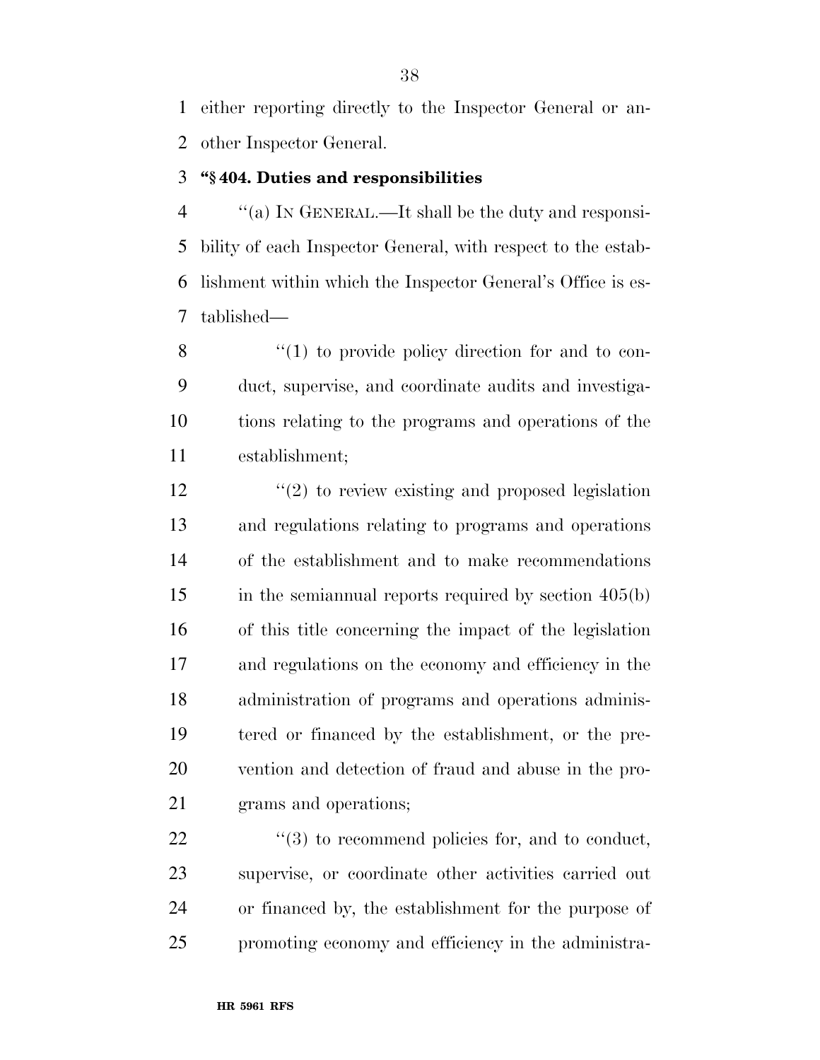either reporting directly to the Inspector General or another Inspector General.

**"§ 404. Duties and responsibilities**

"(a) IN GENERAL.—It shall be the duty and responsibility of each Inspector General, with respect to the establishment within which the Inspector General's Office is established—

"(1) to provide policy direction for and to conduct, supervise, and coordinate audits and investigations relating to the programs and operations of the establishment;

"(2) to review existing and proposed legislation and regulations relating to programs and operations of the establishment and to make recommendations in the semiannual reports required by section 405(b) of this title concerning the impact of the legislation and regulations on the economy and efficiency in the administration of programs and operations administered or financed by the establishment, or the prevention and detection of fraud and abuse in the programs and operations;

"(3) to recommend policies for, and to conduct, supervise, or coordinate other activities carried out or financed by, the establishment for the purpose of promoting economy and efficiency in the administra-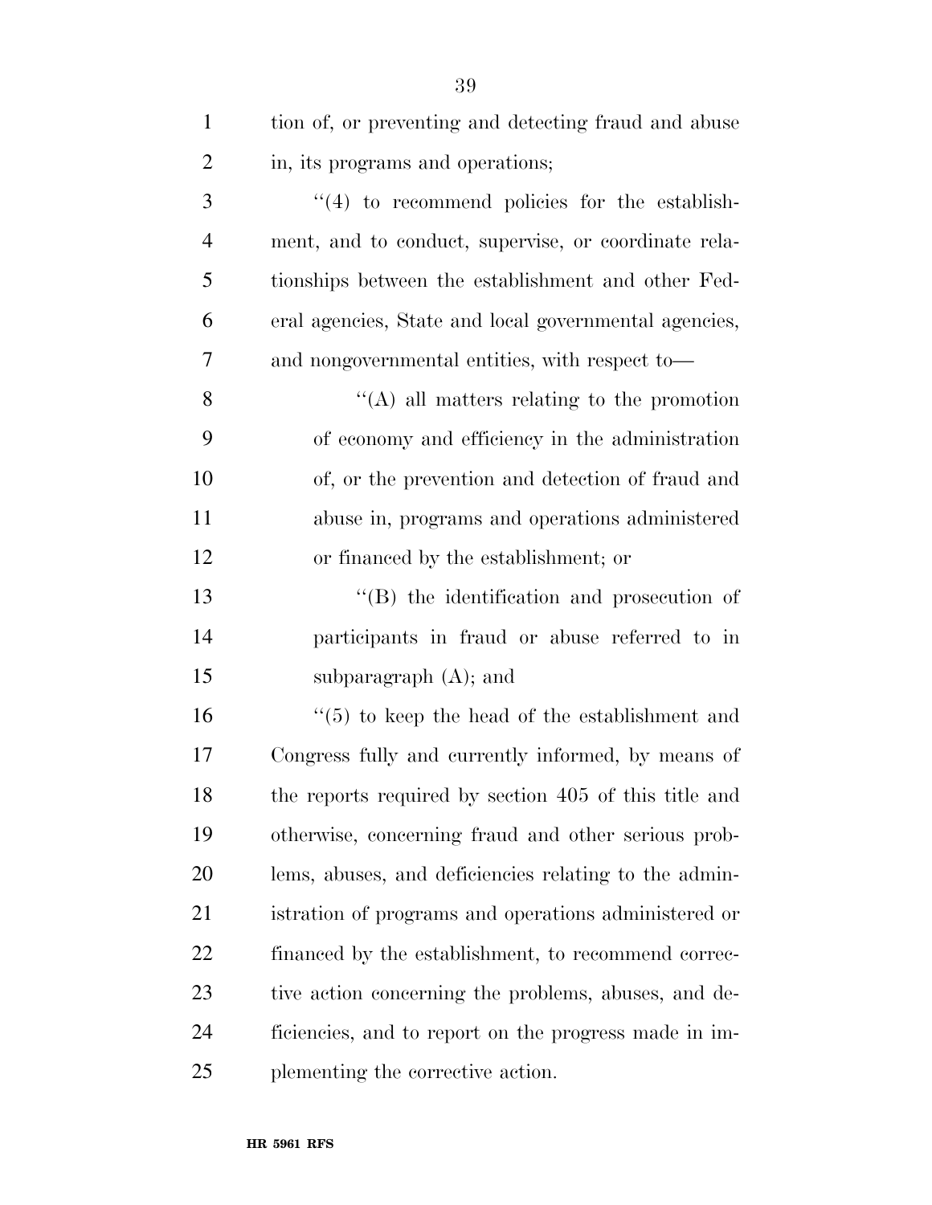tion of, or preventing and detecting fraud and abuse in, its programs and operations;

''(4) to recommend policies for the establishment, and to conduct, supervise, or coordinate relationships between the establishment and other Federal agencies, State and local governmental agencies, and nongovernmental entities, with respect to—

''(A) all matters relating to the promotion of economy and efficiency in the administration of, or the prevention and detection of fraud and abuse in, programs and operations administered or financed by the establishment; or

''(B) the identification and prosecution of participants in fraud or abuse referred to in subparagraph (A); and

''(5) to keep the head of the establishment and Congress fully and currently informed, by means of the reports required by section 405 of this title and otherwise, concerning fraud and other serious problems, abuses, and deficiencies relating to the administration of programs and operations administered or financed by the establishment, to recommend corrective action concerning the problems, abuses, and deficiencies, and to report on the progress made in implementing the corrective action.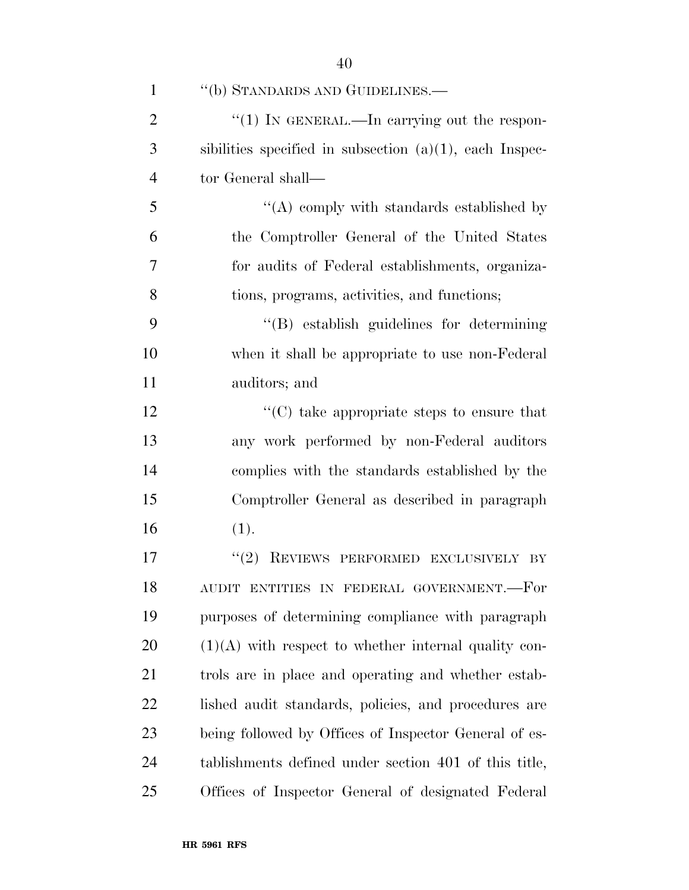"(b) STANDARDS AND GUIDELINES.—

"(1) IN GENERAL.—In carrying out the responsibilities specified in subsection (a)(1), each Inspector General shall—

"(A) comply with standards established by the Comptroller General of the United States for audits of Federal establishments, organizations, programs, activities, and functions;

"(B) establish guidelines for determining when it shall be appropriate to use non-Federal auditors; and

"(C) take appropriate steps to ensure that any work performed by non-Federal auditors complies with the standards established by the Comptroller General as described in paragraph (1).

"(2) REVIEWS PERFORMED EXCLUSIVELY BY AUDIT ENTITIES IN FEDERAL GOVERNMENT.—For purposes of determining compliance with paragraph (1)(A) with respect to whether internal quality controls are in place and operating and whether established audit standards, policies, and procedures are being followed by Offices of Inspector General of establishments defined under section 401 of this title, Offices of Inspector General of designated Federal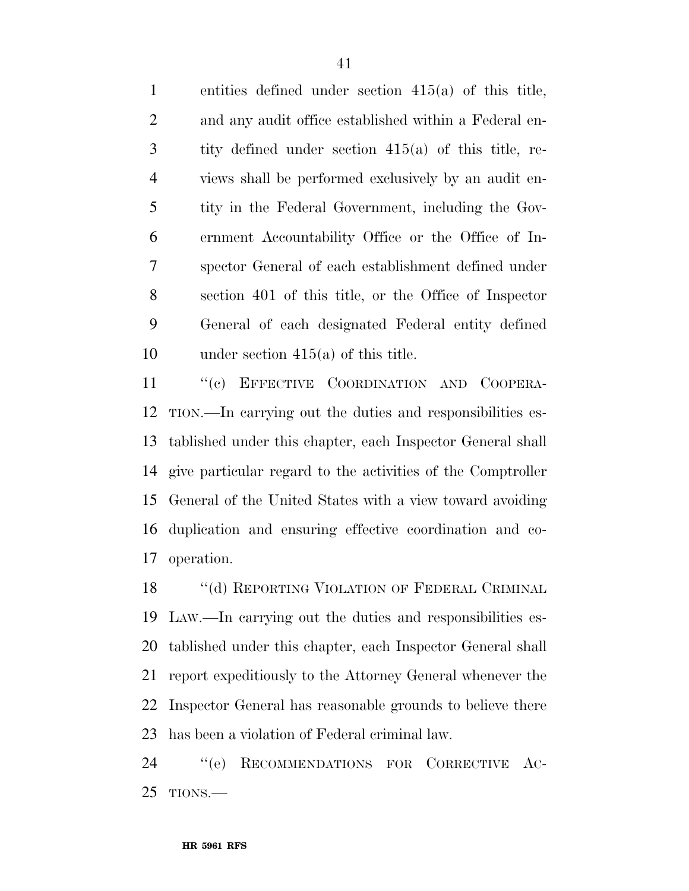entities defined under section 415(a) of this title, and any audit office established within a Federal entity defined under section 415(a) of this title, reviews shall be performed exclusively by an audit entity in the Federal Government, including the Government Accountability Office or the Office of Inspector General of each establishment defined under section 401 of this title, or the Office of Inspector General of each designated Federal entity defined under section 415(a) of this title.

''(c) EFFECTIVE COORDINATION AND COOPERATION.—In carrying out the duties and responsibilities established under this chapter, each Inspector General shall give particular regard to the activities of the Comptroller General of the United States with a view toward avoiding duplication and ensuring effective coordination and cooperation.

''(d) REPORTING VIOLATION OF FEDERAL CRIMINAL LAW.—In carrying out the duties and responsibilities established under this chapter, each Inspector General shall report expeditiously to the Attorney General whenever the Inspector General has reasonable grounds to believe there has been a violation of Federal criminal law.

''(e) RECOMMENDATIONS FOR CORRECTIVE ACTIONS.—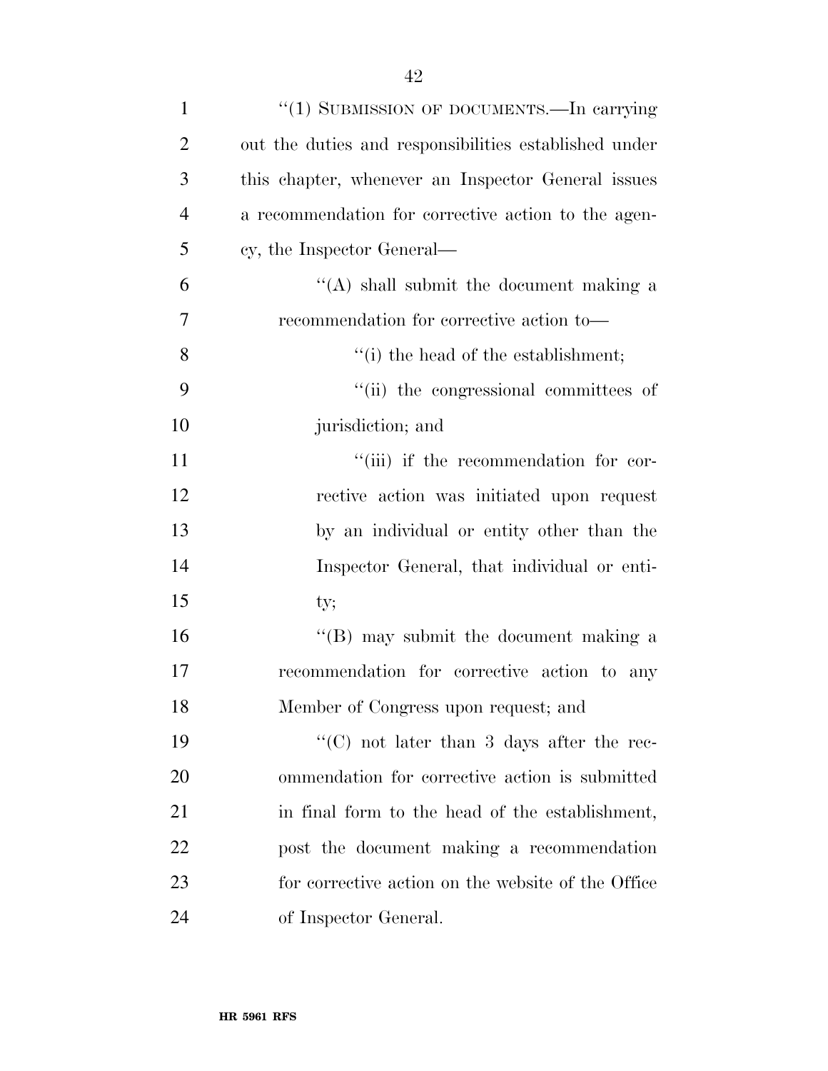"(1) SUBMISSION OF DOCUMENTS.—In carrying out the duties and responsibilities established under this chapter, whenever an Inspector General issues a recommendation for corrective action to the agency, the Inspector General—

"(A) shall submit the document making a recommendation for corrective action to—

"(i) the head of the establishment;

"(ii) the congressional committees of jurisdiction; and

"(iii) if the recommendation for corrective action was initiated upon request by an individual or entity other than the Inspector General, that individual or entity;

"(B) may submit the document making a recommendation for corrective action to any Member of Congress upon request; and

"(C) not later than 3 days after the recommendation for corrective action is submitted in final form to the head of the establishment, post the document making a recommendation for corrective action on the website of the Office of Inspector General.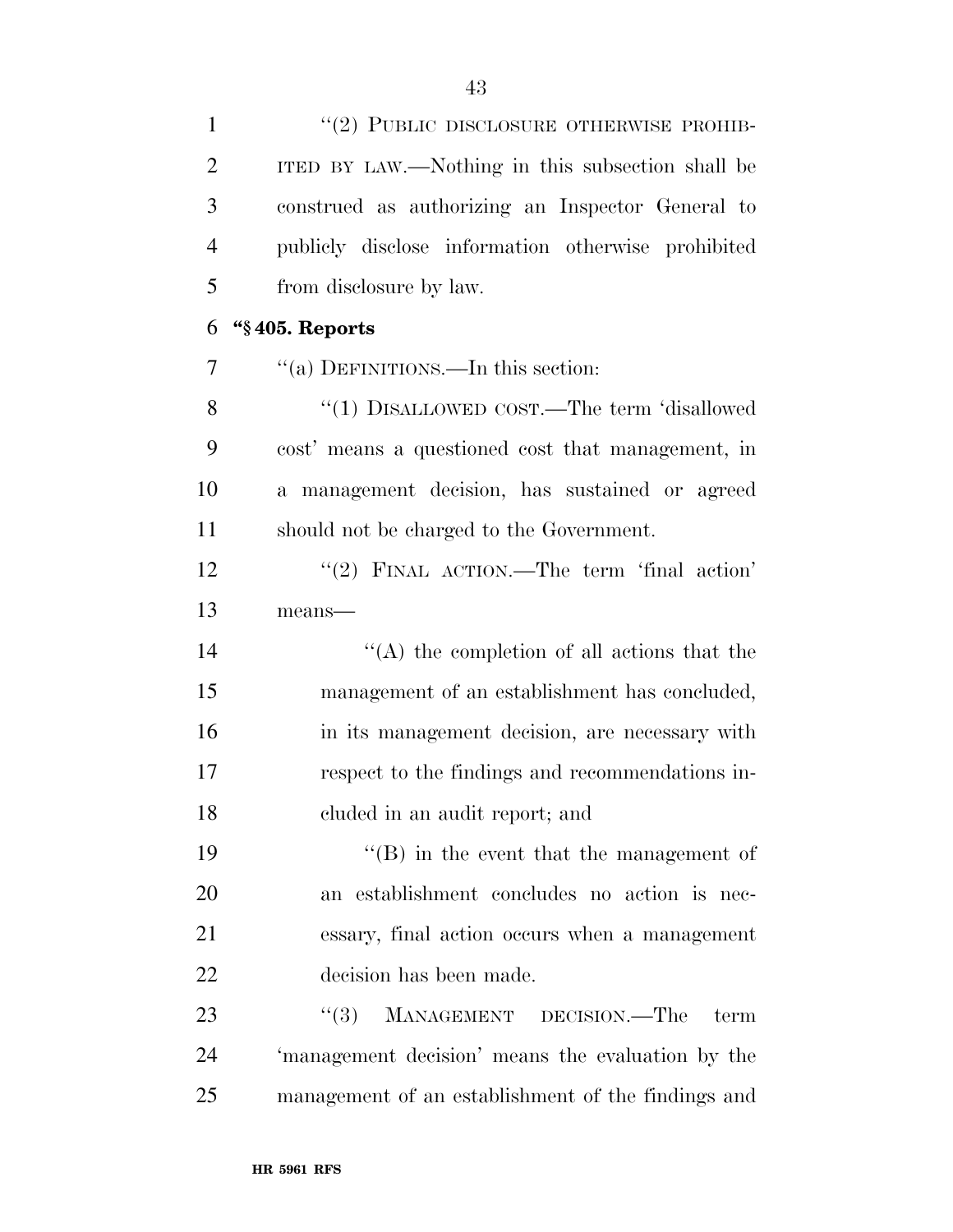"(2) PUBLIC DISCLOSURE OTHERWISE PROHIBITED BY LAW.—Nothing in this subsection shall be construed as authorizing an Inspector General to publicly disclose information otherwise prohibited from disclosure by law.

**"§ 405. Reports**

"(a) DEFINITIONS.—In this section:

"(1) DISALLOWED COST.—The term 'disallowed cost' means a questioned cost that management, in a management decision, has sustained or agreed should not be charged to the Government.

"(2) FINAL ACTION.—The term 'final action' means—

"(A) the completion of all actions that the management of an establishment has concluded, in its management decision, are necessary with respect to the findings and recommendations included in an audit report; and

"(B) in the event that the management of an establishment concludes no action is necessary, final action occurs when a management decision has been made.

"(3) MANAGEMENT DECISION.—The term 'management decision' means the evaluation by the management of an establishment of the findings and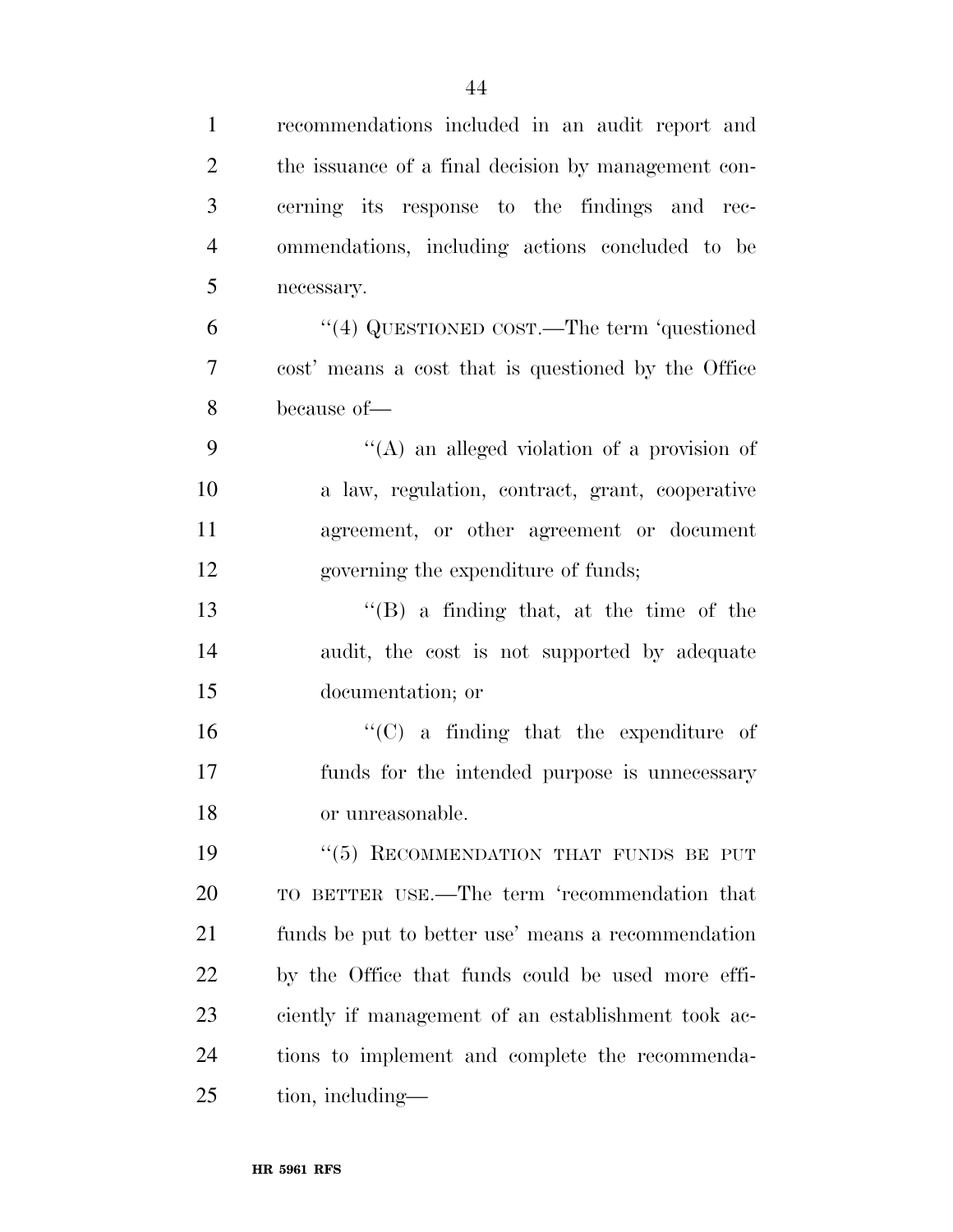recommendations included in an audit report and the issuance of a final decision by management concerning its response to the findings and recommendations, including actions concluded to be necessary.

"(4) QUESTIONED COST.—The term 'questioned cost' means a cost that is questioned by the Office because of—

"(A) an alleged violation of a provision of a law, regulation, contract, grant, cooperative agreement, or other agreement or document governing the expenditure of funds;

"(B) a finding that, at the time of the audit, the cost is not supported by adequate documentation; or

"(C) a finding that the expenditure of funds for the intended purpose is unnecessary or unreasonable.

"(5) RECOMMENDATION THAT FUNDS BE PUT TO BETTER USE.—The term 'recommendation that funds be put to better use' means a recommendation by the Office that funds could be used more efficiently if management of an establishment took actions to implement and complete the recommendation, including—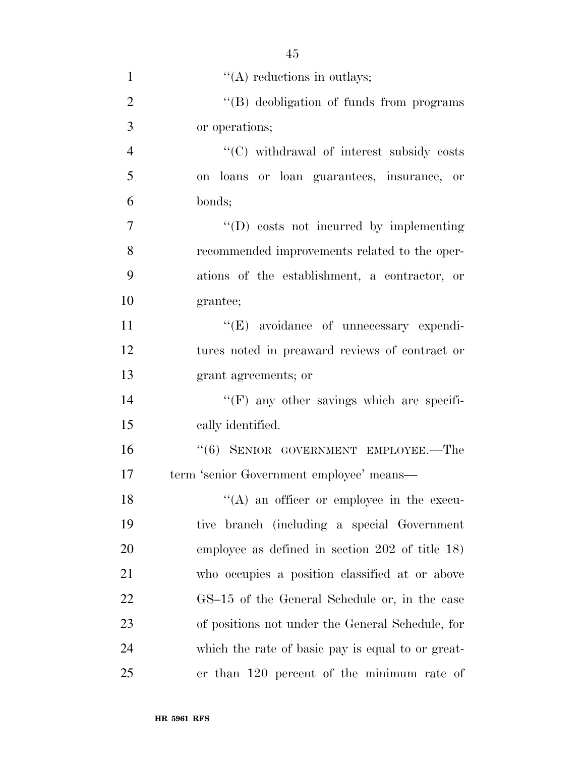''(A) reductions in outlays;

''(B) deobligation of funds from programs or operations;

''(C) withdrawal of interest subsidy costs on loans or loan guarantees, insurance, or bonds;

''(D) costs not incurred by implementing recommended improvements related to the operations of the establishment, a contractor, or grantee;

''(E) avoidance of unnecessary expenditures noted in preaward reviews of contract or grant agreements; or

''(F) any other savings which are specifically identified.

''(6) SENIOR GOVERNMENT EMPLOYEE.—The term 'senior Government employee' means—

''(A) an officer or employee in the executive branch (including a special Government employee as defined in section 202 of title 18) who occupies a position classified at or above GS–15 of the General Schedule or, in the case of positions not under the General Schedule, for which the rate of basic pay is equal to or greater than 120 percent of the minimum rate of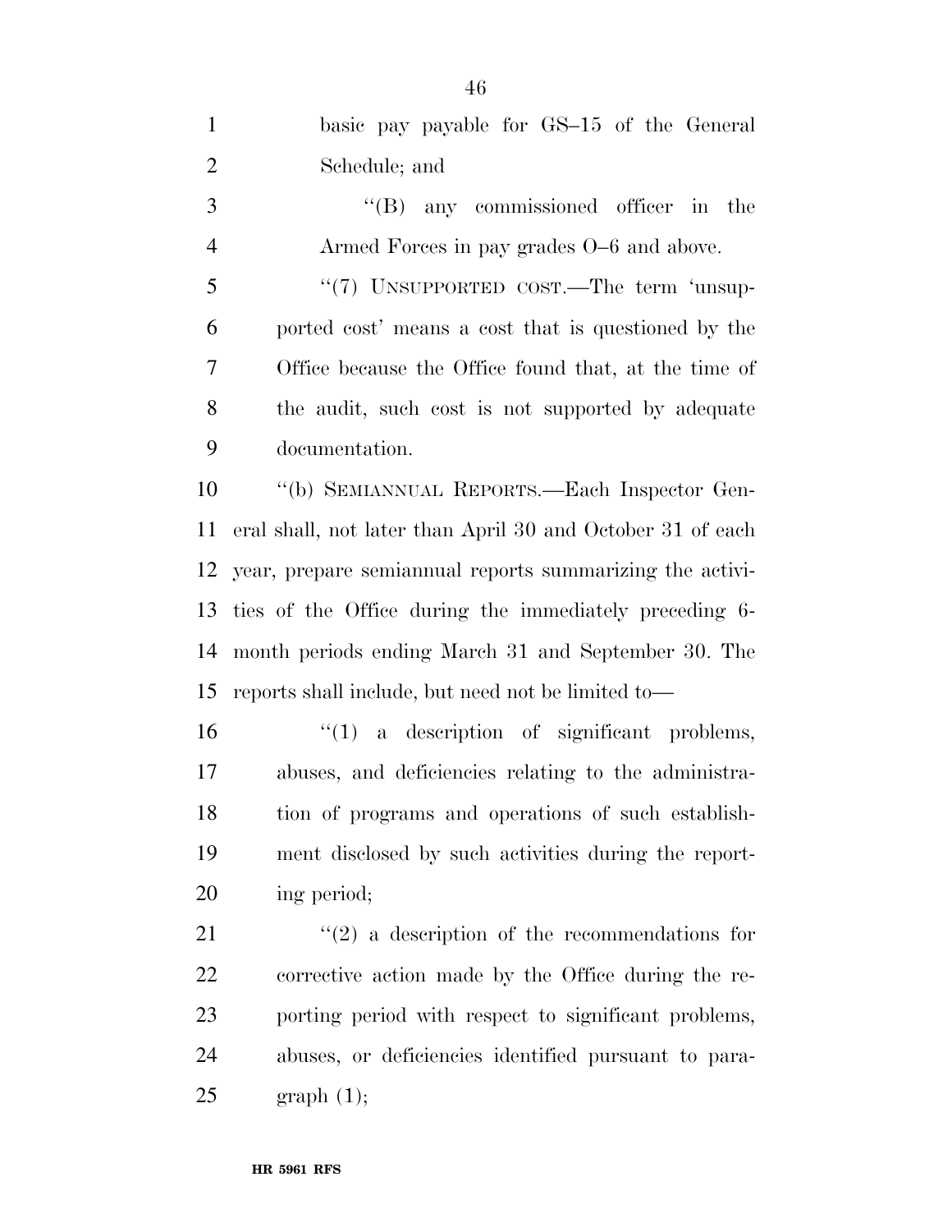basic pay payable for GS–15 of the General Schedule; and

"(B) any commissioned officer in the Armed Forces in pay grades O–6 and above.

"(7) UNSUPPORTED COST.—The term 'unsupported cost' means a cost that is questioned by the Office because the Office found that, at the time of the audit, such cost is not supported by adequate documentation.

"(b) SEMIANNUAL REPORTS.—Each Inspector General shall, not later than April 30 and October 31 of each year, prepare semiannual reports summarizing the activities of the Office during the immediately preceding 6-month periods ending March 31 and September 30. The reports shall include, but need not be limited to—

"(1) a description of significant problems, abuses, and deficiencies relating to the administration of programs and operations of such establishment disclosed by such activities during the reporting period;

"(2) a description of the recommendations for corrective action made by the Office during the reporting period with respect to significant problems, abuses, or deficiencies identified pursuant to paragraph (1);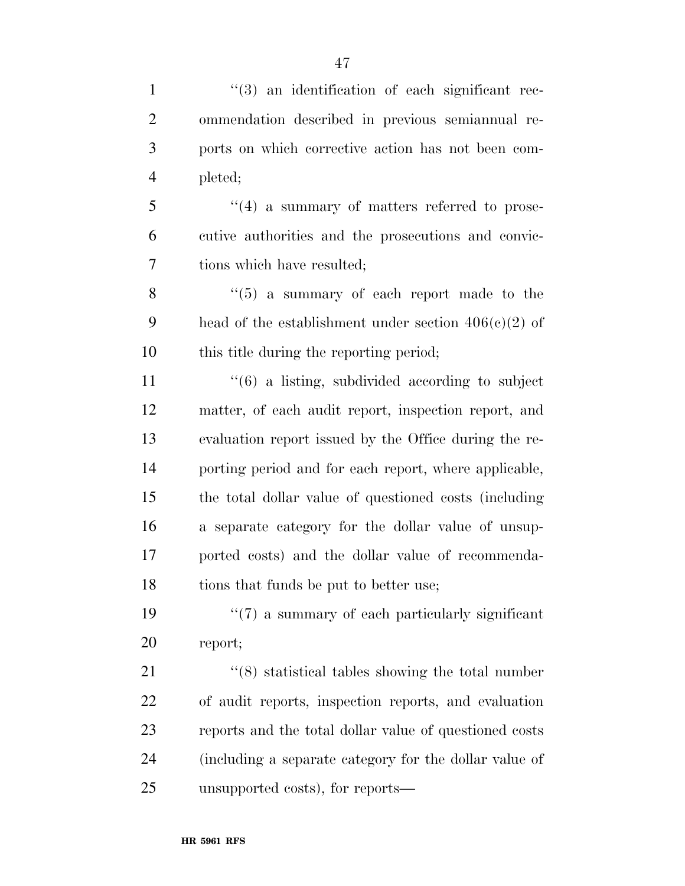''(3) an identification of each significant recommendation described in previous semiannual reports on which corrective action has not been completed;

''(4) a summary of matters referred to prosecutive authorities and the prosecutions and convictions which have resulted;

''(5) a summary of each report made to the head of the establishment under section 406(c)(2) of this title during the reporting period;

''(6) a listing, subdivided according to subject matter, of each audit report, inspection report, and evaluation report issued by the Office during the reporting period and for each report, where applicable, the total dollar value of questioned costs (including a separate category for the dollar value of unsupported costs) and the dollar value of recommendations that funds be put to better use;

''(7) a summary of each particularly significant report;

''(8) statistical tables showing the total number of audit reports, inspection reports, and evaluation reports and the total dollar value of questioned costs (including a separate category for the dollar value of unsupported costs), for reports—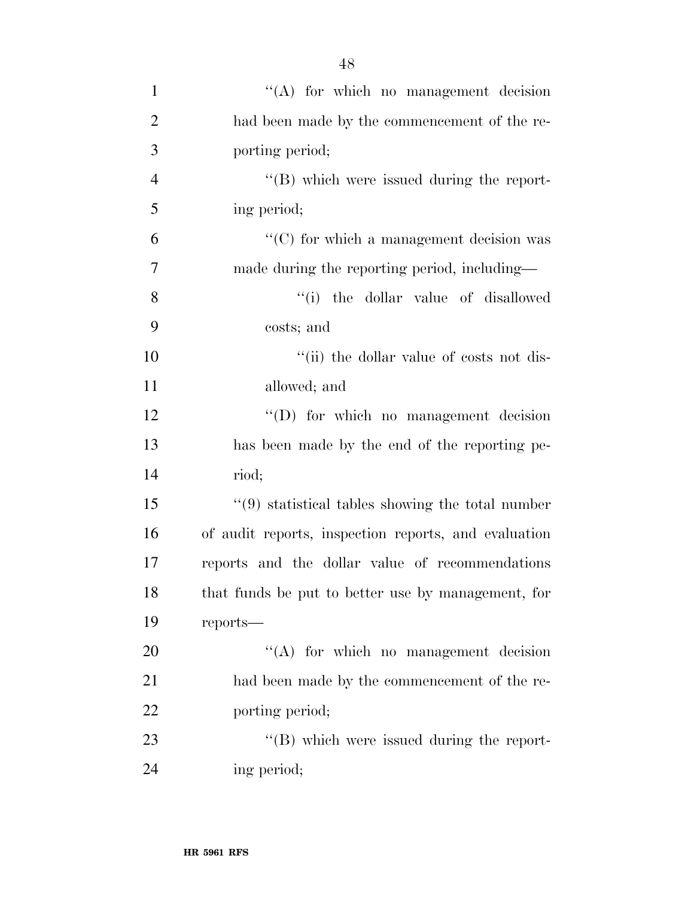''(A) for which no management decision had been made by the commencement of the reporting period;

''(B) which were issued during the reporting period;

''(C) for which a management decision was made during the reporting period, including—

''(i) the dollar value of disallowed costs; and

''(ii) the dollar value of costs not disallowed; and

''(D) for which no management decision has been made by the end of the reporting period;

''(9) statistical tables showing the total number of audit reports, inspection reports, and evaluation reports and the dollar value of recommendations that funds be put to better use by management, for reports—

''(A) for which no management decision had been made by the commencement of the reporting period;

''(B) which were issued during the reporting period;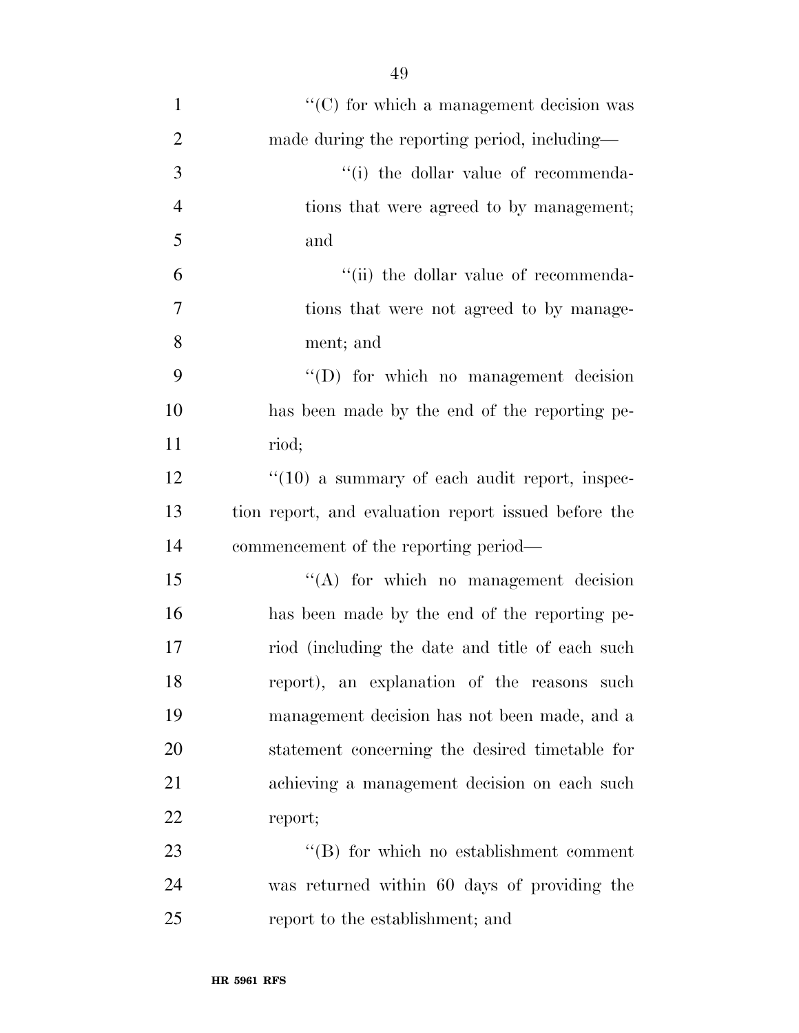''(C) for which a management decision was made during the reporting period, including—

''(i) the dollar value of recommendations that were agreed to by management; and

''(ii) the dollar value of recommendations that were not agreed to by management; and

''(D) for which no management decision has been made by the end of the reporting period;

''(10) a summary of each audit report, inspection report, and evaluation report issued before the commencement of the reporting period—

''(A) for which no management decision has been made by the end of the reporting period (including the date and title of each such report), an explanation of the reasons such management decision has not been made, and a statement concerning the desired timetable for achieving a management decision on each such report;

''(B) for which no establishment comment was returned within 60 days of providing the report to the establishment; and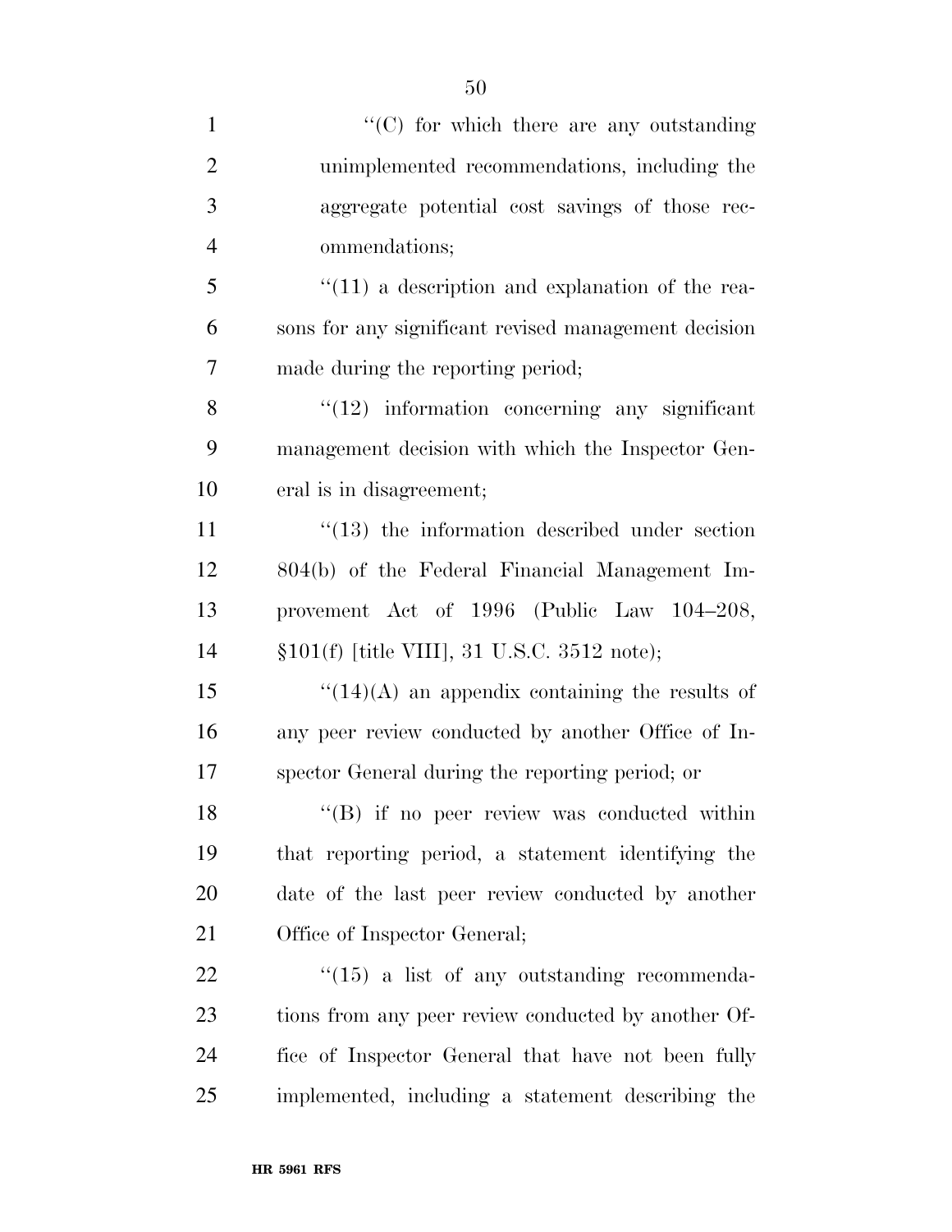''(C) for which there are any outstanding unimplemented recommendations, including the aggregate potential cost savings of those recommendations;

''(11) a description and explanation of the reasons for any significant revised management decision made during the reporting period;

''(12) information concerning any significant management decision with which the Inspector General is in disagreement;

''(13) the information described under section 804(b) of the Federal Financial Management Improvement Act of 1996 (Public Law 104–208, §101(f) [title VIII], 31 U.S.C. 3512 note);

''(14)(A) an appendix containing the results of any peer review conducted by another Office of Inspector General during the reporting period; or

''(B) if no peer review was conducted within that reporting period, a statement identifying the date of the last peer review conducted by another Office of Inspector General;

''(15) a list of any outstanding recommendations from any peer review conducted by another Office of Inspector General that have not been fully implemented, including a statement describing the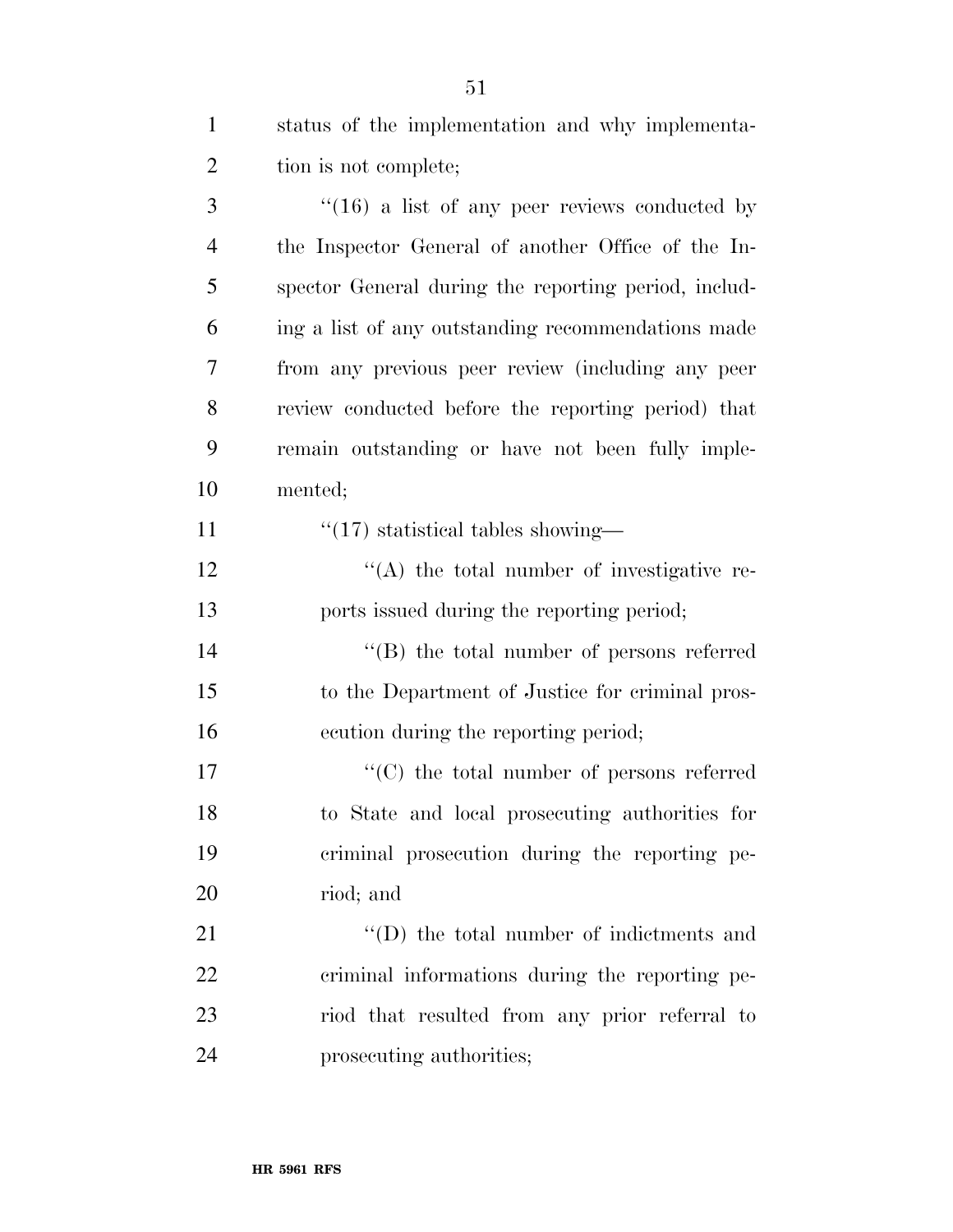status of the implementation and why implementation is not complete;

''(16) a list of any peer reviews conducted by the Inspector General of another Office of the Inspector General during the reporting period, including a list of any outstanding recommendations made from any previous peer review (including any peer review conducted before the reporting period) that remain outstanding or have not been fully implemented;

''(17) statistical tables showing—

''(A) the total number of investigative reports issued during the reporting period;

''(B) the total number of persons referred to the Department of Justice for criminal prosecution during the reporting period;

''(C) the total number of persons referred to State and local prosecuting authorities for criminal prosecution during the reporting period; and

''(D) the total number of indictments and criminal informations during the reporting period that resulted from any prior referral to prosecuting authorities;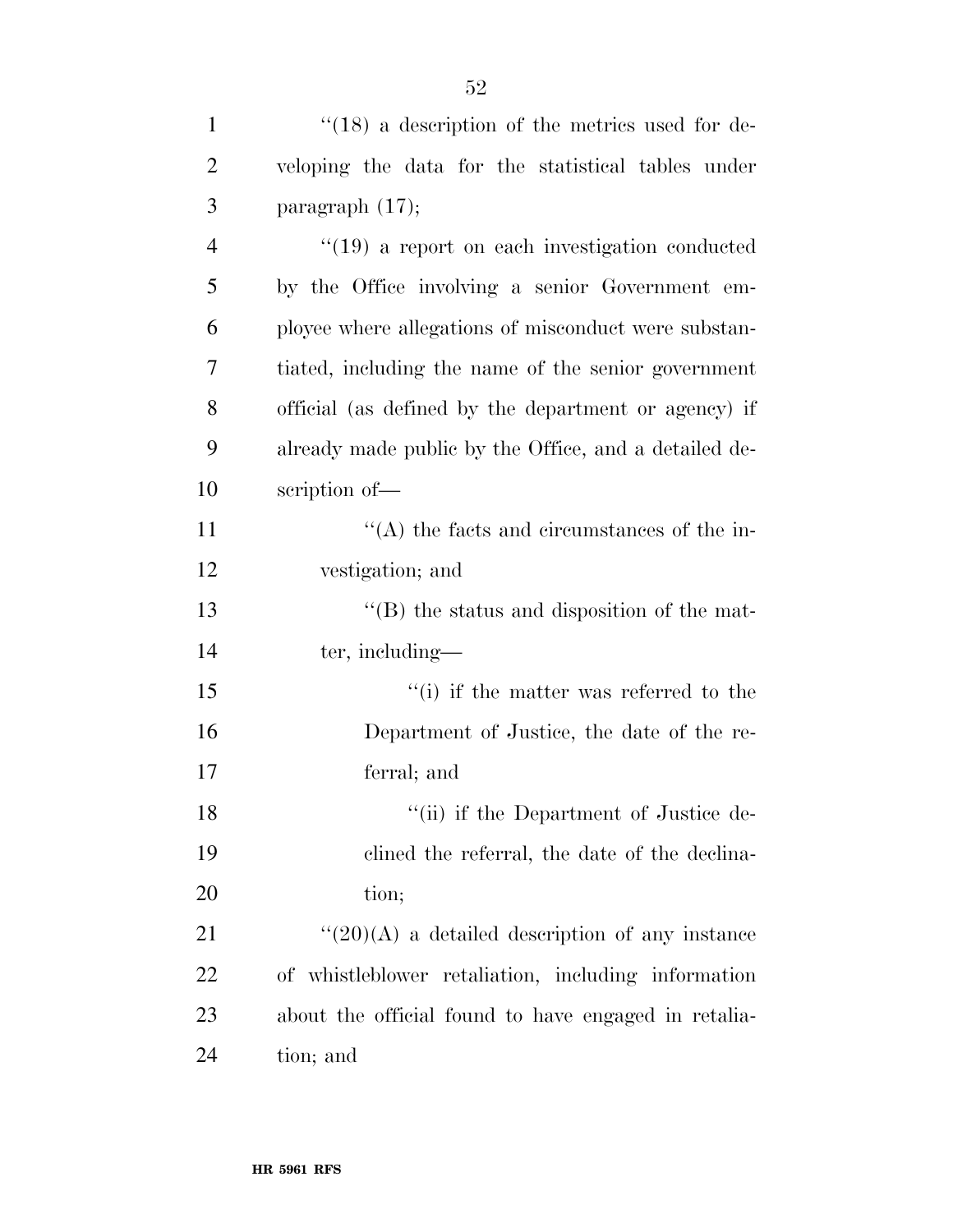"(18) a description of the metrics used for developing the data for the statistical tables under paragraph (17);

"(19) a report on each investigation conducted by the Office involving a senior Government employee where allegations of misconduct were substantiated, including the name of the senior government official (as defined by the department or agency) if already made public by the Office, and a detailed description of—

"(A) the facts and circumstances of the investigation; and

"(B) the status and disposition of the matter, including—

"(i) if the matter was referred to the Department of Justice, the date of the referral; and

"(ii) if the Department of Justice declined the referral, the date of the declination;

"(20)(A) a detailed description of any instance of whistleblower retaliation, including information about the official found to have engaged in retaliation; and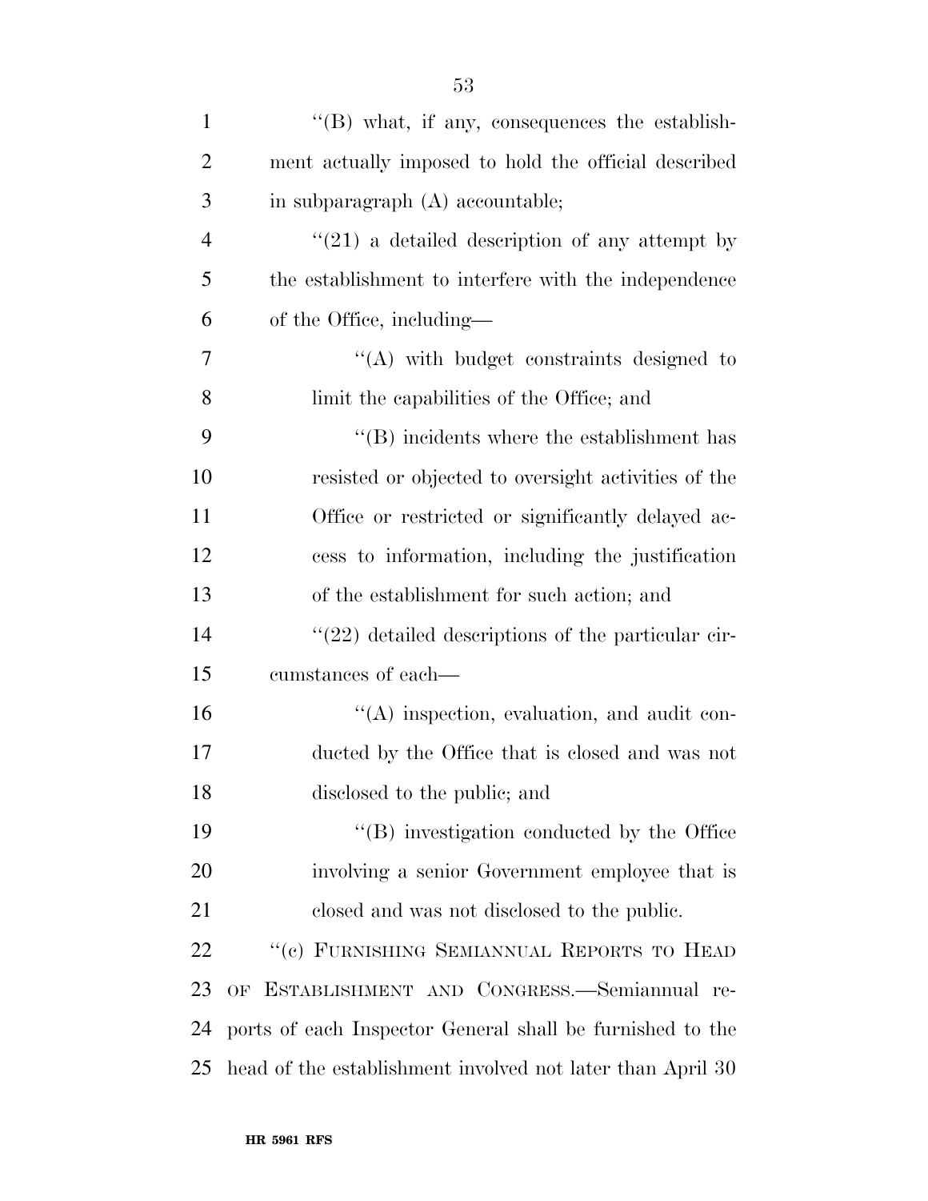''(B) what, if any, consequences the establishment actually imposed to hold the official described in subparagraph (A) accountable;

''(21) a detailed description of any attempt by the establishment to interfere with the independence of the Office, including—

''(A) with budget constraints designed to limit the capabilities of the Office; and

''(B) incidents where the establishment has resisted or objected to oversight activities of the Office or restricted or significantly delayed access to information, including the justification of the establishment for such action; and

''(22) detailed descriptions of the particular circumstances of each—

''(A) inspection, evaluation, and audit conducted by the Office that is closed and was not disclosed to the public; and

''(B) investigation conducted by the Office involving a senior Government employee that is closed and was not disclosed to the public.

''(c) FURNISHING SEMIANNUAL REPORTS TO HEAD OF ESTABLISHMENT AND CONGRESS.—Semiannual reports of each Inspector General shall be furnished to the head of the establishment involved not later than April 30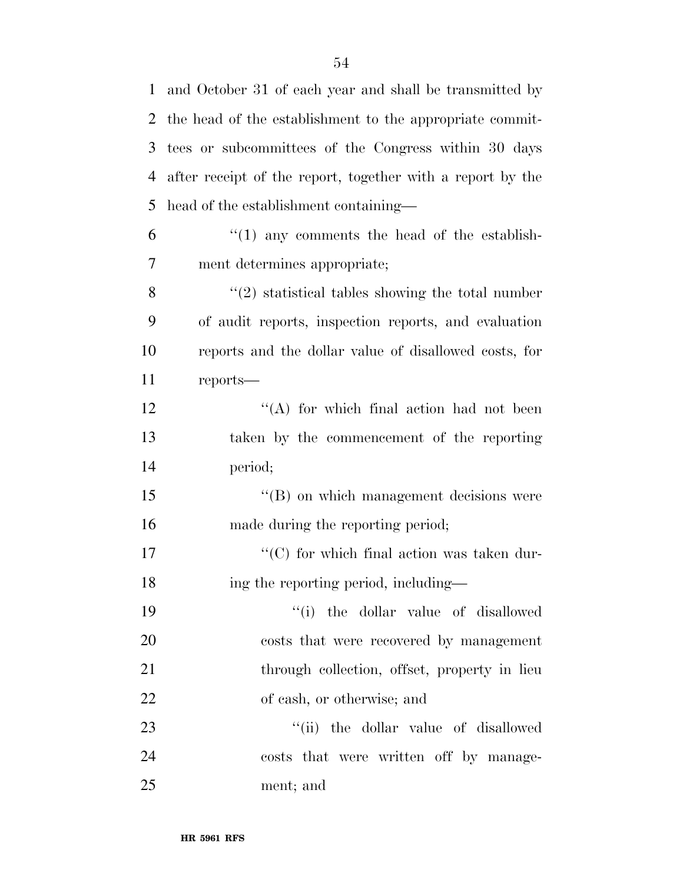and October 31 of each year and shall be transmitted by the head of the establishment to the appropriate committees or subcommittees of the Congress within 30 days after receipt of the report, together with a report by the head of the establishment containing—

"(1) any comments the head of the establishment determines appropriate;

"(2) statistical tables showing the total number of audit reports, inspection reports, and evaluation reports and the dollar value of disallowed costs, for reports—

"(A) for which final action had not been taken by the commencement of the reporting period;

"(B) on which management decisions were made during the reporting period;

"(C) for which final action was taken during the reporting period, including—

"(i) the dollar value of disallowed costs that were recovered by management through collection, offset, property in lieu of cash, or otherwise; and

"(ii) the dollar value of disallowed costs that were written off by management; and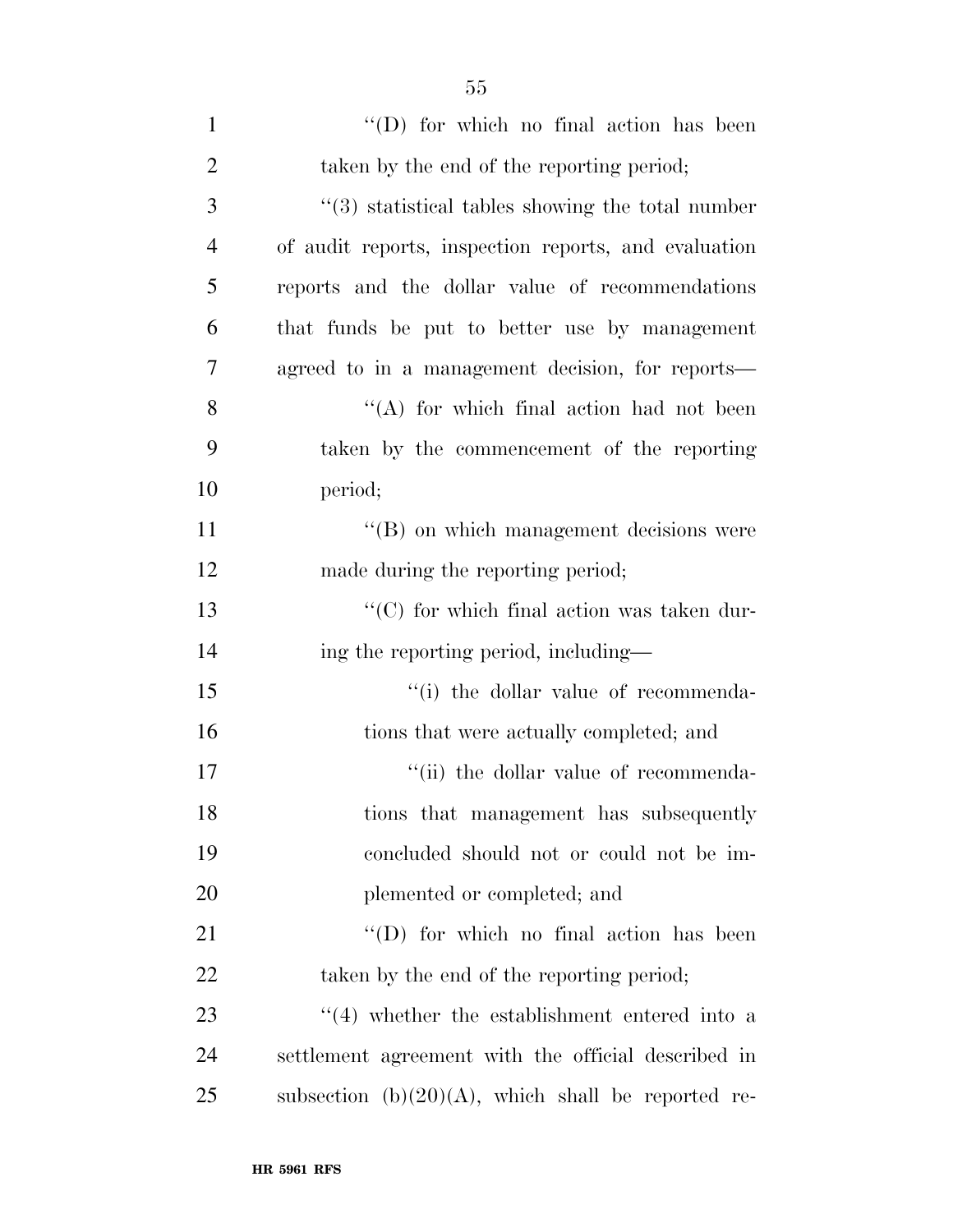''(D) for which no final action has been taken by the end of the reporting period;

''(3) statistical tables showing the total number of audit reports, inspection reports, and evaluation reports and the dollar value of recommendations that funds be put to better use by management agreed to in a management decision, for reports—

''(A) for which final action had not been taken by the commencement of the reporting period;

''(B) on which management decisions were made during the reporting period;

''(C) for which final action was taken during the reporting period, including—

''(i) the dollar value of recommendations that were actually completed; and

''(ii) the dollar value of recommendations that management has subsequently concluded should not or could not be implemented or completed; and

''(D) for which no final action has been taken by the end of the reporting period;

''(4) whether the establishment entered into a settlement agreement with the official described in subsection (b)(20)(A), which shall be reported re-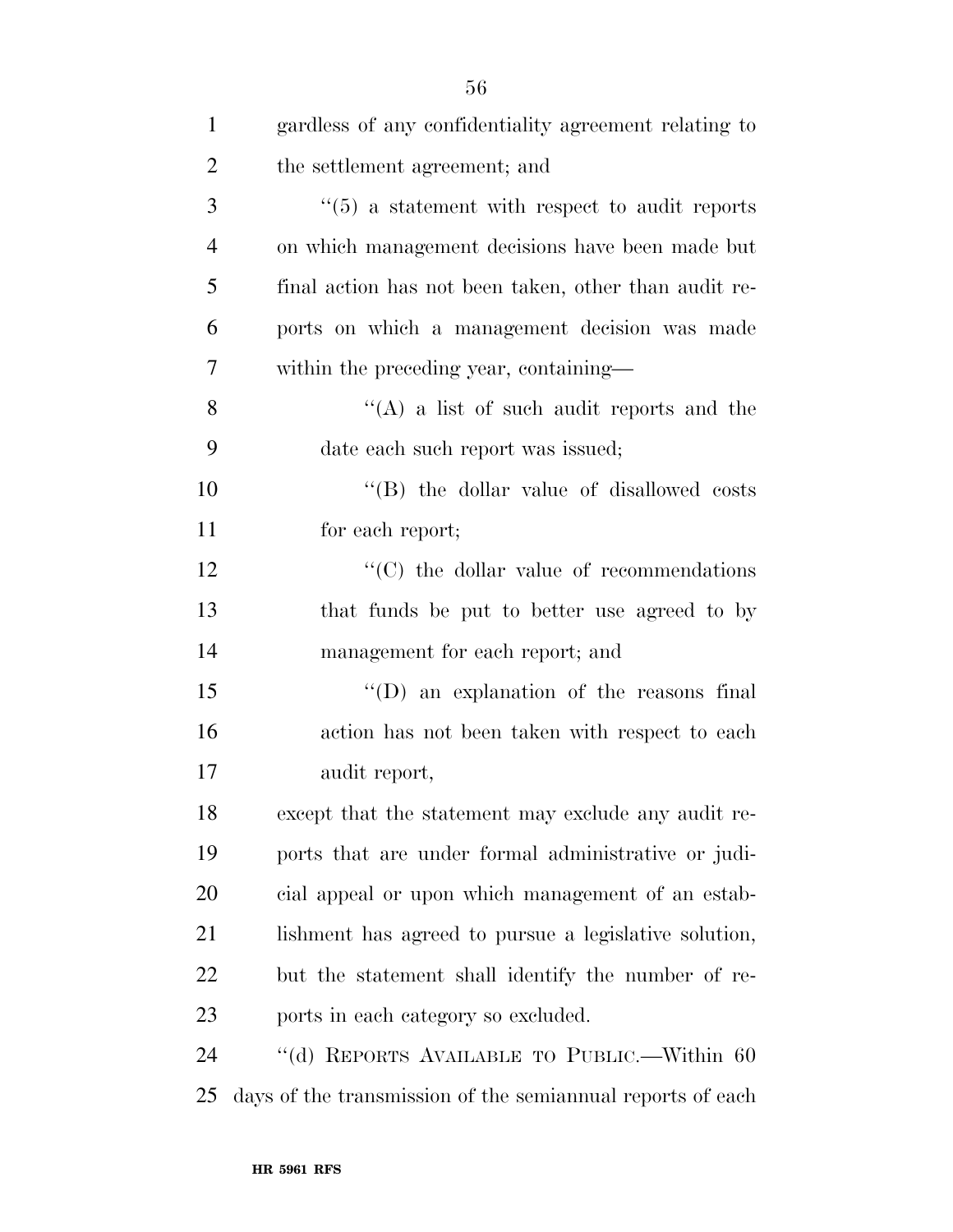gardless of any confidentiality agreement relating to the settlement agreement; and

"(5) a statement with respect to audit reports on which management decisions have been made but final action has not been taken, other than audit reports on which a management decision was made within the preceding year, containing—

"(A) a list of such audit reports and the date each such report was issued;

"(B) the dollar value of disallowed costs for each report;

"(C) the dollar value of recommendations that funds be put to better use agreed to by management for each report; and

"(D) an explanation of the reasons final action has not been taken with respect to each audit report,

except that the statement may exclude any audit reports that are under formal administrative or judicial appeal or upon which management of an establishment has agreed to pursue a legislative solution, but the statement shall identify the number of reports in each category so excluded.

"(d) REPORTS AVAILABLE TO PUBLIC.—Within 60 days of the transmission of the semiannual reports of each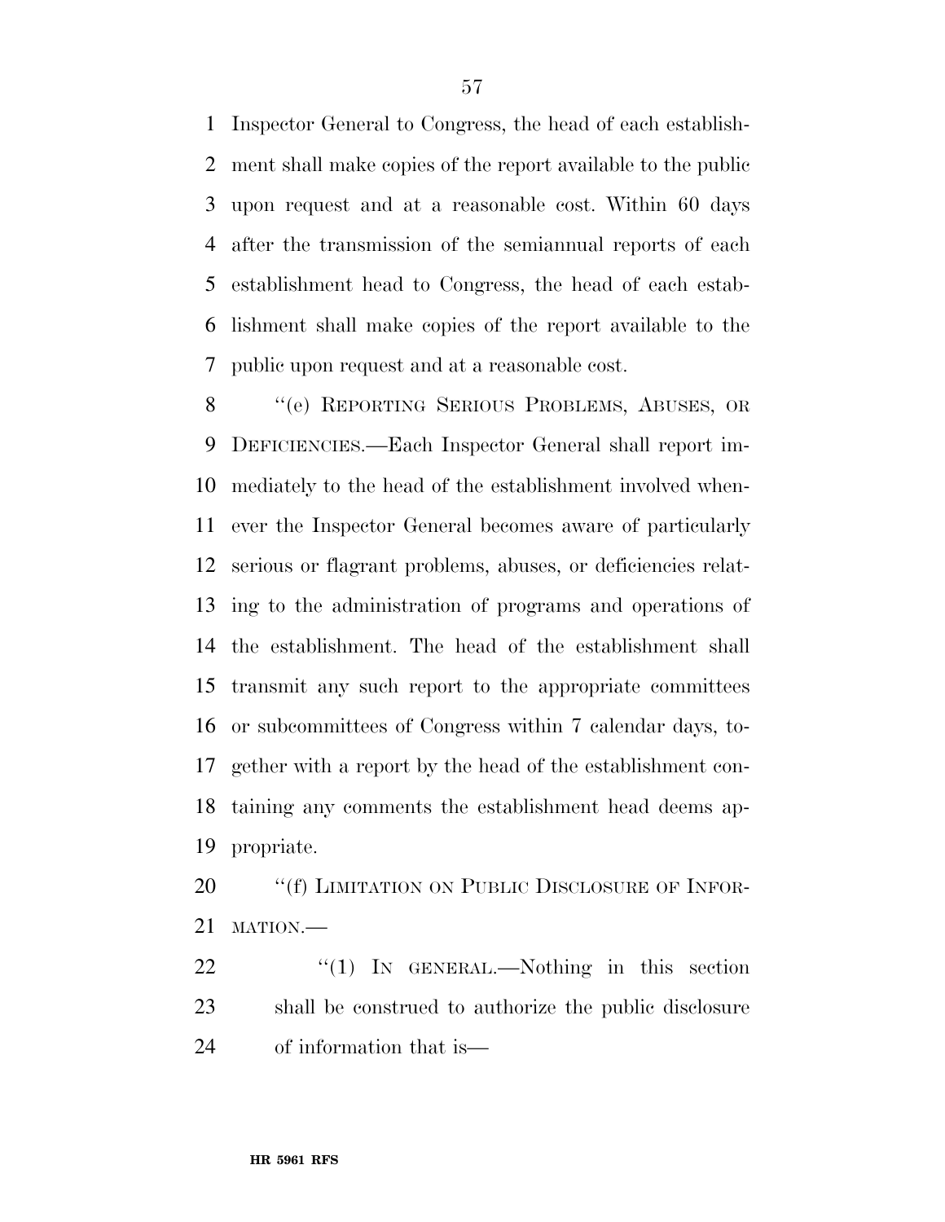Inspector General to Congress, the head of each establishment shall make copies of the report available to the public upon request and at a reasonable cost. Within 60 days after the transmission of the semiannual reports of each establishment head to Congress, the head of each establishment shall make copies of the report available to the public upon request and at a reasonable cost.

''(e) REPORTING SERIOUS PROBLEMS, ABUSES, OR DEFICIENCIES.—Each Inspector General shall report immediately to the head of the establishment involved whenever the Inspector General becomes aware of particularly serious or flagrant problems, abuses, or deficiencies relating to the administration of programs and operations of the establishment. The head of the establishment shall transmit any such report to the appropriate committees or subcommittees of Congress within 7 calendar days, together with a report by the head of the establishment containing any comments the establishment head deems appropriate.

''(f) LIMITATION ON PUBLIC DISCLOSURE OF INFORMATION.—

''(1) IN GENERAL.—Nothing in this section shall be construed to authorize the public disclosure of information that is—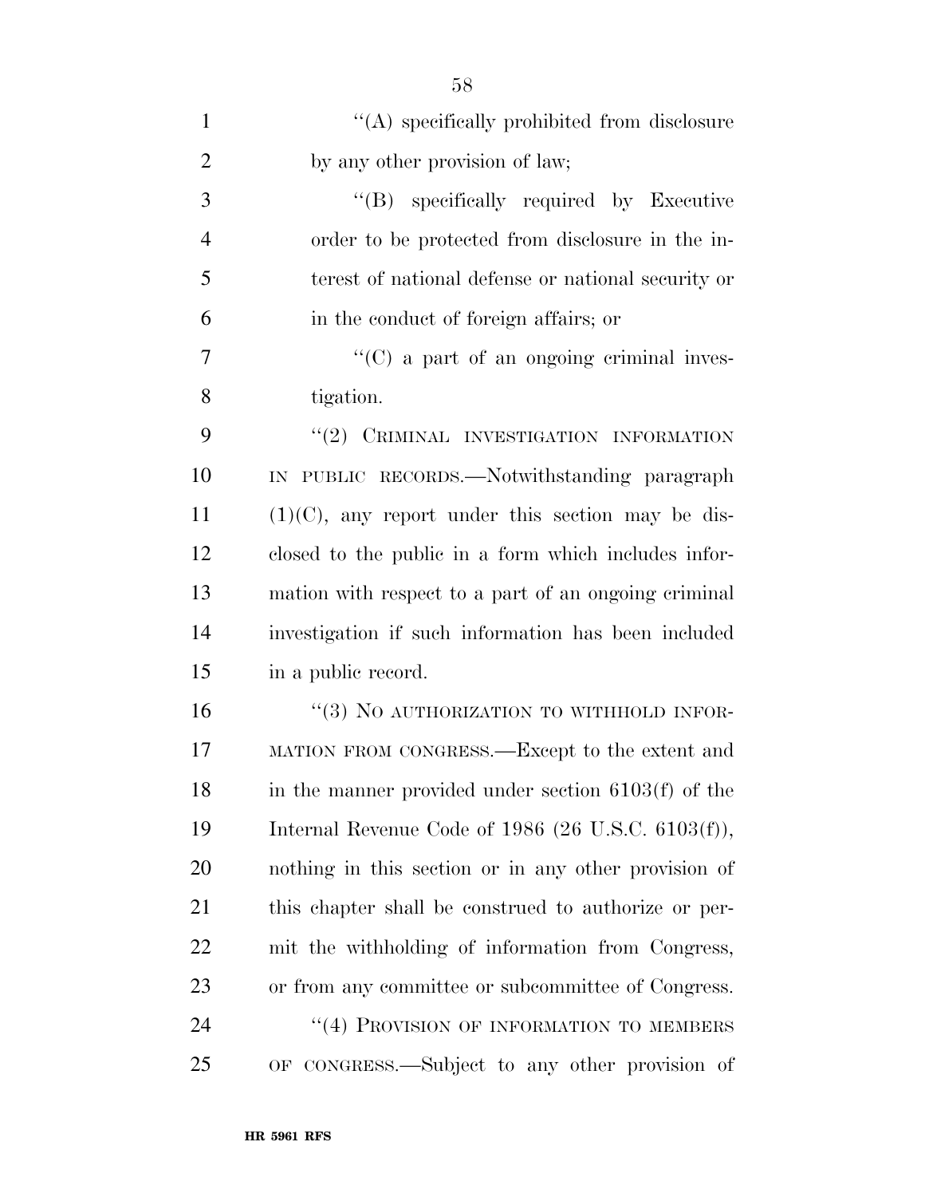''(A) specifically prohibited from disclosure by any other provision of law;

''(B) specifically required by Executive order to be protected from disclosure in the interest of national defense or national security or in the conduct of foreign affairs; or

''(C) a part of an ongoing criminal investigation.

''(2) CRIMINAL INVESTIGATION INFORMATION IN PUBLIC RECORDS.—Notwithstanding paragraph (1)(C), any report under this section may be disclosed to the public in a form which includes information with respect to a part of an ongoing criminal investigation if such information has been included in a public record.

''(3) NO AUTHORIZATION TO WITHHOLD INFORMATION FROM CONGRESS.—Except to the extent and in the manner provided under section 6103(f) of the Internal Revenue Code of 1986 (26 U.S.C. 6103(f)), nothing in this section or in any other provision of this chapter shall be construed to authorize or permit the withholding of information from Congress, or from any committee or subcommittee of Congress.

''(4) PROVISION OF INFORMATION TO MEMBERS OF CONGRESS.—Subject to any other provision of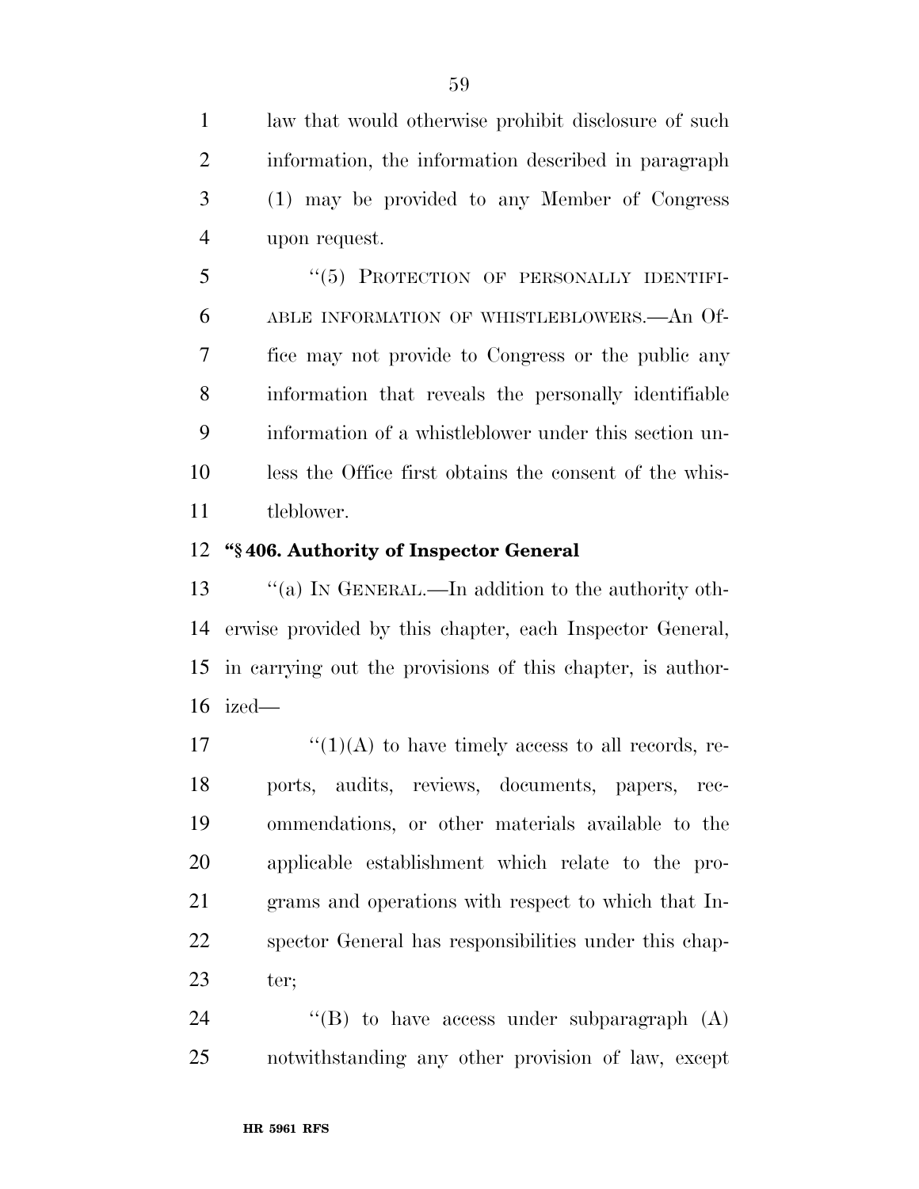law that would otherwise prohibit disclosure of such information, the information described in paragraph (1) may be provided to any Member of Congress upon request.

''(5) PROTECTION OF PERSONALLY IDENTIFIABLE INFORMATION OF WHISTLEBLOWERS.—An Office may not provide to Congress or the public any information that reveals the personally identifiable information of a whistleblower under this section unless the Office first obtains the consent of the whistleblower.

**''§ 406. Authority of Inspector General**

''(a) IN GENERAL.—In addition to the authority otherwise provided by this chapter, each Inspector General, in carrying out the provisions of this chapter, is authorized—

''(1)(A) to have timely access to all records, reports, audits, reviews, documents, papers, recommendations, or other materials available to the applicable establishment which relate to the programs and operations with respect to which that Inspector General has responsibilities under this chapter;

''(B) to have access under subparagraph (A) notwithstanding any other provision of law, except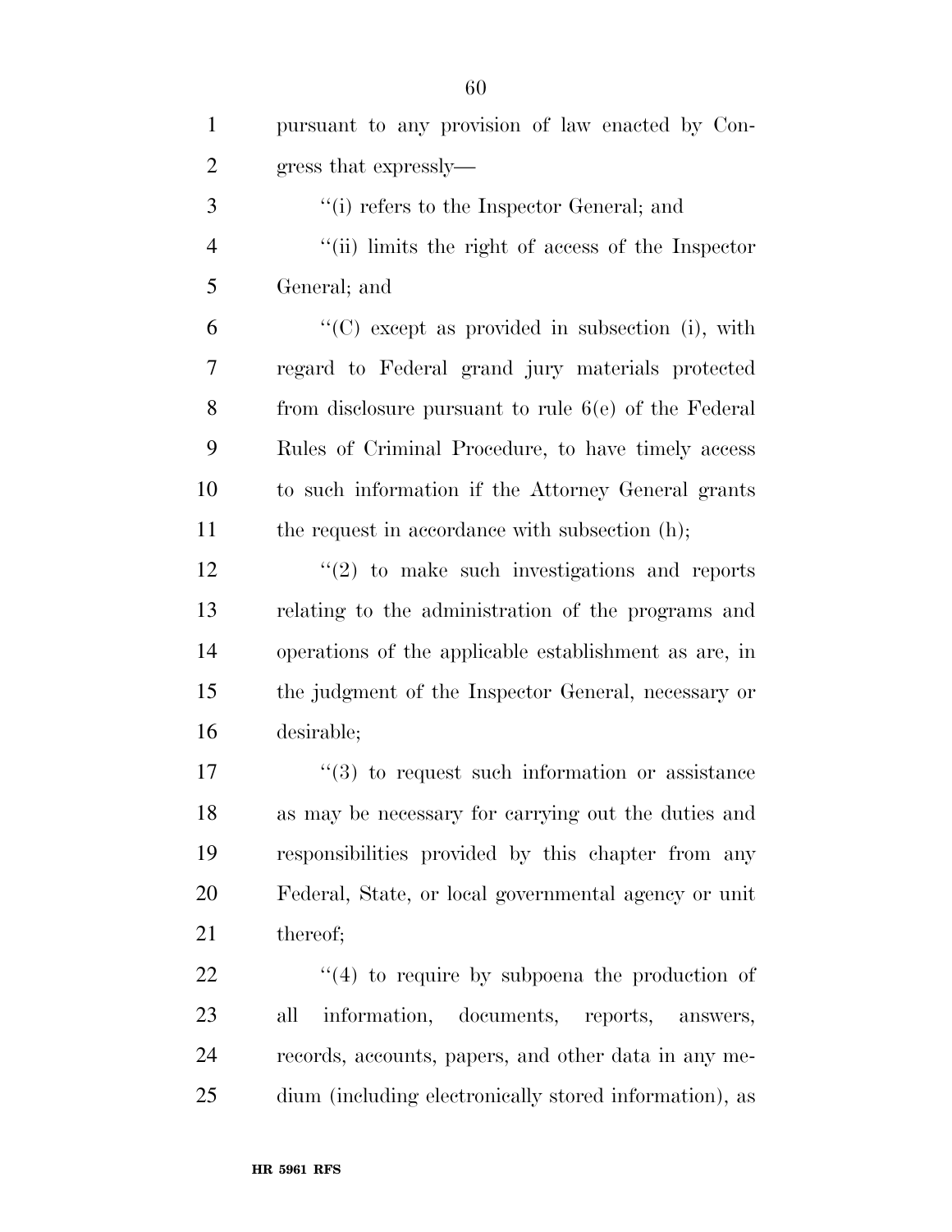pursuant to any provision of law enacted by Congress that expressly—

''(i) refers to the Inspector General; and

''(ii) limits the right of access of the Inspector General; and

''(C) except as provided in subsection (i), with regard to Federal grand jury materials protected from disclosure pursuant to rule 6(e) of the Federal Rules of Criminal Procedure, to have timely access to such information if the Attorney General grants the request in accordance with subsection (h);

''(2) to make such investigations and reports relating to the administration of the programs and operations of the applicable establishment as are, in the judgment of the Inspector General, necessary or desirable;

''(3) to request such information or assistance as may be necessary for carrying out the duties and responsibilities provided by this chapter from any Federal, State, or local governmental agency or unit thereof;

''(4) to require by subpoena the production of all information, documents, reports, answers, records, accounts, papers, and other data in any medium (including electronically stored information), as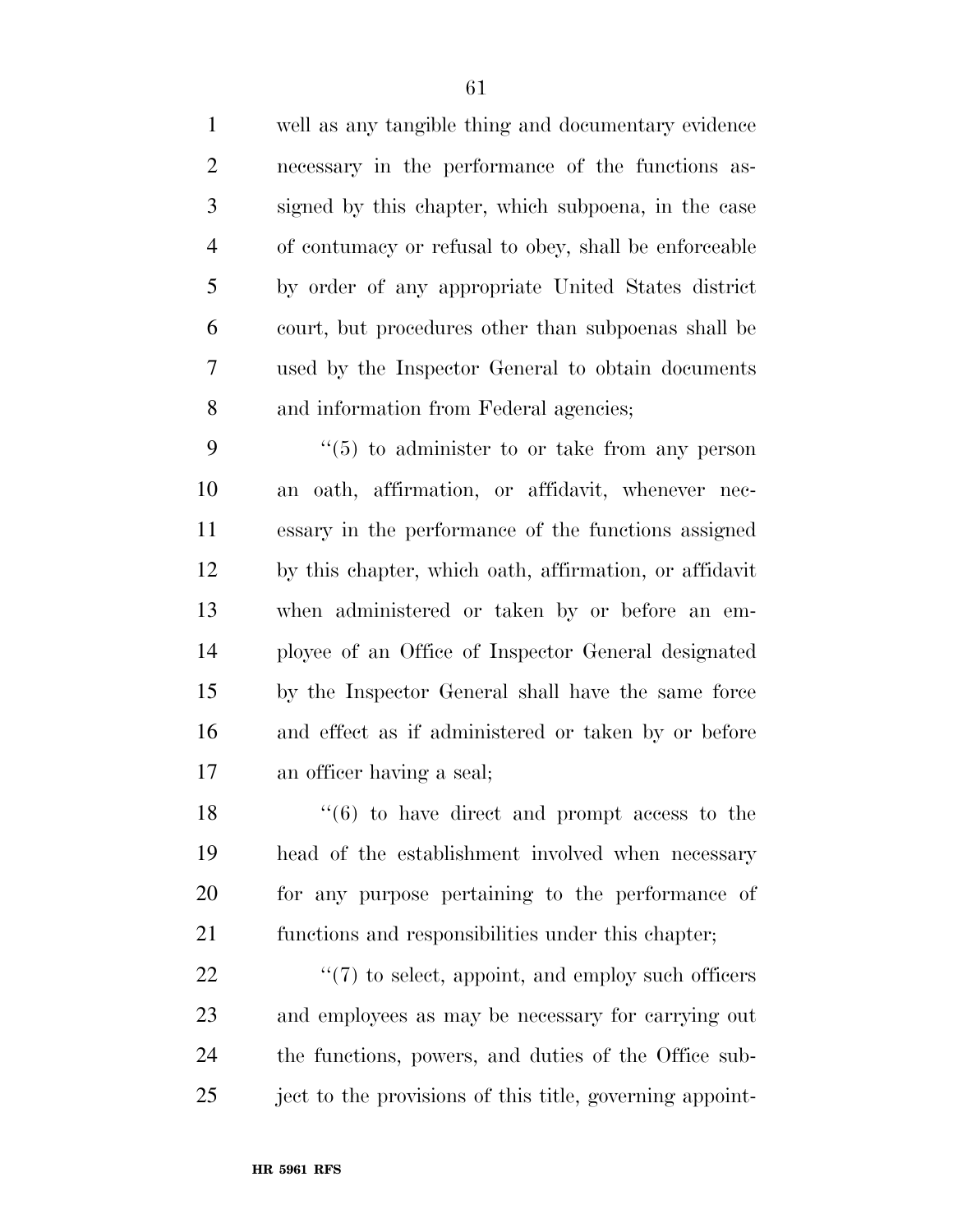well as any tangible thing and documentary evidence necessary in the performance of the functions assigned by this chapter, which subpoena, in the case of contumacy or refusal to obey, shall be enforceable by order of any appropriate United States district court, but procedures other than subpoenas shall be used by the Inspector General to obtain documents and information from Federal agencies;

''(5) to administer to or take from any person an oath, affirmation, or affidavit, whenever necessary in the performance of the functions assigned by this chapter, which oath, affirmation, or affidavit when administered or taken by or before an employee of an Office of Inspector General designated by the Inspector General shall have the same force and effect as if administered or taken by or before an officer having a seal;

''(6) to have direct and prompt access to the head of the establishment involved when necessary for any purpose pertaining to the performance of functions and responsibilities under this chapter;

''(7) to select, appoint, and employ such officers and employees as may be necessary for carrying out the functions, powers, and duties of the Office subject to the provisions of this title, governing appoint-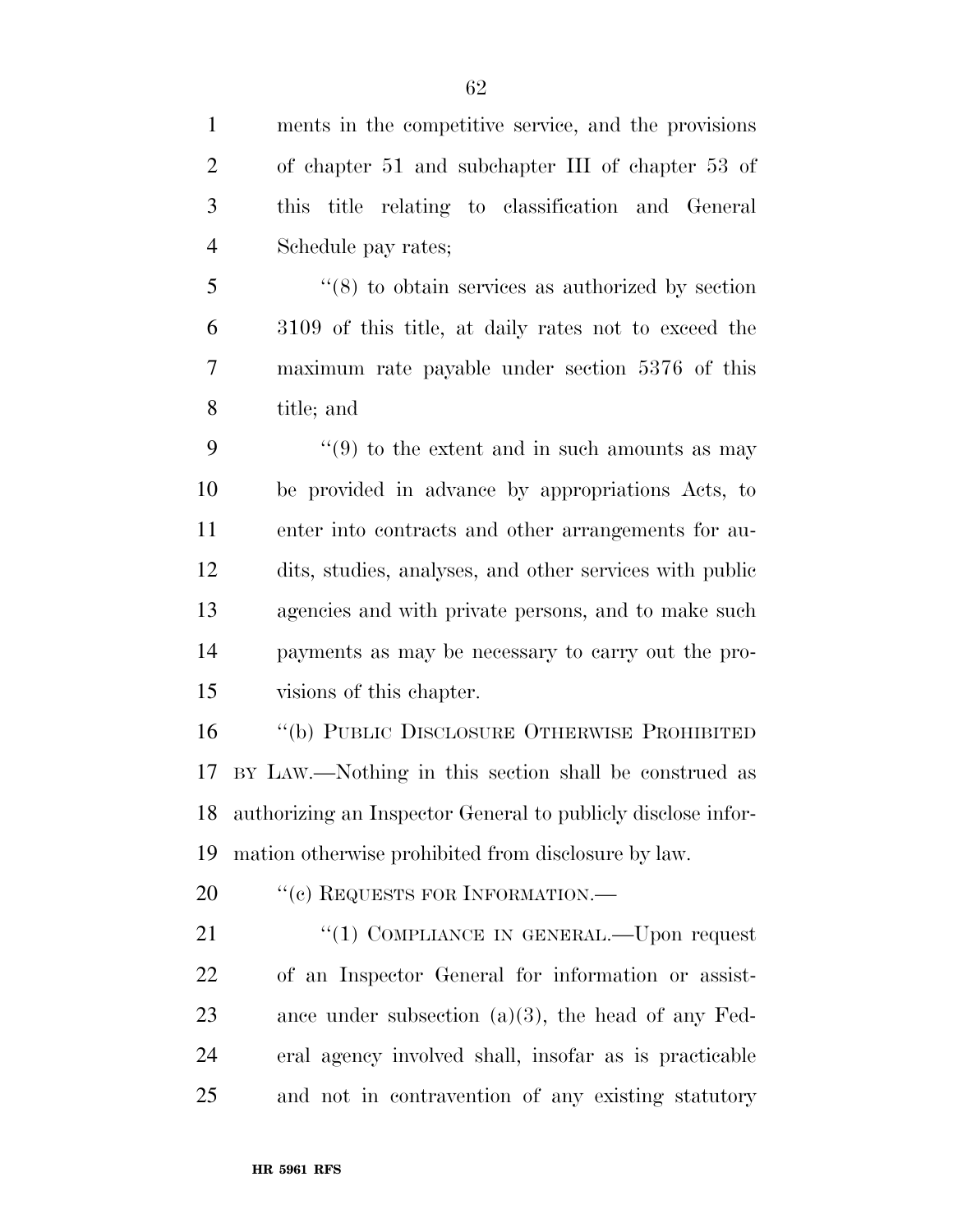ments in the competitive service, and the provisions of chapter 51 and subchapter III of chapter 53 of this title relating to classification and General Schedule pay rates;

"(8) to obtain services as authorized by section 3109 of this title, at daily rates not to exceed the maximum rate payable under section 5376 of this title; and

"(9) to the extent and in such amounts as may be provided in advance by appropriations Acts, to enter into contracts and other arrangements for audits, studies, analyses, and other services with public agencies and with private persons, and to make such payments as may be necessary to carry out the provisions of this chapter.

"(b) PUBLIC DISCLOSURE OTHERWISE PROHIBITED BY LAW.—Nothing in this section shall be construed as authorizing an Inspector General to publicly disclose information otherwise prohibited from disclosure by law.

"(c) REQUESTS FOR INFORMATION.—

"(1) COMPLIANCE IN GENERAL.—Upon request of an Inspector General for information or assistance under subsection (a)(3), the head of any Federal agency involved shall, insofar as is practicable and not in contravention of any existing statutory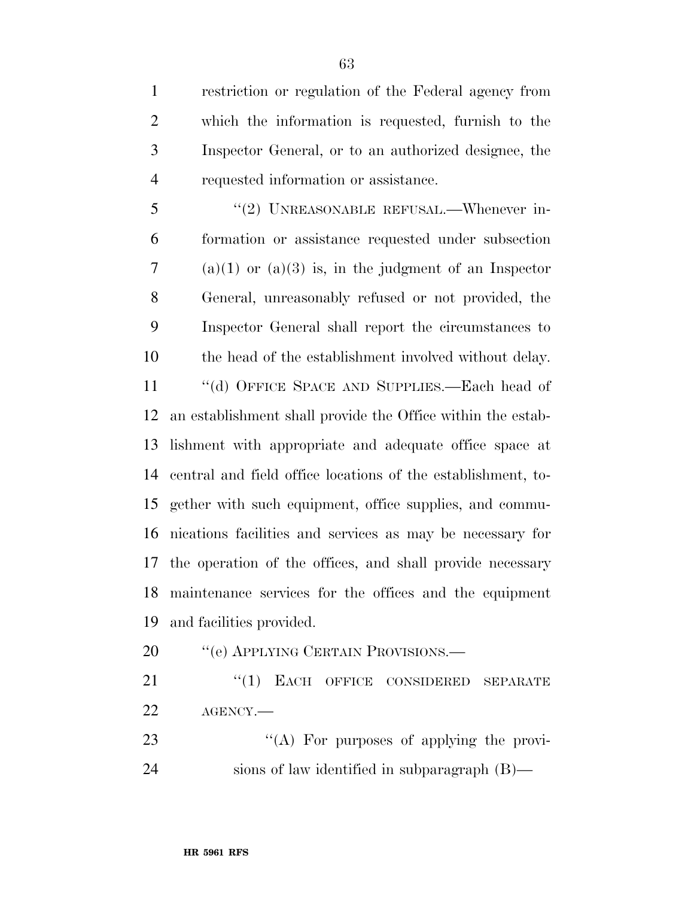restriction or regulation of the Federal agency from which the information is requested, furnish to the Inspector General, or to an authorized designee, the requested information or assistance.

"(2) UNREASONABLE REFUSAL.—Whenever information or assistance requested under subsection (a)(1) or (a)(3) is, in the judgment of an Inspector General, unreasonably refused or not provided, the Inspector General shall report the circumstances to the head of the establishment involved without delay.

"(d) OFFICE SPACE AND SUPPLIES.—Each head of an establishment shall provide the Office within the establishment with appropriate and adequate office space at central and field office locations of the establishment, together with such equipment, office supplies, and communications facilities and services as may be necessary for the operation of the offices, and shall provide necessary maintenance services for the offices and the equipment and facilities provided.

"(e) APPLYING CERTAIN PROVISIONS.—

"(1) EACH OFFICE CONSIDERED SEPARATE AGENCY.—

"(A) For purposes of applying the provisions of law identified in subparagraph (B)—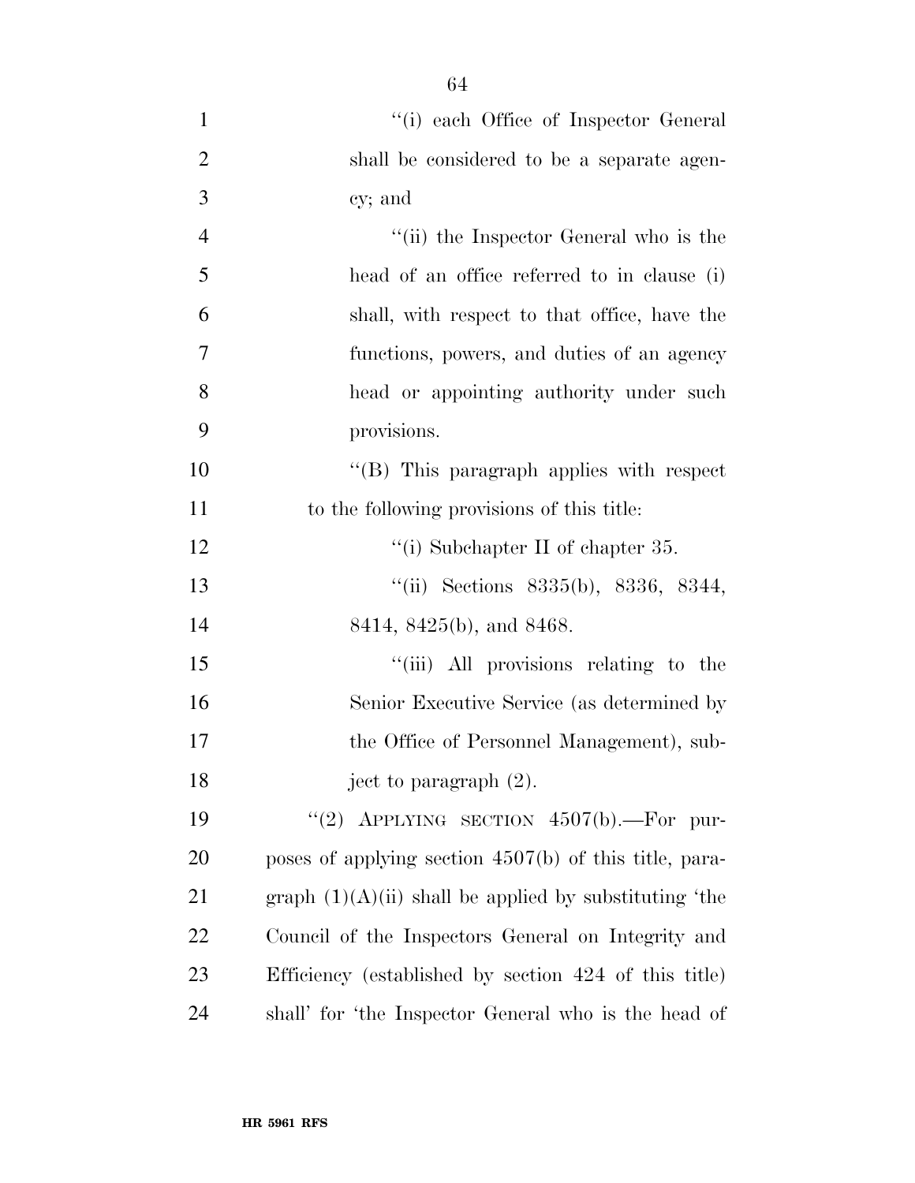"(i) each Office of Inspector General shall be considered to be a separate agency; and

"(ii) the Inspector General who is the head of an office referred to in clause (i) shall, with respect to that office, have the functions, powers, and duties of an agency head or appointing authority under such provisions.

"(B) This paragraph applies with respect to the following provisions of this title:

"(i) Subchapter II of chapter 35.

"(ii) Sections 8335(b), 8336, 8344, 8414, 8425(b), and 8468.

"(iii) All provisions relating to the Senior Executive Service (as determined by the Office of Personnel Management), subject to paragraph (2).

"(2) APPLYING SECTION 4507(b).—For purposes of applying section 4507(b) of this title, paragraph (1)(A)(ii) shall be applied by substituting 'the Council of the Inspectors General on Integrity and Efficiency (established by section 424 of this title) shall' for 'the Inspector General who is the head of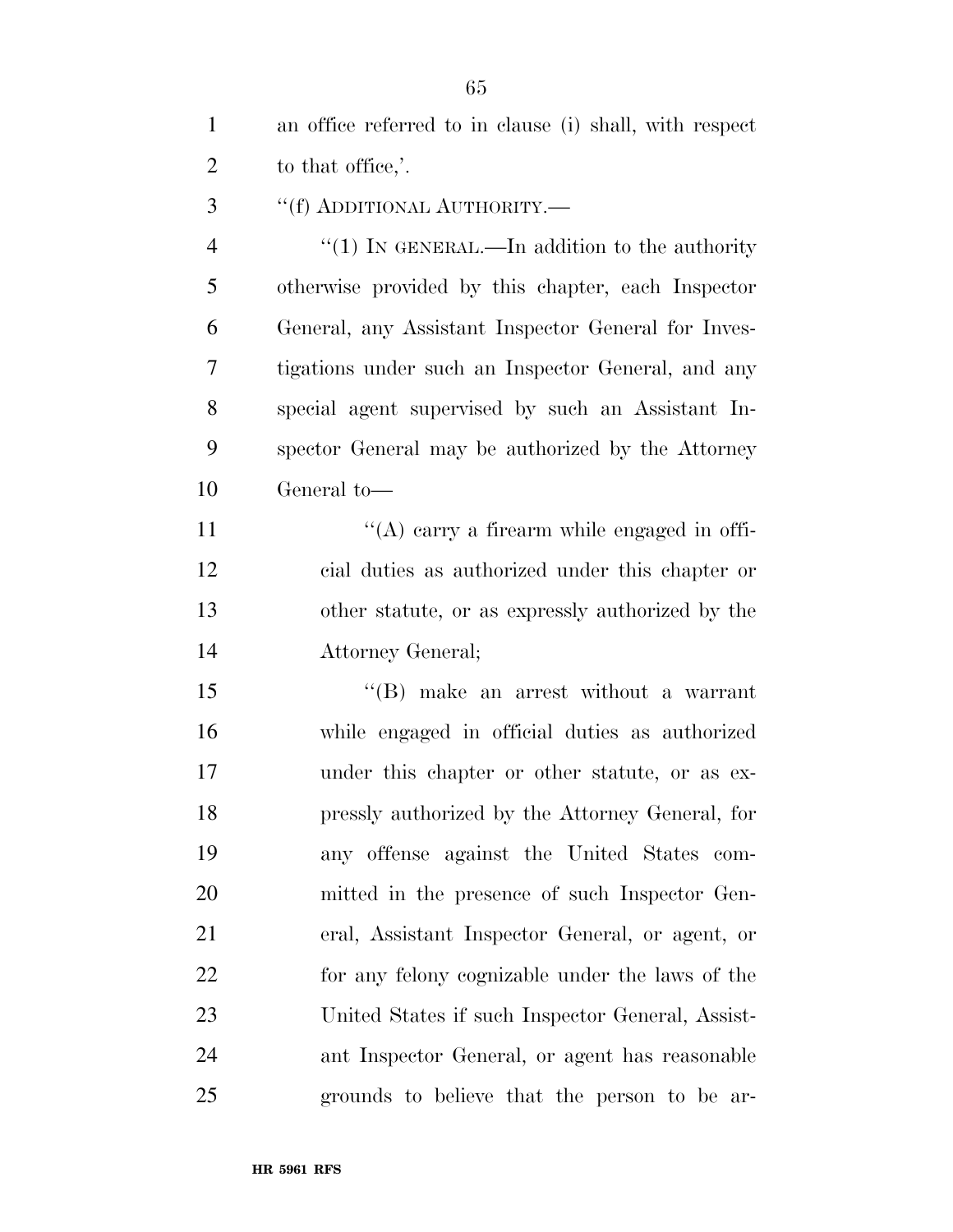an office referred to in clause (i) shall, with respect to that office,'.

''(f) ADDITIONAL AUTHORITY.—

''(1) IN GENERAL.—In addition to the authority otherwise provided by this chapter, each Inspector General, any Assistant Inspector General for Investigations under such an Inspector General, and any special agent supervised by such an Assistant Inspector General may be authorized by the Attorney General to—

''(A) carry a firearm while engaged in official duties as authorized under this chapter or other statute, or as expressly authorized by the Attorney General;

''(B) make an arrest without a warrant while engaged in official duties as authorized under this chapter or other statute, or as expressly authorized by the Attorney General, for any offense against the United States committed in the presence of such Inspector General, Assistant Inspector General, or agent, or for any felony cognizable under the laws of the United States if such Inspector General, Assistant Inspector General, or agent has reasonable grounds to believe that the person to be ar-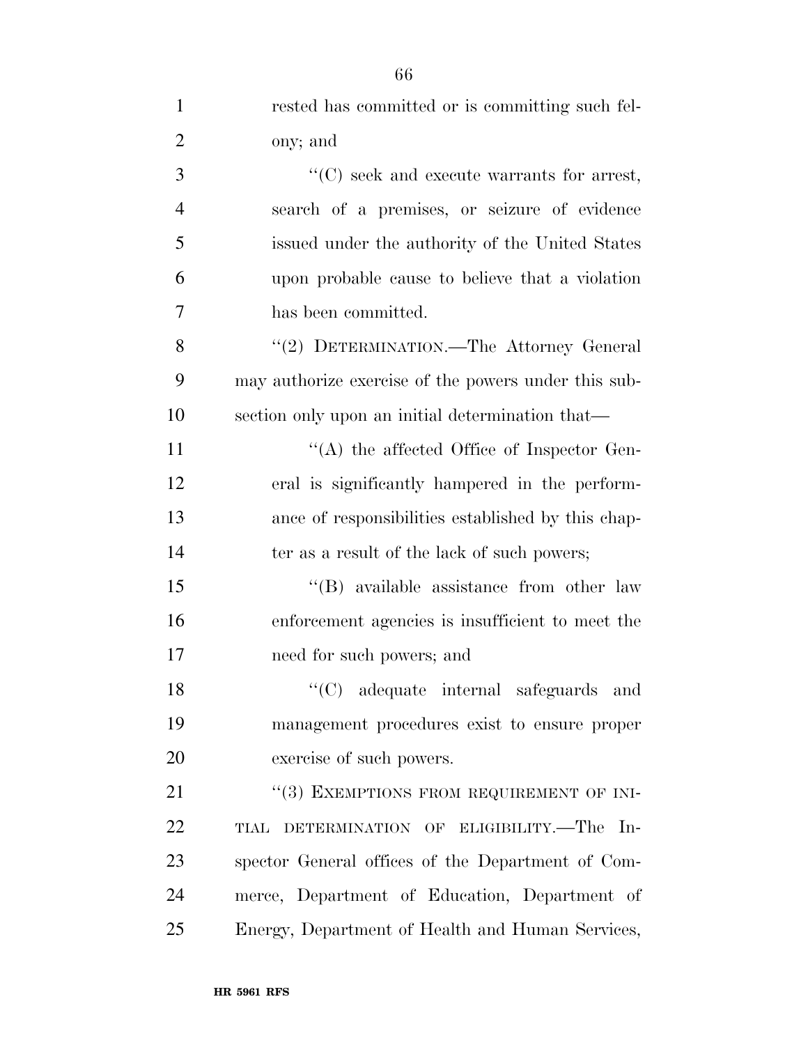rested has committed or is committing such felony; and

''(C) seek and execute warrants for arrest, search of a premises, or seizure of evidence issued under the authority of the United States upon probable cause to believe that a violation has been committed.

''(2) DETERMINATION.—The Attorney General may authorize exercise of the powers under this subsection only upon an initial determination that—

''(A) the affected Office of Inspector General is significantly hampered in the performance of responsibilities established by this chapter as a result of the lack of such powers;

''(B) available assistance from other law enforcement agencies is insufficient to meet the need for such powers; and

''(C) adequate internal safeguards and management procedures exist to ensure proper exercise of such powers.

''(3) EXEMPTIONS FROM REQUIREMENT OF INITIAL DETERMINATION OF ELIGIBILITY.—The Inspector General offices of the Department of Commerce, Department of Education, Department of Energy, Department of Health and Human Services,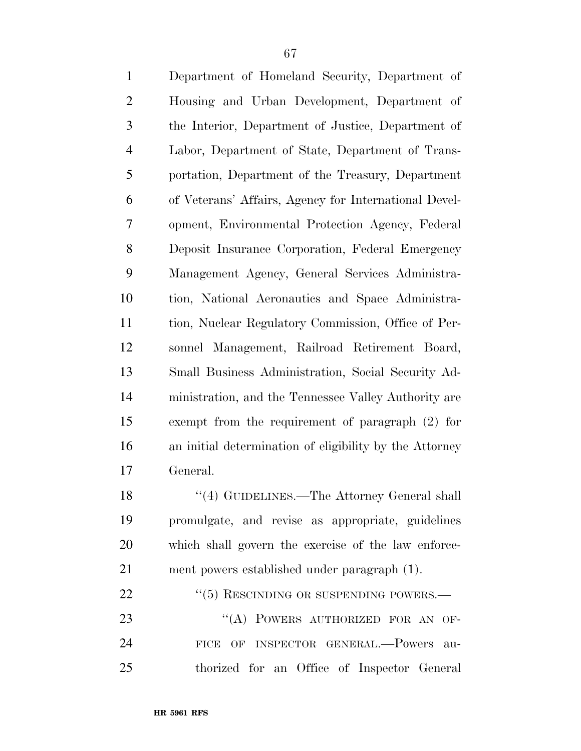Department of Homeland Security, Department of Housing and Urban Development, Department of the Interior, Department of Justice, Department of Labor, Department of State, Department of Transportation, Department of the Treasury, Department of Veterans' Affairs, Agency for International Development, Environmental Protection Agency, Federal Deposit Insurance Corporation, Federal Emergency Management Agency, General Services Administration, National Aeronautics and Space Administration, Nuclear Regulatory Commission, Office of Personnel Management, Railroad Retirement Board, Small Business Administration, Social Security Administration, and the Tennessee Valley Authority are exempt from the requirement of paragraph (2) for an initial determination of eligibility by the Attorney General.

''(4) GUIDELINES.—The Attorney General shall promulgate, and revise as appropriate, guidelines which shall govern the exercise of the law enforcement powers established under paragraph (1).

''(5) RESCINDING OR SUSPENDING POWERS.—

''(A) POWERS AUTHORIZED FOR AN OFFICE OF INSPECTOR GENERAL.—Powers authorized for an Office of Inspector General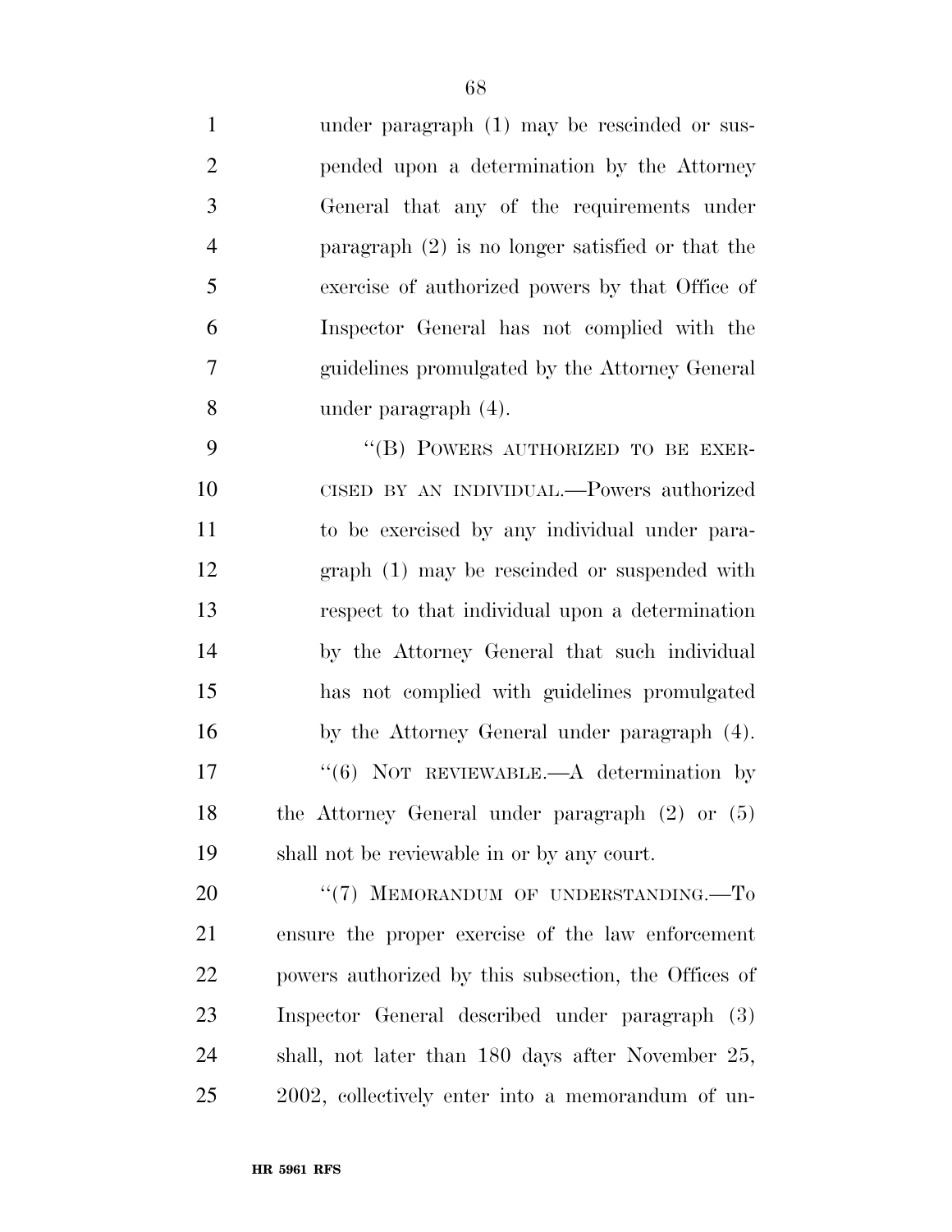under paragraph (1) may be rescinded or suspended upon a determination by the Attorney General that any of the requirements under paragraph (2) is no longer satisfied or that the exercise of authorized powers by that Office of Inspector General has not complied with the guidelines promulgated by the Attorney General under paragraph (4).

"(B) POWERS AUTHORIZED TO BE EXERCISED BY AN INDIVIDUAL.—Powers authorized to be exercised by any individual under paragraph (1) may be rescinded or suspended with respect to that individual upon a determination by the Attorney General that such individual has not complied with guidelines promulgated by the Attorney General under paragraph (4).

"(6) NOT REVIEWABLE.—A determination by the Attorney General under paragraph (2) or (5) shall not be reviewable in or by any court.

"(7) MEMORANDUM OF UNDERSTANDING.—To ensure the proper exercise of the law enforcement powers authorized by this subsection, the Offices of Inspector General described under paragraph (3) shall, not later than 180 days after November 25, 2002, collectively enter into a memorandum of un-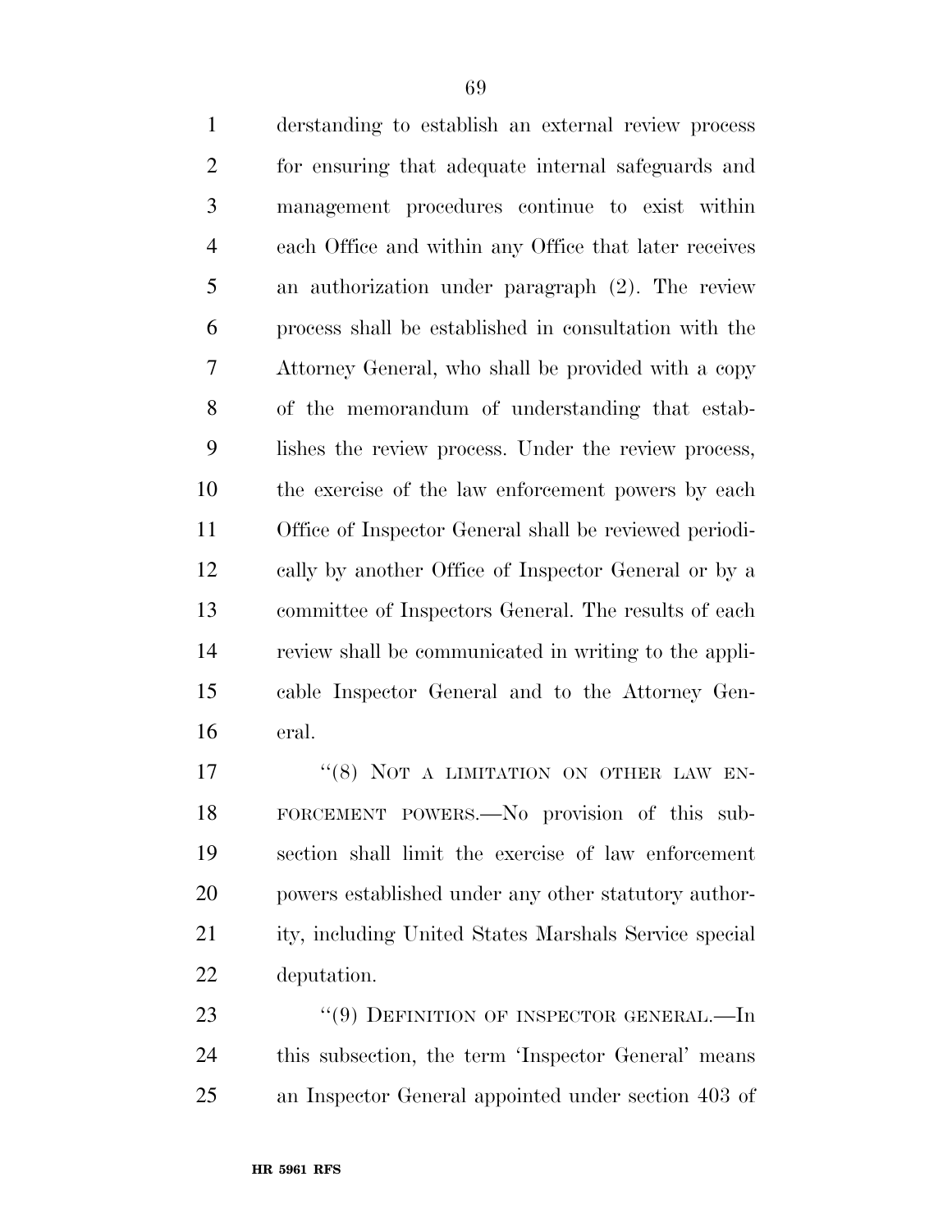derstanding to establish an external review process for ensuring that adequate internal safeguards and management procedures continue to exist within each Office and within any Office that later receives an authorization under paragraph (2). The review process shall be established in consultation with the Attorney General, who shall be provided with a copy of the memorandum of understanding that establishes the review process. Under the review process, the exercise of the law enforcement powers by each Office of Inspector General shall be reviewed periodically by another Office of Inspector General or by a committee of Inspectors General. The results of each review shall be communicated in writing to the applicable Inspector General and to the Attorney General.

"(8) NOT A LIMITATION ON OTHER LAW ENFORCEMENT POWERS.—No provision of this subsection shall limit the exercise of law enforcement powers established under any other statutory authority, including United States Marshals Service special deputation.

"(9) DEFINITION OF INSPECTOR GENERAL.—In this subsection, the term 'Inspector General' means an Inspector General appointed under section 403 of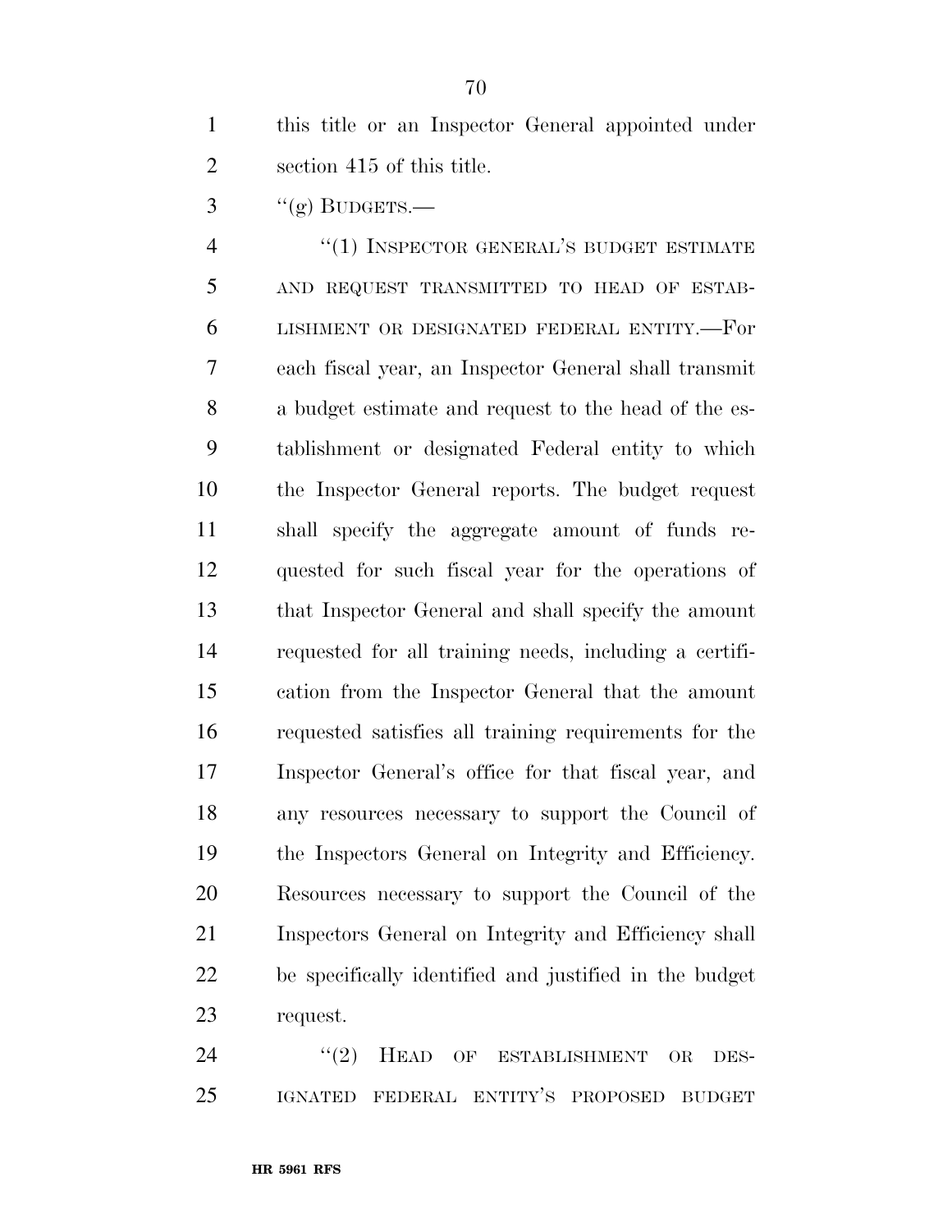this title or an Inspector General appointed under section 415 of this title.

"(g) BUDGETS.—

"(1) INSPECTOR GENERAL'S BUDGET ESTIMATE AND REQUEST TRANSMITTED TO HEAD OF ESTABLISHMENT OR DESIGNATED FEDERAL ENTITY.—For each fiscal year, an Inspector General shall transmit a budget estimate and request to the head of the establishment or designated Federal entity to which the Inspector General reports. The budget request shall specify the aggregate amount of funds requested for such fiscal year for the operations of that Inspector General and shall specify the amount requested for all training needs, including a certification from the Inspector General that the amount requested satisfies all training requirements for the Inspector General's office for that fiscal year, and any resources necessary to support the Council of the Inspectors General on Integrity and Efficiency. Resources necessary to support the Council of the Inspectors General on Integrity and Efficiency shall be specifically identified and justified in the budget request.

"(2) HEAD OF ESTABLISHMENT OR DESIGNATED FEDERAL ENTITY'S PROPOSED BUDGET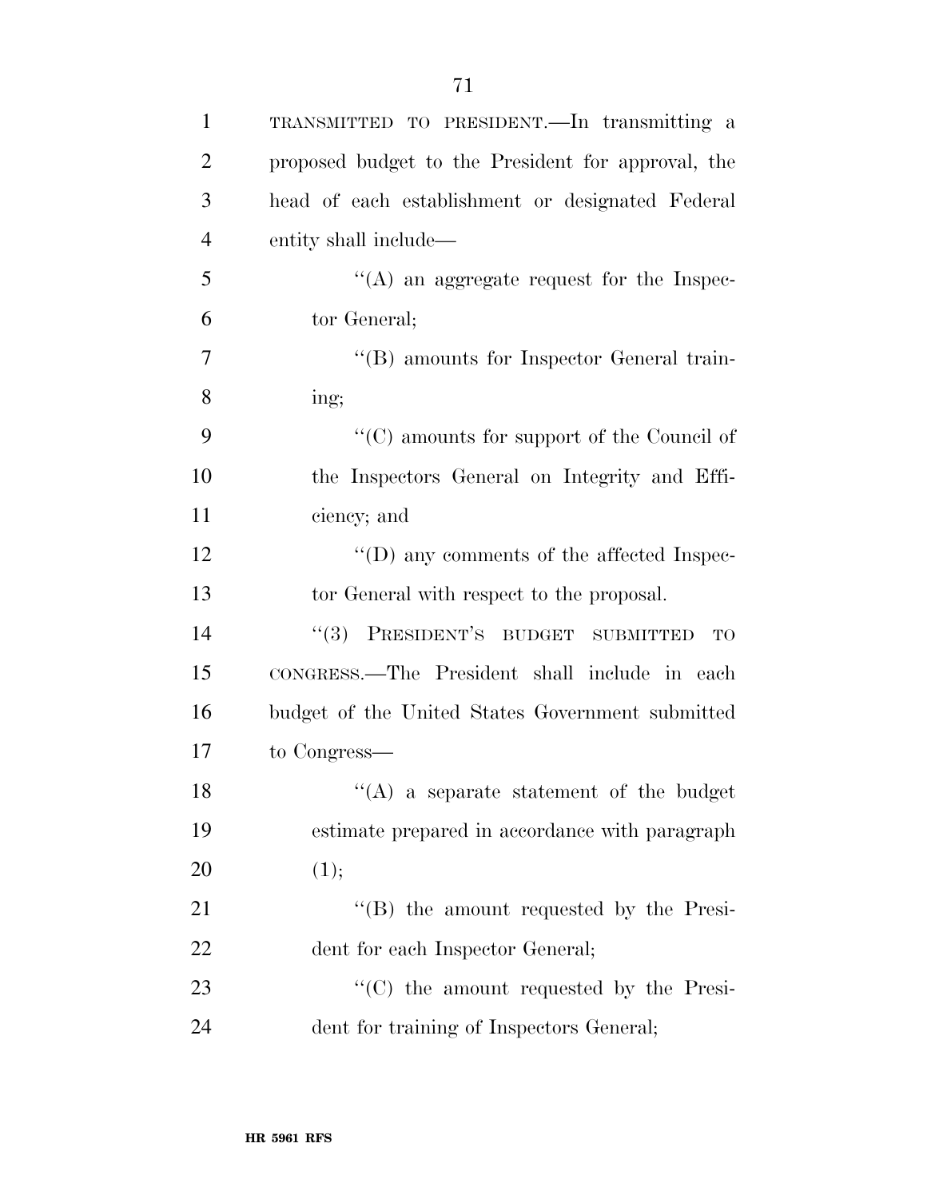TRANSMITTED TO PRESIDENT.—In transmitting a proposed budget to the President for approval, the head of each establishment or designated Federal entity shall include—

''(A) an aggregate request for the Inspector General;

''(B) amounts for Inspector General training;

''(C) amounts for support of the Council of the Inspectors General on Integrity and Efficiency; and

''(D) any comments of the affected Inspector General with respect to the proposal.

''(3) PRESIDENT'S BUDGET SUBMITTED TO CONGRESS.—The President shall include in each budget of the United States Government submitted to Congress—

''(A) a separate statement of the budget estimate prepared in accordance with paragraph (1);

''(B) the amount requested by the President for each Inspector General;

''(C) the amount requested by the President for training of Inspectors General;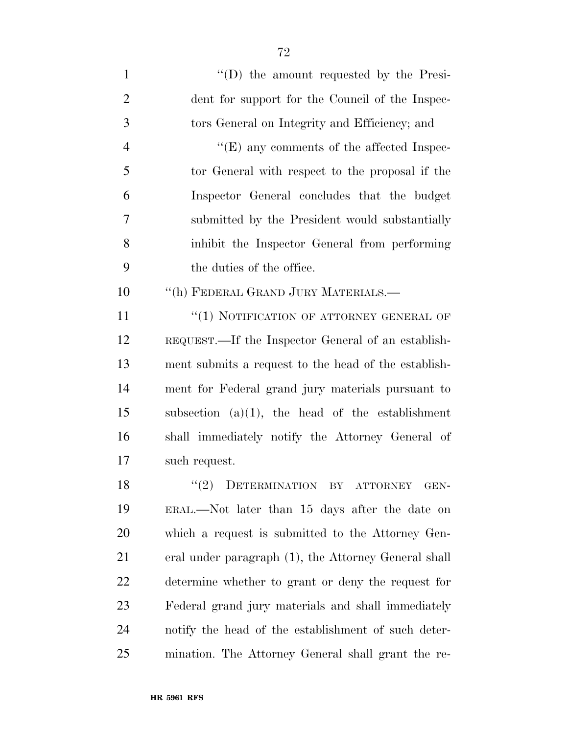''(D) the amount requested by the President for support for the Council of the Inspectors General on Integrity and Efficiency; and

''(E) any comments of the affected Inspector General with respect to the proposal if the Inspector General concludes that the budget submitted by the President would substantially inhibit the Inspector General from performing the duties of the office.

''(h) FEDERAL GRAND JURY MATERIALS.—

''(1) NOTIFICATION OF ATTORNEY GENERAL OF REQUEST.—If the Inspector General of an establishment submits a request to the head of the establishment for Federal grand jury materials pursuant to subsection (a)(1), the head of the establishment shall immediately notify the Attorney General of such request.

''(2) DETERMINATION BY ATTORNEY GENERAL.—Not later than 15 days after the date on which a request is submitted to the Attorney General under paragraph (1), the Attorney General shall determine whether to grant or deny the request for Federal grand jury materials and shall immediately notify the head of the establishment of such determination. The Attorney General shall grant the re-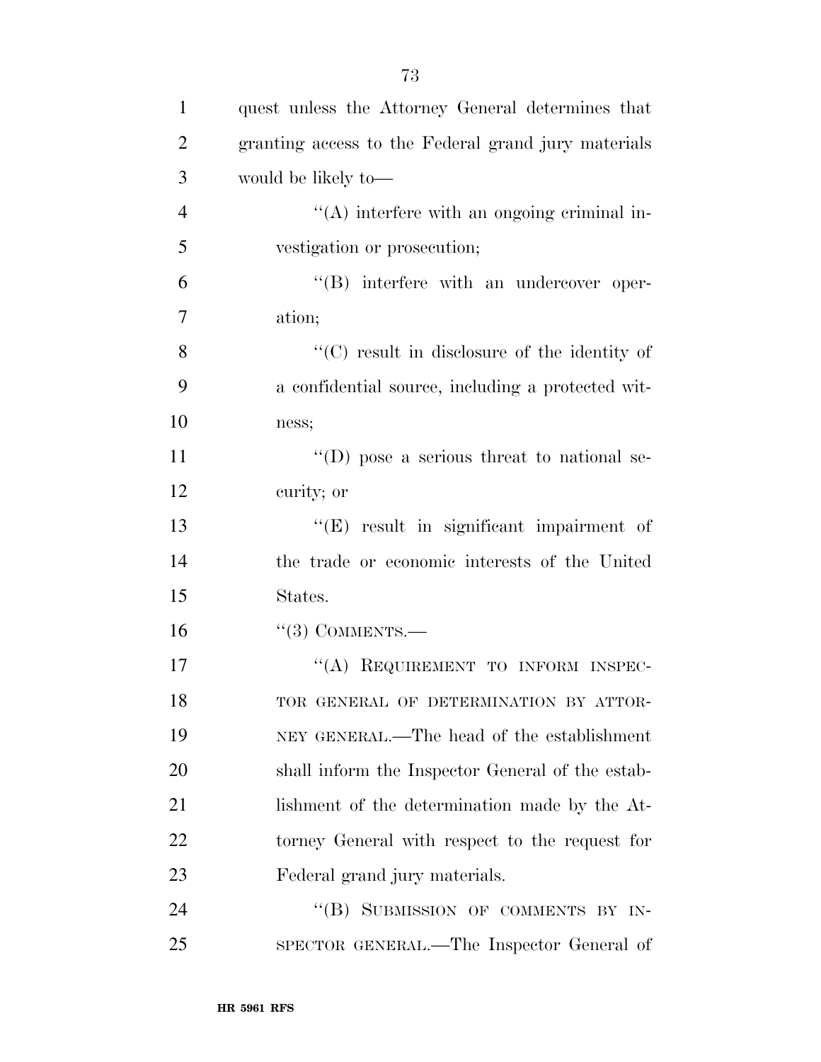quest unless the Attorney General determines that granting access to the Federal grand jury materials would be likely to—

''(A) interfere with an ongoing criminal investigation or prosecution;

''(B) interfere with an undercover operation;

''(C) result in disclosure of the identity of a confidential source, including a protected witness;

''(D) pose a serious threat to national security; or

''(E) result in significant impairment of the trade or economic interests of the United States.

''(3) COMMENTS.—

''(A) REQUIREMENT TO INFORM INSPECTOR GENERAL OF DETERMINATION BY ATTORNEY GENERAL.—The head of the establishment shall inform the Inspector General of the establishment of the determination made by the Attorney General with respect to the request for Federal grand jury materials.

''(B) SUBMISSION OF COMMENTS BY INSPECTOR GENERAL.—The Inspector General of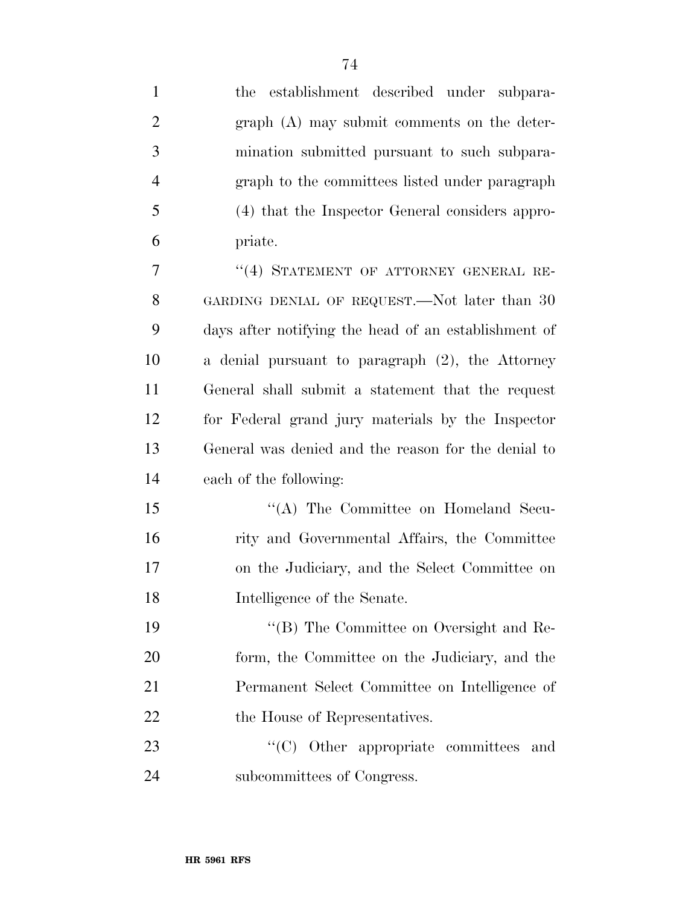the establishment described under subparagraph (A) may submit comments on the determination submitted pursuant to such subparagraph to the committees listed under paragraph (4) that the Inspector General considers appropriate.

"(4) STATEMENT OF ATTORNEY GENERAL REGARDING DENIAL OF REQUEST.—Not later than 30 days after notifying the head of an establishment of a denial pursuant to paragraph (2), the Attorney General shall submit a statement that the request for Federal grand jury materials by the Inspector General was denied and the reason for the denial to each of the following:

"(A) The Committee on Homeland Security and Governmental Affairs, the Committee on the Judiciary, and the Select Committee on Intelligence of the Senate.

"(B) The Committee on Oversight and Reform, the Committee on the Judiciary, and the Permanent Select Committee on Intelligence of the House of Representatives.

"(C) Other appropriate committees and subcommittees of Congress.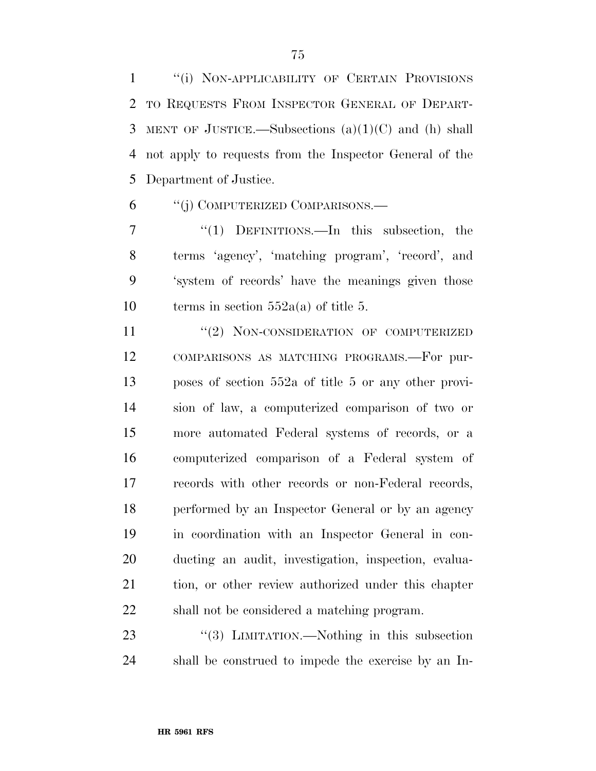"(i) Non-applicability of Certain Provisions to Requests From Inspector General of Department of Justice.—Subsections (a)(1)(C) and (h) shall not apply to requests from the Inspector General of the Department of Justice.

"(j) Computerized Comparisons.—

"(1) Definitions.—In this subsection, the terms 'agency', 'matching program', 'record', and 'system of records' have the meanings given those terms in section 552a(a) of title 5.

"(2) Non-consideration of computerized comparisons as matching programs.—For purposes of section 552a of title 5 or any other provision of law, a computerized comparison of two or more automated Federal systems of records, or a computerized comparison of a Federal system of records with other records or non-Federal records, performed by an Inspector General or by an agency in coordination with an Inspector General in conducting an audit, investigation, inspection, evaluation, or other review authorized under this chapter shall not be considered a matching program.

"(3) Limitation.—Nothing in this subsection shall be construed to impede the exercise by an In-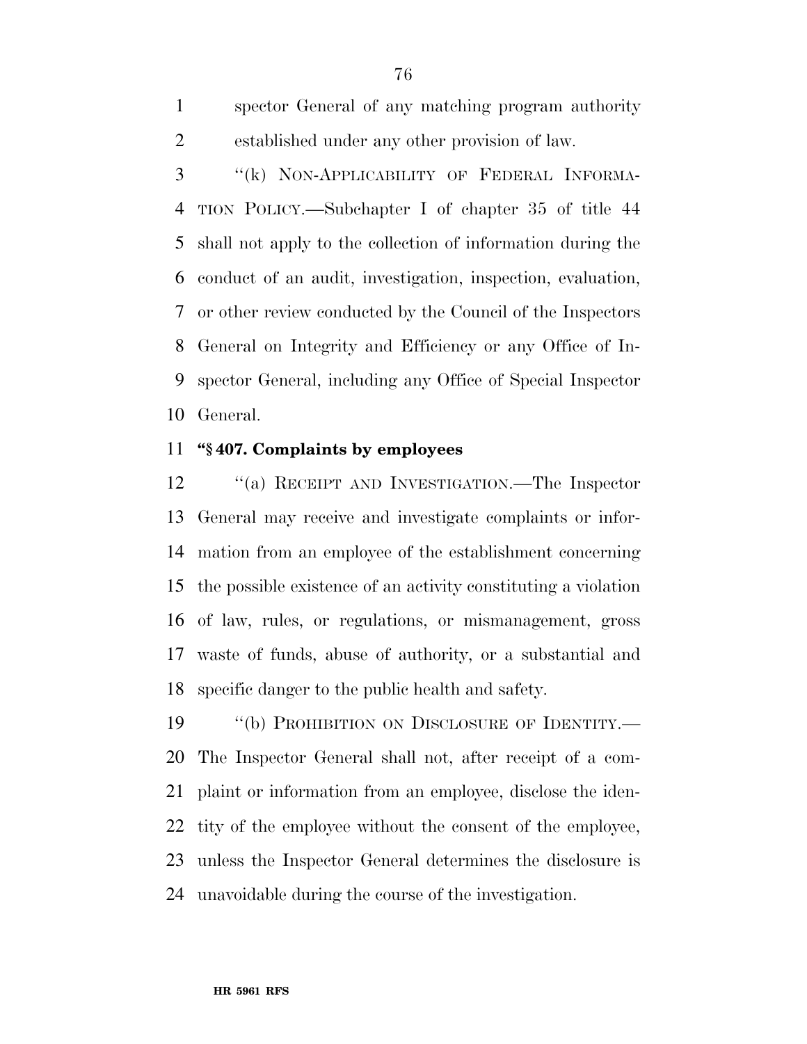spector General of any matching program authority established under any other provision of law.

"(k) NON-APPLICABILITY OF FEDERAL INFORMATION POLICY.—Subchapter I of chapter 35 of title 44 shall not apply to the collection of information during the conduct of an audit, investigation, inspection, evaluation, or other review conducted by the Council of the Inspectors General on Integrity and Efficiency or any Office of Inspector General, including any Office of Special Inspector General.

**"§ 407. Complaints by employees**

"(a) RECEIPT AND INVESTIGATION.—The Inspector General may receive and investigate complaints or information from an employee of the establishment concerning the possible existence of an activity constituting a violation of law, rules, or regulations, or mismanagement, gross waste of funds, abuse of authority, or a substantial and specific danger to the public health and safety.

"(b) PROHIBITION ON DISCLOSURE OF IDENTITY.—The Inspector General shall not, after receipt of a complaint or information from an employee, disclose the identity of the employee without the consent of the employee, unless the Inspector General determines the disclosure is unavoidable during the course of the investigation.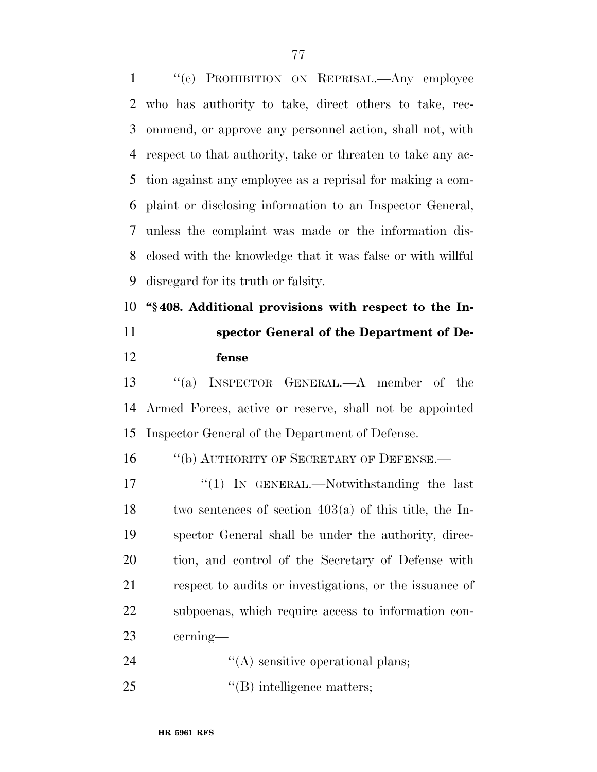''(c) PROHIBITION ON REPRISAL.—Any employee who has authority to take, direct others to take, recommend, or approve any personnel action, shall not, with respect to that authority, take or threaten to take any action against any employee as a reprisal for making a complaint or disclosing information to an Inspector General, unless the complaint was made or the information disclosed with the knowledge that it was false or with willful disregard for its truth or falsity.

**''§ 408. Additional provisions with respect to the Inspector General of the Department of Defense**

''(a) INSPECTOR GENERAL.—A member of the Armed Forces, active or reserve, shall not be appointed Inspector General of the Department of Defense.

''(b) AUTHORITY OF SECRETARY OF DEFENSE.—

''(1) IN GENERAL.—Notwithstanding the last two sentences of section 403(a) of this title, the Inspector General shall be under the authority, direction, and control of the Secretary of Defense with respect to audits or investigations, or the issuance of subpoenas, which require access to information concerning—

''(A) sensitive operational plans;

''(B) intelligence matters;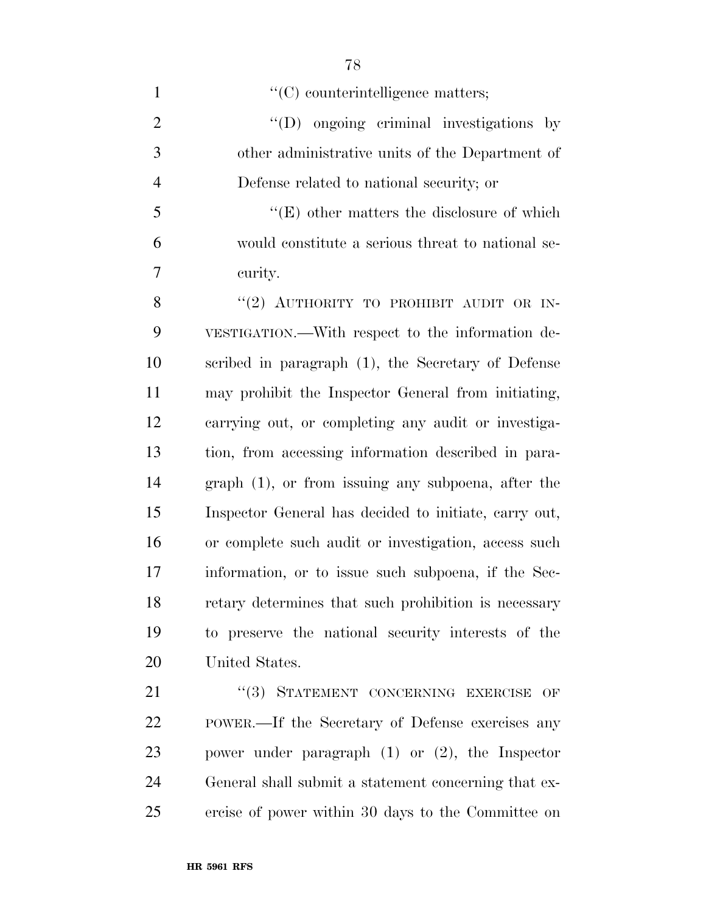''(C) counterintelligence matters;

''(D) ongoing criminal investigations by other administrative units of the Department of Defense related to national security; or

''(E) other matters the disclosure of which would constitute a serious threat to national security.

''(2) AUTHORITY TO PROHIBIT AUDIT OR INVESTIGATION.—With respect to the information described in paragraph (1), the Secretary of Defense may prohibit the Inspector General from initiating, carrying out, or completing any audit or investigation, from accessing information described in paragraph (1), or from issuing any subpoena, after the Inspector General has decided to initiate, carry out, or complete such audit or investigation, access such information, or to issue such subpoena, if the Secretary determines that such prohibition is necessary to preserve the national security interests of the United States.

''(3) STATEMENT CONCERNING EXERCISE OF POWER.—If the Secretary of Defense exercises any power under paragraph (1) or (2), the Inspector General shall submit a statement concerning that exercise of power within 30 days to the Committee on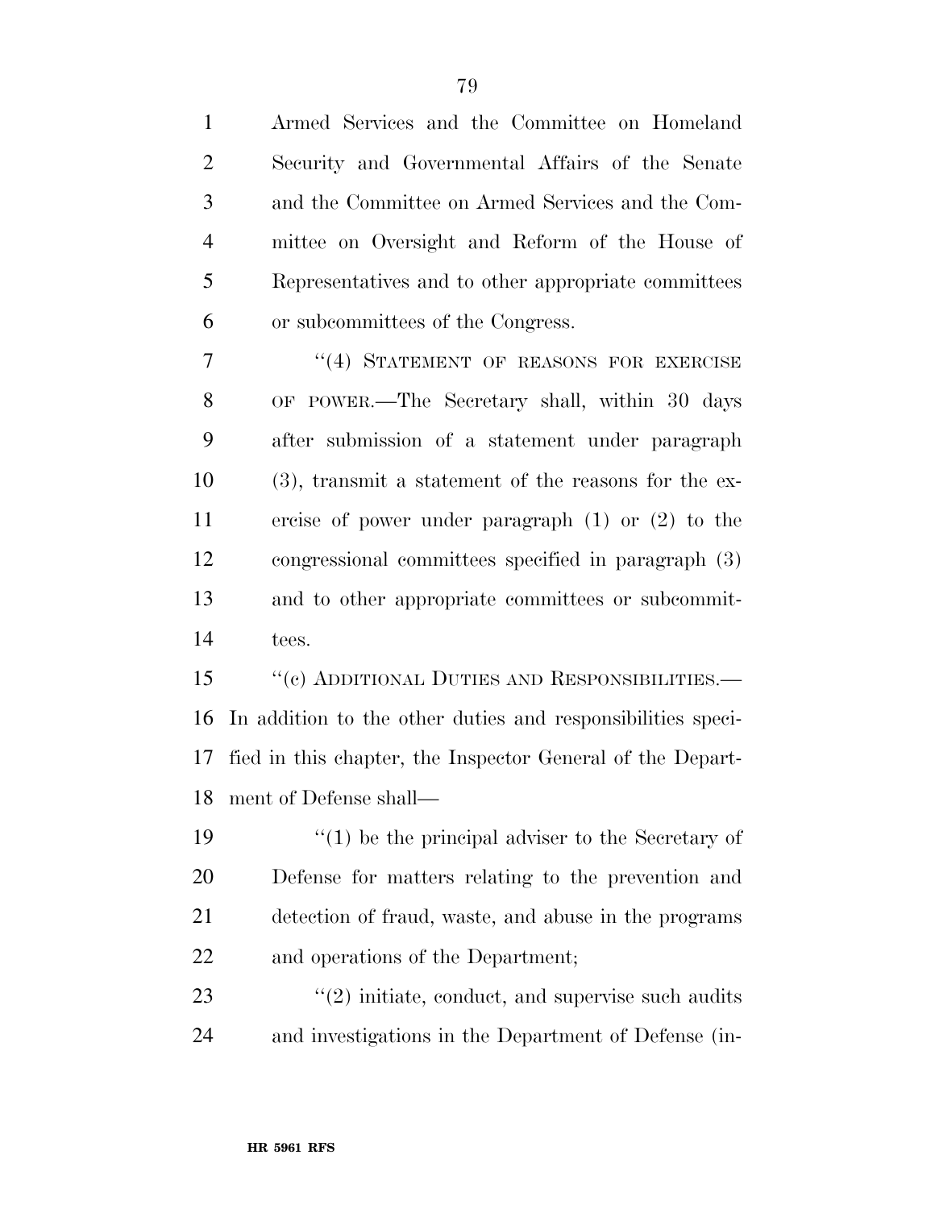Armed Services and the Committee on Homeland Security and Governmental Affairs of the Senate and the Committee on Armed Services and the Committee on Oversight and Reform of the House of Representatives and to other appropriate committees or subcommittees of the Congress.

"(4) STATEMENT OF REASONS FOR EXERCISE OF POWER.—The Secretary shall, within 30 days after submission of a statement under paragraph (3), transmit a statement of the reasons for the exercise of power under paragraph (1) or (2) to the congressional committees specified in paragraph (3) and to other appropriate committees or subcommittees.

"(c) ADDITIONAL DUTIES AND RESPONSIBILITIES.— In addition to the other duties and responsibilities specified in this chapter, the Inspector General of the Department of Defense shall—

"(1) be the principal adviser to the Secretary of Defense for matters relating to the prevention and detection of fraud, waste, and abuse in the programs and operations of the Department;

"(2) initiate, conduct, and supervise such audits and investigations in the Department of Defense (in-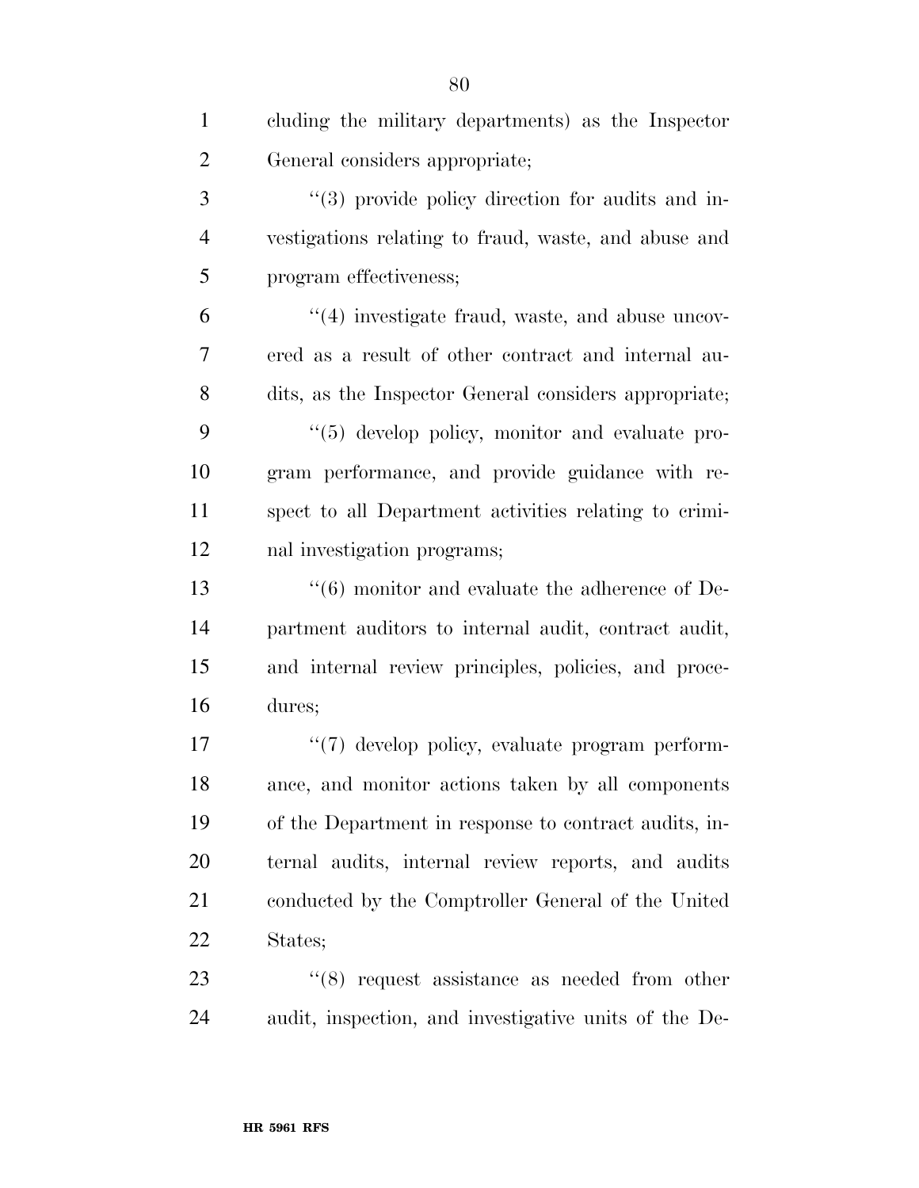cluding the military departments) as the Inspector General considers appropriate;

''(3) provide policy direction for audits and investigations relating to fraud, waste, and abuse and program effectiveness;

''(4) investigate fraud, waste, and abuse uncovered as a result of other contract and internal audits, as the Inspector General considers appropriate;

''(5) develop policy, monitor and evaluate program performance, and provide guidance with respect to all Department activities relating to criminal investigation programs;

''(6) monitor and evaluate the adherence of Department auditors to internal audit, contract audit, and internal review principles, policies, and procedures;

''(7) develop policy, evaluate program performance, and monitor actions taken by all components of the Department in response to contract audits, internal audits, internal review reports, and audits conducted by the Comptroller General of the United States;

''(8) request assistance as needed from other audit, inspection, and investigative units of the De-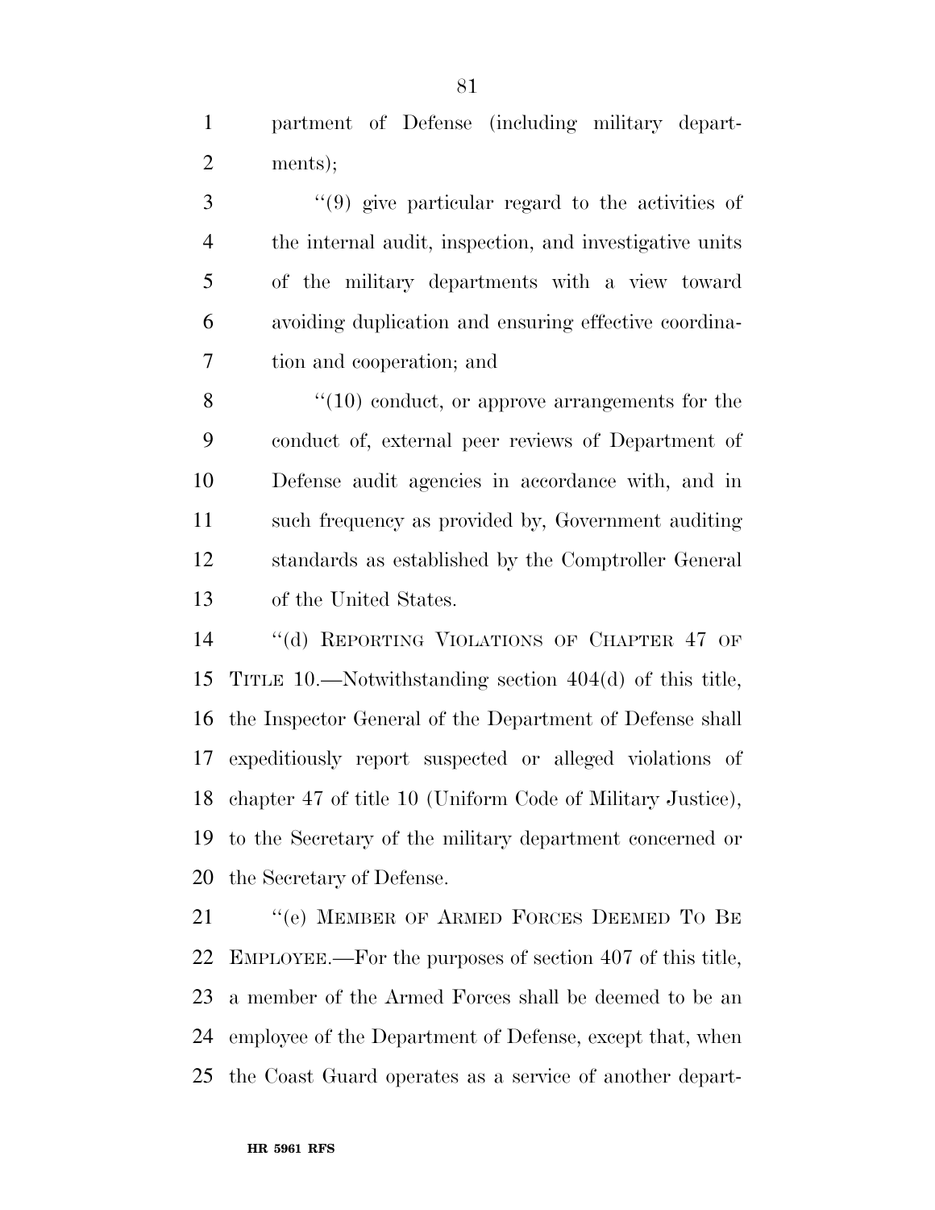partment of Defense (including military departments);

''(9) give particular regard to the activities of the internal audit, inspection, and investigative units of the military departments with a view toward avoiding duplication and ensuring effective coordination and cooperation; and

''(10) conduct, or approve arrangements for the conduct of, external peer reviews of Department of Defense audit agencies in accordance with, and in such frequency as provided by, Government auditing standards as established by the Comptroller General of the United States.

''(d) REPORTING VIOLATIONS OF CHAPTER 47 OF TITLE 10.—Notwithstanding section 404(d) of this title, the Inspector General of the Department of Defense shall expeditiously report suspected or alleged violations of chapter 47 of title 10 (Uniform Code of Military Justice), to the Secretary of the military department concerned or the Secretary of Defense.

''(e) MEMBER OF ARMED FORCES DEEMED TO BE EMPLOYEE.—For the purposes of section 407 of this title, a member of the Armed Forces shall be deemed to be an employee of the Department of Defense, except that, when the Coast Guard operates as a service of another depart-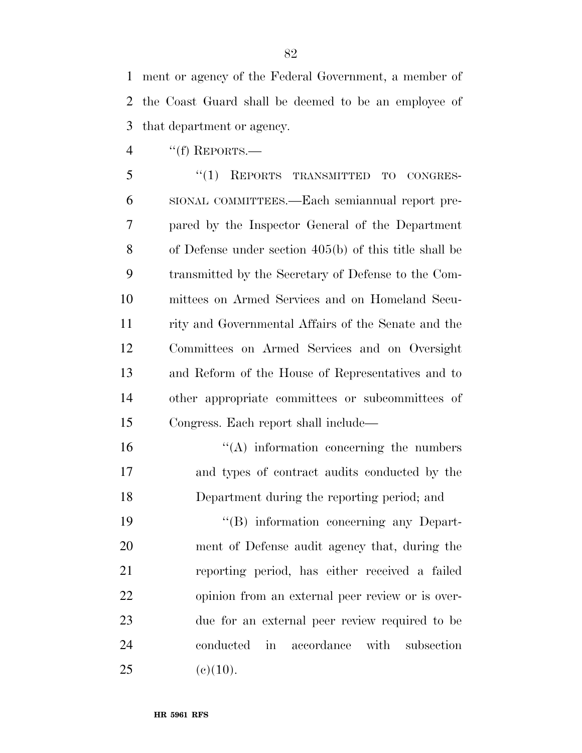ment or agency of the Federal Government, a member of the Coast Guard shall be deemed to be an employee of that department or agency.

"(f) REPORTS.—

"(1) REPORTS TRANSMITTED TO CONGRESSIONAL COMMITTEES.—Each semiannual report prepared by the Inspector General of the Department of Defense under section 405(b) of this title shall be transmitted by the Secretary of Defense to the Committees on Armed Services and on Homeland Security and Governmental Affairs of the Senate and the Committees on Armed Services and on Oversight and Reform of the House of Representatives and to other appropriate committees or subcommittees of Congress. Each report shall include—

"(A) information concerning the numbers and types of contract audits conducted by the Department during the reporting period; and

"(B) information concerning any Department of Defense audit agency that, during the reporting period, has either received a failed opinion from an external peer review or is overdue for an external peer review required to be conducted in accordance with subsection (c)(10).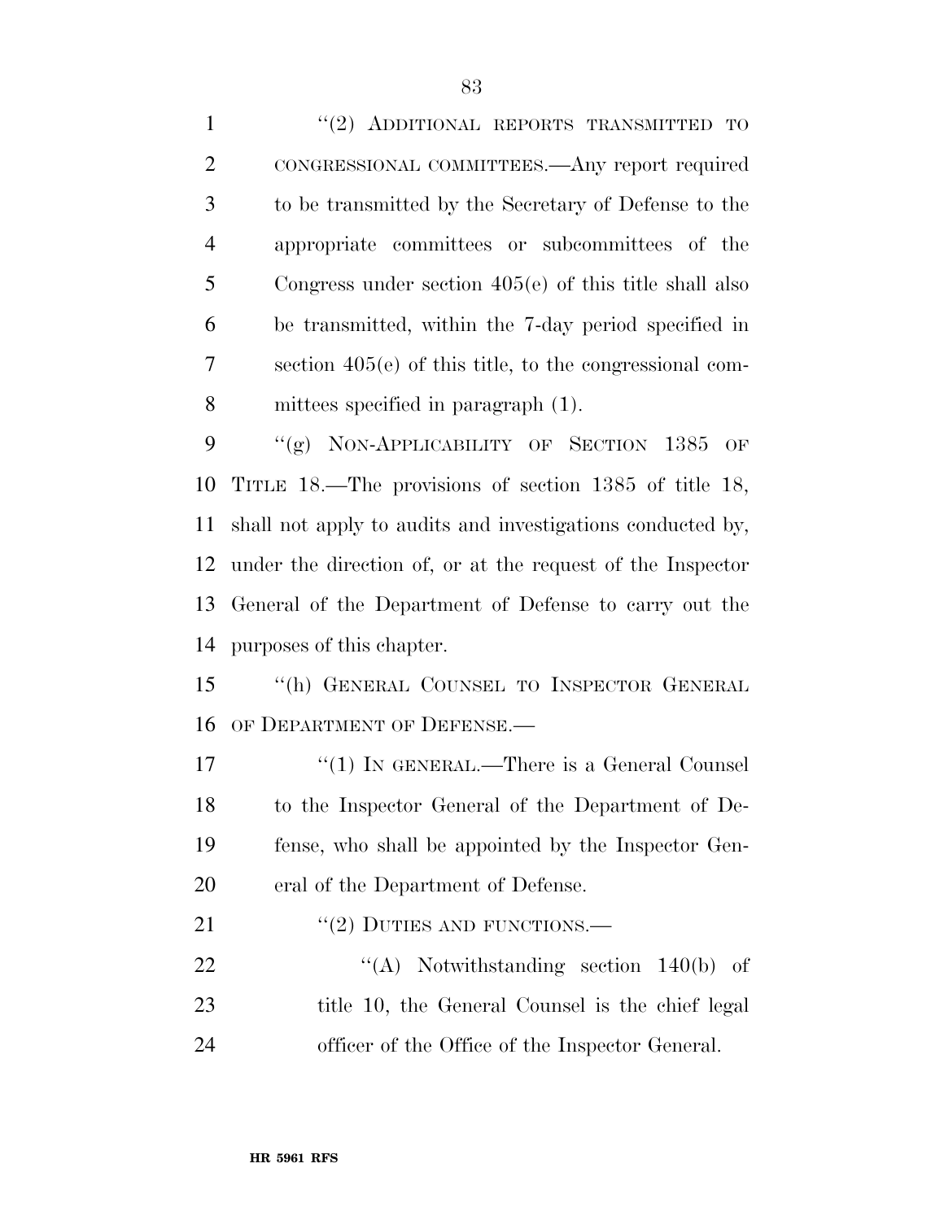"(2) ADDITIONAL REPORTS TRANSMITTED TO CONGRESSIONAL COMMITTEES.—Any report required to be transmitted by the Secretary of Defense to the appropriate committees or subcommittees of the Congress under section 405(e) of this title shall also be transmitted, within the 7-day period specified in section 405(e) of this title, to the congressional committees specified in paragraph (1).

"(g) NON-APPLICABILITY OF SECTION 1385 OF TITLE 18.—The provisions of section 1385 of title 18, shall not apply to audits and investigations conducted by, under the direction of, or at the request of the Inspector General of the Department of Defense to carry out the purposes of this chapter.

"(h) GENERAL COUNSEL TO INSPECTOR GENERAL OF DEPARTMENT OF DEFENSE.—

"(1) IN GENERAL.—There is a General Counsel to the Inspector General of the Department of Defense, who shall be appointed by the Inspector General of the Department of Defense.

"(2) DUTIES AND FUNCTIONS.—

"(A) Notwithstanding section 140(b) of title 10, the General Counsel is the chief legal officer of the Office of the Inspector General.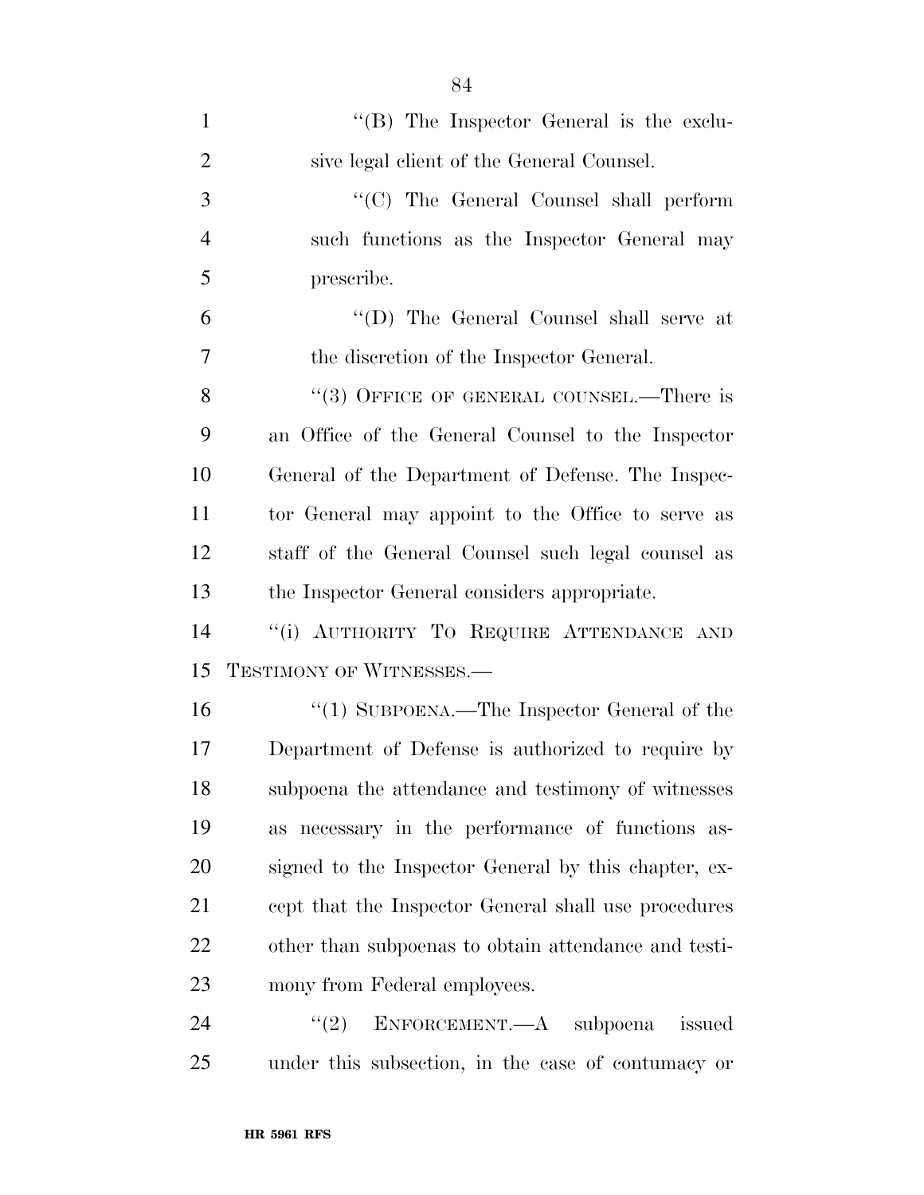"(B) The Inspector General is the exclusive legal client of the General Counsel.

"(C) The General Counsel shall perform such functions as the Inspector General may prescribe.

"(D) The General Counsel shall serve at the discretion of the Inspector General.

"(3) OFFICE OF GENERAL COUNSEL.—There is an Office of the General Counsel to the Inspector General of the Department of Defense. The Inspector General may appoint to the Office to serve as staff of the General Counsel such legal counsel as the Inspector General considers appropriate.

"(i) AUTHORITY TO REQUIRE ATTENDANCE AND TESTIMONY OF WITNESSES.—

"(1) SUBPOENA.—The Inspector General of the Department of Defense is authorized to require by subpoena the attendance and testimony of witnesses as necessary in the performance of functions assigned to the Inspector General by this chapter, except that the Inspector General shall use procedures other than subpoenas to obtain attendance and testimony from Federal employees.

"(2) ENFORCEMENT.—A subpoena issued under this subsection, in the case of contumacy or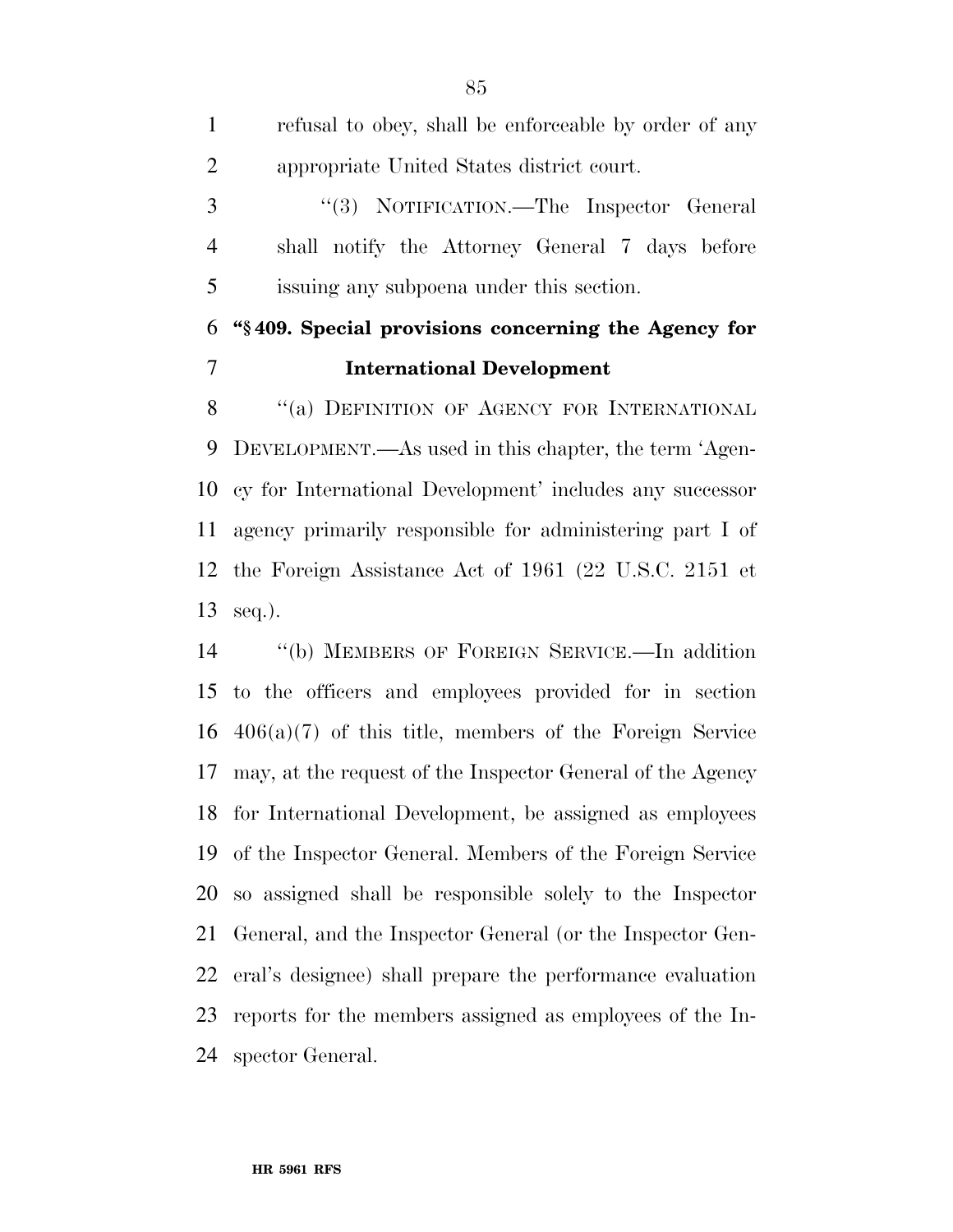refusal to obey, shall be enforceable by order of any appropriate United States district court.

''(3) NOTIFICATION.—The Inspector General shall notify the Attorney General 7 days before issuing any subpoena under this section.

**''§ 409. Special provisions concerning the Agency for International Development**

''(a) DEFINITION OF AGENCY FOR INTERNATIONAL DEVELOPMENT.—As used in this chapter, the term 'Agency for International Development' includes any successor agency primarily responsible for administering part I of the Foreign Assistance Act of 1961 (22 U.S.C. 2151 et seq.).

''(b) MEMBERS OF FOREIGN SERVICE.—In addition to the officers and employees provided for in section 406(a)(7) of this title, members of the Foreign Service may, at the request of the Inspector General of the Agency for International Development, be assigned as employees of the Inspector General. Members of the Foreign Service so assigned shall be responsible solely to the Inspector General, and the Inspector General (or the Inspector General's designee) shall prepare the performance evaluation reports for the members assigned as employees of the Inspector General.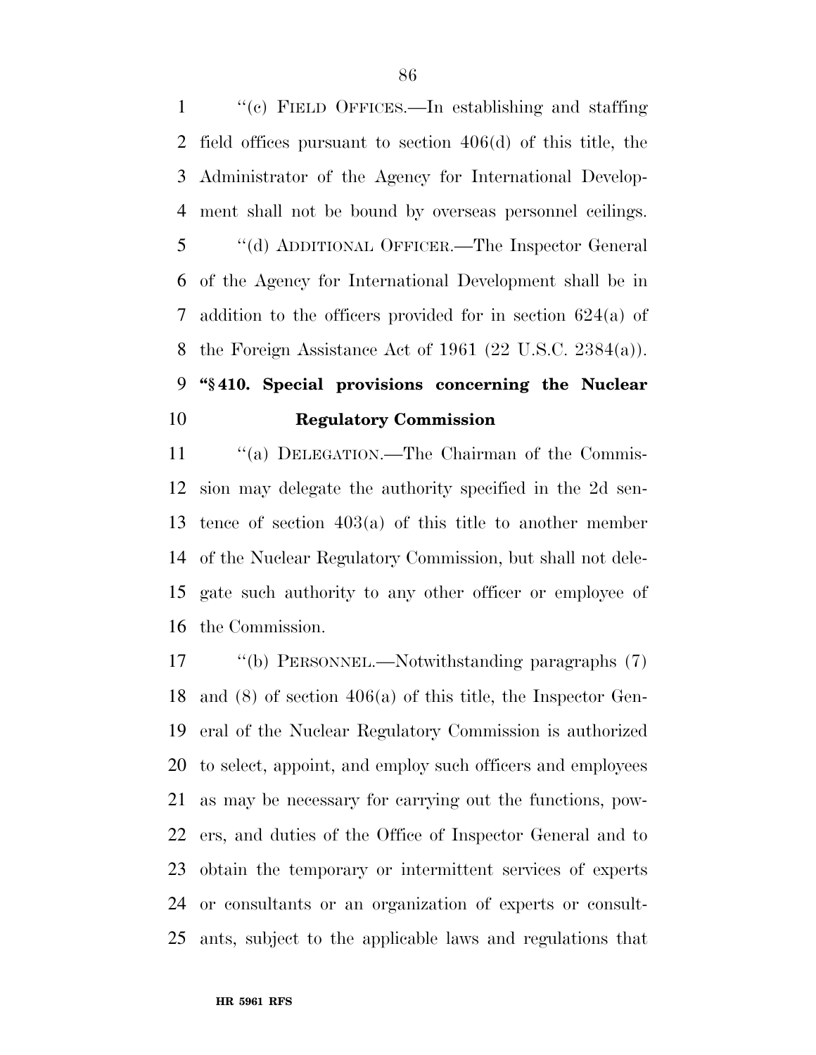''(c) FIELD OFFICES.—In establishing and staffing field offices pursuant to section 406(d) of this title, the Administrator of the Agency for International Development shall not be bound by overseas personnel ceilings.

''(d) ADDITIONAL OFFICER.—The Inspector General of the Agency for International Development shall be in addition to the officers provided for in section 624(a) of the Foreign Assistance Act of 1961 (22 U.S.C. 2384(a)).

**''§ 410. Special provisions concerning the Nuclear Regulatory Commission**

''(a) DELEGATION.—The Chairman of the Commission may delegate the authority specified in the 2d sentence of section 403(a) of this title to another member of the Nuclear Regulatory Commission, but shall not delegate such authority to any other officer or employee of the Commission.

''(b) PERSONNEL.—Notwithstanding paragraphs (7) and (8) of section 406(a) of this title, the Inspector General of the Nuclear Regulatory Commission is authorized to select, appoint, and employ such officers and employees as may be necessary for carrying out the functions, powers, and duties of the Office of Inspector General and to obtain the temporary or intermittent services of experts or consultants or an organization of experts or consultants, subject to the applicable laws and regulations that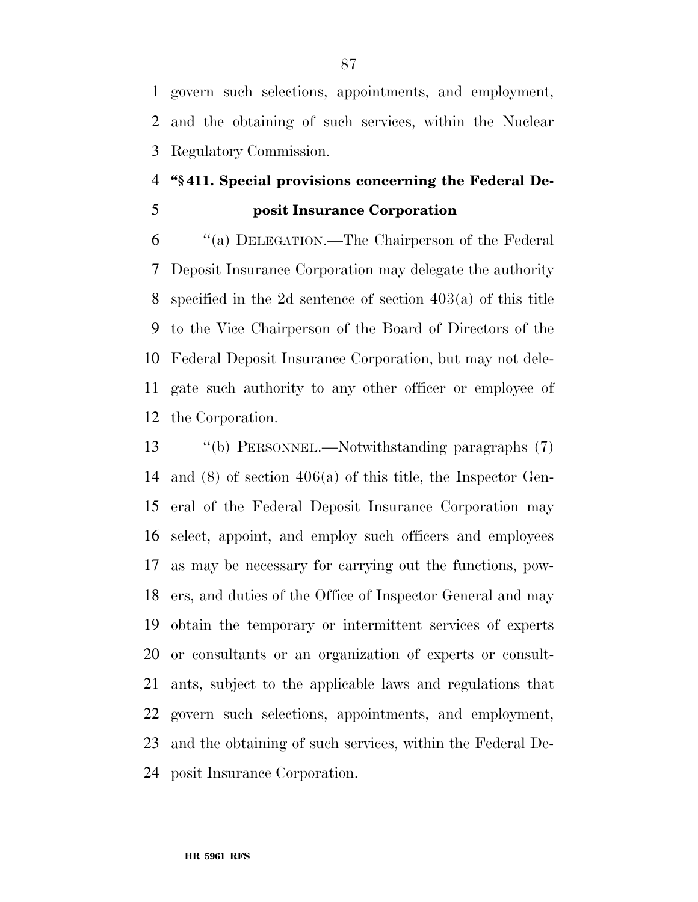govern such selections, appointments, and employment, and the obtaining of such services, within the Nuclear Regulatory Commission.

**"§ 411. Special provisions concerning the Federal Deposit Insurance Corporation**

"(a) DELEGATION.—The Chairperson of the Federal Deposit Insurance Corporation may delegate the authority specified in the 2d sentence of section 403(a) of this title to the Vice Chairperson of the Board of Directors of the Federal Deposit Insurance Corporation, but may not delegate such authority to any other officer or employee of the Corporation.

"(b) PERSONNEL.—Notwithstanding paragraphs (7) and (8) of section 406(a) of this title, the Inspector General of the Federal Deposit Insurance Corporation may select, appoint, and employ such officers and employees as may be necessary for carrying out the functions, powers, and duties of the Office of Inspector General and may obtain the temporary or intermittent services of experts or consultants or an organization of experts or consultants, subject to the applicable laws and regulations that govern such selections, appointments, and employment, and the obtaining of such services, within the Federal Deposit Insurance Corporation.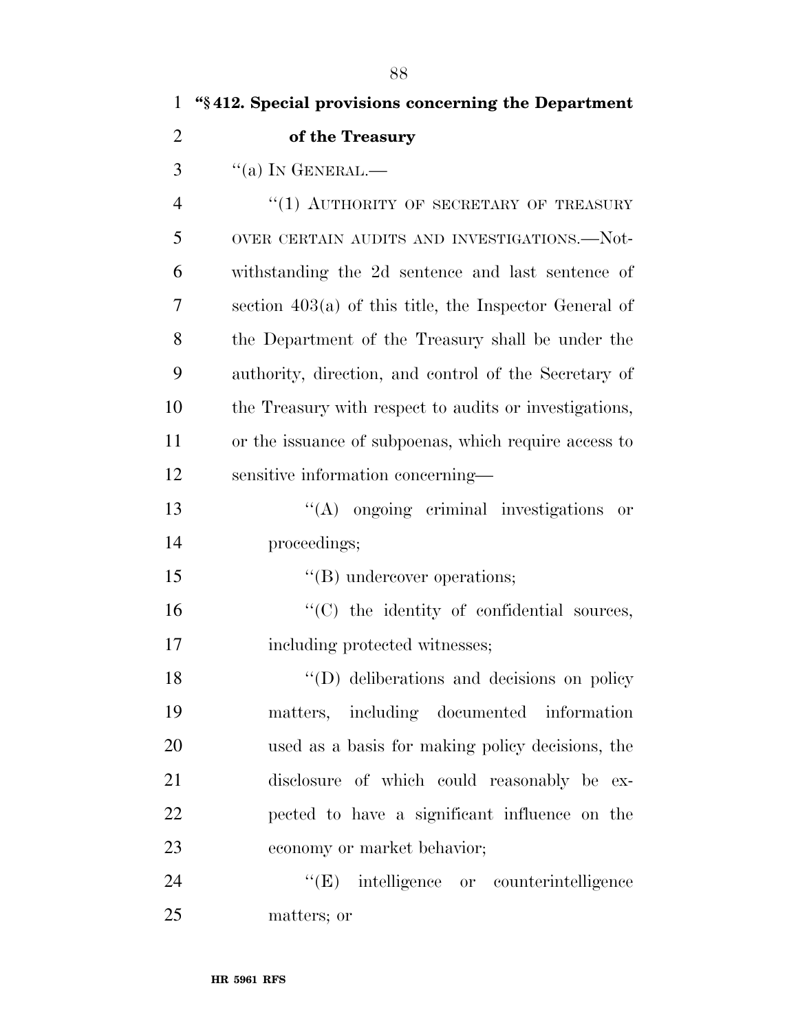**"§ 412. Special provisions concerning the Department of the Treasury**

"(a) IN GENERAL.—

"(1) AUTHORITY OF SECRETARY OF TREASURY OVER CERTAIN AUDITS AND INVESTIGATIONS.—Notwithstanding the 2d sentence and last sentence of section 403(a) of this title, the Inspector General of the Department of the Treasury shall be under the authority, direction, and control of the Secretary of the Treasury with respect to audits or investigations, or the issuance of subpoenas, which require access to sensitive information concerning—

"(A) ongoing criminal investigations or proceedings;

"(B) undercover operations;

"(C) the identity of confidential sources, including protected witnesses;

"(D) deliberations and decisions on policy matters, including documented information used as a basis for making policy decisions, the disclosure of which could reasonably be expected to have a significant influence on the economy or market behavior;

"(E) intelligence or counterintelligence matters; or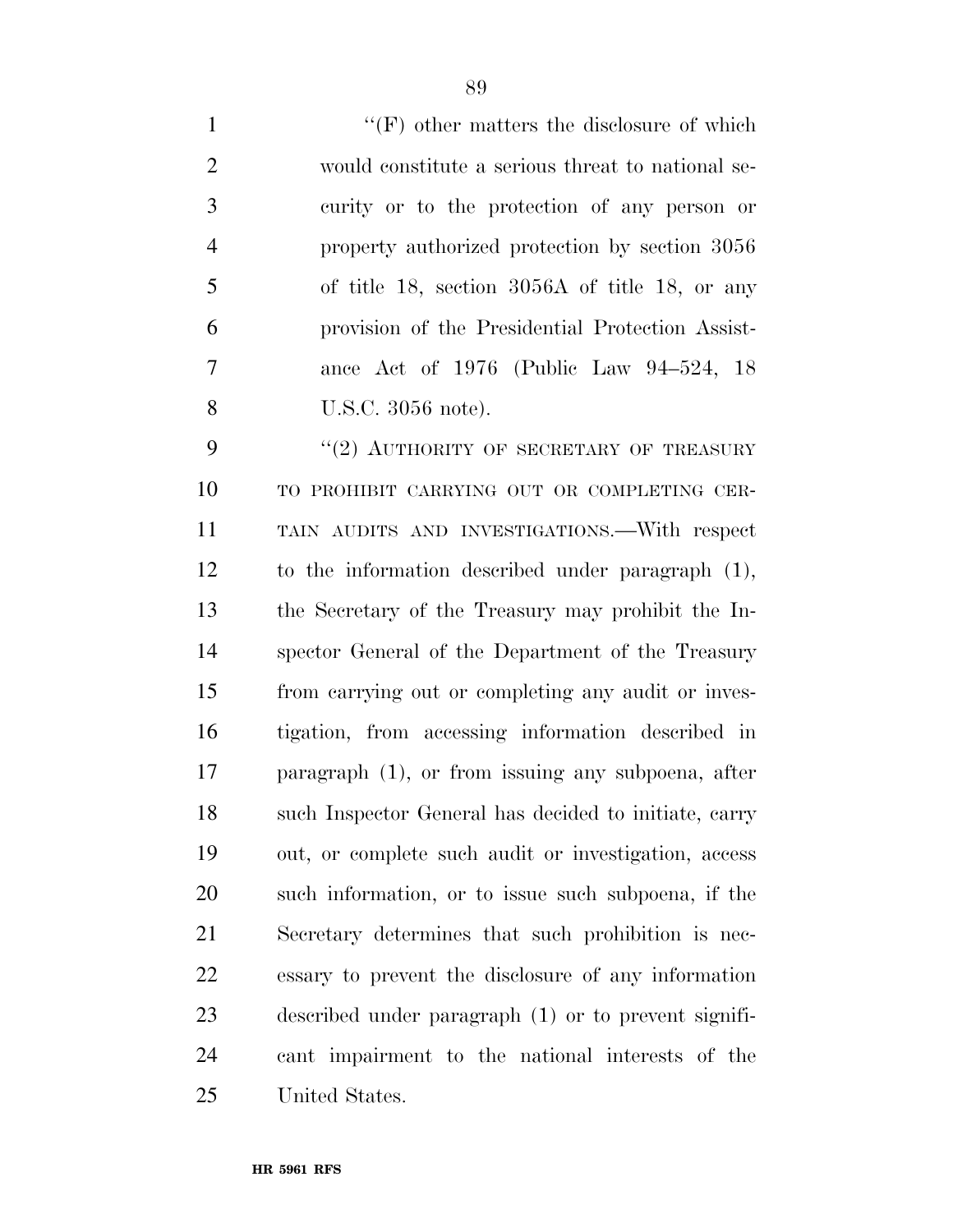"(F) other matters the disclosure of which would constitute a serious threat to national security or to the protection of any person or property authorized protection by section 3056 of title 18, section 3056A of title 18, or any provision of the Presidential Protection Assistance Act of 1976 (Public Law 94–524, 18 U.S.C. 3056 note).

"(2) AUTHORITY OF SECRETARY OF TREASURY TO PROHIBIT CARRYING OUT OR COMPLETING CERTAIN AUDITS AND INVESTIGATIONS.—With respect to the information described under paragraph (1), the Secretary of the Treasury may prohibit the Inspector General of the Department of the Treasury from carrying out or completing any audit or investigation, from accessing information described in paragraph (1), or from issuing any subpoena, after such Inspector General has decided to initiate, carry out, or complete such audit or investigation, access such information, or to issue such subpoena, if the Secretary determines that such prohibition is necessary to prevent the disclosure of any information described under paragraph (1) or to prevent significant impairment to the national interests of the United States.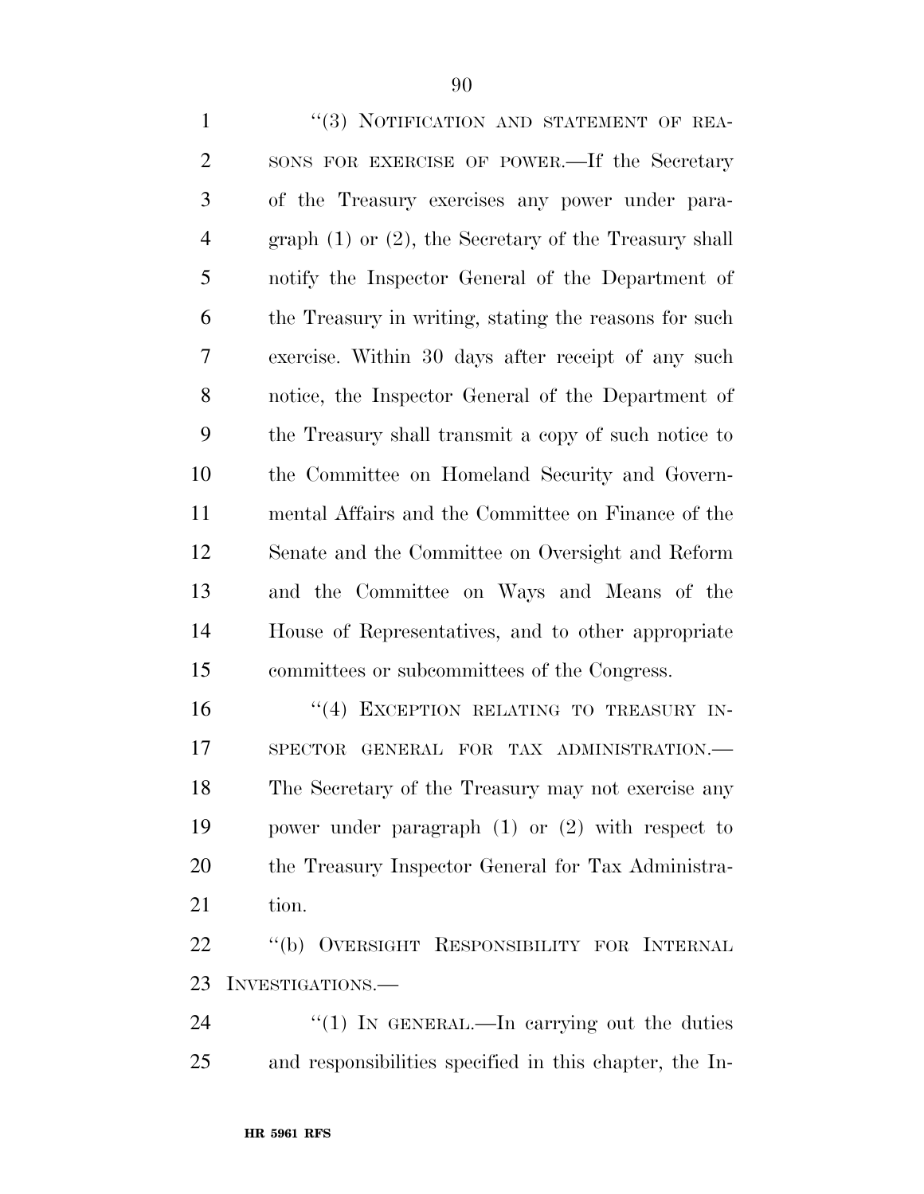"(3) NOTIFICATION AND STATEMENT OF REASONS FOR EXERCISE OF POWER.—If the Secretary of the Treasury exercises any power under paragraph (1) or (2), the Secretary of the Treasury shall notify the Inspector General of the Department of the Treasury in writing, stating the reasons for such exercise. Within 30 days after receipt of any such notice, the Inspector General of the Department of the Treasury shall transmit a copy of such notice to the Committee on Homeland Security and Governmental Affairs and the Committee on Finance of the Senate and the Committee on Oversight and Reform and the Committee on Ways and Means of the House of Representatives, and to other appropriate committees or subcommittees of the Congress.

"(4) EXCEPTION RELATING TO TREASURY INSPECTOR GENERAL FOR TAX ADMINISTRATION.—The Secretary of the Treasury may not exercise any power under paragraph (1) or (2) with respect to the Treasury Inspector General for Tax Administration.

"(b) OVERSIGHT RESPONSIBILITY FOR INTERNAL INVESTIGATIONS.—

"(1) IN GENERAL.—In carrying out the duties and responsibilities specified in this chapter, the In-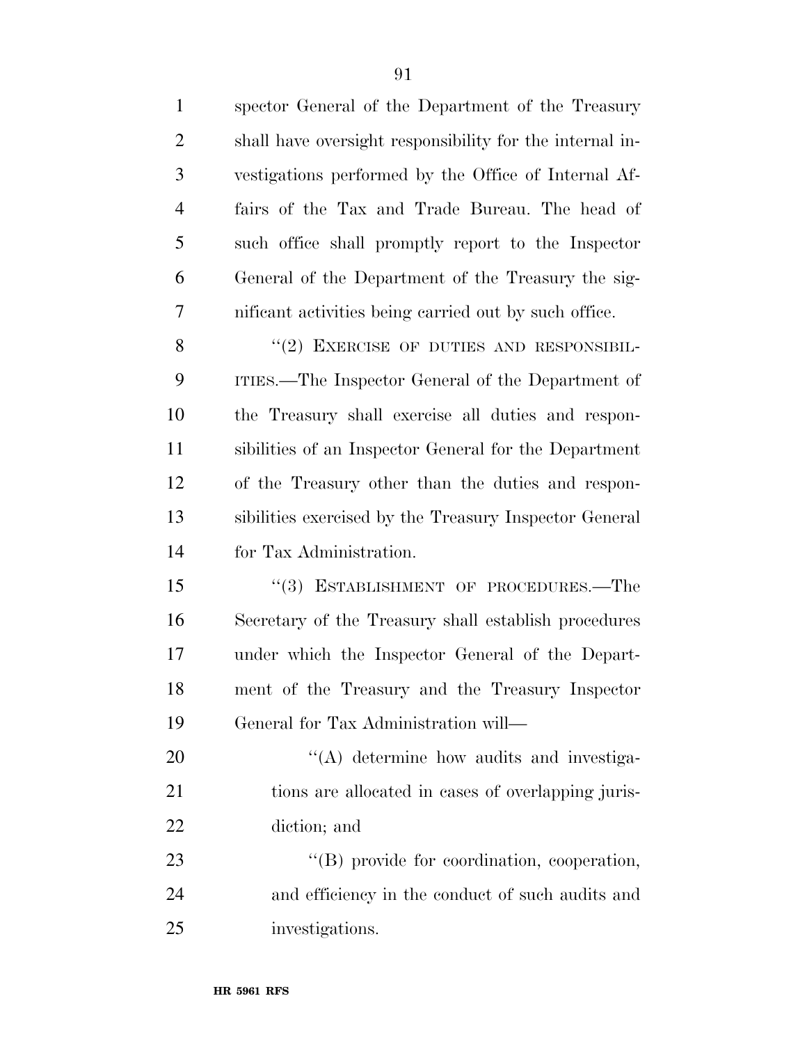spector General of the Department of the Treasury shall have oversight responsibility for the internal investigations performed by the Office of Internal Affairs of the Tax and Trade Bureau. The head of such office shall promptly report to the Inspector General of the Department of the Treasury the significant activities being carried out by such office.

"(2) EXERCISE OF DUTIES AND RESPONSIBILITIES.—The Inspector General of the Department of the Treasury shall exercise all duties and responsibilities of an Inspector General for the Department of the Treasury other than the duties and responsibilities exercised by the Treasury Inspector General for Tax Administration.

"(3) ESTABLISHMENT OF PROCEDURES.—The Secretary of the Treasury shall establish procedures under which the Inspector General of the Department of the Treasury and the Treasury Inspector General for Tax Administration will—

"(A) determine how audits and investigations are allocated in cases of overlapping jurisdiction; and

"(B) provide for coordination, cooperation, and efficiency in the conduct of such audits and investigations.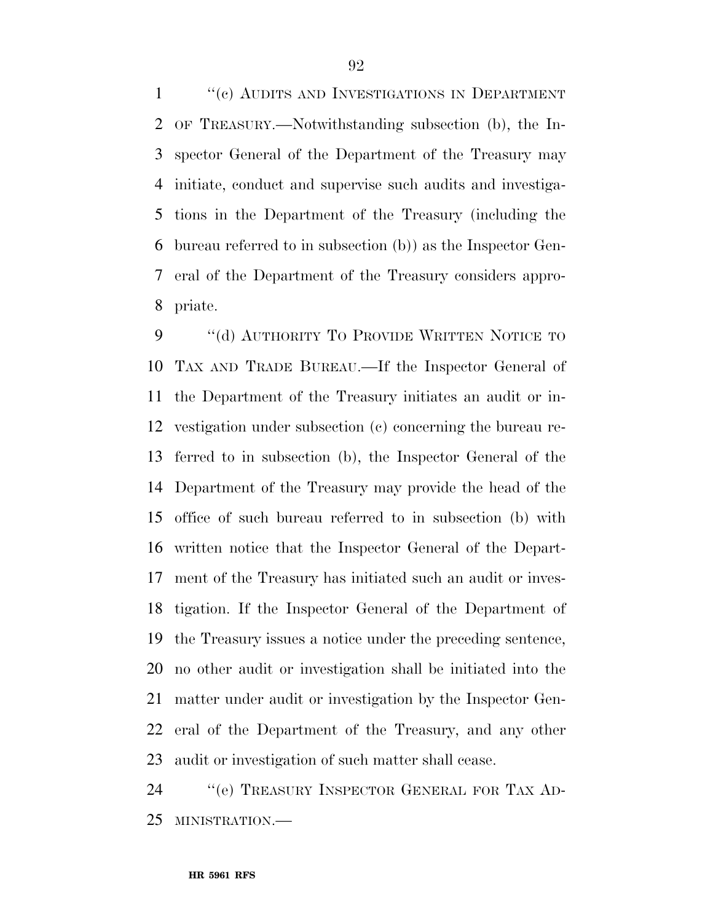"(c) AUDITS AND INVESTIGATIONS IN DEPARTMENT OF TREASURY.—Notwithstanding subsection (b), the Inspector General of the Department of the Treasury may initiate, conduct and supervise such audits and investigations in the Department of the Treasury (including the bureau referred to in subsection (b)) as the Inspector General of the Department of the Treasury considers appropriate.

"(d) AUTHORITY TO PROVIDE WRITTEN NOTICE TO TAX AND TRADE BUREAU.—If the Inspector General of the Department of the Treasury initiates an audit or investigation under subsection (c) concerning the bureau referred to in subsection (b), the Inspector General of the Department of the Treasury may provide the head of the office of such bureau referred to in subsection (b) with written notice that the Inspector General of the Department of the Treasury has initiated such an audit or investigation. If the Inspector General of the Department of the Treasury issues a notice under the preceding sentence, no other audit or investigation shall be initiated into the matter under audit or investigation by the Inspector General of the Department of the Treasury, and any other audit or investigation of such matter shall cease.

"(e) TREASURY INSPECTOR GENERAL FOR TAX ADMINISTRATION.—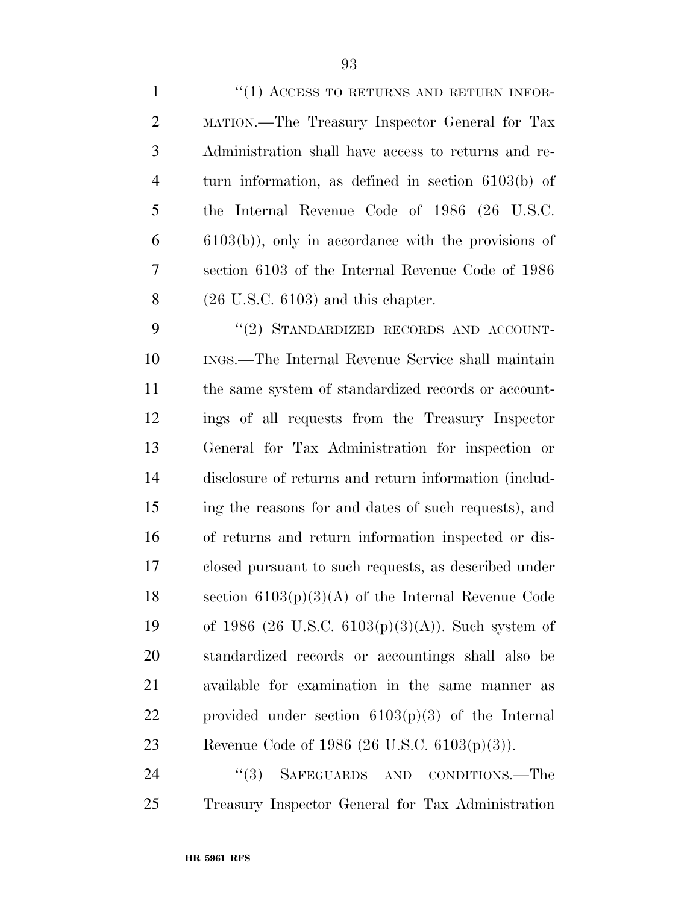"(1) ACCESS TO RETURNS AND RETURN INFORMATION.—The Treasury Inspector General for Tax Administration shall have access to returns and return information, as defined in section 6103(b) of the Internal Revenue Code of 1986 (26 U.S.C. 6103(b)), only in accordance with the provisions of section 6103 of the Internal Revenue Code of 1986 (26 U.S.C. 6103) and this chapter.

"(2) STANDARDIZED RECORDS AND ACCOUNTINGS.—The Internal Revenue Service shall maintain the same system of standardized records or accountings of all requests from the Treasury Inspector General for Tax Administration for inspection or disclosure of returns and return information (including the reasons for and dates of such requests), and of returns and return information inspected or disclosed pursuant to such requests, as described under section 6103(p)(3)(A) of the Internal Revenue Code of 1986 (26 U.S.C. 6103(p)(3)(A)). Such system of standardized records or accountings shall also be available for examination in the same manner as provided under section 6103(p)(3) of the Internal Revenue Code of 1986 (26 U.S.C. 6103(p)(3)).

"(3) SAFEGUARDS AND CONDITIONS.—The Treasury Inspector General for Tax Administration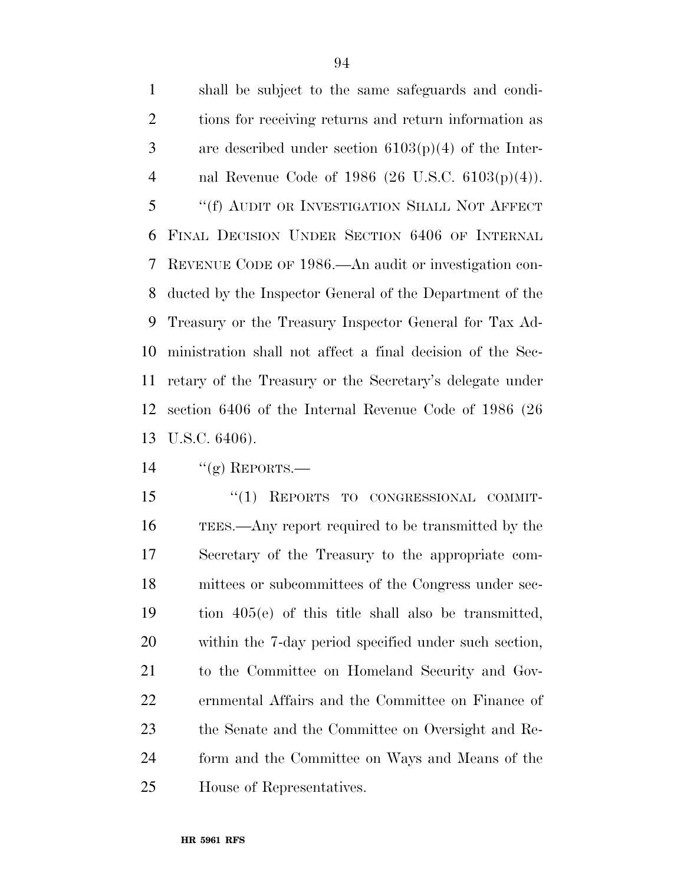shall be subject to the same safeguards and conditions for receiving returns and return information as are described under section 6103(p)(4) of the Internal Revenue Code of 1986 (26 U.S.C. 6103(p)(4)).

''(f) AUDIT OR INVESTIGATION SHALL NOT AFFECT FINAL DECISION UNDER SECTION 6406 OF INTERNAL REVENUE CODE OF 1986.—An audit or investigation conducted by the Inspector General of the Department of the Treasury or the Treasury Inspector General for Tax Administration shall not affect a final decision of the Secretary of the Treasury or the Secretary's delegate under section 6406 of the Internal Revenue Code of 1986 (26 U.S.C. 6406).

''(g) REPORTS.—

''(1) REPORTS TO CONGRESSIONAL COMMITTEES.—Any report required to be transmitted by the Secretary of the Treasury to the appropriate committees or subcommittees of the Congress under section 405(e) of this title shall also be transmitted, within the 7-day period specified under such section, to the Committee on Homeland Security and Governmental Affairs and the Committee on Finance of the Senate and the Committee on Oversight and Reform and the Committee on Ways and Means of the House of Representatives.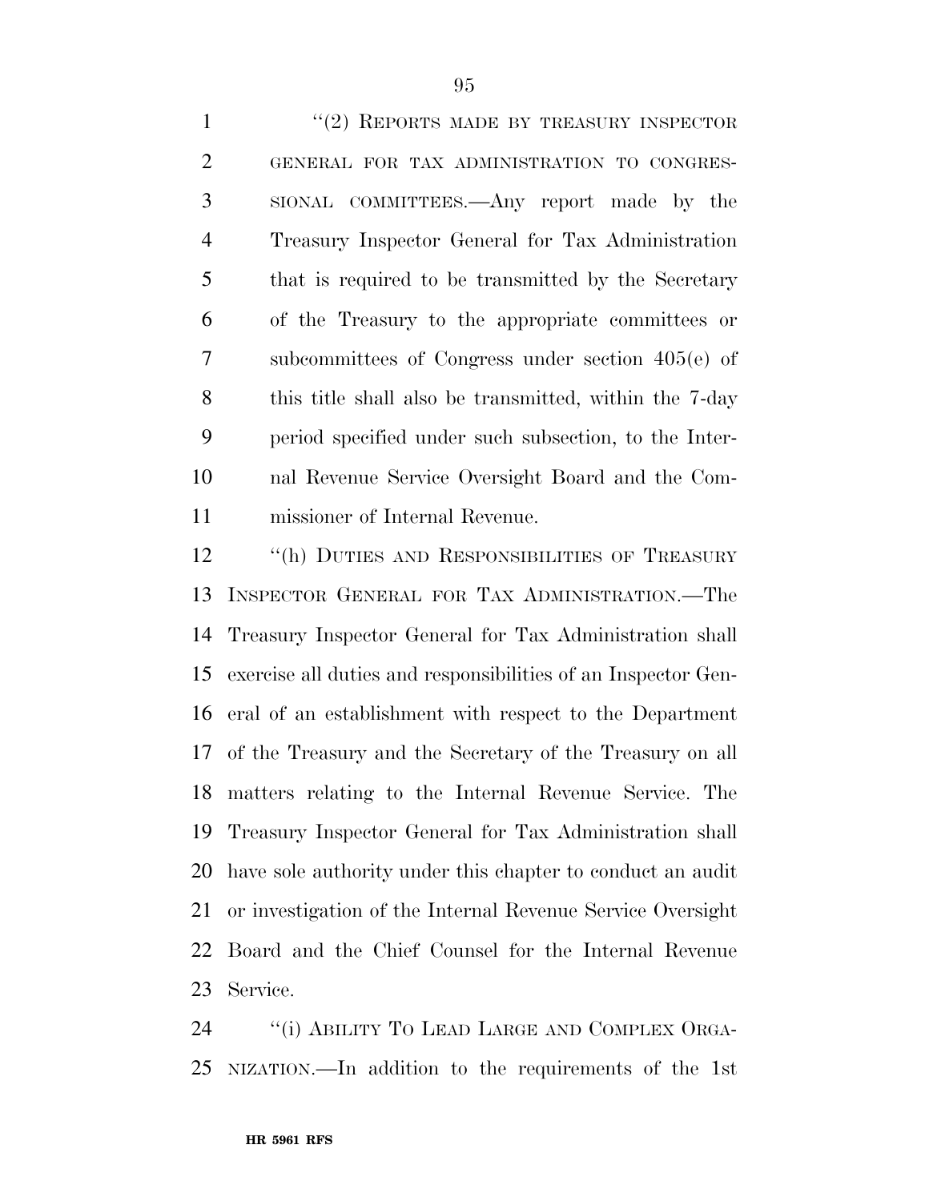"(2) REPORTS MADE BY TREASURY INSPECTOR GENERAL FOR TAX ADMINISTRATION TO CONGRESSIONAL COMMITTEES.—Any report made by the Treasury Inspector General for Tax Administration that is required to be transmitted by the Secretary of the Treasury to the appropriate committees or subcommittees of Congress under section 405(e) of this title shall also be transmitted, within the 7-day period specified under such subsection, to the Internal Revenue Service Oversight Board and the Commissioner of Internal Revenue.

"(h) DUTIES AND RESPONSIBILITIES OF TREASURY INSPECTOR GENERAL FOR TAX ADMINISTRATION.—The Treasury Inspector General for Tax Administration shall exercise all duties and responsibilities of an Inspector General of an establishment with respect to the Department of the Treasury and the Secretary of the Treasury on all matters relating to the Internal Revenue Service. The Treasury Inspector General for Tax Administration shall have sole authority under this chapter to conduct an audit or investigation of the Internal Revenue Service Oversight Board and the Chief Counsel for the Internal Revenue Service.

"(i) ABILITY TO LEAD LARGE AND COMPLEX ORGANIZATION.—In addition to the requirements of the 1st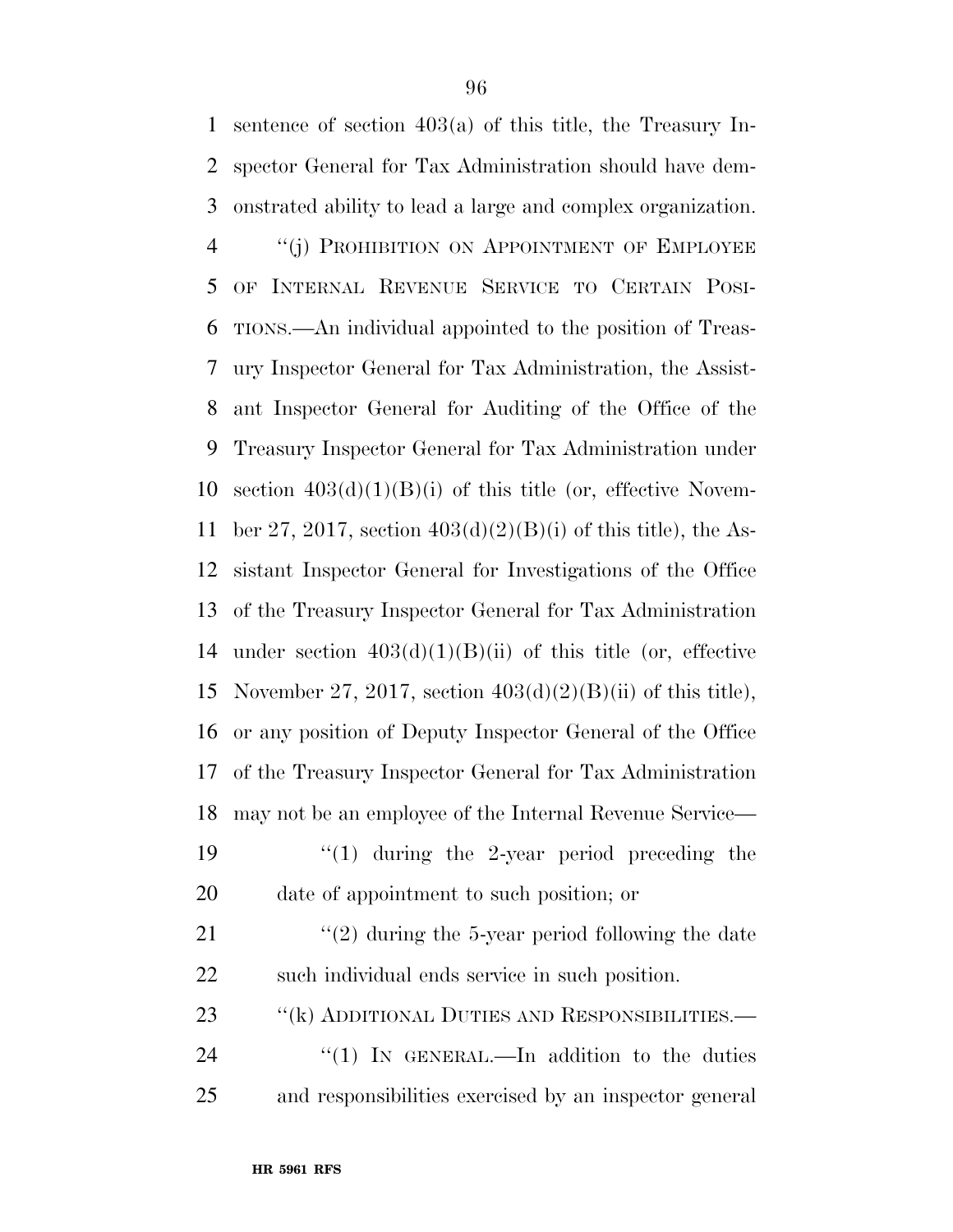sentence of section 403(a) of this title, the Treasury Inspector General for Tax Administration should have demonstrated ability to lead a large and complex organization.

"(j) PROHIBITION ON APPOINTMENT OF EMPLOYEE OF INTERNAL REVENUE SERVICE TO CERTAIN POSITIONS.—An individual appointed to the position of Treasury Inspector General for Tax Administration, the Assistant Inspector General for Auditing of the Office of the Treasury Inspector General for Tax Administration under section 403(d)(1)(B)(i) of this title (or, effective November 27, 2017, section 403(d)(2)(B)(i) of this title), the Assistant Inspector General for Investigations of the Office of the Treasury Inspector General for Tax Administration under section 403(d)(1)(B)(ii) of this title (or, effective November 27, 2017, section 403(d)(2)(B)(ii) of this title), or any position of Deputy Inspector General of the Office of the Treasury Inspector General for Tax Administration may not be an employee of the Internal Revenue Service—

"(1) during the 2-year period preceding the date of appointment to such position; or

"(2) during the 5-year period following the date such individual ends service in such position.

"(k) ADDITIONAL DUTIES AND RESPONSIBILITIES.—

"(1) IN GENERAL.—In addition to the duties and responsibilities exercised by an inspector general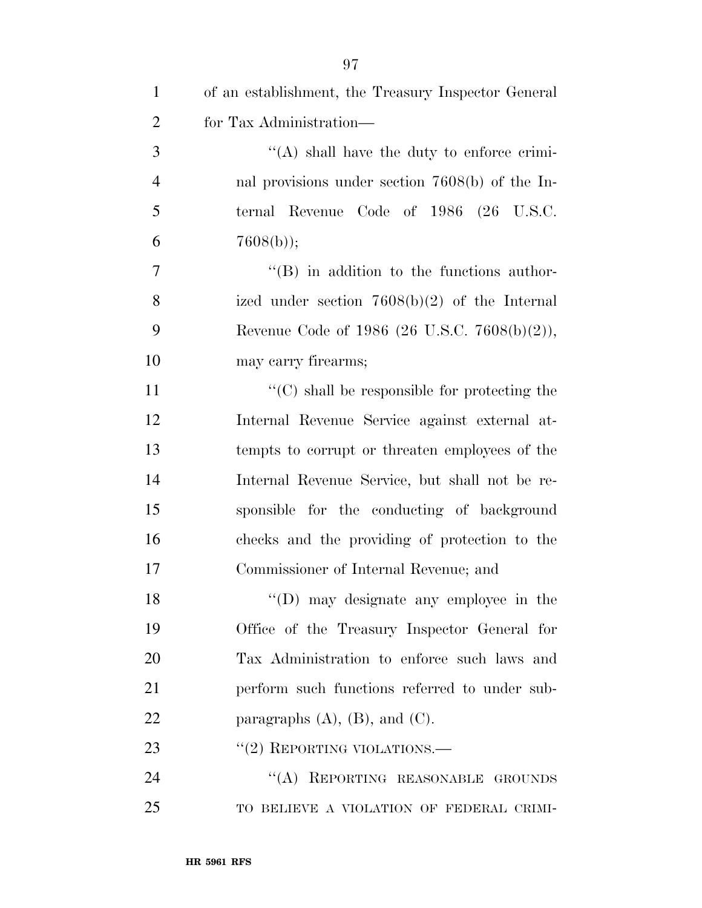of an establishment, the Treasury Inspector General for Tax Administration—

''(A) shall have the duty to enforce criminal provisions under section 7608(b) of the Internal Revenue Code of 1986 (26 U.S.C. 7608(b));

''(B) in addition to the functions authorized under section 7608(b)(2) of the Internal Revenue Code of 1986 (26 U.S.C. 7608(b)(2)), may carry firearms;

''(C) shall be responsible for protecting the Internal Revenue Service against external attempts to corrupt or threaten employees of the Internal Revenue Service, but shall not be responsible for the conducting of background checks and the providing of protection to the Commissioner of Internal Revenue; and

''(D) may designate any employee in the Office of the Treasury Inspector General for Tax Administration to enforce such laws and perform such functions referred to under subparagraphs (A), (B), and (C).

''(2) REPORTING VIOLATIONS.—

''(A) REPORTING REASONABLE GROUNDS TO BELIEVE A VIOLATION OF FEDERAL CRIMI-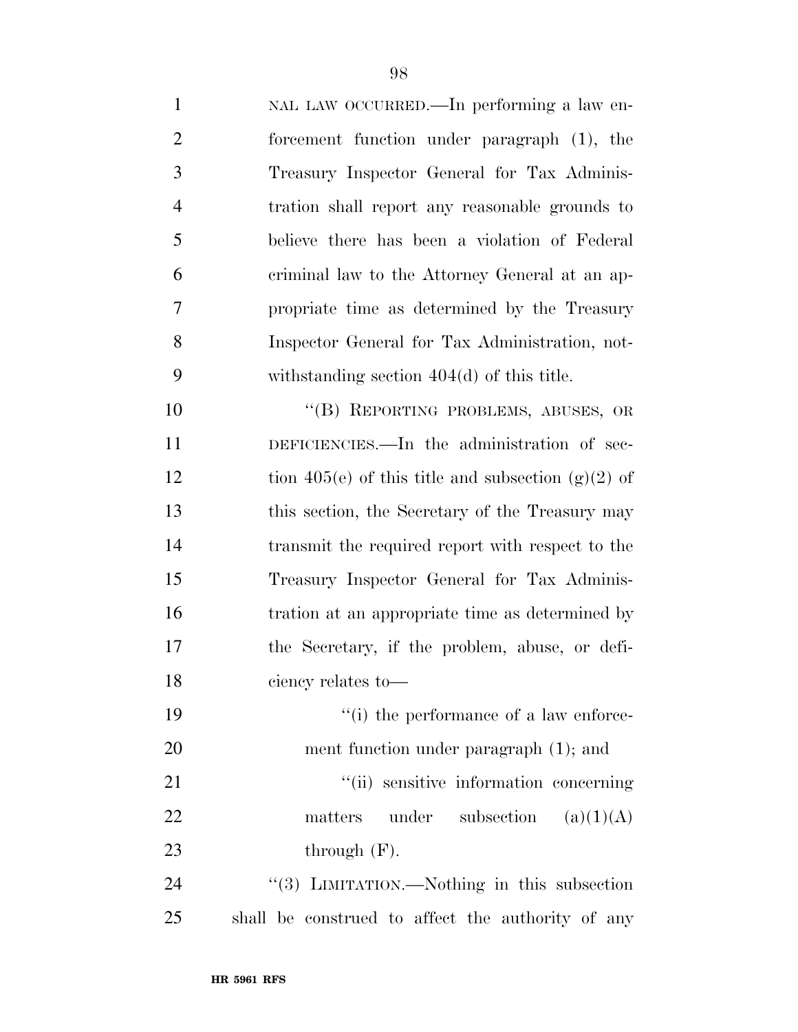NAL LAW OCCURRED.—In performing a law enforcement function under paragraph (1), the Treasury Inspector General for Tax Administration shall report any reasonable grounds to believe there has been a violation of Federal criminal law to the Attorney General at an appropriate time as determined by the Treasury Inspector General for Tax Administration, notwithstanding section 404(d) of this title.

''(B) REPORTING PROBLEMS, ABUSES, OR DEFICIENCIES.—In the administration of section 405(e) of this title and subsection (g)(2) of this section, the Secretary of the Treasury may transmit the required report with respect to the Treasury Inspector General for Tax Administration at an appropriate time as determined by the Secretary, if the problem, abuse, or deficiency relates to—

''(i) the performance of a law enforcement function under paragraph (1); and

''(ii) sensitive information concerning matters under subsection (a)(1)(A) through (F).

''(3) LIMITATION.—Nothing in this subsection shall be construed to affect the authority of any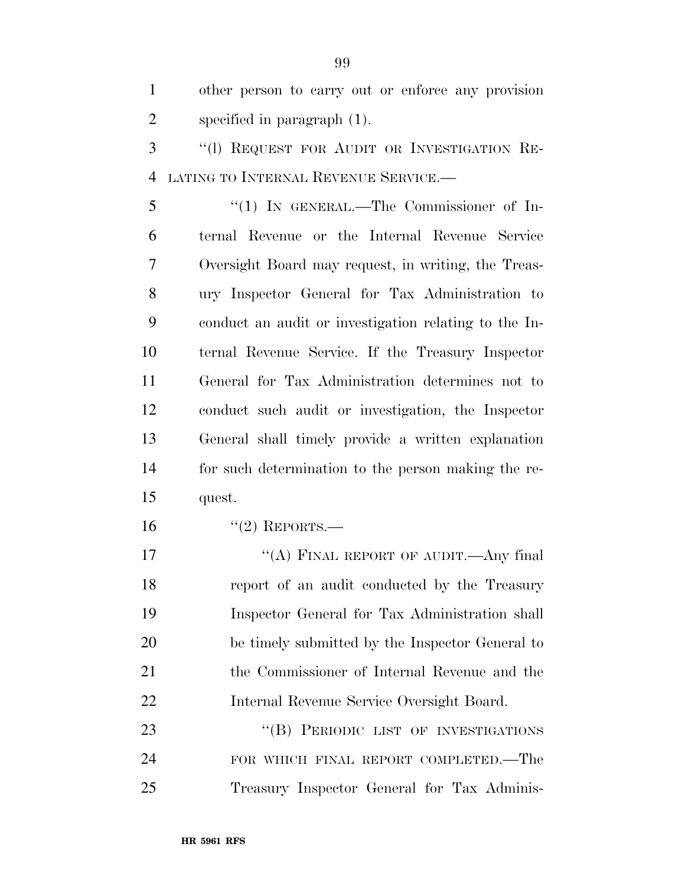other person to carry out or enforce any provision specified in paragraph (1).

"(l) REQUEST FOR AUDIT OR INVESTIGATION RELATING TO INTERNAL REVENUE SERVICE.—

"(1) IN GENERAL.—The Commissioner of Internal Revenue or the Internal Revenue Service Oversight Board may request, in writing, the Treasury Inspector General for Tax Administration to conduct an audit or investigation relating to the Internal Revenue Service. If the Treasury Inspector General for Tax Administration determines not to conduct such audit or investigation, the Inspector General shall timely provide a written explanation for such determination to the person making the request.

"(2) REPORTS.—

"(A) FINAL REPORT OF AUDIT.—Any final report of an audit conducted by the Treasury Inspector General for Tax Administration shall be timely submitted by the Inspector General to the Commissioner of Internal Revenue and the Internal Revenue Service Oversight Board.

"(B) PERIODIC LIST OF INVESTIGATIONS FOR WHICH FINAL REPORT COMPLETED.—The Treasury Inspector General for Tax Adminis-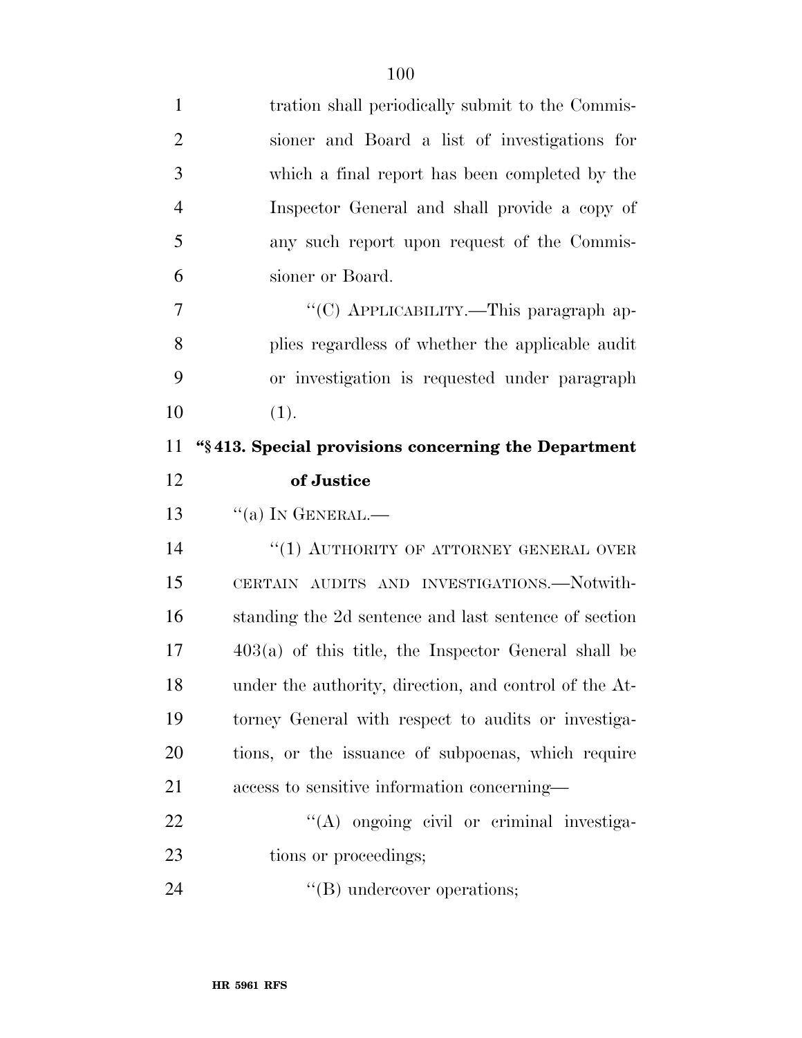tration shall periodically submit to the Commissioner and Board a list of investigations for which a final report has been completed by the Inspector General and shall provide a copy of any such report upon request of the Commissioner or Board.

''(C) APPLICABILITY.—This paragraph applies regardless of whether the applicable audit or investigation is requested under paragraph (1).

**''§ 413. Special provisions concerning the Department of Justice**

''(a) IN GENERAL.—

''(1) AUTHORITY OF ATTORNEY GENERAL OVER CERTAIN AUDITS AND INVESTIGATIONS.—Notwithstanding the 2d sentence and last sentence of section 403(a) of this title, the Inspector General shall be under the authority, direction, and control of the Attorney General with respect to audits or investigations, or the issuance of subpoenas, which require access to sensitive information concerning—

''(A) ongoing civil or criminal investigations or proceedings;

''(B) undercover operations;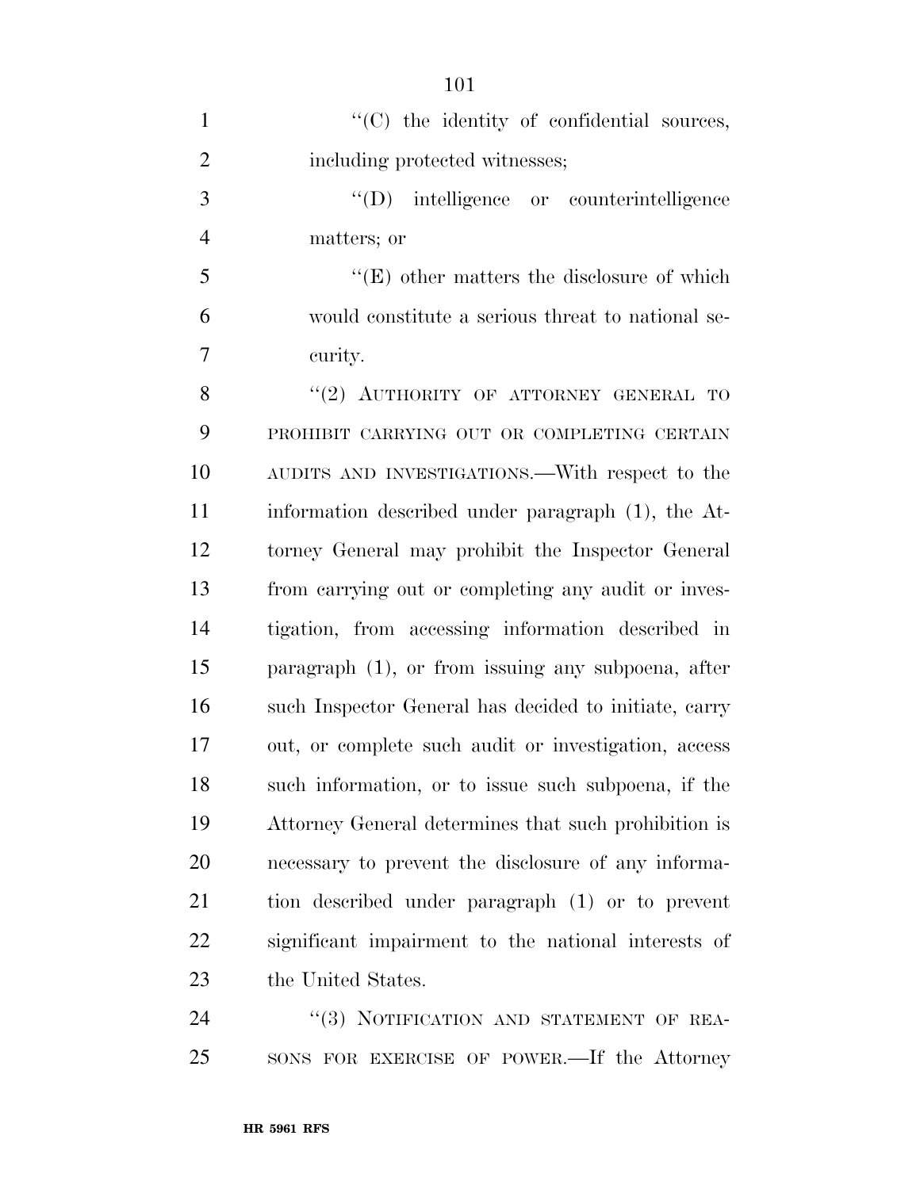''(C) the identity of confidential sources, including protected witnesses;

''(D) intelligence or counterintelligence matters; or

''(E) other matters the disclosure of which would constitute a serious threat to national security.

''(2) AUTHORITY OF ATTORNEY GENERAL TO PROHIBIT CARRYING OUT OR COMPLETING CERTAIN AUDITS AND INVESTIGATIONS.—With respect to the information described under paragraph (1), the Attorney General may prohibit the Inspector General from carrying out or completing any audit or investigation, from accessing information described in paragraph (1), or from issuing any subpoena, after such Inspector General has decided to initiate, carry out, or complete such audit or investigation, access such information, or to issue such subpoena, if the Attorney General determines that such prohibition is necessary to prevent the disclosure of any information described under paragraph (1) or to prevent significant impairment to the national interests of the United States.

''(3) NOTIFICATION AND STATEMENT OF REASONS FOR EXERCISE OF POWER.—If the Attorney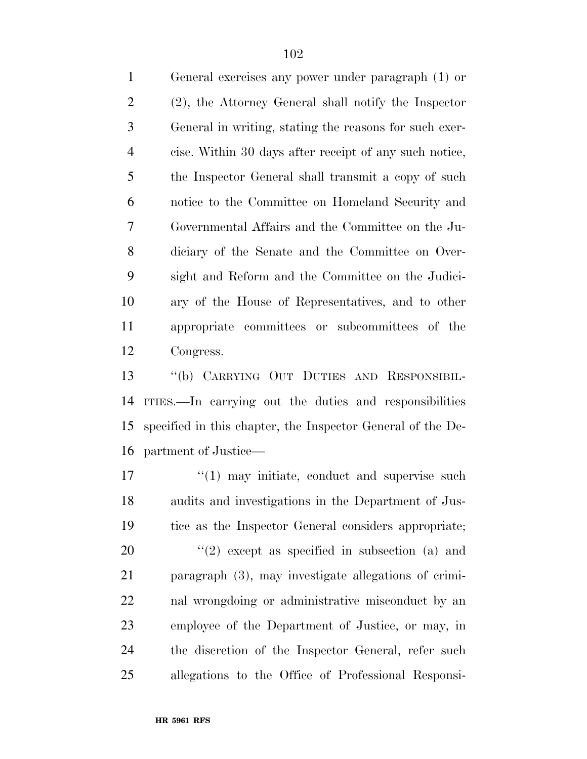General exercises any power under paragraph (1) or (2), the Attorney General shall notify the Inspector General in writing, stating the reasons for such exercise. Within 30 days after receipt of any such notice, the Inspector General shall transmit a copy of such notice to the Committee on Homeland Security and Governmental Affairs and the Committee on the Judiciary of the Senate and the Committee on Oversight and Reform and the Committee on the Judiciary of the House of Representatives, and to other appropriate committees or subcommittees of the Congress.

"(b) CARRYING OUT DUTIES AND RESPONSIBILITIES.—In carrying out the duties and responsibilities specified in this chapter, the Inspector General of the Department of Justice—

"(1) may initiate, conduct and supervise such audits and investigations in the Department of Justice as the Inspector General considers appropriate;

"(2) except as specified in subsection (a) and paragraph (3), may investigate allegations of criminal wrongdoing or administrative misconduct by an employee of the Department of Justice, or may, in the discretion of the Inspector General, refer such allegations to the Office of Professional Responsi-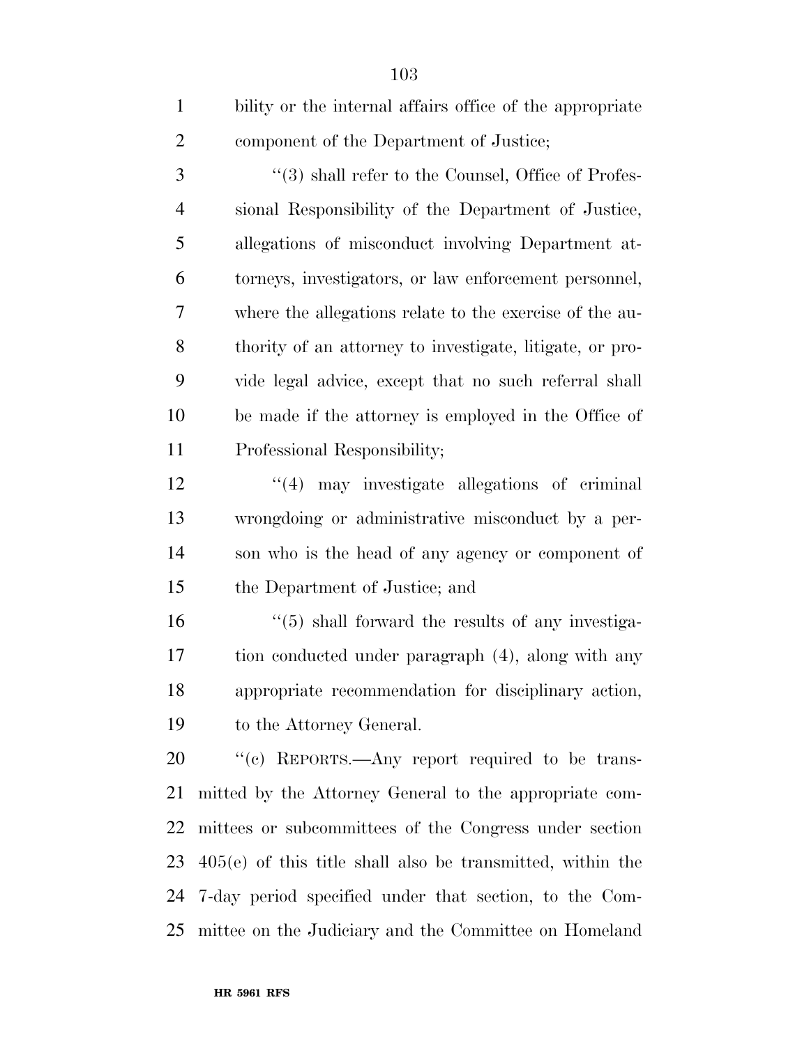bility or the internal affairs office of the appropriate component of the Department of Justice;

"(3) shall refer to the Counsel, Office of Professional Responsibility of the Department of Justice, allegations of misconduct involving Department attorneys, investigators, or law enforcement personnel, where the allegations relate to the exercise of the authority of an attorney to investigate, litigate, or provide legal advice, except that no such referral shall be made if the attorney is employed in the Office of Professional Responsibility;

"(4) may investigate allegations of criminal wrongdoing or administrative misconduct by a person who is the head of any agency or component of the Department of Justice; and

"(5) shall forward the results of any investigation conducted under paragraph (4), along with any appropriate recommendation for disciplinary action, to the Attorney General.

"(c) REPORTS.—Any report required to be transmitted by the Attorney General to the appropriate committees or subcommittees of the Congress under section 405(e) of this title shall also be transmitted, within the 7-day period specified under that section, to the Committee on the Judiciary and the Committee on Homeland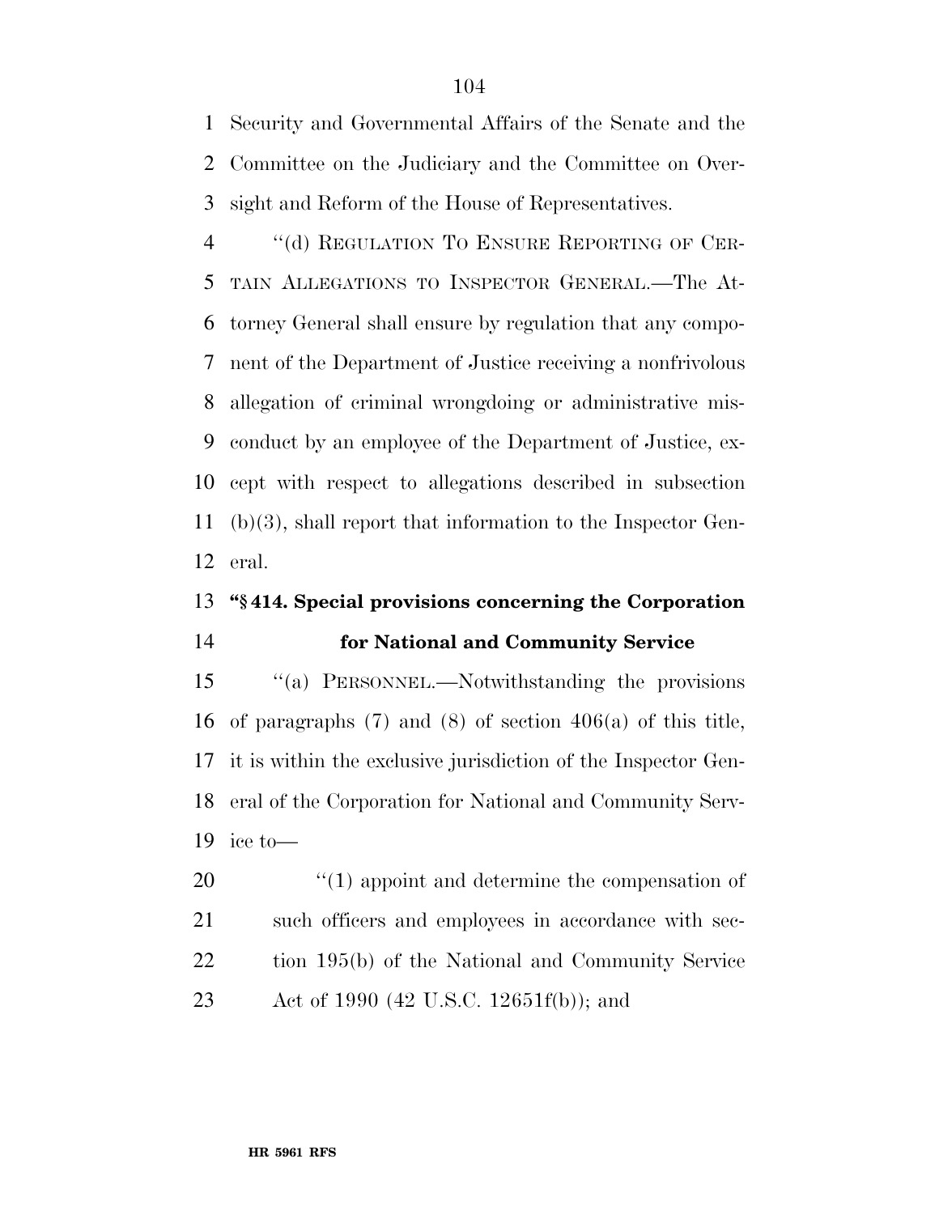Security and Governmental Affairs of the Senate and the Committee on the Judiciary and the Committee on Oversight and Reform of the House of Representatives.

"(d) REGULATION TO ENSURE REPORTING OF CERTAIN ALLEGATIONS TO INSPECTOR GENERAL.—The Attorney General shall ensure by regulation that any component of the Department of Justice receiving a nonfrivolous allegation of criminal wrongdoing or administrative misconduct by an employee of the Department of Justice, except with respect to allegations described in subsection (b)(3), shall report that information to the Inspector General.

### "§ 414. Special provisions concerning the Corporation for National and Community Service

"(a) PERSONNEL.—Notwithstanding the provisions of paragraphs (7) and (8) of section 406(a) of this title, it is within the exclusive jurisdiction of the Inspector General of the Corporation for National and Community Service to—

"(1) appoint and determine the compensation of such officers and employees in accordance with section 195(b) of the National and Community Service Act of 1990 (42 U.S.C. 12651f(b)); and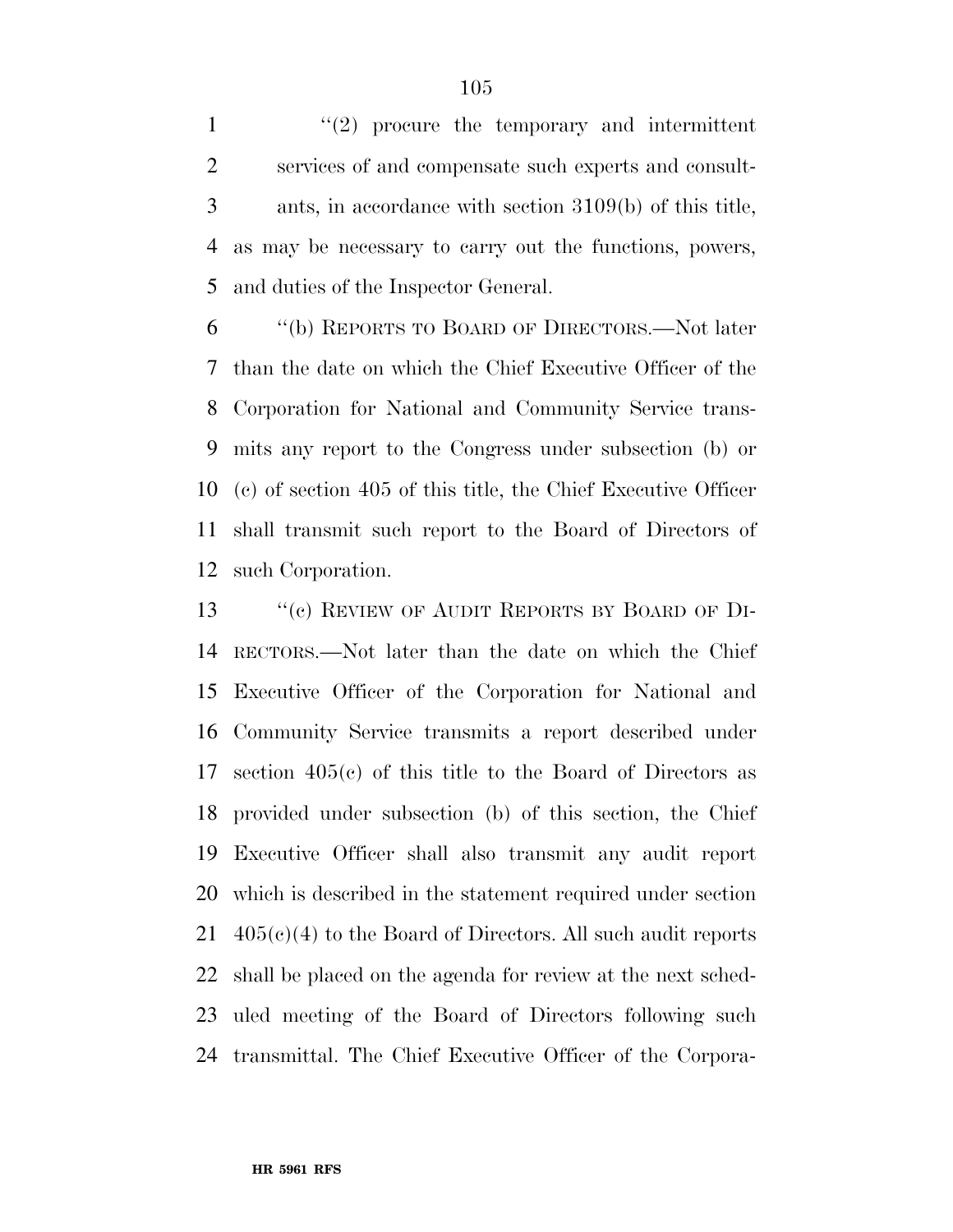''(2) procure the temporary and intermittent services of and compensate such experts and consultants, in accordance with section 3109(b) of this title, as may be necessary to carry out the functions, powers, and duties of the Inspector General.

''(b) REPORTS TO BOARD OF DIRECTORS.—Not later than the date on which the Chief Executive Officer of the Corporation for National and Community Service transmits any report to the Congress under subsection (b) or (c) of section 405 of this title, the Chief Executive Officer shall transmit such report to the Board of Directors of such Corporation.

''(c) REVIEW OF AUDIT REPORTS BY BOARD OF DIRECTORS.—Not later than the date on which the Chief Executive Officer of the Corporation for National and Community Service transmits a report described under section 405(c) of this title to the Board of Directors as provided under subsection (b) of this section, the Chief Executive Officer shall also transmit any audit report which is described in the statement required under section 405(c)(4) to the Board of Directors. All such audit reports shall be placed on the agenda for review at the next scheduled meeting of the Board of Directors following such transmittal. The Chief Executive Officer of the Corpora-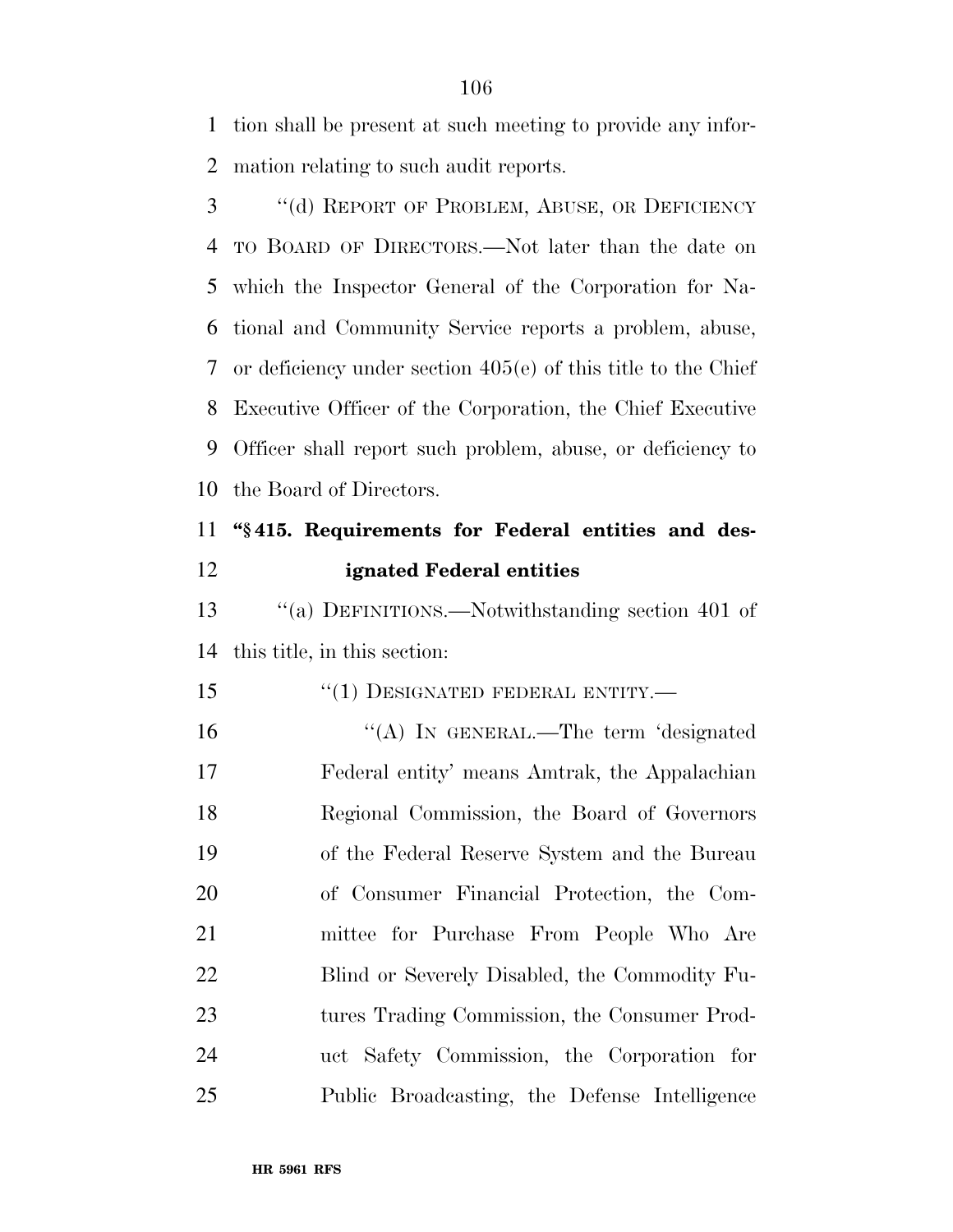tion shall be present at such meeting to provide any information relating to such audit reports.

"(d) REPORT OF PROBLEM, ABUSE, OR DEFICIENCY TO BOARD OF DIRECTORS.—Not later than the date on which the Inspector General of the Corporation for National and Community Service reports a problem, abuse, or deficiency under section 405(e) of this title to the Chief Executive Officer of the Corporation, the Chief Executive Officer shall report such problem, abuse, or deficiency to the Board of Directors.

**"§ 415. Requirements for Federal entities and designated Federal entities**

"(a) DEFINITIONS.—Notwithstanding section 401 of this title, in this section:

"(1) DESIGNATED FEDERAL ENTITY.—

"(A) IN GENERAL.—The term 'designated Federal entity' means Amtrak, the Appalachian Regional Commission, the Board of Governors of the Federal Reserve System and the Bureau of Consumer Financial Protection, the Committee for Purchase From People Who Are Blind or Severely Disabled, the Commodity Futures Trading Commission, the Consumer Product Safety Commission, the Corporation for Public Broadcasting, the Defense Intelligence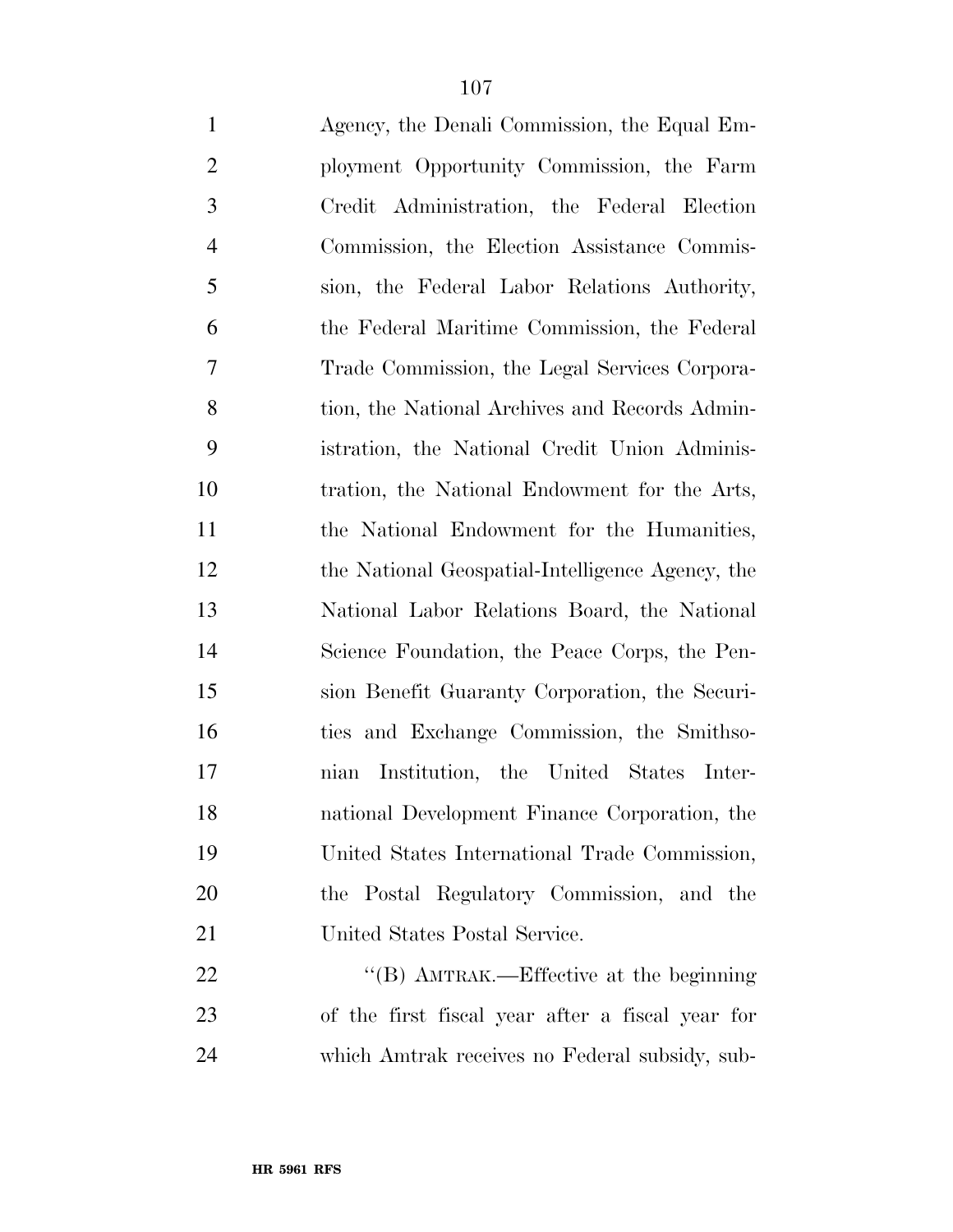Agency, the Denali Commission, the Equal Employment Opportunity Commission, the Farm Credit Administration, the Federal Election Commission, the Election Assistance Commission, the Federal Labor Relations Authority, the Federal Maritime Commission, the Federal Trade Commission, the Legal Services Corporation, the National Archives and Records Administration, the National Credit Union Administration, the National Endowment for the Arts, the National Endowment for the Humanities, the National Geospatial-Intelligence Agency, the National Labor Relations Board, the National Science Foundation, the Peace Corps, the Pension Benefit Guaranty Corporation, the Securities and Exchange Commission, the Smithsonian Institution, the United States International Development Finance Corporation, the United States International Trade Commission, the Postal Regulatory Commission, and the United States Postal Service.

''(B) AMTRAK.—Effective at the beginning of the first fiscal year after a fiscal year for which Amtrak receives no Federal subsidy, sub-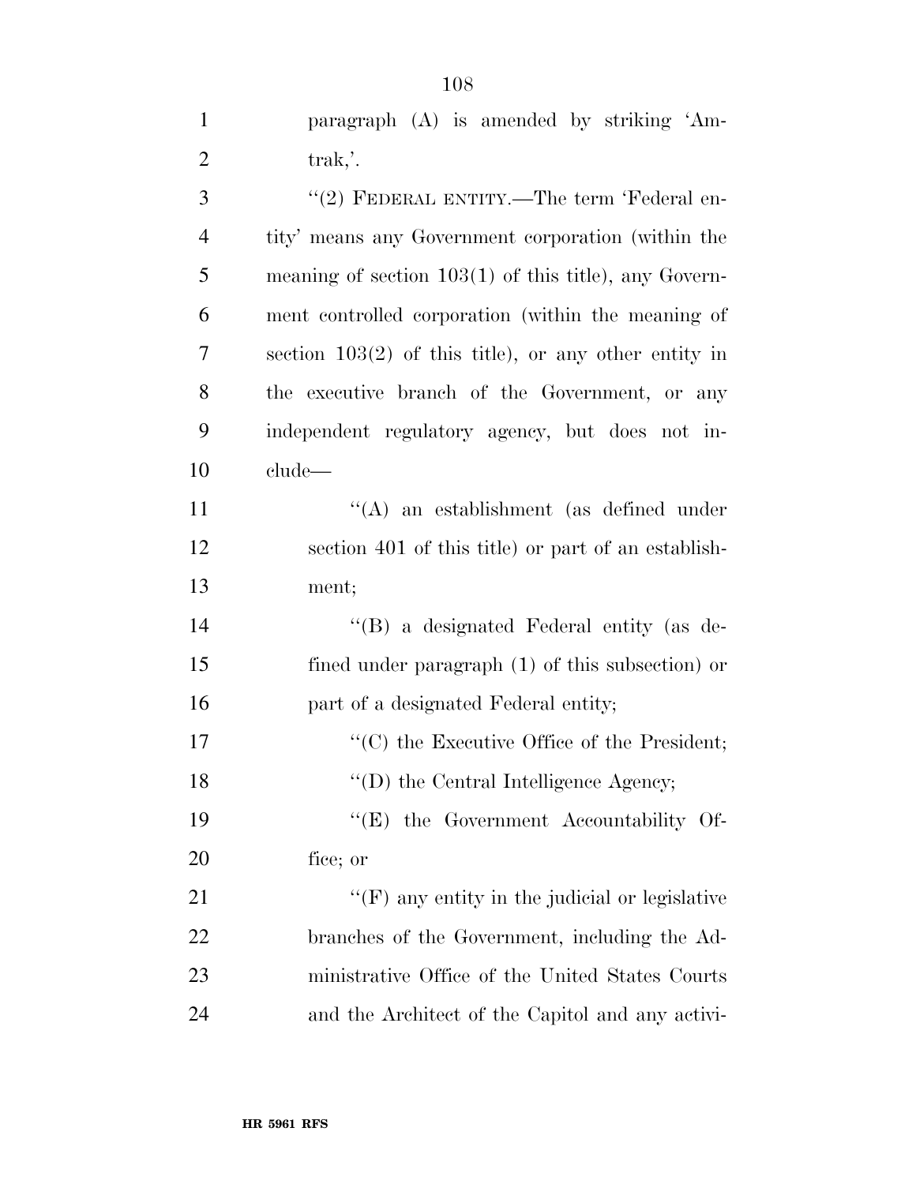paragraph (A) is amended by striking 'Amtrak,'.

"(2) FEDERAL ENTITY.—The term 'Federal entity' means any Government corporation (within the meaning of section 103(1) of this title), any Government controlled corporation (within the meaning of section 103(2) of this title), or any other entity in the executive branch of the Government, or any independent regulatory agency, but does not include—

"(A) an establishment (as defined under section 401 of this title) or part of an establishment;

"(B) a designated Federal entity (as defined under paragraph (1) of this subsection) or part of a designated Federal entity;

"(C) the Executive Office of the President;

"(D) the Central Intelligence Agency;

"(E) the Government Accountability Office; or

"(F) any entity in the judicial or legislative branches of the Government, including the Administrative Office of the United States Courts and the Architect of the Capitol and any activi-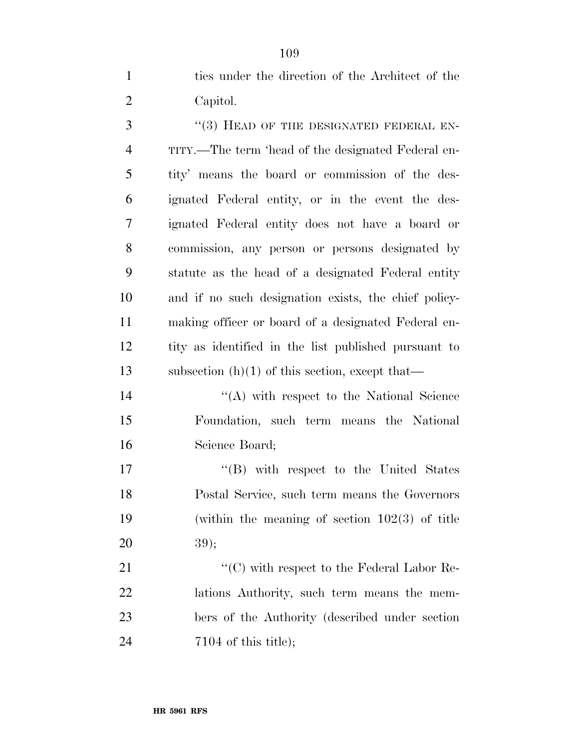ties under the direction of the Architect of the Capitol.

''(3) HEAD OF THE DESIGNATED FEDERAL ENTITY.—The term 'head of the designated Federal entity' means the board or commission of the designated Federal entity, or in the event the designated Federal entity does not have a board or commission, any person or persons designated by statute as the head of a designated Federal entity and if no such designation exists, the chief policy-making officer or board of a designated Federal entity as identified in the list published pursuant to subsection (h)(1) of this section, except that—

''(A) with respect to the National Science Foundation, such term means the National Science Board;

''(B) with respect to the United States Postal Service, such term means the Governors (within the meaning of section 102(3) of title 39);

''(C) with respect to the Federal Labor Relations Authority, such term means the members of the Authority (described under section 7104 of this title);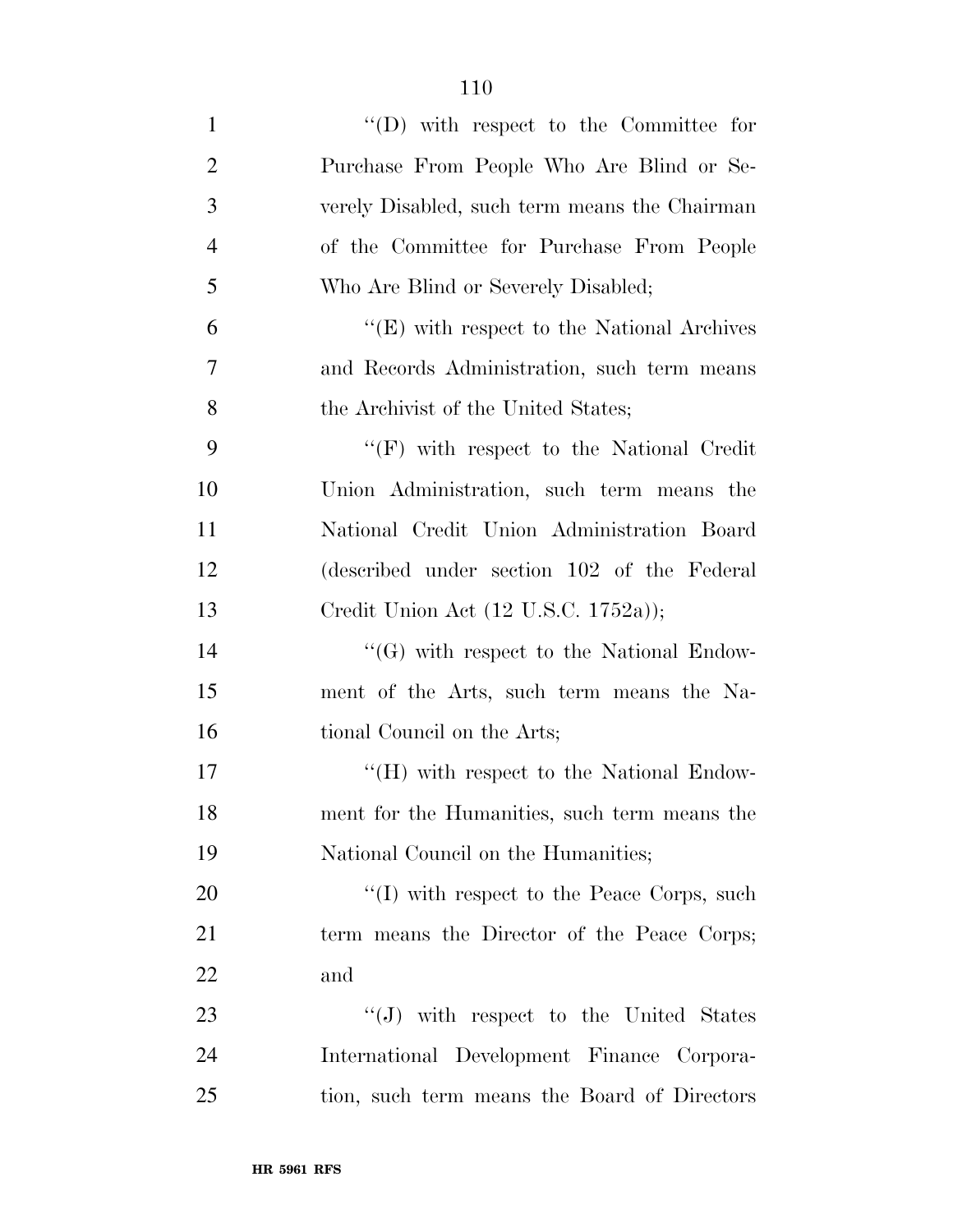''(D) with respect to the Committee for Purchase From People Who Are Blind or Severely Disabled, such term means the Chairman of the Committee for Purchase From People Who Are Blind or Severely Disabled;

''(E) with respect to the National Archives and Records Administration, such term means the Archivist of the United States;

''(F) with respect to the National Credit Union Administration, such term means the National Credit Union Administration Board (described under section 102 of the Federal Credit Union Act (12 U.S.C. 1752a));

''(G) with respect to the National Endowment of the Arts, such term means the National Council on the Arts;

''(H) with respect to the National Endowment for the Humanities, such term means the National Council on the Humanities;

''(I) with respect to the Peace Corps, such term means the Director of the Peace Corps; and

''(J) with respect to the United States International Development Finance Corporation, such term means the Board of Directors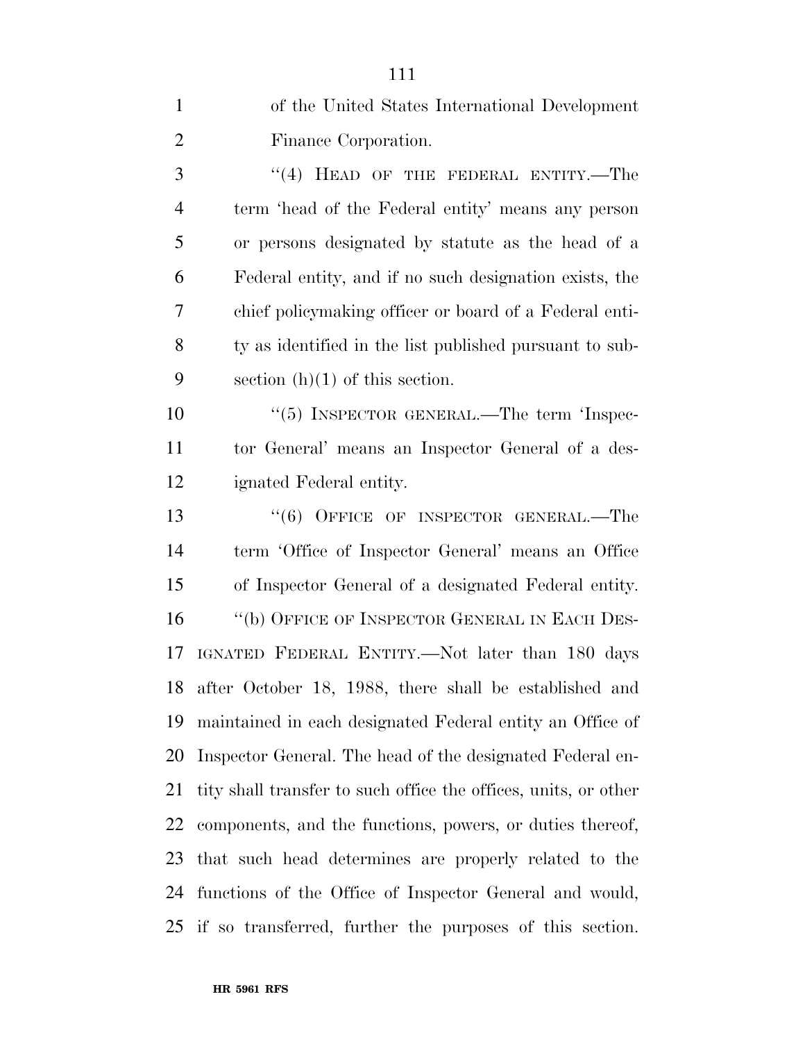of the United States International Development Finance Corporation.

''(4) HEAD OF THE FEDERAL ENTITY.—The term 'head of the Federal entity' means any person or persons designated by statute as the head of a Federal entity, and if no such designation exists, the chief policymaking officer or board of a Federal entity as identified in the list published pursuant to subsection (h)(1) of this section.

''(5) INSPECTOR GENERAL.—The term 'Inspector General' means an Inspector General of a designated Federal entity.

''(6) OFFICE OF INSPECTOR GENERAL.—The term 'Office of Inspector General' means an Office of Inspector General of a designated Federal entity.

''(b) OFFICE OF INSPECTOR GENERAL IN EACH DESIGNATED FEDERAL ENTITY.—Not later than 180 days after October 18, 1988, there shall be established and maintained in each designated Federal entity an Office of Inspector General. The head of the designated Federal entity shall transfer to such office the offices, units, or other components, and the functions, powers, or duties thereof, that such head determines are properly related to the functions of the Office of Inspector General and would, if so transferred, further the purposes of this section.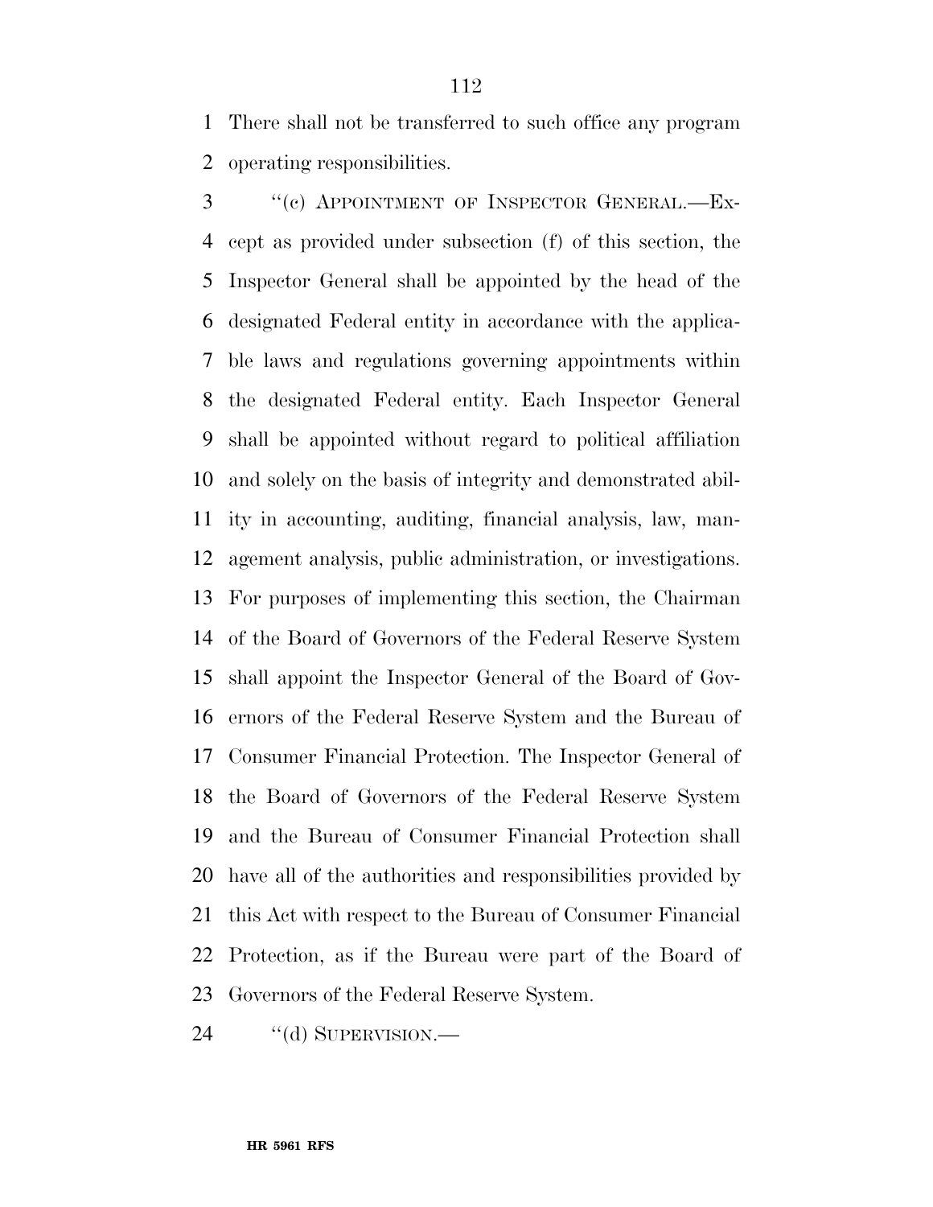There shall not be transferred to such office any program operating responsibilities.

"(c) APPOINTMENT OF INSPECTOR GENERAL.—Except as provided under subsection (f) of this section, the Inspector General shall be appointed by the head of the designated Federal entity in accordance with the applicable laws and regulations governing appointments within the designated Federal entity. Each Inspector General shall be appointed without regard to political affiliation and solely on the basis of integrity and demonstrated ability in accounting, auditing, financial analysis, law, management analysis, public administration, or investigations. For purposes of implementing this section, the Chairman of the Board of Governors of the Federal Reserve System shall appoint the Inspector General of the Board of Governors of the Federal Reserve System and the Bureau of Consumer Financial Protection. The Inspector General of the Board of Governors of the Federal Reserve System and the Bureau of Consumer Financial Protection shall have all of the authorities and responsibilities provided by this Act with respect to the Bureau of Consumer Financial Protection, as if the Bureau were part of the Board of Governors of the Federal Reserve System.

"(d) SUPERVISION.—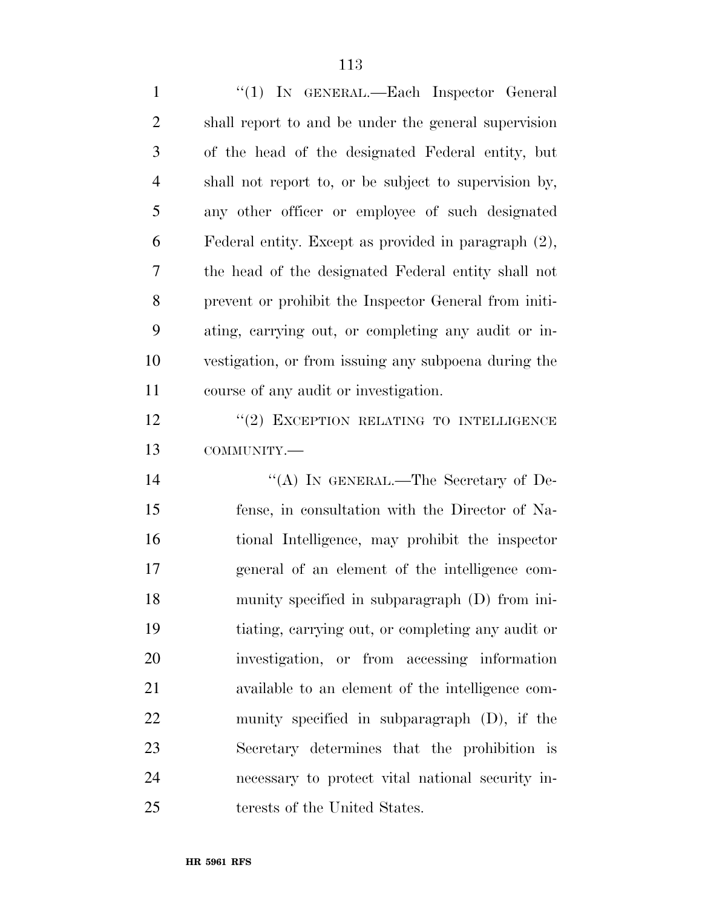"(1) IN GENERAL.—Each Inspector General shall report to and be under the general supervision of the head of the designated Federal entity, but shall not report to, or be subject to supervision by, any other officer or employee of such designated Federal entity. Except as provided in paragraph (2), the head of the designated Federal entity shall not prevent or prohibit the Inspector General from initiating, carrying out, or completing any audit or investigation, or from issuing any subpoena during the course of any audit or investigation.

"(2) EXCEPTION RELATING TO INTELLIGENCE COMMUNITY.—

"(A) IN GENERAL.—The Secretary of Defense, in consultation with the Director of National Intelligence, may prohibit the inspector general of an element of the intelligence community specified in subparagraph (D) from initiating, carrying out, or completing any audit or investigation, or from accessing information available to an element of the intelligence community specified in subparagraph (D), if the Secretary determines that the prohibition is necessary to protect vital national security interests of the United States.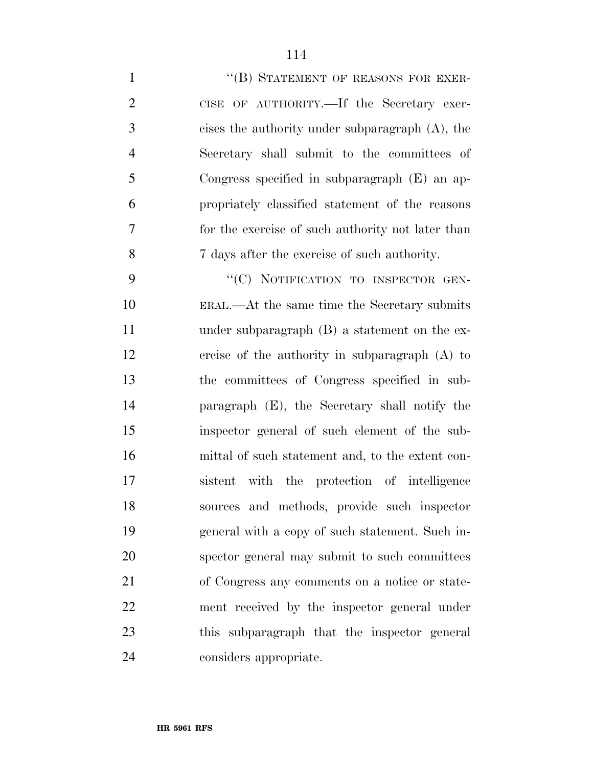"(B) STATEMENT OF REASONS FOR EXERCISE OF AUTHORITY.—If the Secretary exercises the authority under subparagraph (A), the Secretary shall submit to the committees of Congress specified in subparagraph (E) an appropriately classified statement of the reasons for the exercise of such authority not later than 7 days after the exercise of such authority.

"(C) NOTIFICATION TO INSPECTOR GENERAL.—At the same time the Secretary submits under subparagraph (B) a statement on the exercise of the authority in subparagraph (A) to the committees of Congress specified in subparagraph (E), the Secretary shall notify the inspector general of such element of the submittal of such statement and, to the extent consistent with the protection of intelligence sources and methods, provide such inspector general with a copy of such statement. Such inspector general may submit to such committees of Congress any comments on a notice or statement received by the inspector general under this subparagraph that the inspector general considers appropriate.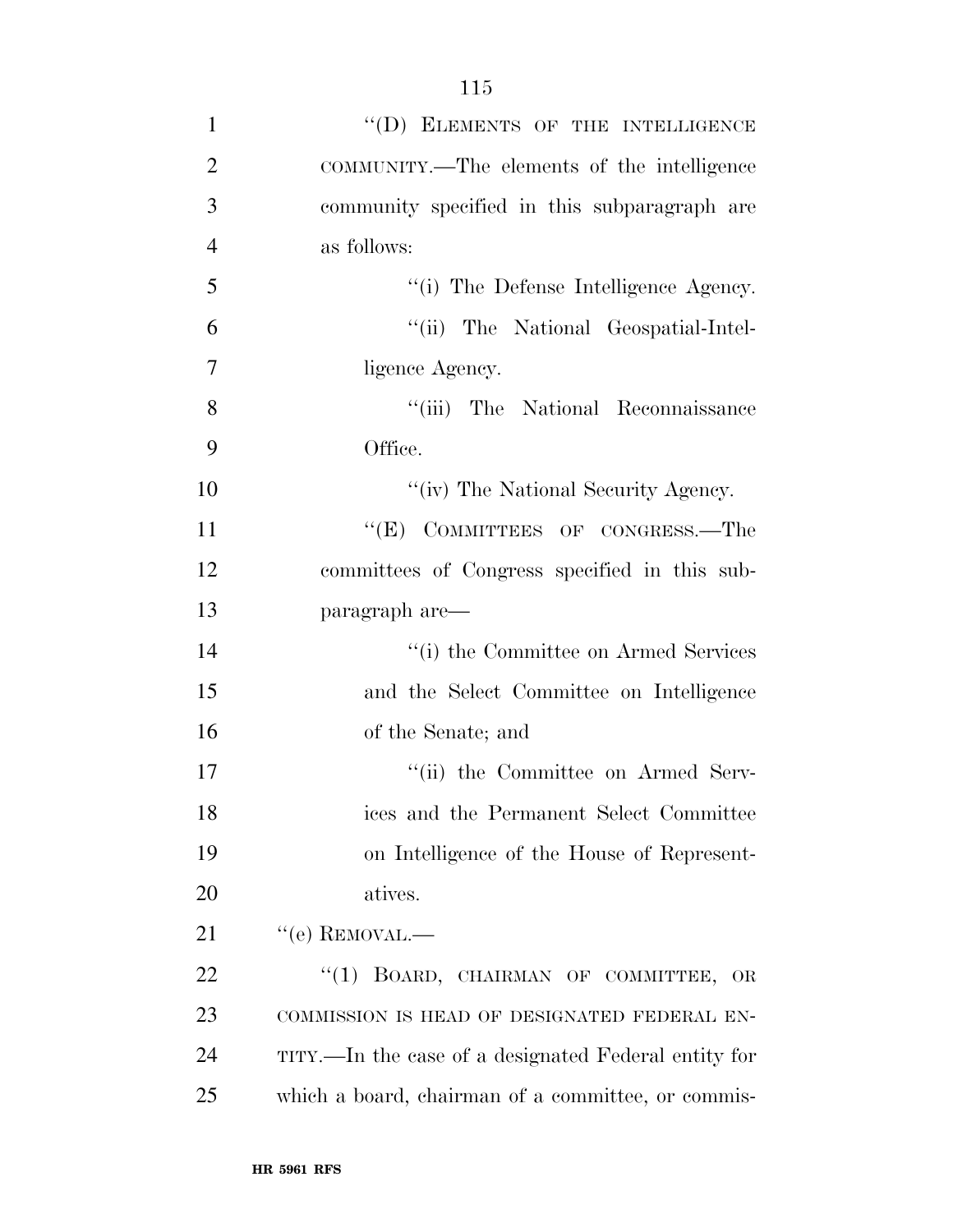"(D) ELEMENTS OF THE INTELLIGENCE COMMUNITY.—The elements of the intelligence community specified in this subparagraph are as follows:

"(i) The Defense Intelligence Agency.

"(ii) The National Geospatial-Intelligence Agency.

"(iii) The National Reconnaissance Office.

"(iv) The National Security Agency.

"(E) COMMITTEES OF CONGRESS.—The committees of Congress specified in this subparagraph are—

"(i) the Committee on Armed Services and the Select Committee on Intelligence of the Senate; and

"(ii) the Committee on Armed Services and the Permanent Select Committee on Intelligence of the House of Representatives.

"(e) REMOVAL.—

"(1) BOARD, CHAIRMAN OF COMMITTEE, OR COMMISSION IS HEAD OF DESIGNATED FEDERAL ENTITY.—In the case of a designated Federal entity for which a board, chairman of a committee, or commis-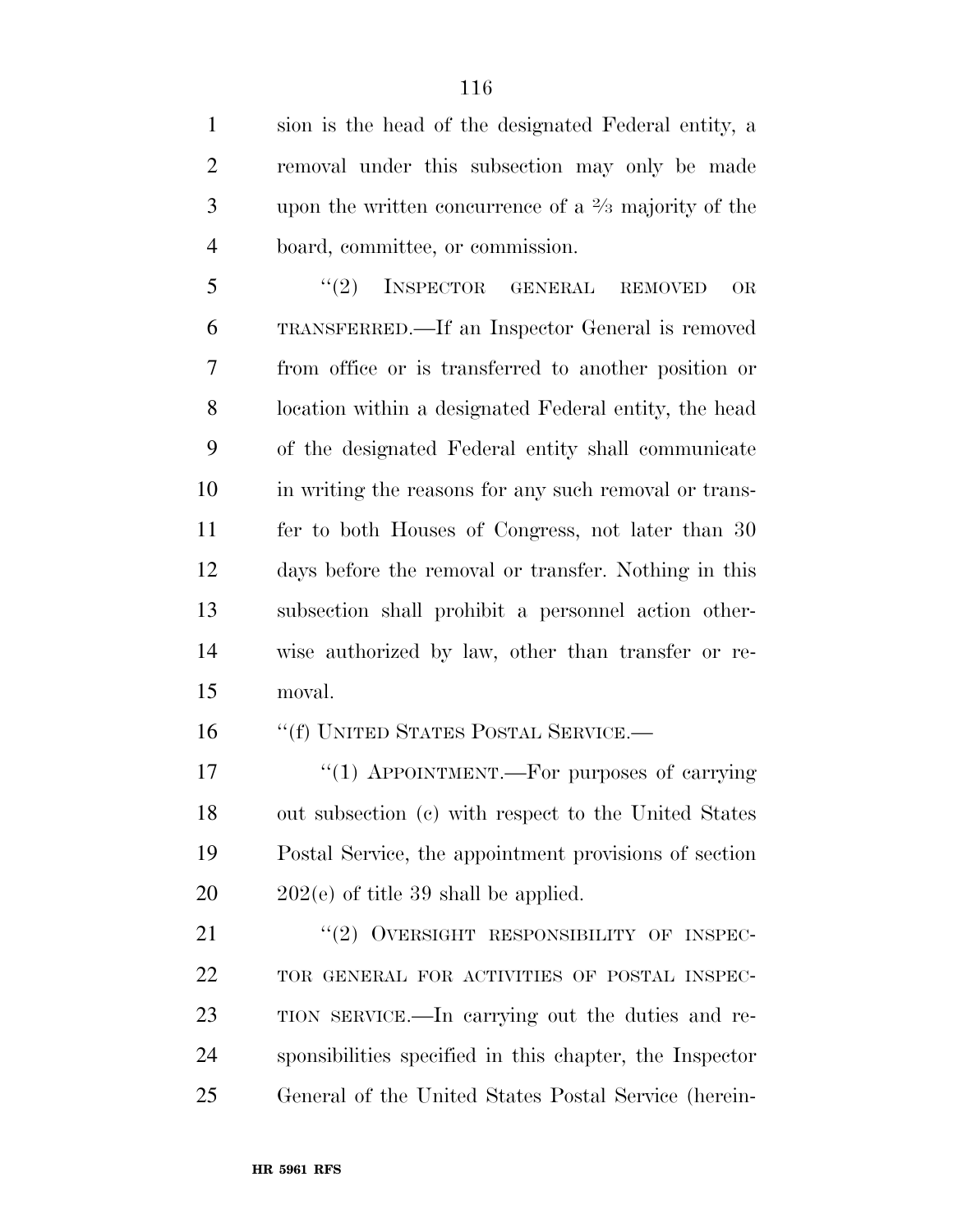sion is the head of the designated Federal entity, a removal under this subsection may only be made upon the written concurrence of a ⅔ majority of the board, committee, or commission.

"(2) INSPECTOR GENERAL REMOVED OR TRANSFERRED.—If an Inspector General is removed from office or is transferred to another position or location within a designated Federal entity, the head of the designated Federal entity shall communicate in writing the reasons for any such removal or transfer to both Houses of Congress, not later than 30 days before the removal or transfer. Nothing in this subsection shall prohibit a personnel action otherwise authorized by law, other than transfer or removal.

"(f) UNITED STATES POSTAL SERVICE.—

"(1) APPOINTMENT.—For purposes of carrying out subsection (c) with respect to the United States Postal Service, the appointment provisions of section 202(e) of title 39 shall be applied.

"(2) OVERSIGHT RESPONSIBILITY OF INSPECTOR GENERAL FOR ACTIVITIES OF POSTAL INSPECTION SERVICE.—In carrying out the duties and responsibilities specified in this chapter, the Inspector General of the United States Postal Service (herein-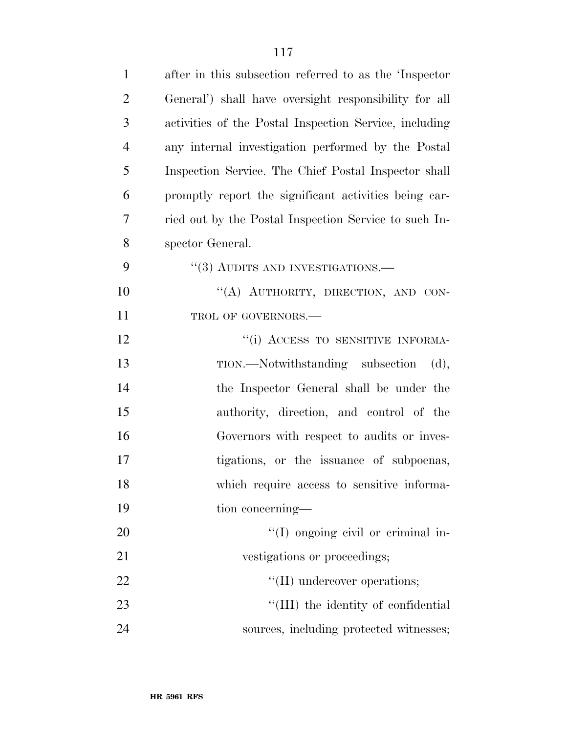after in this subsection referred to as the 'Inspector General') shall have oversight responsibility for all activities of the Postal Inspection Service, including any internal investigation performed by the Postal Inspection Service. The Chief Postal Inspector shall promptly report the significant activities being carried out by the Postal Inspection Service to such Inspector General.

"(3) AUDITS AND INVESTIGATIONS.—

"(A) AUTHORITY, DIRECTION, AND CONTROL OF GOVERNORS.—

"(i) ACCESS TO SENSITIVE INFORMATION.—Notwithstanding subsection (d), the Inspector General shall be under the authority, direction, and control of the Governors with respect to audits or investigations, or the issuance of subpoenas, which require access to sensitive information concerning—

"(I) ongoing civil or criminal investigations or proceedings;

"(II) undercover operations;

"(III) the identity of confidential sources, including protected witnesses;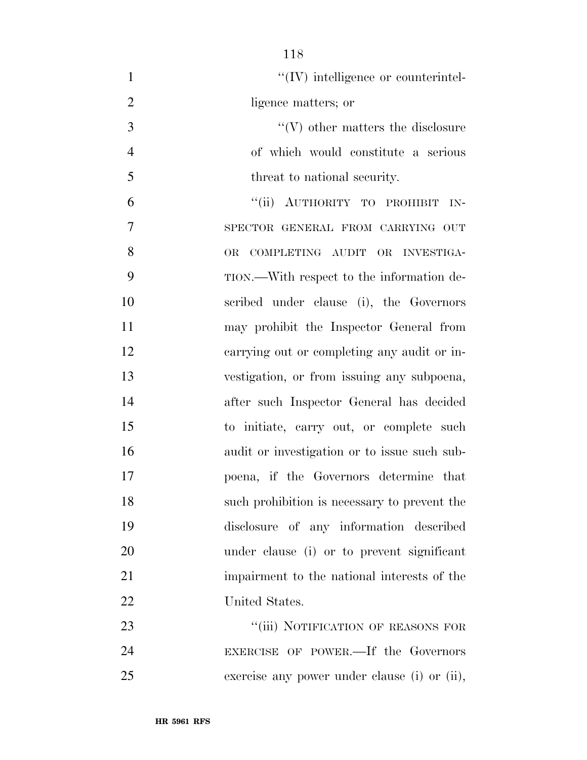''(IV) intelligence or counterintelligence matters; or

''(V) other matters the disclosure of which would constitute a serious threat to national security.

''(ii) AUTHORITY TO PROHIBIT INSPECTOR GENERAL FROM CARRYING OUT OR COMPLETING AUDIT OR INVESTIGATION.—With respect to the information described under clause (i), the Governors may prohibit the Inspector General from carrying out or completing any audit or investigation, or from issuing any subpoena, after such Inspector General has decided to initiate, carry out, or complete such audit or investigation or to issue such subpoena, if the Governors determine that such prohibition is necessary to prevent the disclosure of any information described under clause (i) or to prevent significant impairment to the national interests of the United States.

''(iii) NOTIFICATION OF REASONS FOR EXERCISE OF POWER.—If the Governors exercise any power under clause (i) or (ii),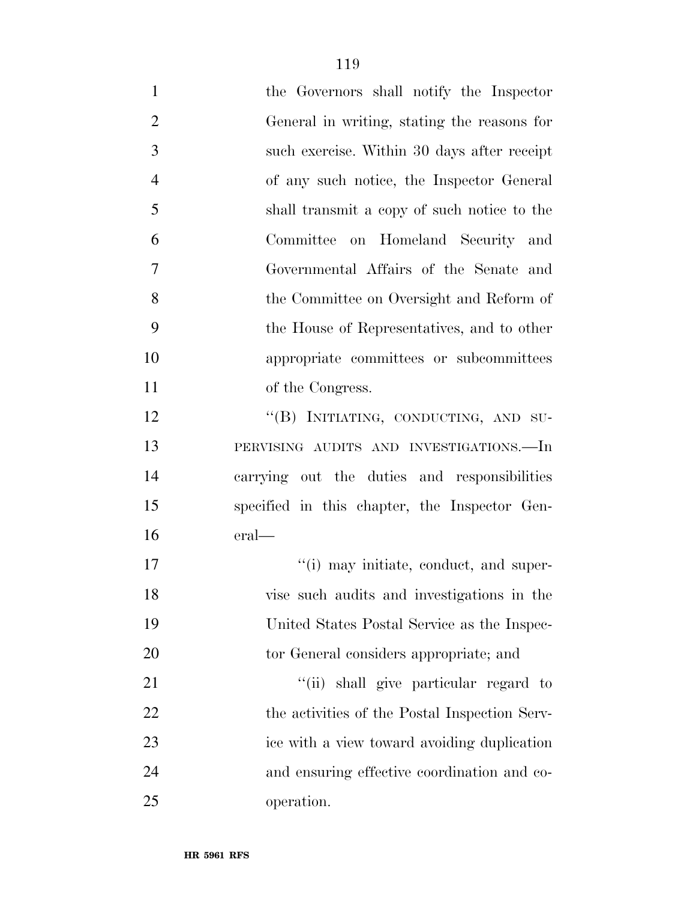the Governors shall notify the Inspector General in writing, stating the reasons for such exercise. Within 30 days after receipt of any such notice, the Inspector General shall transmit a copy of such notice to the Committee on Homeland Security and Governmental Affairs of the Senate and the Committee on Oversight and Reform of the House of Representatives, and to other appropriate committees or subcommittees of the Congress.

''(B) INITIATING, CONDUCTING, AND SUPERVISING AUDITS AND INVESTIGATIONS.—In carrying out the duties and responsibilities specified in this chapter, the Inspector General—

''(i) may initiate, conduct, and supervise such audits and investigations in the United States Postal Service as the Inspector General considers appropriate; and

''(ii) shall give particular regard to the activities of the Postal Inspection Service with a view toward avoiding duplication and ensuring effective coordination and cooperation.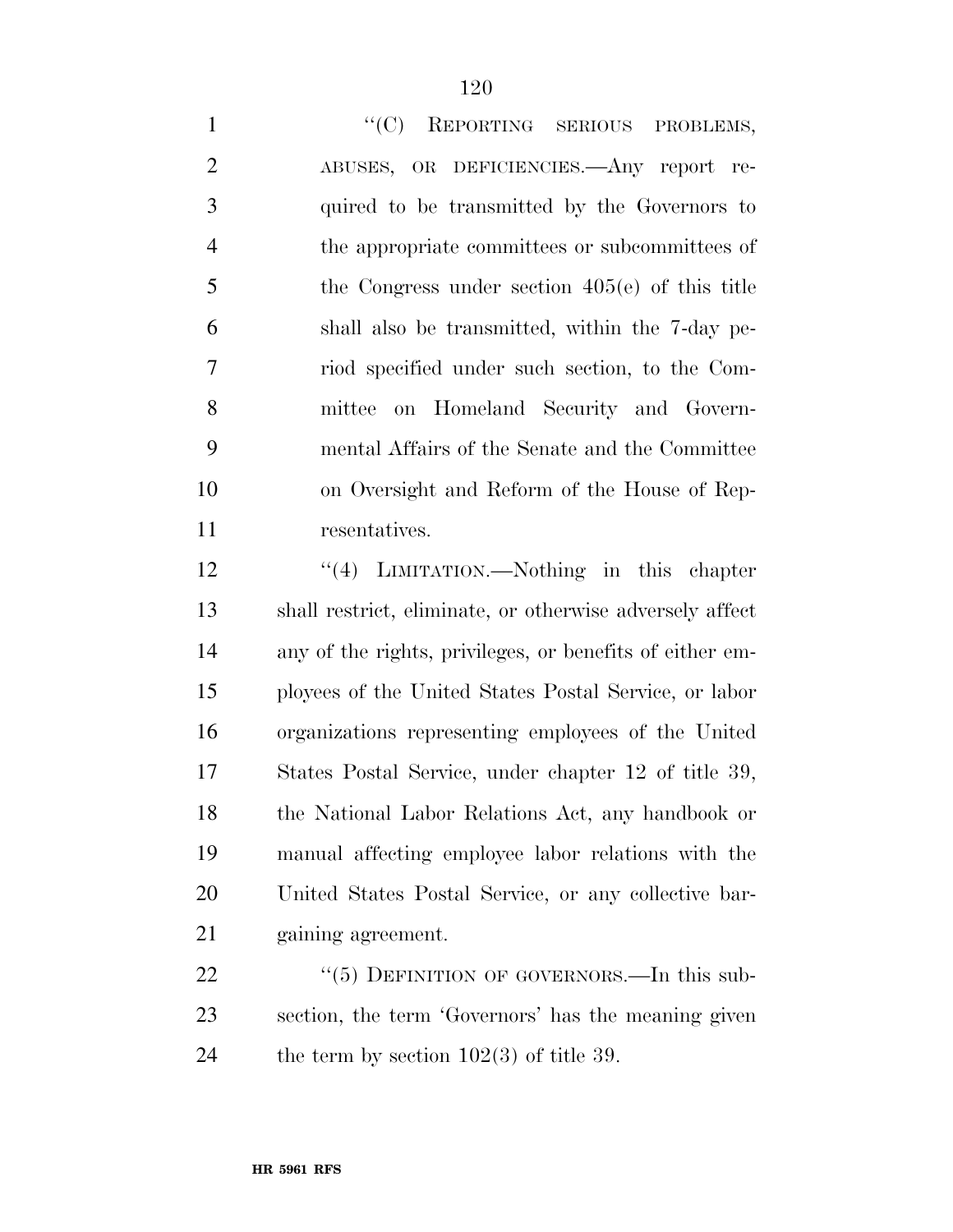''(C) REPORTING SERIOUS PROBLEMS, ABUSES, OR DEFICIENCIES.—Any report required to be transmitted by the Governors to the appropriate committees or subcommittees of the Congress under section 405(e) of this title shall also be transmitted, within the 7-day period specified under such section, to the Committee on Homeland Security and Governmental Affairs of the Senate and the Committee on Oversight and Reform of the House of Representatives.

''(4) LIMITATION.—Nothing in this chapter shall restrict, eliminate, or otherwise adversely affect any of the rights, privileges, or benefits of either employees of the United States Postal Service, or labor organizations representing employees of the United States Postal Service, under chapter 12 of title 39, the National Labor Relations Act, any handbook or manual affecting employee labor relations with the United States Postal Service, or any collective bargaining agreement.

''(5) DEFINITION OF GOVERNORS.—In this subsection, the term 'Governors' has the meaning given the term by section 102(3) of title 39.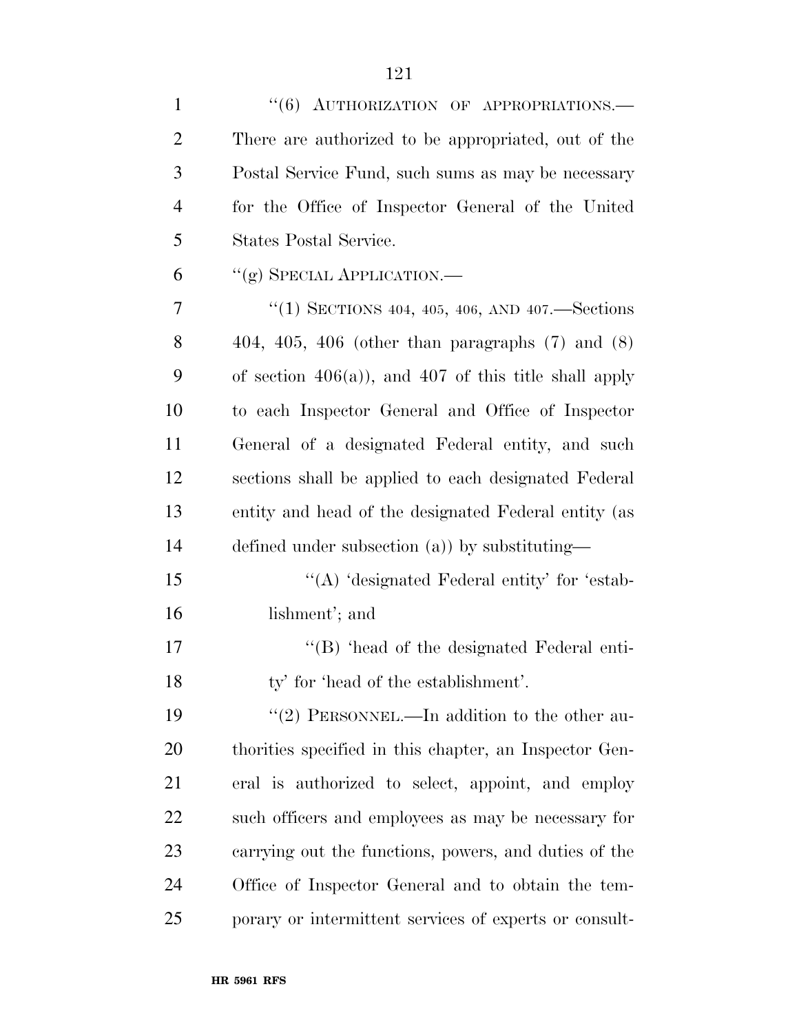"(6) AUTHORIZATION OF APPROPRIATIONS.—There are authorized to be appropriated, out of the Postal Service Fund, such sums as may be necessary for the Office of Inspector General of the United States Postal Service.

"(g) SPECIAL APPLICATION.—

"(1) SECTIONS 404, 405, 406, AND 407.—Sections 404, 405, 406 (other than paragraphs (7) and (8) of section 406(a)), and 407 of this title shall apply to each Inspector General and Office of Inspector General of a designated Federal entity, and such sections shall be applied to each designated Federal entity and head of the designated Federal entity (as defined under subsection (a)) by substituting—

"(A) 'designated Federal entity' for 'establishment'; and

"(B) 'head of the designated Federal entity' for 'head of the establishment'.

"(2) PERSONNEL.—In addition to the other authorities specified in this chapter, an Inspector General is authorized to select, appoint, and employ such officers and employees as may be necessary for carrying out the functions, powers, and duties of the Office of Inspector General and to obtain the temporary or intermittent services of experts or consult-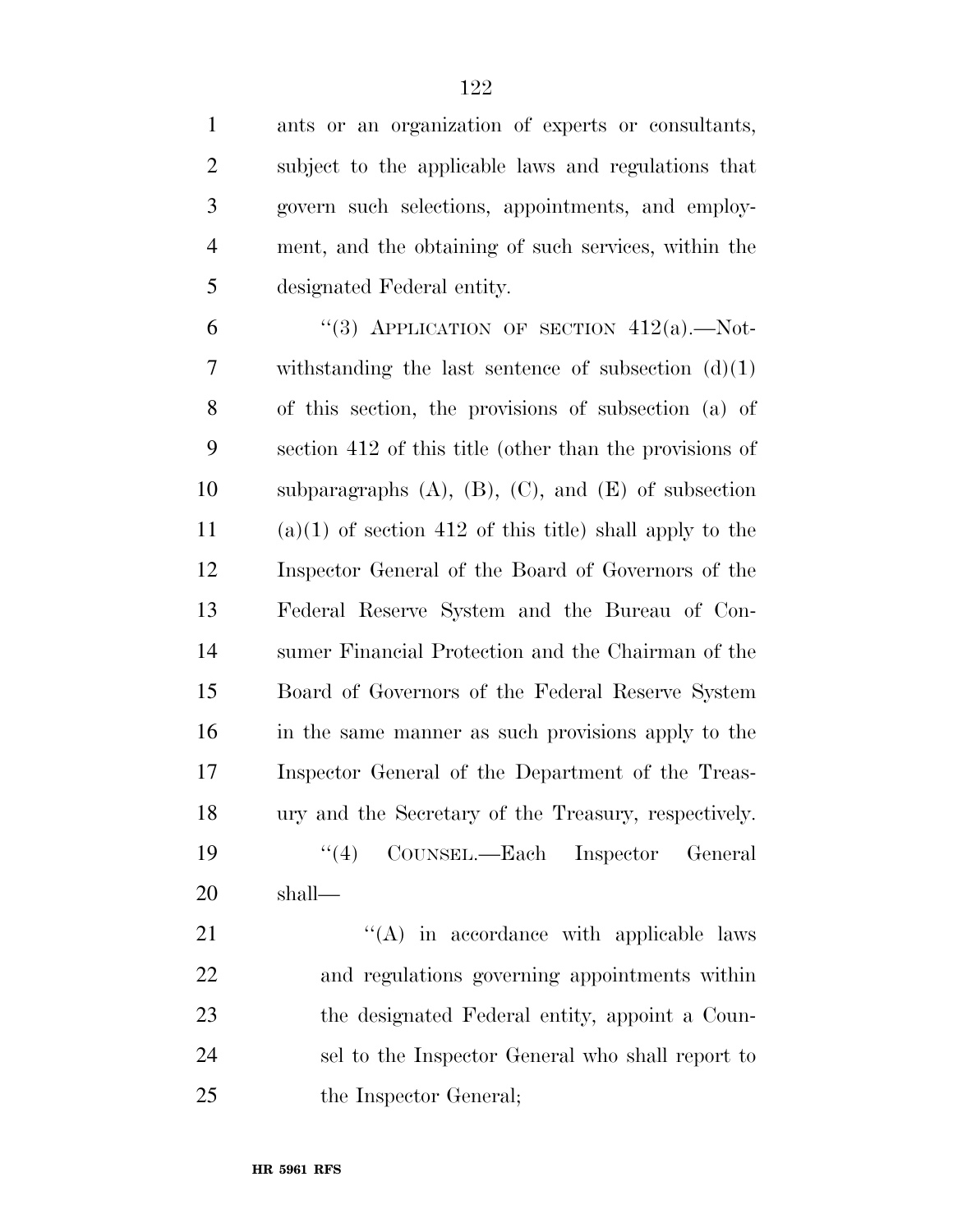ants or an organization of experts or consultants, subject to the applicable laws and regulations that govern such selections, appointments, and employment, and the obtaining of such services, within the designated Federal entity.

"(3) APPLICATION OF SECTION 412(a).—Notwithstanding the last sentence of subsection (d)(1) of this section, the provisions of subsection (a) of section 412 of this title (other than the provisions of subparagraphs (A), (B), (C), and (E) of subsection (a)(1) of section 412 of this title) shall apply to the Inspector General of the Board of Governors of the Federal Reserve System and the Bureau of Consumer Financial Protection and the Chairman of the Board of Governors of the Federal Reserve System in the same manner as such provisions apply to the Inspector General of the Department of the Treasury and the Secretary of the Treasury, respectively.

"(4) COUNSEL.—Each Inspector General shall—

"(A) in accordance with applicable laws and regulations governing appointments within the designated Federal entity, appoint a Counsel to the Inspector General who shall report to the Inspector General;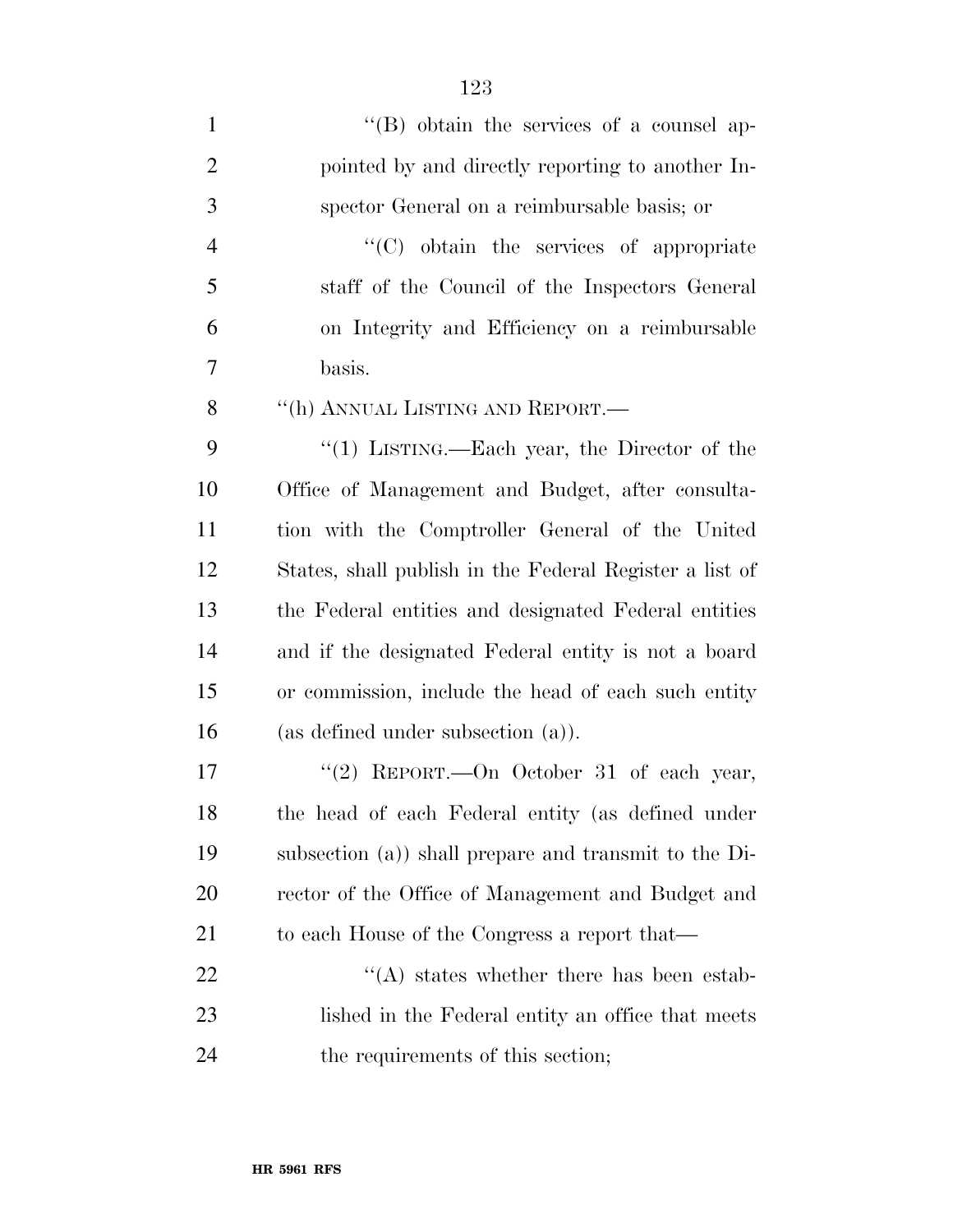''(B) obtain the services of a counsel appointed by and directly reporting to another Inspector General on a reimbursable basis; or

''(C) obtain the services of appropriate staff of the Council of the Inspectors General on Integrity and Efficiency on a reimbursable basis.

''(h) ANNUAL LISTING AND REPORT.—

''(1) LISTING.—Each year, the Director of the Office of Management and Budget, after consultation with the Comptroller General of the United States, shall publish in the Federal Register a list of the Federal entities and designated Federal entities and if the designated Federal entity is not a board or commission, include the head of each such entity (as defined under subsection (a)).

''(2) REPORT.—On October 31 of each year, the head of each Federal entity (as defined under subsection (a)) shall prepare and transmit to the Director of the Office of Management and Budget and to each House of the Congress a report that—

''(A) states whether there has been established in the Federal entity an office that meets the requirements of this section;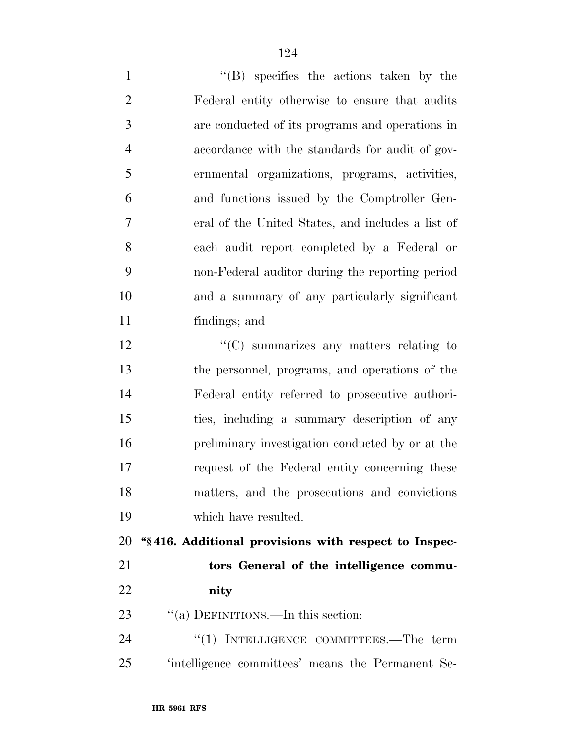"(B) specifies the actions taken by the Federal entity otherwise to ensure that audits are conducted of its programs and operations in accordance with the standards for audit of governmental organizations, programs, activities, and functions issued by the Comptroller General of the United States, and includes a list of each audit report completed by a Federal or non-Federal auditor during the reporting period and a summary of any particularly significant findings; and

"(C) summarizes any matters relating to the personnel, programs, and operations of the Federal entity referred to prosecutive authorities, including a summary description of any preliminary investigation conducted by or at the request of the Federal entity concerning these matters, and the prosecutions and convictions which have resulted.

**"§ 416. Additional provisions with respect to Inspectors General of the intelligence community**

"(a) DEFINITIONS.—In this section:

"(1) INTELLIGENCE COMMITTEES.—The term 'intelligence committees' means the Permanent Se-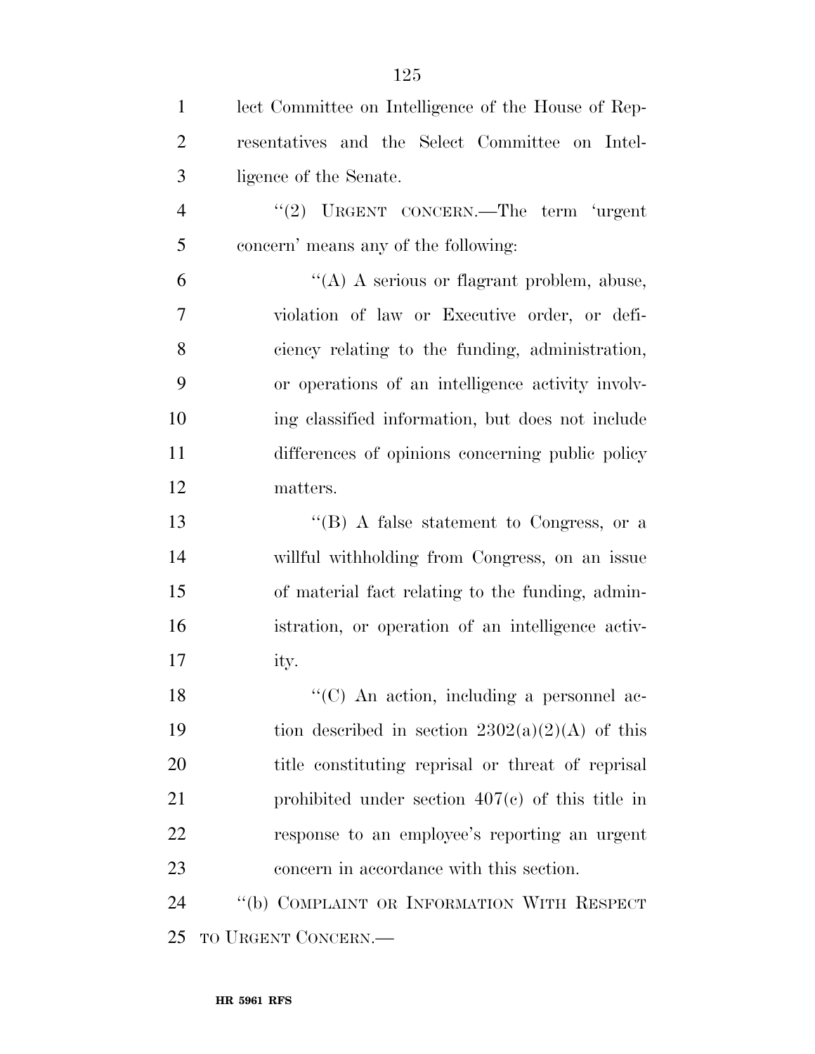lect Committee on Intelligence of the House of Representatives and the Select Committee on Intelligence of the Senate.

''(2) URGENT CONCERN.—The term 'urgent concern' means any of the following:

''(A) A serious or flagrant problem, abuse, violation of law or Executive order, or deficiency relating to the funding, administration, or operations of an intelligence activity involving classified information, but does not include differences of opinions concerning public policy matters.

''(B) A false statement to Congress, or a willful withholding from Congress, on an issue of material fact relating to the funding, administration, or operation of an intelligence activity.

''(C) An action, including a personnel action described in section 2302(a)(2)(A) of this title constituting reprisal or threat of reprisal prohibited under section 407(c) of this title in response to an employee's reporting an urgent concern in accordance with this section.

''(b) COMPLAINT OR INFORMATION WITH RESPECT TO URGENT CONCERN.—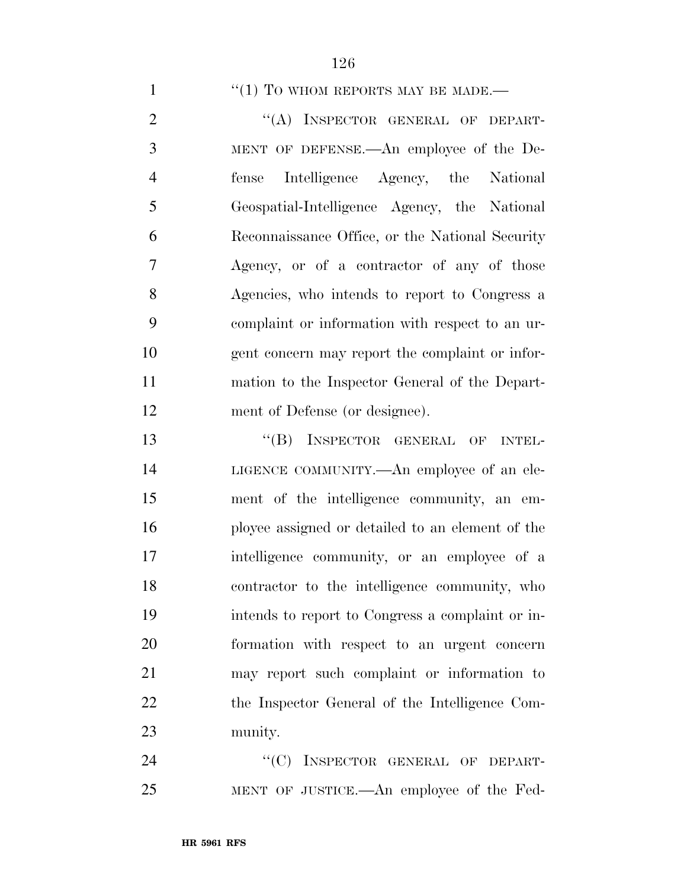"(1) TO WHOM REPORTS MAY BE MADE.—

"(A) INSPECTOR GENERAL OF DEPARTMENT OF DEFENSE.—An employee of the Defense Intelligence Agency, the National Geospatial-Intelligence Agency, the National Reconnaissance Office, or the National Security Agency, or of a contractor of any of those Agencies, who intends to report to Congress a complaint or information with respect to an urgent concern may report the complaint or information to the Inspector General of the Department of Defense (or designee).

"(B) INSPECTOR GENERAL OF INTELLIGENCE COMMUNITY.—An employee of an element of the intelligence community, an employee assigned or detailed to an element of the intelligence community, or an employee of a contractor to the intelligence community, who intends to report to Congress a complaint or information with respect to an urgent concern may report such complaint or information to the Inspector General of the Intelligence Community.

"(C) INSPECTOR GENERAL OF DEPARTMENT OF JUSTICE.—An employee of the Fed-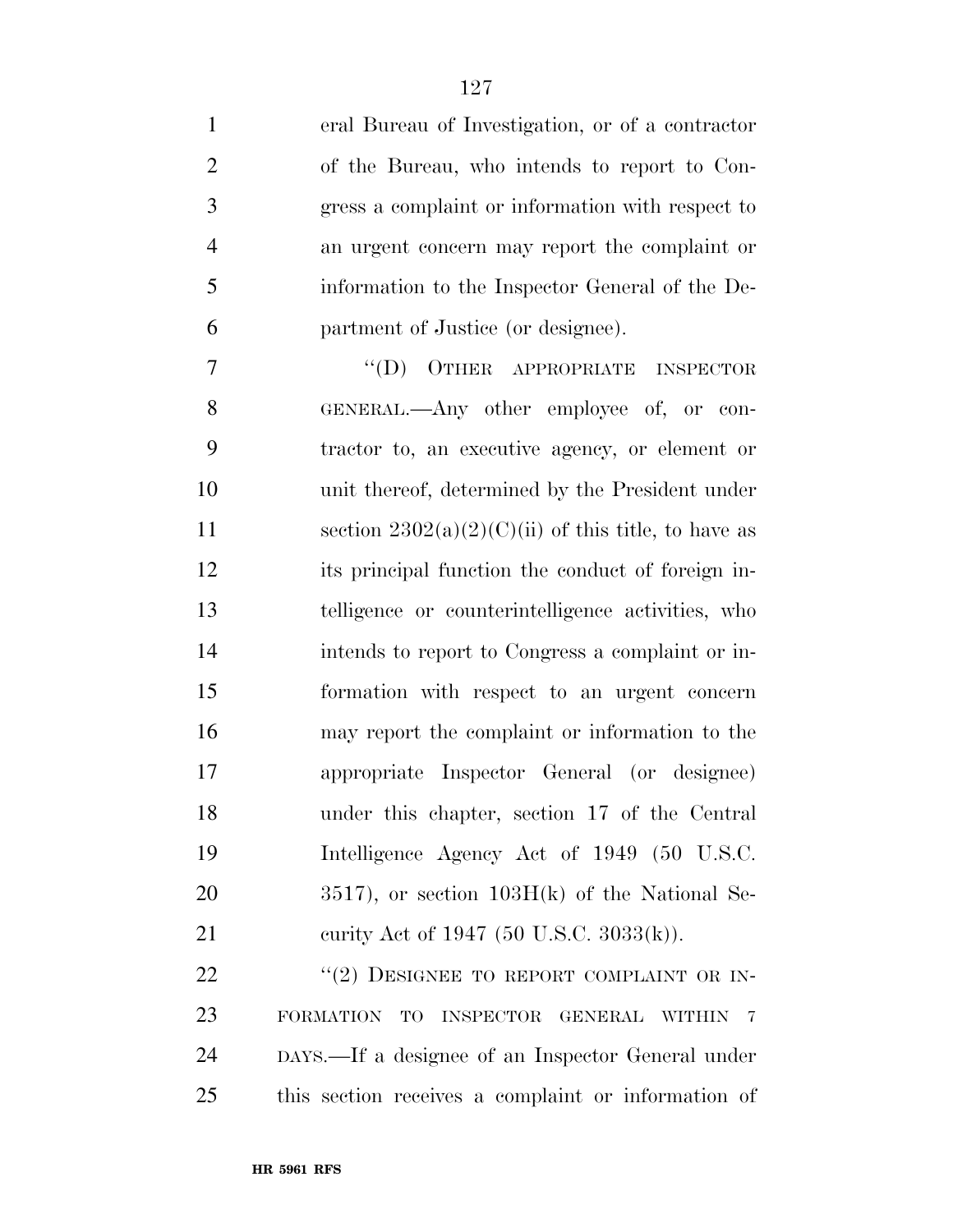eral Bureau of Investigation, or of a contractor of the Bureau, who intends to report to Congress a complaint or information with respect to an urgent concern may report the complaint or information to the Inspector General of the Department of Justice (or designee).

"(D) OTHER APPROPRIATE INSPECTOR GENERAL.—Any other employee of, or contractor to, an executive agency, or element or unit thereof, determined by the President under section 2302(a)(2)(C)(ii) of this title, to have as its principal function the conduct of foreign intelligence or counterintelligence activities, who intends to report to Congress a complaint or information with respect to an urgent concern may report the complaint or information to the appropriate Inspector General (or designee) under this chapter, section 17 of the Central Intelligence Agency Act of 1949 (50 U.S.C. 3517), or section 103H(k) of the National Security Act of 1947 (50 U.S.C. 3033(k)).

"(2) DESIGNEE TO REPORT COMPLAINT OR INFORMATION TO INSPECTOR GENERAL WITHIN 7 DAYS.—If a designee of an Inspector General under this section receives a complaint or information of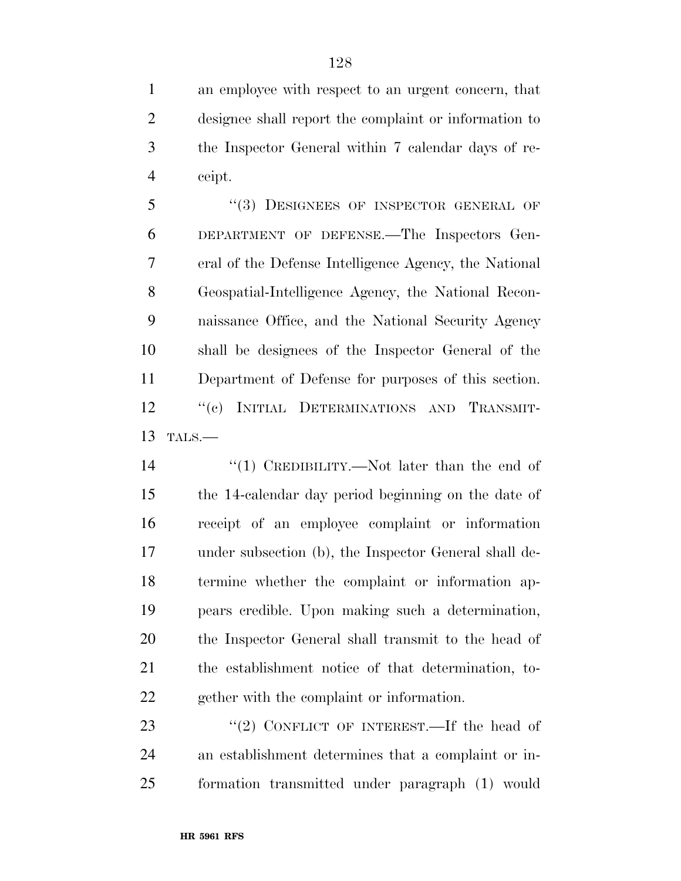an employee with respect to an urgent concern, that designee shall report the complaint or information to the Inspector General within 7 calendar days of receipt.

"(3) DESIGNEES OF INSPECTOR GENERAL OF DEPARTMENT OF DEFENSE.—The Inspectors General of the Defense Intelligence Agency, the National Geospatial-Intelligence Agency, the National Reconnaissance Office, and the National Security Agency shall be designees of the Inspector General of the Department of Defense for purposes of this section.

"(c) INITIAL DETERMINATIONS AND TRANSMITTALS.—

"(1) CREDIBILITY.—Not later than the end of the 14-calendar day period beginning on the date of receipt of an employee complaint or information under subsection (b), the Inspector General shall determine whether the complaint or information appears credible. Upon making such a determination, the Inspector General shall transmit to the head of the establishment notice of that determination, together with the complaint or information.

"(2) CONFLICT OF INTEREST.—If the head of an establishment determines that a complaint or information transmitted under paragraph (1) would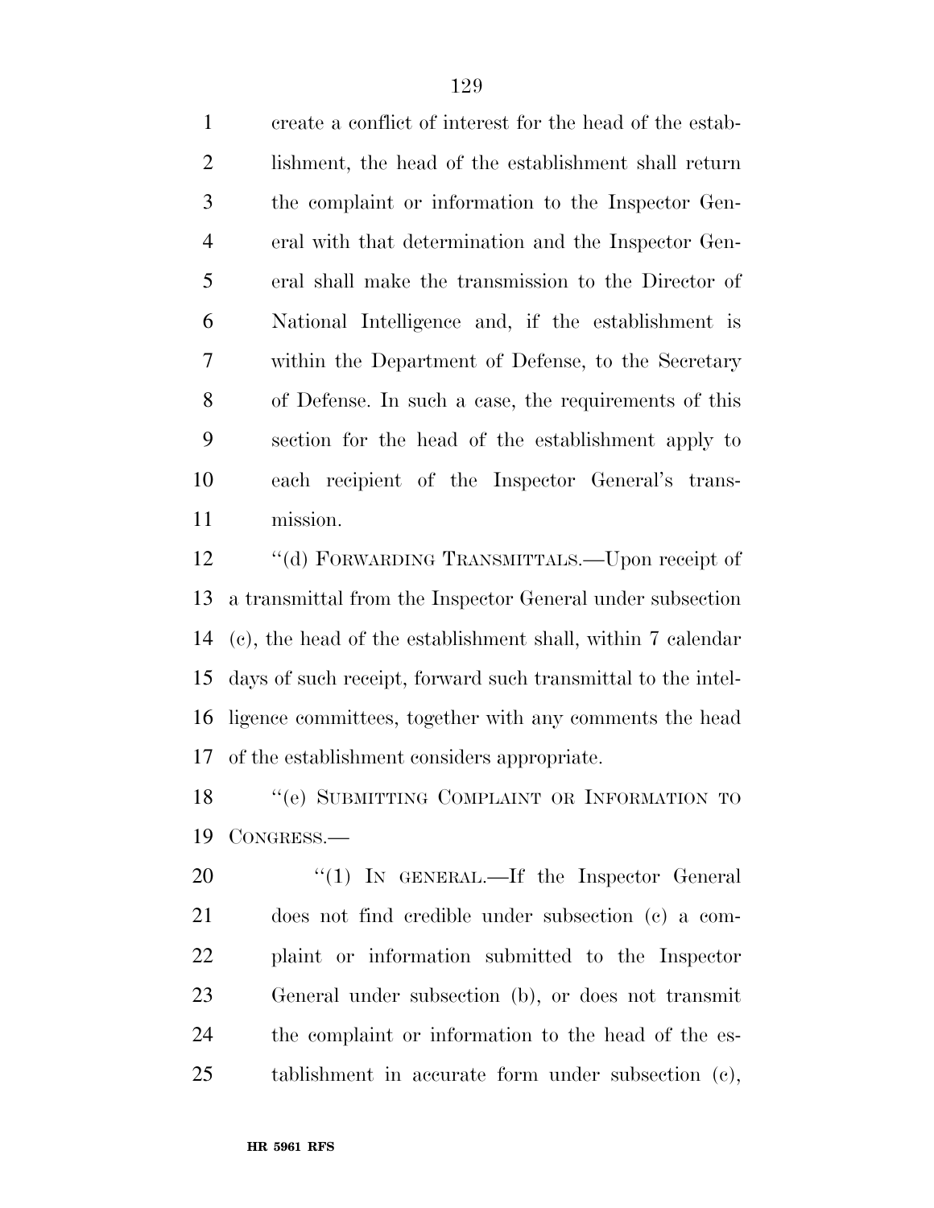create a conflict of interest for the head of the establishment, the head of the establishment shall return the complaint or information to the Inspector General with that determination and the Inspector General shall make the transmission to the Director of National Intelligence and, if the establishment is within the Department of Defense, to the Secretary of Defense. In such a case, the requirements of this section for the head of the establishment apply to each recipient of the Inspector General's transmission.

''(d) FORWARDING TRANSMITTALS.—Upon receipt of a transmittal from the Inspector General under subsection (c), the head of the establishment shall, within 7 calendar days of such receipt, forward such transmittal to the intelligence committees, together with any comments the head of the establishment considers appropriate.

''(e) SUBMITTING COMPLAINT OR INFORMATION TO CONGRESS.—

''(1) IN GENERAL.—If the Inspector General does not find credible under subsection (c) a complaint or information submitted to the Inspector General under subsection (b), or does not transmit the complaint or information to the head of the establishment in accurate form under subsection (c),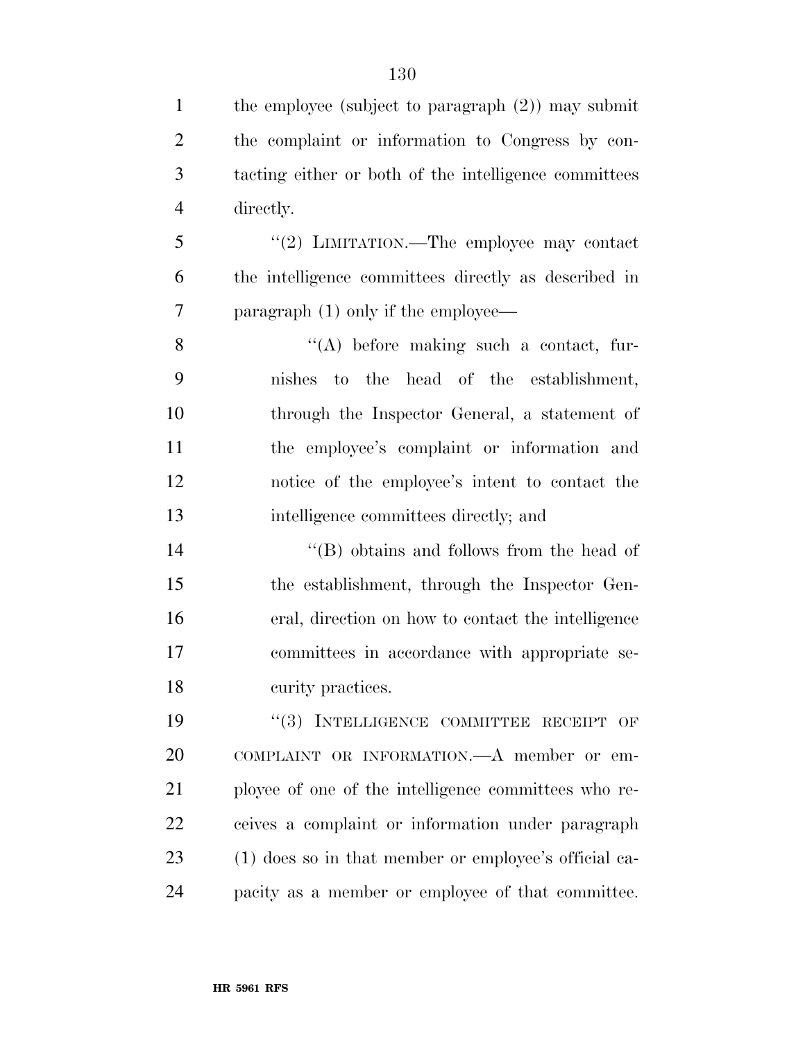the employee (subject to paragraph (2)) may submit the complaint or information to Congress by contacting either or both of the intelligence committees directly.

"(2) LIMITATION.—The employee may contact the intelligence committees directly as described in paragraph (1) only if the employee—

"(A) before making such a contact, furnishes to the head of the establishment, through the Inspector General, a statement of the employee's complaint or information and notice of the employee's intent to contact the intelligence committees directly; and

"(B) obtains and follows from the head of the establishment, through the Inspector General, direction on how to contact the intelligence committees in accordance with appropriate security practices.

"(3) INTELLIGENCE COMMITTEE RECEIPT OF COMPLAINT OR INFORMATION.—A member or employee of one of the intelligence committees who receives a complaint or information under paragraph (1) does so in that member or employee's official capacity as a member or employee of that committee.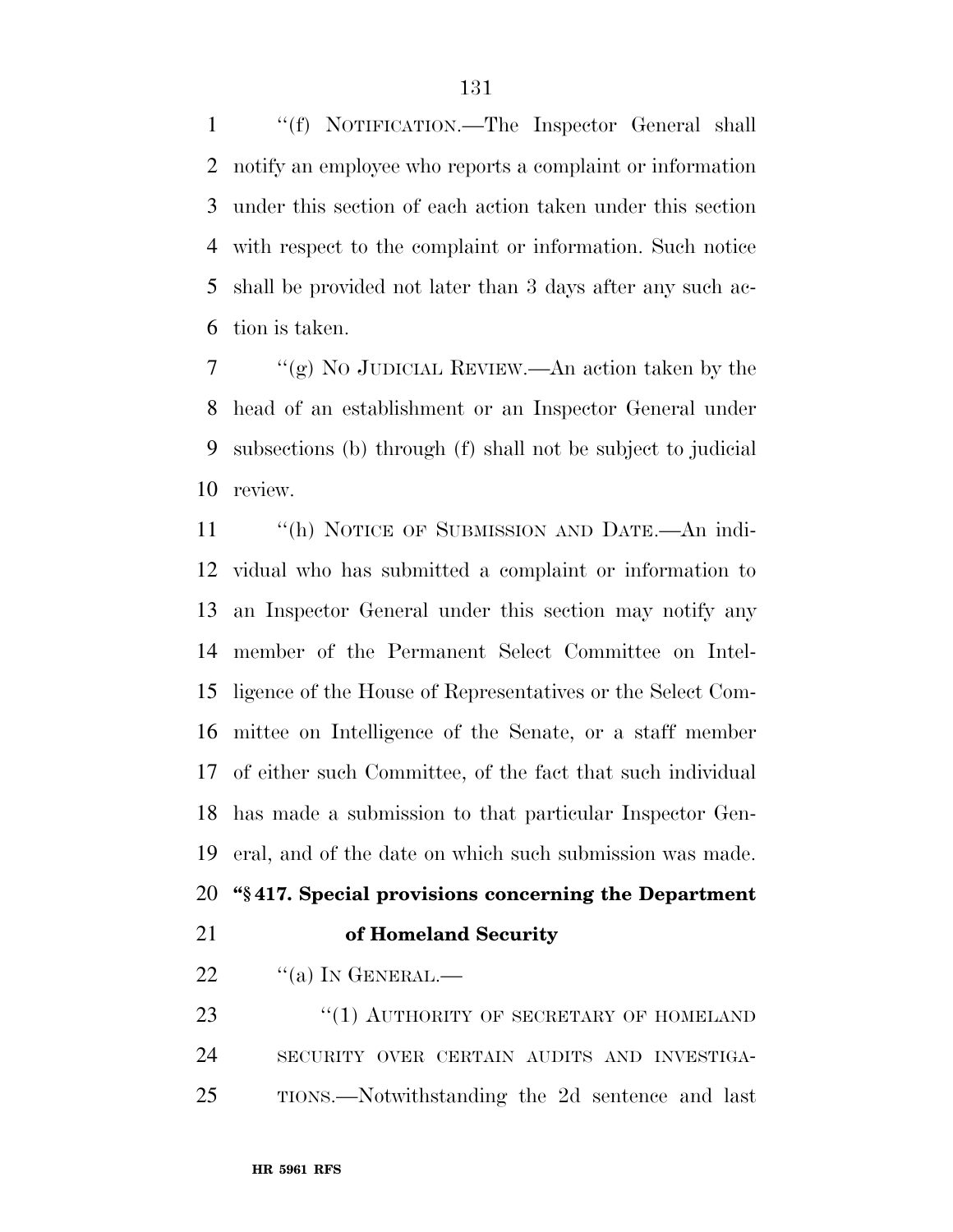''(f) NOTIFICATION.—The Inspector General shall notify an employee who reports a complaint or information under this section of each action taken under this section with respect to the complaint or information. Such notice shall be provided not later than 3 days after any such action is taken.

''(g) NO JUDICIAL REVIEW.—An action taken by the head of an establishment or an Inspector General under subsections (b) through (f) shall not be subject to judicial review.

''(h) NOTICE OF SUBMISSION AND DATE.—An individual who has submitted a complaint or information to an Inspector General under this section may notify any member of the Permanent Select Committee on Intelligence of the House of Representatives or the Select Committee on Intelligence of the Senate, or a staff member of either such Committee, of the fact that such individual has made a submission to that particular Inspector General, and of the date on which such submission was made.

**''§ 417. Special provisions concerning the Department of Homeland Security**

''(a) IN GENERAL.—

''(1) AUTHORITY OF SECRETARY OF HOMELAND SECURITY OVER CERTAIN AUDITS AND INVESTIGATIONS.—Notwithstanding the 2d sentence and last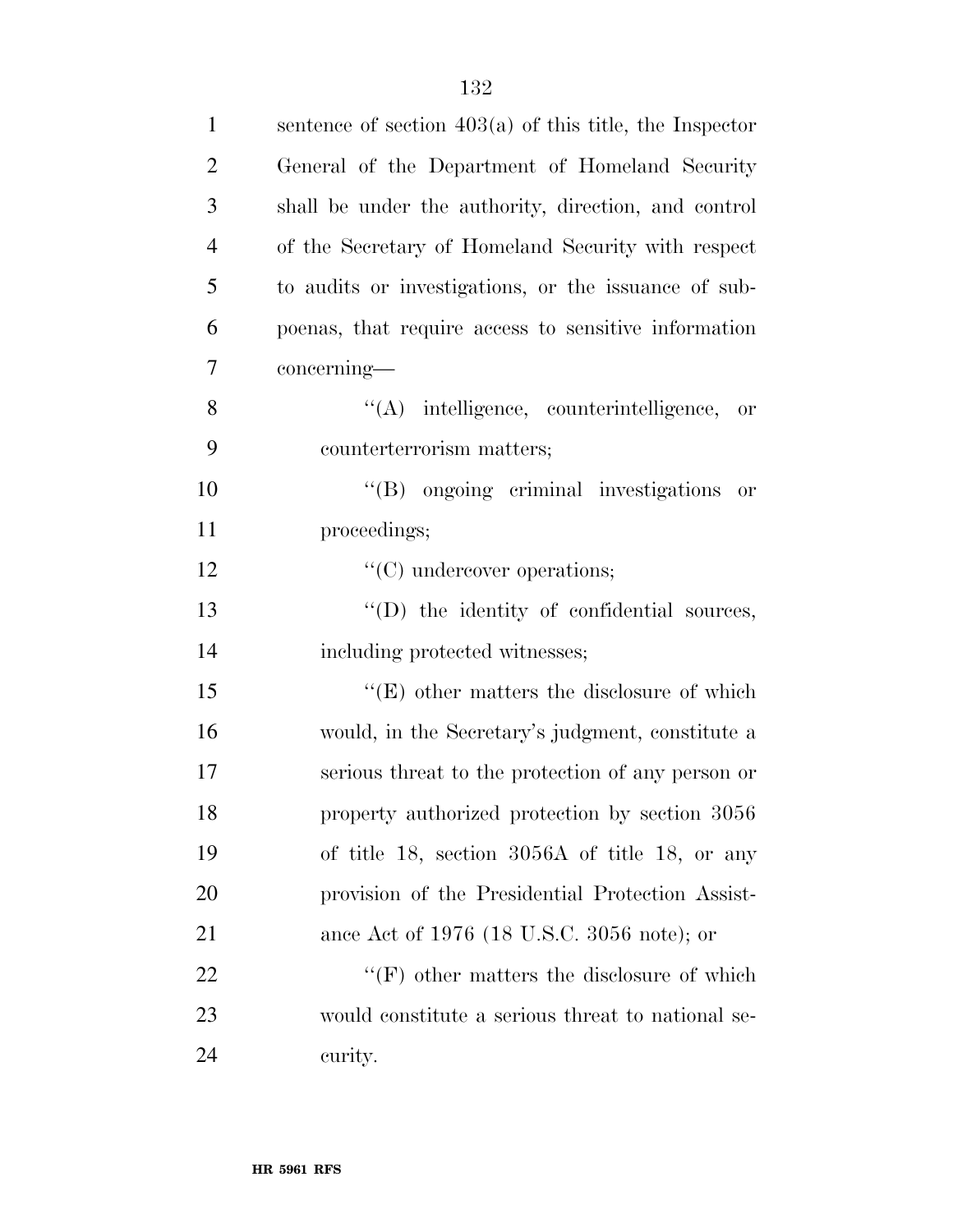sentence of section 403(a) of this title, the Inspector General of the Department of Homeland Security shall be under the authority, direction, and control of the Secretary of Homeland Security with respect to audits or investigations, or the issuance of subpoenas, that require access to sensitive information concerning—

''(A) intelligence, counterintelligence, or counterterrorism matters;

''(B) ongoing criminal investigations or proceedings;

''(C) undercover operations;

''(D) the identity of confidential sources, including protected witnesses;

''(E) other matters the disclosure of which would, in the Secretary's judgment, constitute a serious threat to the protection of any person or property authorized protection by section 3056 of title 18, section 3056A of title 18, or any provision of the Presidential Protection Assistance Act of 1976 (18 U.S.C. 3056 note); or

''(F) other matters the disclosure of which would constitute a serious threat to national security.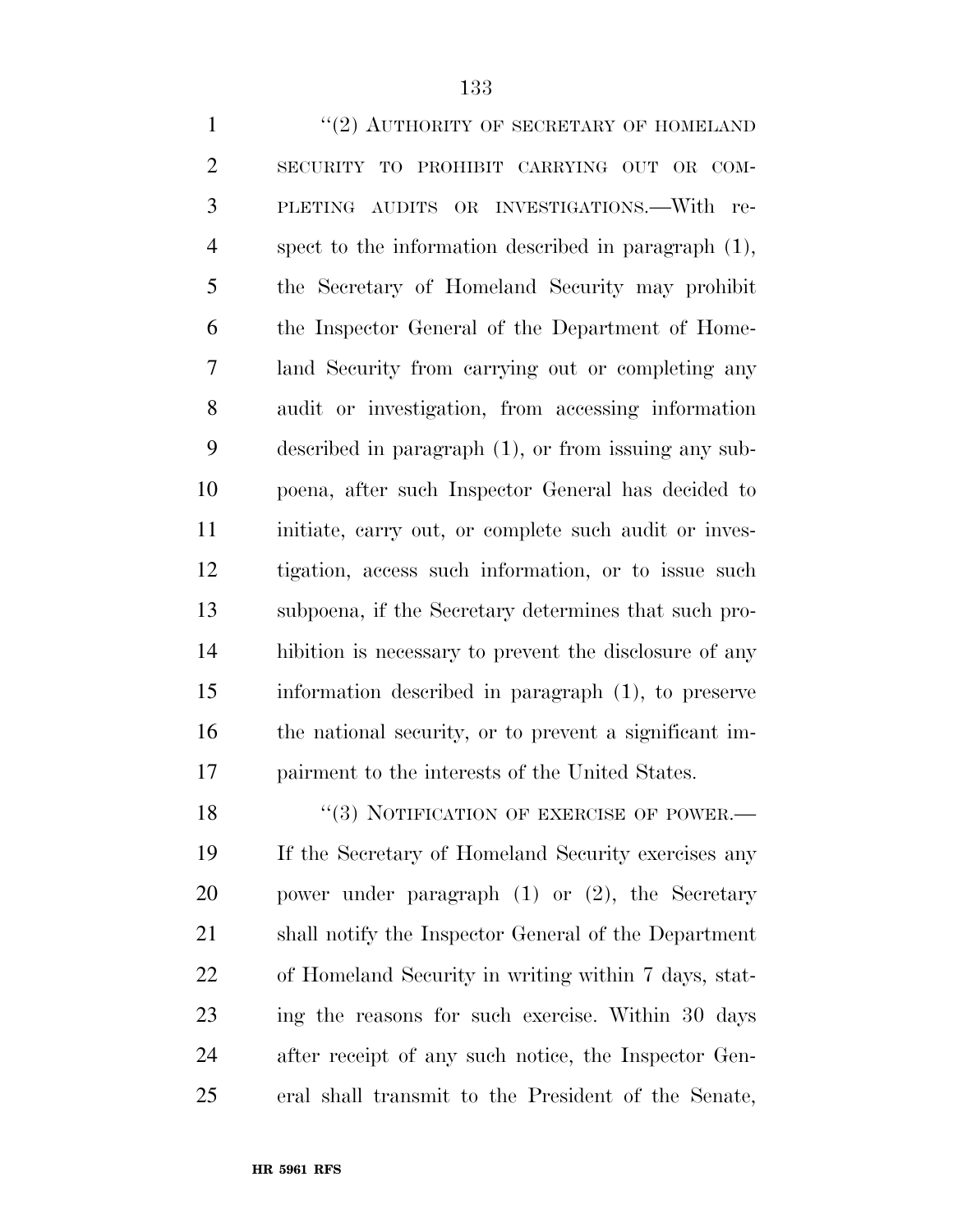"(2) AUTHORITY OF SECRETARY OF HOMELAND SECURITY TO PROHIBIT CARRYING OUT OR COMPLETING AUDITS OR INVESTIGATIONS.—With respect to the information described in paragraph (1), the Secretary of Homeland Security may prohibit the Inspector General of the Department of Homeland Security from carrying out or completing any audit or investigation, from accessing information described in paragraph (1), or from issuing any subpoena, after such Inspector General has decided to initiate, carry out, or complete such audit or investigation, access such information, or to issue such subpoena, if the Secretary determines that such prohibition is necessary to prevent the disclosure of any information described in paragraph (1), to preserve the national security, or to prevent a significant impairment to the interests of the United States.

"(3) NOTIFICATION OF EXERCISE OF POWER.— If the Secretary of Homeland Security exercises any power under paragraph (1) or (2), the Secretary shall notify the Inspector General of the Department of Homeland Security in writing within 7 days, stating the reasons for such exercise. Within 30 days after receipt of any such notice, the Inspector General shall transmit to the President of the Senate,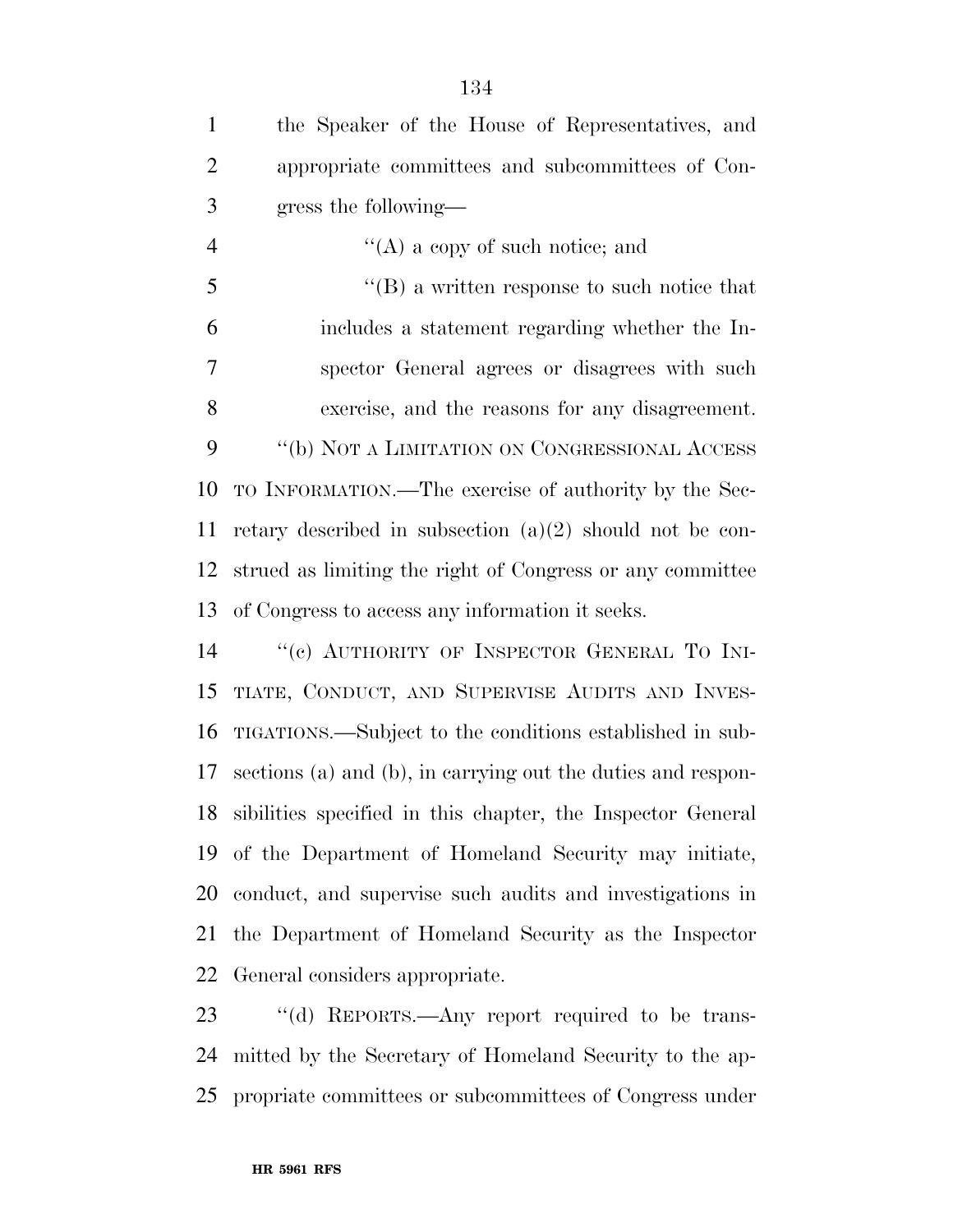the Speaker of the House of Representatives, and appropriate committees and subcommittees of Congress the following—

''(A) a copy of such notice; and

''(B) a written response to such notice that includes a statement regarding whether the Inspector General agrees or disagrees with such exercise, and the reasons for any disagreement.

''(b) NOT A LIMITATION ON CONGRESSIONAL ACCESS TO INFORMATION.—The exercise of authority by the Secretary described in subsection (a)(2) should not be construed as limiting the right of Congress or any committee of Congress to access any information it seeks.

''(c) AUTHORITY OF INSPECTOR GENERAL TO INITIATE, CONDUCT, AND SUPERVISE AUDITS AND INVESTIGATIONS.—Subject to the conditions established in subsections (a) and (b), in carrying out the duties and responsibilities specified in this chapter, the Inspector General of the Department of Homeland Security may initiate, conduct, and supervise such audits and investigations in the Department of Homeland Security as the Inspector General considers appropriate.

''(d) REPORTS.—Any report required to be transmitted by the Secretary of Homeland Security to the appropriate committees or subcommittees of Congress under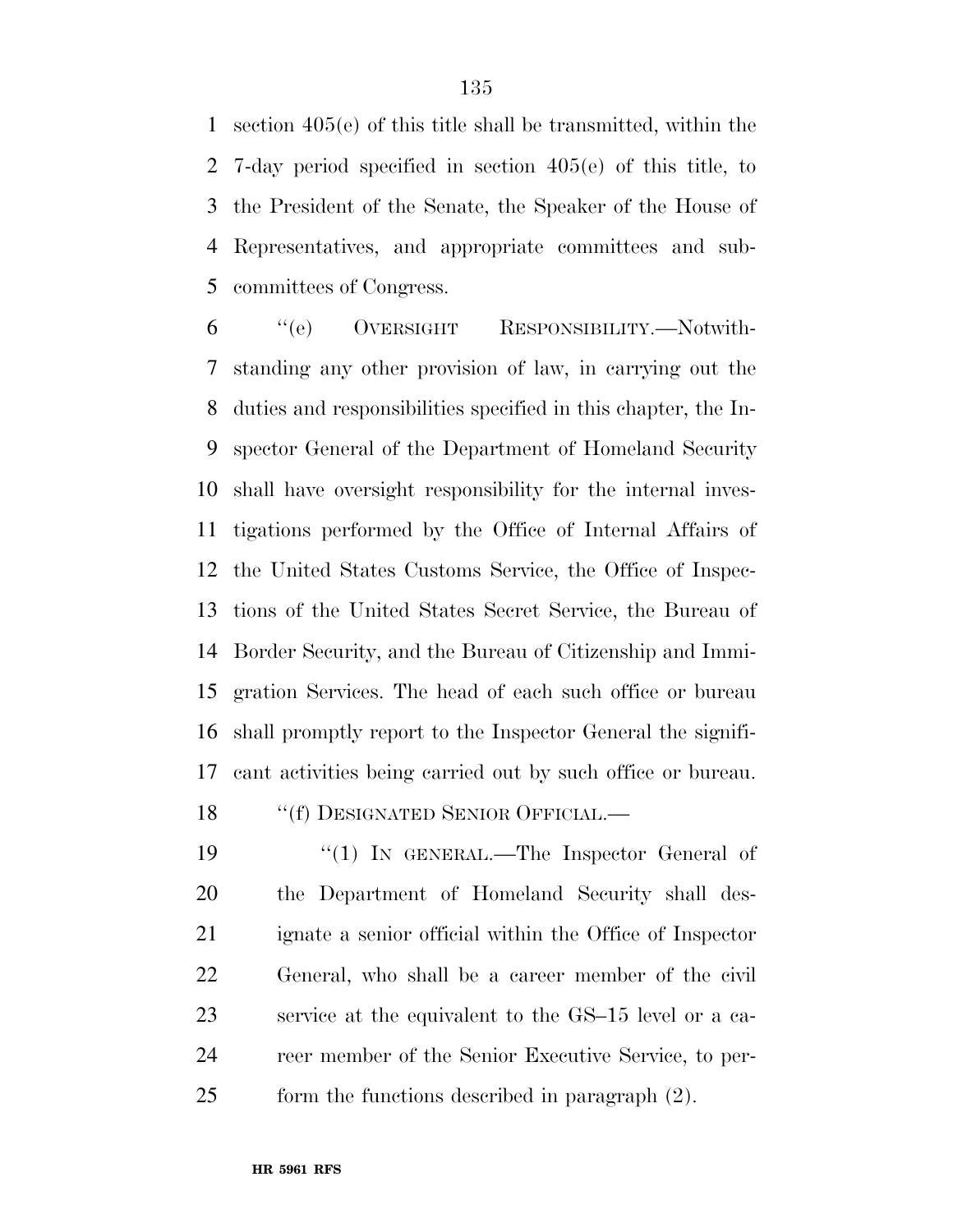section 405(e) of this title shall be transmitted, within the 7-day period specified in section 405(e) of this title, to the President of the Senate, the Speaker of the House of Representatives, and appropriate committees and subcommittees of Congress.

''(e) OVERSIGHT RESPONSIBILITY.—Notwithstanding any other provision of law, in carrying out the duties and responsibilities specified in this chapter, the Inspector General of the Department of Homeland Security shall have oversight responsibility for the internal investigations performed by the Office of Internal Affairs of the United States Customs Service, the Office of Inspections of the United States Secret Service, the Bureau of Border Security, and the Bureau of Citizenship and Immigration Services. The head of each such office or bureau shall promptly report to the Inspector General the significant activities being carried out by such office or bureau.

''(f) DESIGNATED SENIOR OFFICIAL.—

''(1) IN GENERAL.—The Inspector General of the Department of Homeland Security shall designate a senior official within the Office of Inspector General, who shall be a career member of the civil service at the equivalent to the GS–15 level or a career member of the Senior Executive Service, to perform the functions described in paragraph (2).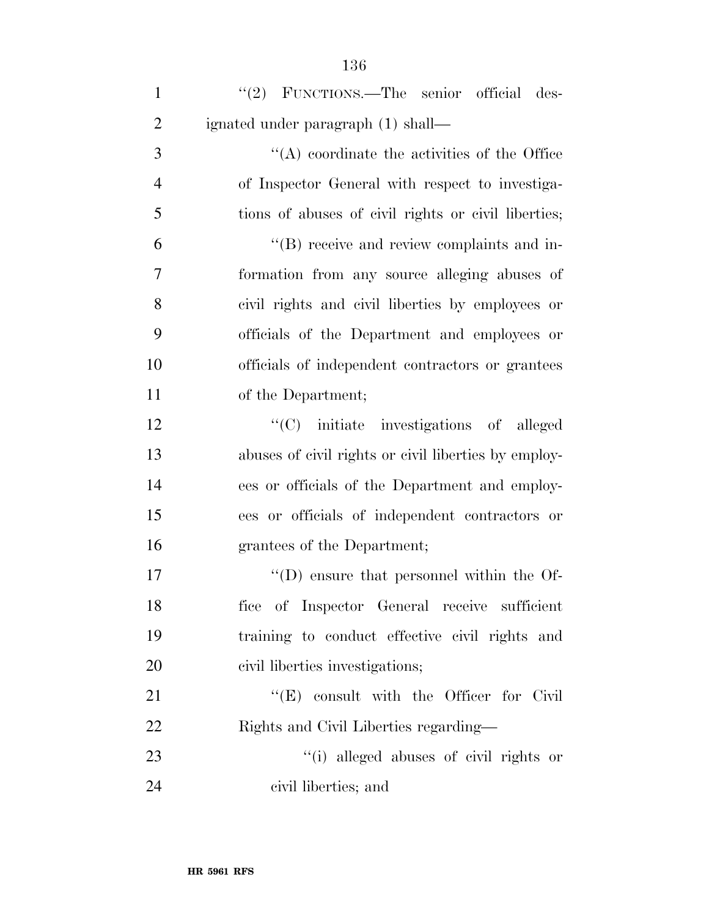''(2) FUNCTIONS.—The senior official designated under paragraph (1) shall—

''(A) coordinate the activities of the Office of Inspector General with respect to investigations of abuses of civil rights or civil liberties;

''(B) receive and review complaints and information from any source alleging abuses of civil rights and civil liberties by employees or officials of the Department and employees or officials of independent contractors or grantees of the Department;

''(C) initiate investigations of alleged abuses of civil rights or civil liberties by employees or officials of the Department and employees or officials of independent contractors or grantees of the Department;

''(D) ensure that personnel within the Office of Inspector General receive sufficient training to conduct effective civil rights and civil liberties investigations;

''(E) consult with the Officer for Civil Rights and Civil Liberties regarding—

''(i) alleged abuses of civil rights or civil liberties; and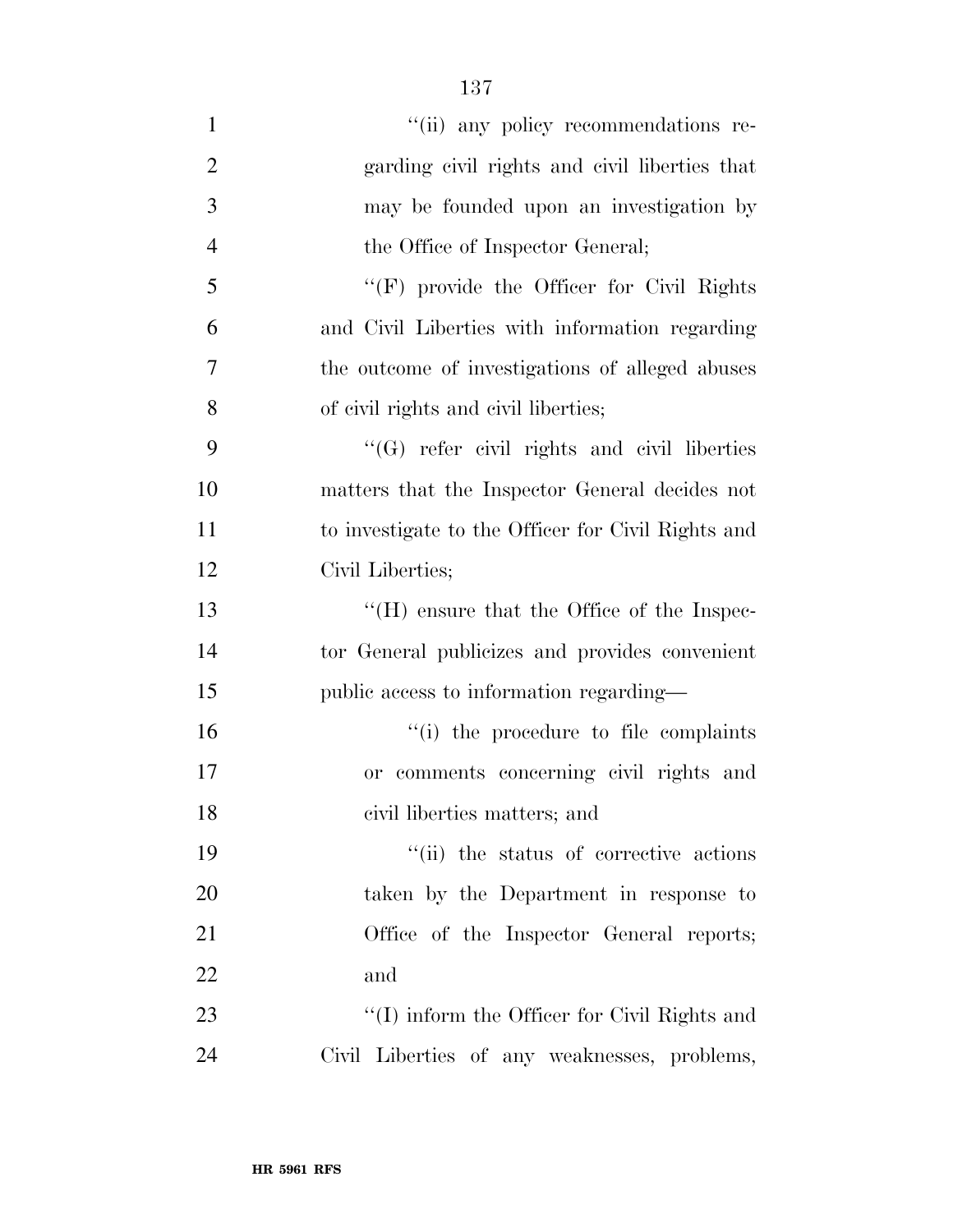''(ii) any policy recommendations regarding civil rights and civil liberties that may be founded upon an investigation by the Office of Inspector General;

''(F) provide the Officer for Civil Rights and Civil Liberties with information regarding the outcome of investigations of alleged abuses of civil rights and civil liberties;

''(G) refer civil rights and civil liberties matters that the Inspector General decides not to investigate to the Officer for Civil Rights and Civil Liberties;

''(H) ensure that the Office of the Inspector General publicizes and provides convenient public access to information regarding—

''(i) the procedure to file complaints or comments concerning civil rights and civil liberties matters; and

''(ii) the status of corrective actions taken by the Department in response to Office of the Inspector General reports; and

''(I) inform the Officer for Civil Rights and Civil Liberties of any weaknesses, problems,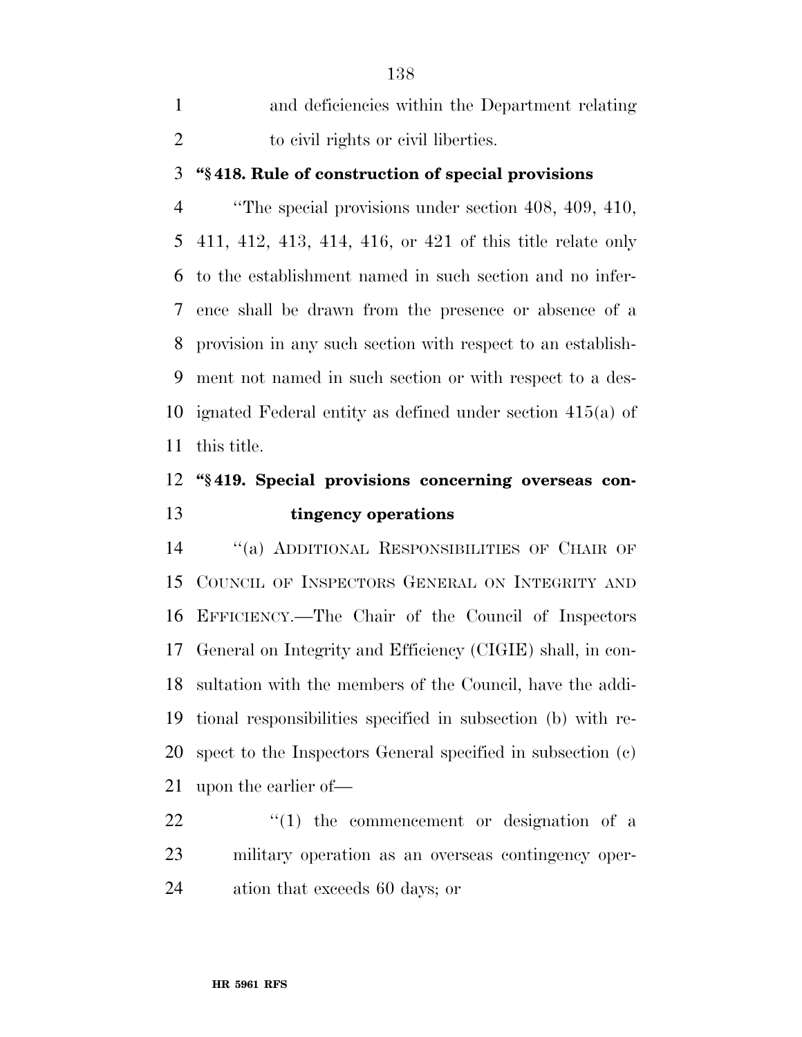and deficiencies within the Department relating to civil rights or civil liberties.

**"§ 418. Rule of construction of special provisions**

"The special provisions under section 408, 409, 410, 411, 412, 413, 414, 416, or 421 of this title relate only to the establishment named in such section and no inference shall be drawn from the presence or absence of a provision in any such section with respect to an establishment not named in such section or with respect to a designated Federal entity as defined under section 415(a) of this title.

**"§ 419. Special provisions concerning overseas contingency operations**

"(a) ADDITIONAL RESPONSIBILITIES OF CHAIR OF COUNCIL OF INSPECTORS GENERAL ON INTEGRITY AND EFFICIENCY.—The Chair of the Council of Inspectors General on Integrity and Efficiency (CIGIE) shall, in consultation with the members of the Council, have the additional responsibilities specified in subsection (b) with respect to the Inspectors General specified in subsection (c) upon the earlier of—

"(1) the commencement or designation of a military operation as an overseas contingency operation that exceeds 60 days; or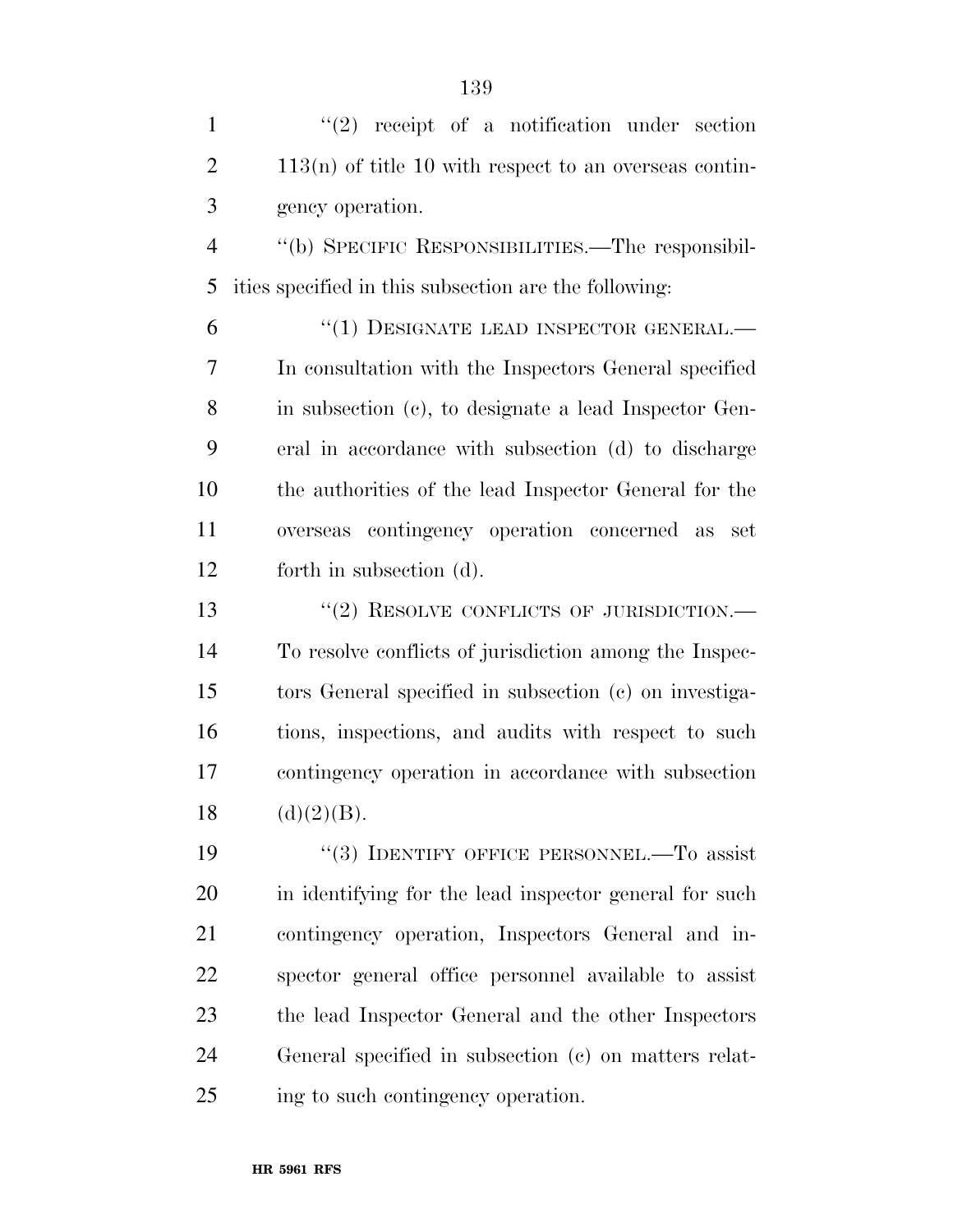''(2) receipt of a notification under section 113(n) of title 10 with respect to an overseas contingency operation.

''(b) SPECIFIC RESPONSIBILITIES.—The responsibilities specified in this subsection are the following:

''(1) DESIGNATE LEAD INSPECTOR GENERAL.— In consultation with the Inspectors General specified in subsection (c), to designate a lead Inspector General in accordance with subsection (d) to discharge the authorities of the lead Inspector General for the overseas contingency operation concerned as set forth in subsection (d).

''(2) RESOLVE CONFLICTS OF JURISDICTION.— To resolve conflicts of jurisdiction among the Inspectors General specified in subsection (c) on investigations, inspections, and audits with respect to such contingency operation in accordance with subsection (d)(2)(B).

''(3) IDENTIFY OFFICE PERSONNEL.—To assist in identifying for the lead inspector general for such contingency operation, Inspectors General and inspector general office personnel available to assist the lead Inspector General and the other Inspectors General specified in subsection (c) on matters relating to such contingency operation.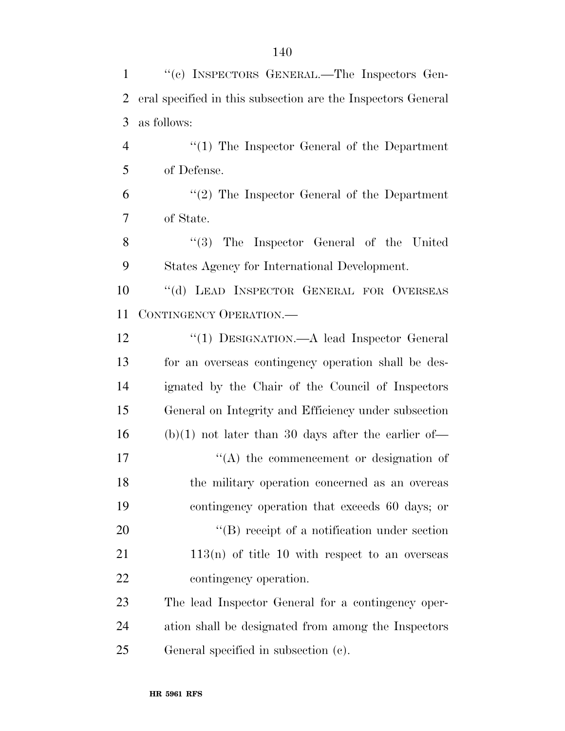''(c) INSPECTORS GENERAL.—The Inspectors General specified in this subsection are the Inspectors General as follows:

''(1) The Inspector General of the Department of Defense.

''(2) The Inspector General of the Department of State.

''(3) The Inspector General of the United States Agency for International Development.

''(d) LEAD INSPECTOR GENERAL FOR OVERSEAS CONTINGENCY OPERATION.—

''(1) DESIGNATION.—A lead Inspector General for an overseas contingency operation shall be designated by the Chair of the Council of Inspectors General on Integrity and Efficiency under subsection (b)(1) not later than 30 days after the earlier of—

''(A) the commencement or designation of the military operation concerned as an overeas contingency operation that exceeds 60 days; or

''(B) receipt of a notification under section 113(n) of title 10 with respect to an overseas contingency operation.

The lead Inspector General for a contingency operation shall be designated from among the Inspectors General specified in subsection (c).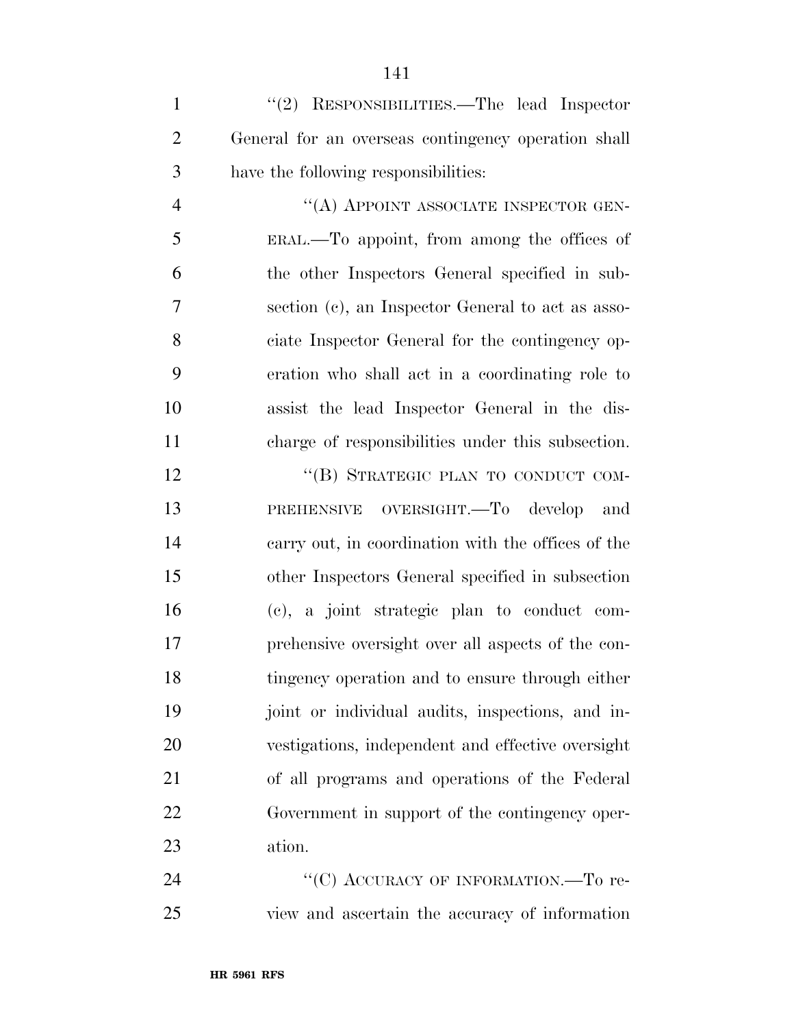"(2) RESPONSIBILITIES.—The lead Inspector General for an overseas contingency operation shall have the following responsibilities:

"(A) APPOINT ASSOCIATE INSPECTOR GENERAL.—To appoint, from among the offices of the other Inspectors General specified in subsection (c), an Inspector General to act as associate Inspector General for the contingency operation who shall act in a coordinating role to assist the lead Inspector General in the discharge of responsibilities under this subsection.

"(B) STRATEGIC PLAN TO CONDUCT COMPREHENSIVE OVERSIGHT.—To develop and carry out, in coordination with the offices of the other Inspectors General specified in subsection (c), a joint strategic plan to conduct comprehensive oversight over all aspects of the contingency operation and to ensure through either joint or individual audits, inspections, and investigations, independent and effective oversight of all programs and operations of the Federal Government in support of the contingency operation.

"(C) ACCURACY OF INFORMATION.—To review and ascertain the accuracy of information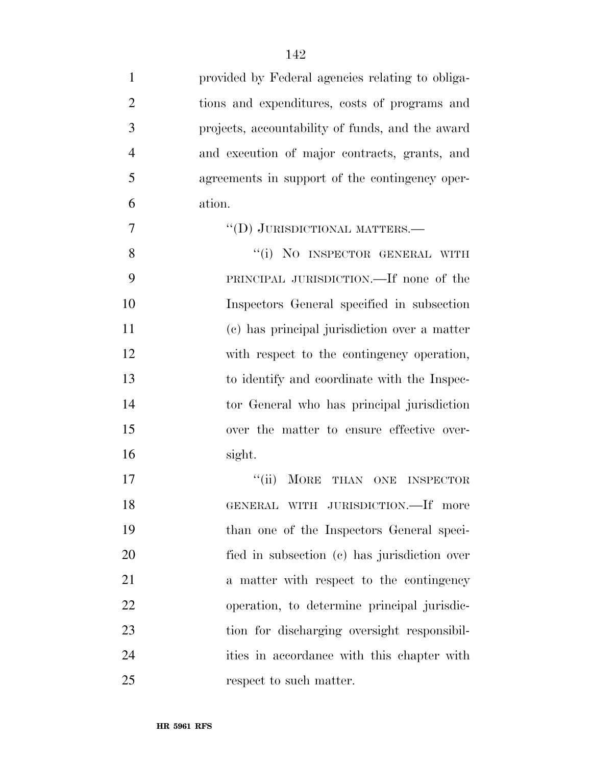provided by Federal agencies relating to obligations and expenditures, costs of programs and projects, accountability of funds, and the award and execution of major contracts, grants, and agreements in support of the contingency operation.

"(D) JURISDICTIONAL MATTERS.—

"(i) NO INSPECTOR GENERAL WITH PRINCIPAL JURISDICTION.—If none of the Inspectors General specified in subsection (c) has principal jurisdiction over a matter with respect to the contingency operation, to identify and coordinate with the Inspector General who has principal jurisdiction over the matter to ensure effective oversight.

"(ii) MORE THAN ONE INSPECTOR GENERAL WITH JURISDICTION.—If more than one of the Inspectors General specified in subsection (c) has jurisdiction over a matter with respect to the contingency operation, to determine principal jurisdiction for discharging oversight responsibilities in accordance with this chapter with respect to such matter.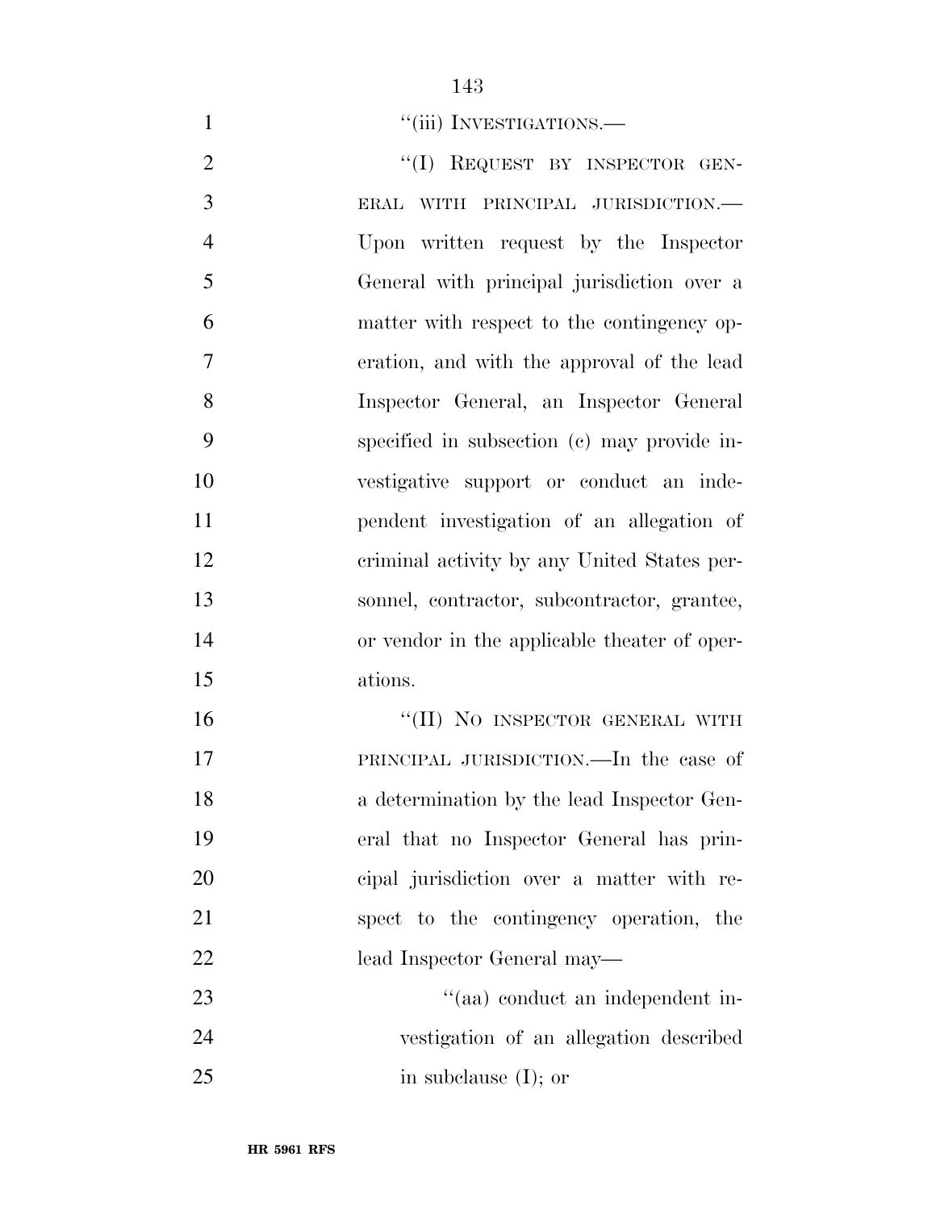"(iii) INVESTIGATIONS.—

"(I) REQUEST BY INSPECTOR GENERAL WITH PRINCIPAL JURISDICTION.— Upon written request by the Inspector General with principal jurisdiction over a matter with respect to the contingency operation, and with the approval of the lead Inspector General, an Inspector General specified in subsection (c) may provide investigative support or conduct an independent investigation of an allegation of criminal activity by any United States personnel, contractor, subcontractor, grantee, or vendor in the applicable theater of operations.

"(II) NO INSPECTOR GENERAL WITH PRINCIPAL JURISDICTION.—In the case of a determination by the lead Inspector General that no Inspector General has principal jurisdiction over a matter with respect to the contingency operation, the lead Inspector General may—

"(aa) conduct an independent investigation of an allegation described in subclause (I); or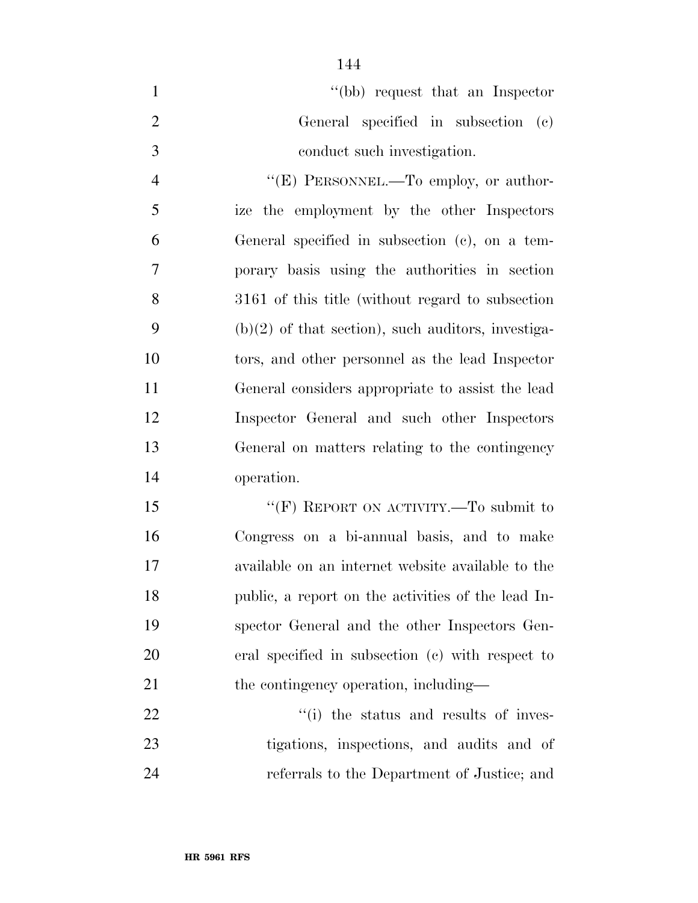"(bb) request that an Inspector General specified in subsection (c) conduct such investigation.

"(E) PERSONNEL.—To employ, or authorize the employment by the other Inspectors General specified in subsection (c), on a temporary basis using the authorities in section 3161 of this title (without regard to subsection (b)(2) of that section), such auditors, investigators, and other personnel as the lead Inspector General considers appropriate to assist the lead Inspector General and such other Inspectors General on matters relating to the contingency operation.

"(F) REPORT ON ACTIVITY.—To submit to Congress on a bi-annual basis, and to make available on an internet website available to the public, a report on the activities of the lead Inspector General and the other Inspectors General specified in subsection (c) with respect to the contingency operation, including—

"(i) the status and results of investigations, inspections, and audits and of referrals to the Department of Justice; and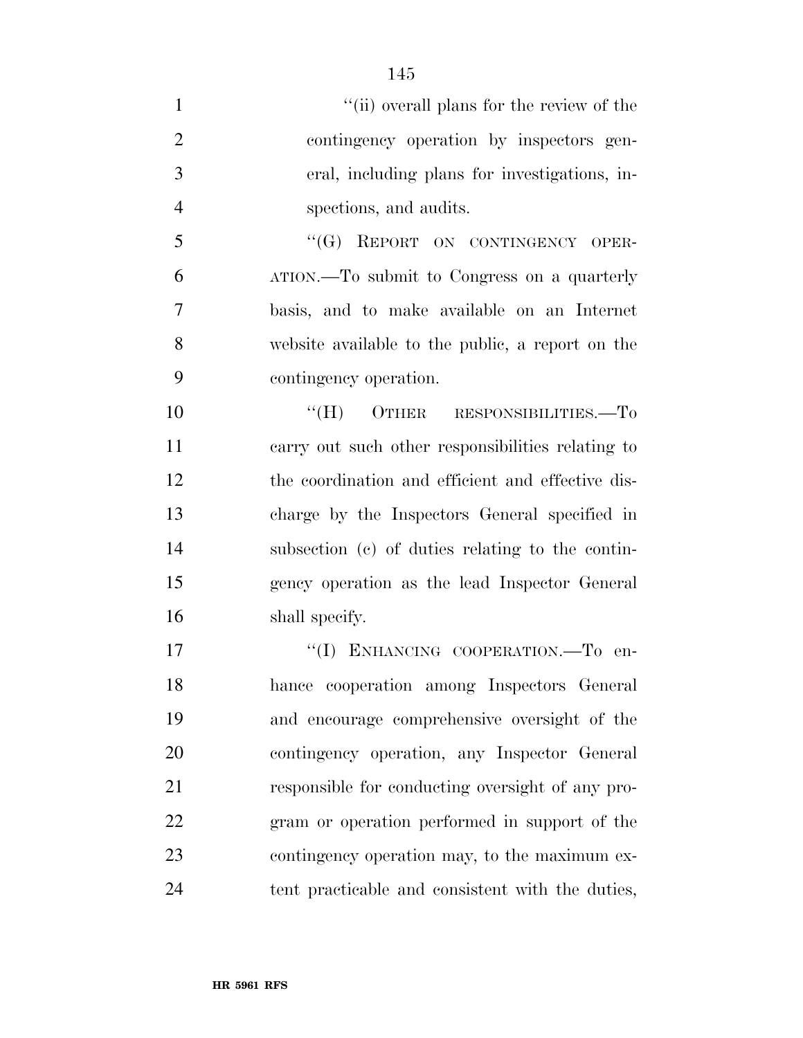"(ii) overall plans for the review of the contingency operation by inspectors general, including plans for investigations, inspections, and audits.

"(G) REPORT ON CONTINGENCY OPERATION.—To submit to Congress on a quarterly basis, and to make available on an Internet website available to the public, a report on the contingency operation.

"(H) OTHER RESPONSIBILITIES.—To carry out such other responsibilities relating to the coordination and efficient and effective discharge by the Inspectors General specified in subsection (c) of duties relating to the contingency operation as the lead Inspector General shall specify.

"(I) ENHANCING COOPERATION.—To enhance cooperation among Inspectors General and encourage comprehensive oversight of the contingency operation, any Inspector General responsible for conducting oversight of any program or operation performed in support of the contingency operation may, to the maximum extent practicable and consistent with the duties,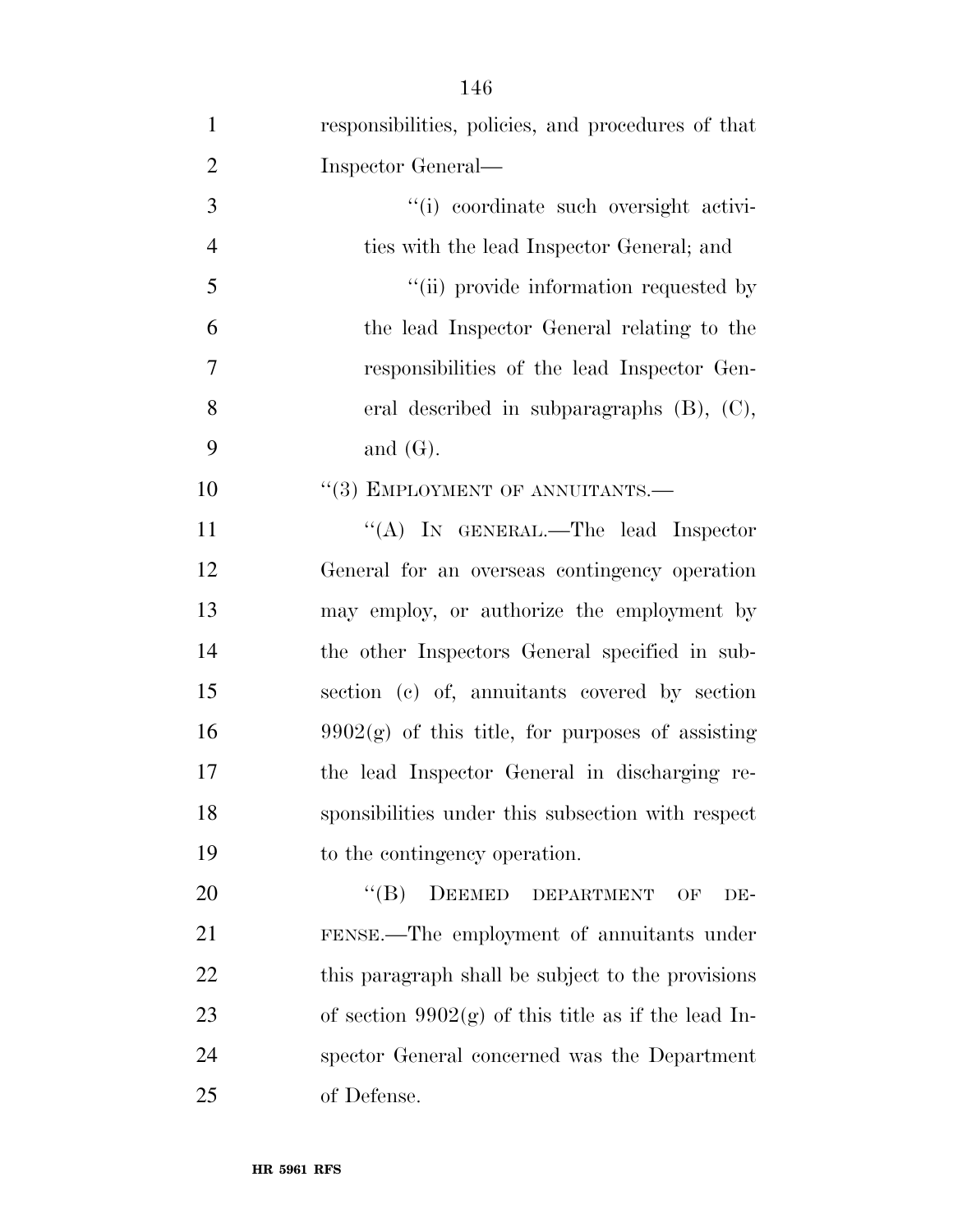responsibilities, policies, and procedures of that Inspector General—

"(i) coordinate such oversight activities with the lead Inspector General; and

"(ii) provide information requested by the lead Inspector General relating to the responsibilities of the lead Inspector General described in subparagraphs (B), (C), and (G).

"(3) EMPLOYMENT OF ANNUITANTS.—

"(A) IN GENERAL.—The lead Inspector General for an overseas contingency operation may employ, or authorize the employment by the other Inspectors General specified in subsection (c) of, annuitants covered by section 9902(g) of this title, for purposes of assisting the lead Inspector General in discharging responsibilities under this subsection with respect to the contingency operation.

"(B) DEEMED DEPARTMENT OF DEFENSE.—The employment of annuitants under this paragraph shall be subject to the provisions of section 9902(g) of this title as if the lead Inspector General concerned was the Department of Defense.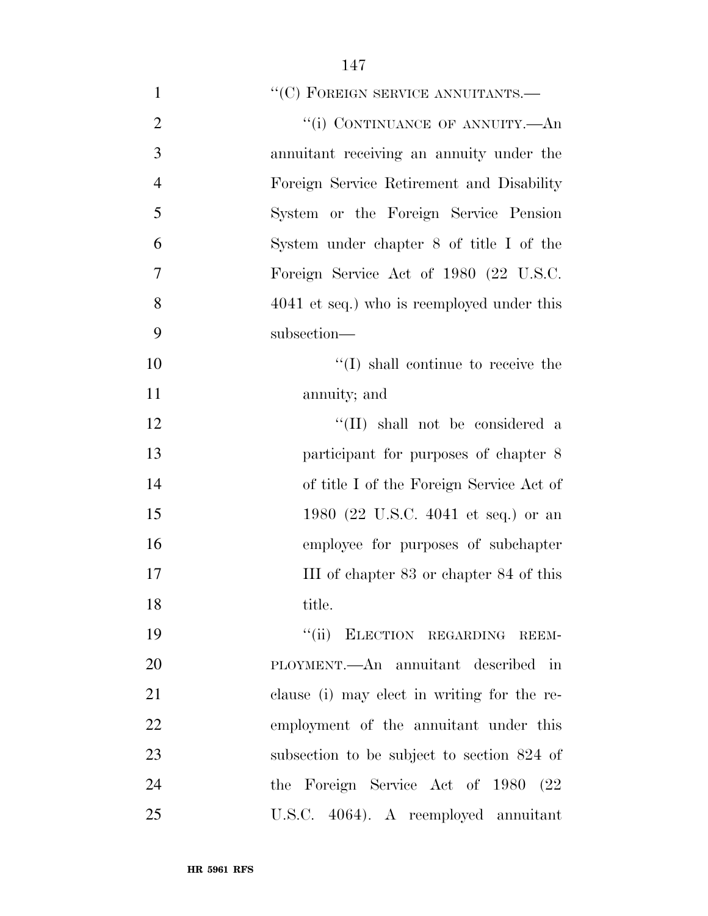''(C) FOREIGN SERVICE ANNUITANTS.—

''(i) CONTINUANCE OF ANNUITY.—An annuitant receiving an annuity under the Foreign Service Retirement and Disability System or the Foreign Service Pension System under chapter 8 of title I of the Foreign Service Act of 1980 (22 U.S.C. 4041 et seq.) who is reemployed under this subsection—

''(I) shall continue to receive the annuity; and

''(II) shall not be considered a participant for purposes of chapter 8 of title I of the Foreign Service Act of 1980 (22 U.S.C. 4041 et seq.) or an employee for purposes of subchapter III of chapter 83 or chapter 84 of this title.

''(ii) ELECTION REGARDING REEMPLOYMENT.—An annuitant described in clause (i) may elect in writing for the reemployment of the annuitant under this subsection to be subject to section 824 of the Foreign Service Act of 1980 (22 U.S.C. 4064). A reemployed annuitant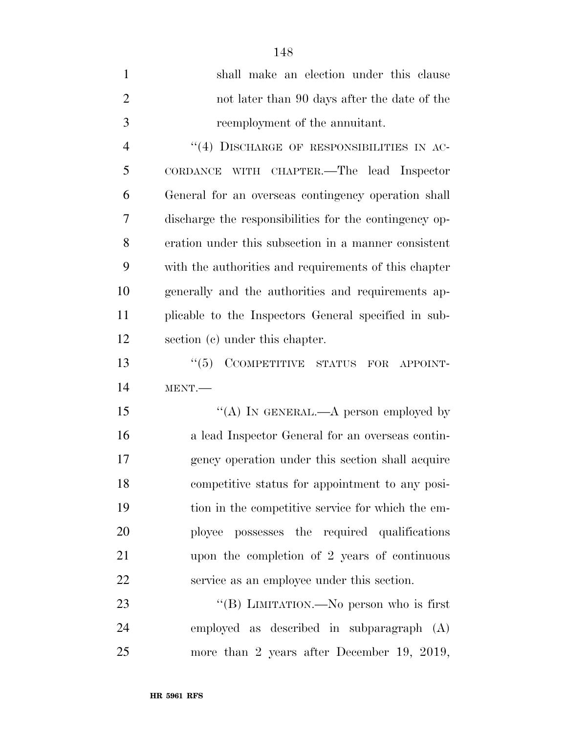shall make an election under this clause not later than 90 days after the date of the reemployment of the annuitant.

"(4) DISCHARGE OF RESPONSIBILITIES IN ACCORDANCE WITH CHAPTER.—The lead Inspector General for an overseas contingency operation shall discharge the responsibilities for the contingency operation under this subsection in a manner consistent with the authorities and requirements of this chapter generally and the authorities and requirements applicable to the Inspectors General specified in subsection (c) under this chapter.

"(5) CCOMPETITIVE STATUS FOR APPOINTMENT.—

"(A) IN GENERAL.—A person employed by a lead Inspector General for an overseas contingency operation under this section shall acquire competitive status for appointment to any position in the competitive service for which the employee possesses the required qualifications upon the completion of 2 years of continuous service as an employee under this section.

"(B) LIMITATION.—No person who is first employed as described in subparagraph (A) more than 2 years after December 19, 2019,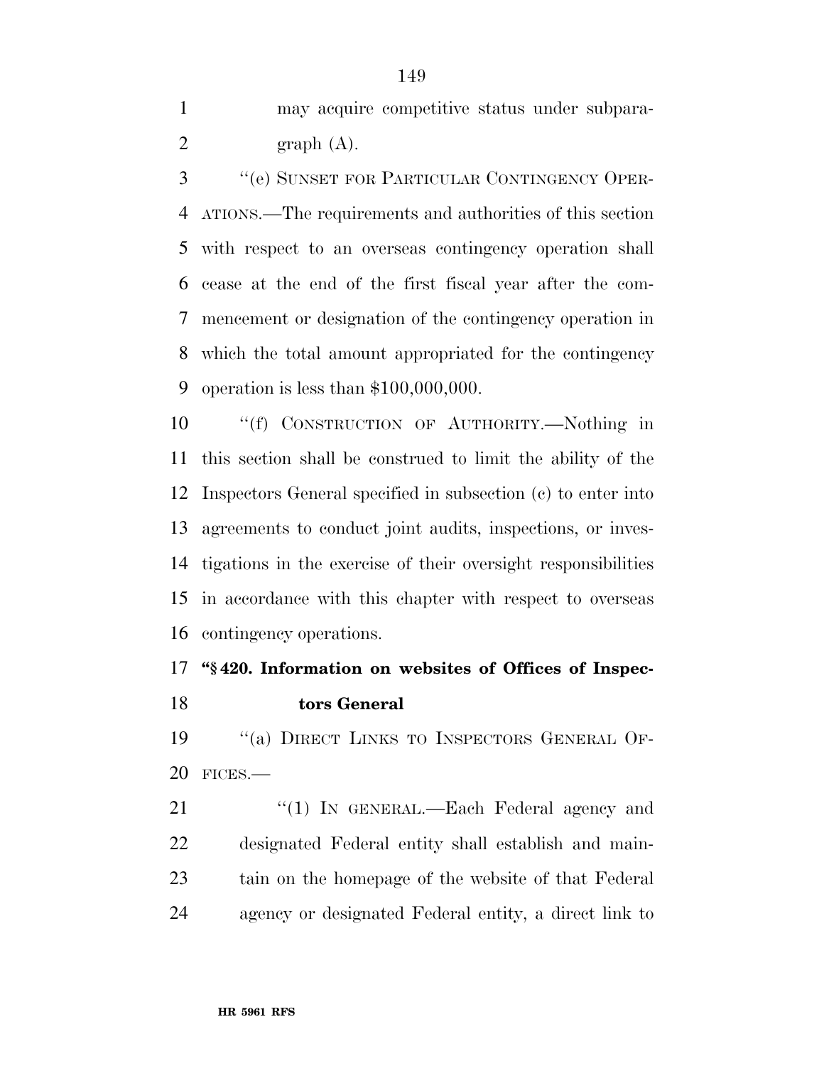may acquire competitive status under subparagraph (A).

"(e) SUNSET FOR PARTICULAR CONTINGENCY OPERATIONS.—The requirements and authorities of this section with respect to an overseas contingency operation shall cease at the end of the first fiscal year after the commencement or designation of the contingency operation in which the total amount appropriated for the contingency operation is less than $100,000,000.

"(f) CONSTRUCTION OF AUTHORITY.—Nothing in this section shall be construed to limit the ability of the Inspectors General specified in subsection (c) to enter into agreements to conduct joint audits, inspections, or investigations in the exercise of their oversight responsibilities in accordance with this chapter with respect to overseas contingency operations.

**"§ 420. Information on websites of Offices of Inspectors General**

"(a) DIRECT LINKS TO INSPECTORS GENERAL OFFICES.—

"(1) IN GENERAL.—Each Federal agency and designated Federal entity shall establish and maintain on the homepage of the website of that Federal agency or designated Federal entity, a direct link to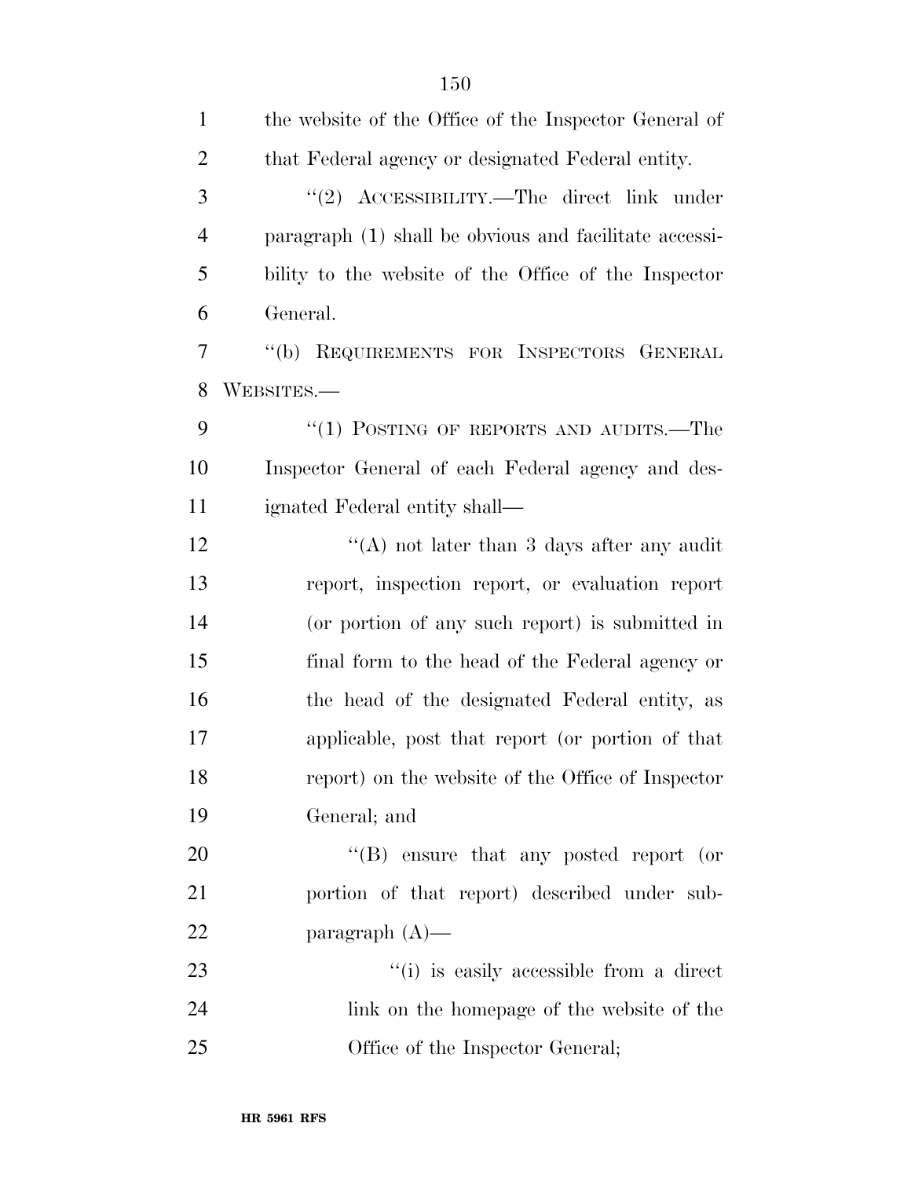the website of the Office of the Inspector General of that Federal agency or designated Federal entity.

"(2) ACCESSIBILITY.—The direct link under paragraph (1) shall be obvious and facilitate accessibility to the website of the Office of the Inspector General.

"(b) REQUIREMENTS FOR INSPECTORS GENERAL WEBSITES.—

"(1) POSTING OF REPORTS AND AUDITS.—The Inspector General of each Federal agency and designated Federal entity shall—

"(A) not later than 3 days after any audit report, inspection report, or evaluation report (or portion of any such report) is submitted in final form to the head of the Federal agency or the head of the designated Federal entity, as applicable, post that report (or portion of that report) on the website of the Office of Inspector General; and

"(B) ensure that any posted report (or portion of that report) described under subparagraph (A)—

"(i) is easily accessible from a direct link on the homepage of the website of the Office of the Inspector General;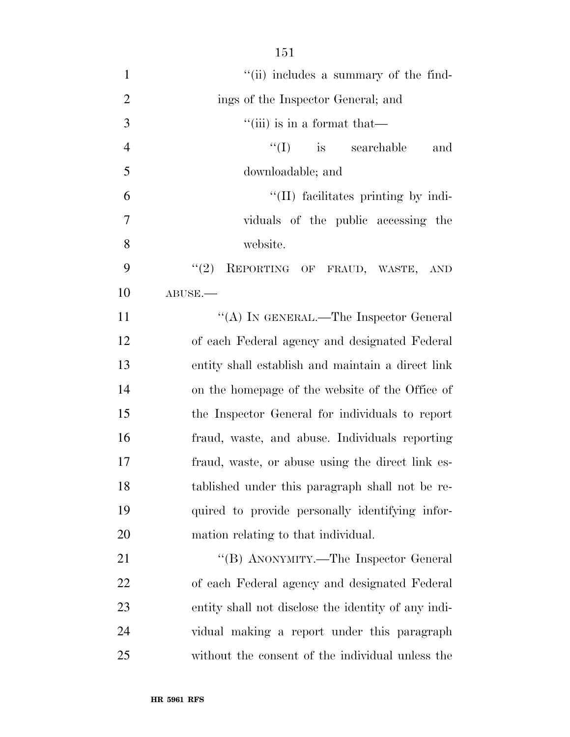''(ii) includes a summary of the findings of the Inspector General; and

''(iii) is in a format that—

''(I) is searchable and downloadable; and

''(II) facilitates printing by individuals of the public accessing the website.

''(2) REPORTING OF FRAUD, WASTE, AND ABUSE.—

''(A) IN GENERAL.—The Inspector General of each Federal agency and designated Federal entity shall establish and maintain a direct link on the homepage of the website of the Office of the Inspector General for individuals to report fraud, waste, and abuse. Individuals reporting fraud, waste, or abuse using the direct link established under this paragraph shall not be required to provide personally identifying information relating to that individual.

''(B) ANONYMITY.—The Inspector General of each Federal agency and designated Federal entity shall not disclose the identity of any individual making a report under this paragraph without the consent of the individual unless the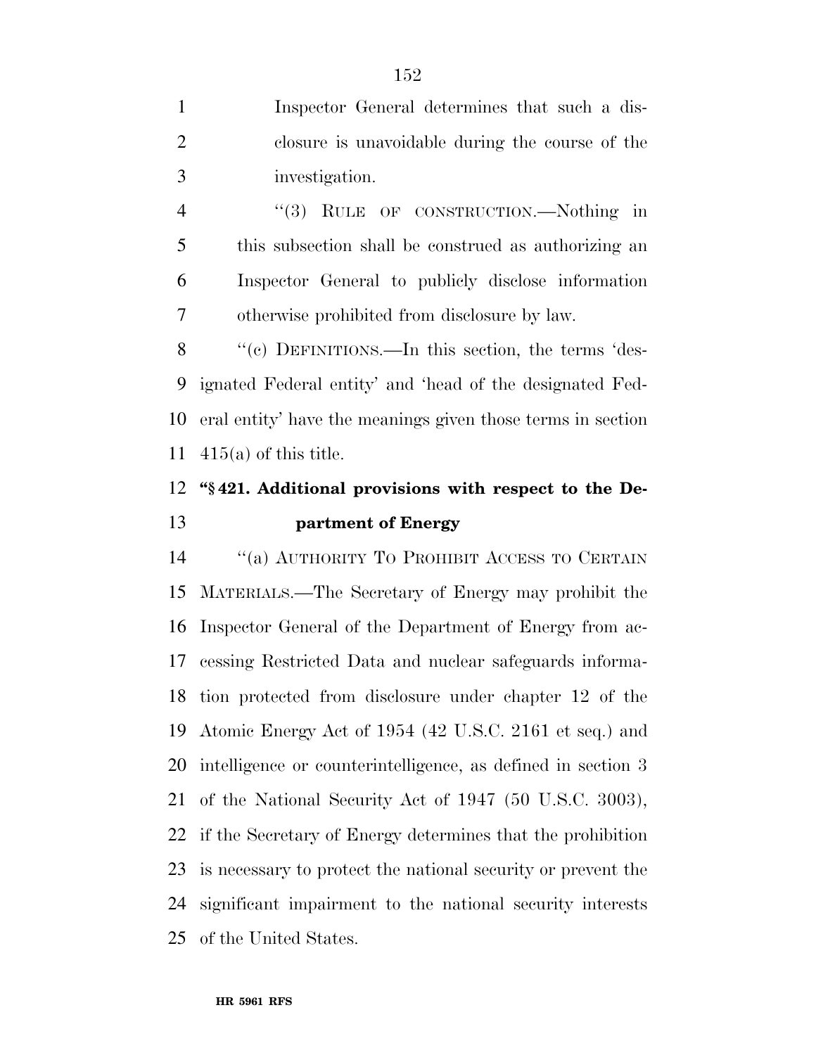Inspector General determines that such a disclosure is unavoidable during the course of the investigation.

"(3) RULE OF CONSTRUCTION.—Nothing in this subsection shall be construed as authorizing an Inspector General to publicly disclose information otherwise prohibited from disclosure by law.

"(c) DEFINITIONS.—In this section, the terms 'designated Federal entity' and 'head of the designated Federal entity' have the meanings given those terms in section 415(a) of this title.

**"§ 421. Additional provisions with respect to the Department of Energy**

"(a) AUTHORITY TO PROHIBIT ACCESS TO CERTAIN MATERIALS.—The Secretary of Energy may prohibit the Inspector General of the Department of Energy from accessing Restricted Data and nuclear safeguards information protected from disclosure under chapter 12 of the Atomic Energy Act of 1954 (42 U.S.C. 2161 et seq.) and intelligence or counterintelligence, as defined in section 3 of the National Security Act of 1947 (50 U.S.C. 3003), if the Secretary of Energy determines that the prohibition is necessary to protect the national security or prevent the significant impairment to the national security interests of the United States.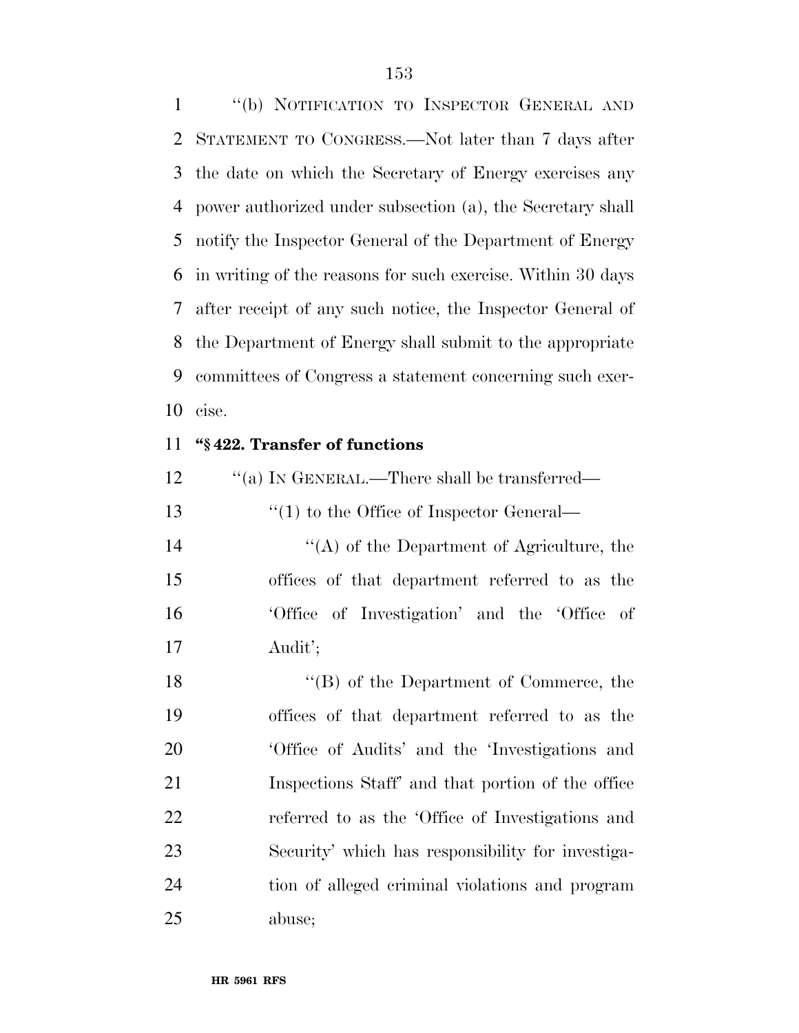"(b) NOTIFICATION TO INSPECTOR GENERAL AND STATEMENT TO CONGRESS.—Not later than 7 days after the date on which the Secretary of Energy exercises any power authorized under subsection (a), the Secretary shall notify the Inspector General of the Department of Energy in writing of the reasons for such exercise. Within 30 days after receipt of any such notice, the Inspector General of the Department of Energy shall submit to the appropriate committees of Congress a statement concerning such exercise.

**"§ 422. Transfer of functions**

"(a) IN GENERAL.—There shall be transferred—

"(1) to the Office of Inspector General—

"(A) of the Department of Agriculture, the offices of that department referred to as the 'Office of Investigation' and the 'Office of Audit';

"(B) of the Department of Commerce, the offices of that department referred to as the 'Office of Audits' and the 'Investigations and Inspections Staff' and that portion of the office referred to as the 'Office of Investigations and Security' which has responsibility for investigation of alleged criminal violations and program abuse;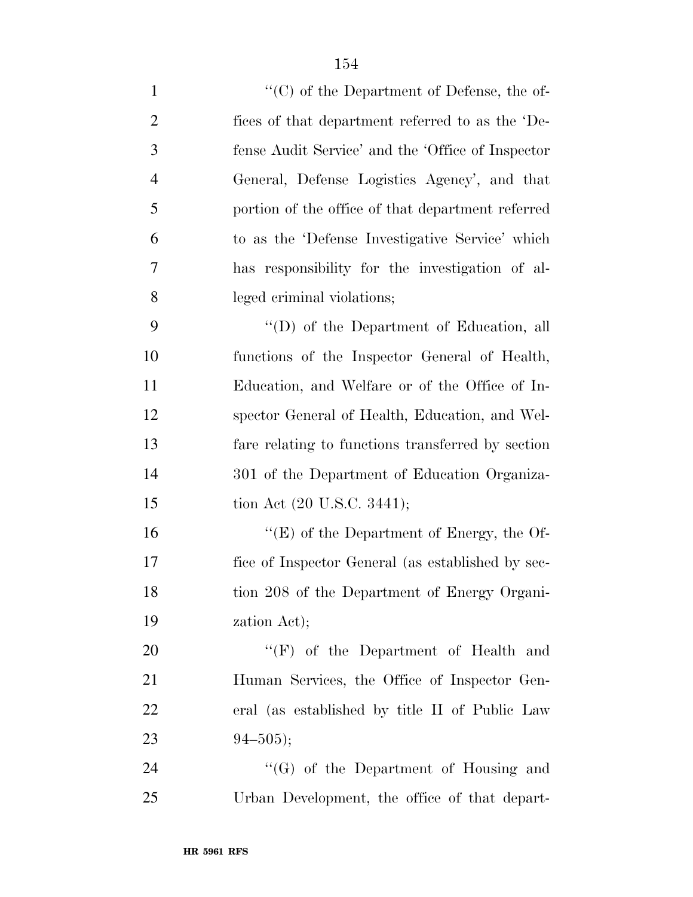''(C) of the Department of Defense, the offices of that department referred to as the 'Defense Audit Service' and the 'Office of Inspector General, Defense Logistics Agency', and that portion of the office of that department referred to as the 'Defense Investigative Service' which has responsibility for the investigation of alleged criminal violations;

''(D) of the Department of Education, all functions of the Inspector General of Health, Education, and Welfare or of the Office of Inspector General of Health, Education, and Welfare relating to functions transferred by section 301 of the Department of Education Organization Act (20 U.S.C. 3441);

''(E) of the Department of Energy, the Office of Inspector General (as established by section 208 of the Department of Energy Organization Act);

''(F) of the Department of Health and Human Services, the Office of Inspector General (as established by title II of Public Law 94–505);

''(G) of the Department of Housing and Urban Development, the office of that depart-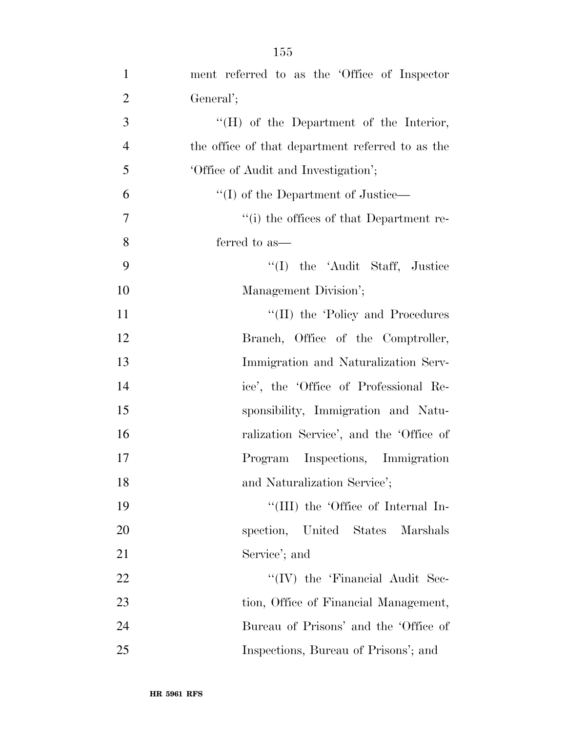ment referred to as the 'Office of Inspector General';

''(H) of the Department of the Interior, the office of that department referred to as the 'Office of Audit and Investigation';

''(I) of the Department of Justice—

''(i) the offices of that Department referred to as—

''(I) the 'Audit Staff, Justice Management Division';

''(II) the 'Policy and Procedures Branch, Office of the Comptroller, Immigration and Naturalization Service', the 'Office of Professional Responsibility, Immigration and Naturalization Service', and the 'Office of Program Inspections, Immigration and Naturalization Service';

''(III) the 'Office of Internal Inspection, United States Marshals Service'; and

''(IV) the 'Financial Audit Section, Office of Financial Management, Bureau of Prisons' and the 'Office of Inspections, Bureau of Prisons'; and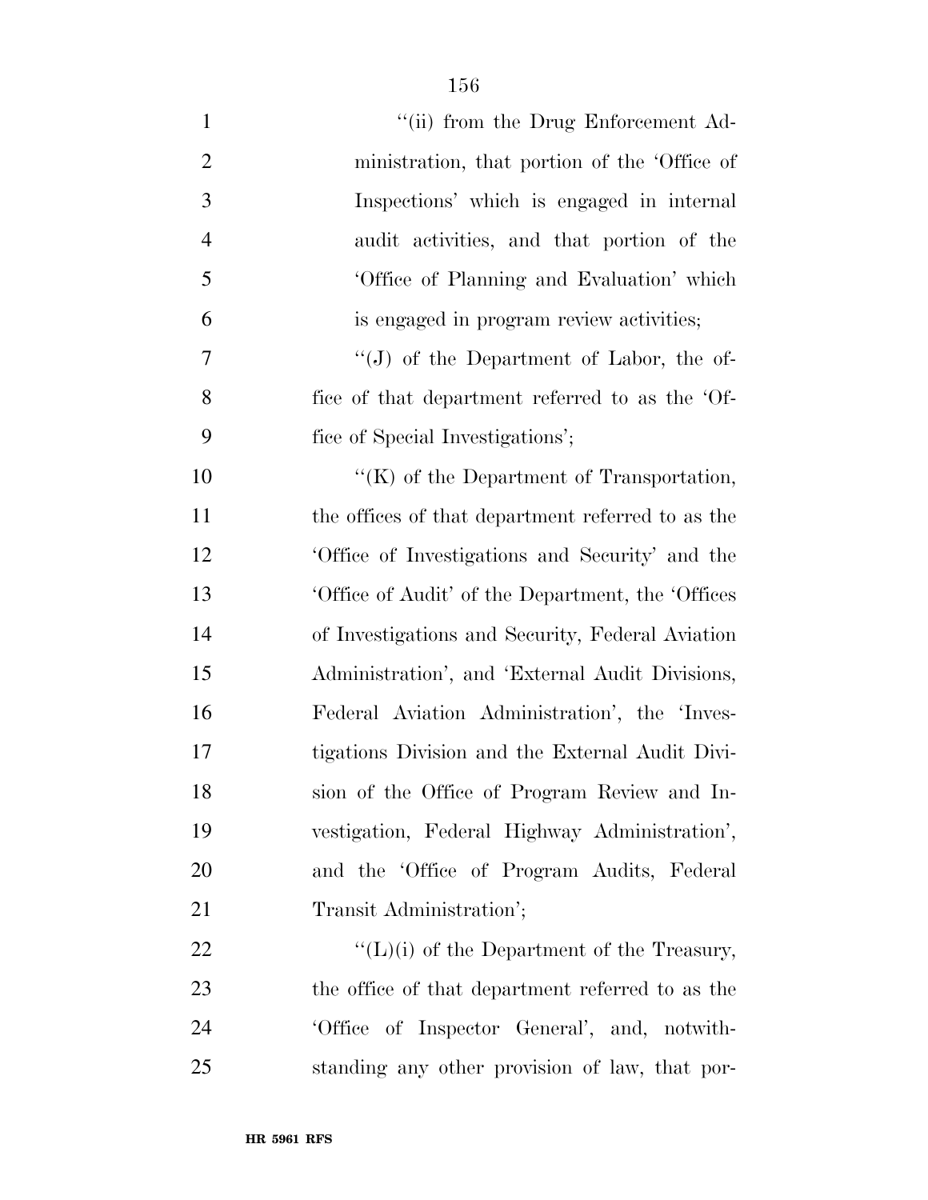''(ii) from the Drug Enforcement Administration, that portion of the 'Office of Inspections' which is engaged in internal audit activities, and that portion of the 'Office of Planning and Evaluation' which is engaged in program review activities;

''(J) of the Department of Labor, the office of that department referred to as the 'Office of Special Investigations';

''(K) of the Department of Transportation, the offices of that department referred to as the 'Office of Investigations and Security' and the 'Office of Audit' of the Department, the 'Offices of Investigations and Security, Federal Aviation Administration', and 'External Audit Divisions, Federal Aviation Administration', the 'Investigations Division and the External Audit Division of the Office of Program Review and Investigation, Federal Highway Administration', and the 'Office of Program Audits, Federal Transit Administration';

''(L)(i) of the Department of the Treasury, the office of that department referred to as the 'Office of Inspector General', and, notwithstanding any other provision of law, that por-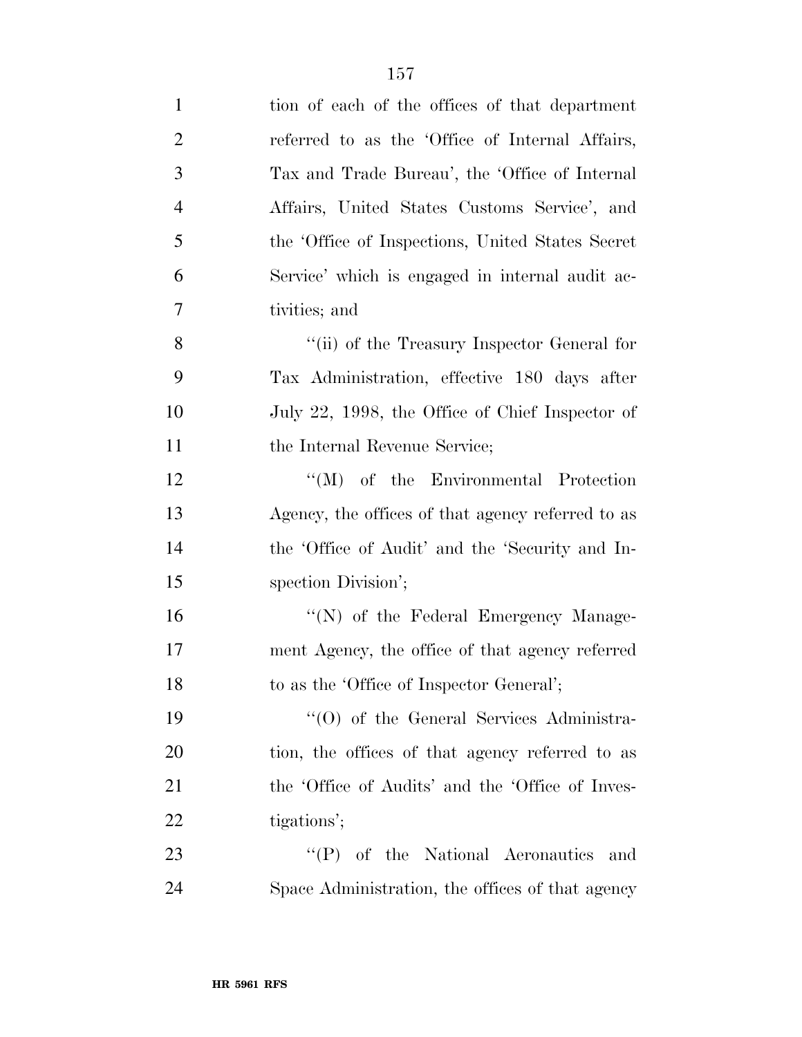tion of each of the offices of that department referred to as the 'Office of Internal Affairs, Tax and Trade Bureau', the 'Office of Internal Affairs, United States Customs Service', and the 'Office of Inspections, United States Secret Service' which is engaged in internal audit activities; and

''(ii) of the Treasury Inspector General for Tax Administration, effective 180 days after July 22, 1998, the Office of Chief Inspector of the Internal Revenue Service;

''(M) of the Environmental Protection Agency, the offices of that agency referred to as the 'Office of Audit' and the 'Security and Inspection Division';

''(N) of the Federal Emergency Management Agency, the office of that agency referred to as the 'Office of Inspector General';

''(O) of the General Services Administration, the offices of that agency referred to as the 'Office of Audits' and the 'Office of Investigations';

''(P) of the National Aeronautics and Space Administration, the offices of that agency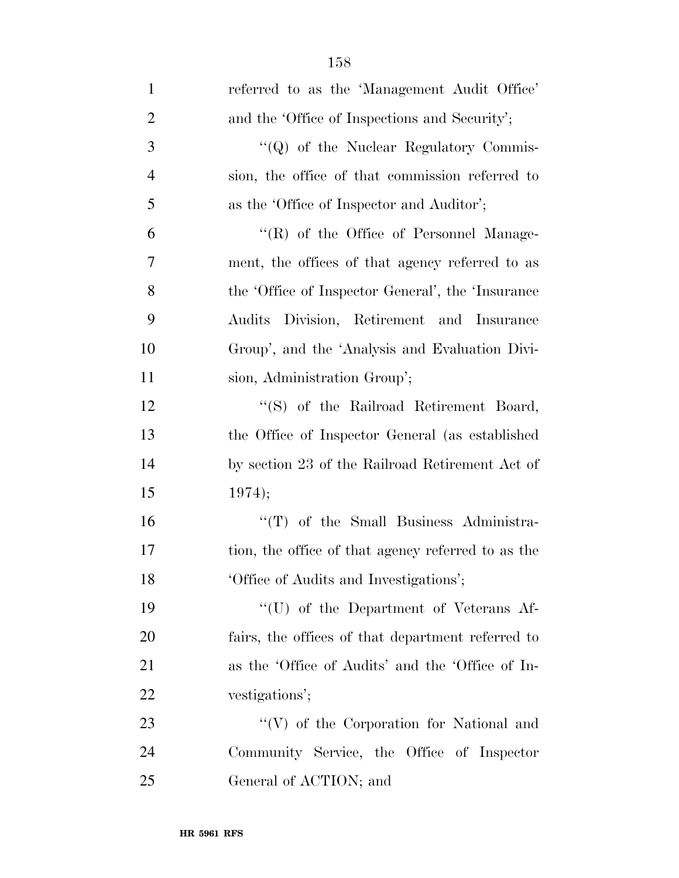referred to as the 'Management Audit Office' and the 'Office of Inspections and Security';

''(Q) of the Nuclear Regulatory Commission, the office of that commission referred to as the 'Office of Inspector and Auditor';

''(R) of the Office of Personnel Management, the offices of that agency referred to as the 'Office of Inspector General', the 'Insurance Audits Division, Retirement and Insurance Group', and the 'Analysis and Evaluation Division, Administration Group';

''(S) of the Railroad Retirement Board, the Office of Inspector General (as established by section 23 of the Railroad Retirement Act of 1974);

''(T) of the Small Business Administration, the office of that agency referred to as the 'Office of Audits and Investigations';

''(U) of the Department of Veterans Affairs, the offices of that department referred to as the 'Office of Audits' and the 'Office of Investigations';

''(V) of the Corporation for National and Community Service, the Office of Inspector General of ACTION; and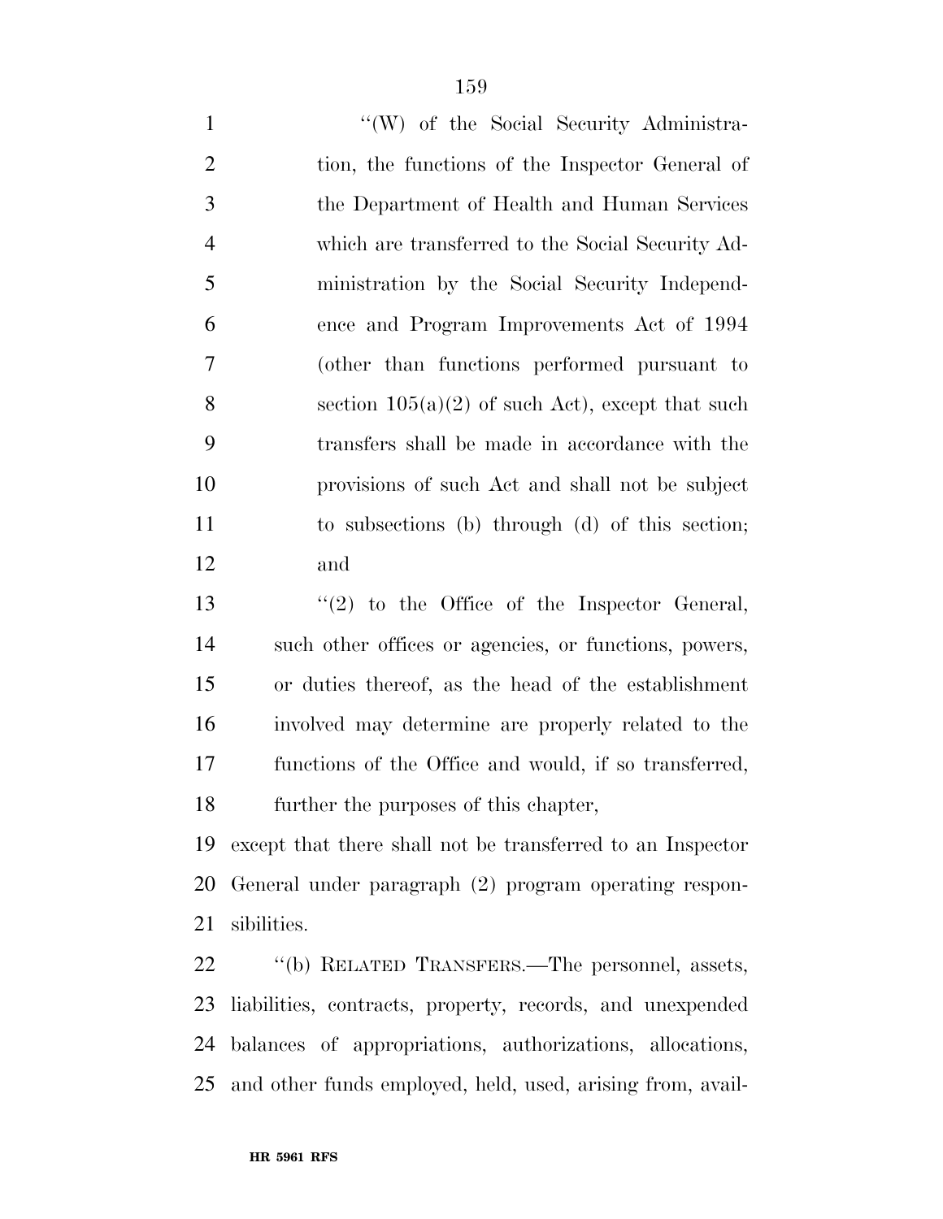"(W) of the Social Security Administration, the functions of the Inspector General of the Department of Health and Human Services which are transferred to the Social Security Administration by the Social Security Independence and Program Improvements Act of 1994 (other than functions performed pursuant to section 105(a)(2) of such Act), except that such transfers shall be made in accordance with the provisions of such Act and shall not be subject to subsections (b) through (d) of this section; and

"(2) to the Office of the Inspector General, such other offices or agencies, or functions, powers, or duties thereof, as the head of the establishment involved may determine are properly related to the functions of the Office and would, if so transferred, further the purposes of this chapter,

except that there shall not be transferred to an Inspector General under paragraph (2) program operating responsibilities.

"(b) RELATED TRANSFERS.—The personnel, assets, liabilities, contracts, property, records, and unexpended balances of appropriations, authorizations, allocations, and other funds employed, held, used, arising from, avail-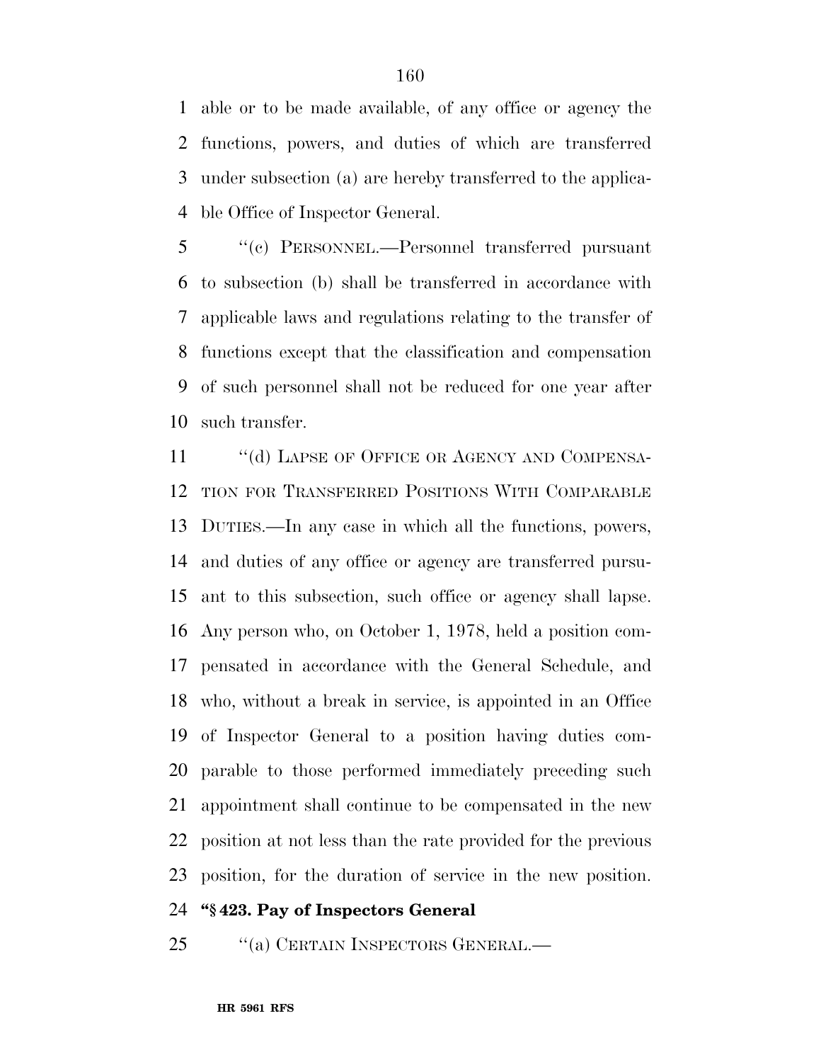able or to be made available, of any office or agency the functions, powers, and duties of which are transferred under subsection (a) are hereby transferred to the applicable Office of Inspector General.

''(c) PERSONNEL.—Personnel transferred pursuant to subsection (b) shall be transferred in accordance with applicable laws and regulations relating to the transfer of functions except that the classification and compensation of such personnel shall not be reduced for one year after such transfer.

''(d) LAPSE OF OFFICE OR AGENCY AND COMPENSATION FOR TRANSFERRED POSITIONS WITH COMPARABLE DUTIES.—In any case in which all the functions, powers, and duties of any office or agency are transferred pursuant to this subsection, such office or agency shall lapse. Any person who, on October 1, 1978, held a position compensated in accordance with the General Schedule, and who, without a break in service, is appointed in an Office of Inspector General to a position having duties comparable to those performed immediately preceding such appointment shall continue to be compensated in the new position at not less than the rate provided for the previous position, for the duration of service in the new position.

**''§ 423. Pay of Inspectors General**

''(a) CERTAIN INSPECTORS GENERAL.—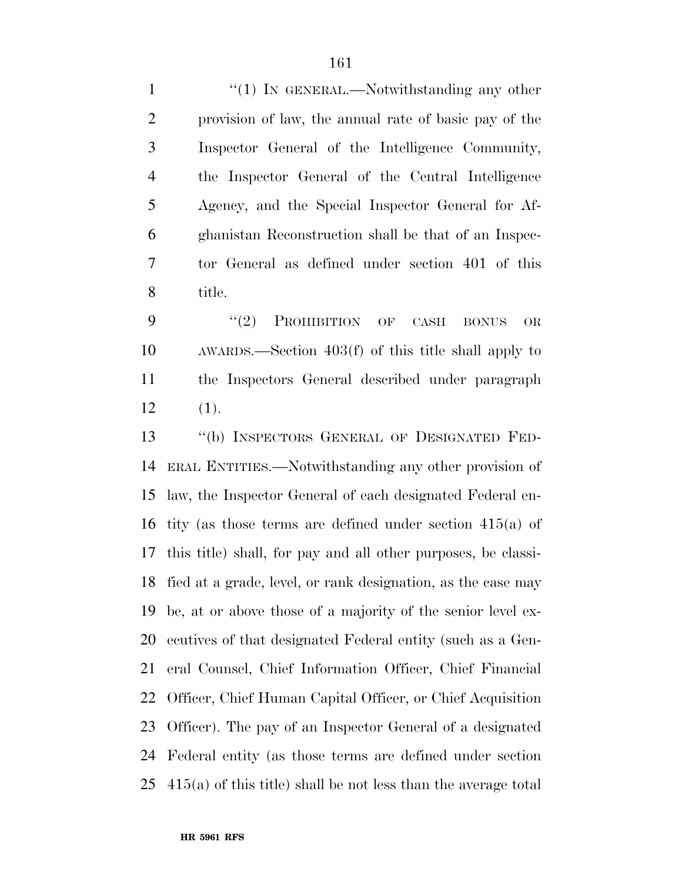"(1) IN GENERAL.—Notwithstanding any other provision of law, the annual rate of basic pay of the Inspector General of the Intelligence Community, the Inspector General of the Central Intelligence Agency, and the Special Inspector General for Afghanistan Reconstruction shall be that of an Inspector General as defined under section 401 of this title.

"(2) PROHIBITION OF CASH BONUS OR AWARDS.—Section 403(f) of this title shall apply to the Inspectors General described under paragraph (1).

"(b) INSPECTORS GENERAL OF DESIGNATED FEDERAL ENTITIES.—Notwithstanding any other provision of law, the Inspector General of each designated Federal entity (as those terms are defined under section 415(a) of this title) shall, for pay and all other purposes, be classified at a grade, level, or rank designation, as the case may be, at or above those of a majority of the senior level executives of that designated Federal entity (such as a General Counsel, Chief Information Officer, Chief Financial Officer, Chief Human Capital Officer, or Chief Acquisition Officer). The pay of an Inspector General of a designated Federal entity (as those terms are defined under section 415(a) of this title) shall be not less than the average total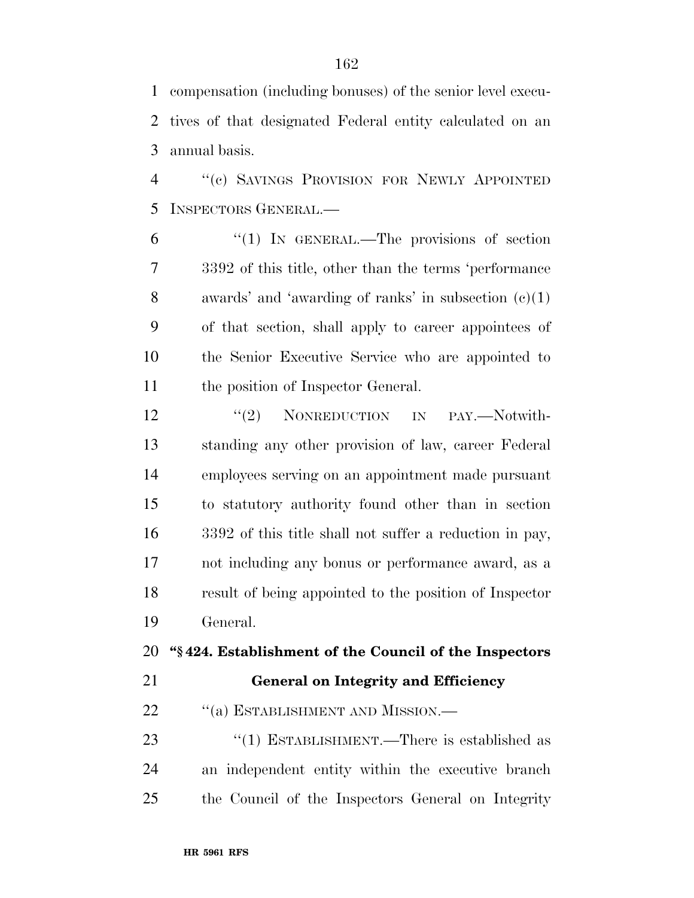compensation (including bonuses) of the senior level executives of that designated Federal entity calculated on an annual basis.

"(c) SAVINGS PROVISION FOR NEWLY APPOINTED INSPECTORS GENERAL.—

"(1) IN GENERAL.—The provisions of section 3392 of this title, other than the terms 'performance awards' and 'awarding of ranks' in subsection (c)(1) of that section, shall apply to career appointees of the Senior Executive Service who are appointed to the position of Inspector General.

"(2) NONREDUCTION IN PAY.—Notwithstanding any other provision of law, career Federal employees serving on an appointment made pursuant to statutory authority found other than in section 3392 of this title shall not suffer a reduction in pay, not including any bonus or performance award, as a result of being appointed to the position of Inspector General.

**"§ 424. Establishment of the Council of the Inspectors General on Integrity and Efficiency**

"(a) ESTABLISHMENT AND MISSION.—

"(1) ESTABLISHMENT.—There is established as an independent entity within the executive branch the Council of the Inspectors General on Integrity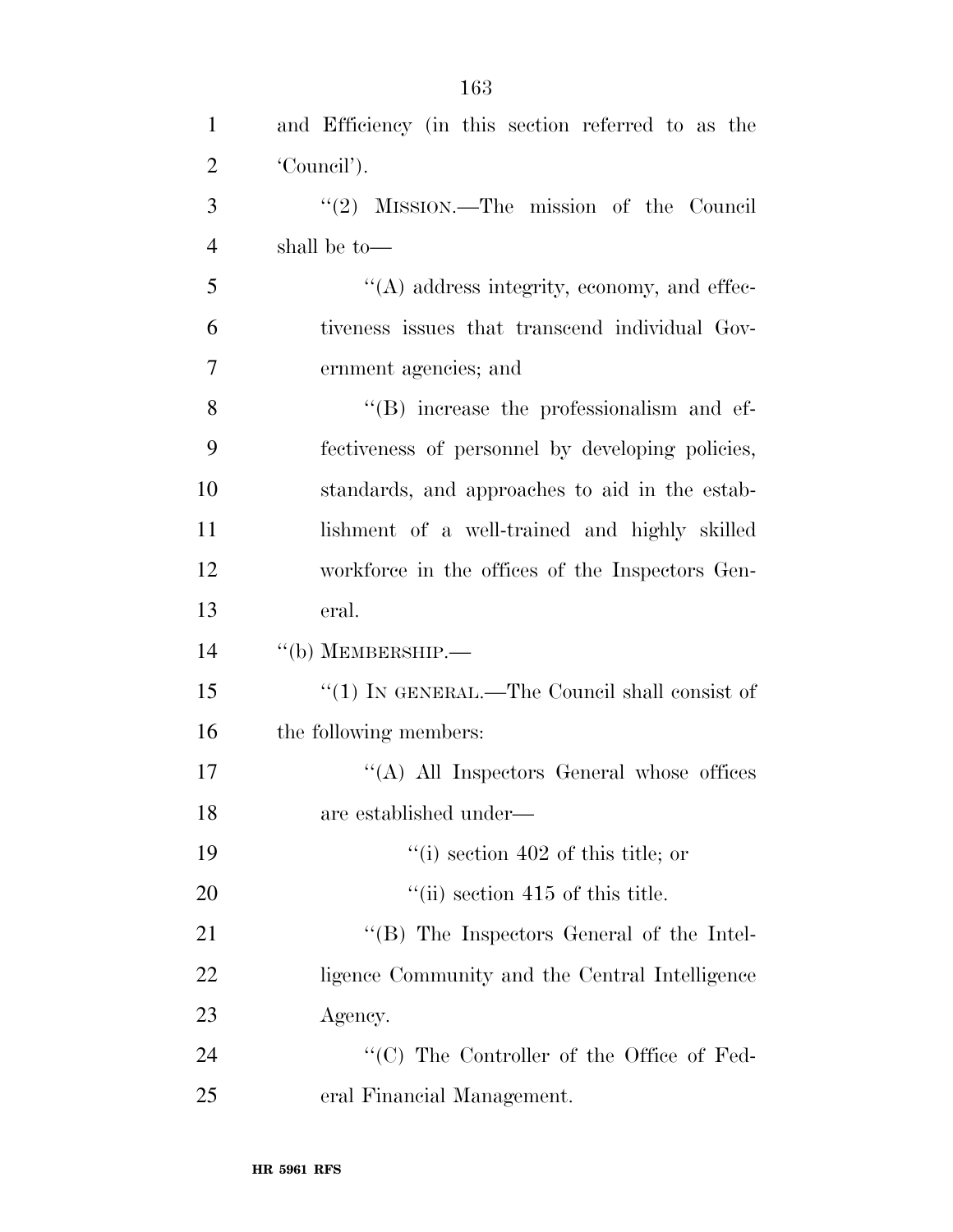and Efficiency (in this section referred to as the 'Council').

"(2) MISSION.—The mission of the Council shall be to—

"(A) address integrity, economy, and effectiveness issues that transcend individual Government agencies; and

"(B) increase the professionalism and effectiveness of personnel by developing policies, standards, and approaches to aid in the establishment of a well-trained and highly skilled workforce in the offices of the Inspectors General.

"(b) MEMBERSHIP.—

"(1) IN GENERAL.—The Council shall consist of the following members:

"(A) All Inspectors General whose offices are established under—

"(i) section 402 of this title; or

"(ii) section 415 of this title.

"(B) The Inspectors General of the Intelligence Community and the Central Intelligence Agency.

"(C) The Controller of the Office of Federal Financial Management.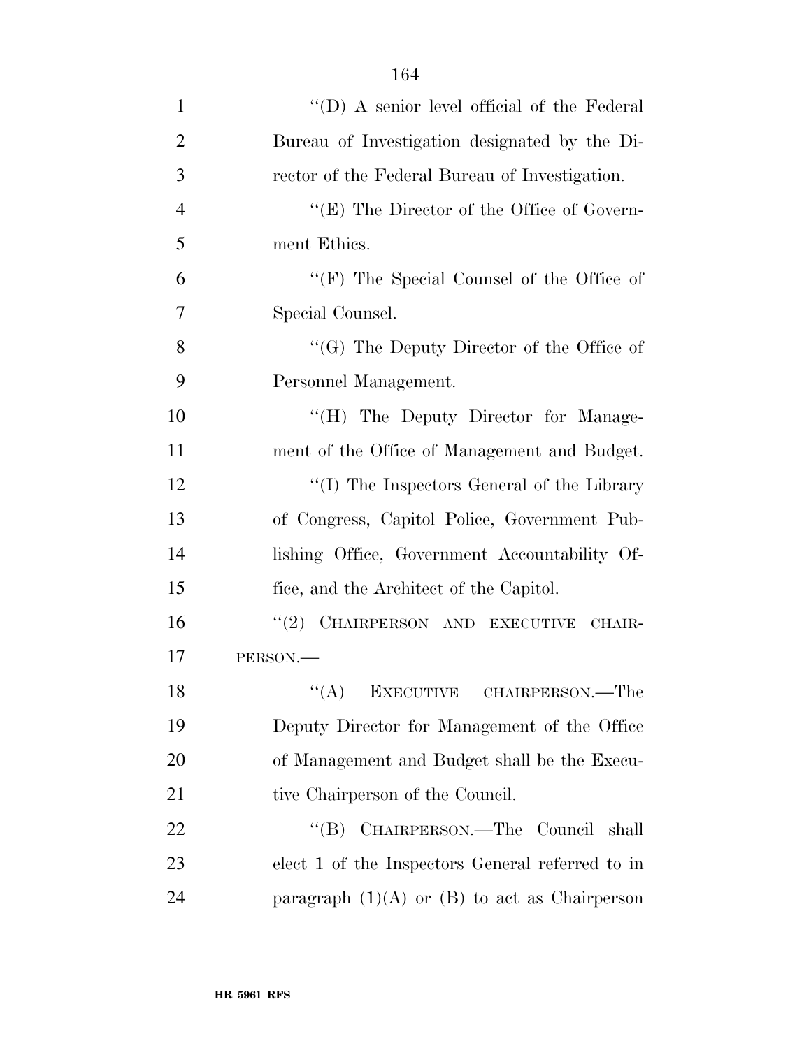"(D) A senior level official of the Federal Bureau of Investigation designated by the Director of the Federal Bureau of Investigation.

"(E) The Director of the Office of Government Ethics.

"(F) The Special Counsel of the Office of Special Counsel.

"(G) The Deputy Director of the Office of Personnel Management.

"(H) The Deputy Director for Management of the Office of Management and Budget.

"(I) The Inspectors General of the Library of Congress, Capitol Police, Government Publishing Office, Government Accountability Office, and the Architect of the Capitol.

"(2) CHAIRPERSON AND EXECUTIVE CHAIRPERSON.—

"(A) EXECUTIVE CHAIRPERSON.—The Deputy Director for Management of the Office of Management and Budget shall be the Executive Chairperson of the Council.

"(B) CHAIRPERSON.—The Council shall elect 1 of the Inspectors General referred to in paragraph (1)(A) or (B) to act as Chairperson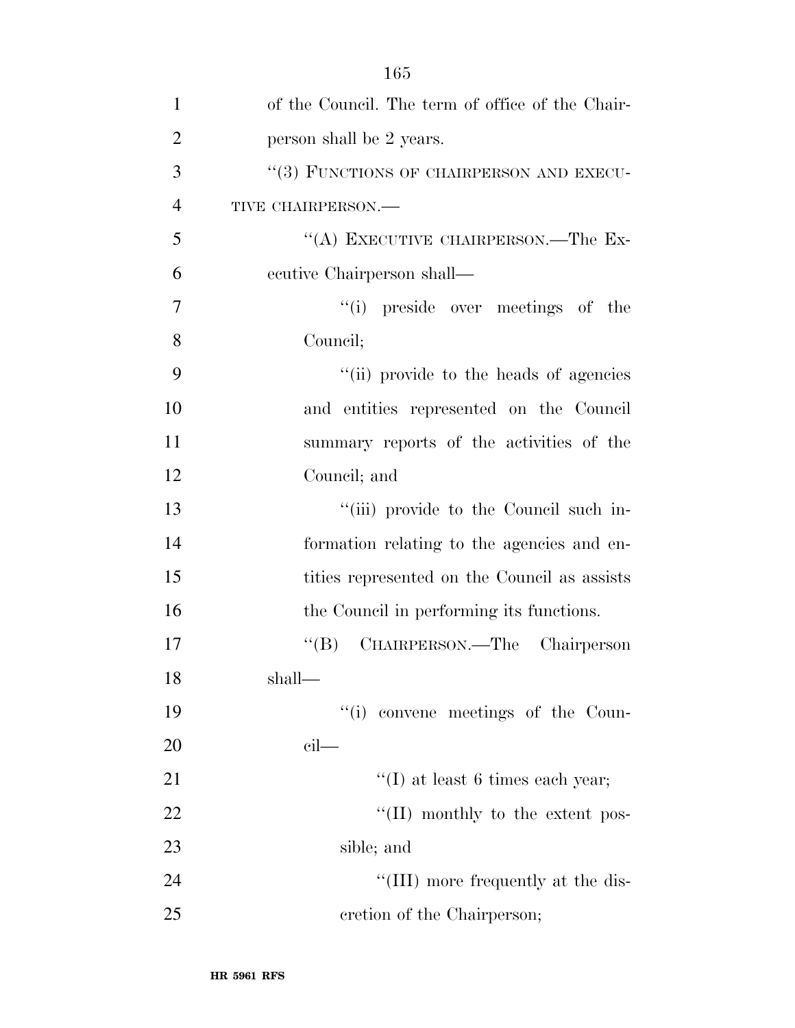of the Council. The term of office of the Chairperson shall be 2 years.

"(3) FUNCTIONS OF CHAIRPERSON AND EXECUTIVE CHAIRPERSON.—

"(A) EXECUTIVE CHAIRPERSON.—The Executive Chairperson shall—

"(i) preside over meetings of the Council;

"(ii) provide to the heads of agencies and entities represented on the Council summary reports of the activities of the Council; and

"(iii) provide to the Council such information relating to the agencies and entities represented on the Council as assists the Council in performing its functions.

"(B) CHAIRPERSON.—The Chairperson shall—

"(i) convene meetings of the Council—

"(I) at least 6 times each year;

"(II) monthly to the extent possible; and

"(III) more frequently at the discretion of the Chairperson;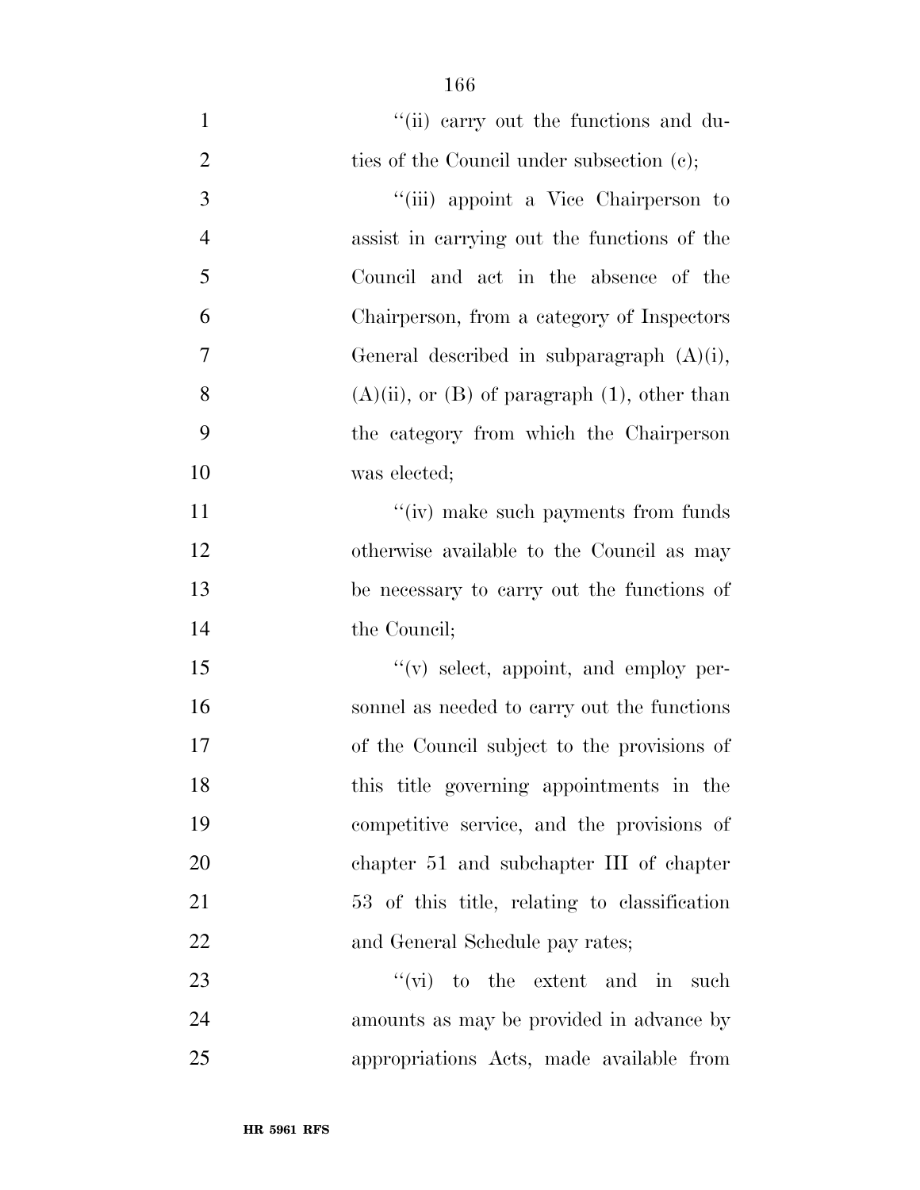''(ii) carry out the functions and duties of the Council under subsection (c);

''(iii) appoint a Vice Chairperson to assist in carrying out the functions of the Council and act in the absence of the Chairperson, from a category of Inspectors General described in subparagraph (A)(i), (A)(ii), or (B) of paragraph (1), other than the category from which the Chairperson was elected;

''(iv) make such payments from funds otherwise available to the Council as may be necessary to carry out the functions of the Council;

''(v) select, appoint, and employ personnel as needed to carry out the functions of the Council subject to the provisions of this title governing appointments in the competitive service, and the provisions of chapter 51 and subchapter III of chapter 53 of this title, relating to classification and General Schedule pay rates;

''(vi) to the extent and in such amounts as may be provided in advance by appropriations Acts, made available from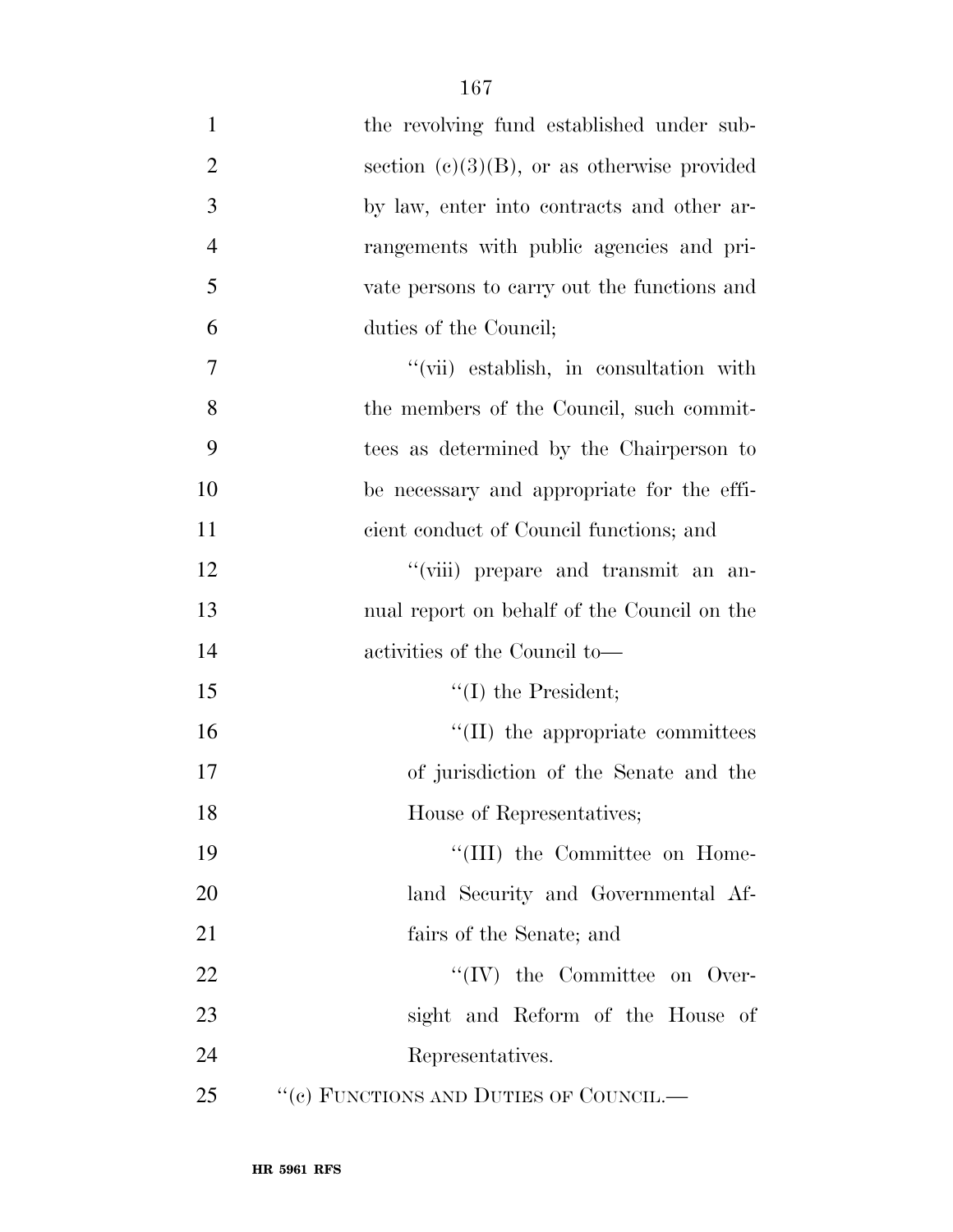the revolving fund established under subsection (c)(3)(B), or as otherwise provided by law, enter into contracts and other arrangements with public agencies and private persons to carry out the functions and duties of the Council;

''(vii) establish, in consultation with the members of the Council, such committees as determined by the Chairperson to be necessary and appropriate for the efficient conduct of Council functions; and

''(viii) prepare and transmit an annual report on behalf of the Council on the activities of the Council to—

''(I) the President;

''(II) the appropriate committees of jurisdiction of the Senate and the House of Representatives;

''(III) the Committee on Homeland Security and Governmental Affairs of the Senate; and

''(IV) the Committee on Oversight and Reform of the House of Representatives.

''(c) FUNCTIONS AND DUTIES OF COUNCIL.—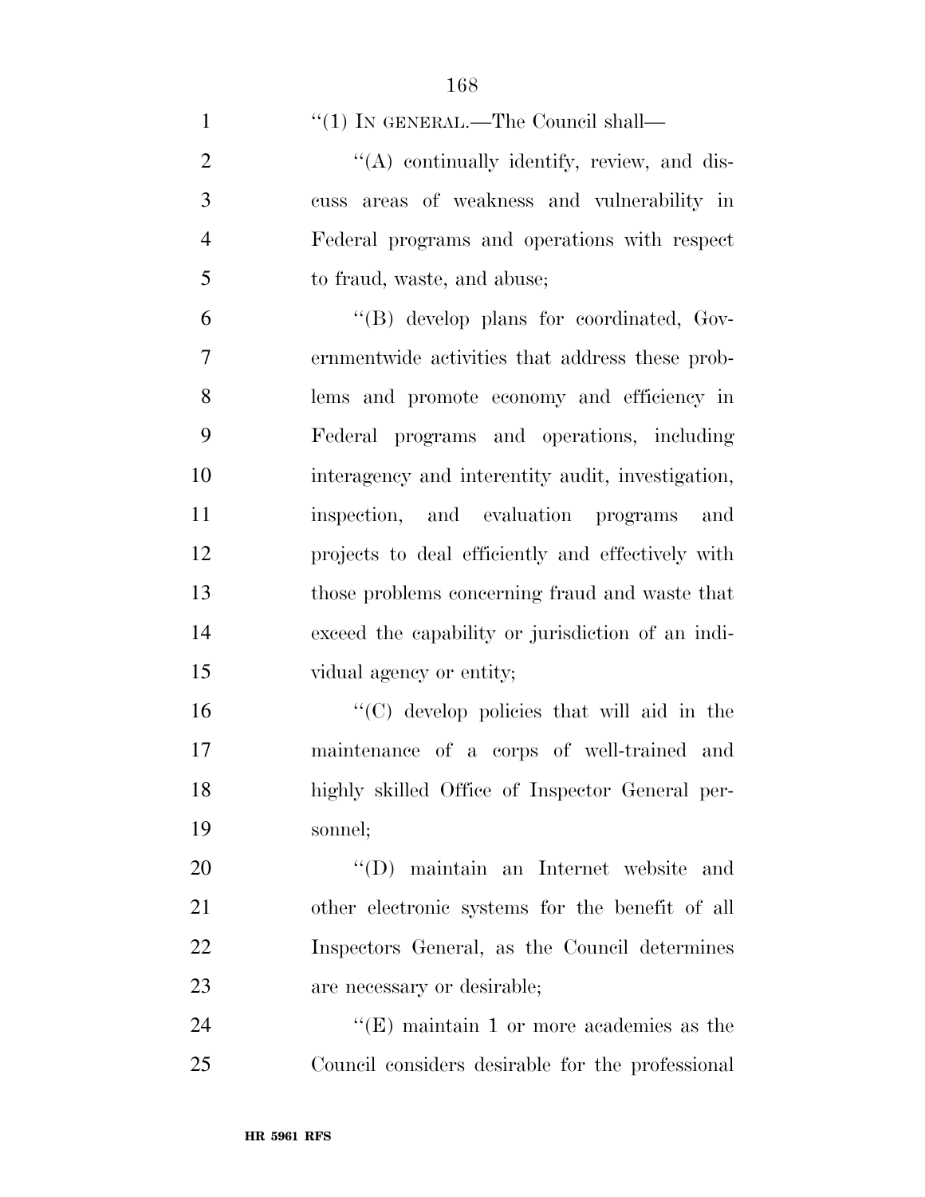"(1) IN GENERAL.—The Council shall—

"(A) continually identify, review, and discuss areas of weakness and vulnerability in Federal programs and operations with respect to fraud, waste, and abuse;

"(B) develop plans for coordinated, Governmentwide activities that address these problems and promote economy and efficiency in Federal programs and operations, including interagency and interentity audit, investigation, inspection, and evaluation programs and projects to deal efficiently and effectively with those problems concerning fraud and waste that exceed the capability or jurisdiction of an individual agency or entity;

"(C) develop policies that will aid in the maintenance of a corps of well-trained and highly skilled Office of Inspector General personnel;

"(D) maintain an Internet website and other electronic systems for the benefit of all Inspectors General, as the Council determines are necessary or desirable;

"(E) maintain 1 or more academies as the Council considers desirable for the professional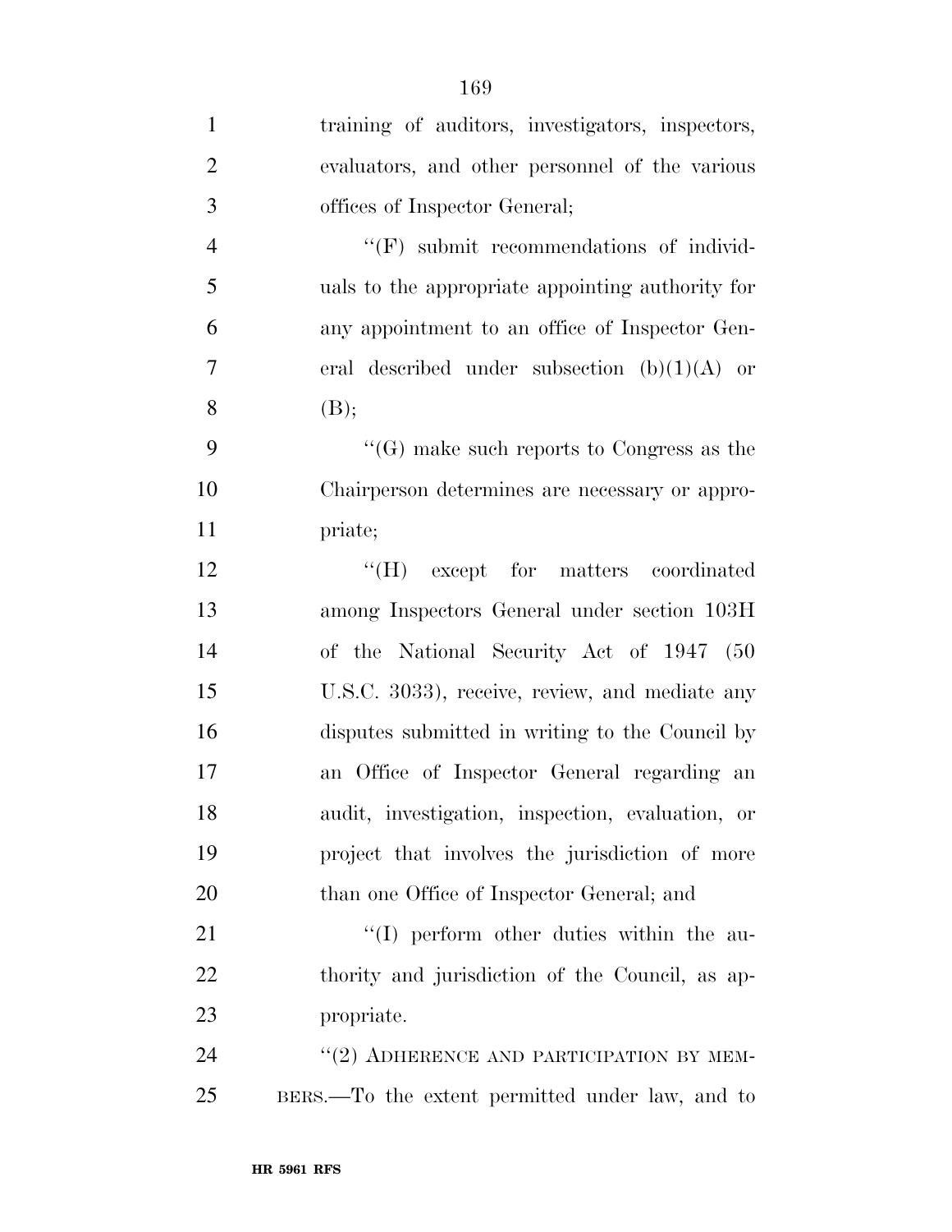training of auditors, investigators, inspectors, evaluators, and other personnel of the various offices of Inspector General;

''(F) submit recommendations of individuals to the appropriate appointing authority for any appointment to an office of Inspector General described under subsection (b)(1)(A) or (B);

''(G) make such reports to Congress as the Chairperson determines are necessary or appropriate;

''(H) except for matters coordinated among Inspectors General under section 103H of the National Security Act of 1947 (50 U.S.C. 3033), receive, review, and mediate any disputes submitted in writing to the Council by an Office of Inspector General regarding an audit, investigation, inspection, evaluation, or project that involves the jurisdiction of more than one Office of Inspector General; and

''(I) perform other duties within the authority and jurisdiction of the Council, as appropriate.

''(2) ADHERENCE AND PARTICIPATION BY MEMBERS.—To the extent permitted under law, and to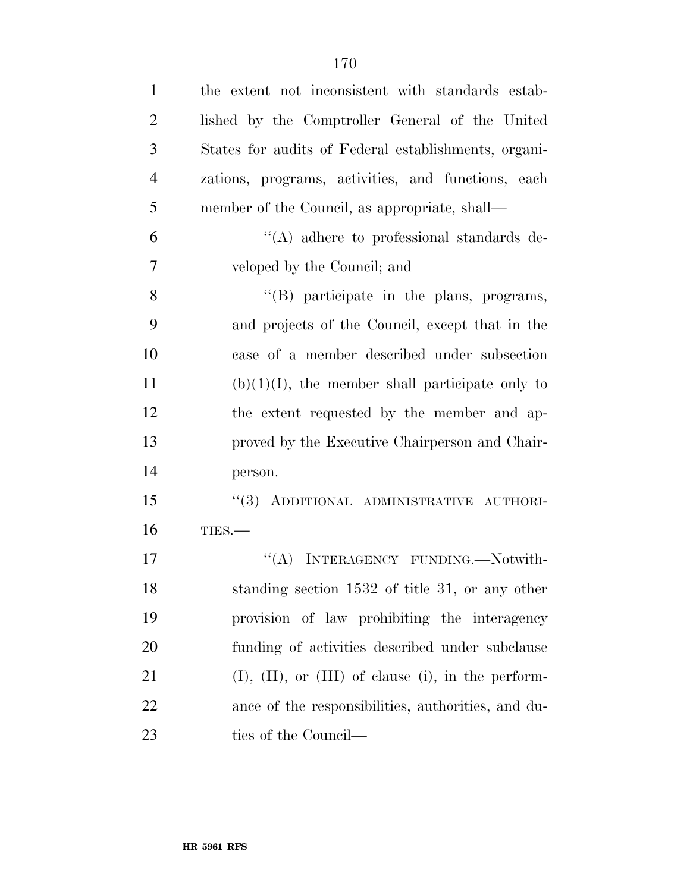the extent not inconsistent with standards established by the Comptroller General of the United States for audits of Federal establishments, organizations, programs, activities, and functions, each member of the Council, as appropriate, shall—

"(A) adhere to professional standards developed by the Council; and

"(B) participate in the plans, programs, and projects of the Council, except that in the case of a member described under subsection (b)(1)(I), the member shall participate only to the extent requested by the member and approved by the Executive Chairperson and Chairperson.

"(3) ADDITIONAL ADMINISTRATIVE AUTHORITIES.—

"(A) INTERAGENCY FUNDING.—Notwithstanding section 1532 of title 31, or any other provision of law prohibiting the interagency funding of activities described under subclause (I), (II), or (III) of clause (i), in the performance of the responsibilities, authorities, and duties of the Council—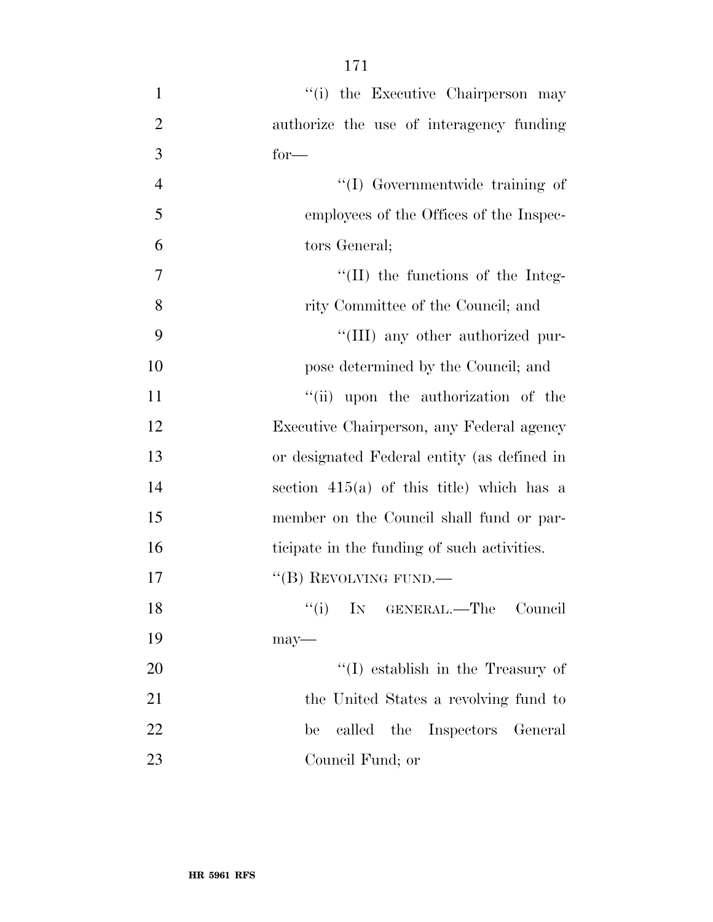"(i) the Executive Chairperson may authorize the use of interagency funding for—

"(I) Governmentwide training of employees of the Offices of the Inspectors General;

"(II) the functions of the Integrity Committee of the Council; and

"(III) any other authorized purpose determined by the Council; and

"(ii) upon the authorization of the Executive Chairperson, any Federal agency or designated Federal entity (as defined in section 415(a) of this title) which has a member on the Council shall fund or participate in the funding of such activities.

"(B) REVOLVING FUND.—

"(i) IN GENERAL.—The Council may—

"(I) establish in the Treasury of the United States a revolving fund to be called the Inspectors General Council Fund; or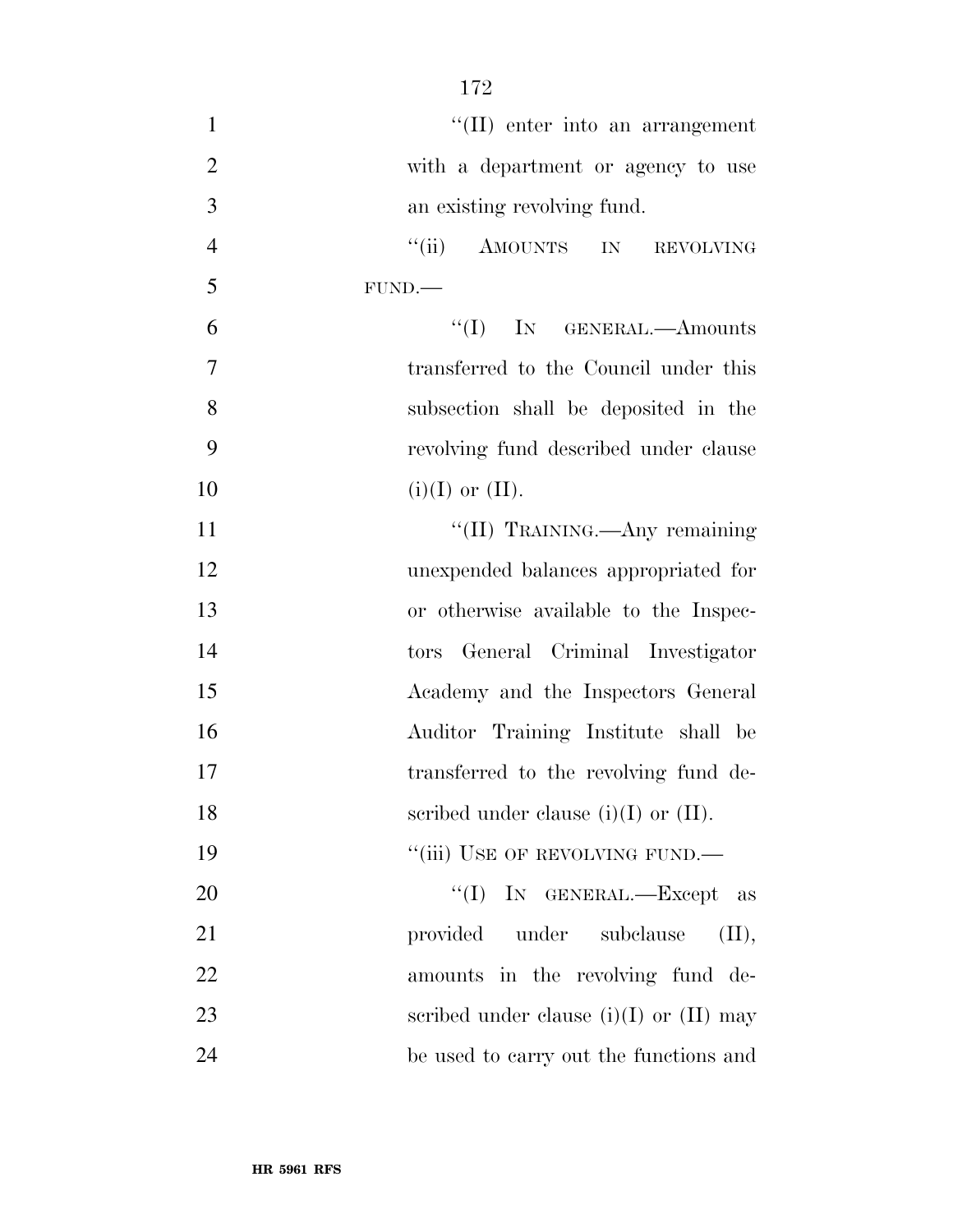"(II) enter into an arrangement with a department or agency to use an existing revolving fund.

"(ii) AMOUNTS IN REVOLVING FUND.—

"(I) IN GENERAL.—Amounts transferred to the Council under this subsection shall be deposited in the revolving fund described under clause (i)(I) or (II).

"(II) TRAINING.—Any remaining unexpended balances appropriated for or otherwise available to the Inspectors General Criminal Investigator Academy and the Inspectors General Auditor Training Institute shall be transferred to the revolving fund described under clause (i)(I) or (II).

"(iii) USE OF REVOLVING FUND.—

"(I) IN GENERAL.—Except as provided under subclause (II), amounts in the revolving fund described under clause (i)(I) or (II) may be used to carry out the functions and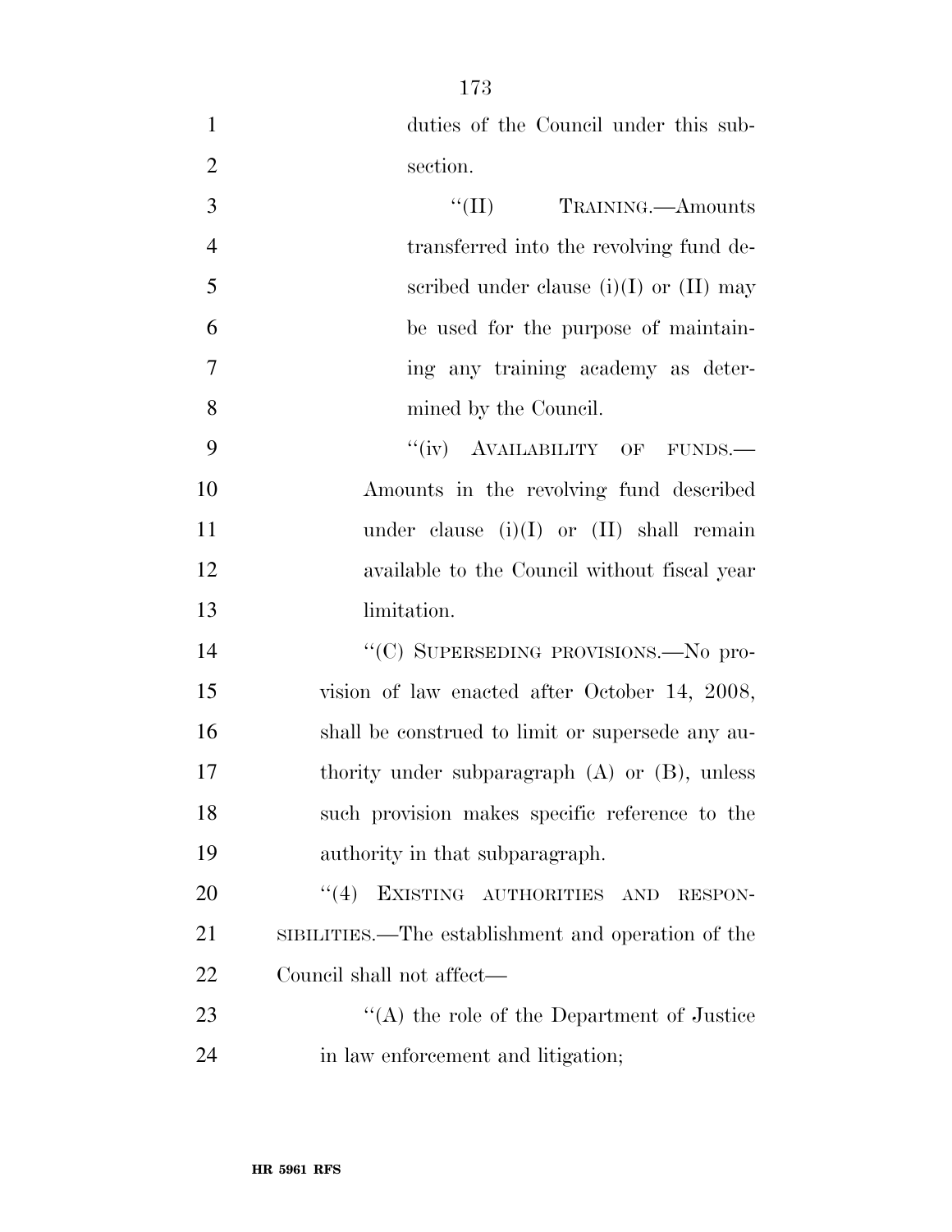duties of the Council under this subsection.

"(II) TRAINING.—Amounts transferred into the revolving fund described under clause (i)(I) or (II) may be used for the purpose of maintaining any training academy as determined by the Council.

"(iv) AVAILABILITY OF FUNDS.—Amounts in the revolving fund described under clause (i)(I) or (II) shall remain available to the Council without fiscal year limitation.

"(C) SUPERSEDING PROVISIONS.—No provision of law enacted after October 14, 2008, shall be construed to limit or supersede any authority under subparagraph (A) or (B), unless such provision makes specific reference to the authority in that subparagraph.

"(4) EXISTING AUTHORITIES AND RESPONSIBILITIES.—The establishment and operation of the Council shall not affect—

"(A) the role of the Department of Justice in law enforcement and litigation;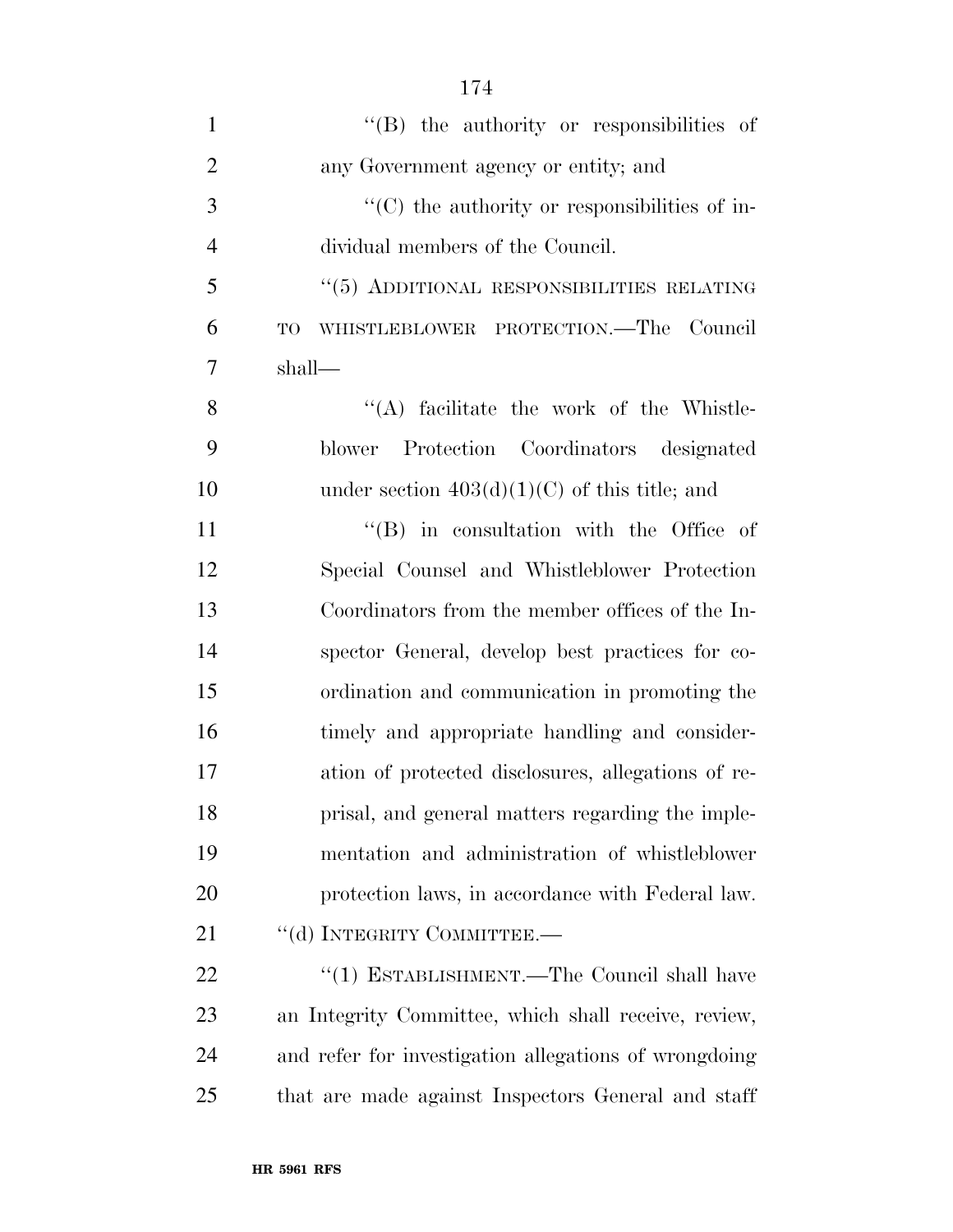''(B) the authority or responsibilities of any Government agency or entity; and

''(C) the authority or responsibilities of individual members of the Council.

''(5) ADDITIONAL RESPONSIBILITIES RELATING TO WHISTLEBLOWER PROTECTION.—The Council shall—

''(A) facilitate the work of the Whistleblower Protection Coordinators designated under section 403(d)(1)(C) of this title; and

''(B) in consultation with the Office of Special Counsel and Whistleblower Protection Coordinators from the member offices of the Inspector General, develop best practices for coordination and communication in promoting the timely and appropriate handling and consideration of protected disclosures, allegations of reprisal, and general matters regarding the implementation and administration of whistleblower protection laws, in accordance with Federal law.

''(d) INTEGRITY COMMITTEE.—

''(1) ESTABLISHMENT.—The Council shall have an Integrity Committee, which shall receive, review, and refer for investigation allegations of wrongdoing that are made against Inspectors General and staff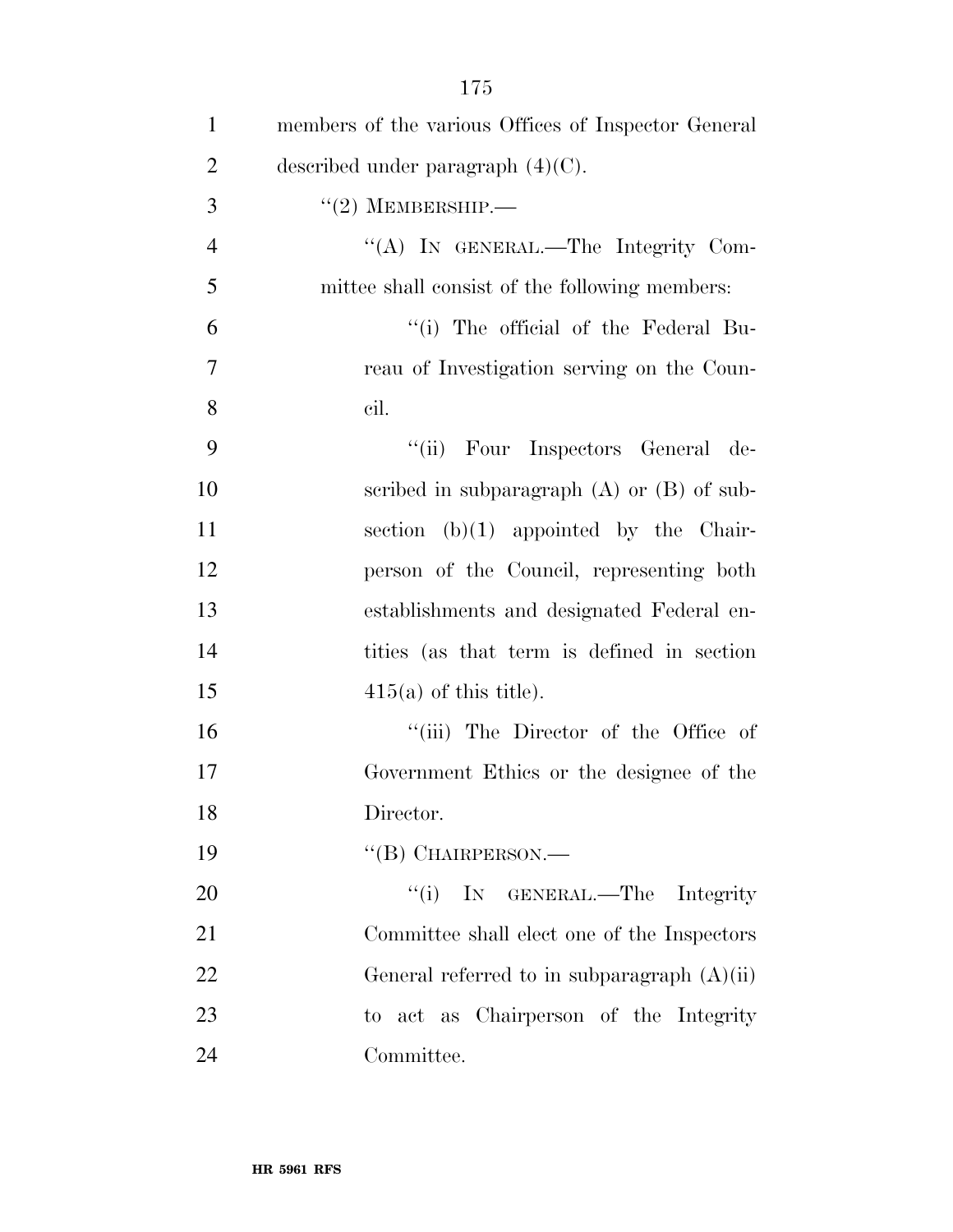members of the various Offices of Inspector General described under paragraph (4)(C).

"(2) MEMBERSHIP.—

"(A) IN GENERAL.—The Integrity Committee shall consist of the following members:

"(i) The official of the Federal Bureau of Investigation serving on the Council.

"(ii) Four Inspectors General described in subparagraph (A) or (B) of subsection (b)(1) appointed by the Chairperson of the Council, representing both establishments and designated Federal entities (as that term is defined in section 415(a) of this title).

"(iii) The Director of the Office of Government Ethics or the designee of the Director.

"(B) CHAIRPERSON.—

"(i) IN GENERAL.—The Integrity Committee shall elect one of the Inspectors General referred to in subparagraph (A)(ii) to act as Chairperson of the Integrity Committee.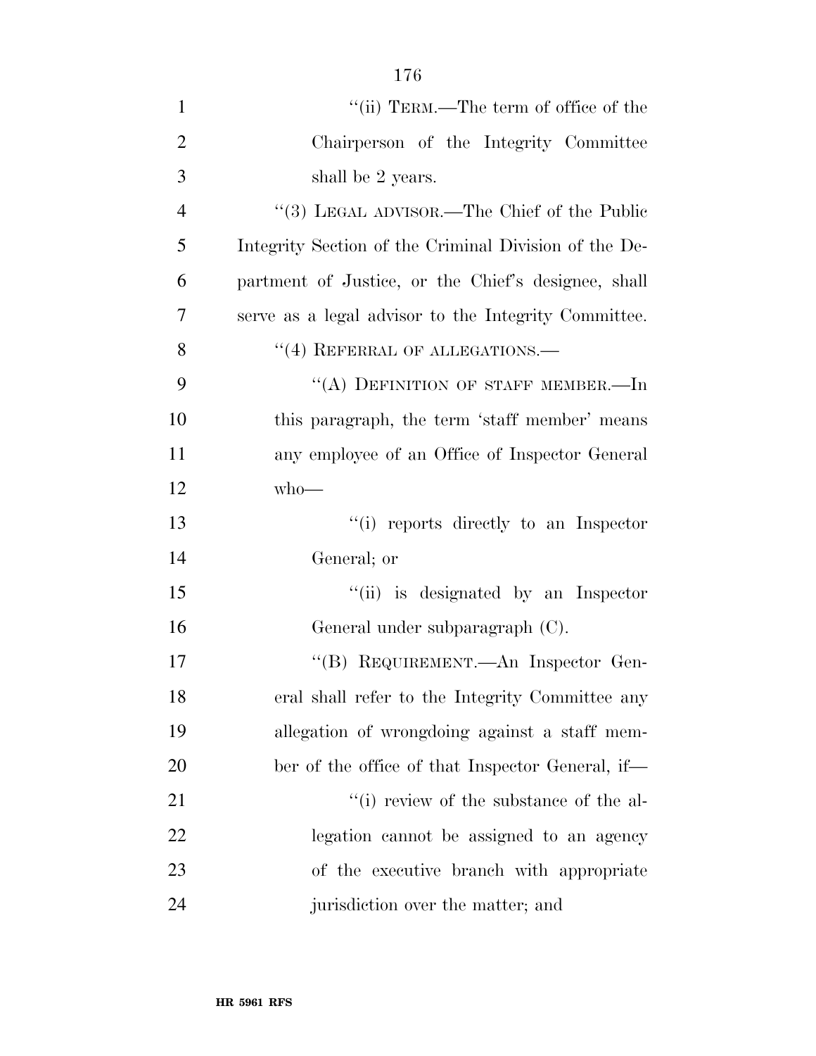"(ii) TERM.—The term of office of the Chairperson of the Integrity Committee shall be 2 years.

"(3) LEGAL ADVISOR.—The Chief of the Public Integrity Section of the Criminal Division of the Department of Justice, or the Chief's designee, shall serve as a legal advisor to the Integrity Committee.

"(4) REFERRAL OF ALLEGATIONS.—

"(A) DEFINITION OF STAFF MEMBER.—In this paragraph, the term 'staff member' means any employee of an Office of Inspector General who—

"(i) reports directly to an Inspector General; or

"(ii) is designated by an Inspector General under subparagraph (C).

"(B) REQUIREMENT.—An Inspector General shall refer to the Integrity Committee any allegation of wrongdoing against a staff member of the office of that Inspector General, if—

"(i) review of the substance of the allegation cannot be assigned to an agency of the executive branch with appropriate jurisdiction over the matter; and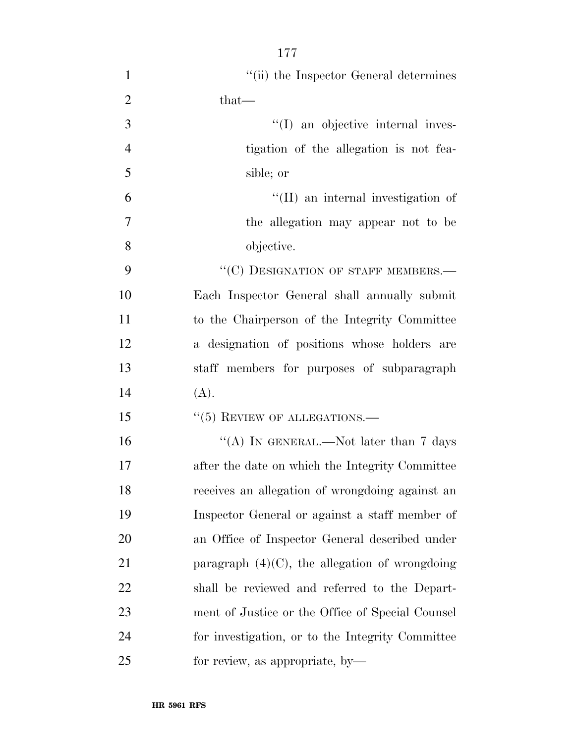''(ii) the Inspector General determines that—

''(I) an objective internal investigation of the allegation is not feasible; or

''(II) an internal investigation of the allegation may appear not to be objective.

''(C) DESIGNATION OF STAFF MEMBERS.— Each Inspector General shall annually submit to the Chairperson of the Integrity Committee a designation of positions whose holders are staff members for purposes of subparagraph (A).

''(5) REVIEW OF ALLEGATIONS.—

''(A) IN GENERAL.—Not later than 7 days after the date on which the Integrity Committee receives an allegation of wrongdoing against an Inspector General or against a staff member of an Office of Inspector General described under paragraph (4)(C), the allegation of wrongdoing shall be reviewed and referred to the Department of Justice or the Office of Special Counsel for investigation, or to the Integrity Committee for review, as appropriate, by—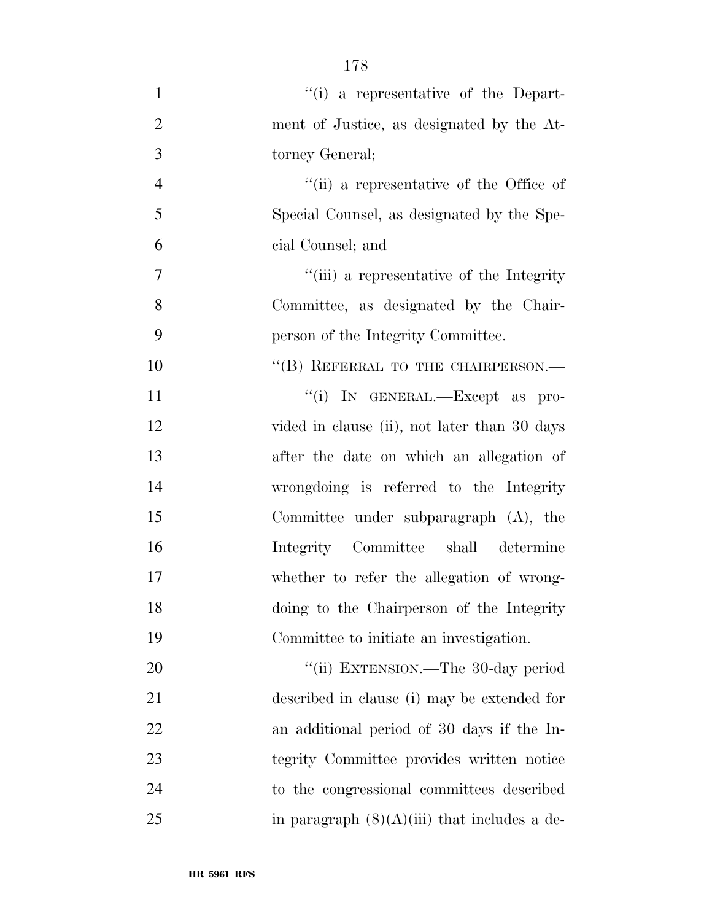"(i) a representative of the Department of Justice, as designated by the Attorney General;

"(ii) a representative of the Office of Special Counsel, as designated by the Special Counsel; and

"(iii) a representative of the Integrity Committee, as designated by the Chairperson of the Integrity Committee.

"(B) REFERRAL TO THE CHAIRPERSON.—

"(i) IN GENERAL.—Except as provided in clause (ii), not later than 30 days after the date on which an allegation of wrongdoing is referred to the Integrity Committee under subparagraph (A), the Integrity Committee shall determine whether to refer the allegation of wrongdoing to the Chairperson of the Integrity Committee to initiate an investigation.

"(ii) EXTENSION.—The 30-day period described in clause (i) may be extended for an additional period of 30 days if the Integrity Committee provides written notice to the congressional committees described in paragraph (8)(A)(iii) that includes a de-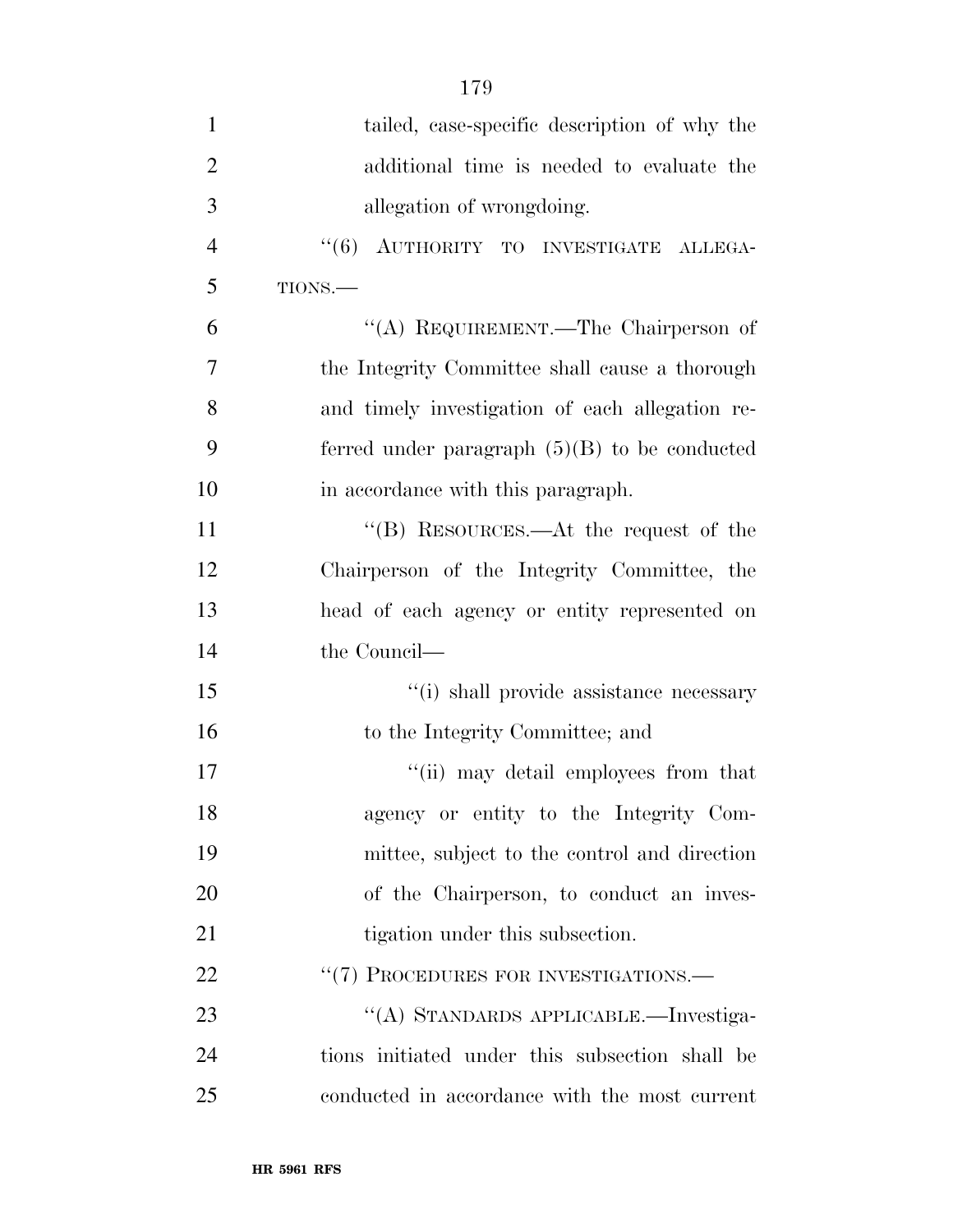tailed, case-specific description of why the additional time is needed to evaluate the allegation of wrongdoing.

''(6) AUTHORITY TO INVESTIGATE ALLEGATIONS.—

''(A) REQUIREMENT.—The Chairperson of the Integrity Committee shall cause a thorough and timely investigation of each allegation referred under paragraph (5)(B) to be conducted in accordance with this paragraph.

''(B) RESOURCES.—At the request of the Chairperson of the Integrity Committee, the head of each agency or entity represented on the Council—

''(i) shall provide assistance necessary to the Integrity Committee; and

''(ii) may detail employees from that agency or entity to the Integrity Committee, subject to the control and direction of the Chairperson, to conduct an investigation under this subsection.

''(7) PROCEDURES FOR INVESTIGATIONS.—

''(A) STANDARDS APPLICABLE.—Investigations initiated under this subsection shall be conducted in accordance with the most current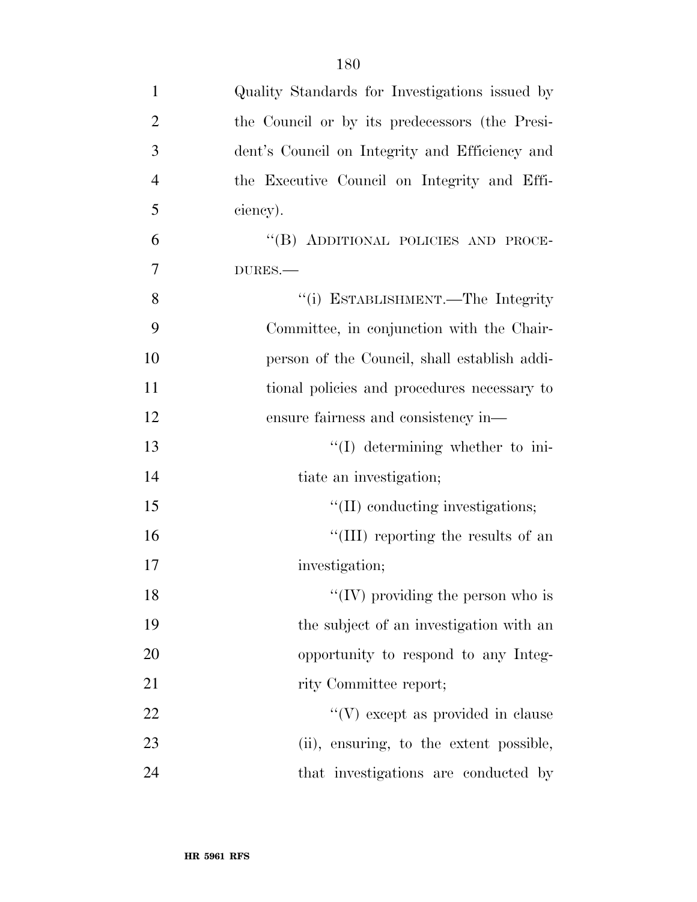Quality Standards for Investigations issued by the Council or by its predecessors (the President's Council on Integrity and Efficiency and the Executive Council on Integrity and Efficiency).

''(B) ADDITIONAL POLICIES AND PROCEDURES.—

''(i) ESTABLISHMENT.—The Integrity Committee, in conjunction with the Chairperson of the Council, shall establish additional policies and procedures necessary to ensure fairness and consistency in—

''(I) determining whether to initiate an investigation;

''(II) conducting investigations;

''(III) reporting the results of an investigation;

''(IV) providing the person who is the subject of an investigation with an opportunity to respond to any Integrity Committee report;

''(V) except as provided in clause (ii), ensuring, to the extent possible, that investigations are conducted by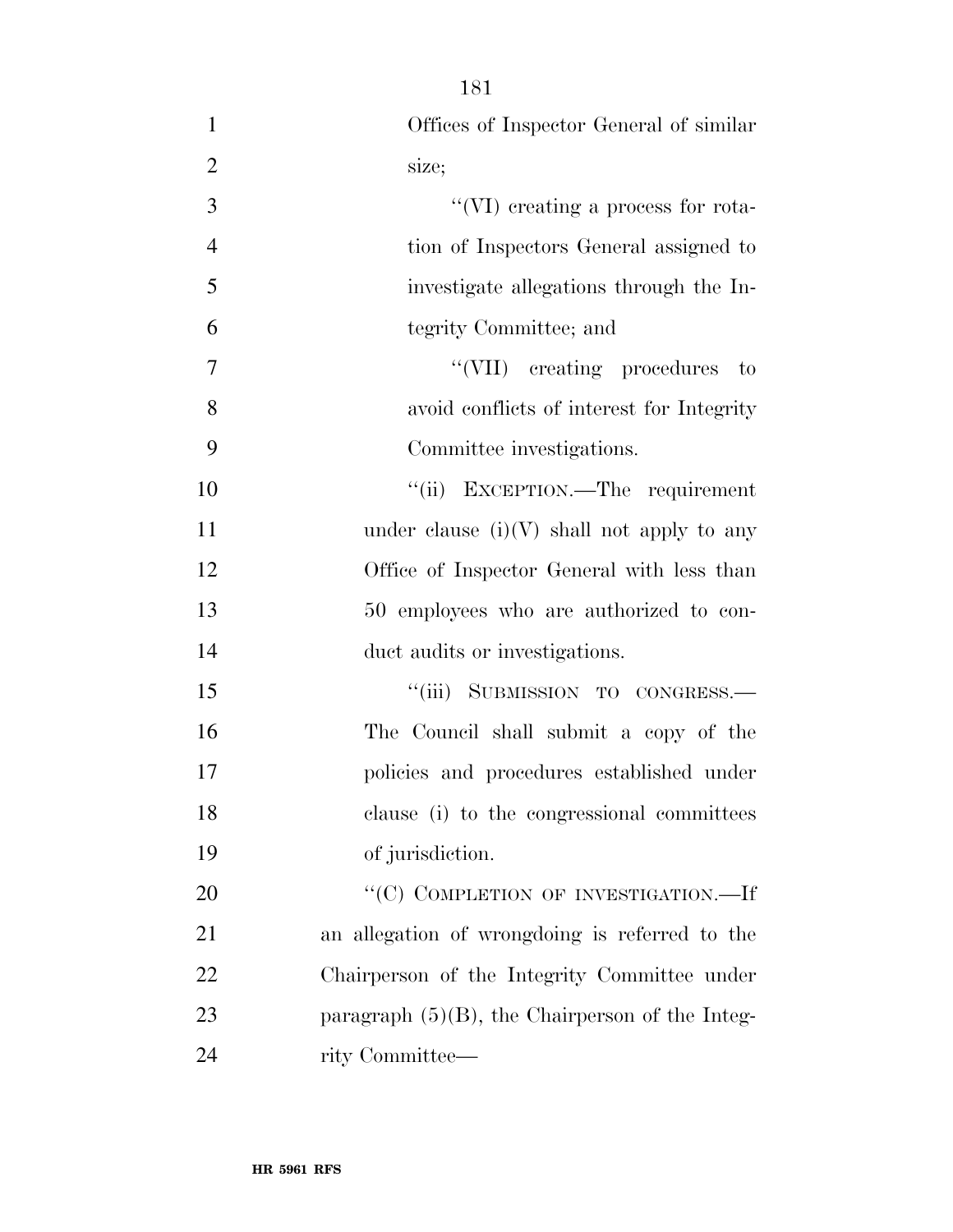Offices of Inspector General of similar size;

''(VI) creating a process for rotation of Inspectors General assigned to investigate allegations through the Integrity Committee; and

''(VII) creating procedures to avoid conflicts of interest for Integrity Committee investigations.

''(ii) EXCEPTION.—The requirement under clause (i)(V) shall not apply to any Office of Inspector General with less than 50 employees who are authorized to conduct audits or investigations.

''(iii) SUBMISSION TO CONGRESS.—The Council shall submit a copy of the policies and procedures established under clause (i) to the congressional committees of jurisdiction.

''(C) COMPLETION OF INVESTIGATION.—If an allegation of wrongdoing is referred to the Chairperson of the Integrity Committee under paragraph (5)(B), the Chairperson of the Integrity Committee—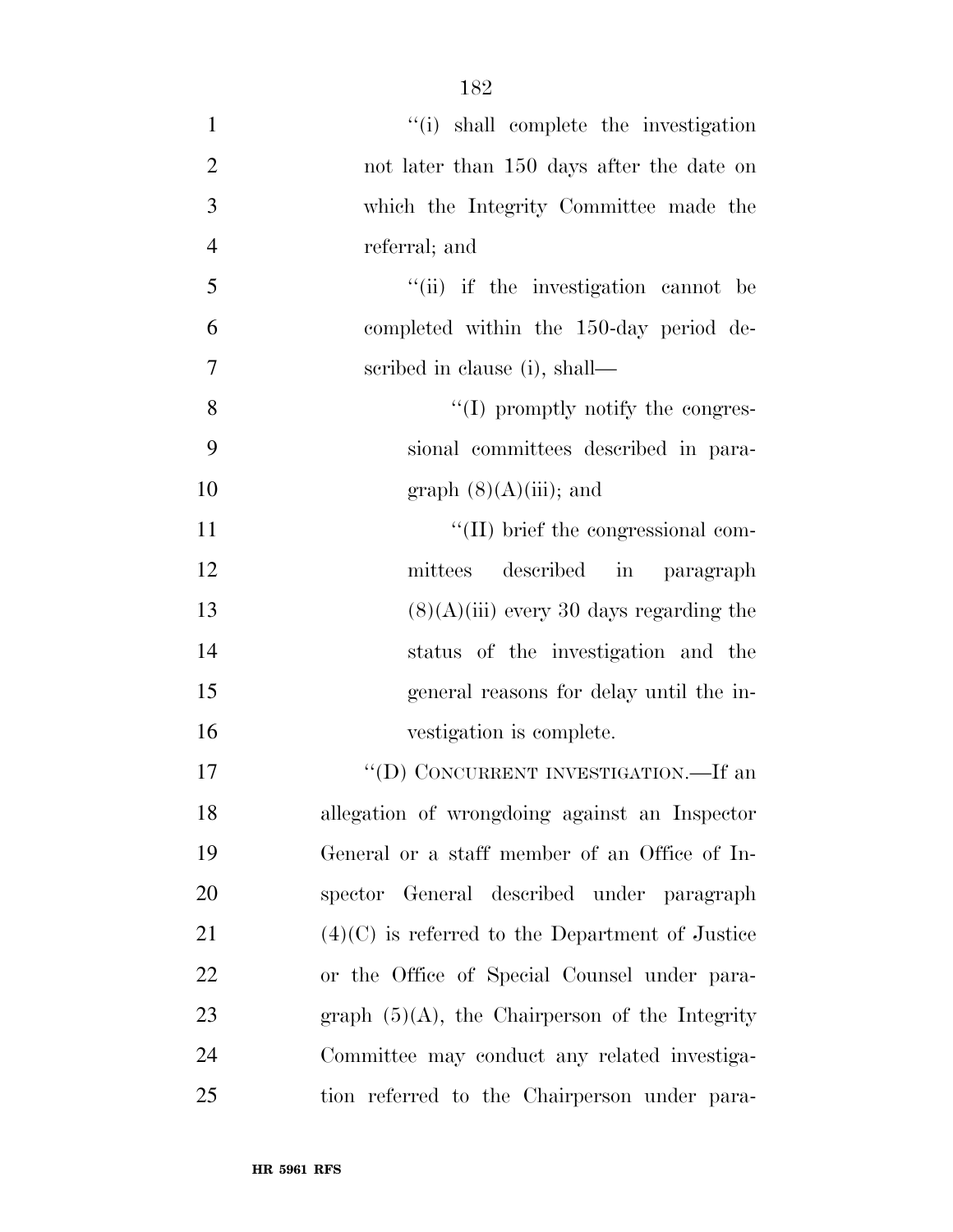"(i) shall complete the investigation not later than 150 days after the date on which the Integrity Committee made the referral; and

"(ii) if the investigation cannot be completed within the 150-day period described in clause (i), shall—

"(I) promptly notify the congressional committees described in paragraph (8)(A)(iii); and

"(II) brief the congressional committees described in paragraph (8)(A)(iii) every 30 days regarding the status of the investigation and the general reasons for delay until the investigation is complete.

"(D) CONCURRENT INVESTIGATION.—If an allegation of wrongdoing against an Inspector General or a staff member of an Office of Inspector General described under paragraph (4)(C) is referred to the Department of Justice or the Office of Special Counsel under paragraph (5)(A), the Chairperson of the Integrity Committee may conduct any related investigation referred to the Chairperson under para-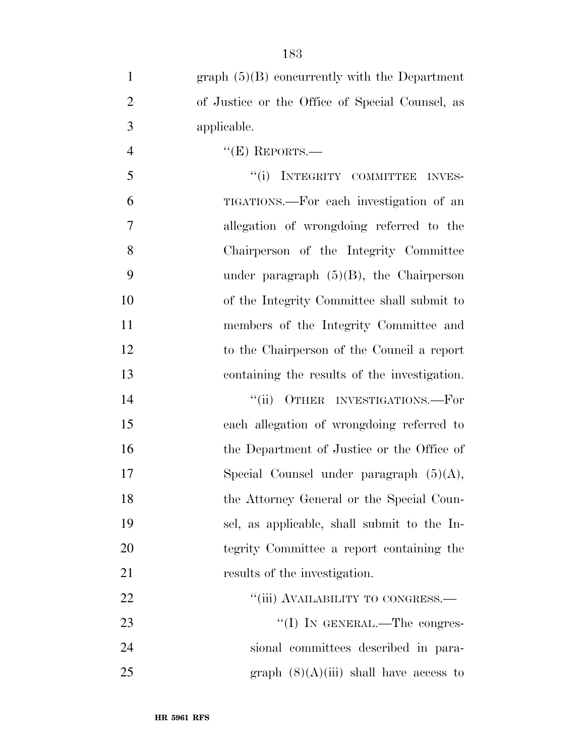graph (5)(B) concurrently with the Department of Justice or the Office of Special Counsel, as applicable.

''(E) REPORTS.—

''(i) INTEGRITY COMMITTEE INVESTIGATIONS.—For each investigation of an allegation of wrongdoing referred to the Chairperson of the Integrity Committee under paragraph (5)(B), the Chairperson of the Integrity Committee shall submit to members of the Integrity Committee and to the Chairperson of the Council a report containing the results of the investigation.

''(ii) OTHER INVESTIGATIONS.—For each allegation of wrongdoing referred to the Department of Justice or the Office of Special Counsel under paragraph (5)(A), the Attorney General or the Special Counsel, as applicable, shall submit to the Integrity Committee a report containing the results of the investigation.

''(iii) AVAILABILITY TO CONGRESS.—

''(I) IN GENERAL.—The congressional committees described in paragraph (8)(A)(iii) shall have access to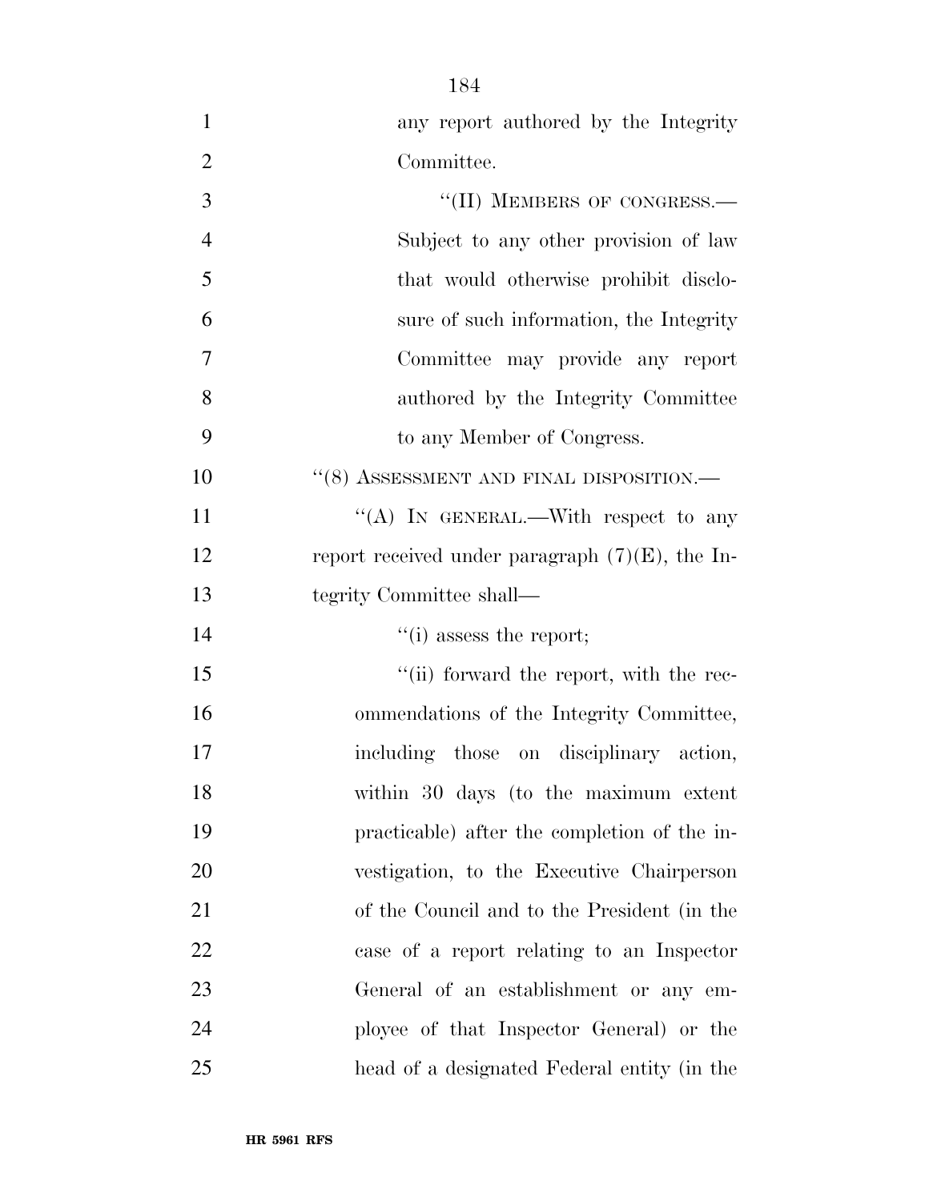any report authored by the Integrity Committee.

"(II) MEMBERS OF CONGRESS.—Subject to any other provision of law that would otherwise prohibit disclosure of such information, the Integrity Committee may provide any report authored by the Integrity Committee to any Member of Congress.

"(8) ASSESSMENT AND FINAL DISPOSITION.—

"(A) IN GENERAL.—With respect to any report received under paragraph (7)(E), the Integrity Committee shall—

"(i) assess the report;

"(ii) forward the report, with the recommendations of the Integrity Committee, including those on disciplinary action, within 30 days (to the maximum extent practicable) after the completion of the investigation, to the Executive Chairperson of the Council and to the President (in the case of a report relating to an Inspector General of an establishment or any employee of that Inspector General) or the head of a designated Federal entity (in the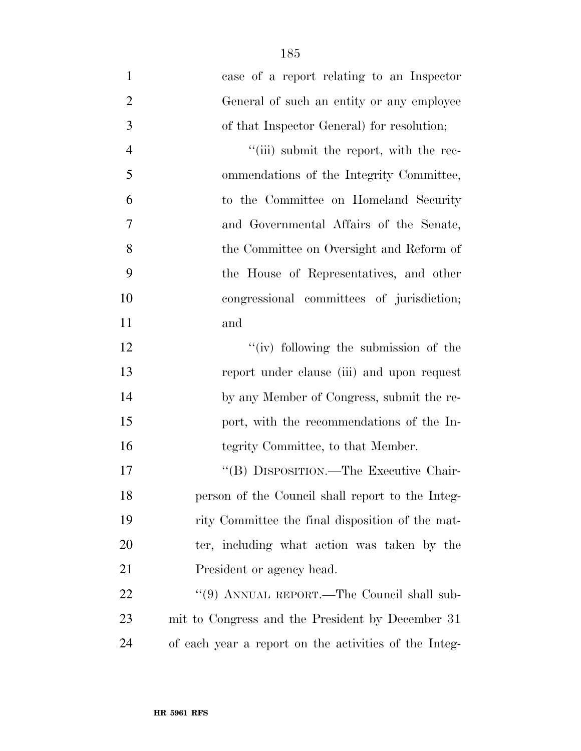case of a report relating to an Inspector General of such an entity or any employee of that Inspector General) for resolution;

"(iii) submit the report, with the recommendations of the Integrity Committee, to the Committee on Homeland Security and Governmental Affairs of the Senate, the Committee on Oversight and Reform of the House of Representatives, and other congressional committees of jurisdiction; and

"(iv) following the submission of the report under clause (iii) and upon request by any Member of Congress, submit the report, with the recommendations of the Integrity Committee, to that Member.

"(B) DISPOSITION.—The Executive Chairperson of the Council shall report to the Integrity Committee the final disposition of the matter, including what action was taken by the President or agency head.

"(9) ANNUAL REPORT.—The Council shall submit to Congress and the President by December 31 of each year a report on the activities of the Integ-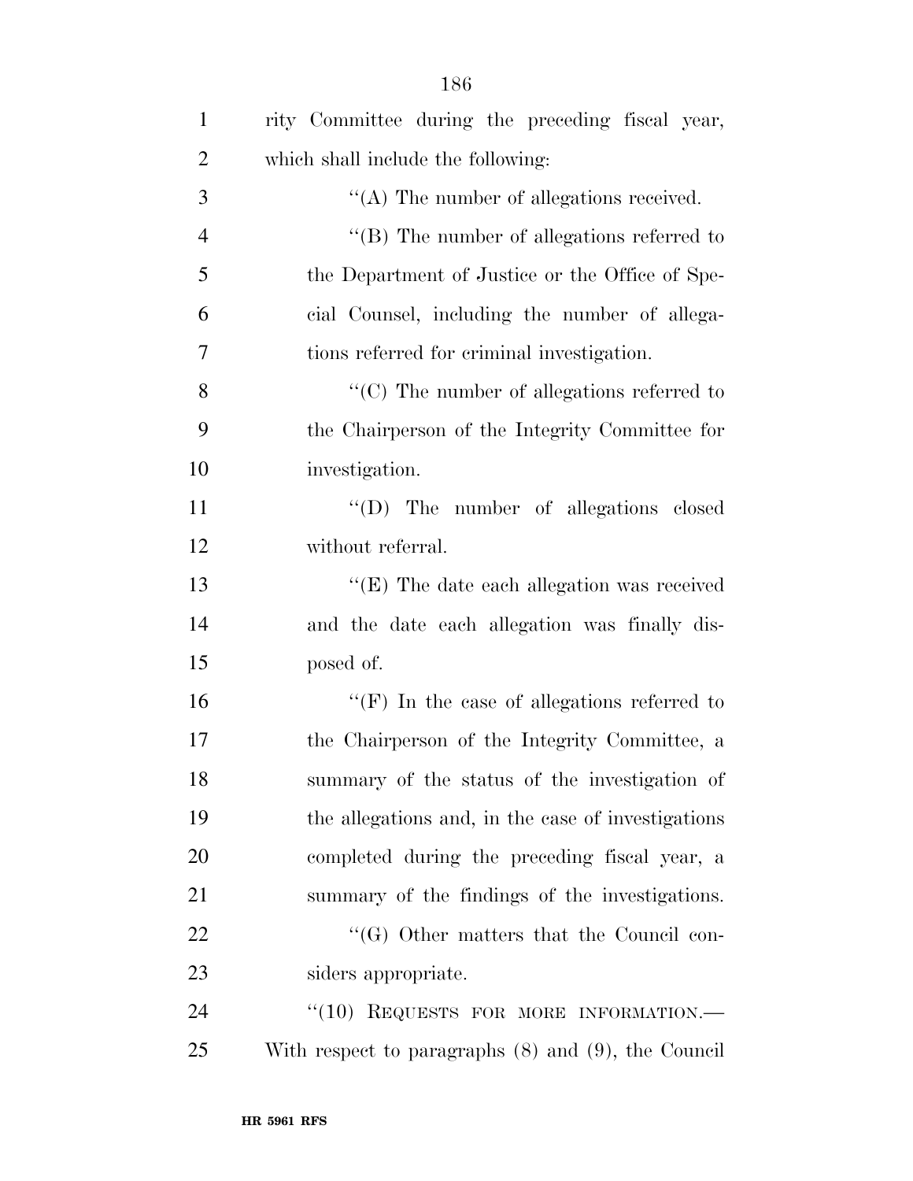rity Committee during the preceding fiscal year, which shall include the following:

''(A) The number of allegations received.

''(B) The number of allegations referred to the Department of Justice or the Office of Special Counsel, including the number of allegations referred for criminal investigation.

''(C) The number of allegations referred to the Chairperson of the Integrity Committee for investigation.

''(D) The number of allegations closed without referral.

''(E) The date each allegation was received and the date each allegation was finally disposed of.

''(F) In the case of allegations referred to the Chairperson of the Integrity Committee, a summary of the status of the investigation of the allegations and, in the case of investigations completed during the preceding fiscal year, a summary of the findings of the investigations.

''(G) Other matters that the Council considers appropriate.

''(10) REQUESTS FOR MORE INFORMATION.— With respect to paragraphs (8) and (9), the Council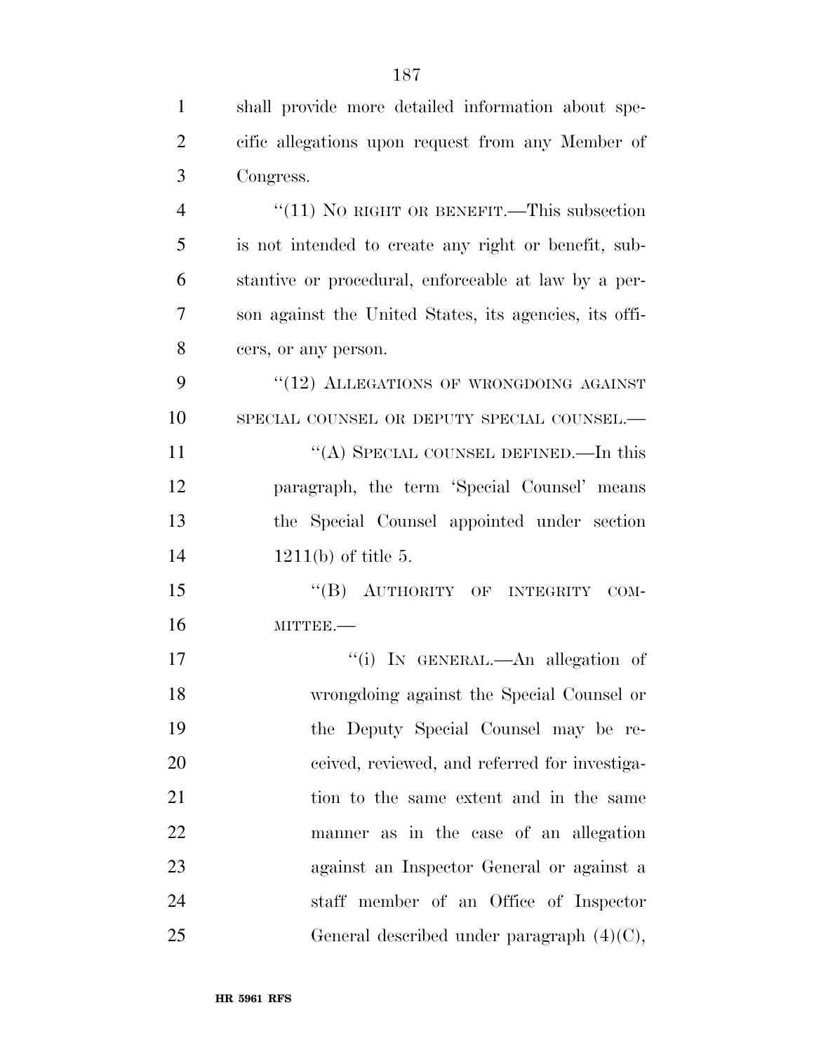shall provide more detailed information about specific allegations upon request from any Member of Congress.

"(11) NO RIGHT OR BENEFIT.—This subsection is not intended to create any right or benefit, substantive or procedural, enforceable at law by a person against the United States, its agencies, its officers, or any person.

"(12) ALLEGATIONS OF WRONGDOING AGAINST SPECIAL COUNSEL OR DEPUTY SPECIAL COUNSEL.—

"(A) SPECIAL COUNSEL DEFINED.—In this paragraph, the term 'Special Counsel' means the Special Counsel appointed under section 1211(b) of title 5.

"(B) AUTHORITY OF INTEGRITY COMMITTEE.—

"(i) IN GENERAL.—An allegation of wrongdoing against the Special Counsel or the Deputy Special Counsel may be received, reviewed, and referred for investigation to the same extent and in the same manner as in the case of an allegation against an Inspector General or against a staff member of an Office of Inspector General described under paragraph (4)(C),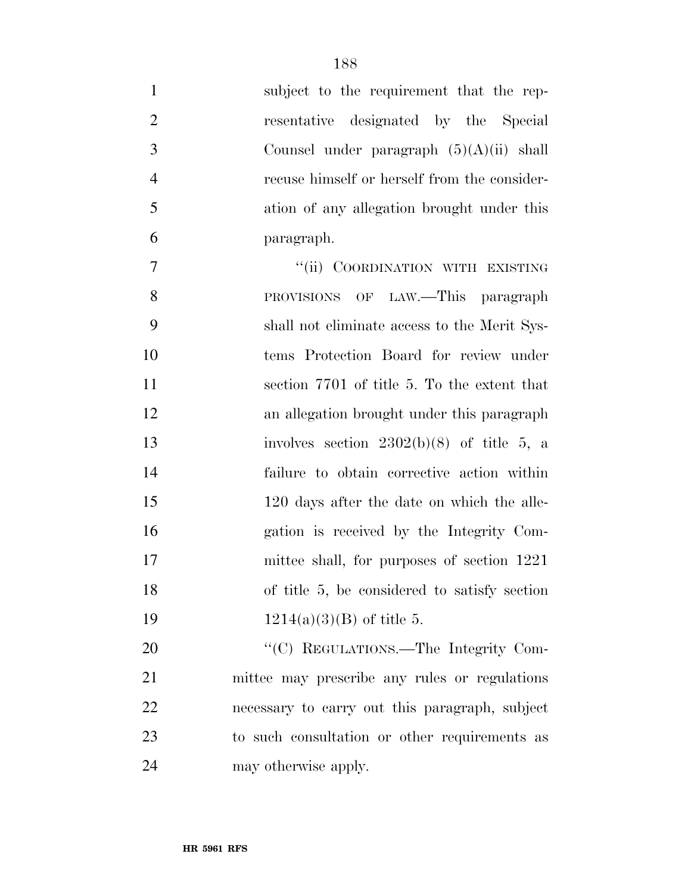subject to the requirement that the representative designated by the Special Counsel under paragraph (5)(A)(ii) shall recuse himself or herself from the consideration of any allegation brought under this paragraph.

"(ii) COORDINATION WITH EXISTING PROVISIONS OF LAW.—This paragraph shall not eliminate access to the Merit Systems Protection Board for review under section 7701 of title 5. To the extent that an allegation brought under this paragraph involves section 2302(b)(8) of title 5, a failure to obtain corrective action within 120 days after the date on which the allegation is received by the Integrity Committee shall, for purposes of section 1221 of title 5, be considered to satisfy section 1214(a)(3)(B) of title 5.

"(C) REGULATIONS.—The Integrity Committee may prescribe any rules or regulations necessary to carry out this paragraph, subject to such consultation or other requirements as may otherwise apply.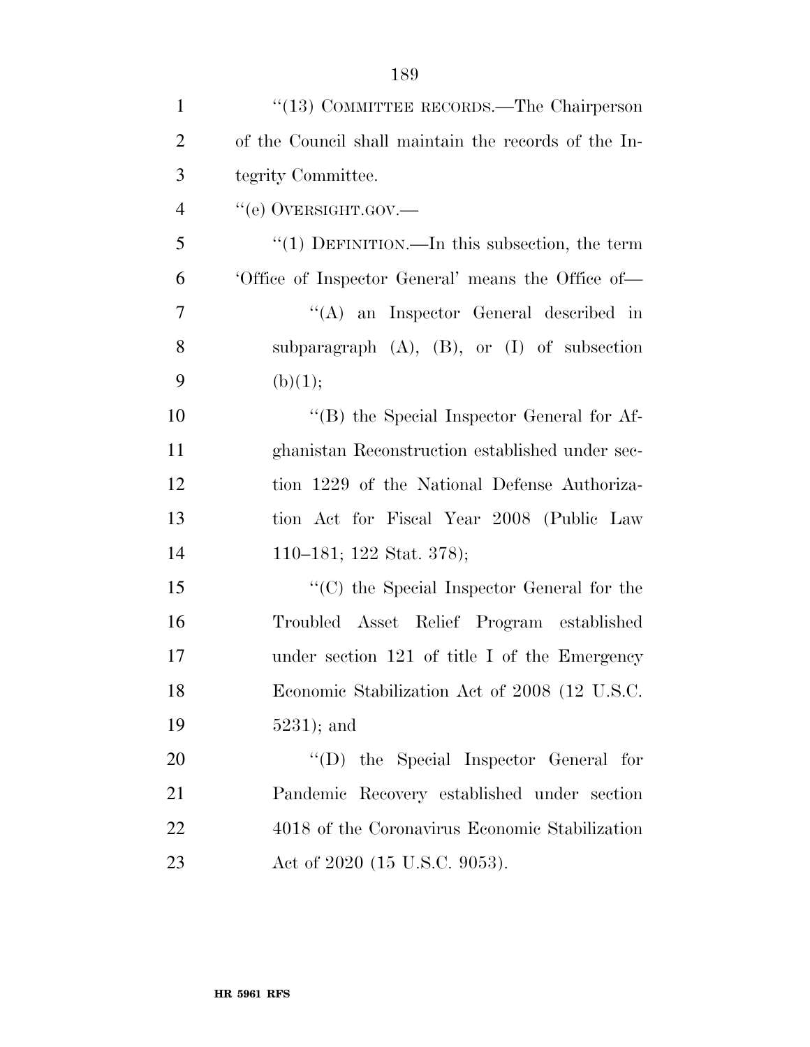"(13) COMMITTEE RECORDS.—The Chairperson of the Council shall maintain the records of the Integrity Committee.

"(e) OVERSIGHT.GOV.—

"(1) DEFINITION.—In this subsection, the term 'Office of Inspector General' means the Office of—

"(A) an Inspector General described in subparagraph (A), (B), or (I) of subsection (b)(1);

"(B) the Special Inspector General for Afghanistan Reconstruction established under section 1229 of the National Defense Authorization Act for Fiscal Year 2008 (Public Law 110–181; 122 Stat. 378);

"(C) the Special Inspector General for the Troubled Asset Relief Program established under section 121 of title I of the Emergency Economic Stabilization Act of 2008 (12 U.S.C. 5231); and

"(D) the Special Inspector General for Pandemic Recovery established under section 4018 of the Coronavirus Economic Stabilization Act of 2020 (15 U.S.C. 9053).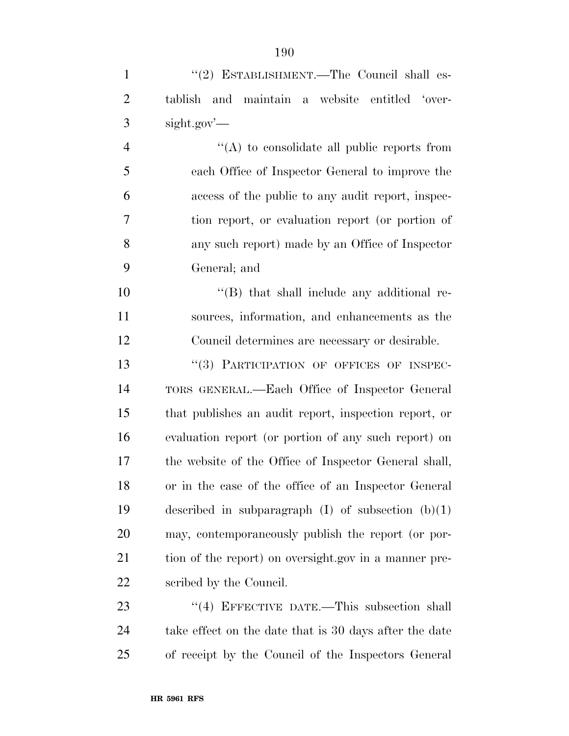''(2) ESTABLISHMENT.—The Council shall establish and maintain a website entitled 'oversight.gov'—

''(A) to consolidate all public reports from each Office of Inspector General to improve the access of the public to any audit report, inspection report, or evaluation report (or portion of any such report) made by an Office of Inspector General; and

''(B) that shall include any additional resources, information, and enhancements as the Council determines are necessary or desirable.

''(3) PARTICIPATION OF OFFICES OF INSPECTORS GENERAL.—Each Office of Inspector General that publishes an audit report, inspection report, or evaluation report (or portion of any such report) on the website of the Office of Inspector General shall, or in the case of the office of an Inspector General described in subparagraph (I) of subsection (b)(1) may, contemporaneously publish the report (or portion of the report) on oversight.gov in a manner prescribed by the Council.

''(4) EFFECTIVE DATE.—This subsection shall take effect on the date that is 30 days after the date of receipt by the Council of the Inspectors General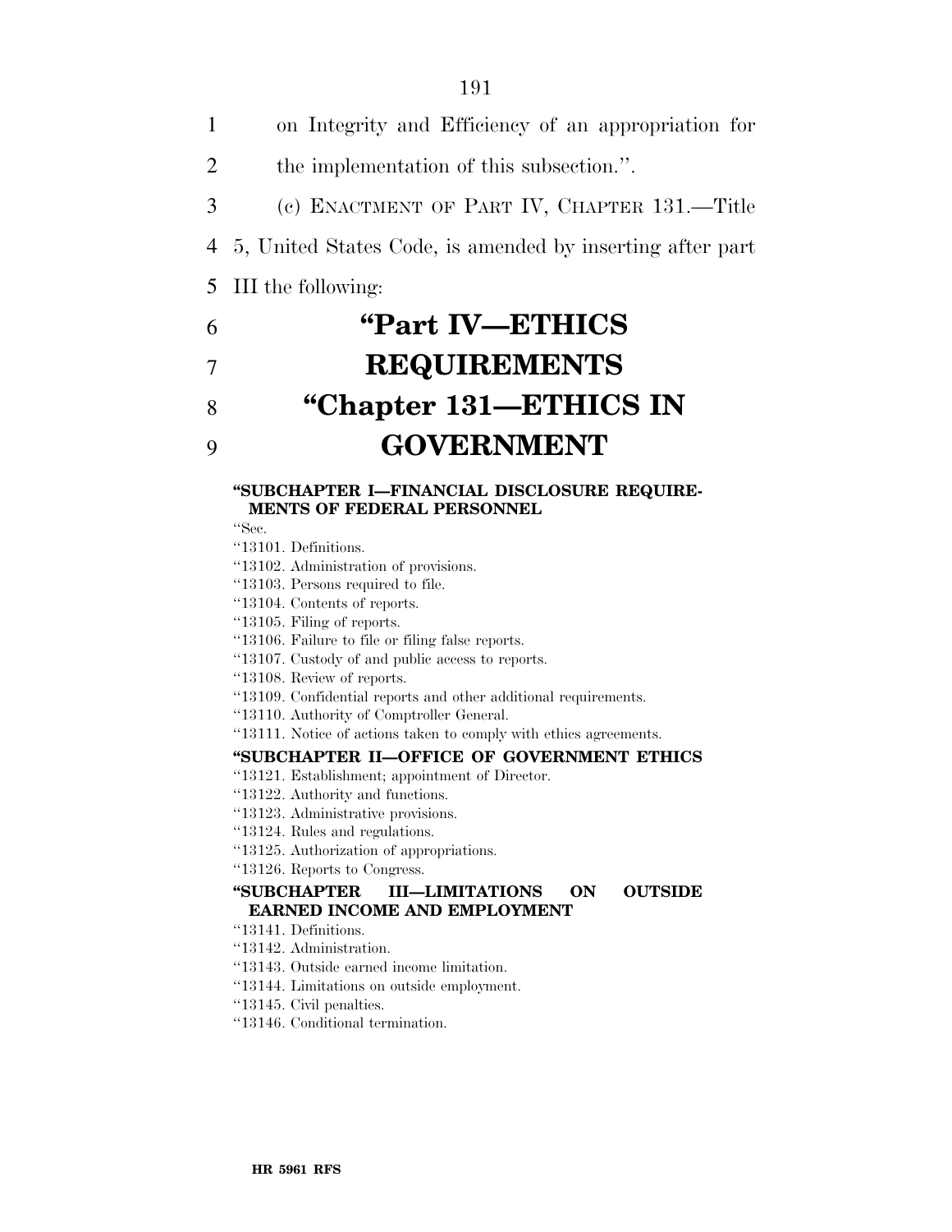on Integrity and Efficiency of an appropriation for the implementation of this subsection.''.

(c) ENACTMENT OF PART IV, CHAPTER 131.—Title 5, United States Code, is amended by inserting after part III the following:

# "Part IV—ETHICS REQUIREMENTS

# "Chapter 131—ETHICS IN GOVERNMENT

**"SUBCHAPTER I—FINANCIAL DISCLOSURE REQUIREMENTS OF FEDERAL PERSONNEL**

"Sec.
"13101. Definitions.
"13102. Administration of provisions.
"13103. Persons required to file.
"13104. Contents of reports.
"13105. Filing of reports.
"13106. Failure to file or filing false reports.
"13107. Custody of and public access to reports.
"13108. Review of reports.
"13109. Confidential reports and other additional requirements.
"13110. Authority of Comptroller General.
"13111. Notice of actions taken to comply with ethics agreements.

**"SUBCHAPTER II—OFFICE OF GOVERNMENT ETHICS**

"13121. Establishment; appointment of Director.
"13122. Authority and functions.
"13123. Administrative provisions.
"13124. Rules and regulations.
"13125. Authorization of appropriations.
"13126. Reports to Congress.

**"SUBCHAPTER III—LIMITATIONS ON OUTSIDE EARNED INCOME AND EMPLOYMENT**

"13141. Definitions.
"13142. Administration.
"13143. Outside earned income limitation.
"13144. Limitations on outside employment.
"13145. Civil penalties.
"13146. Conditional termination.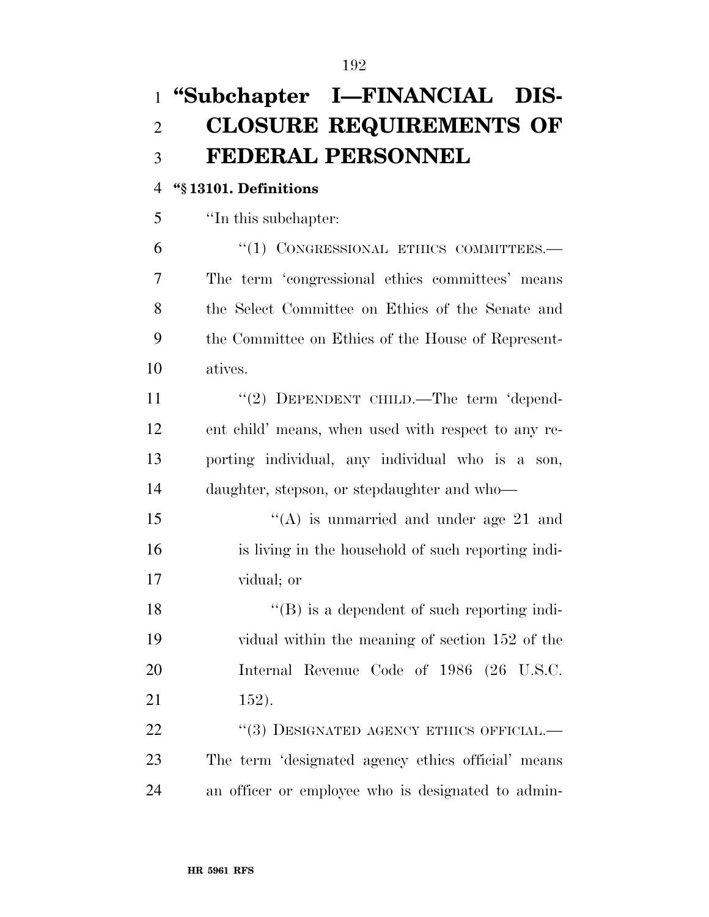# "Subchapter I—FINANCIAL DISCLOSURE REQUIREMENTS OF FEDERAL PERSONNEL

**"§ 13101. Definitions**

"In this subchapter:

"(1) CONGRESSIONAL ETHICS COMMITTEES.—The term 'congressional ethics committees' means the Select Committee on Ethics of the Senate and the Committee on Ethics of the House of Representatives.

"(2) DEPENDENT CHILD.—The term 'dependent child' means, when used with respect to any reporting individual, any individual who is a son, daughter, stepson, or stepdaughter and who—

"(A) is unmarried and under age 21 and is living in the household of such reporting individual; or

"(B) is a dependent of such reporting individual within the meaning of section 152 of the Internal Revenue Code of 1986 (26 U.S.C. 152).

"(3) DESIGNATED AGENCY ETHICS OFFICIAL.—The term 'designated agency ethics official' means an officer or employee who is designated to admin-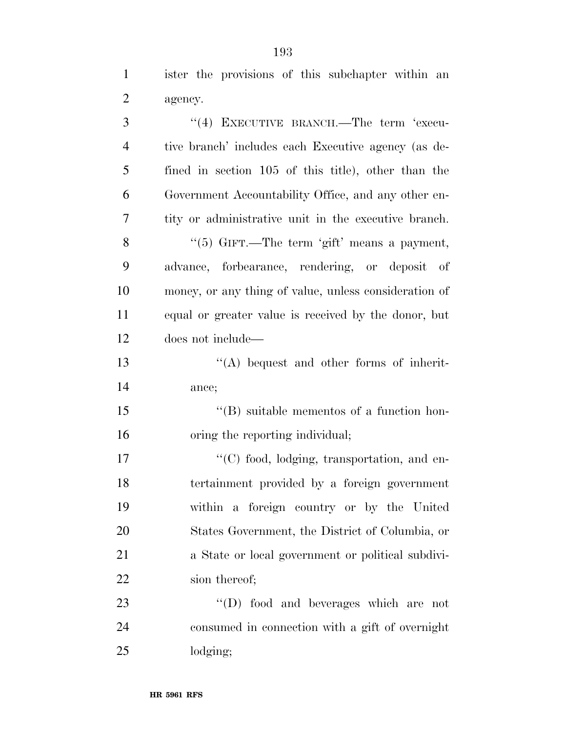ister the provisions of this subchapter within an agency.

''(4) EXECUTIVE BRANCH.—The term 'executive branch' includes each Executive agency (as defined in section 105 of this title), other than the Government Accountability Office, and any other entity or administrative unit in the executive branch.

''(5) GIFT.—The term 'gift' means a payment, advance, forbearance, rendering, or deposit of money, or any thing of value, unless consideration of equal or greater value is received by the donor, but does not include—

''(A) bequest and other forms of inheritance;

''(B) suitable mementos of a function honoring the reporting individual;

''(C) food, lodging, transportation, and entertainment provided by a foreign government within a foreign country or by the United States Government, the District of Columbia, or a State or local government or political subdivision thereof;

''(D) food and beverages which are not consumed in connection with a gift of overnight lodging;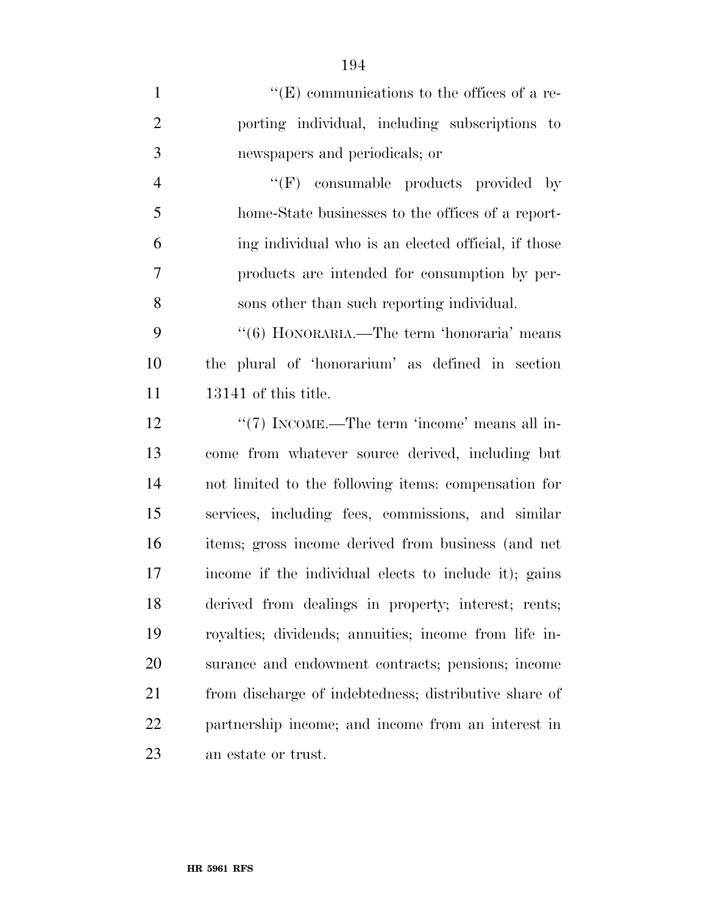''(E) communications to the offices of a reporting individual, including subscriptions to newspapers and periodicals; or

''(F) consumable products provided by home-State businesses to the offices of a reporting individual who is an elected official, if those products are intended for consumption by persons other than such reporting individual.

''(6) HONORARIA.—The term 'honoraria' means the plural of 'honorarium' as defined in section 13141 of this title.

''(7) INCOME.—The term 'income' means all income from whatever source derived, including but not limited to the following items: compensation for services, including fees, commissions, and similar items; gross income derived from business (and net income if the individual elects to include it); gains derived from dealings in property; interest; rents; royalties; dividends; annuities; income from life insurance and endowment contracts; pensions; income from discharge of indebtedness; distributive share of partnership income; and income from an interest in an estate or trust.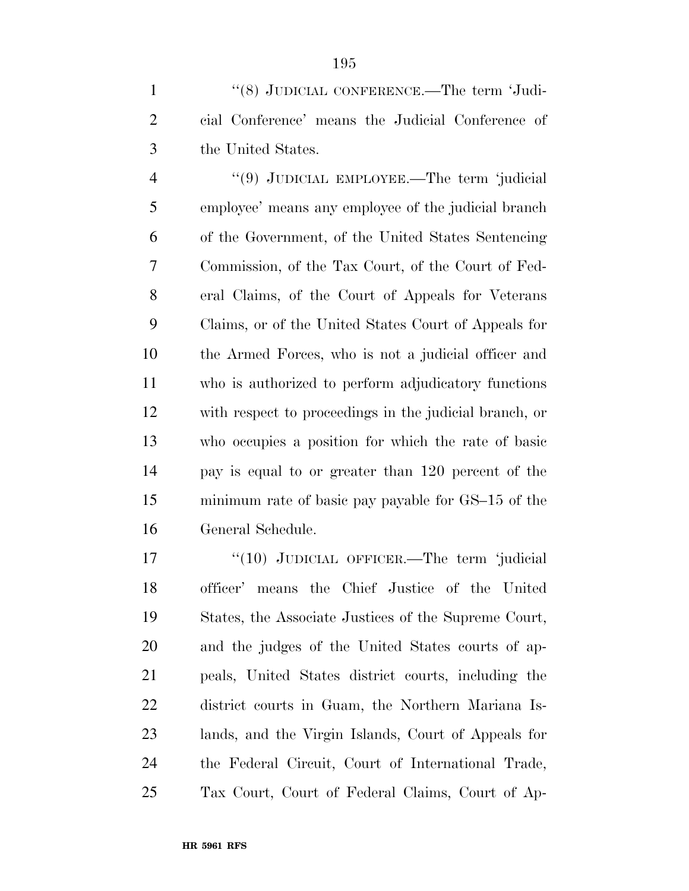''(8) JUDICIAL CONFERENCE.—The term 'Judicial Conference' means the Judicial Conference of the United States.

''(9) JUDICIAL EMPLOYEE.—The term 'judicial employee' means any employee of the judicial branch of the Government, of the United States Sentencing Commission, of the Tax Court, of the Court of Federal Claims, of the Court of Appeals for Veterans Claims, or of the United States Court of Appeals for the Armed Forces, who is not a judicial officer and who is authorized to perform adjudicatory functions with respect to proceedings in the judicial branch, or who occupies a position for which the rate of basic pay is equal to or greater than 120 percent of the minimum rate of basic pay payable for GS–15 of the General Schedule.

''(10) JUDICIAL OFFICER.—The term 'judicial officer' means the Chief Justice of the United States, the Associate Justices of the Supreme Court, and the judges of the United States courts of appeals, United States district courts, including the district courts in Guam, the Northern Mariana Islands, and the Virgin Islands, Court of Appeals for the Federal Circuit, Court of International Trade, Tax Court, Court of Federal Claims, Court of Ap-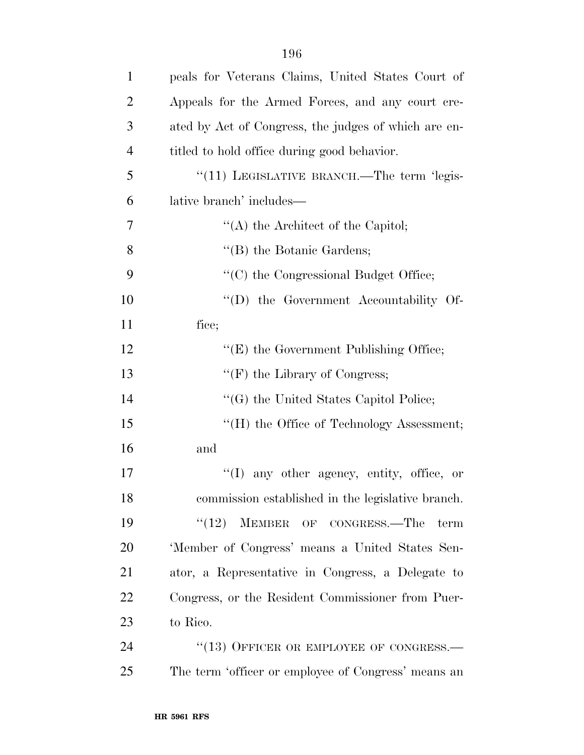peals for Veterans Claims, United States Court of Appeals for the Armed Forces, and any court created by Act of Congress, the judges of which are entitled to hold office during good behavior.

"(11) LEGISLATIVE BRANCH.—The term 'legislative branch' includes—

"(A) the Architect of the Capitol;

"(B) the Botanic Gardens;

"(C) the Congressional Budget Office;

"(D) the Government Accountability Office;

"(E) the Government Publishing Office;

"(F) the Library of Congress;

"(G) the United States Capitol Police;

"(H) the Office of Technology Assessment; and

"(I) any other agency, entity, office, or commission established in the legislative branch.

"(12) MEMBER OF CONGRESS.—The term 'Member of Congress' means a United States Senator, a Representative in Congress, a Delegate to Congress, or the Resident Commissioner from Puerto Rico.

"(13) OFFICER OR EMPLOYEE OF CONGRESS.—The term 'officer or employee of Congress' means an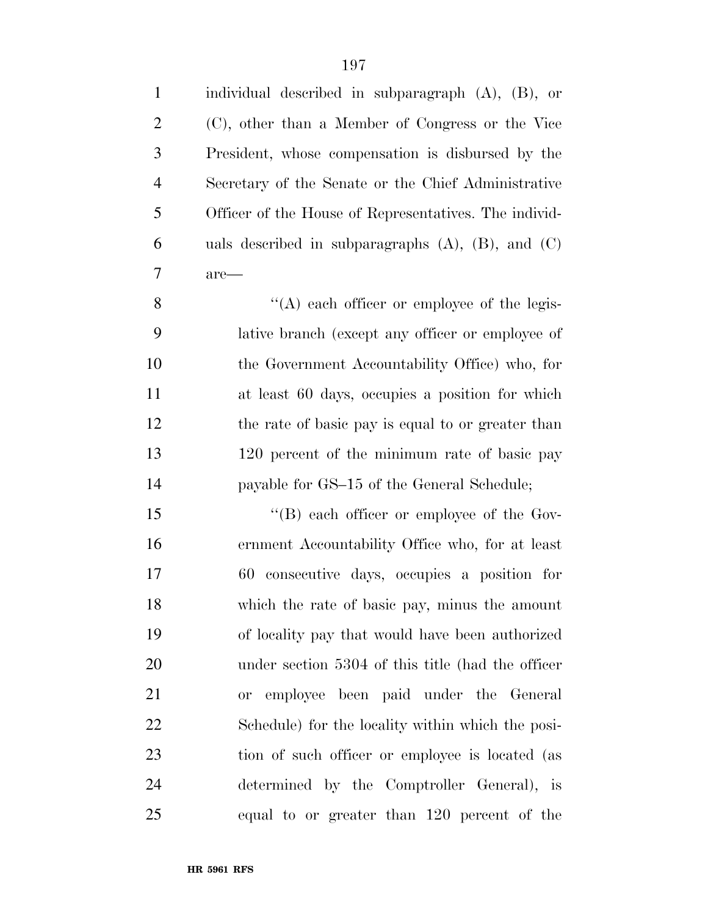individual described in subparagraph (A), (B), or (C), other than a Member of Congress or the Vice President, whose compensation is disbursed by the Secretary of the Senate or the Chief Administrative Officer of the House of Representatives. The individuals described in subparagraphs (A), (B), and (C) are—

''(A) each officer or employee of the legislative branch (except any officer or employee of the Government Accountability Office) who, for at least 60 days, occupies a position for which the rate of basic pay is equal to or greater than 120 percent of the minimum rate of basic pay payable for GS–15 of the General Schedule;

''(B) each officer or employee of the Government Accountability Office who, for at least 60 consecutive days, occupies a position for which the rate of basic pay, minus the amount of locality pay that would have been authorized under section 5304 of this title (had the officer or employee been paid under the General Schedule) for the locality within which the position of such officer or employee is located (as determined by the Comptroller General), is equal to or greater than 120 percent of the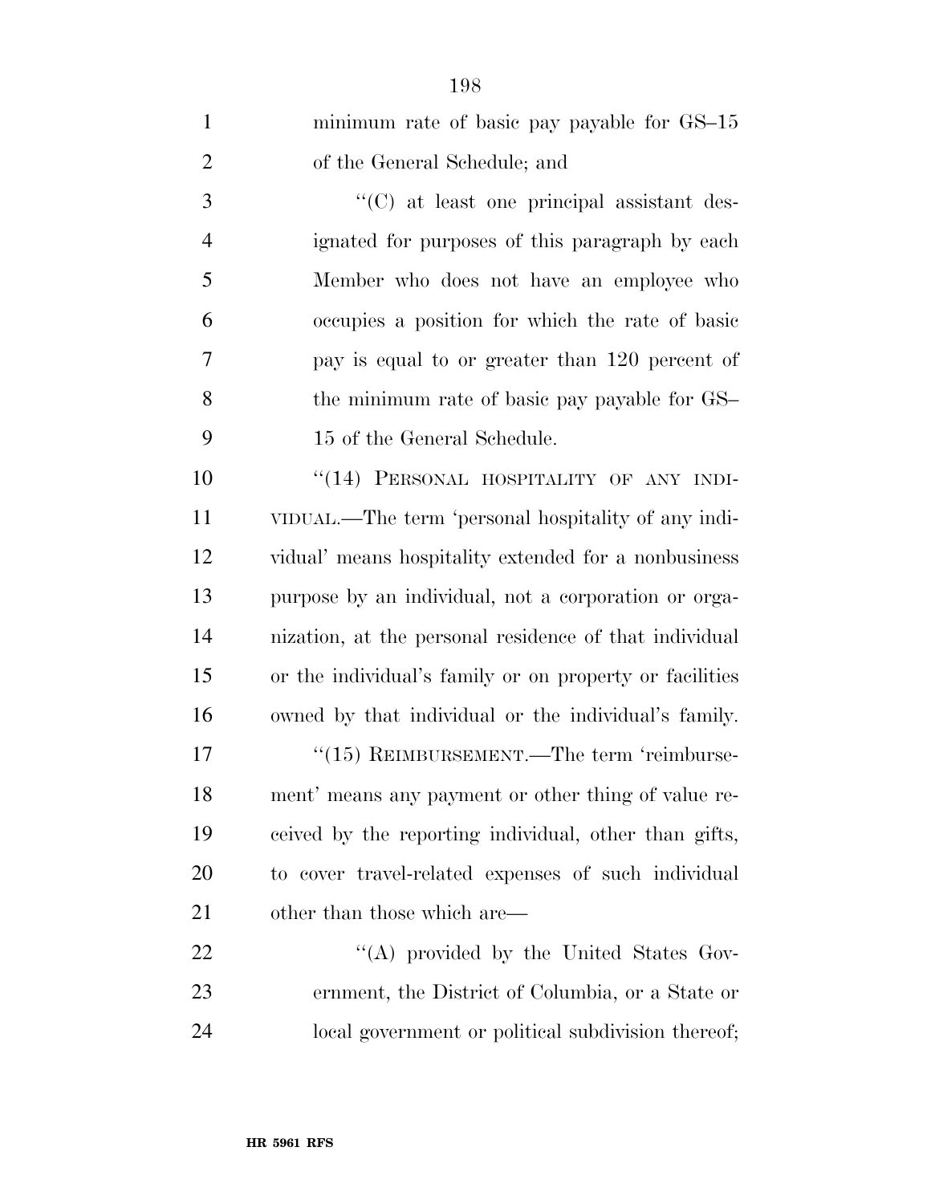minimum rate of basic pay payable for GS–15 of the General Schedule; and

''(C) at least one principal assistant designated for purposes of this paragraph by each Member who does not have an employee who occupies a position for which the rate of basic pay is equal to or greater than 120 percent of the minimum rate of basic pay payable for GS–15 of the General Schedule.

''(14) PERSONAL HOSPITALITY OF ANY INDIVIDUAL.—The term 'personal hospitality of any individual' means hospitality extended for a nonbusiness purpose by an individual, not a corporation or organization, at the personal residence of that individual or the individual's family or on property or facilities owned by that individual or the individual's family.

''(15) REIMBURSEMENT.—The term 'reimbursement' means any payment or other thing of value received by the reporting individual, other than gifts, to cover travel-related expenses of such individual other than those which are—

''(A) provided by the United States Government, the District of Columbia, or a State or local government or political subdivision thereof;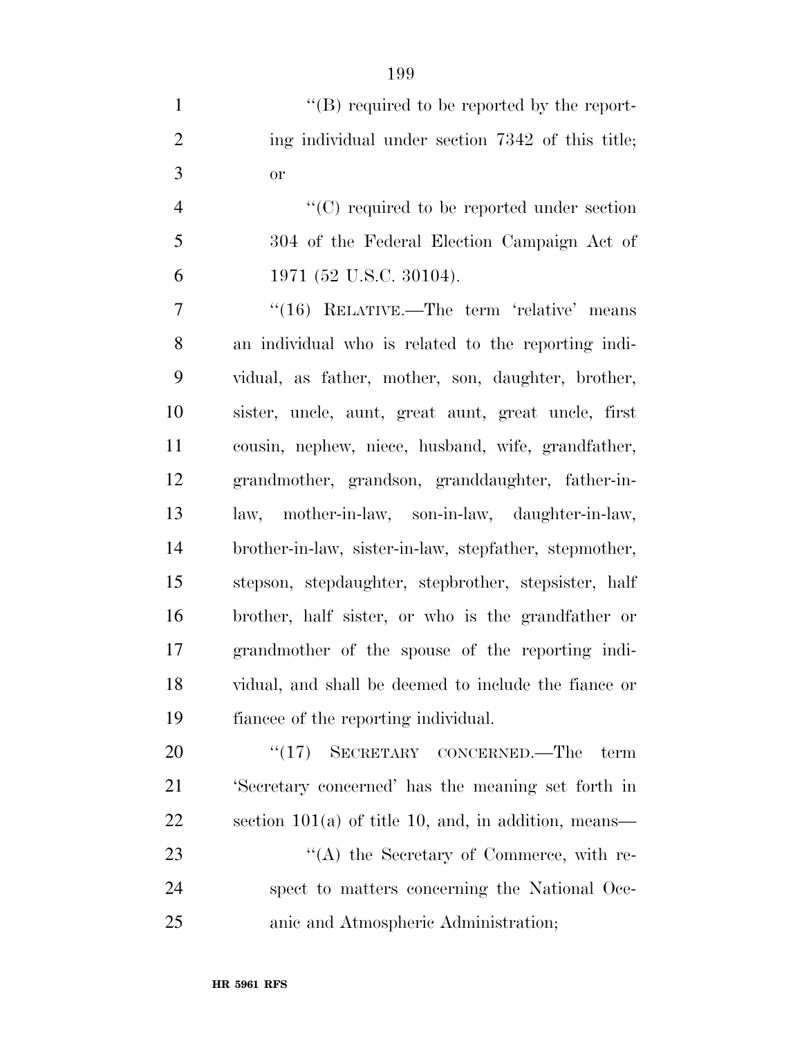''(B) required to be reported by the reporting individual under section 7342 of this title; or

''(C) required to be reported under section 304 of the Federal Election Campaign Act of 1971 (52 U.S.C. 30104).

''(16) RELATIVE.—The term 'relative' means an individual who is related to the reporting individual, as father, mother, son, daughter, brother, sister, uncle, aunt, great aunt, great uncle, first cousin, nephew, niece, husband, wife, grandfather, grandmother, grandson, granddaughter, father-in-law, mother-in-law, son-in-law, daughter-in-law, brother-in-law, sister-in-law, stepfather, stepmother, stepson, stepdaughter, stepbrother, stepsister, half brother, half sister, or who is the grandfather or grandmother of the spouse of the reporting individual, and shall be deemed to include the fiance or fiancee of the reporting individual.

''(17) SECRETARY CONCERNED.—The term 'Secretary concerned' has the meaning set forth in section 101(a) of title 10, and, in addition, means—

''(A) the Secretary of Commerce, with respect to matters concerning the National Oceanic and Atmospheric Administration;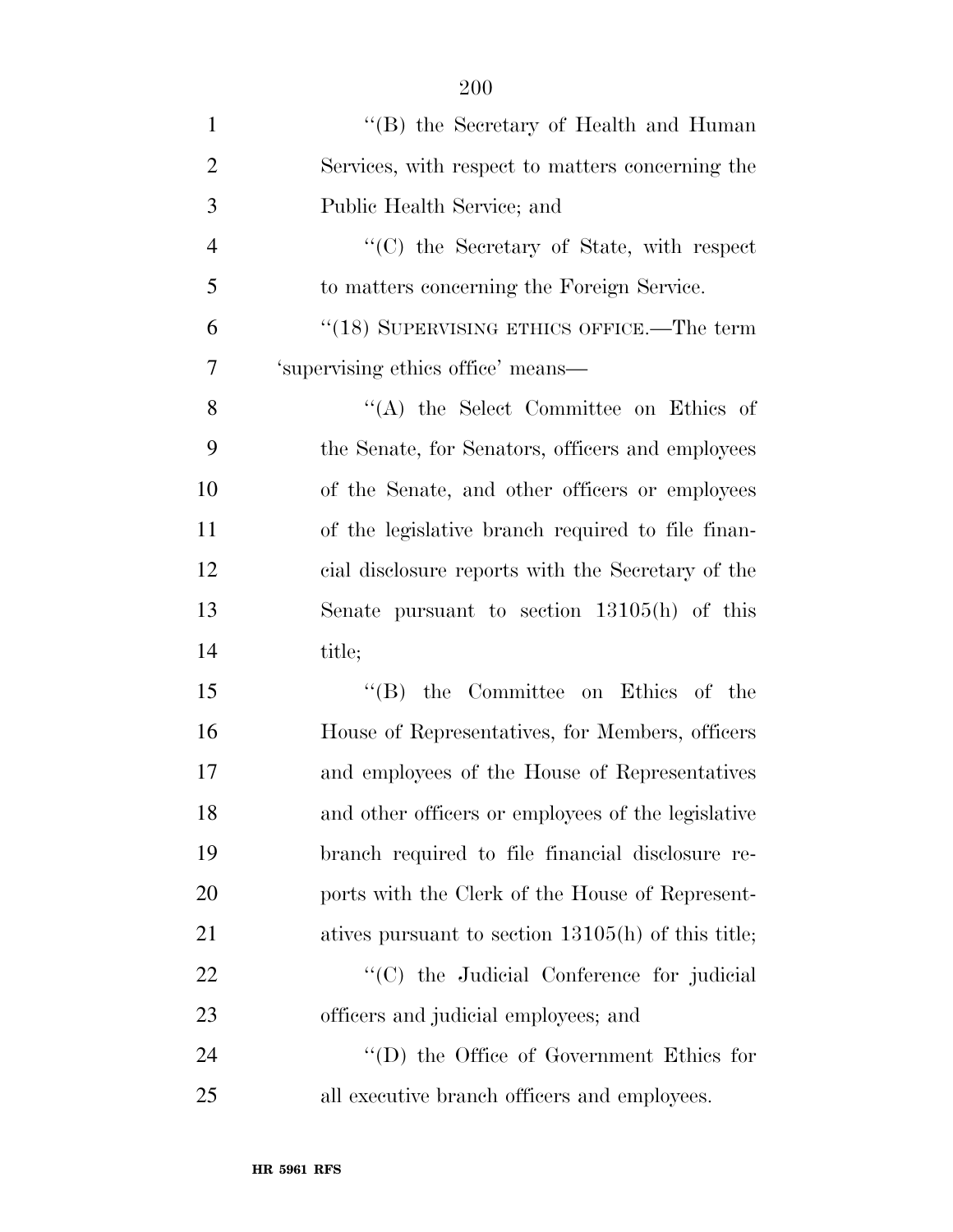"(B) the Secretary of Health and Human Services, with respect to matters concerning the Public Health Service; and

"(C) the Secretary of State, with respect to matters concerning the Foreign Service.

"(18) SUPERVISING ETHICS OFFICE.—The term 'supervising ethics office' means—

"(A) the Select Committee on Ethics of the Senate, for Senators, officers and employees of the Senate, and other officers or employees of the legislative branch required to file financial disclosure reports with the Secretary of the Senate pursuant to section 13105(h) of this title;

"(B) the Committee on Ethics of the House of Representatives, for Members, officers and employees of the House of Representatives and other officers or employees of the legislative branch required to file financial disclosure reports with the Clerk of the House of Representatives pursuant to section 13105(h) of this title;

"(C) the Judicial Conference for judicial officers and judicial employees; and

"(D) the Office of Government Ethics for all executive branch officers and employees.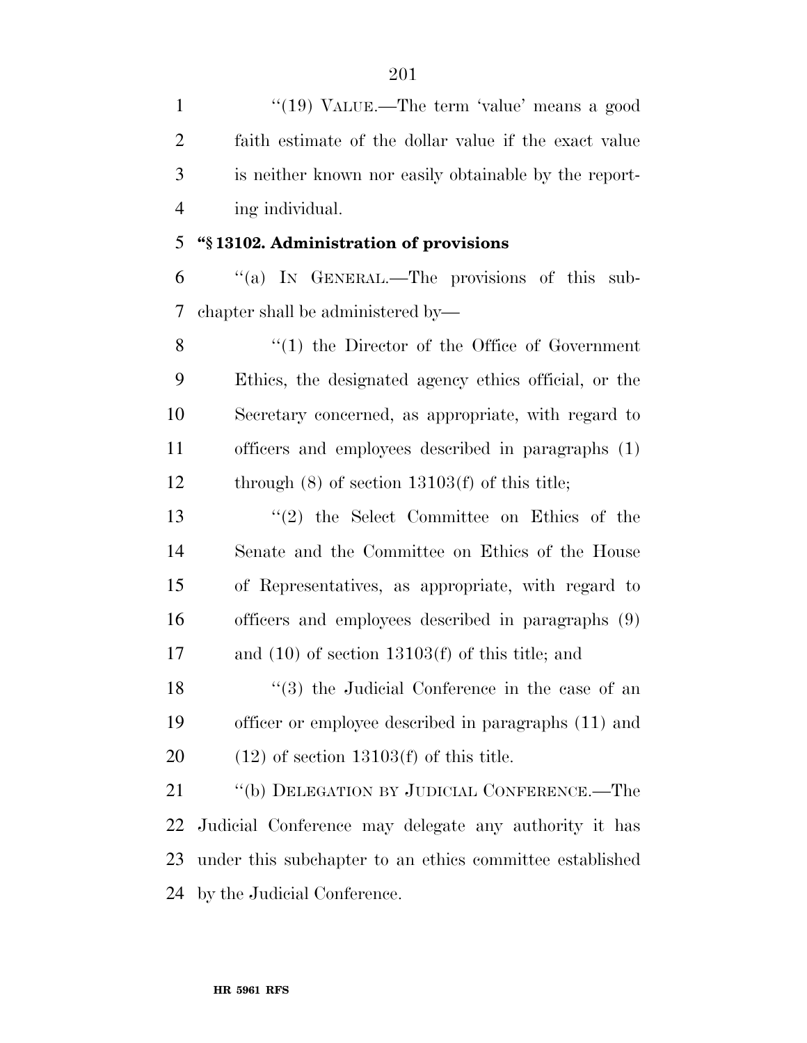"(19) VALUE.—The term 'value' means a good faith estimate of the dollar value if the exact value is neither known nor easily obtainable by the reporting individual.

**"§ 13102. Administration of provisions**

"(a) IN GENERAL.—The provisions of this subchapter shall be administered by—

"(1) the Director of the Office of Government Ethics, the designated agency ethics official, or the Secretary concerned, as appropriate, with regard to officers and employees described in paragraphs (1) through (8) of section 13103(f) of this title;

"(2) the Select Committee on Ethics of the Senate and the Committee on Ethics of the House of Representatives, as appropriate, with regard to officers and employees described in paragraphs (9) and (10) of section 13103(f) of this title; and

"(3) the Judicial Conference in the case of an officer or employee described in paragraphs (11) and (12) of section 13103(f) of this title.

"(b) DELEGATION BY JUDICIAL CONFERENCE.—The Judicial Conference may delegate any authority it has under this subchapter to an ethics committee established by the Judicial Conference.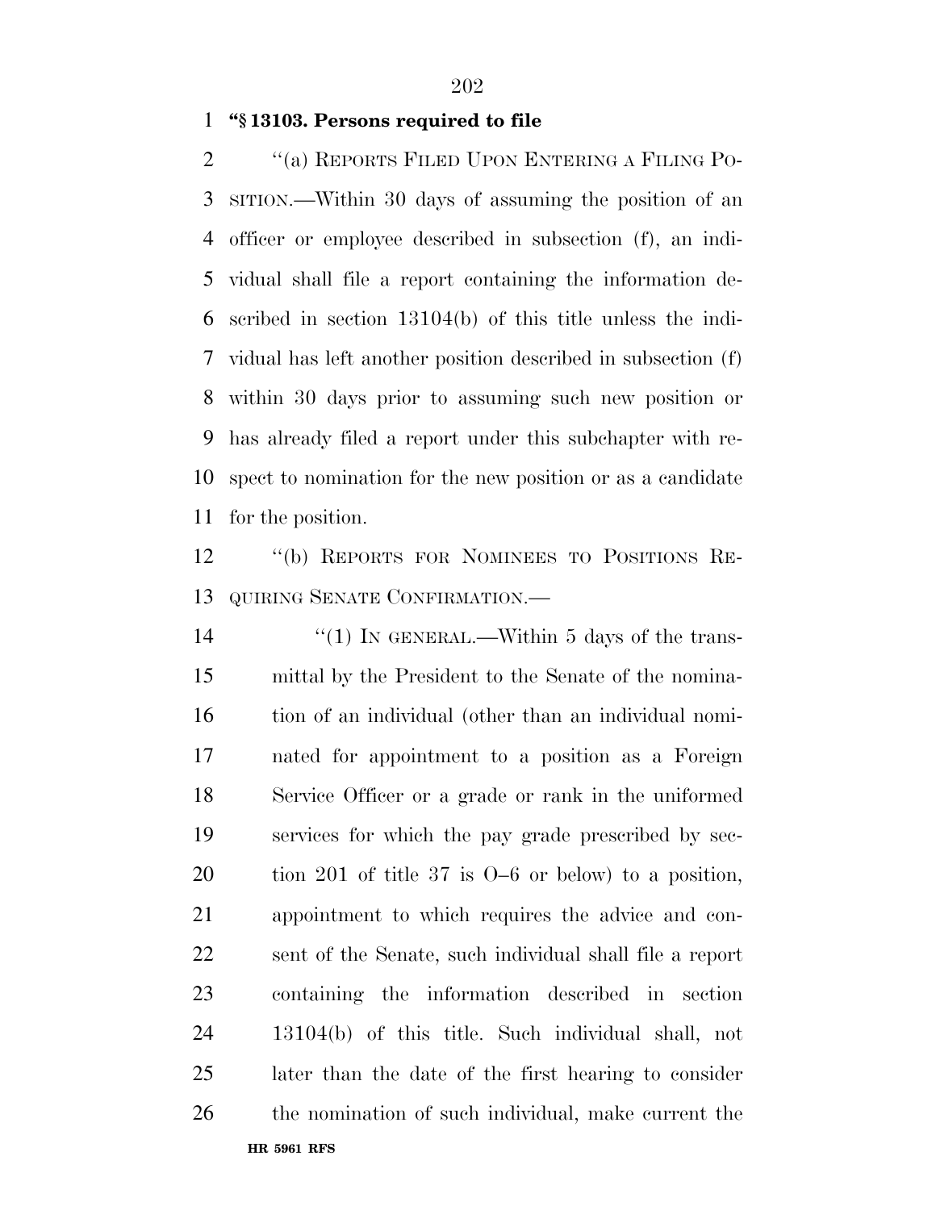**"§ 13103. Persons required to file**

"(a) REPORTS FILED UPON ENTERING A FILING POSITION.—Within 30 days of assuming the position of an officer or employee described in subsection (f), an individual shall file a report containing the information described in section 13104(b) of this title unless the individual has left another position described in subsection (f) within 30 days prior to assuming such new position or has already filed a report under this subchapter with respect to nomination for the new position or as a candidate for the position.

"(b) REPORTS FOR NOMINEES TO POSITIONS REQUIRING SENATE CONFIRMATION.—

"(1) IN GENERAL.—Within 5 days of the transmittal by the President to the Senate of the nomination of an individual (other than an individual nominated for appointment to a position as a Foreign Service Officer or a grade or rank in the uniformed services for which the pay grade prescribed by section 201 of title 37 is O–6 or below) to a position, appointment to which requires the advice and consent of the Senate, such individual shall file a report containing the information described in section 13104(b) of this title. Such individual shall, not later than the date of the first hearing to consider the nomination of such individual, make current the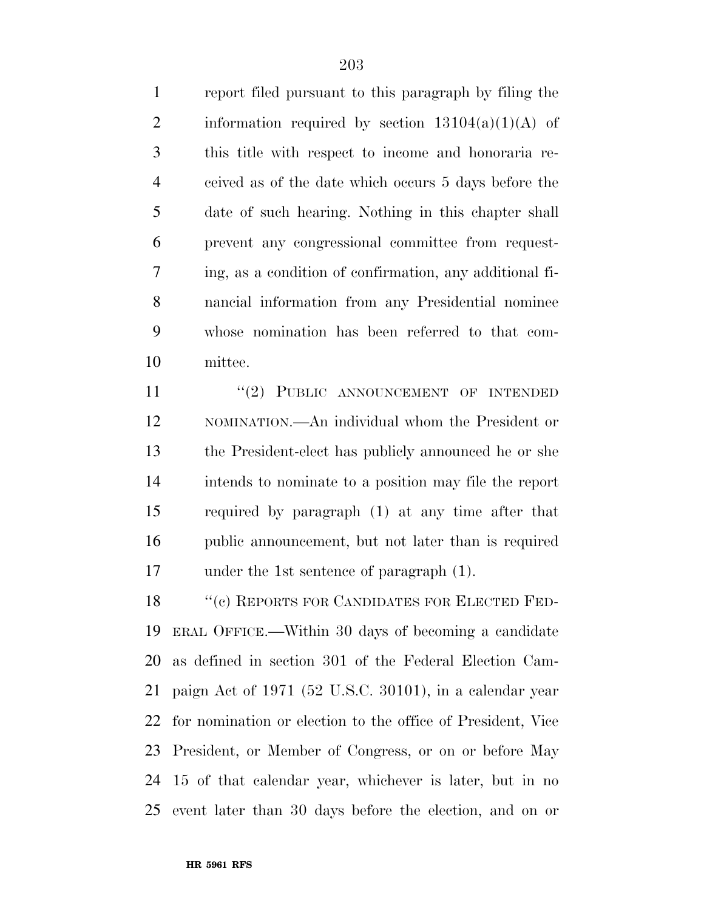report filed pursuant to this paragraph by filing the information required by section 13104(a)(1)(A) of this title with respect to income and honoraria received as of the date which occurs 5 days before the date of such hearing. Nothing in this chapter shall prevent any congressional committee from requesting, as a condition of confirmation, any additional financial information from any Presidential nominee whose nomination has been referred to that committee.

''(2) PUBLIC ANNOUNCEMENT OF INTENDED NOMINATION.—An individual whom the President or the President-elect has publicly announced he or she intends to nominate to a position may file the report required by paragraph (1) at any time after that public announcement, but not later than is required under the 1st sentence of paragraph (1).

''(c) REPORTS FOR CANDIDATES FOR ELECTED FEDERAL OFFICE.—Within 30 days of becoming a candidate as defined in section 301 of the Federal Election Campaign Act of 1971 (52 U.S.C. 30101), in a calendar year for nomination or election to the office of President, Vice President, or Member of Congress, or on or before May 15 of that calendar year, whichever is later, but in no event later than 30 days before the election, and on or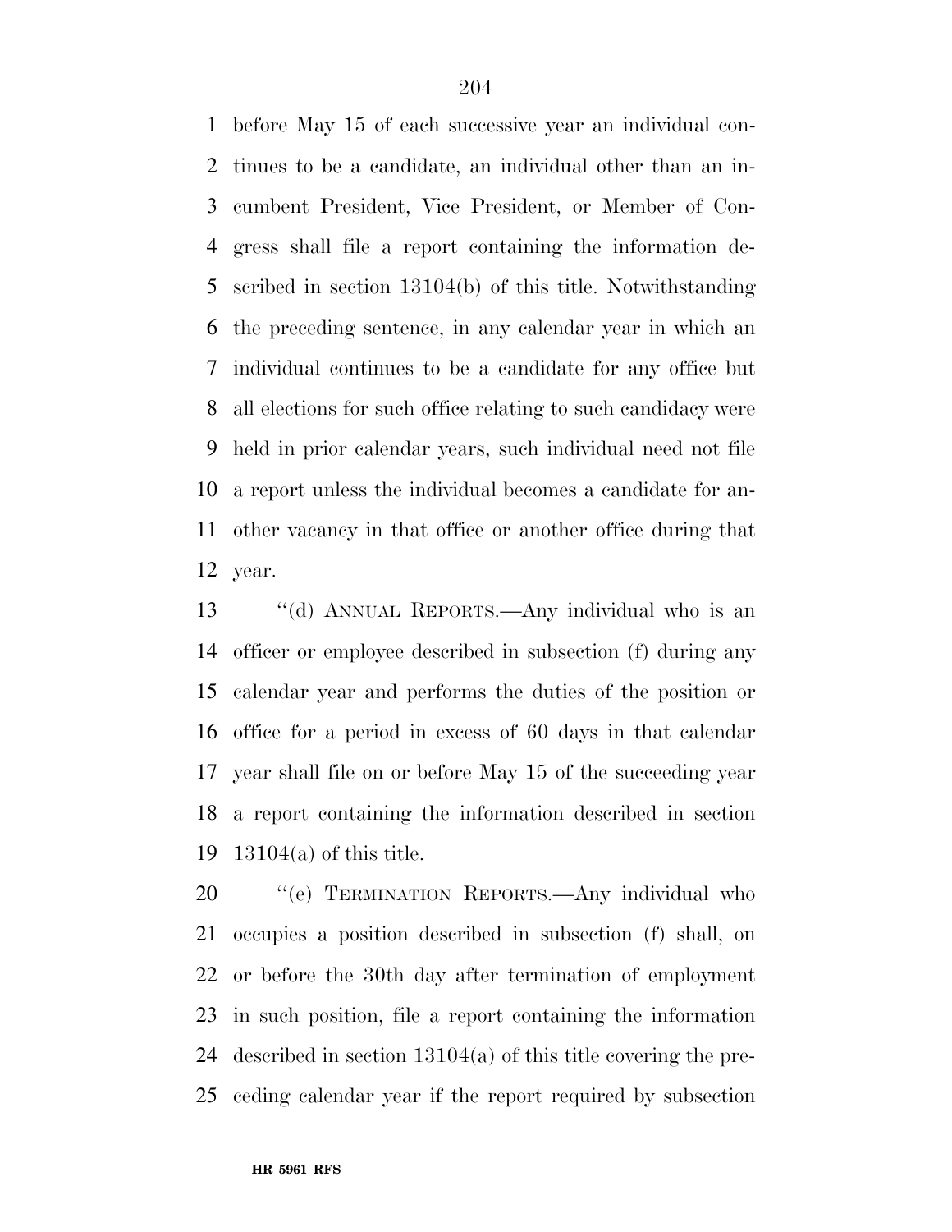before May 15 of each successive year an individual continues to be a candidate, an individual other than an incumbent President, Vice President, or Member of Congress shall file a report containing the information described in section 13104(b) of this title. Notwithstanding the preceding sentence, in any calendar year in which an individual continues to be a candidate for any office but all elections for such office relating to such candidacy were held in prior calendar years, such individual need not file a report unless the individual becomes a candidate for another vacancy in that office or another office during that year.

''(d) ANNUAL REPORTS.—Any individual who is an officer or employee described in subsection (f) during any calendar year and performs the duties of the position or office for a period in excess of 60 days in that calendar year shall file on or before May 15 of the succeeding year a report containing the information described in section 13104(a) of this title.

''(e) TERMINATION REPORTS.—Any individual who occupies a position described in subsection (f) shall, on or before the 30th day after termination of employment in such position, file a report containing the information described in section 13104(a) of this title covering the preceding calendar year if the report required by subsection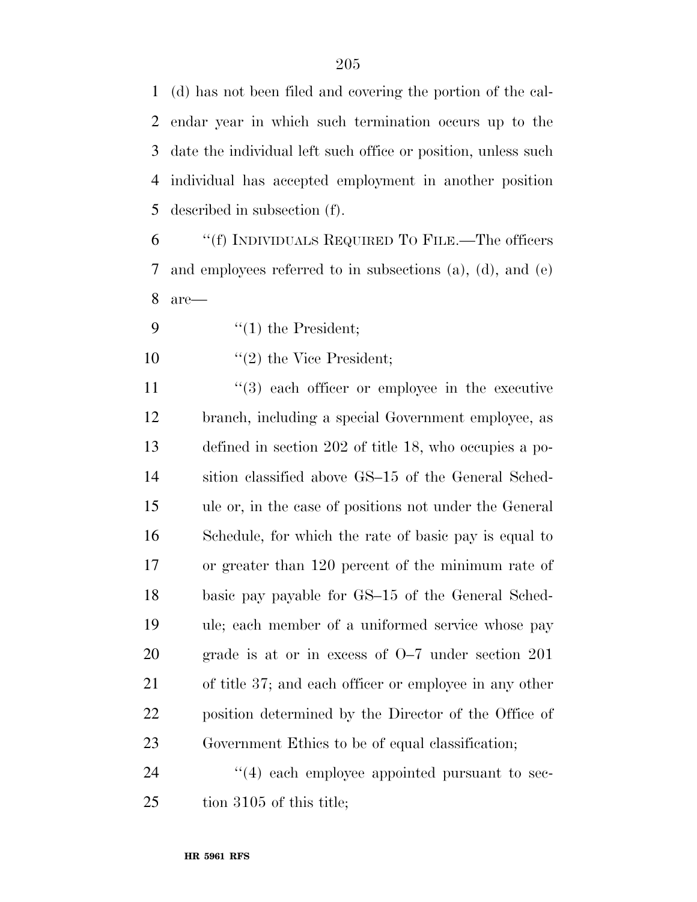(d) has not been filed and covering the portion of the calendar year in which such termination occurs up to the date the individual left such office or position, unless such individual has accepted employment in another position described in subsection (f).

''(f) INDIVIDUALS REQUIRED TO FILE.—The officers and employees referred to in subsections (a), (d), and (e) are—

''(1) the President;

''(2) the Vice President;

''(3) each officer or employee in the executive branch, including a special Government employee, as defined in section 202 of title 18, who occupies a position classified above GS–15 of the General Schedule or, in the case of positions not under the General Schedule, for which the rate of basic pay is equal to or greater than 120 percent of the minimum rate of basic pay payable for GS–15 of the General Schedule; each member of a uniformed service whose pay grade is at or in excess of O–7 under section 201 of title 37; and each officer or employee in any other position determined by the Director of the Office of Government Ethics to be of equal classification;

''(4) each employee appointed pursuant to section 3105 of this title;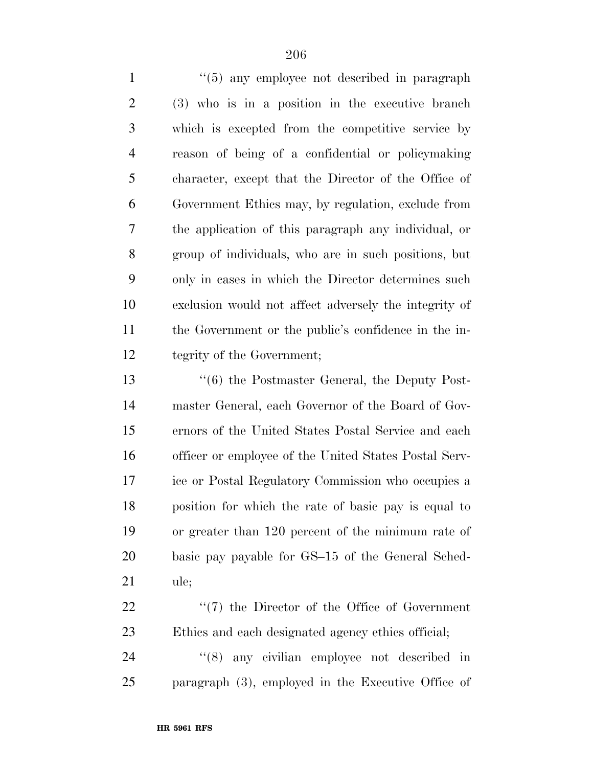''(5) any employee not described in paragraph (3) who is in a position in the executive branch which is excepted from the competitive service by reason of being of a confidential or policymaking character, except that the Director of the Office of Government Ethics may, by regulation, exclude from the application of this paragraph any individual, or group of individuals, who are in such positions, but only in cases in which the Director determines such exclusion would not affect adversely the integrity of the Government or the public's confidence in the integrity of the Government;

''(6) the Postmaster General, the Deputy Postmaster General, each Governor of the Board of Governors of the United States Postal Service and each officer or employee of the United States Postal Service or Postal Regulatory Commission who occupies a position for which the rate of basic pay is equal to or greater than 120 percent of the minimum rate of basic pay payable for GS–15 of the General Schedule;

''(7) the Director of the Office of Government Ethics and each designated agency ethics official;

''(8) any civilian employee not described in paragraph (3), employed in the Executive Office of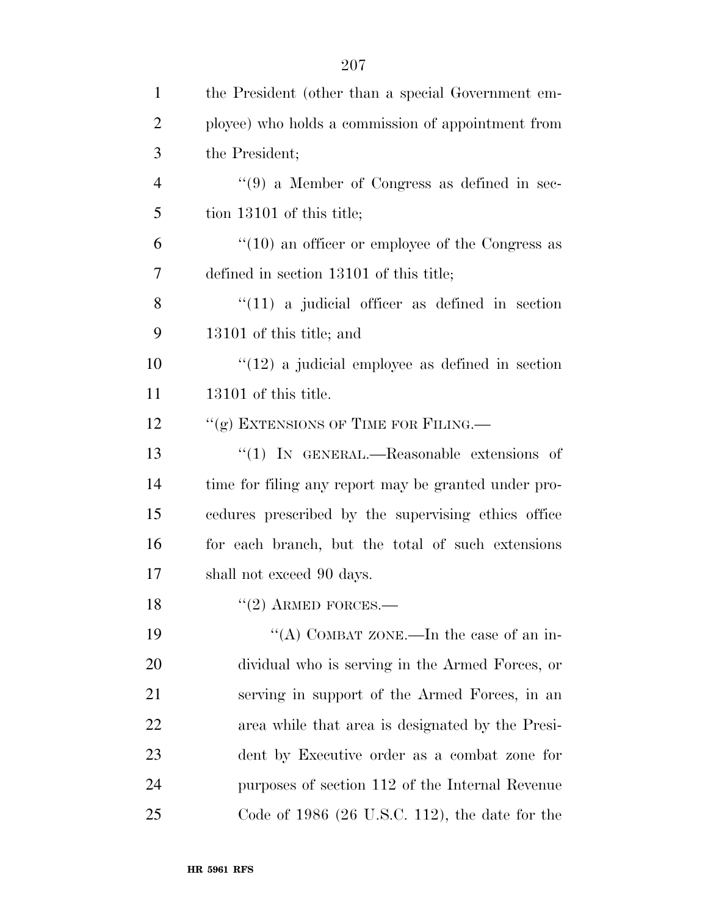the President (other than a special Government employee) who holds a commission of appointment from the President;

''(9) a Member of Congress as defined in section 13101 of this title;

''(10) an officer or employee of the Congress as defined in section 13101 of this title;

''(11) a judicial officer as defined in section 13101 of this title; and

''(12) a judicial employee as defined in section 13101 of this title.

''(g) EXTENSIONS OF TIME FOR FILING.—

''(1) IN GENERAL.—Reasonable extensions of time for filing any report may be granted under procedures prescribed by the supervising ethics office for each branch, but the total of such extensions shall not exceed 90 days.

''(2) ARMED FORCES.—

''(A) COMBAT ZONE.—In the case of an individual who is serving in the Armed Forces, or serving in support of the Armed Forces, in an area while that area is designated by the President by Executive order as a combat zone for purposes of section 112 of the Internal Revenue Code of 1986 (26 U.S.C. 112), the date for the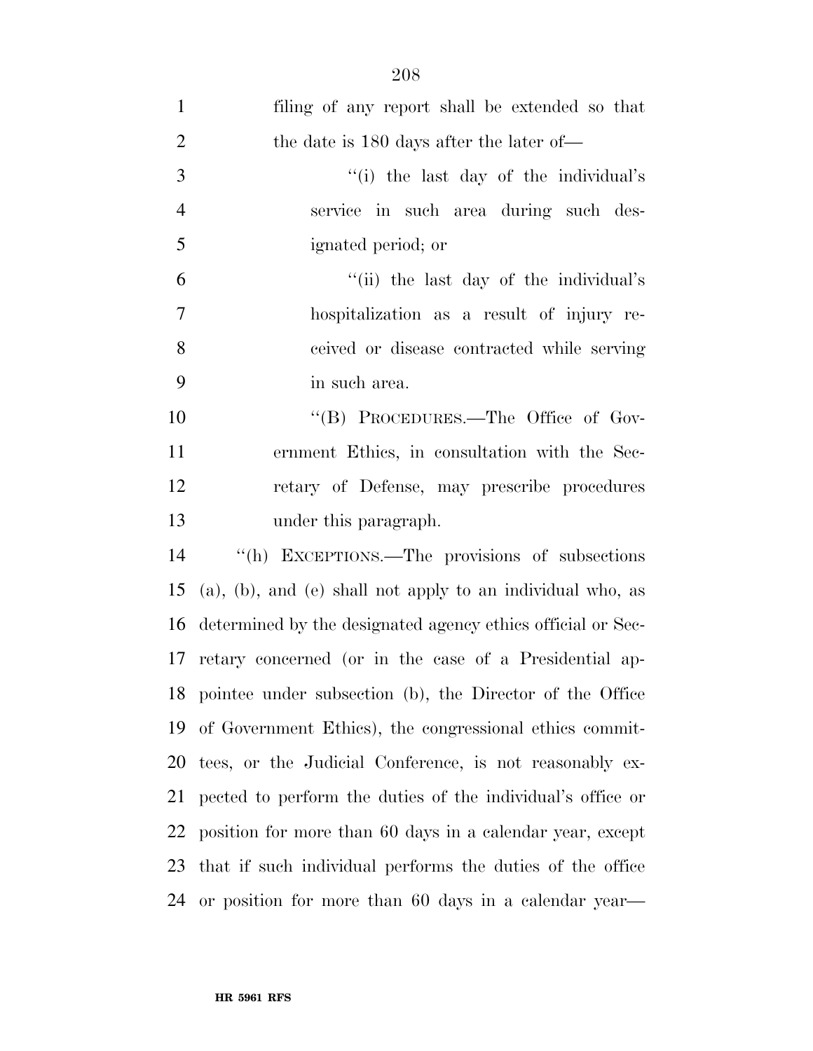filing of any report shall be extended so that the date is 180 days after the later of—

"(i) the last day of the individual's service in such area during such designated period; or

"(ii) the last day of the individual's hospitalization as a result of injury received or disease contracted while serving in such area.

"(B) PROCEDURES.—The Office of Government Ethics, in consultation with the Secretary of Defense, may prescribe procedures under this paragraph.

"(h) EXCEPTIONS.—The provisions of subsections (a), (b), and (e) shall not apply to an individual who, as determined by the designated agency ethics official or Secretary concerned (or in the case of a Presidential appointee under subsection (b), the Director of the Office of Government Ethics), the congressional ethics committees, or the Judicial Conference, is not reasonably expected to perform the duties of the individual's office or position for more than 60 days in a calendar year, except that if such individual performs the duties of the office or position for more than 60 days in a calendar year—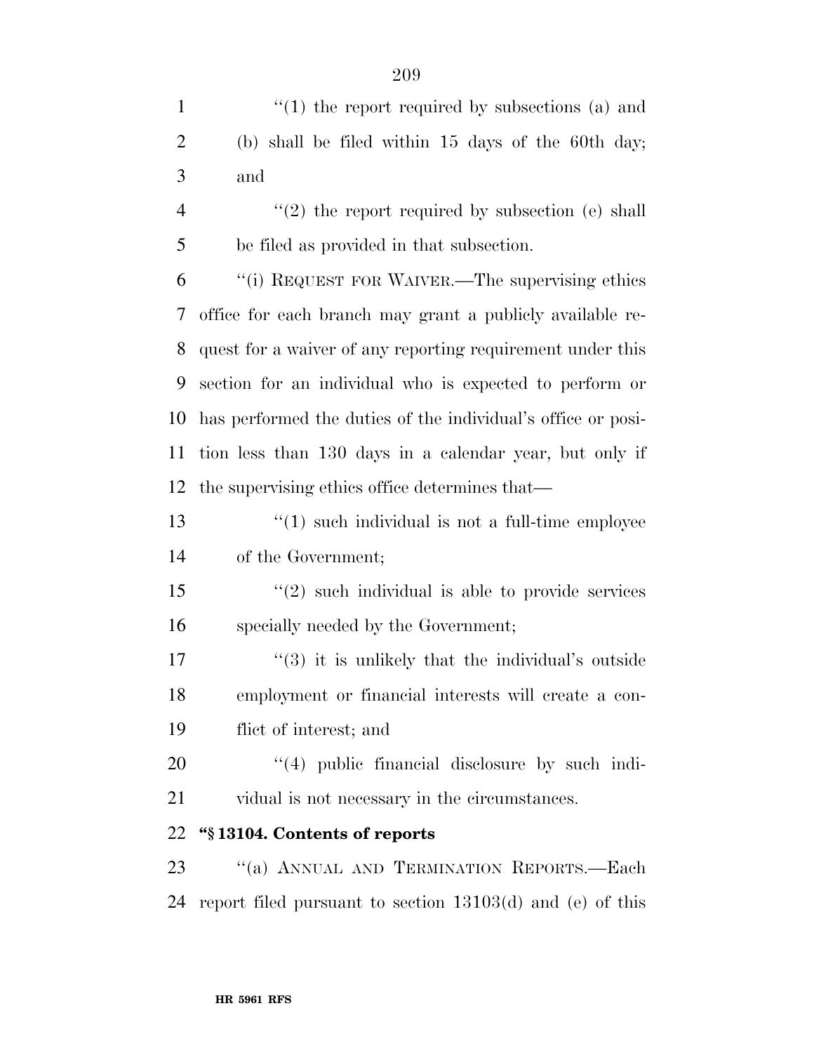"(1) the report required by subsections (a) and (b) shall be filed within 15 days of the 60th day; and

"(2) the report required by subsection (e) shall be filed as provided in that subsection.

"(i) REQUEST FOR WAIVER.—The supervising ethics office for each branch may grant a publicly available request for a waiver of any reporting requirement under this section for an individual who is expected to perform or has performed the duties of the individual's office or position less than 130 days in a calendar year, but only if the supervising ethics office determines that—

"(1) such individual is not a full-time employee of the Government;

"(2) such individual is able to provide services specially needed by the Government;

"(3) it is unlikely that the individual's outside employment or financial interests will create a conflict of interest; and

"(4) public financial disclosure by such individual is not necessary in the circumstances.

**"§ 13104. Contents of reports**

"(a) ANNUAL AND TERMINATION REPORTS.—Each report filed pursuant to section 13103(d) and (e) of this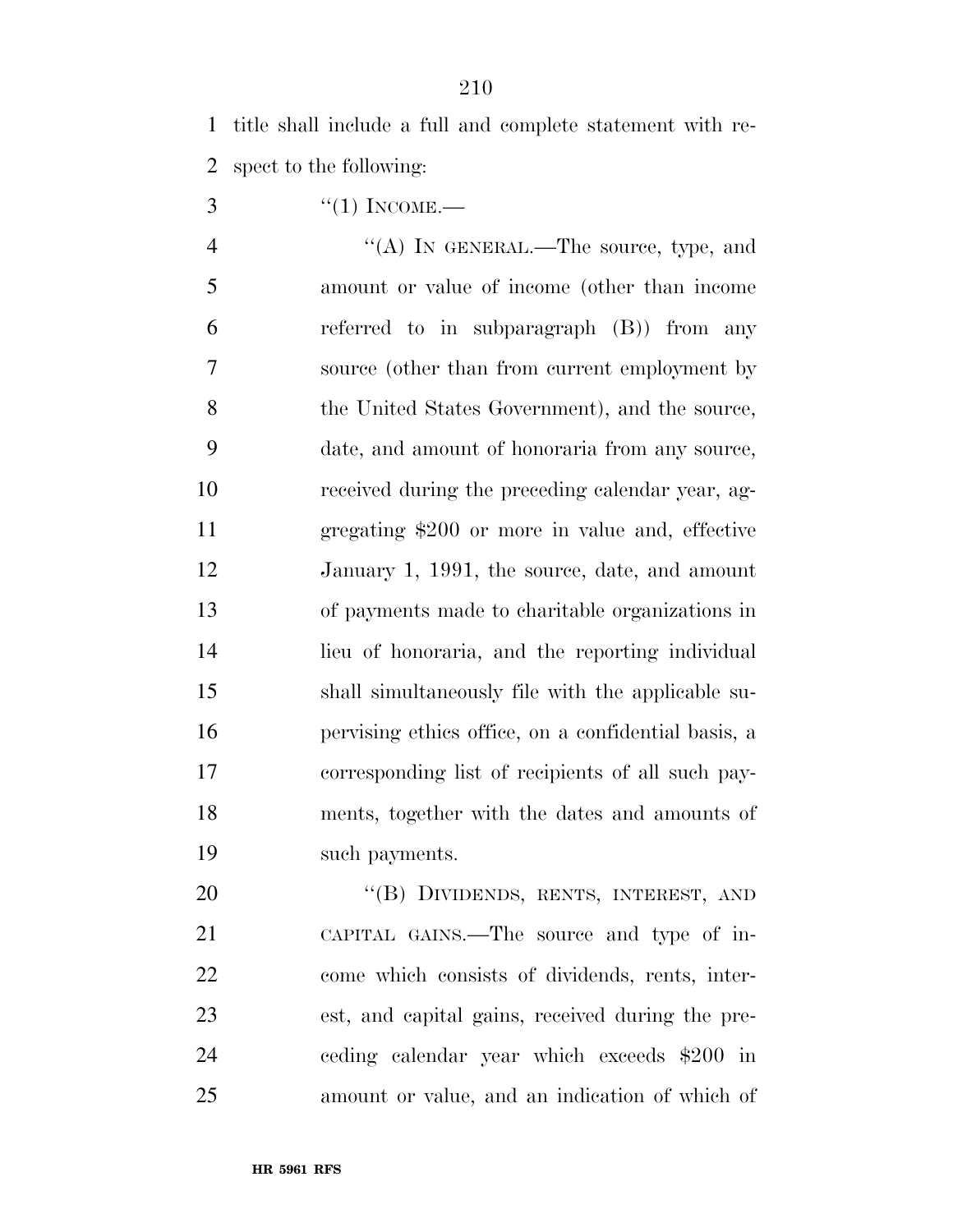title shall include a full and complete statement with respect to the following:

"(1) INCOME.—

"(A) IN GENERAL.—The source, type, and amount or value of income (other than income referred to in subparagraph (B)) from any source (other than from current employment by the United States Government), and the source, date, and amount of honoraria from any source, received during the preceding calendar year, aggregating $200 or more in value and, effective January 1, 1991, the source, date, and amount of payments made to charitable organizations in lieu of honoraria, and the reporting individual shall simultaneously file with the applicable supervising ethics office, on a confidential basis, a corresponding list of recipients of all such payments, together with the dates and amounts of such payments.

"(B) DIVIDENDS, RENTS, INTEREST, AND CAPITAL GAINS.—The source and type of income which consists of dividends, rents, interest, and capital gains, received during the preceding calendar year which exceeds $200 in amount or value, and an indication of which of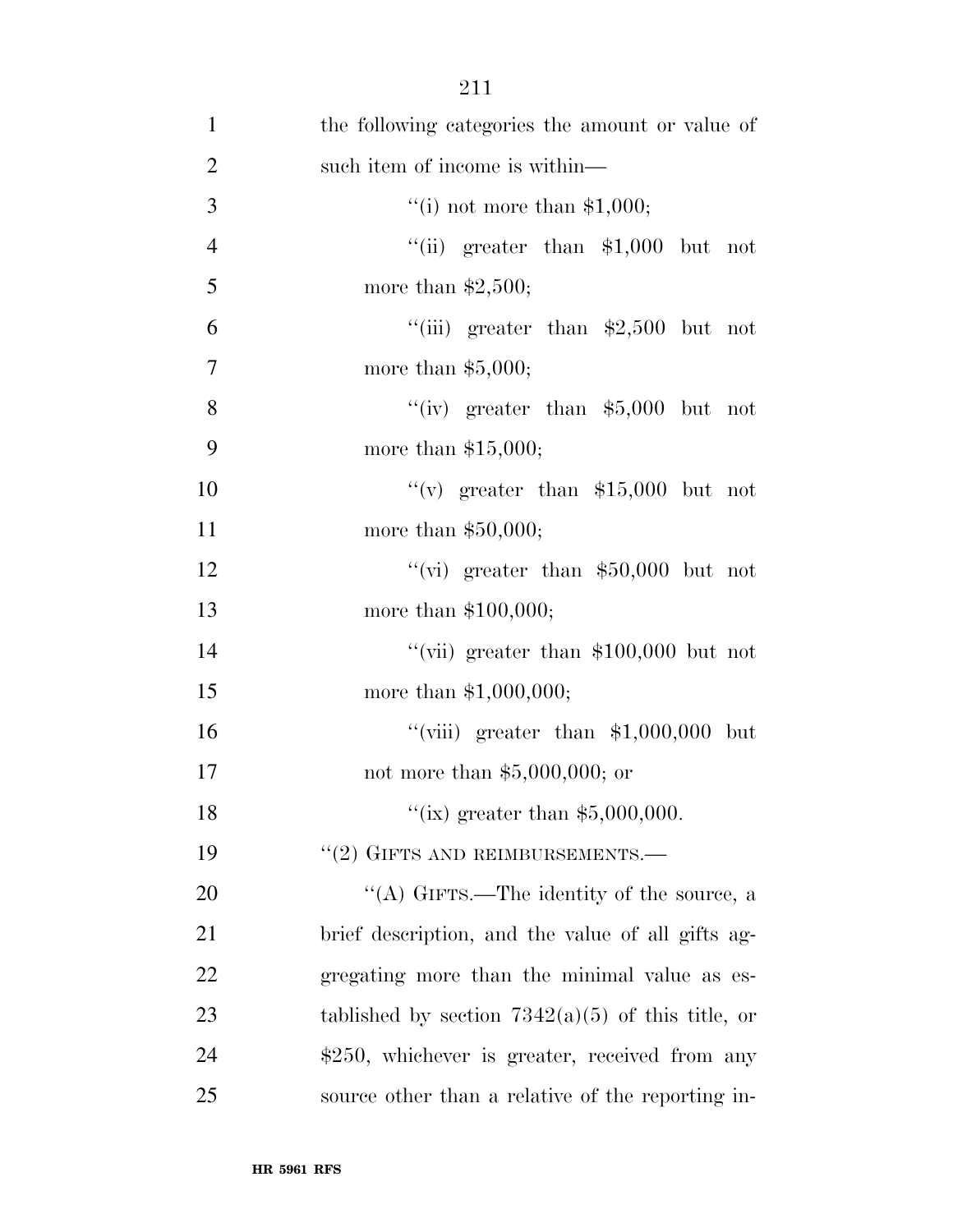the following categories the amount or value of such item of income is within—

''(i) not more than $1,000;

''(ii) greater than $1,000 but not more than $2,500;

''(iii) greater than $2,500 but not more than $5,000;

''(iv) greater than $5,000 but not more than $15,000;

''(v) greater than $15,000 but not more than $50,000;

''(vi) greater than $50,000 but not more than $100,000;

''(vii) greater than $100,000 but not more than $1,000,000;

''(viii) greater than $1,000,000 but not more than $5,000,000; or

''(ix) greater than $5,000,000.

''(2) GIFTS AND REIMBURSEMENTS.—

''(A) GIFTS.—The identity of the source, a brief description, and the value of all gifts aggregating more than the minimal value as established by section 7342(a)(5) of this title, or $250, whichever is greater, received from any source other than a relative of the reporting in-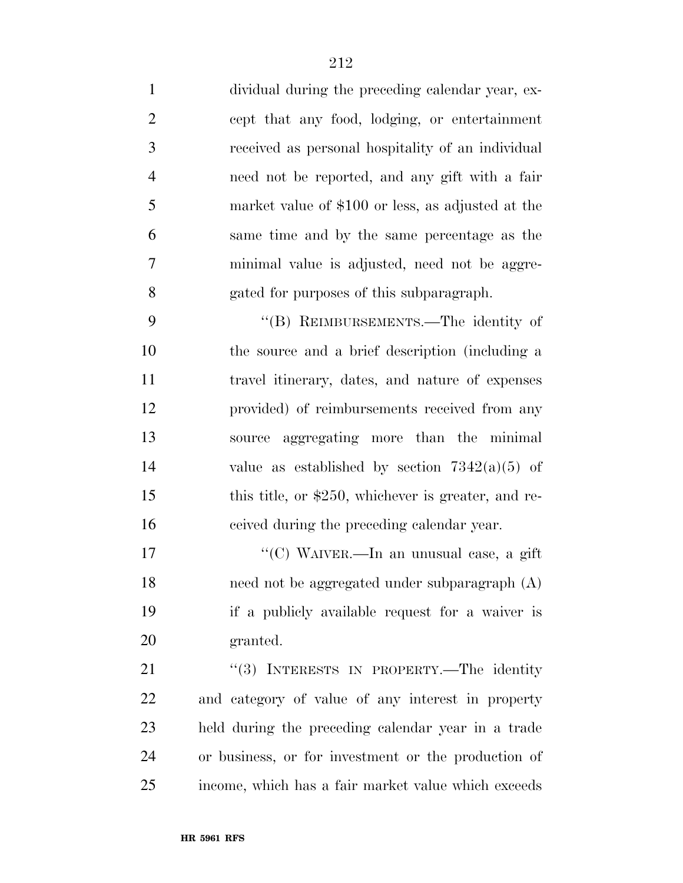dividual during the preceding calendar year, except that any food, lodging, or entertainment received as personal hospitality of an individual need not be reported, and any gift with a fair market value of $100 or less, as adjusted at the same time and by the same percentage as the minimal value is adjusted, need not be aggregated for purposes of this subparagraph.

"(B) REIMBURSEMENTS.—The identity of the source and a brief description (including a travel itinerary, dates, and nature of expenses provided) of reimbursements received from any source aggregating more than the minimal value as established by section 7342(a)(5) of this title, or $250, whichever is greater, and received during the preceding calendar year.

"(C) WAIVER.—In an unusual case, a gift need not be aggregated under subparagraph (A) if a publicly available request for a waiver is granted.

"(3) INTERESTS IN PROPERTY.—The identity and category of value of any interest in property held during the preceding calendar year in a trade or business, or for investment or the production of income, which has a fair market value which exceeds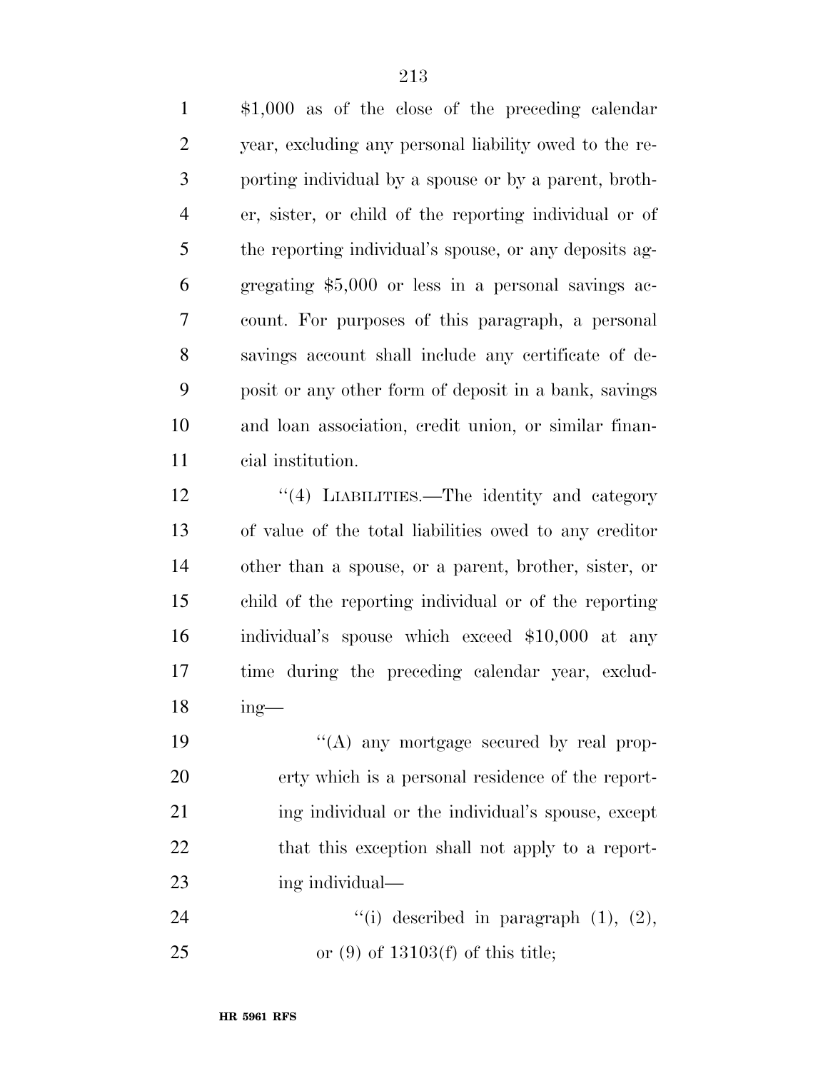$1,000 as of the close of the preceding calendar year, excluding any personal liability owed to the reporting individual by a spouse or by a parent, brother, sister, or child of the reporting individual or of the reporting individual's spouse, or any deposits aggregating $5,000 or less in a personal savings account. For purposes of this paragraph, a personal savings account shall include any certificate of deposit or any other form of deposit in a bank, savings and loan association, credit union, or similar financial institution.

''(4) LIABILITIES.—The identity and category of value of the total liabilities owed to any creditor other than a spouse, or a parent, brother, sister, or child of the reporting individual or of the reporting individual's spouse which exceed $10,000 at any time during the preceding calendar year, excluding—

''(A) any mortgage secured by real property which is a personal residence of the reporting individual or the individual's spouse, except that this exception shall not apply to a reporting individual—

''(i) described in paragraph (1), (2), or (9) of 13103(f) of this title;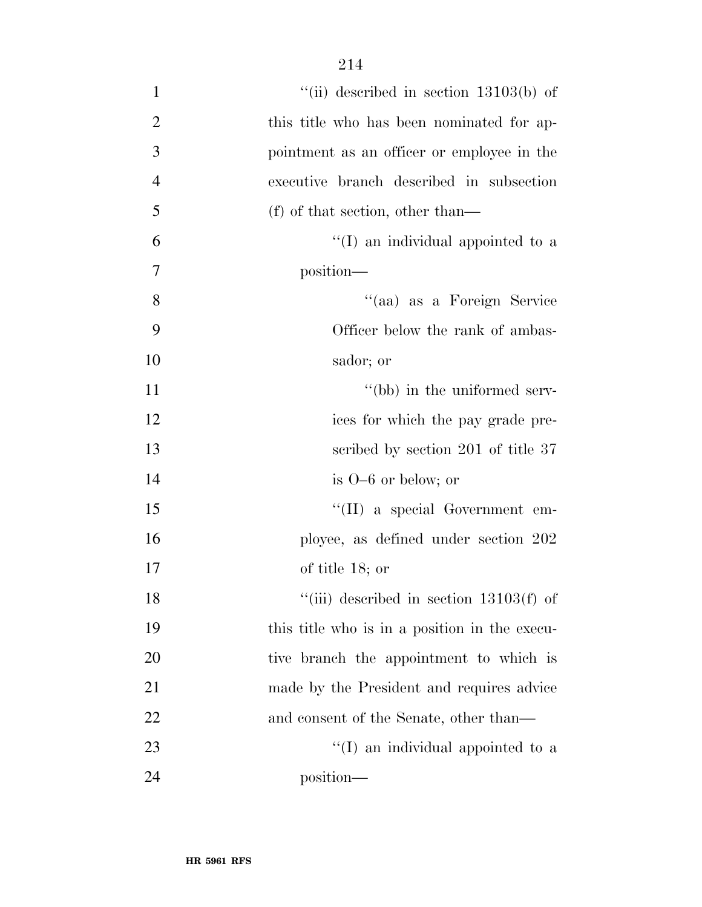''(ii) described in section 13103(b) of this title who has been nominated for appointment as an officer or employee in the executive branch described in subsection (f) of that section, other than—

''(I) an individual appointed to a position—

''(aa) as a Foreign Service Officer below the rank of ambassador; or

''(bb) in the uniformed services for which the pay grade prescribed by section 201 of title 37 is O–6 or below; or

''(II) a special Government employee, as defined under section 202 of title 18; or

''(iii) described in section 13103(f) of this title who is in a position in the executive branch the appointment to which is made by the President and requires advice and consent of the Senate, other than—

''(I) an individual appointed to a position—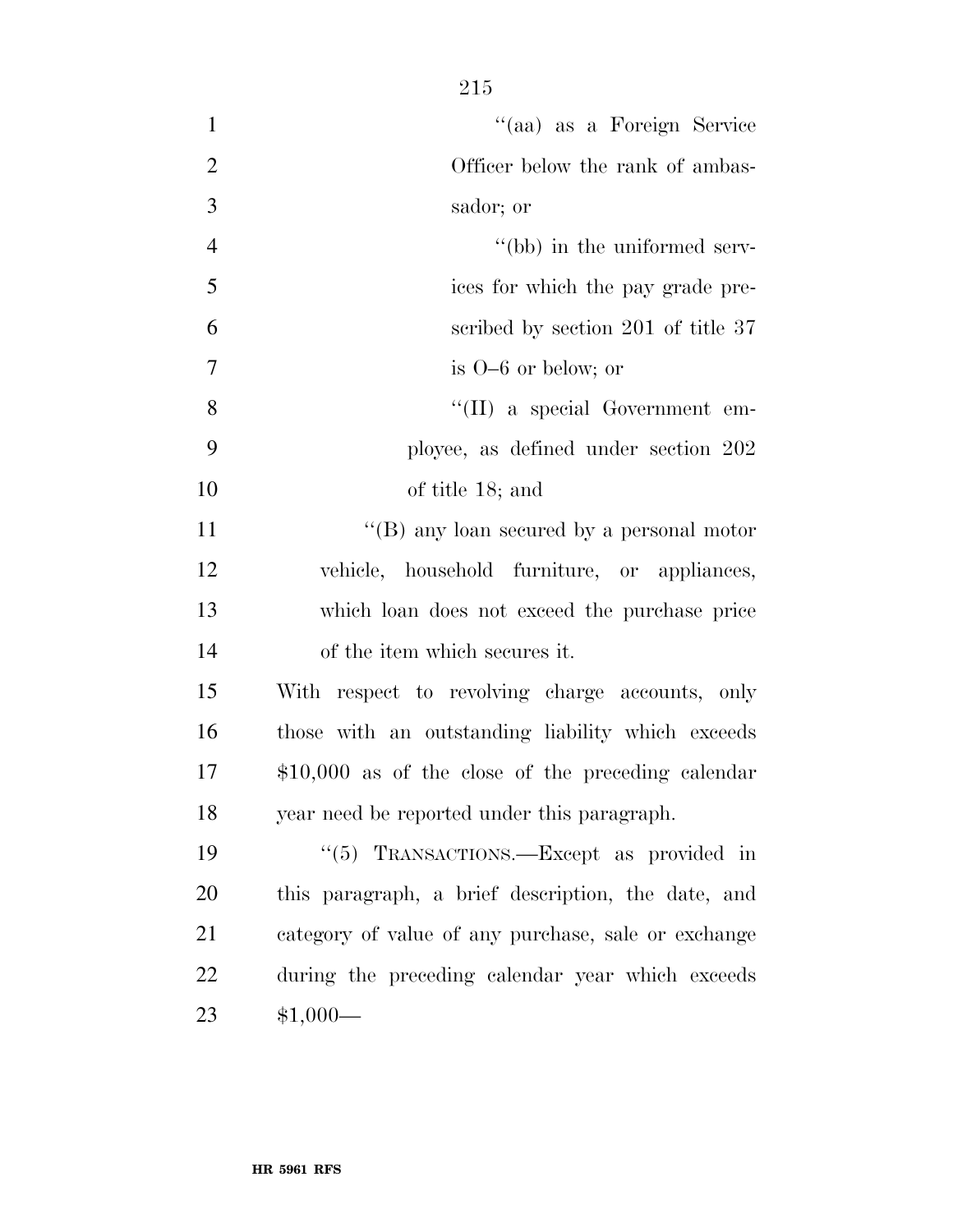''(aa) as a Foreign Service Officer below the rank of ambassador; or

''(bb) in the uniformed services for which the pay grade prescribed by section 201 of title 37 is O–6 or below; or

''(II) a special Government employee, as defined under section 202 of title 18; and

''(B) any loan secured by a personal motor vehicle, household furniture, or appliances, which loan does not exceed the purchase price of the item which secures it.

With respect to revolving charge accounts, only those with an outstanding liability which exceeds $10,000 as of the close of the preceding calendar year need be reported under this paragraph.

''(5) TRANSACTIONS.—Except as provided in this paragraph, a brief description, the date, and category of value of any purchase, sale or exchange during the preceding calendar year which exceeds $1,000—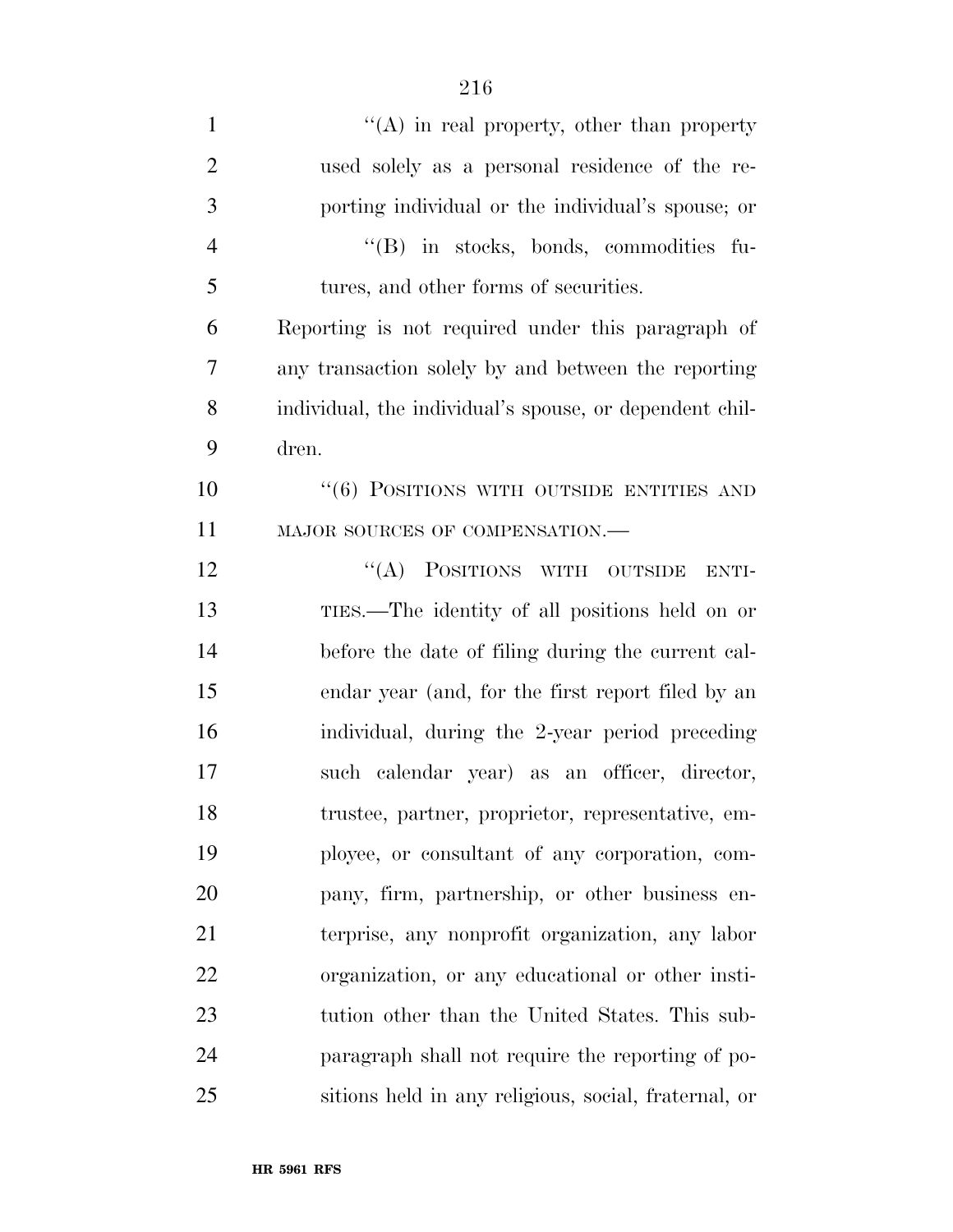''(A) in real property, other than property used solely as a personal residence of the reporting individual or the individual's spouse; or

''(B) in stocks, bonds, commodities futures, and other forms of securities.

Reporting is not required under this paragraph of any transaction solely by and between the reporting individual, the individual's spouse, or dependent children.

''(6) POSITIONS WITH OUTSIDE ENTITIES AND MAJOR SOURCES OF COMPENSATION.—

''(A) POSITIONS WITH OUTSIDE ENTITIES.—The identity of all positions held on or before the date of filing during the current calendar year (and, for the first report filed by an individual, during the 2-year period preceding such calendar year) as an officer, director, trustee, partner, proprietor, representative, employee, or consultant of any corporation, company, firm, partnership, or other business enterprise, any nonprofit organization, any labor organization, or any educational or other institution other than the United States. This subparagraph shall not require the reporting of positions held in any religious, social, fraternal, or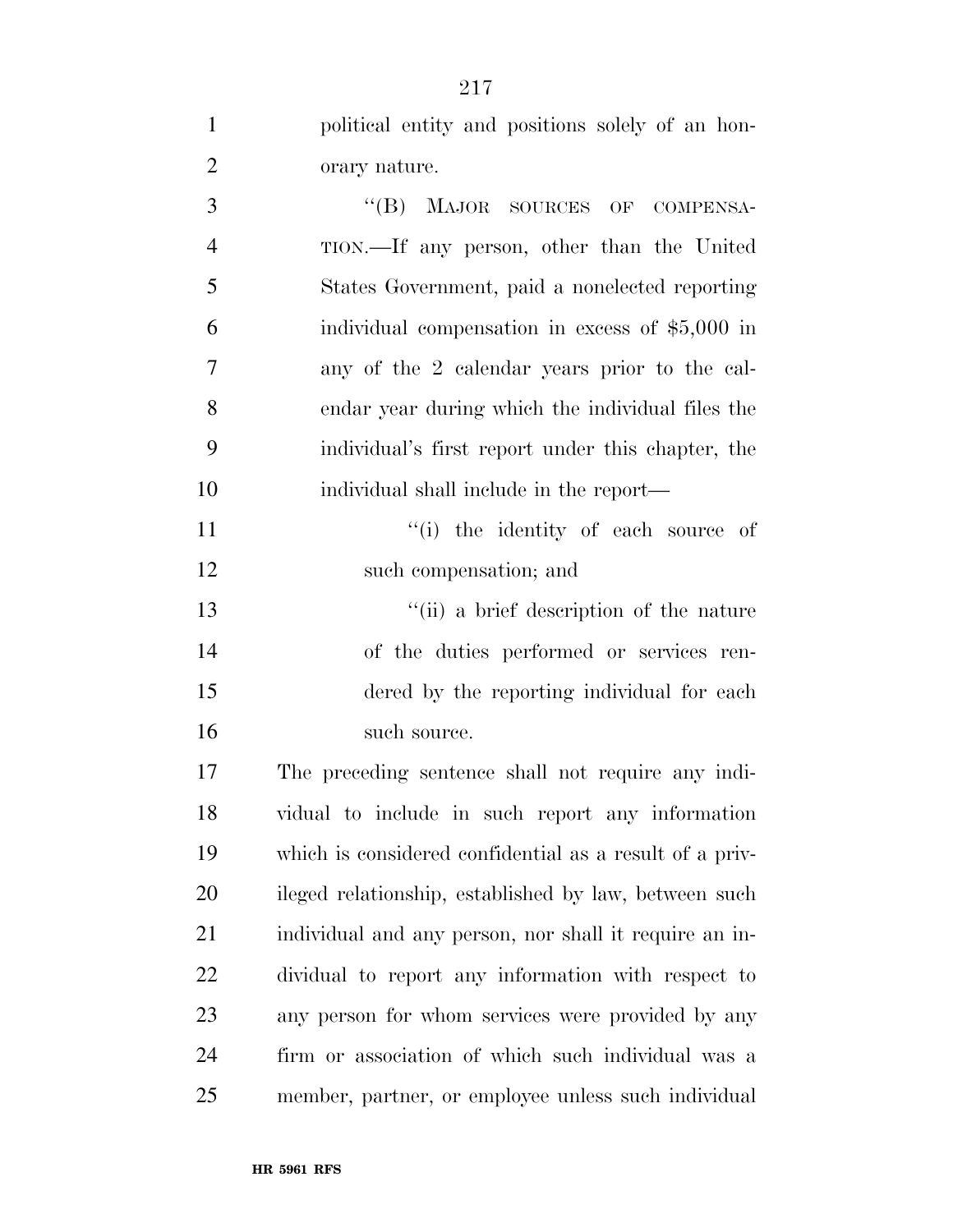political entity and positions solely of an honorary nature.

"(B) MAJOR SOURCES OF COMPENSATION.—If any person, other than the United States Government, paid a nonelected reporting individual compensation in excess of $5,000 in any of the 2 calendar years prior to the calendar year during which the individual files the individual's first report under this chapter, the individual shall include in the report—

"(i) the identity of each source of such compensation; and

"(ii) a brief description of the nature of the duties performed or services rendered by the reporting individual for each such source.

The preceding sentence shall not require any individual to include in such report any information which is considered confidential as a result of a privileged relationship, established by law, between such individual and any person, nor shall it require an individual to report any information with respect to any person for whom services were provided by any firm or association of which such individual was a member, partner, or employee unless such individual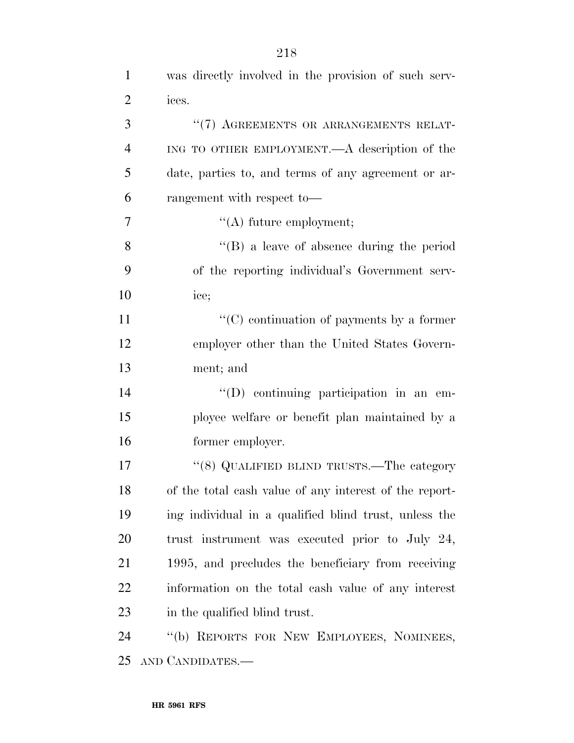was directly involved in the provision of such services.

''(7) AGREEMENTS OR ARRANGEMENTS RELATING TO OTHER EMPLOYMENT.—A description of the date, parties to, and terms of any agreement or arrangement with respect to—

''(A) future employment;

''(B) a leave of absence during the period of the reporting individual's Government service;

''(C) continuation of payments by a former employer other than the United States Government; and

''(D) continuing participation in an employee welfare or benefit plan maintained by a former employer.

''(8) QUALIFIED BLIND TRUSTS.—The category of the total cash value of any interest of the reporting individual in a qualified blind trust, unless the trust instrument was executed prior to July 24, 1995, and precludes the beneficiary from receiving information on the total cash value of any interest in the qualified blind trust.

''(b) REPORTS FOR NEW EMPLOYEES, NOMINEES, AND CANDIDATES.—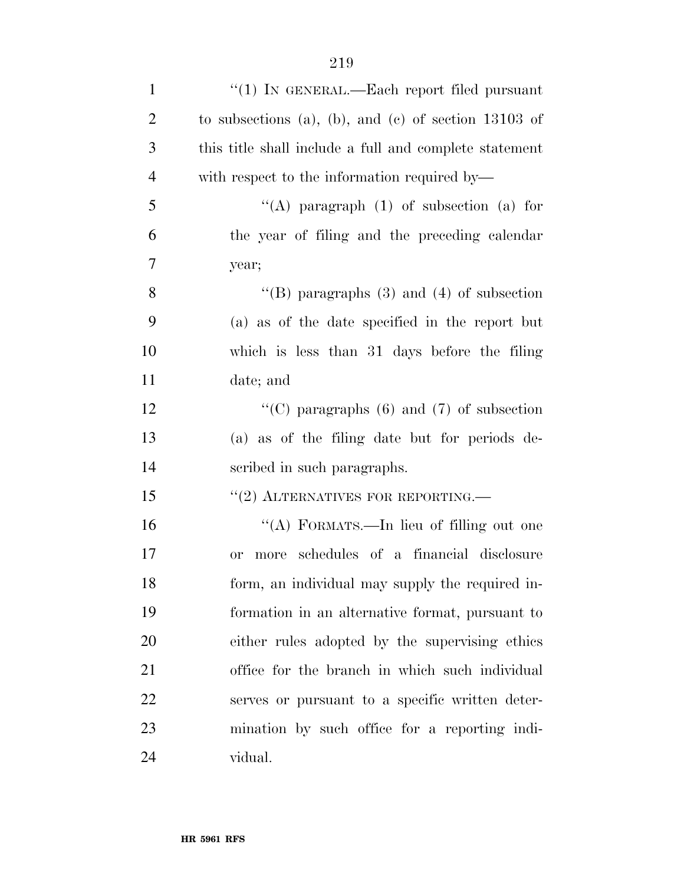''(1) IN GENERAL.—Each report filed pursuant to subsections (a), (b), and (c) of section 13103 of this title shall include a full and complete statement with respect to the information required by—

''(A) paragraph (1) of subsection (a) for the year of filing and the preceding calendar year;

''(B) paragraphs (3) and (4) of subsection (a) as of the date specified in the report but which is less than 31 days before the filing date; and

''(C) paragraphs (6) and (7) of subsection (a) as of the filing date but for periods described in such paragraphs.

''(2) ALTERNATIVES FOR REPORTING.—

''(A) FORMATS.—In lieu of filling out one or more schedules of a financial disclosure form, an individual may supply the required information in an alternative format, pursuant to either rules adopted by the supervising ethics office for the branch in which such individual serves or pursuant to a specific written determination by such office for a reporting individual.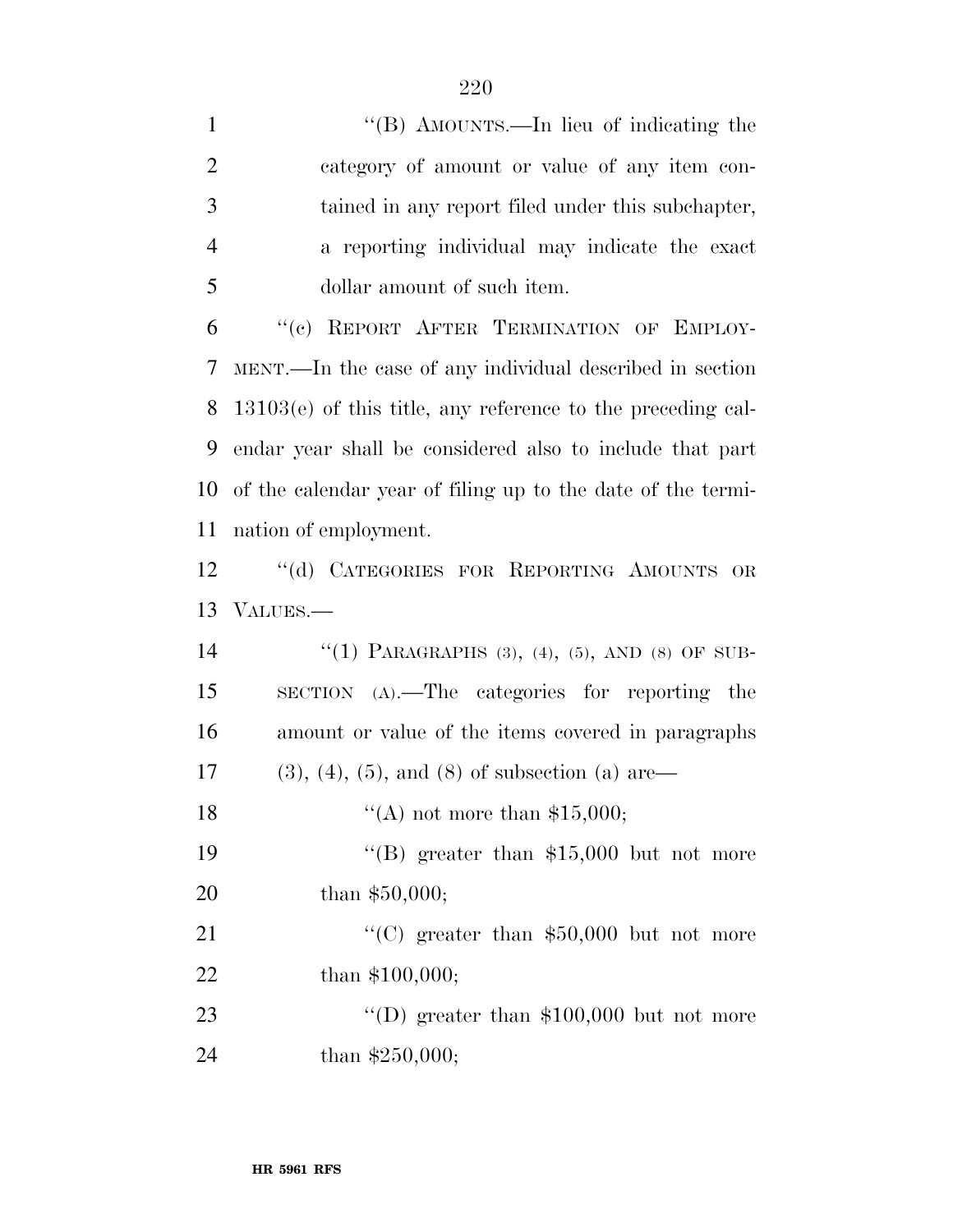"(B) AMOUNTS.—In lieu of indicating the category of amount or value of any item contained in any report filed under this subchapter, a reporting individual may indicate the exact dollar amount of such item.

"(c) REPORT AFTER TERMINATION OF EMPLOYMENT.—In the case of any individual described in section 13103(e) of this title, any reference to the preceding calendar year shall be considered also to include that part of the calendar year of filing up to the date of the termination of employment.

"(d) CATEGORIES FOR REPORTING AMOUNTS OR VALUES.—

"(1) PARAGRAPHS (3), (4), (5), AND (8) OF SUBSECTION (A).—The categories for reporting the amount or value of the items covered in paragraphs (3), (4), (5), and (8) of subsection (a) are—

"(A) not more than $15,000;

"(B) greater than $15,000 but not more than $50,000;

"(C) greater than $50,000 but not more than $100,000;

"(D) greater than $100,000 but not more than $250,000;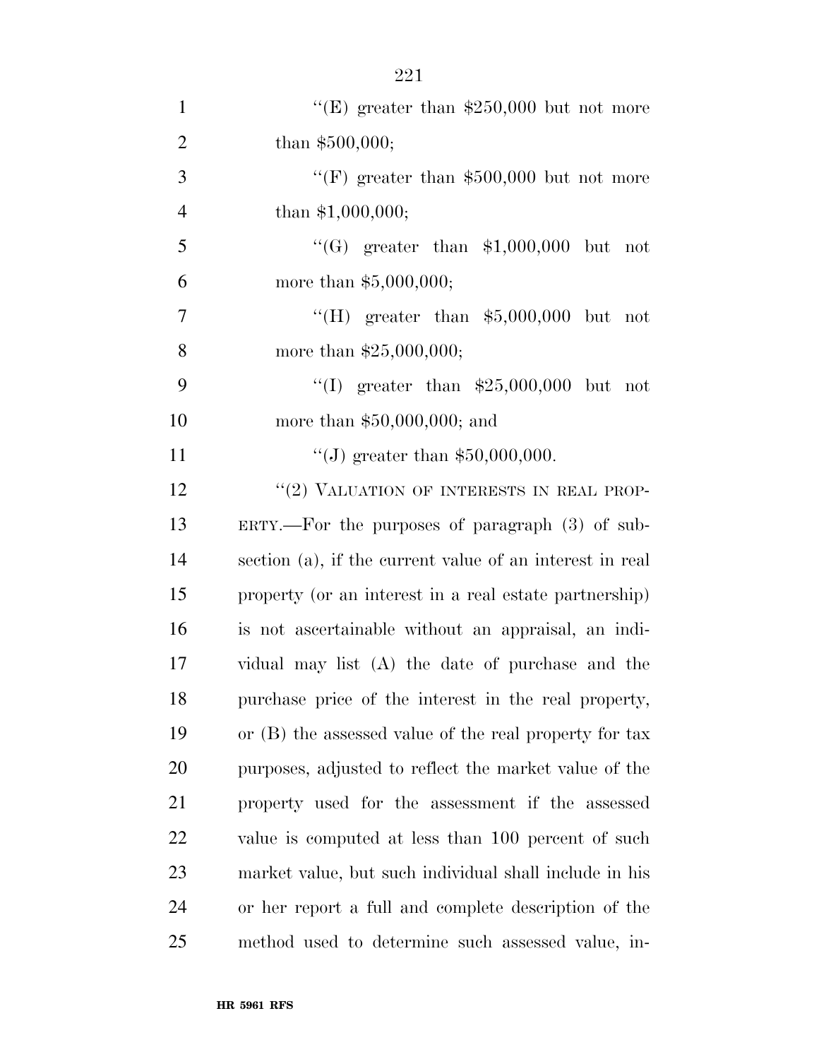"(E) greater than $250,000 but not more than $500,000;

"(F) greater than $500,000 but not more than $1,000,000;

"(G) greater than $1,000,000 but not more than $5,000,000;

"(H) greater than $5,000,000 but not more than $25,000,000;

"(I) greater than $25,000,000 but not more than $50,000,000; and

"(J) greater than $50,000,000.

"(2) VALUATION OF INTERESTS IN REAL PROPERTY.—For the purposes of paragraph (3) of subsection (a), if the current value of an interest in real property (or an interest in a real estate partnership) is not ascertainable without an appraisal, an individual may list (A) the date of purchase and the purchase price of the interest in the real property, or (B) the assessed value of the real property for tax purposes, adjusted to reflect the market value of the property used for the assessment if the assessed value is computed at less than 100 percent of such market value, but such individual shall include in his or her report a full and complete description of the method used to determine such assessed value, in-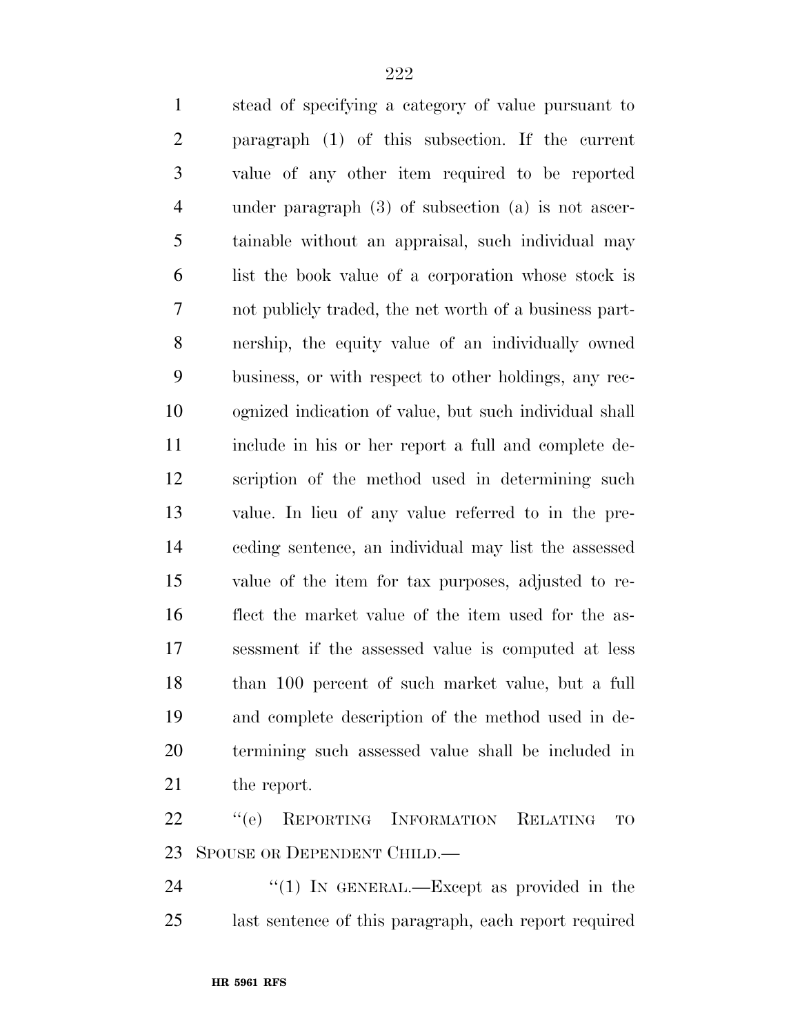stead of specifying a category of value pursuant to paragraph (1) of this subsection. If the current value of any other item required to be reported under paragraph (3) of subsection (a) is not ascertainable without an appraisal, such individual may list the book value of a corporation whose stock is not publicly traded, the net worth of a business partnership, the equity value of an individually owned business, or with respect to other holdings, any recognized indication of value, but such individual shall include in his or her report a full and complete description of the method used in determining such value. In lieu of any value referred to in the preceding sentence, an individual may list the assessed value of the item for tax purposes, adjusted to reflect the market value of the item used for the assessment if the assessed value is computed at less than 100 percent of such market value, but a full and complete description of the method used in determining such assessed value shall be included in the report.

"(e) REPORTING INFORMATION RELATING TO SPOUSE OR DEPENDENT CHILD.—

"(1) IN GENERAL.—Except as provided in the last sentence of this paragraph, each report required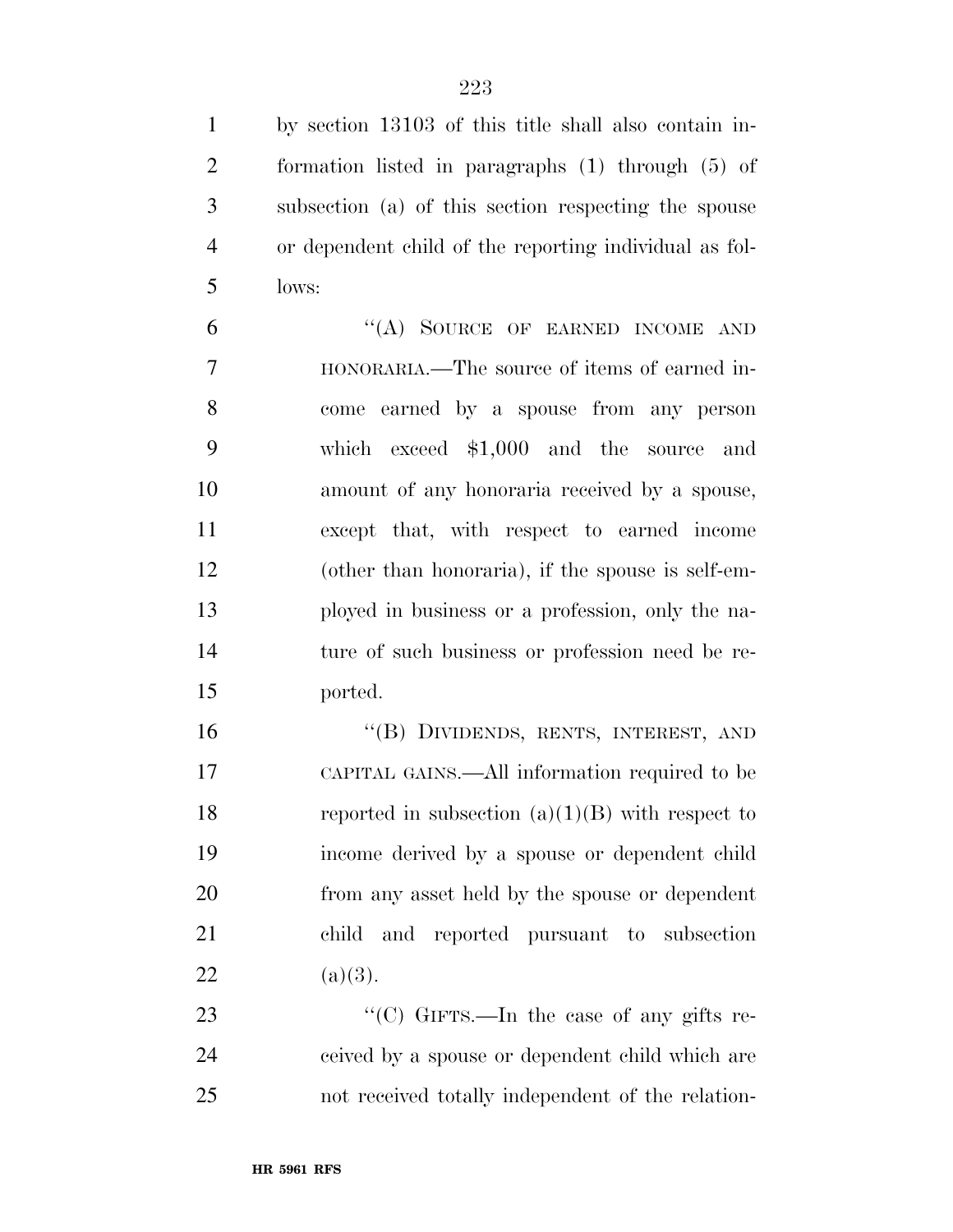by section 13103 of this title shall also contain information listed in paragraphs (1) through (5) of subsection (a) of this section respecting the spouse or dependent child of the reporting individual as follows:

"(A) SOURCE OF EARNED INCOME AND HONORARIA.—The source of items of earned income earned by a spouse from any person which exceed $1,000 and the source and amount of any honoraria received by a spouse, except that, with respect to earned income (other than honoraria), if the spouse is self-employed in business or a profession, only the nature of such business or profession need be reported.

"(B) DIVIDENDS, RENTS, INTEREST, AND CAPITAL GAINS.—All information required to be reported in subsection (a)(1)(B) with respect to income derived by a spouse or dependent child from any asset held by the spouse or dependent child and reported pursuant to subsection (a)(3).

"(C) GIFTS.—In the case of any gifts received by a spouse or dependent child which are not received totally independent of the relation-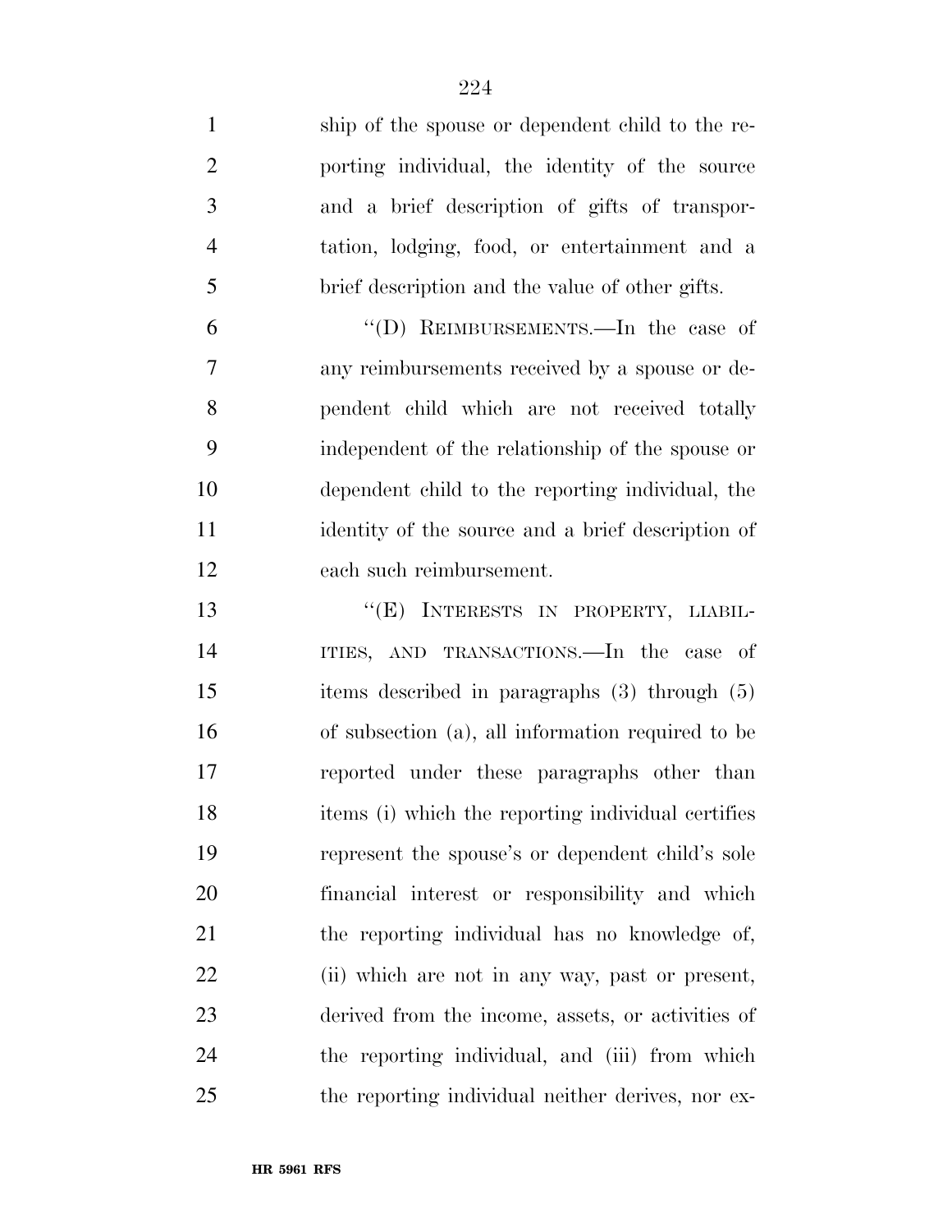ship of the spouse or dependent child to the reporting individual, the identity of the source and a brief description of gifts of transportation, lodging, food, or entertainment and a brief description and the value of other gifts.

"(D) REIMBURSEMENTS.—In the case of any reimbursements received by a spouse or dependent child which are not received totally independent of the relationship of the spouse or dependent child to the reporting individual, the identity of the source and a brief description of each such reimbursement.

"(E) INTERESTS IN PROPERTY, LIABILITIES, AND TRANSACTIONS.—In the case of items described in paragraphs (3) through (5) of subsection (a), all information required to be reported under these paragraphs other than items (i) which the reporting individual certifies represent the spouse's or dependent child's sole financial interest or responsibility and which the reporting individual has no knowledge of, (ii) which are not in any way, past or present, derived from the income, assets, or activities of the reporting individual, and (iii) from which the reporting individual neither derives, nor ex-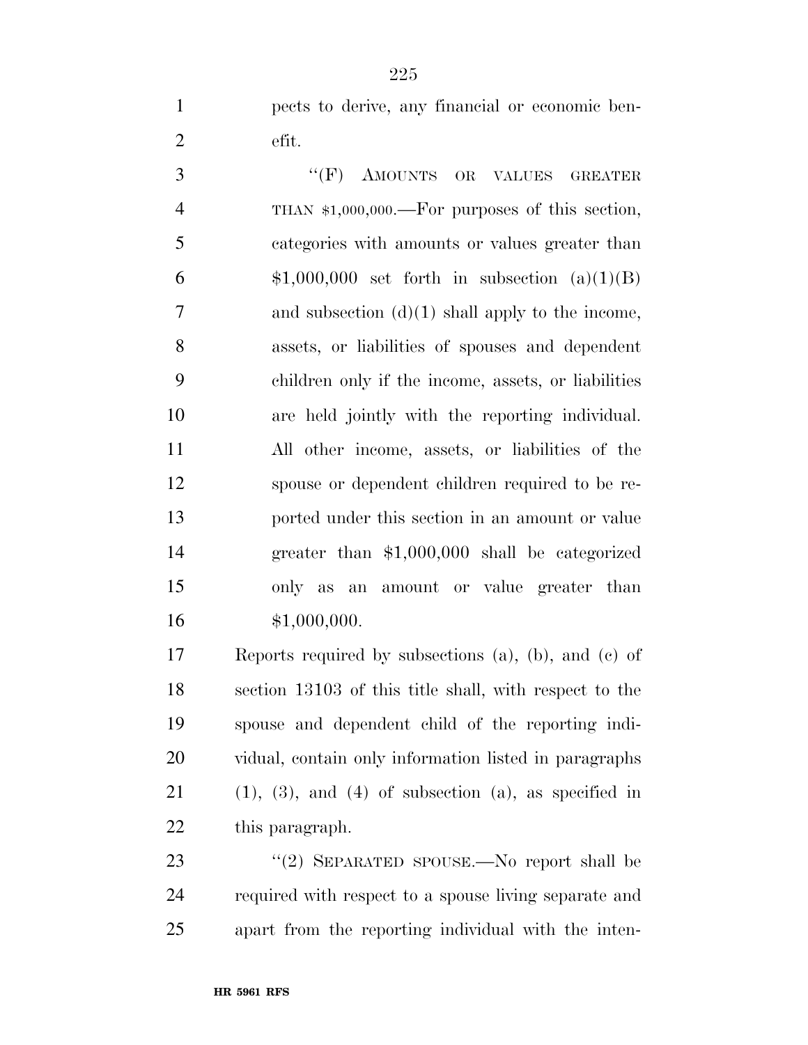pects to derive, any financial or economic benefit.

"(F) AMOUNTS OR VALUES GREATER THAN $1,000,000.—For purposes of this section, categories with amounts or values greater than $1,000,000 set forth in subsection (a)(1)(B) and subsection (d)(1) shall apply to the income, assets, or liabilities of spouses and dependent children only if the income, assets, or liabilities are held jointly with the reporting individual. All other income, assets, or liabilities of the spouse or dependent children required to be reported under this section in an amount or value greater than $1,000,000 shall be categorized only as an amount or value greater than $1,000,000.

Reports required by subsections (a), (b), and (c) of section 13103 of this title shall, with respect to the spouse and dependent child of the reporting individual, contain only information listed in paragraphs (1), (3), and (4) of subsection (a), as specified in this paragraph.

"(2) SEPARATED SPOUSE.—No report shall be required with respect to a spouse living separate and apart from the reporting individual with the inten-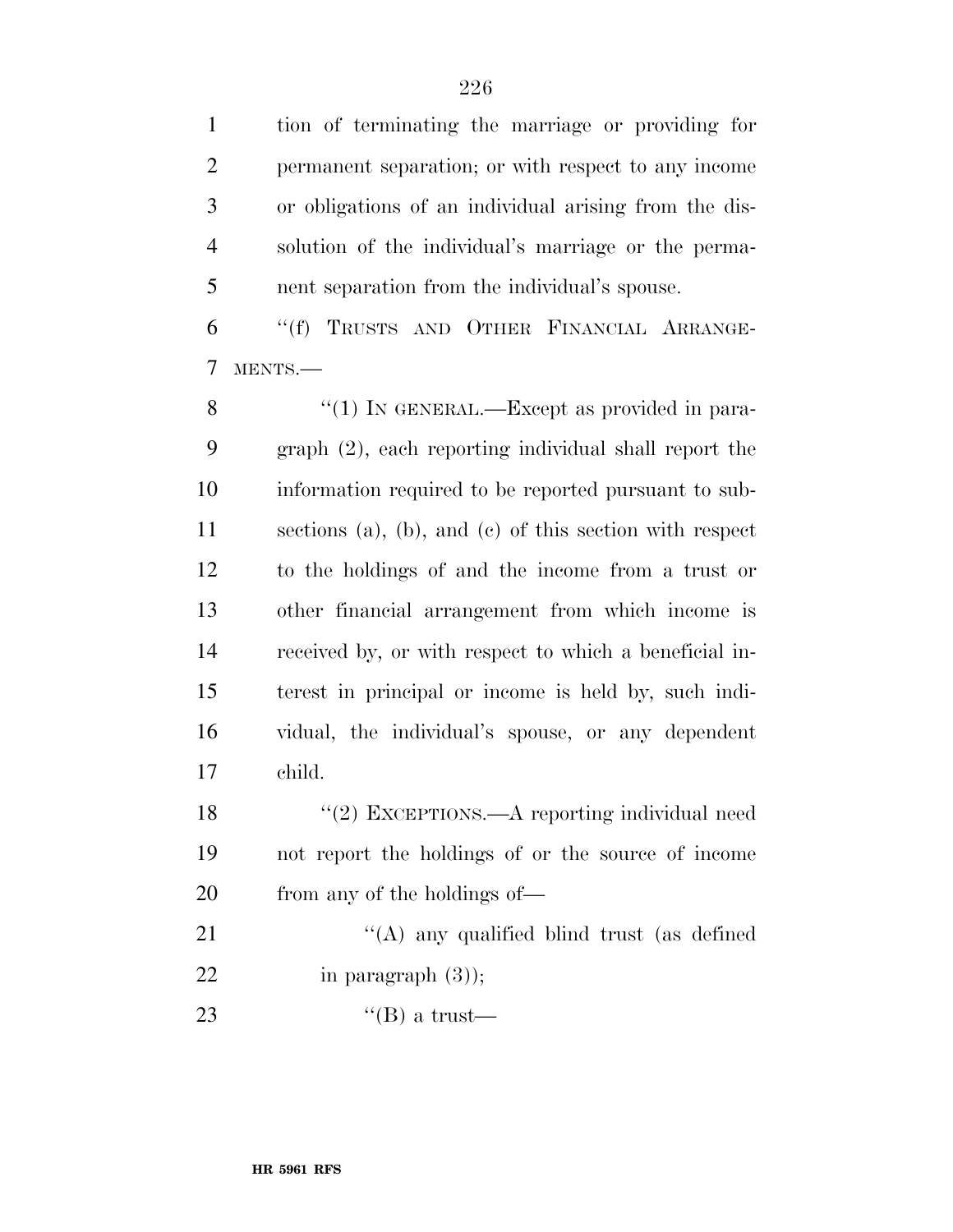tion of terminating the marriage or providing for permanent separation; or with respect to any income or obligations of an individual arising from the dissolution of the individual's marriage or the permanent separation from the individual's spouse.

''(f) TRUSTS AND OTHER FINANCIAL ARRANGEMENTS.—

''(1) IN GENERAL.—Except as provided in paragraph (2), each reporting individual shall report the information required to be reported pursuant to subsections (a), (b), and (c) of this section with respect to the holdings of and the income from a trust or other financial arrangement from which income is received by, or with respect to which a beneficial interest in principal or income is held by, such individual, the individual's spouse, or any dependent child.

''(2) EXCEPTIONS.—A reporting individual need not report the holdings of or the source of income from any of the holdings of—

''(A) any qualified blind trust (as defined in paragraph (3));

''(B) a trust—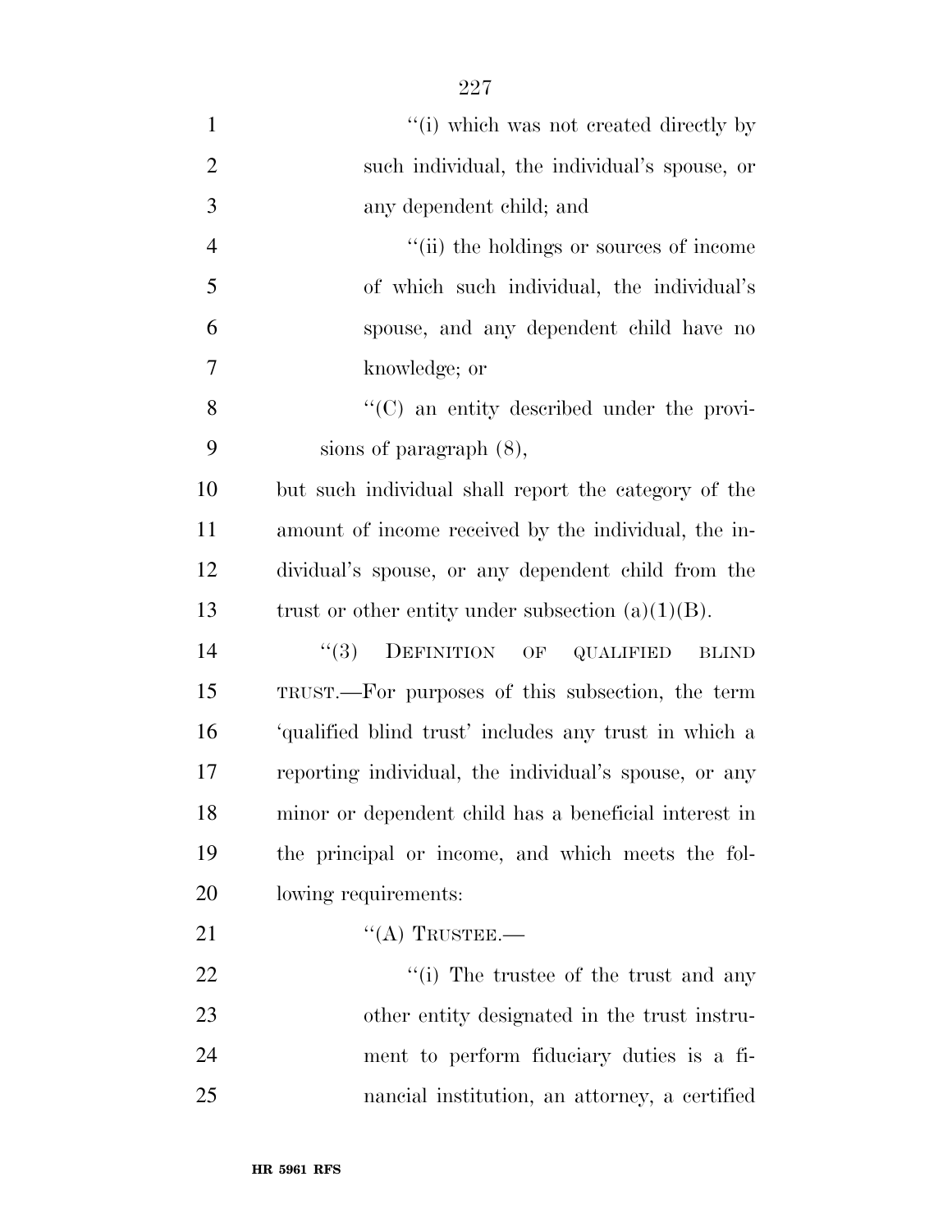''(i) which was not created directly by such individual, the individual's spouse, or any dependent child; and

''(ii) the holdings or sources of income of which such individual, the individual's spouse, and any dependent child have no knowledge; or

''(C) an entity described under the provisions of paragraph (8),

but such individual shall report the category of the amount of income received by the individual, the individual's spouse, or any dependent child from the trust or other entity under subsection (a)(1)(B).

''(3) DEFINITION OF QUALIFIED BLIND TRUST.—For purposes of this subsection, the term 'qualified blind trust' includes any trust in which a reporting individual, the individual's spouse, or any minor or dependent child has a beneficial interest in the principal or income, and which meets the following requirements:

''(A) TRUSTEE.—

''(i) The trustee of the trust and any other entity designated in the trust instrument to perform fiduciary duties is a financial institution, an attorney, a certified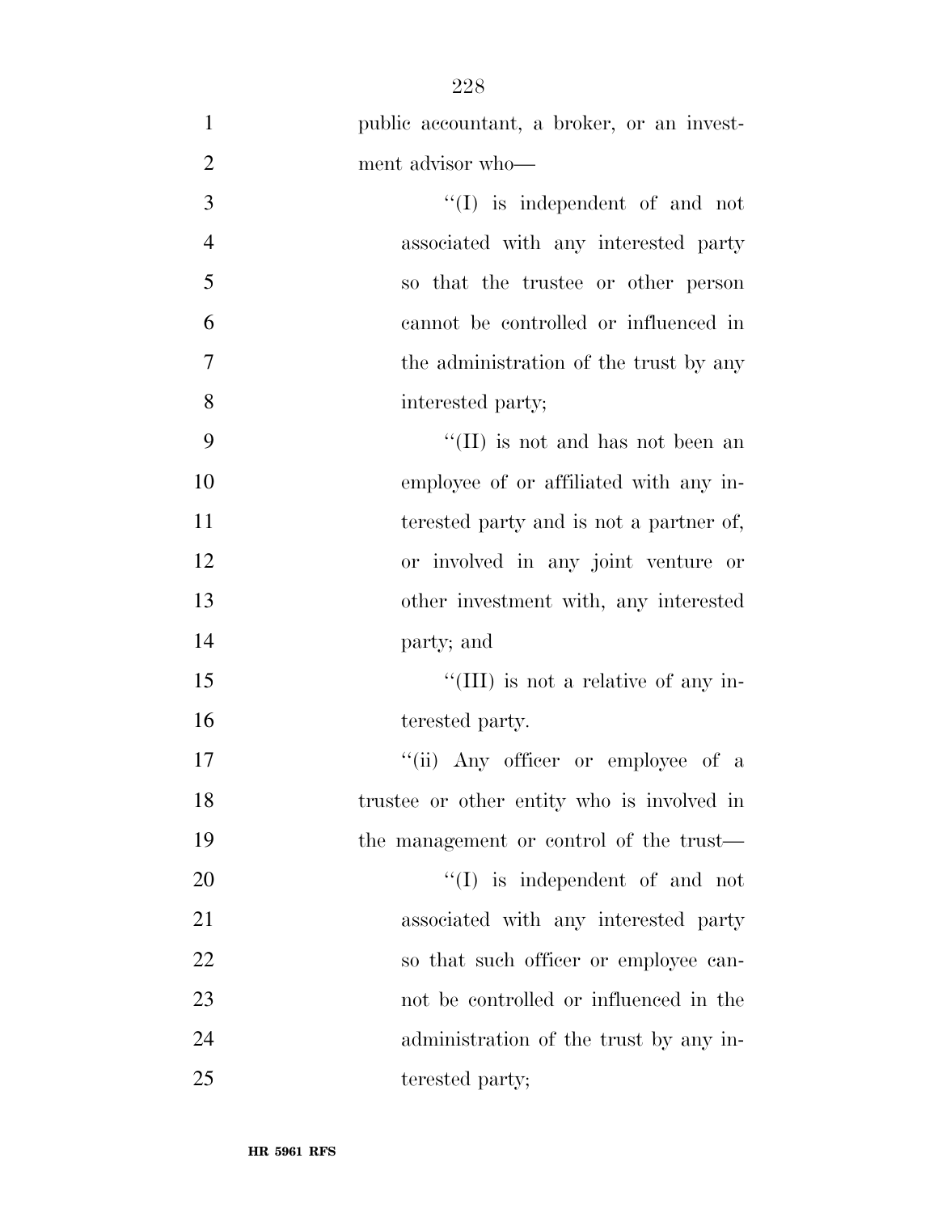public accountant, a broker, or an investment advisor who—

''(I) is independent of and not associated with any interested party so that the trustee or other person cannot be controlled or influenced in the administration of the trust by any interested party;

''(II) is not and has not been an employee of or affiliated with any interested party and is not a partner of, or involved in any joint venture or other investment with, any interested party; and

''(III) is not a relative of any interested party.

''(ii) Any officer or employee of a trustee or other entity who is involved in the management or control of the trust—

''(I) is independent of and not associated with any interested party so that such officer or employee cannot be controlled or influenced in the administration of the trust by any interested party;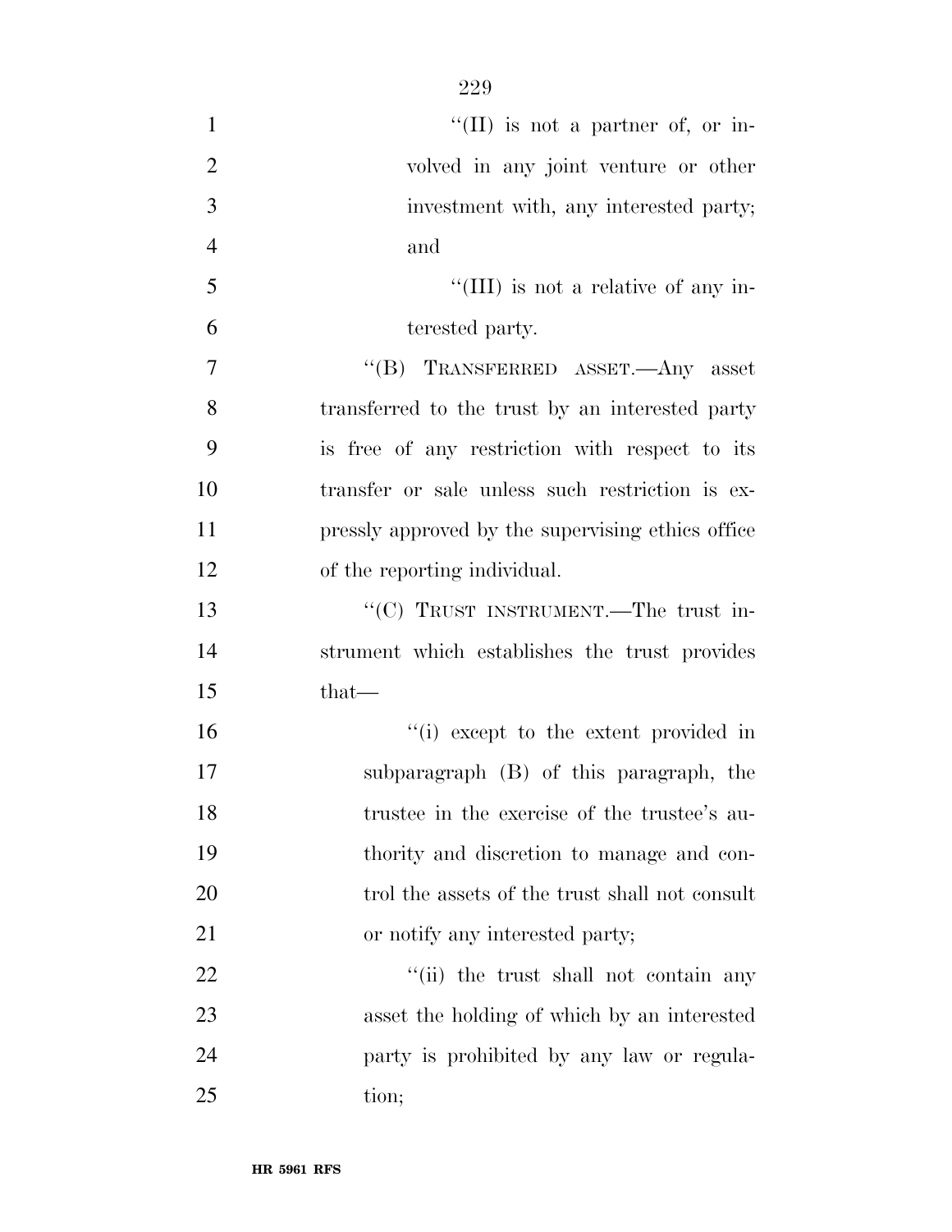"(II) is not a partner of, or involved in any joint venture or other investment with, any interested party; and

"(III) is not a relative of any interested party.

"(B) TRANSFERRED ASSET.—Any asset transferred to the trust by an interested party is free of any restriction with respect to its transfer or sale unless such restriction is expressly approved by the supervising ethics office of the reporting individual.

"(C) TRUST INSTRUMENT.—The trust instrument which establishes the trust provides that—

"(i) except to the extent provided in subparagraph (B) of this paragraph, the trustee in the exercise of the trustee's authority and discretion to manage and control the assets of the trust shall not consult or notify any interested party;

"(ii) the trust shall not contain any asset the holding of which by an interested party is prohibited by any law or regulation;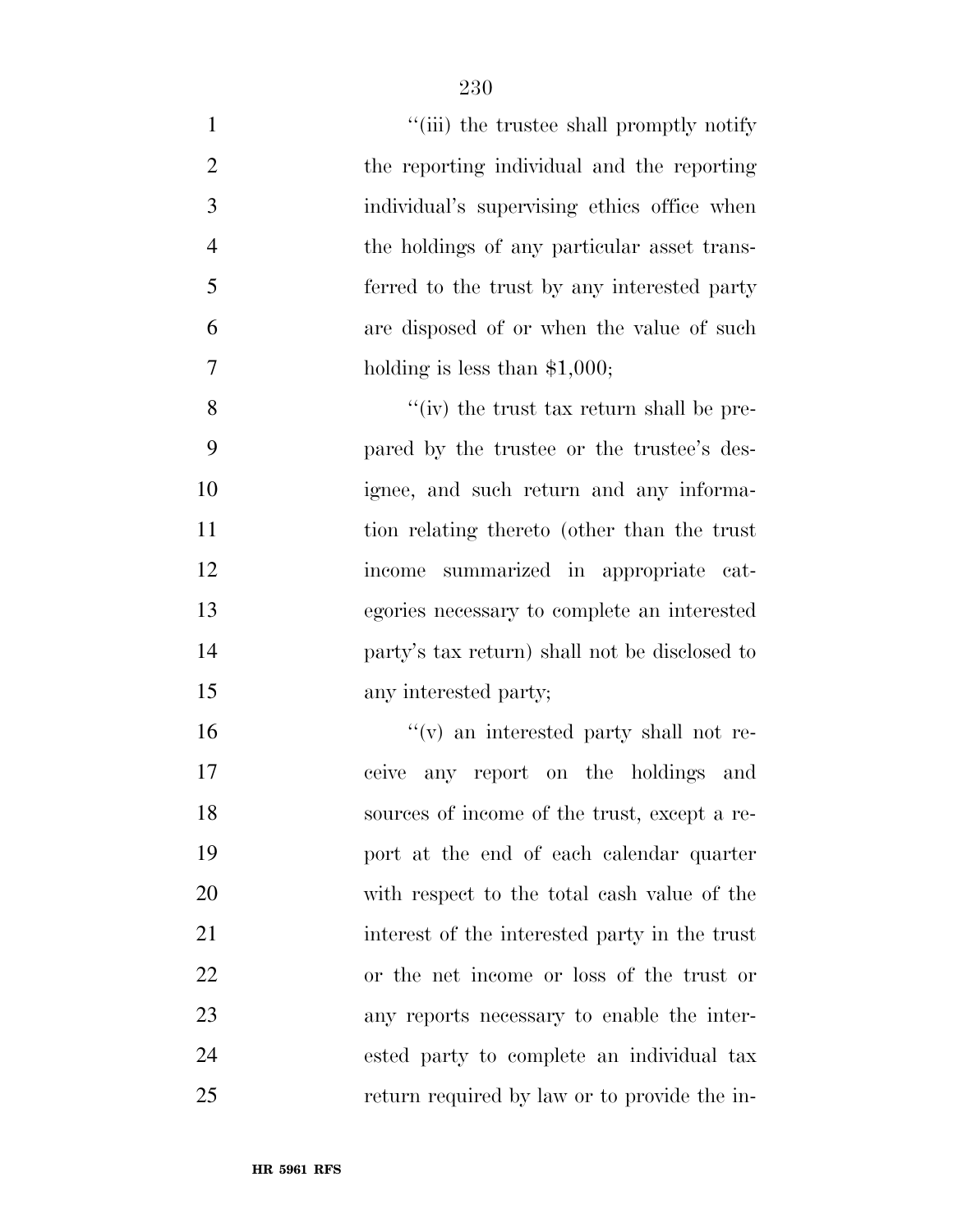''(iii) the trustee shall promptly notify the reporting individual and the reporting individual's supervising ethics office when the holdings of any particular asset transferred to the trust by any interested party are disposed of or when the value of such holding is less than $1,000;

''(iv) the trust tax return shall be prepared by the trustee or the trustee's designee, and such return and any information relating thereto (other than the trust income summarized in appropriate categories necessary to complete an interested party's tax return) shall not be disclosed to any interested party;

''(v) an interested party shall not receive any report on the holdings and sources of income of the trust, except a report at the end of each calendar quarter with respect to the total cash value of the interest of the interested party in the trust or the net income or loss of the trust or any reports necessary to enable the interested party to complete an individual tax return required by law or to provide the in-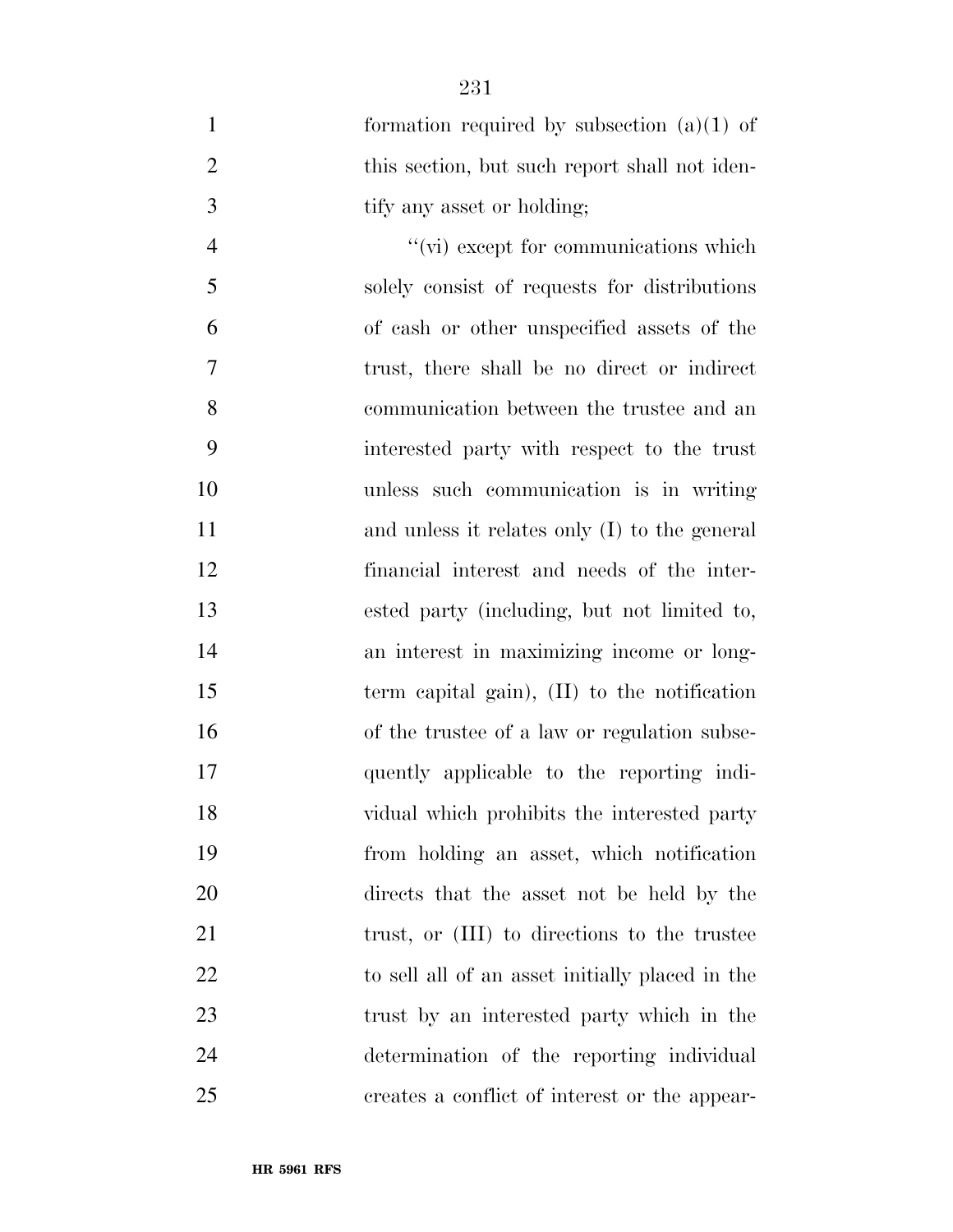formation required by subsection (a)(1) of this section, but such report shall not identify any asset or holding;

''(vi) except for communications which solely consist of requests for distributions of cash or other unspecified assets of the trust, there shall be no direct or indirect communication between the trustee and an interested party with respect to the trust unless such communication is in writing and unless it relates only (I) to the general financial interest and needs of the interested party (including, but not limited to, an interest in maximizing income or long-term capital gain), (II) to the notification of the trustee of a law or regulation subsequently applicable to the reporting individual which prohibits the interested party from holding an asset, which notification directs that the asset not be held by the trust, or (III) to directions to the trustee to sell all of an asset initially placed in the trust by an interested party which in the determination of the reporting individual creates a conflict of interest or the appear-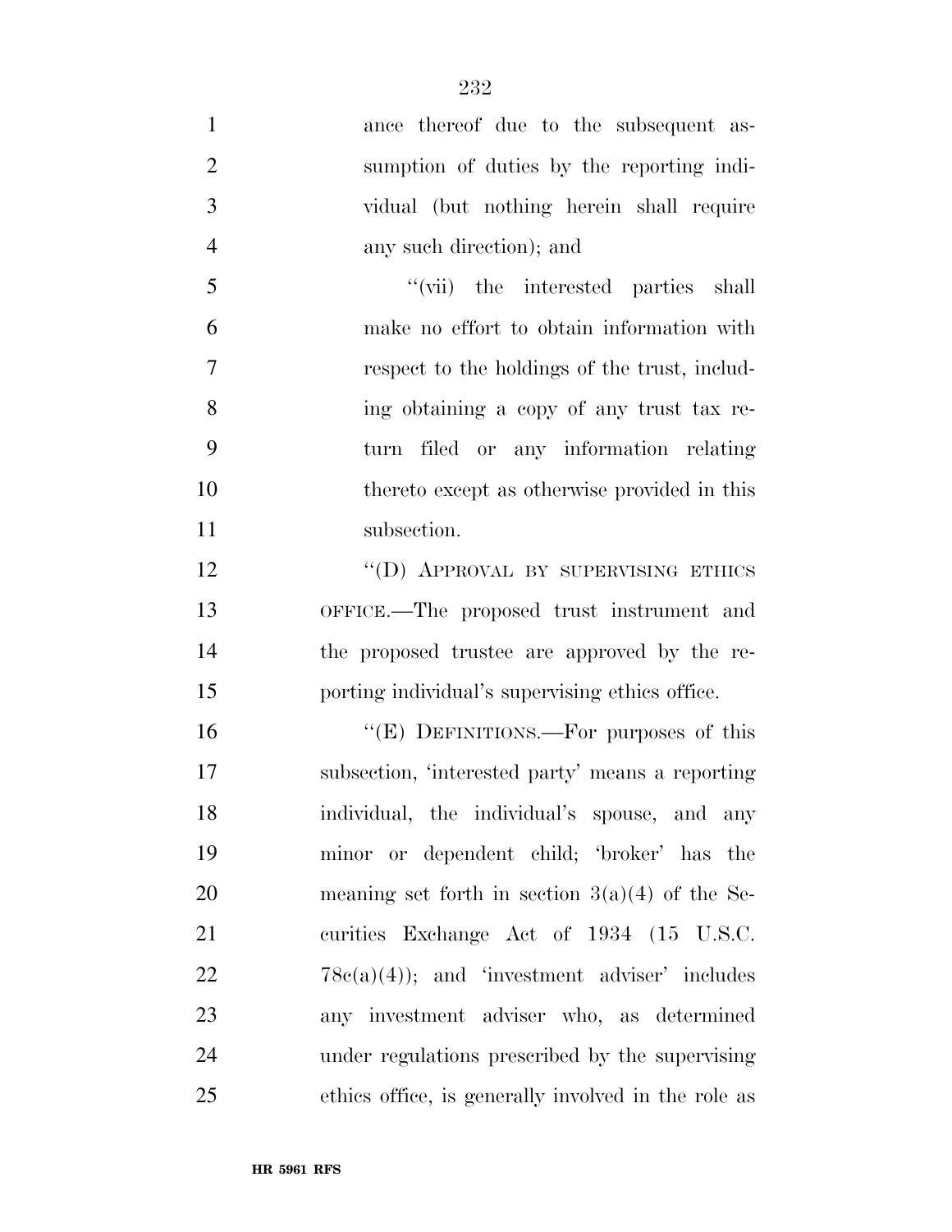ance thereof due to the subsequent assumption of duties by the reporting individual (but nothing herein shall require any such direction); and

''(vii) the interested parties shall make no effort to obtain information with respect to the holdings of the trust, including obtaining a copy of any trust tax return filed or any information relating thereto except as otherwise provided in this subsection.

''(D) APPROVAL BY SUPERVISING ETHICS OFFICE.—The proposed trust instrument and the proposed trustee are approved by the reporting individual's supervising ethics office.

''(E) DEFINITIONS.—For purposes of this subsection, 'interested party' means a reporting individual, the individual's spouse, and any minor or dependent child; 'broker' has the meaning set forth in section 3(a)(4) of the Securities Exchange Act of 1934 (15 U.S.C. 78c(a)(4)); and 'investment adviser' includes any investment adviser who, as determined under regulations prescribed by the supervising ethics office, is generally involved in the role as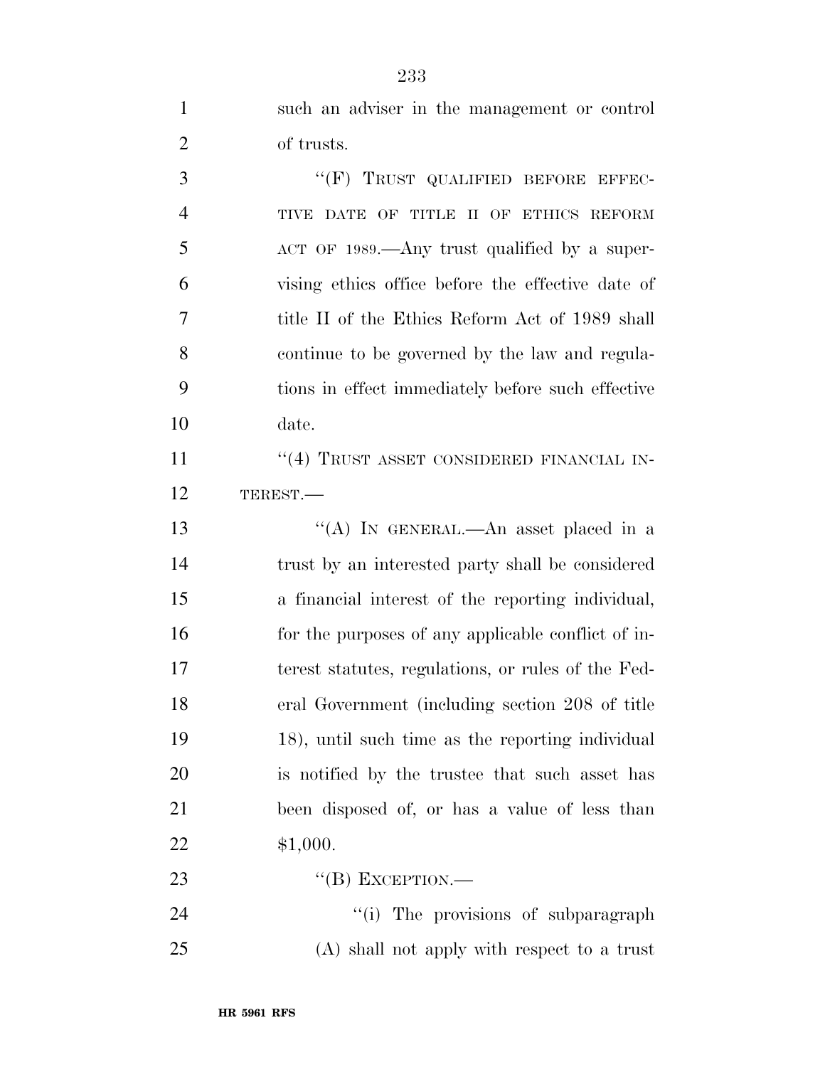such an adviser in the management or control of trusts.

"(F) TRUST QUALIFIED BEFORE EFFECTIVE DATE OF TITLE II OF ETHICS REFORM ACT OF 1989.—Any trust qualified by a supervising ethics office before the effective date of title II of the Ethics Reform Act of 1989 shall continue to be governed by the law and regulations in effect immediately before such effective date.

"(4) TRUST ASSET CONSIDERED FINANCIAL INTEREST.—

"(A) IN GENERAL.—An asset placed in a trust by an interested party shall be considered a financial interest of the reporting individual, for the purposes of any applicable conflict of interest statutes, regulations, or rules of the Federal Government (including section 208 of title 18), until such time as the reporting individual is notified by the trustee that such asset has been disposed of, or has a value of less than $1,000.

"(B) EXCEPTION.—

"(i) The provisions of subparagraph (A) shall not apply with respect to a trust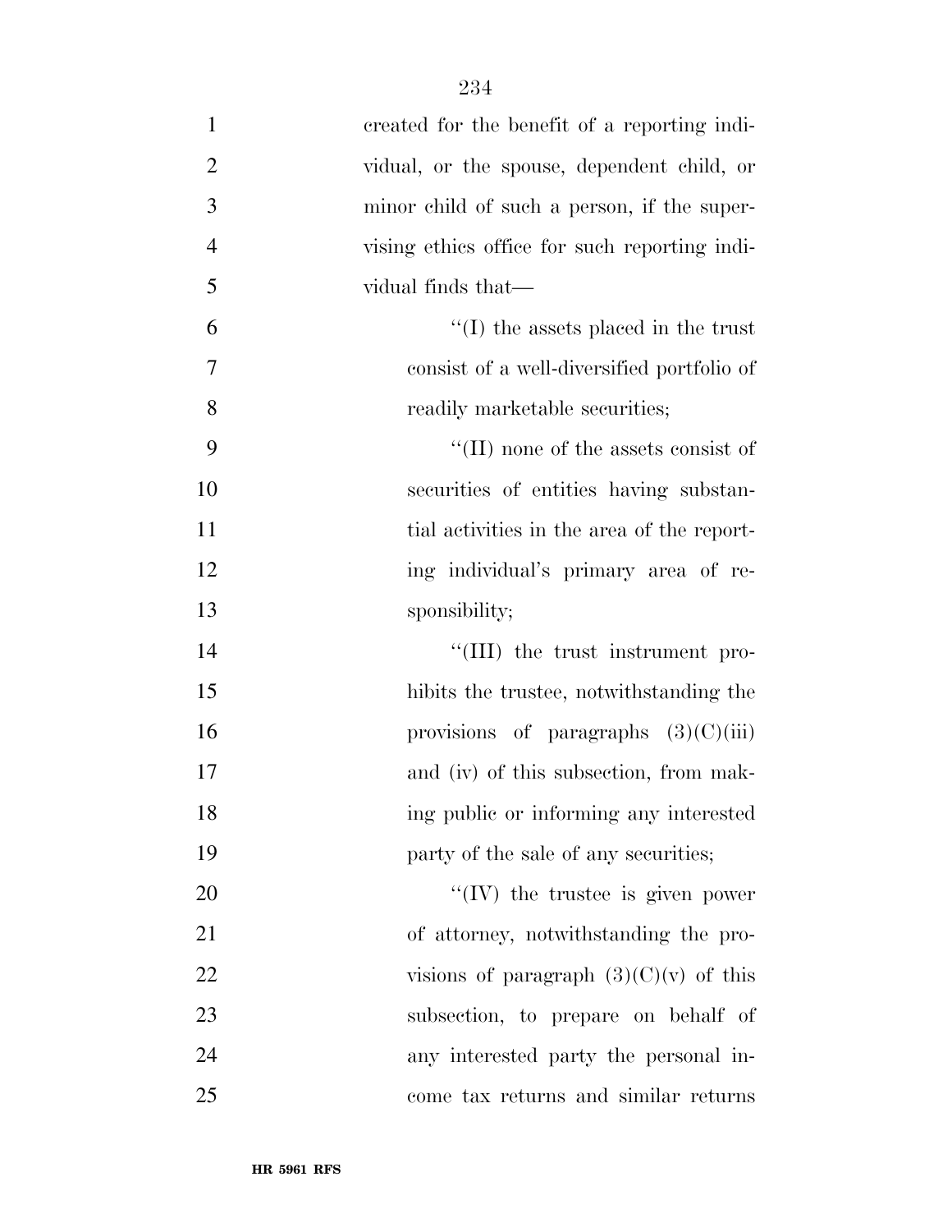created for the benefit of a reporting individual, or the spouse, dependent child, or minor child of such a person, if the supervising ethics office for such reporting individual finds that—

''(I) the assets placed in the trust consist of a well-diversified portfolio of readily marketable securities;

''(II) none of the assets consist of securities of entities having substantial activities in the area of the reporting individual's primary area of responsibility;

''(III) the trust instrument prohibits the trustee, notwithstanding the provisions of paragraphs (3)(C)(iii) and (iv) of this subsection, from making public or informing any interested party of the sale of any securities;

''(IV) the trustee is given power of attorney, notwithstanding the provisions of paragraph (3)(C)(v) of this subsection, to prepare on behalf of any interested party the personal income tax returns and similar returns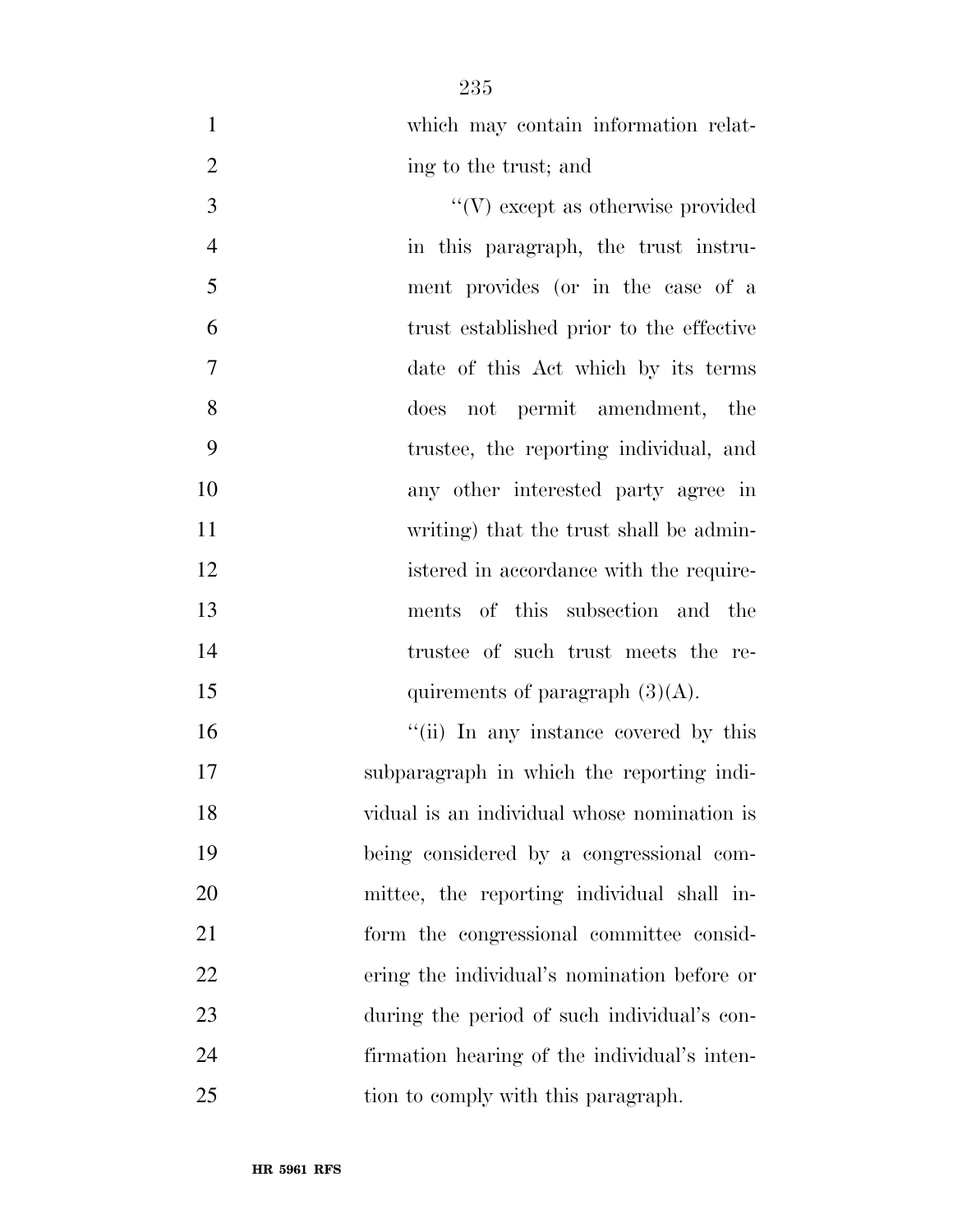which may contain information relating to the trust; and

''(V) except as otherwise provided in this paragraph, the trust instrument provides (or in the case of a trust established prior to the effective date of this Act which by its terms does not permit amendment, the trustee, the reporting individual, and any other interested party agree in writing) that the trust shall be administered in accordance with the requirements of this subsection and the trustee of such trust meets the requirements of paragraph (3)(A).

''(ii) In any instance covered by this subparagraph in which the reporting individual is an individual whose nomination is being considered by a congressional committee, the reporting individual shall inform the congressional committee considering the individual's nomination before or during the period of such individual's confirmation hearing of the individual's intention to comply with this paragraph.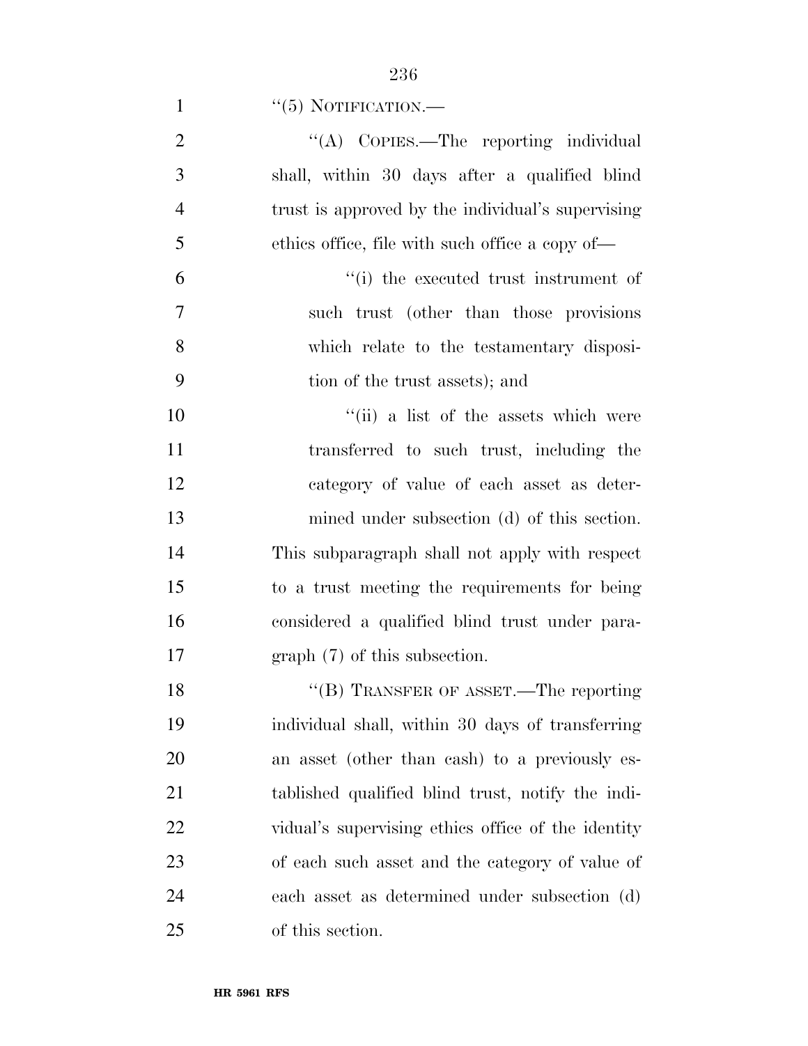''(5) NOTIFICATION.—

''(A) COPIES.—The reporting individual shall, within 30 days after a qualified blind trust is approved by the individual's supervising ethics office, file with such office a copy of—

''(i) the executed trust instrument of such trust (other than those provisions which relate to the testamentary disposition of the trust assets); and

''(ii) a list of the assets which were transferred to such trust, including the category of value of each asset as determined under subsection (d) of this section.

This subparagraph shall not apply with respect to a trust meeting the requirements for being considered a qualified blind trust under paragraph (7) of this subsection.

''(B) TRANSFER OF ASSET.—The reporting individual shall, within 30 days of transferring an asset (other than cash) to a previously established qualified blind trust, notify the individual's supervising ethics office of the identity of each such asset and the category of value of each asset as determined under subsection (d) of this section.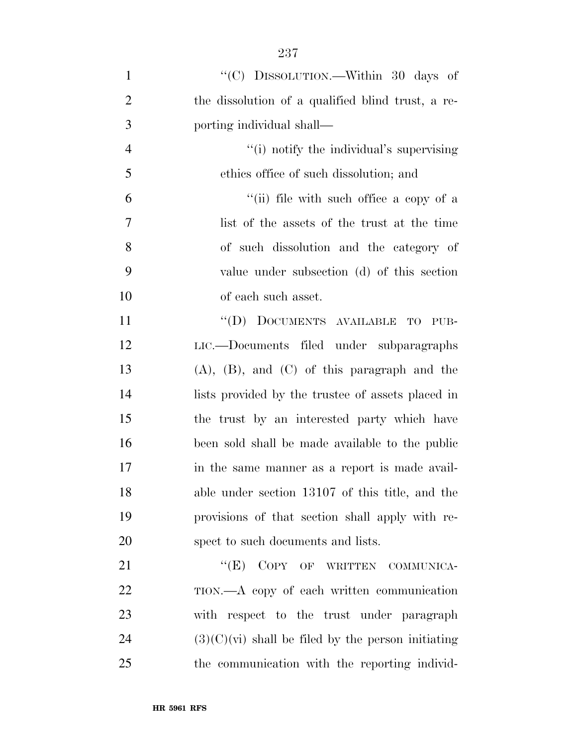"(C) DISSOLUTION.—Within 30 days of the dissolution of a qualified blind trust, a reporting individual shall—

"(i) notify the individual's supervising ethics office of such dissolution; and

"(ii) file with such office a copy of a list of the assets of the trust at the time of such dissolution and the category of value under subsection (d) of this section of each such asset.

"(D) DOCUMENTS AVAILABLE TO PUBLIC.—Documents filed under subparagraphs (A), (B), and (C) of this paragraph and the lists provided by the trustee of assets placed in the trust by an interested party which have been sold shall be made available to the public in the same manner as a report is made available under section 13107 of this title, and the provisions of that section shall apply with respect to such documents and lists.

"(E) COPY OF WRITTEN COMMUNICATION.—A copy of each written communication with respect to the trust under paragraph (3)(C)(vi) shall be filed by the person initiating the communication with the reporting individ-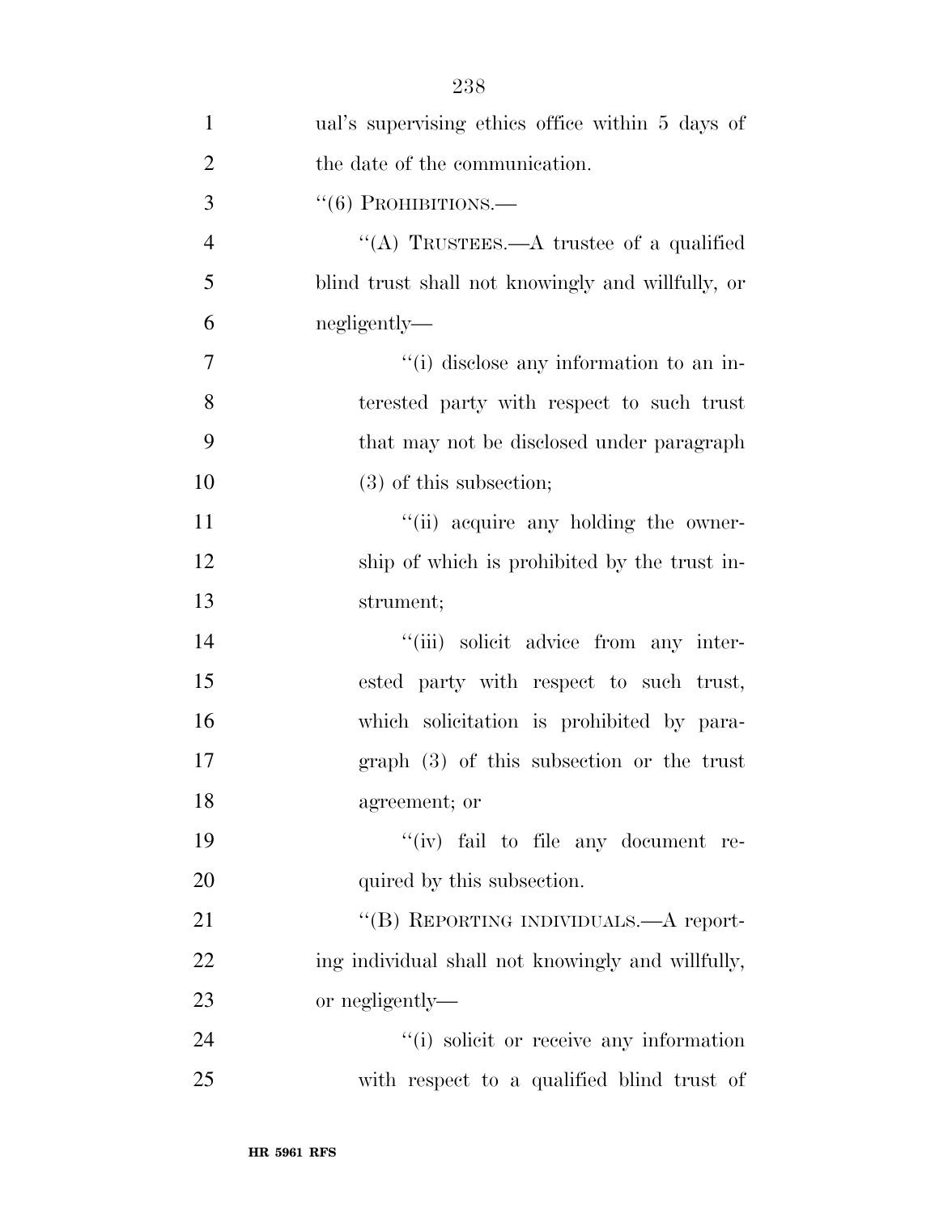ual's supervising ethics office within 5 days of the date of the communication.

"(6) PROHIBITIONS.—

"(A) TRUSTEES.—A trustee of a qualified blind trust shall not knowingly and willfully, or negligently—

"(i) disclose any information to an interested party with respect to such trust that may not be disclosed under paragraph (3) of this subsection;

"(ii) acquire any holding the ownership of which is prohibited by the trust instrument;

"(iii) solicit advice from any interested party with respect to such trust, which solicitation is prohibited by paragraph (3) of this subsection or the trust agreement; or

"(iv) fail to file any document required by this subsection.

"(B) REPORTING INDIVIDUALS.—A reporting individual shall not knowingly and willfully, or negligently—

"(i) solicit or receive any information with respect to a qualified blind trust of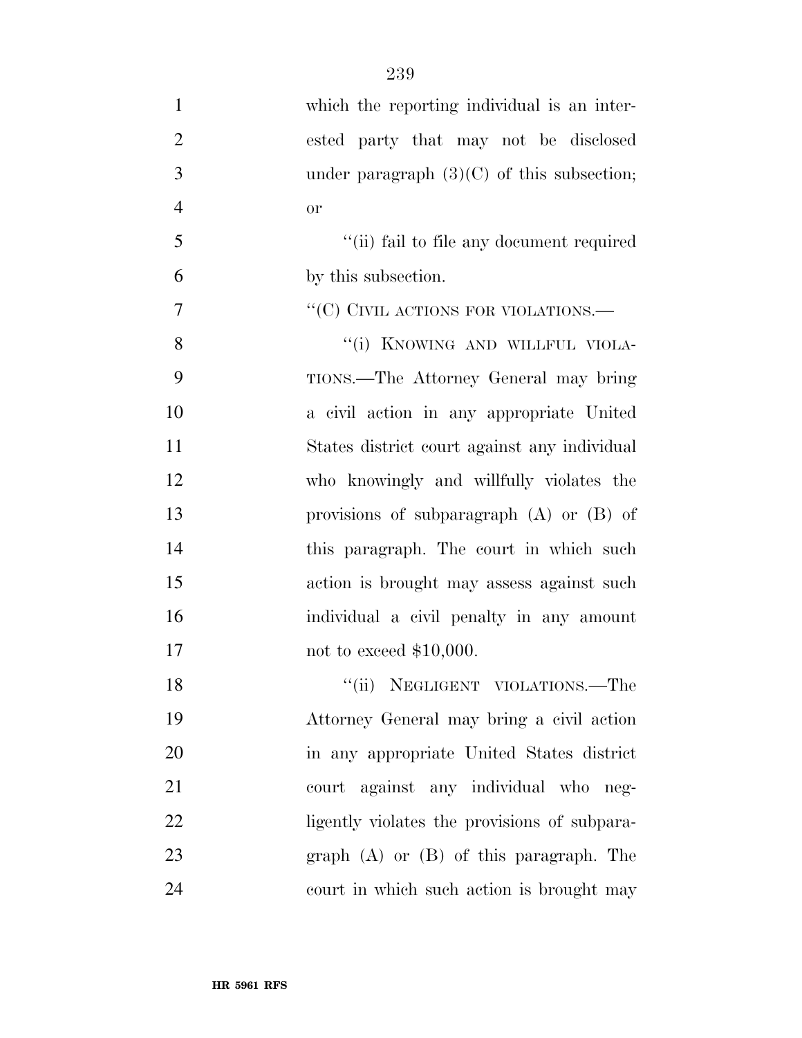which the reporting individual is an interested party that may not be disclosed under paragraph (3)(C) of this subsection; or

''(ii) fail to file any document required by this subsection.

''(C) CIVIL ACTIONS FOR VIOLATIONS.—

''(i) KNOWING AND WILLFUL VIOLATIONS.—The Attorney General may bring a civil action in any appropriate United States district court against any individual who knowingly and willfully violates the provisions of subparagraph (A) or (B) of this paragraph. The court in which such action is brought may assess against such individual a civil penalty in any amount not to exceed $10,000.

''(ii) NEGLIGENT VIOLATIONS.—The Attorney General may bring a civil action in any appropriate United States district court against any individual who negligently violates the provisions of subparagraph (A) or (B) of this paragraph. The court in which such action is brought may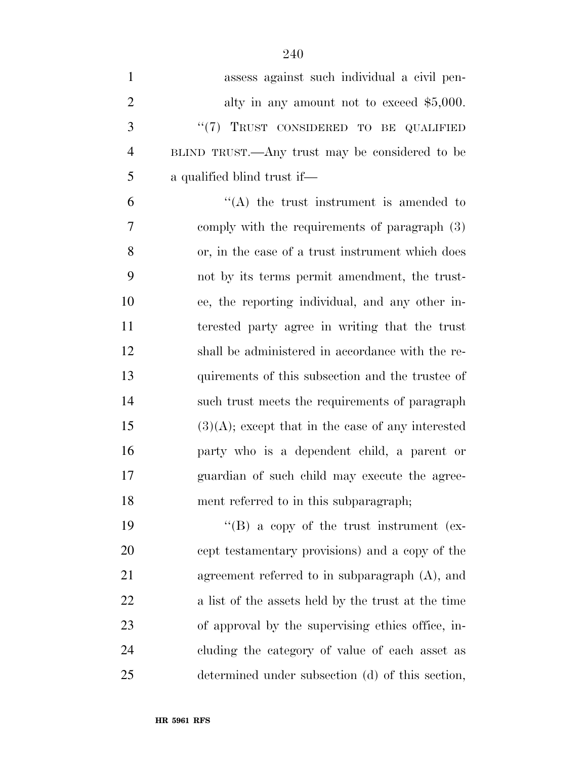assess against such individual a civil penalty in any amount not to exceed $5,000.

"(7) TRUST CONSIDERED TO BE QUALIFIED BLIND TRUST.—Any trust may be considered to be a qualified blind trust if—

"(A) the trust instrument is amended to comply with the requirements of paragraph (3) or, in the case of a trust instrument which does not by its terms permit amendment, the trustee, the reporting individual, and any other interested party agree in writing that the trust shall be administered in accordance with the requirements of this subsection and the trustee of such trust meets the requirements of paragraph (3)(A); except that in the case of any interested party who is a dependent child, a parent or guardian of such child may execute the agreement referred to in this subparagraph;

"(B) a copy of the trust instrument (except testamentary provisions) and a copy of the agreement referred to in subparagraph (A), and a list of the assets held by the trust at the time of approval by the supervising ethics office, including the category of value of each asset as determined under subsection (d) of this section,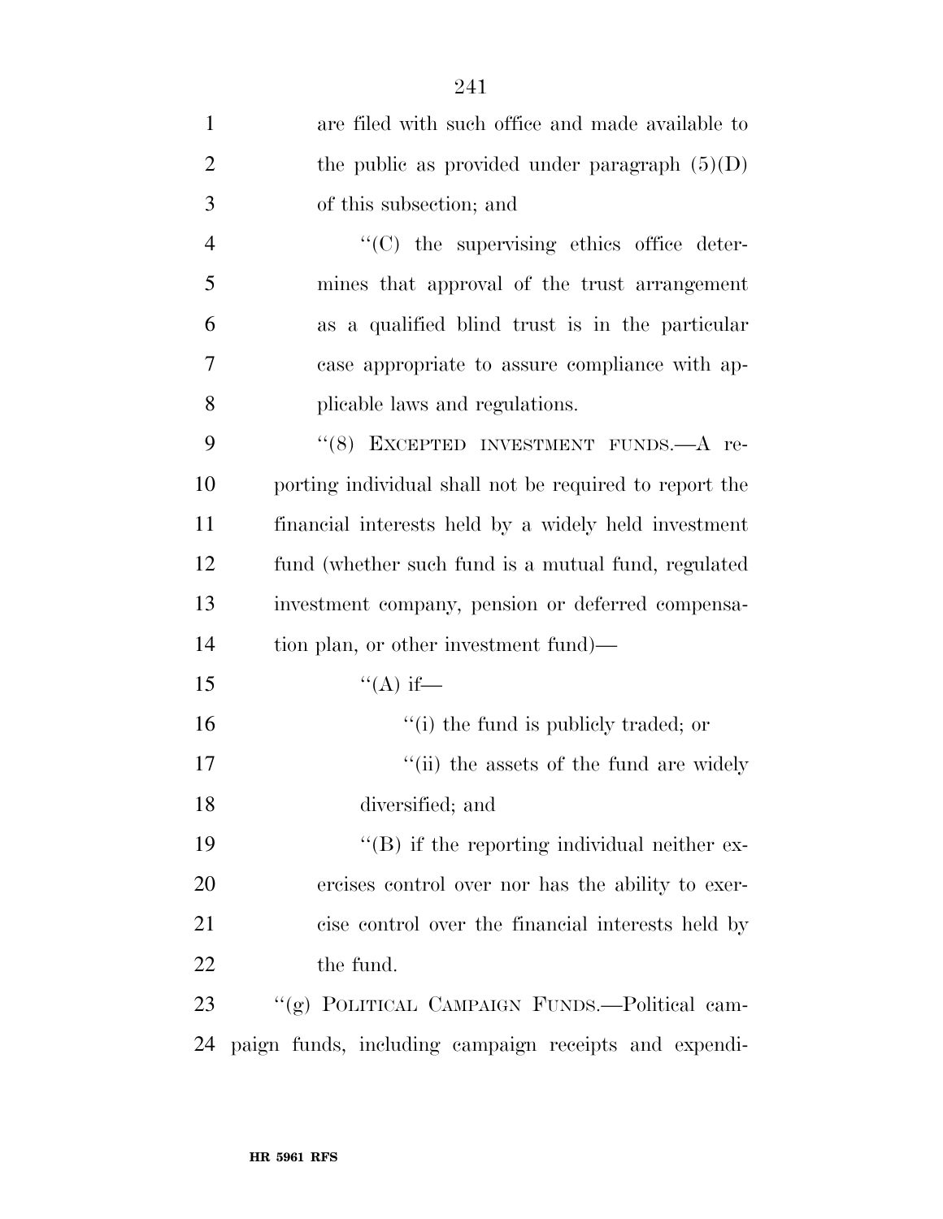are filed with such office and made available to the public as provided under paragraph (5)(D) of this subsection; and

''(C) the supervising ethics office determines that approval of the trust arrangement as a qualified blind trust is in the particular case appropriate to assure compliance with applicable laws and regulations.

''(8) EXCEPTED INVESTMENT FUNDS.—A reporting individual shall not be required to report the financial interests held by a widely held investment fund (whether such fund is a mutual fund, regulated investment company, pension or deferred compensation plan, or other investment fund)—

''(A) if—

''(i) the fund is publicly traded; or

''(ii) the assets of the fund are widely diversified; and

''(B) if the reporting individual neither exercises control over nor has the ability to exercise control over the financial interests held by the fund.

''(g) POLITICAL CAMPAIGN FUNDS.—Political campaign funds, including campaign receipts and expendi-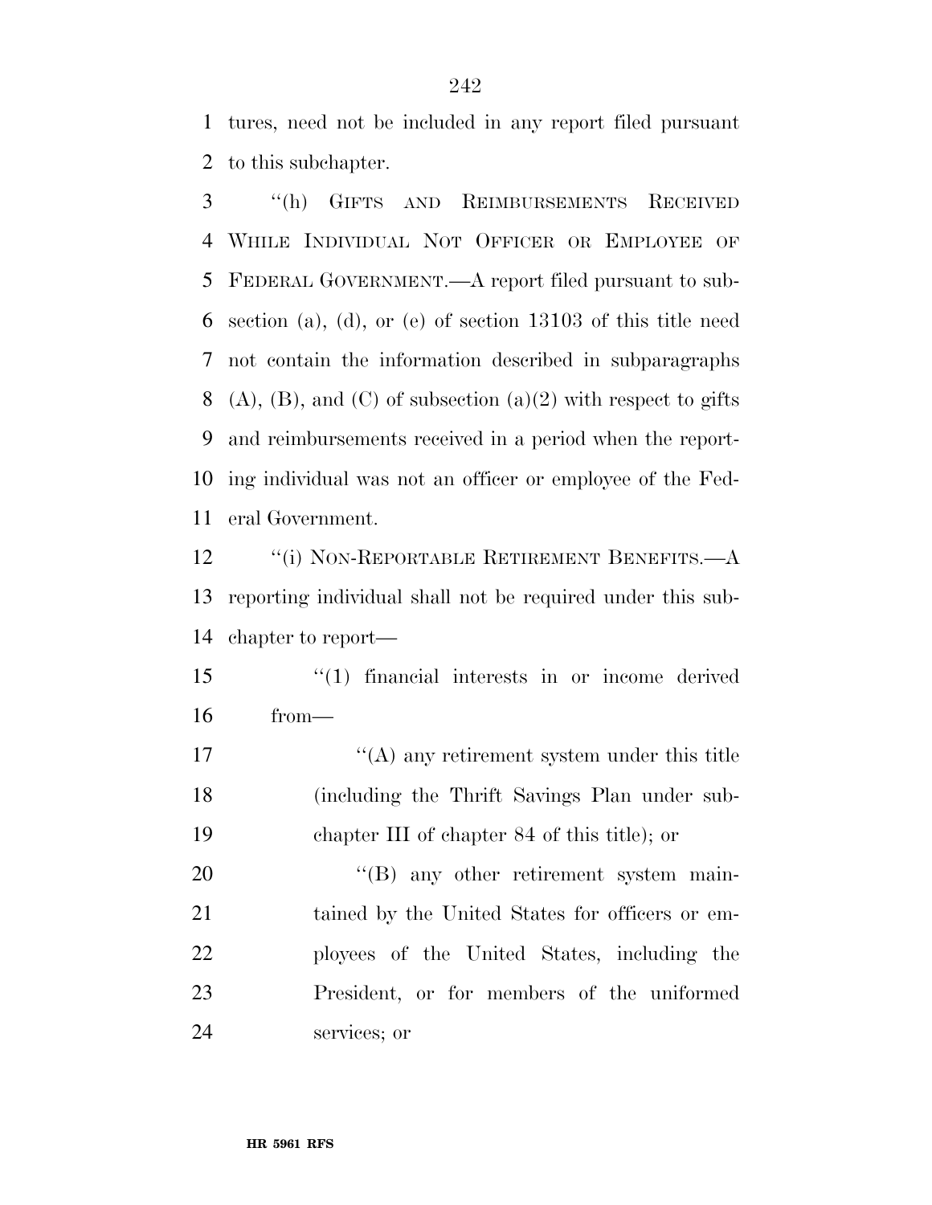tures, need not be included in any report filed pursuant to this subchapter.

"(h) GIFTS AND REIMBURSEMENTS RECEIVED WHILE INDIVIDUAL NOT OFFICER OR EMPLOYEE OF FEDERAL GOVERNMENT.—A report filed pursuant to subsection (a), (d), or (e) of section 13103 of this title need not contain the information described in subparagraphs (A), (B), and (C) of subsection (a)(2) with respect to gifts and reimbursements received in a period when the reporting individual was not an officer or employee of the Federal Government.

"(i) NON-REPORTABLE RETIREMENT BENEFITS.—A reporting individual shall not be required under this subchapter to report—

"(1) financial interests in or income derived from—

"(A) any retirement system under this title (including the Thrift Savings Plan under subchapter III of chapter 84 of this title); or

"(B) any other retirement system maintained by the United States for officers or employees of the United States, including the President, or for members of the uniformed services; or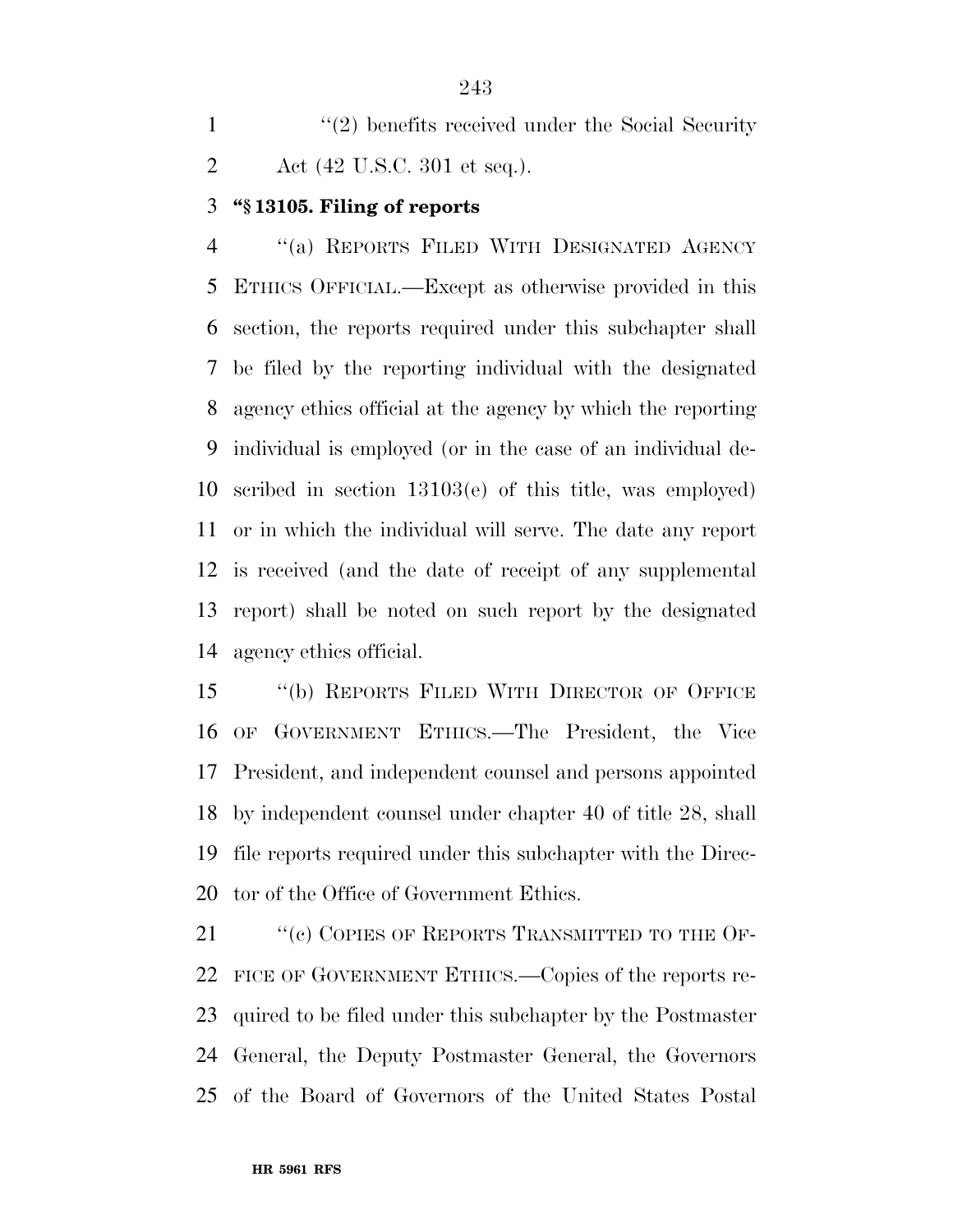''(2) benefits received under the Social Security Act (42 U.S.C. 301 et seq.).

**''§ 13105. Filing of reports**

''(a) REPORTS FILED WITH DESIGNATED AGENCY ETHICS OFFICIAL.—Except as otherwise provided in this section, the reports required under this subchapter shall be filed by the reporting individual with the designated agency ethics official at the agency by which the reporting individual is employed (or in the case of an individual described in section 13103(e) of this title, was employed) or in which the individual will serve. The date any report is received (and the date of receipt of any supplemental report) shall be noted on such report by the designated agency ethics official.

''(b) REPORTS FILED WITH DIRECTOR OF OFFICE OF GOVERNMENT ETHICS.—The President, the Vice President, and independent counsel and persons appointed by independent counsel under chapter 40 of title 28, shall file reports required under this subchapter with the Director of the Office of Government Ethics.

''(c) COPIES OF REPORTS TRANSMITTED TO THE OFFICE OF GOVERNMENT ETHICS.—Copies of the reports required to be filed under this subchapter by the Postmaster General, the Deputy Postmaster General, the Governors of the Board of Governors of the United States Postal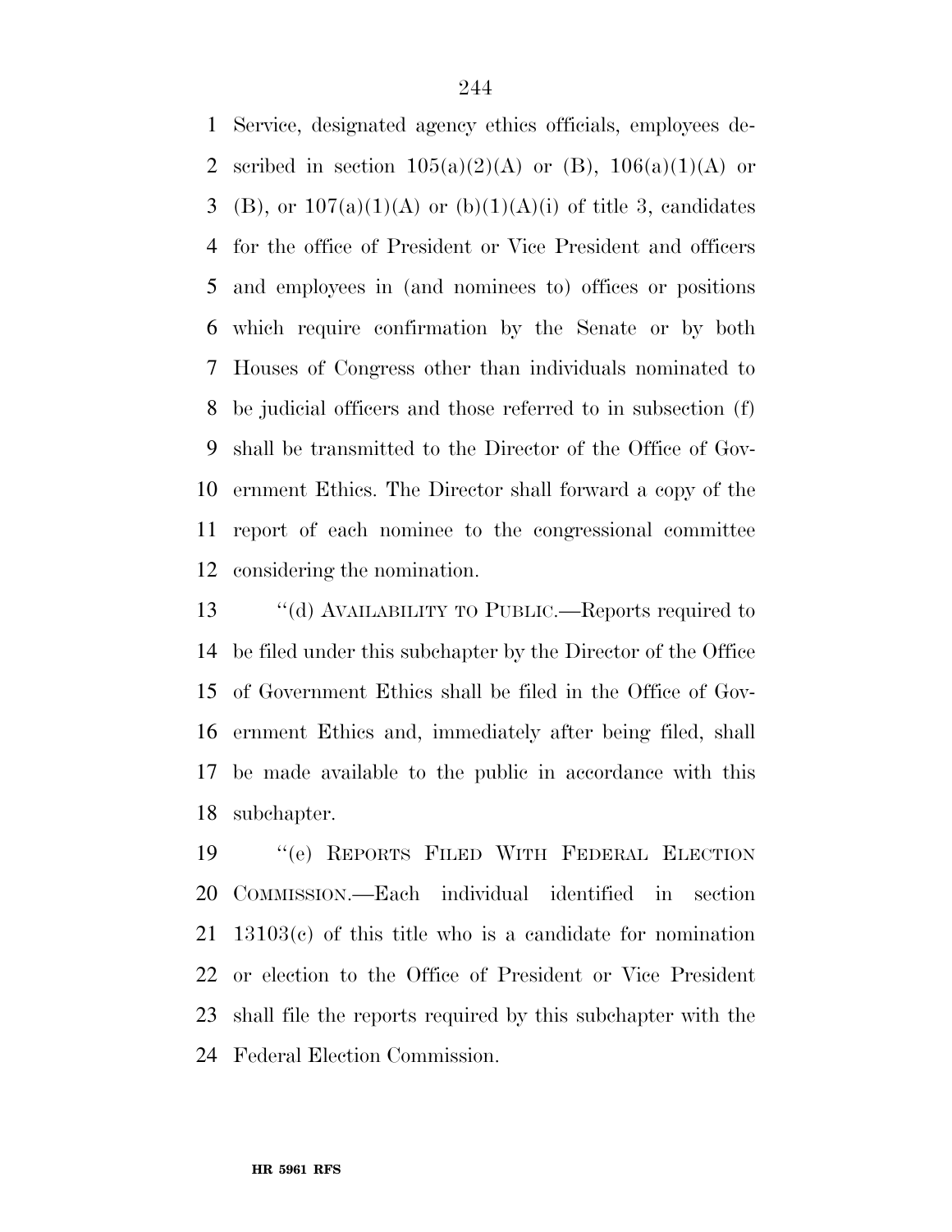Service, designated agency ethics officials, employees described in section 105(a)(2)(A) or (B), 106(a)(1)(A) or (B), or 107(a)(1)(A) or (b)(1)(A)(i) of title 3, candidates for the office of President or Vice President and officers and employees in (and nominees to) offices or positions which require confirmation by the Senate or by both Houses of Congress other than individuals nominated to be judicial officers and those referred to in subsection (f) shall be transmitted to the Director of the Office of Government Ethics. The Director shall forward a copy of the report of each nominee to the congressional committee considering the nomination.

''(d) AVAILABILITY TO PUBLIC.—Reports required to be filed under this subchapter by the Director of the Office of Government Ethics shall be filed in the Office of Government Ethics and, immediately after being filed, shall be made available to the public in accordance with this subchapter.

''(e) REPORTS FILED WITH FEDERAL ELECTION COMMISSION.—Each individual identified in section 13103(c) of this title who is a candidate for nomination or election to the Office of President or Vice President shall file the reports required by this subchapter with the Federal Election Commission.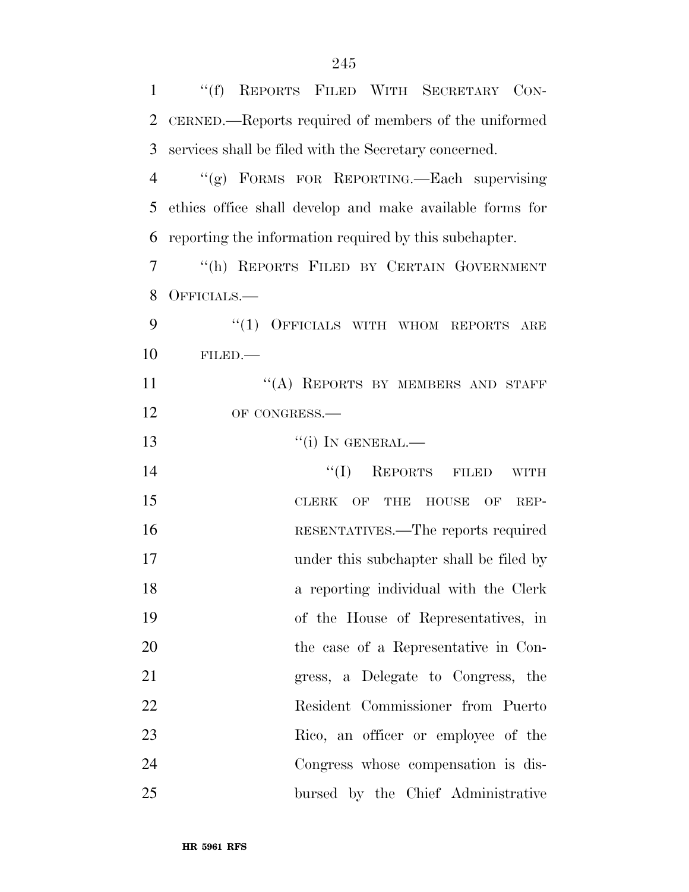"(f) REPORTS FILED WITH SECRETARY CONCERNED.—Reports required of members of the uniformed services shall be filed with the Secretary concerned.

"(g) FORMS FOR REPORTING.—Each supervising ethics office shall develop and make available forms for reporting the information required by this subchapter.

"(h) REPORTS FILED BY CERTAIN GOVERNMENT OFFICIALS.—

"(1) OFFICIALS WITH WHOM REPORTS ARE FILED.—

"(A) REPORTS BY MEMBERS AND STAFF OF CONGRESS.—

"(i) IN GENERAL.—

"(I) REPORTS FILED WITH CLERK OF THE HOUSE OF REPRESENTATIVES.—The reports required under this subchapter shall be filed by a reporting individual with the Clerk of the House of Representatives, in the case of a Representative in Congress, a Delegate to Congress, the Resident Commissioner from Puerto Rico, an officer or employee of the Congress whose compensation is disbursed by the Chief Administrative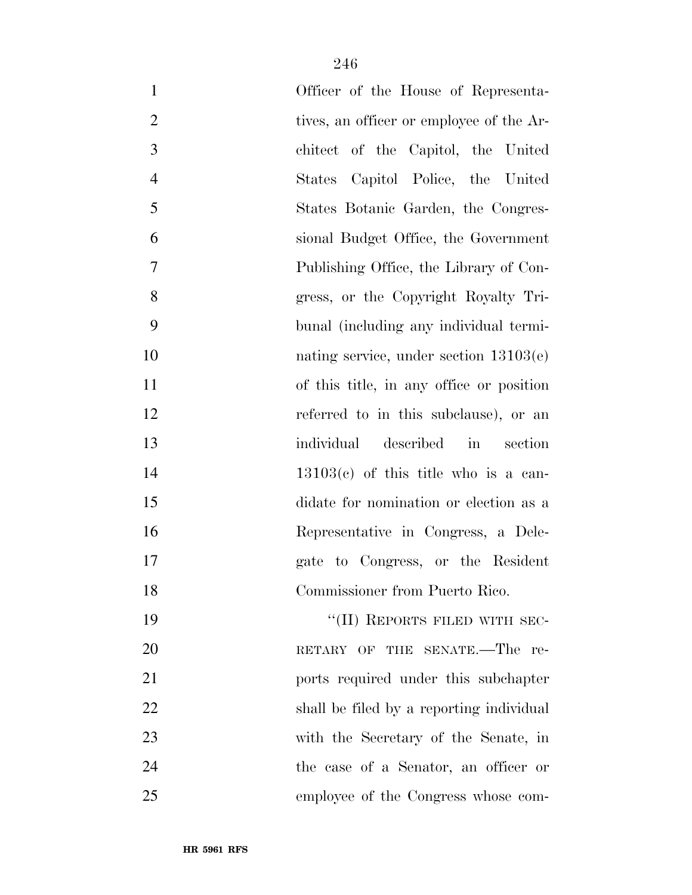Officer of the House of Representatives, an officer or employee of the Architect of the Capitol, the United States Capitol Police, the United States Botanic Garden, the Congressional Budget Office, the Government Publishing Office, the Library of Congress, or the Copyright Royalty Tribunal (including any individual terminating service, under section 13103(e) of this title, in any office or position referred to in this subclause), or an individual described in section 13103(c) of this title who is a candidate for nomination or election as a Representative in Congress, a Delegate to Congress, or the Resident Commissioner from Puerto Rico.

"(II) REPORTS FILED WITH SECRETARY OF THE SENATE.—The reports required under this subchapter shall be filed by a reporting individual with the Secretary of the Senate, in the case of a Senator, an officer or employee of the Congress whose com-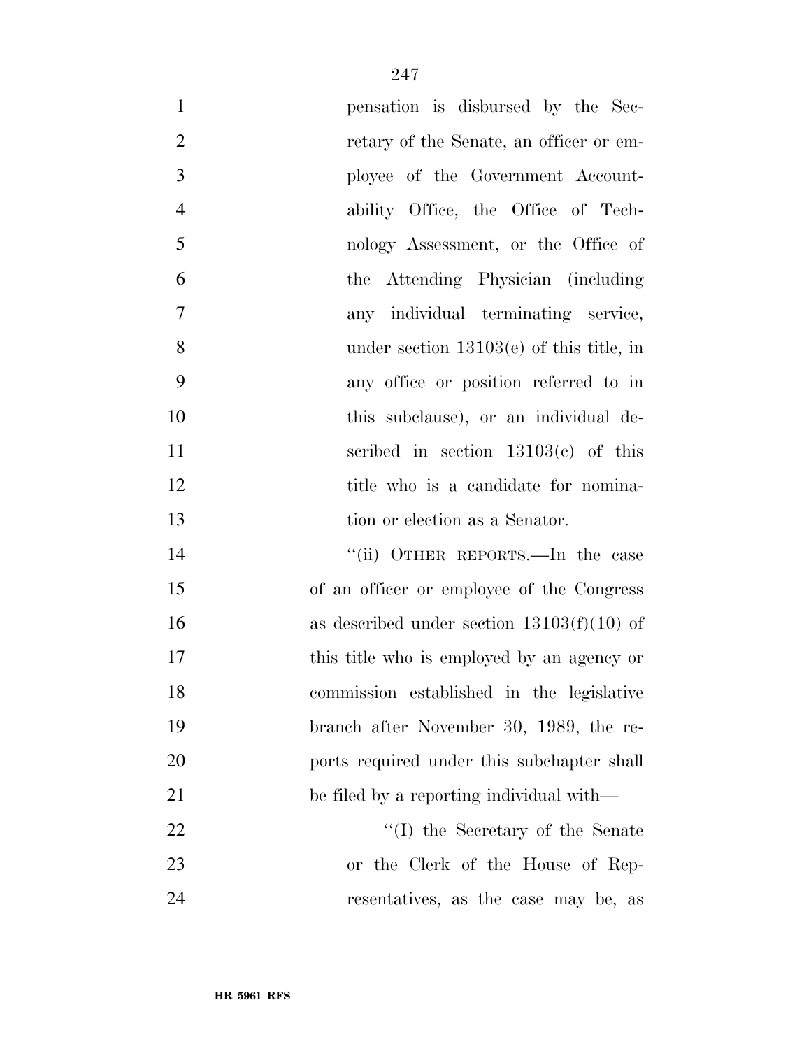pensation is disbursed by the Secretary of the Senate, an officer or employee of the Government Accountability Office, the Office of Technology Assessment, or the Office of the Attending Physician (including any individual terminating service, under section 13103(e) of this title, in any office or position referred to in this subclause), or an individual described in section 13103(c) of this title who is a candidate for nomination or election as a Senator.

''(ii) OTHER REPORTS.—In the case of an officer or employee of the Congress as described under section 13103(f)(10) of this title who is employed by an agency or commission established in the legislative branch after November 30, 1989, the reports required under this subchapter shall be filed by a reporting individual with—

''(I) the Secretary of the Senate or the Clerk of the House of Representatives, as the case may be, as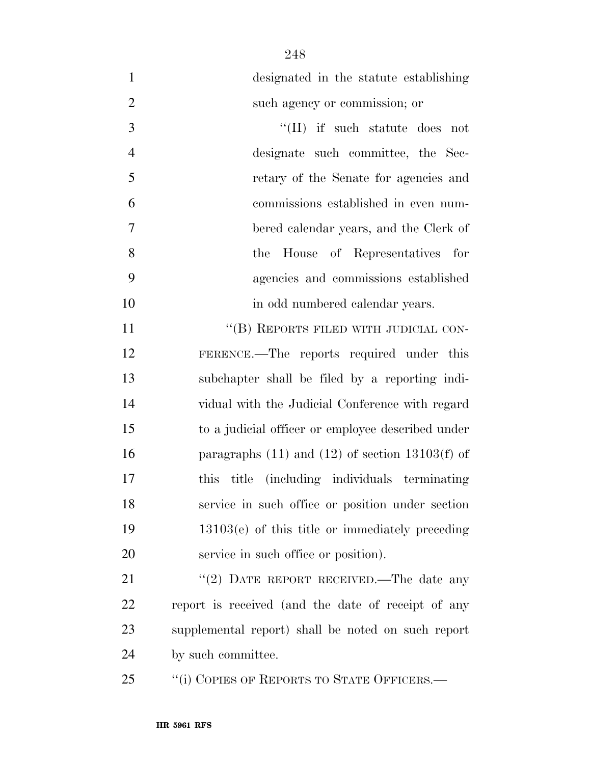designated in the statute establishing such agency or commission; or

''(II) if such statute does not designate such committee, the Secretary of the Senate for agencies and commissions established in even numbered calendar years, and the Clerk of the House of Representatives for agencies and commissions established in odd numbered calendar years.

''(B) REPORTS FILED WITH JUDICIAL CONFERENCE.—The reports required under this subchapter shall be filed by a reporting individual with the Judicial Conference with regard to a judicial officer or employee described under paragraphs (11) and (12) of section 13103(f) of this title (including individuals terminating service in such office or position under section 13103(e) of this title or immediately preceding service in such office or position).

''(2) DATE REPORT RECEIVED.—The date any report is received (and the date of receipt of any supplemental report) shall be noted on such report by such committee.

''(i) COPIES OF REPORTS TO STATE OFFICERS.—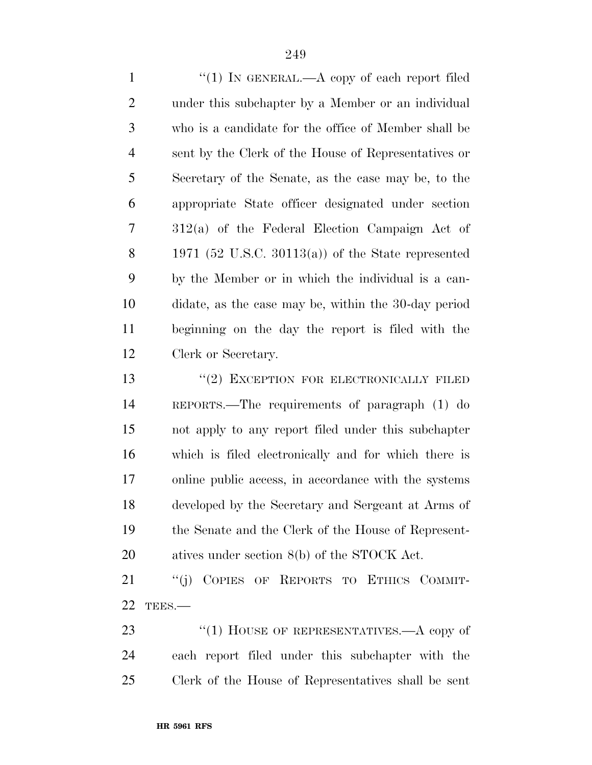"(1) IN GENERAL.—A copy of each report filed under this subchapter by a Member or an individual who is a candidate for the office of Member shall be sent by the Clerk of the House of Representatives or Secretary of the Senate, as the case may be, to the appropriate State officer designated under section 312(a) of the Federal Election Campaign Act of 1971 (52 U.S.C. 30113(a)) of the State represented by the Member or in which the individual is a candidate, as the case may be, within the 30-day period beginning on the day the report is filed with the Clerk or Secretary.

"(2) EXCEPTION FOR ELECTRONICALLY FILED REPORTS.—The requirements of paragraph (1) do not apply to any report filed under this subchapter which is filed electronically and for which there is online public access, in accordance with the systems developed by the Secretary and Sergeant at Arms of the Senate and the Clerk of the House of Representatives under section 8(b) of the STOCK Act.

"(j) COPIES OF REPORTS TO ETHICS COMMITTEES.—

"(1) HOUSE OF REPRESENTATIVES.—A copy of each report filed under this subchapter with the Clerk of the House of Representatives shall be sent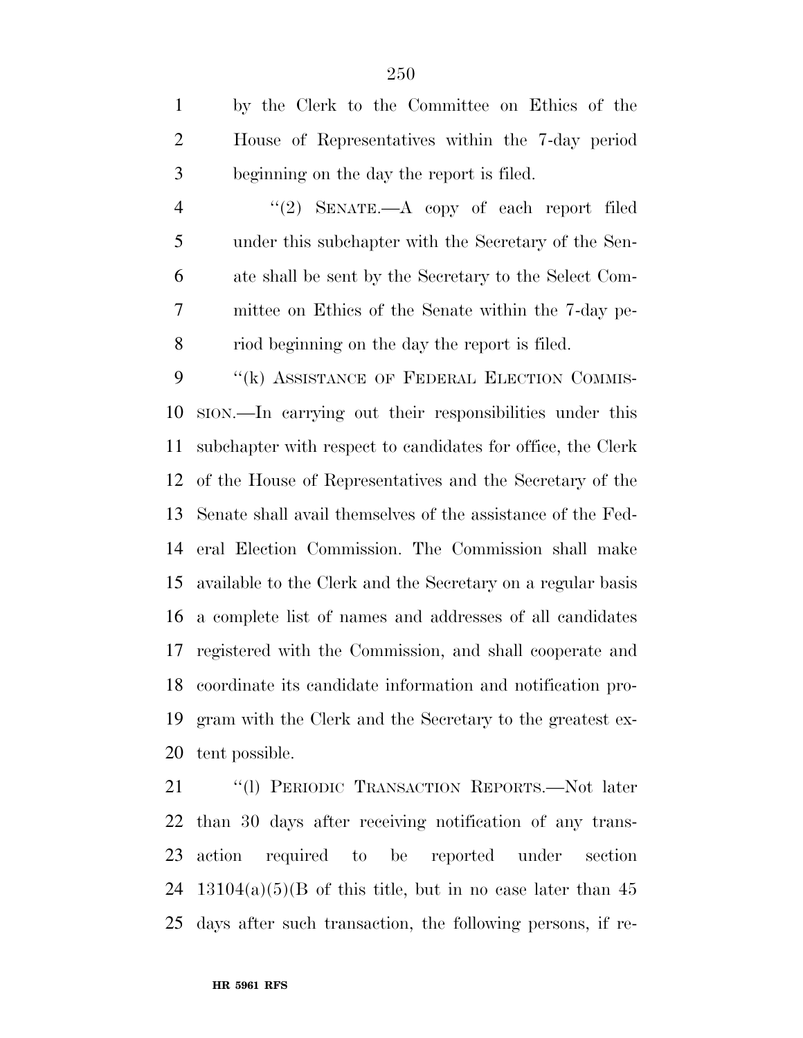by the Clerk to the Committee on Ethics of the House of Representatives within the 7-day period beginning on the day the report is filed.

"(2) SENATE.—A copy of each report filed under this subchapter with the Secretary of the Senate shall be sent by the Secretary to the Select Committee on Ethics of the Senate within the 7-day period beginning on the day the report is filed.

"(k) ASSISTANCE OF FEDERAL ELECTION COMMISSION.—In carrying out their responsibilities under this subchapter with respect to candidates for office, the Clerk of the House of Representatives and the Secretary of the Senate shall avail themselves of the assistance of the Federal Election Commission. The Commission shall make available to the Clerk and the Secretary on a regular basis a complete list of names and addresses of all candidates registered with the Commission, and shall cooperate and coordinate its candidate information and notification program with the Clerk and the Secretary to the greatest extent possible.

"(l) PERIODIC TRANSACTION REPORTS.—Not later than 30 days after receiving notification of any transaction required to be reported under section 13104(a)(5)(B of this title, but in no case later than 45 days after such transaction, the following persons, if re-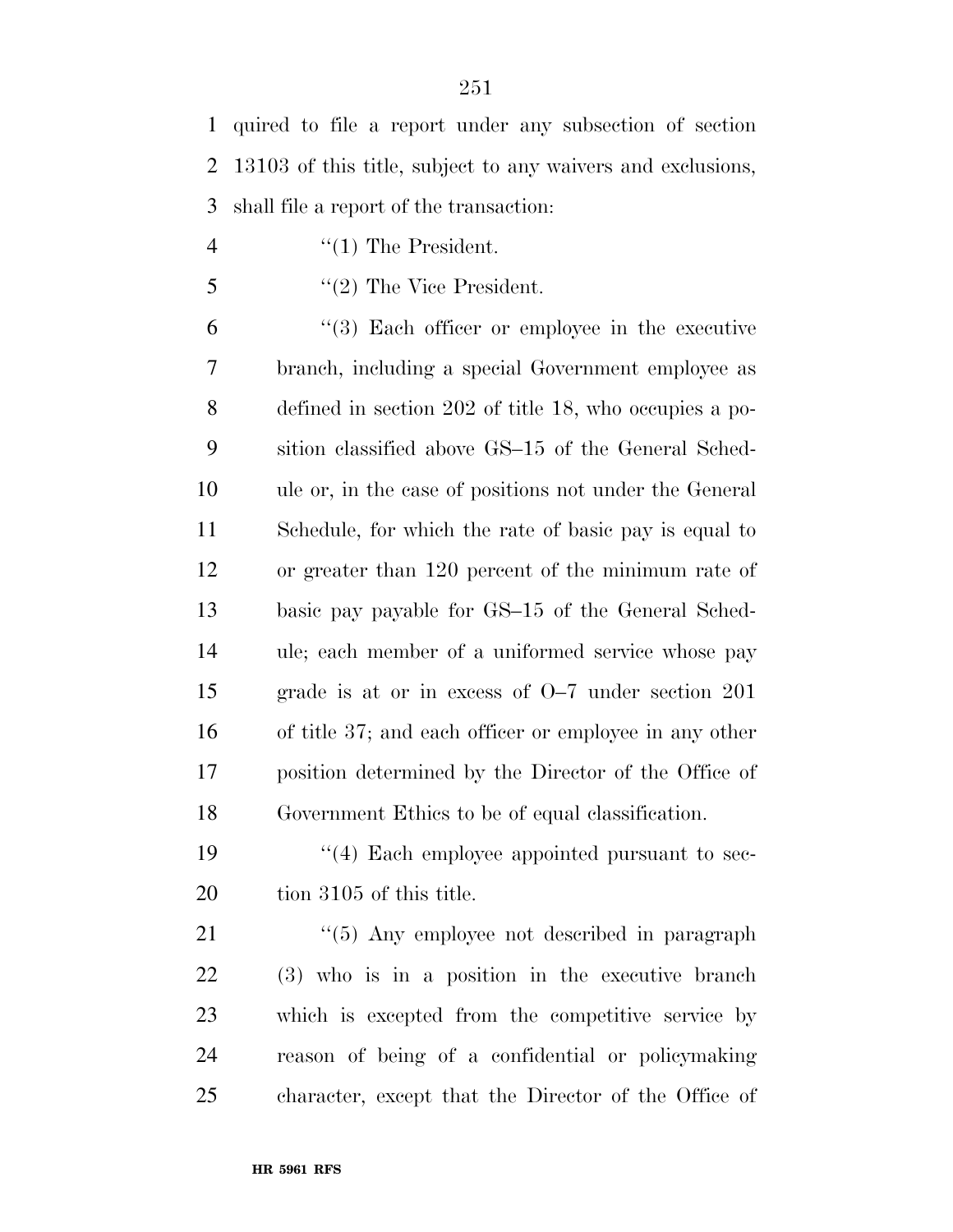quired to file a report under any subsection of section 13103 of this title, subject to any waivers and exclusions, shall file a report of the transaction:

''(1) The President.

''(2) The Vice President.

''(3) Each officer or employee in the executive branch, including a special Government employee as defined in section 202 of title 18, who occupies a position classified above GS–15 of the General Schedule or, in the case of positions not under the General Schedule, for which the rate of basic pay is equal to or greater than 120 percent of the minimum rate of basic pay payable for GS–15 of the General Schedule; each member of a uniformed service whose pay grade is at or in excess of O–7 under section 201 of title 37; and each officer or employee in any other position determined by the Director of the Office of Government Ethics to be of equal classification.

''(4) Each employee appointed pursuant to section 3105 of this title.

''(5) Any employee not described in paragraph (3) who is in a position in the executive branch which is excepted from the competitive service by reason of being of a confidential or policymaking character, except that the Director of the Office of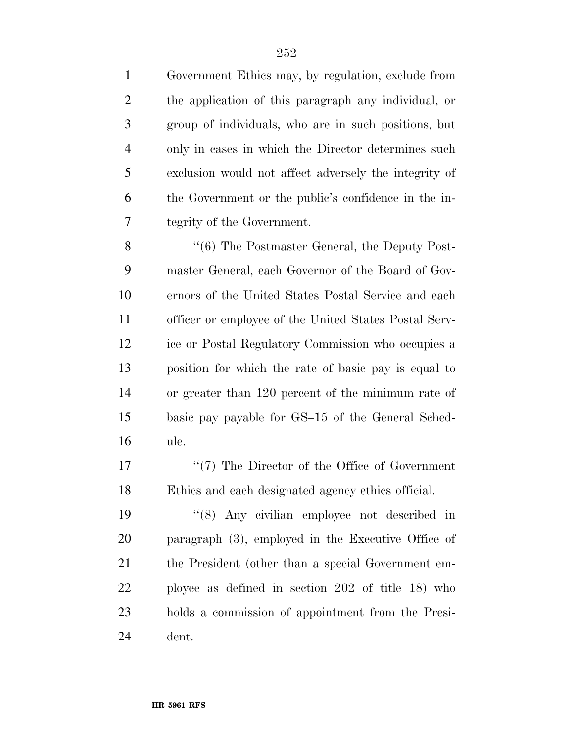Government Ethics may, by regulation, exclude from the application of this paragraph any individual, or group of individuals, who are in such positions, but only in cases in which the Director determines such exclusion would not affect adversely the integrity of the Government or the public's confidence in the integrity of the Government.

''(6) The Postmaster General, the Deputy Postmaster General, each Governor of the Board of Governors of the United States Postal Service and each officer or employee of the United States Postal Service or Postal Regulatory Commission who occupies a position for which the rate of basic pay is equal to or greater than 120 percent of the minimum rate of basic pay payable for GS–15 of the General Schedule.

''(7) The Director of the Office of Government Ethics and each designated agency ethics official.

''(8) Any civilian employee not described in paragraph (3), employed in the Executive Office of the President (other than a special Government employee as defined in section 202 of title 18) who holds a commission of appointment from the President.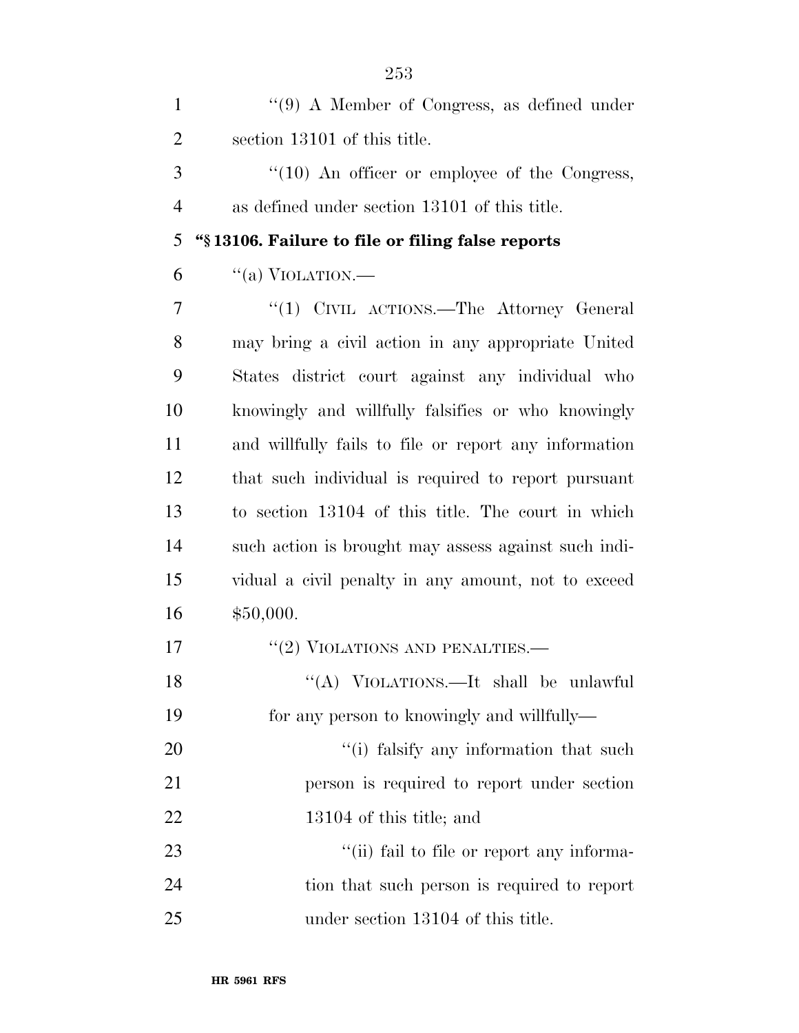"(9) A Member of Congress, as defined under section 13101 of this title.

"(10) An officer or employee of the Congress, as defined under section 13101 of this title.

**"§ 13106. Failure to file or filing false reports**

"(a) VIOLATION.—

"(1) CIVIL ACTIONS.—The Attorney General may bring a civil action in any appropriate United States district court against any individual who knowingly and willfully falsifies or who knowingly and willfully fails to file or report any information that such individual is required to report pursuant to section 13104 of this title. The court in which such action is brought may assess against such individual a civil penalty in any amount, not to exceed $50,000.

"(2) VIOLATIONS AND PENALTIES.—

"(A) VIOLATIONS.—It shall be unlawful for any person to knowingly and willfully—

"(i) falsify any information that such person is required to report under section 13104 of this title; and

"(ii) fail to file or report any information that such person is required to report under section 13104 of this title.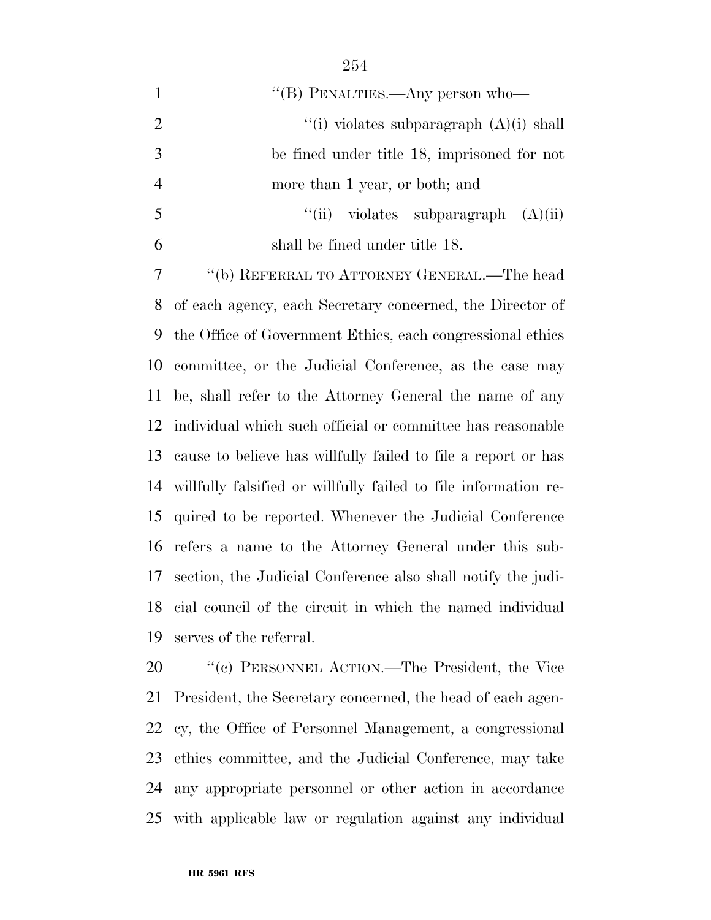"(B) PENALTIES.—Any person who—

"(i) violates subparagraph (A)(i) shall be fined under title 18, imprisoned for not more than 1 year, or both; and

"(ii) violates subparagraph (A)(ii) shall be fined under title 18.

"(b) REFERRAL TO ATTORNEY GENERAL.—The head of each agency, each Secretary concerned, the Director of the Office of Government Ethics, each congressional ethics committee, or the Judicial Conference, as the case may be, shall refer to the Attorney General the name of any individual which such official or committee has reasonable cause to believe has willfully failed to file a report or has willfully falsified or willfully failed to file information required to be reported. Whenever the Judicial Conference refers a name to the Attorney General under this subsection, the Judicial Conference also shall notify the judicial council of the circuit in which the named individual serves of the referral.

"(c) PERSONNEL ACTION.—The President, the Vice President, the Secretary concerned, the head of each agency, the Office of Personnel Management, a congressional ethics committee, and the Judicial Conference, may take any appropriate personnel or other action in accordance with applicable law or regulation against any individual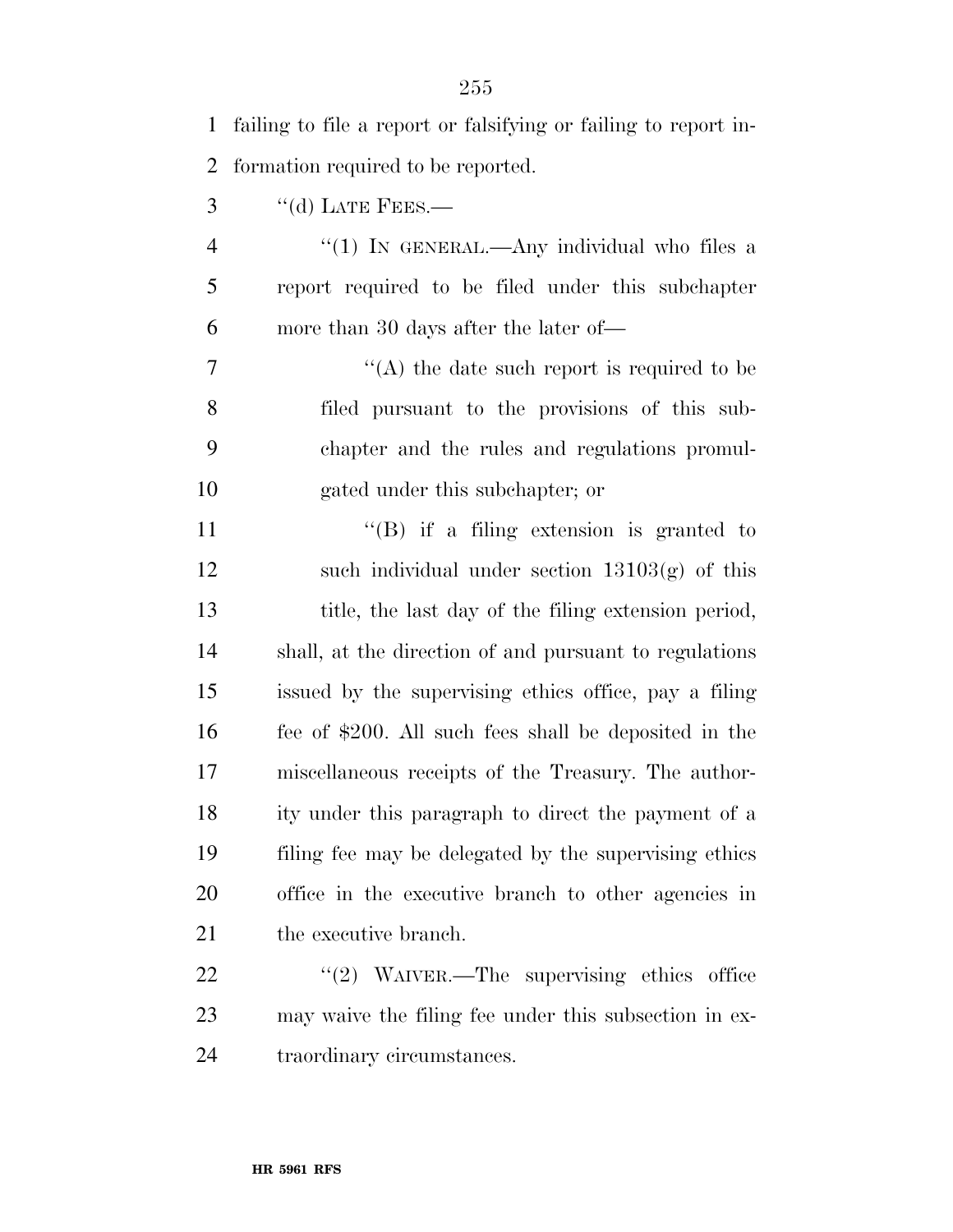failing to file a report or falsifying or failing to report information required to be reported.

"(d) LATE FEES.—

"(1) IN GENERAL.—Any individual who files a report required to be filed under this subchapter more than 30 days after the later of—

"(A) the date such report is required to be filed pursuant to the provisions of this subchapter and the rules and regulations promulgated under this subchapter; or

"(B) if a filing extension is granted to such individual under section 13103(g) of this title, the last day of the filing extension period,

shall, at the direction of and pursuant to regulations issued by the supervising ethics office, pay a filing fee of $200. All such fees shall be deposited in the miscellaneous receipts of the Treasury. The authority under this paragraph to direct the payment of a filing fee may be delegated by the supervising ethics office in the executive branch to other agencies in the executive branch.

"(2) WAIVER.—The supervising ethics office may waive the filing fee under this subsection in extraordinary circumstances.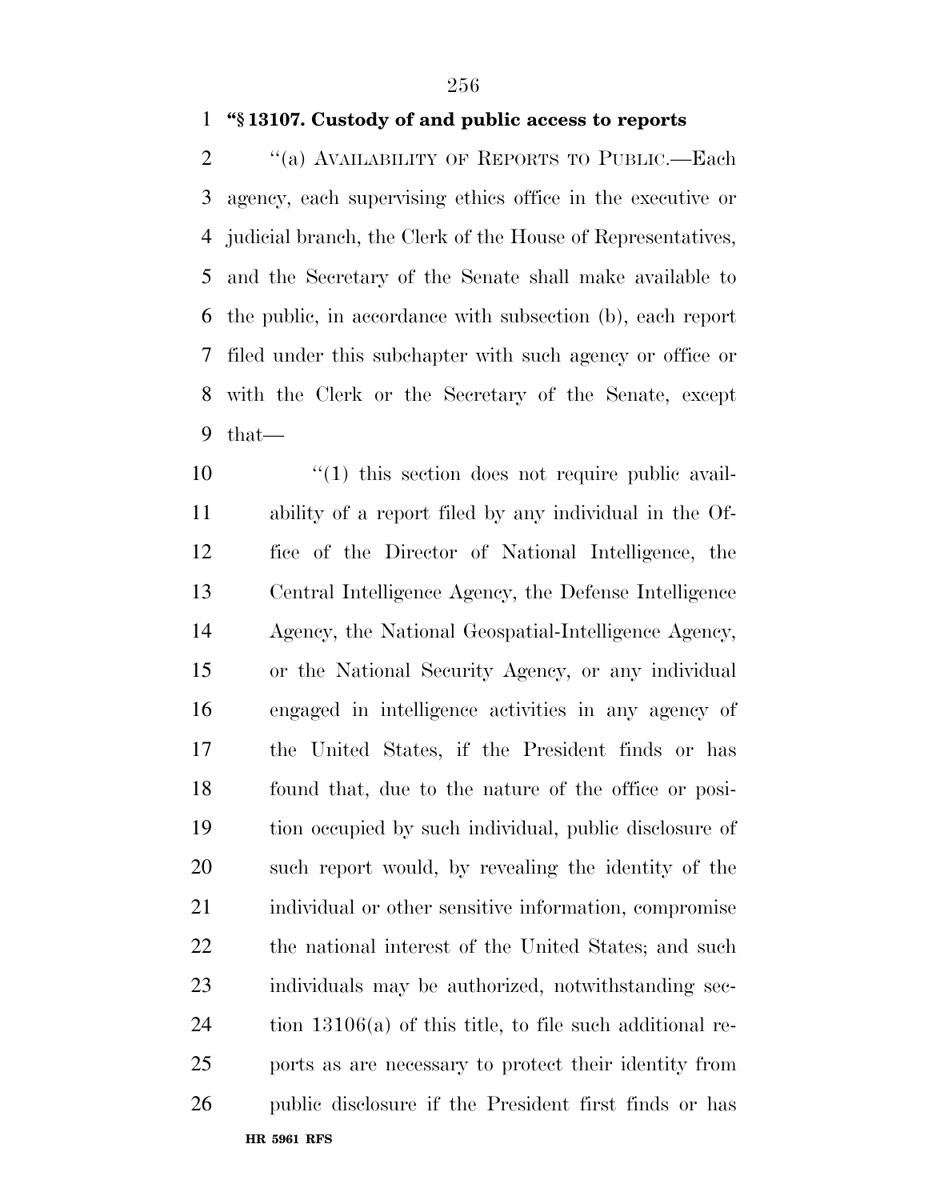**"§ 13107. Custody of and public access to reports**

"(a) AVAILABILITY OF REPORTS TO PUBLIC.—Each agency, each supervising ethics office in the executive or judicial branch, the Clerk of the House of Representatives, and the Secretary of the Senate shall make available to the public, in accordance with subsection (b), each report filed under this subchapter with such agency or office or with the Clerk or the Secretary of the Senate, except that—

"(1) this section does not require public availability of a report filed by any individual in the Office of the Director of National Intelligence, the Central Intelligence Agency, the Defense Intelligence Agency, the National Geospatial-Intelligence Agency, or the National Security Agency, or any individual engaged in intelligence activities in any agency of the United States, if the President finds or has found that, due to the nature of the office or position occupied by such individual, public disclosure of such report would, by revealing the identity of the individual or other sensitive information, compromise the national interest of the United States; and such individuals may be authorized, notwithstanding section 13106(a) of this title, to file such additional reports as are necessary to protect their identity from public disclosure if the President first finds or has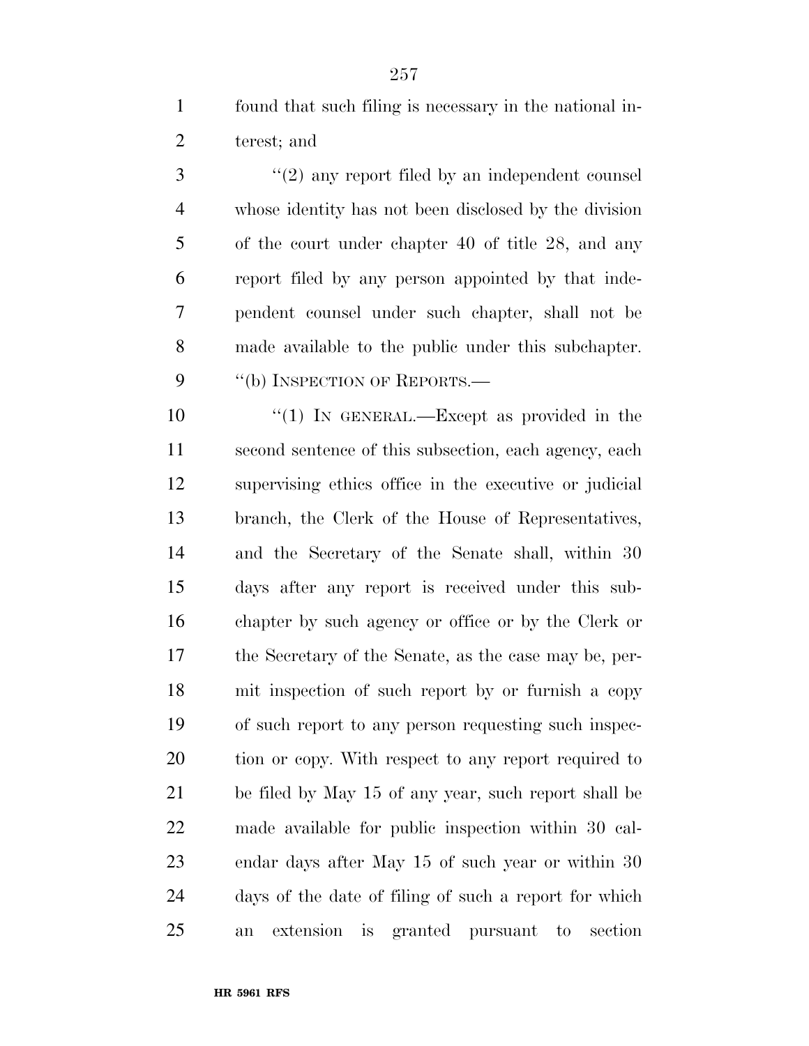found that such filing is necessary in the national interest; and

"(2) any report filed by an independent counsel whose identity has not been disclosed by the division of the court under chapter 40 of title 28, and any report filed by any person appointed by that independent counsel under such chapter, shall not be made available to the public under this subchapter.

"(b) INSPECTION OF REPORTS.—

"(1) IN GENERAL.—Except as provided in the second sentence of this subsection, each agency, each supervising ethics office in the executive or judicial branch, the Clerk of the House of Representatives, and the Secretary of the Senate shall, within 30 days after any report is received under this subchapter by such agency or office or by the Clerk or the Secretary of the Senate, as the case may be, permit inspection of such report by or furnish a copy of such report to any person requesting such inspection or copy. With respect to any report required to be filed by May 15 of any year, such report shall be made available for public inspection within 30 calendar days after May 15 of such year or within 30 days of the date of filing of such a report for which an extension is granted pursuant to section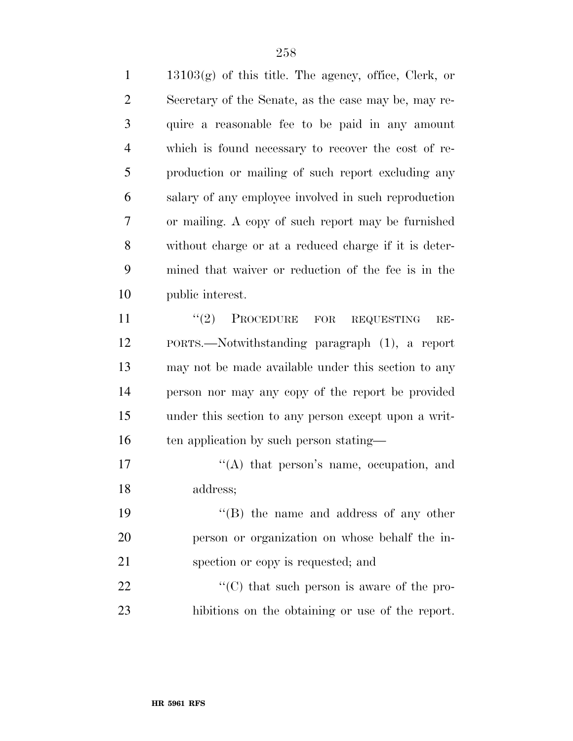13103(g) of this title. The agency, office, Clerk, or Secretary of the Senate, as the case may be, may require a reasonable fee to be paid in any amount which is found necessary to recover the cost of reproduction or mailing of such report excluding any salary of any employee involved in such reproduction or mailing. A copy of such report may be furnished without charge or at a reduced charge if it is determined that waiver or reduction of the fee is in the public interest.

"(2) PROCEDURE FOR REQUESTING REPORTS.—Notwithstanding paragraph (1), a report may not be made available under this section to any person nor may any copy of the report be provided under this section to any person except upon a written application by such person stating—

"(A) that person's name, occupation, and address;

"(B) the name and address of any other person or organization on whose behalf the inspection or copy is requested; and

"(C) that such person is aware of the prohibitions on the obtaining or use of the report.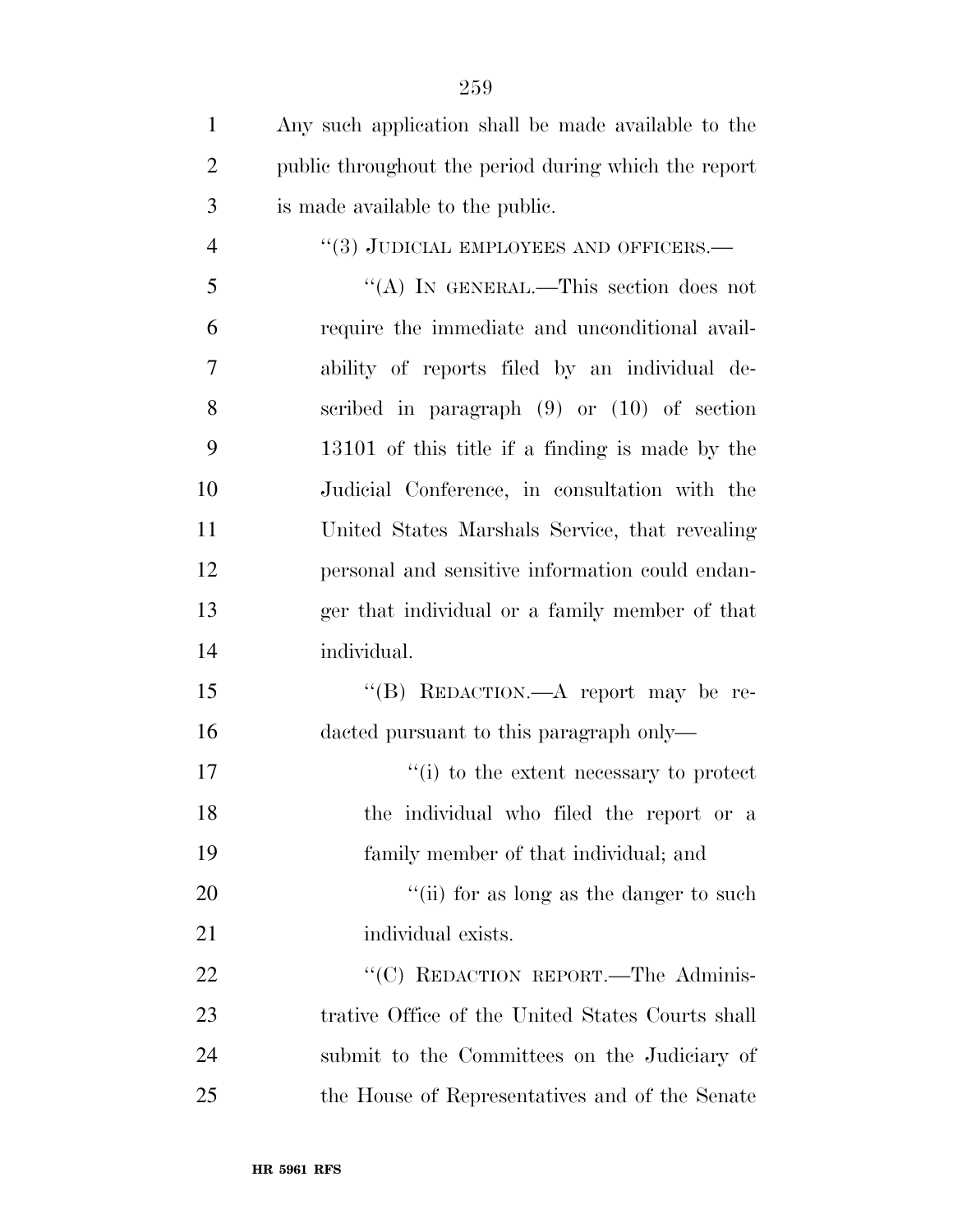Any such application shall be made available to the public throughout the period during which the report is made available to the public.

''(3) JUDICIAL EMPLOYEES AND OFFICERS.—

''(A) IN GENERAL.—This section does not require the immediate and unconditional availability of reports filed by an individual described in paragraph (9) or (10) of section 13101 of this title if a finding is made by the Judicial Conference, in consultation with the United States Marshals Service, that revealing personal and sensitive information could endanger that individual or a family member of that individual.

''(B) REDACTION.—A report may be redacted pursuant to this paragraph only—

''(i) to the extent necessary to protect the individual who filed the report or a family member of that individual; and

''(ii) for as long as the danger to such individual exists.

''(C) REDACTION REPORT.—The Administrative Office of the United States Courts shall submit to the Committees on the Judiciary of the House of Representatives and of the Senate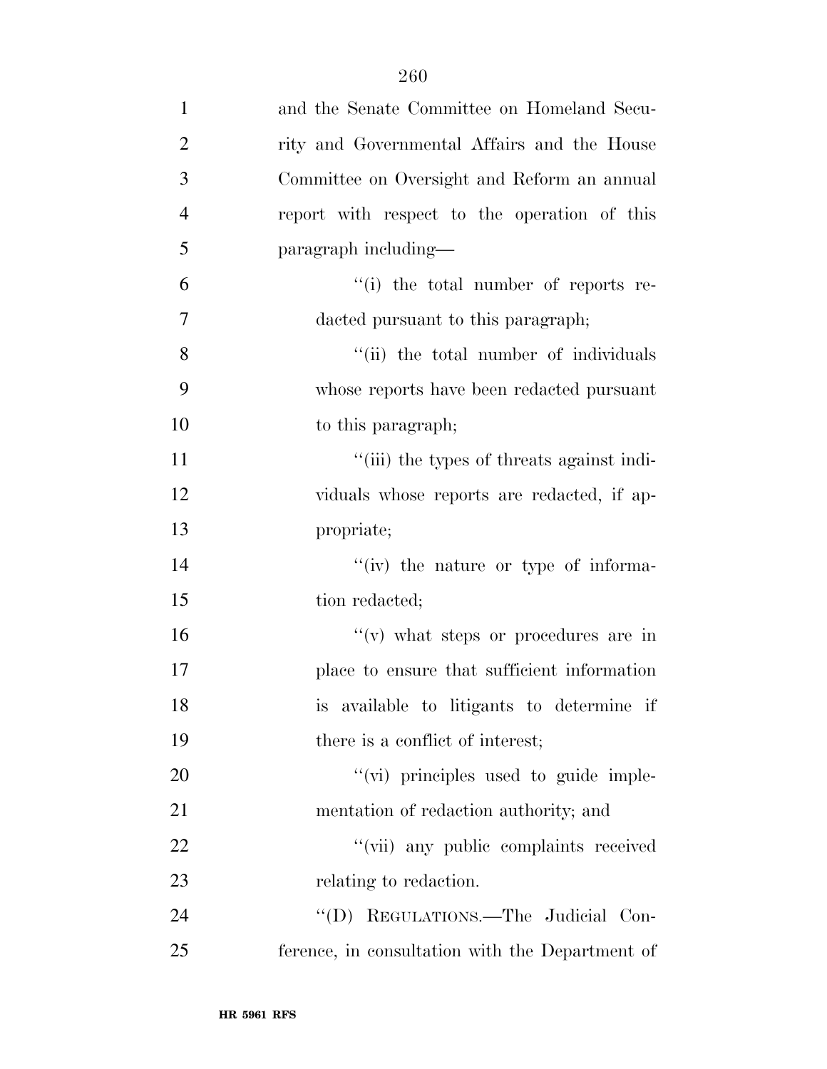and the Senate Committee on Homeland Security and Governmental Affairs and the House Committee on Oversight and Reform an annual report with respect to the operation of this paragraph including—

"(i) the total number of reports redacted pursuant to this paragraph;

"(ii) the total number of individuals whose reports have been redacted pursuant to this paragraph;

"(iii) the types of threats against individuals whose reports are redacted, if appropriate;

"(iv) the nature or type of information redacted;

"(v) what steps or procedures are in place to ensure that sufficient information is available to litigants to determine if there is a conflict of interest;

"(vi) principles used to guide implementation of redaction authority; and

"(vii) any public complaints received relating to redaction.

"(D) REGULATIONS.—The Judicial Conference, in consultation with the Department of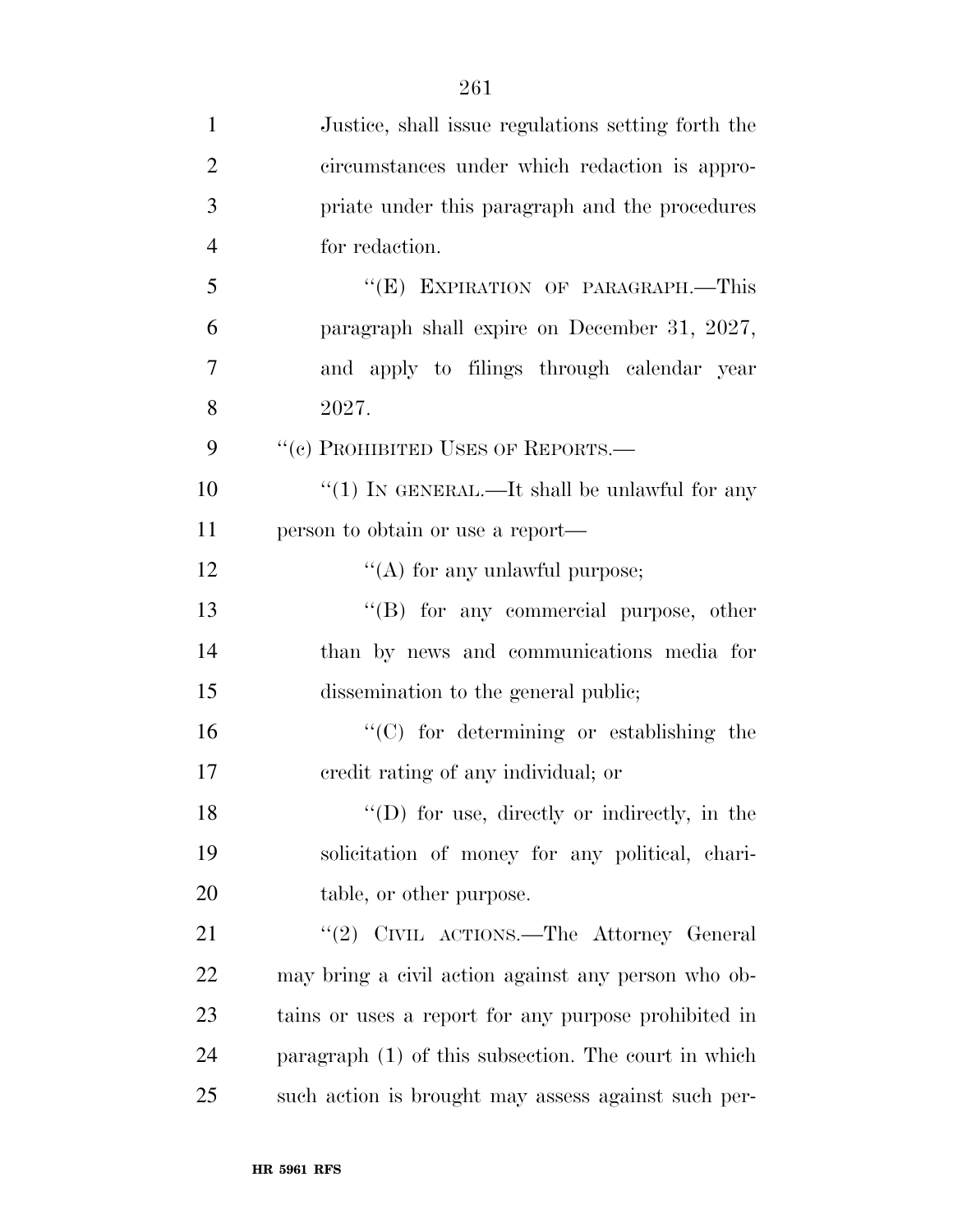Justice, shall issue regulations setting forth the circumstances under which redaction is appropriate under this paragraph and the procedures for redaction.

"(E) EXPIRATION OF PARAGRAPH.—This paragraph shall expire on December 31, 2027, and apply to filings through calendar year 2027.

"(c) PROHIBITED USES OF REPORTS.—

"(1) IN GENERAL.—It shall be unlawful for any person to obtain or use a report—

"(A) for any unlawful purpose;

"(B) for any commercial purpose, other than by news and communications media for dissemination to the general public;

"(C) for determining or establishing the credit rating of any individual; or

"(D) for use, directly or indirectly, in the solicitation of money for any political, charitable, or other purpose.

"(2) CIVIL ACTIONS.—The Attorney General may bring a civil action against any person who obtains or uses a report for any purpose prohibited in paragraph (1) of this subsection. The court in which such action is brought may assess against such per-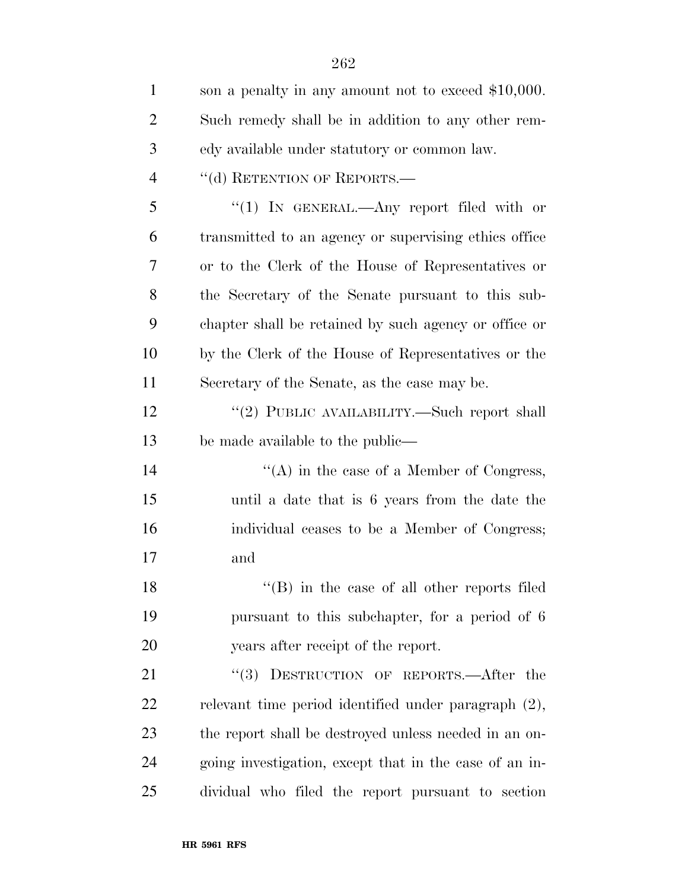son a penalty in any amount not to exceed $10,000. Such remedy shall be in addition to any other remedy available under statutory or common law.

''(d) RETENTION OF REPORTS.—

''(1) IN GENERAL.—Any report filed with or transmitted to an agency or supervising ethics office or to the Clerk of the House of Representatives or the Secretary of the Senate pursuant to this subchapter shall be retained by such agency or office or by the Clerk of the House of Representatives or the Secretary of the Senate, as the case may be.

''(2) PUBLIC AVAILABILITY.—Such report shall be made available to the public—

''(A) in the case of a Member of Congress, until a date that is 6 years from the date the individual ceases to be a Member of Congress; and

''(B) in the case of all other reports filed pursuant to this subchapter, for a period of 6 years after receipt of the report.

''(3) DESTRUCTION OF REPORTS.—After the relevant time period identified under paragraph (2), the report shall be destroyed unless needed in an ongoing investigation, except that in the case of an individual who filed the report pursuant to section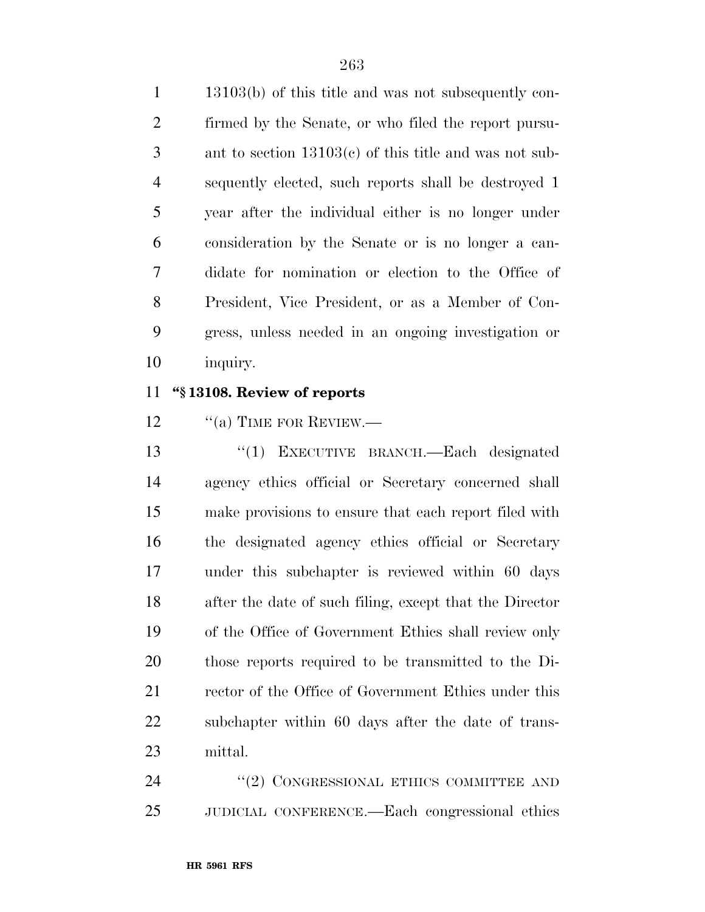13103(b) of this title and was not subsequently confirmed by the Senate, or who filed the report pursuant to section 13103(c) of this title and was not subsequently elected, such reports shall be destroyed 1 year after the individual either is no longer under consideration by the Senate or is no longer a candidate for nomination or election to the Office of President, Vice President, or as a Member of Congress, unless needed in an ongoing investigation or inquiry.

**"§ 13108. Review of reports**

"(a) TIME FOR REVIEW.—

"(1) EXECUTIVE BRANCH.—Each designated agency ethics official or Secretary concerned shall make provisions to ensure that each report filed with the designated agency ethics official or Secretary under this subchapter is reviewed within 60 days after the date of such filing, except that the Director of the Office of Government Ethics shall review only those reports required to be transmitted to the Director of the Office of Government Ethics under this subchapter within 60 days after the date of transmittal.

"(2) CONGRESSIONAL ETHICS COMMITTEE AND JUDICIAL CONFERENCE.—Each congressional ethics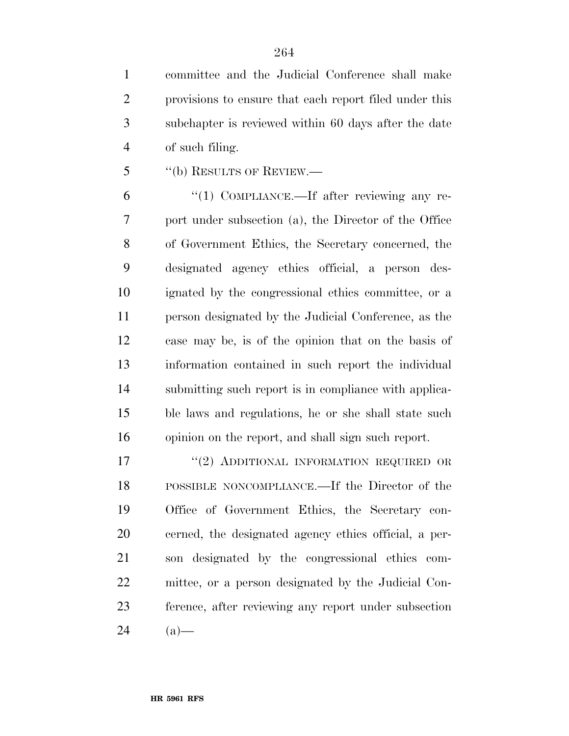committee and the Judicial Conference shall make provisions to ensure that each report filed under this subchapter is reviewed within 60 days after the date of such filing.

"(b) RESULTS OF REVIEW.—

"(1) COMPLIANCE.—If after reviewing any report under subsection (a), the Director of the Office of Government Ethics, the Secretary concerned, the designated agency ethics official, a person designated by the congressional ethics committee, or a person designated by the Judicial Conference, as the case may be, is of the opinion that on the basis of information contained in such report the individual submitting such report is in compliance with applicable laws and regulations, he or she shall state such opinion on the report, and shall sign such report.

"(2) ADDITIONAL INFORMATION REQUIRED OR POSSIBLE NONCOMPLIANCE.—If the Director of the Office of Government Ethics, the Secretary concerned, the designated agency ethics official, a person designated by the congressional ethics committee, or a person designated by the Judicial Conference, after reviewing any report under subsection (a)—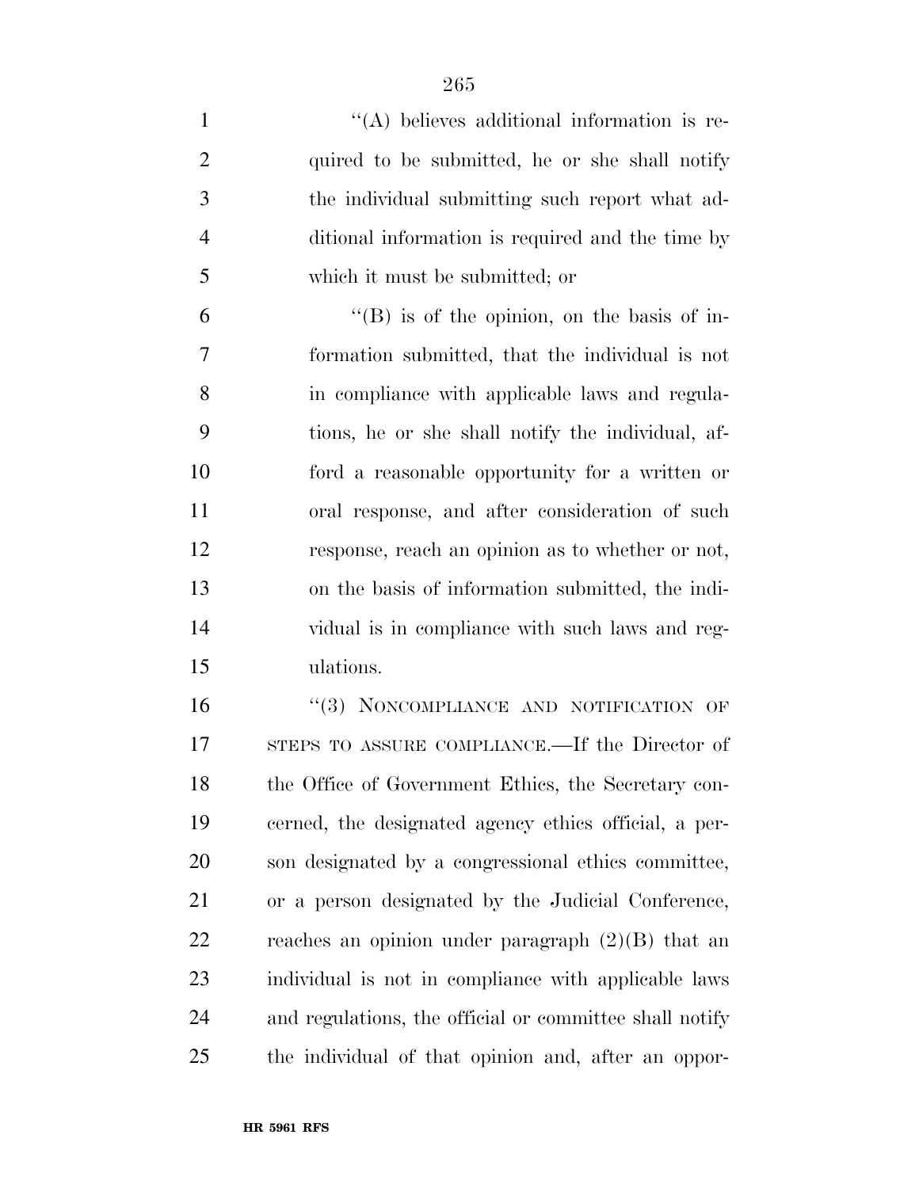''(A) believes additional information is required to be submitted, he or she shall notify the individual submitting such report what additional information is required and the time by which it must be submitted; or

''(B) is of the opinion, on the basis of information submitted, that the individual is not in compliance with applicable laws and regulations, he or she shall notify the individual, afford a reasonable opportunity for a written or oral response, and after consideration of such response, reach an opinion as to whether or not, on the basis of information submitted, the individual is in compliance with such laws and regulations.

''(3) NONCOMPLIANCE AND NOTIFICATION OF STEPS TO ASSURE COMPLIANCE.—If the Director of the Office of Government Ethics, the Secretary concerned, the designated agency ethics official, a person designated by a congressional ethics committee, or a person designated by the Judicial Conference, reaches an opinion under paragraph (2)(B) that an individual is not in compliance with applicable laws and regulations, the official or committee shall notify the individual of that opinion and, after an oppor-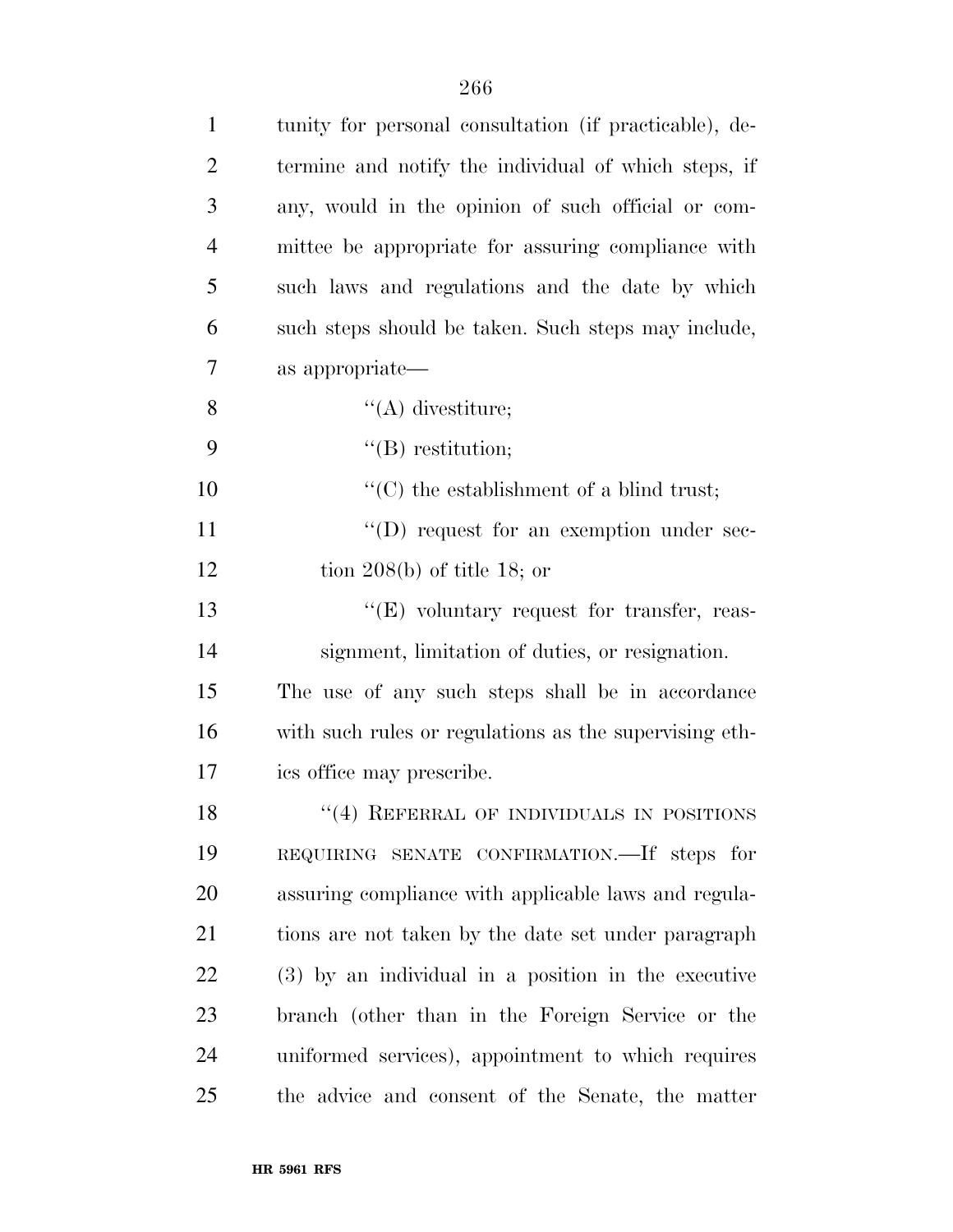tunity for personal consultation (if practicable), determine and notify the individual of which steps, if any, would in the opinion of such official or committee be appropriate for assuring compliance with such laws and regulations and the date by which such steps should be taken. Such steps may include, as appropriate—

''(A) divestiture;

''(B) restitution;

''(C) the establishment of a blind trust;

''(D) request for an exemption under section 208(b) of title 18; or

''(E) voluntary request for transfer, reassignment, limitation of duties, or resignation.

The use of any such steps shall be in accordance with such rules or regulations as the supervising ethics office may prescribe.

''(4) REFERRAL OF INDIVIDUALS IN POSITIONS REQUIRING SENATE CONFIRMATION.—If steps for assuring compliance with applicable laws and regulations are not taken by the date set under paragraph (3) by an individual in a position in the executive branch (other than in the Foreign Service or the uniformed services), appointment to which requires the advice and consent of the Senate, the matter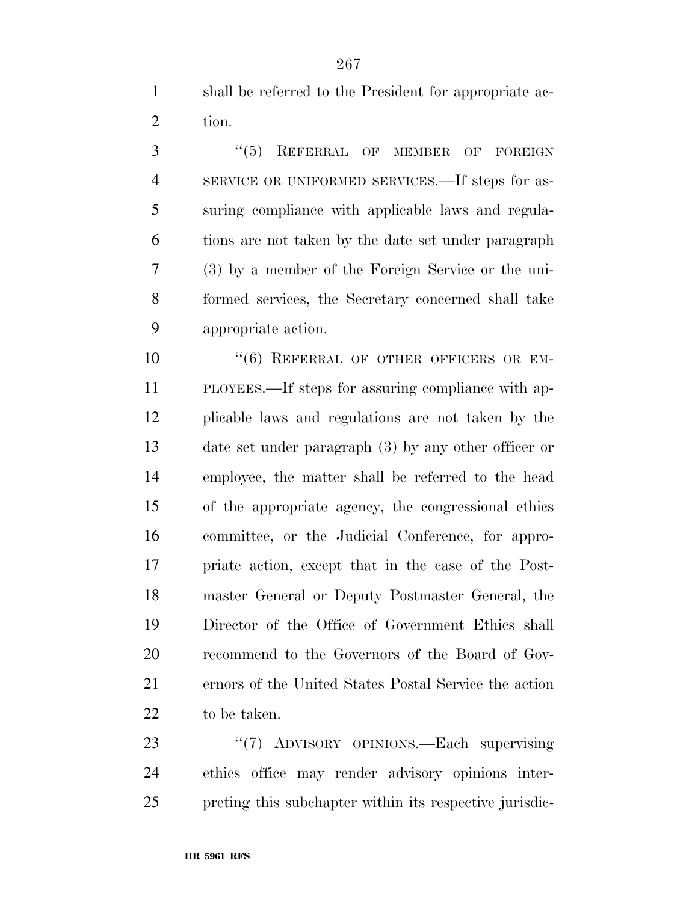shall be referred to the President for appropriate action.

"(5) REFERRAL OF MEMBER OF FOREIGN SERVICE OR UNIFORMED SERVICES.—If steps for assuring compliance with applicable laws and regulations are not taken by the date set under paragraph (3) by a member of the Foreign Service or the uniformed services, the Secretary concerned shall take appropriate action.

"(6) REFERRAL OF OTHER OFFICERS OR EMPLOYEES.—If steps for assuring compliance with applicable laws and regulations are not taken by the date set under paragraph (3) by any other officer or employee, the matter shall be referred to the head of the appropriate agency, the congressional ethics committee, or the Judicial Conference, for appropriate action, except that in the case of the Postmaster General or Deputy Postmaster General, the Director of the Office of Government Ethics shall recommend to the Governors of the Board of Governors of the United States Postal Service the action to be taken.

"(7) ADVISORY OPINIONS.—Each supervising ethics office may render advisory opinions interpreting this subchapter within its respective jurisdic-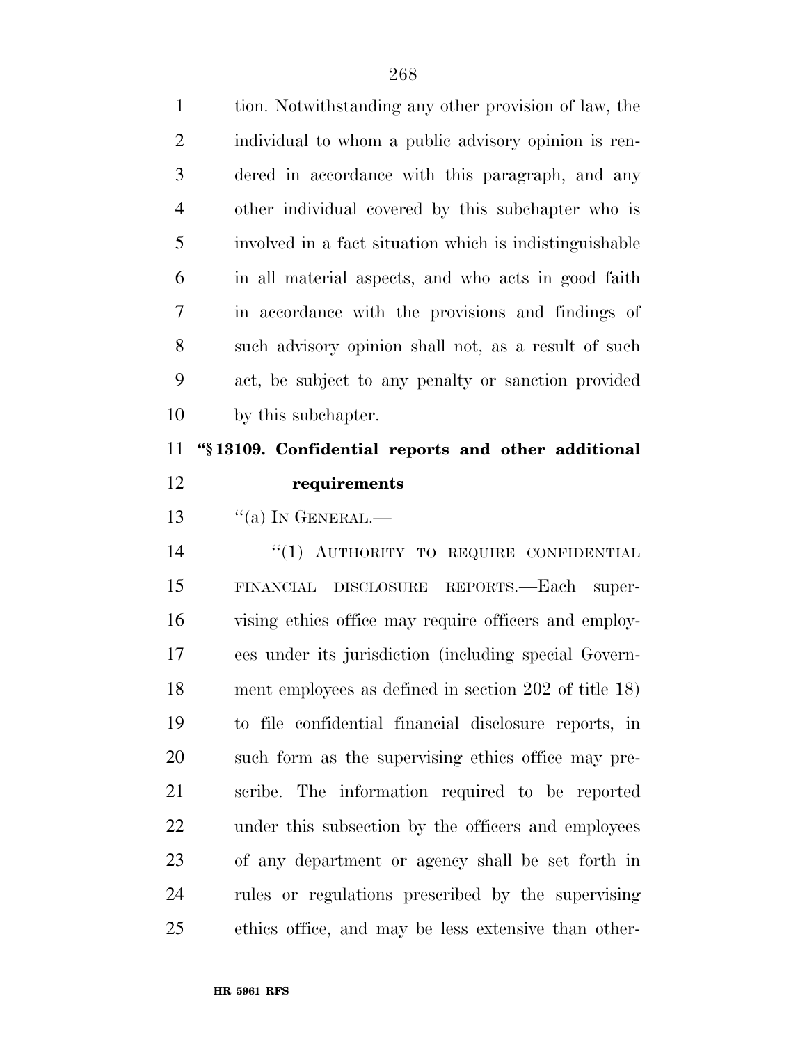tion. Notwithstanding any other provision of law, the individual to whom a public advisory opinion is rendered in accordance with this paragraph, and any other individual covered by this subchapter who is involved in a fact situation which is indistinguishable in all material aspects, and who acts in good faith in accordance with the provisions and findings of such advisory opinion shall not, as a result of such act, be subject to any penalty or sanction provided by this subchapter.

**"§ 13109. Confidential reports and other additional requirements**

"(a) IN GENERAL.—

"(1) AUTHORITY TO REQUIRE CONFIDENTIAL FINANCIAL DISCLOSURE REPORTS.—Each supervising ethics office may require officers and employees under its jurisdiction (including special Government employees as defined in section 202 of title 18) to file confidential financial disclosure reports, in such form as the supervising ethics office may prescribe. The information required to be reported under this subsection by the officers and employees of any department or agency shall be set forth in rules or regulations prescribed by the supervising ethics office, and may be less extensive than other-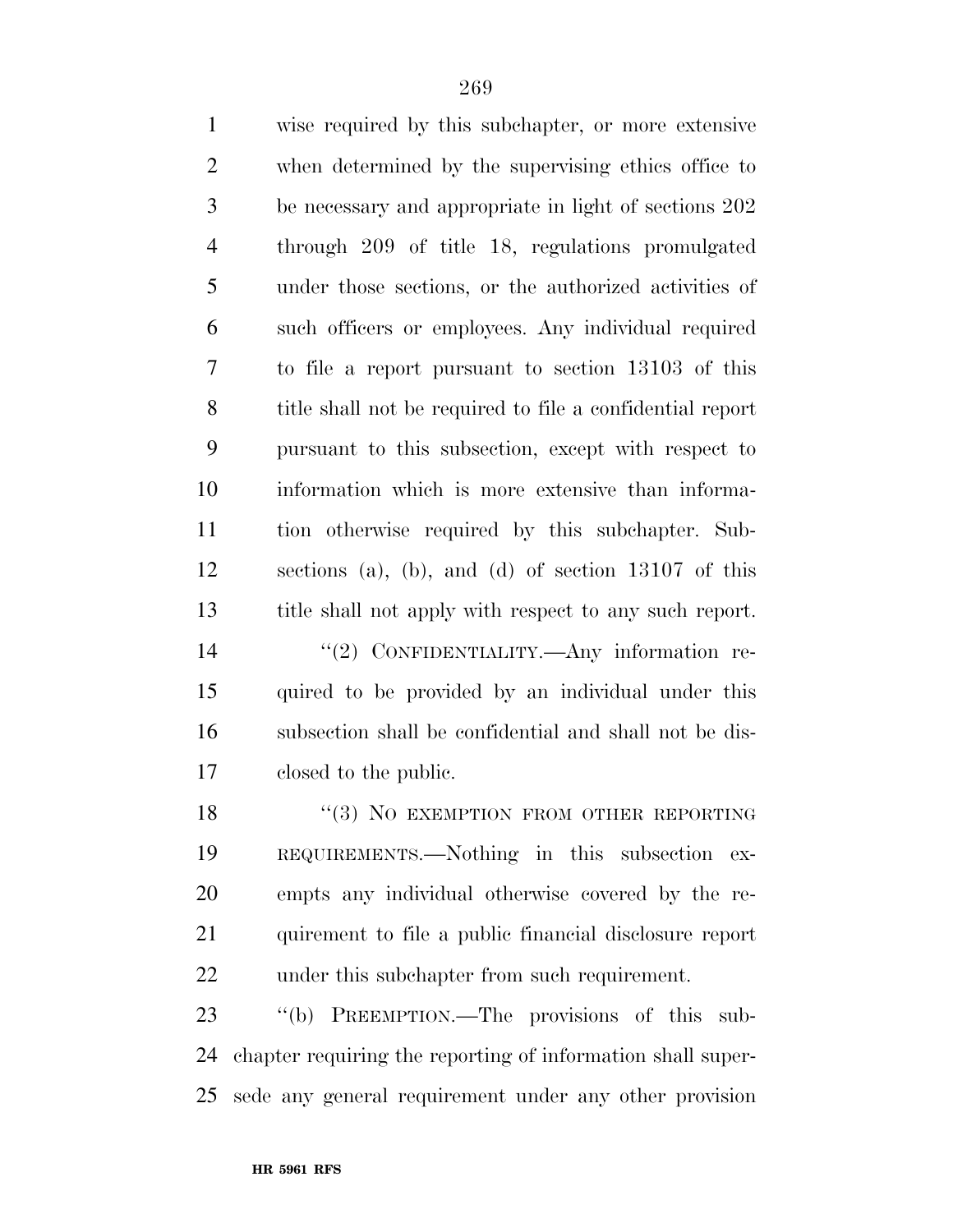wise required by this subchapter, or more extensive when determined by the supervising ethics office to be necessary and appropriate in light of sections 202 through 209 of title 18, regulations promulgated under those sections, or the authorized activities of such officers or employees. Any individual required to file a report pursuant to section 13103 of this title shall not be required to file a confidential report pursuant to this subsection, except with respect to information which is more extensive than information otherwise required by this subchapter. Subsections (a), (b), and (d) of section 13107 of this title shall not apply with respect to any such report.

"(2) CONFIDENTIALITY.—Any information required to be provided by an individual under this subsection shall be confidential and shall not be disclosed to the public.

"(3) NO EXEMPTION FROM OTHER REPORTING REQUIREMENTS.—Nothing in this subsection exempts any individual otherwise covered by the requirement to file a public financial disclosure report under this subchapter from such requirement.

"(b) PREEMPTION.—The provisions of this subchapter requiring the reporting of information shall supersede any general requirement under any other provision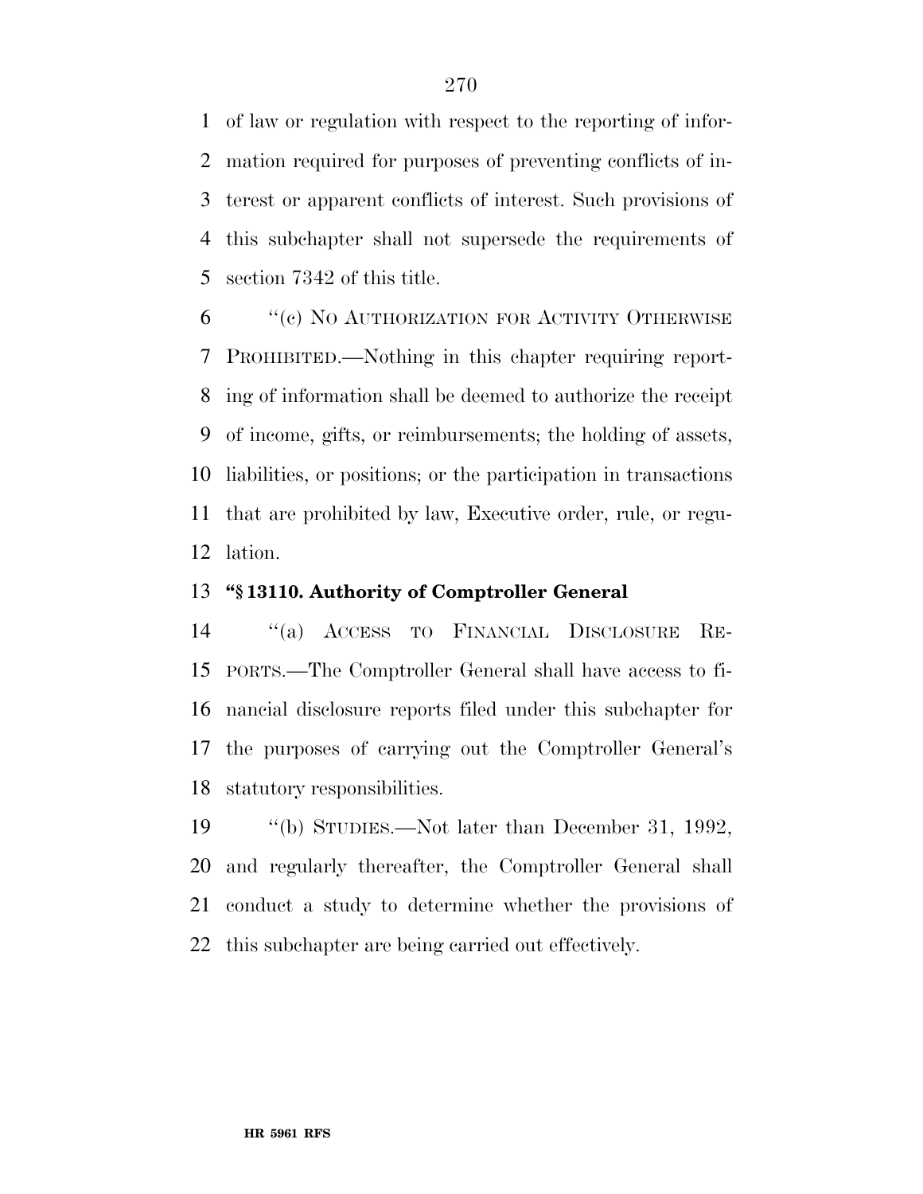of law or regulation with respect to the reporting of information required for purposes of preventing conflicts of interest or apparent conflicts of interest. Such provisions of this subchapter shall not supersede the requirements of section 7342 of this title.

''(c) NO AUTHORIZATION FOR ACTIVITY OTHERWISE PROHIBITED.—Nothing in this chapter requiring reporting of information shall be deemed to authorize the receipt of income, gifts, or reimbursements; the holding of assets, liabilities, or positions; or the participation in transactions that are prohibited by law, Executive order, rule, or regulation.

**''§ 13110. Authority of Comptroller General**

''(a) ACCESS TO FINANCIAL DISCLOSURE REPORTS.—The Comptroller General shall have access to financial disclosure reports filed under this subchapter for the purposes of carrying out the Comptroller General's statutory responsibilities.

''(b) STUDIES.—Not later than December 31, 1992, and regularly thereafter, the Comptroller General shall conduct a study to determine whether the provisions of this subchapter are being carried out effectively.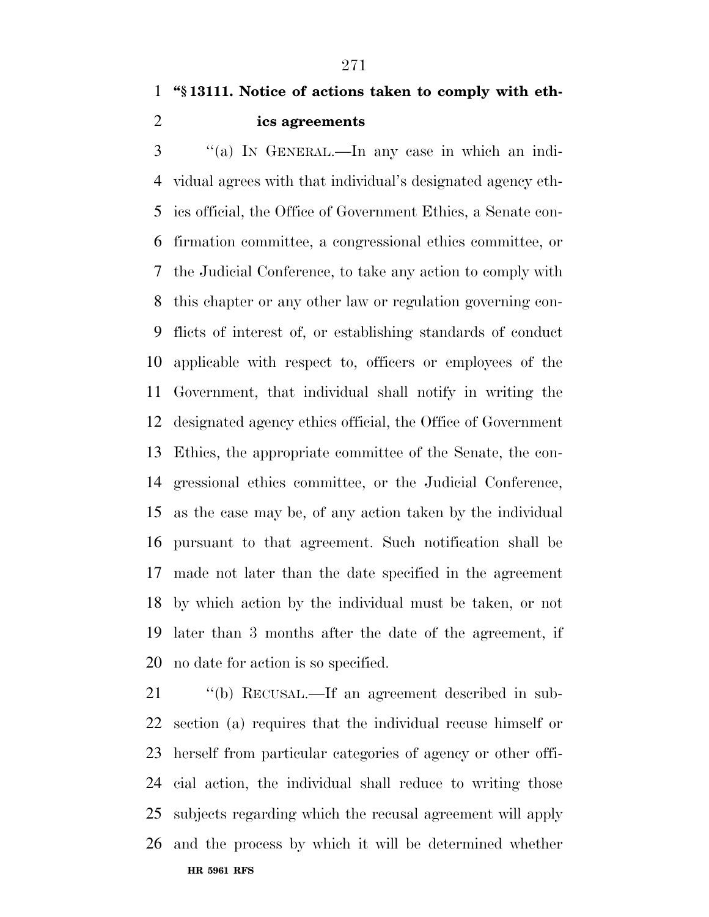**"§ 13111. Notice of actions taken to comply with ethics agreements**

"(a) IN GENERAL.—In any case in which an individual agrees with that individual's designated agency ethics official, the Office of Government Ethics, a Senate confirmation committee, a congressional ethics committee, or the Judicial Conference, to take any action to comply with this chapter or any other law or regulation governing conflicts of interest of, or establishing standards of conduct applicable with respect to, officers or employees of the Government, that individual shall notify in writing the designated agency ethics official, the Office of Government Ethics, the appropriate committee of the Senate, the congressional ethics committee, or the Judicial Conference, as the case may be, of any action taken by the individual pursuant to that agreement. Such notification shall be made not later than the date specified in the agreement by which action by the individual must be taken, or not later than 3 months after the date of the agreement, if no date for action is so specified.

"(b) RECUSAL.—If an agreement described in subsection (a) requires that the individual recuse himself or herself from particular categories of agency or other official action, the individual shall reduce to writing those subjects regarding which the recusal agreement will apply and the process by which it will be determined whether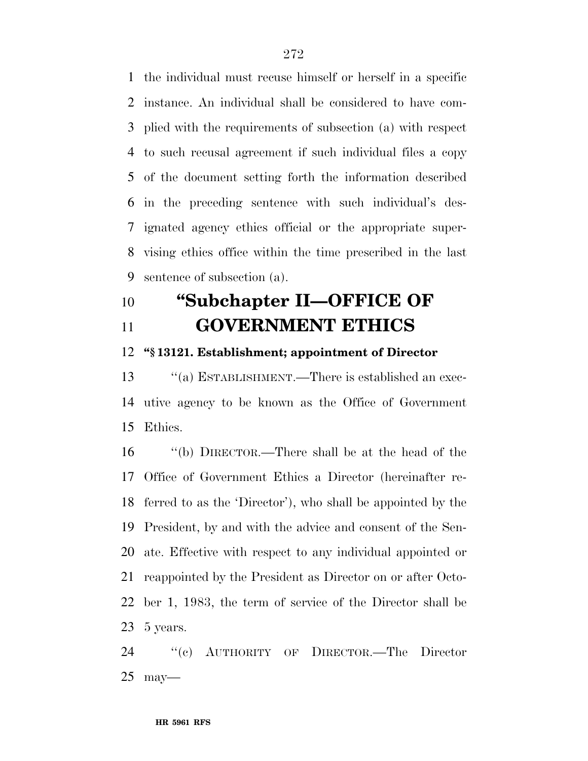the individual must recuse himself or herself in a specific instance. An individual shall be considered to have complied with the requirements of subsection (a) with respect to such recusal agreement if such individual files a copy of the document setting forth the information described in the preceding sentence with such individual's designated agency ethics official or the appropriate supervising ethics office within the time prescribed in the last sentence of subsection (a).

## "Subchapter II—OFFICE OF GOVERNMENT ETHICS

**"§ 13121. Establishment; appointment of Director**

"(a) ESTABLISHMENT.—There is established an executive agency to be known as the Office of Government Ethics.

"(b) DIRECTOR.—There shall be at the head of the Office of Government Ethics a Director (hereinafter referred to as the 'Director'), who shall be appointed by the President, by and with the advice and consent of the Senate. Effective with respect to any individual appointed or reappointed by the President as Director on or after October 1, 1983, the term of service of the Director shall be 5 years.

"(c) AUTHORITY OF DIRECTOR.—The Director may—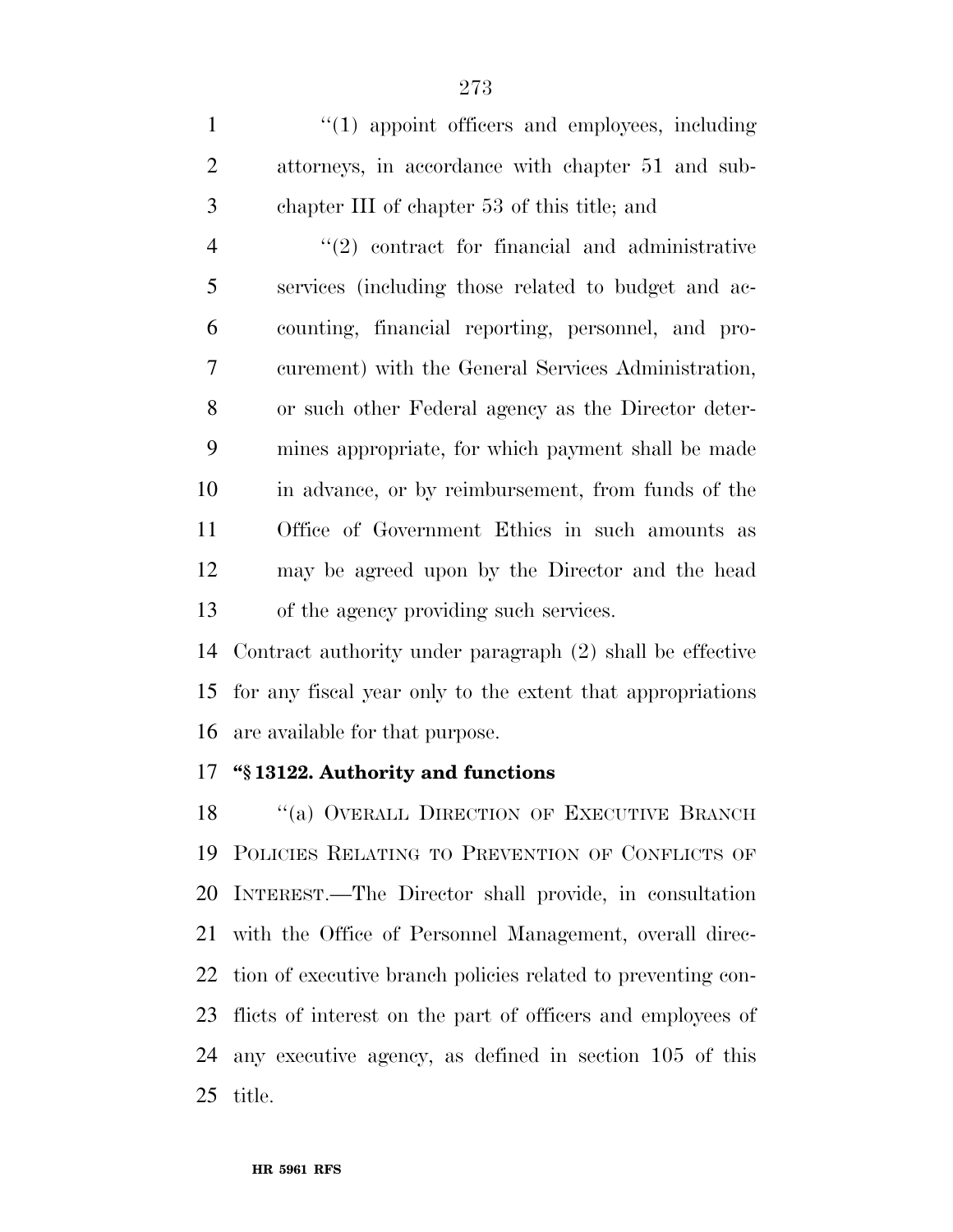''(1) appoint officers and employees, including attorneys, in accordance with chapter 51 and subchapter III of chapter 53 of this title; and

''(2) contract for financial and administrative services (including those related to budget and accounting, financial reporting, personnel, and procurement) with the General Services Administration, or such other Federal agency as the Director determines appropriate, for which payment shall be made in advance, or by reimbursement, from funds of the Office of Government Ethics in such amounts as may be agreed upon by the Director and the head of the agency providing such services.

Contract authority under paragraph (2) shall be effective for any fiscal year only to the extent that appropriations are available for that purpose.

**''§ 13122. Authority and functions**

''(a) OVERALL DIRECTION OF EXECUTIVE BRANCH POLICIES RELATING TO PREVENTION OF CONFLICTS OF INTEREST.—The Director shall provide, in consultation with the Office of Personnel Management, overall direction of executive branch policies related to preventing conflicts of interest on the part of officers and employees of any executive agency, as defined in section 105 of this title.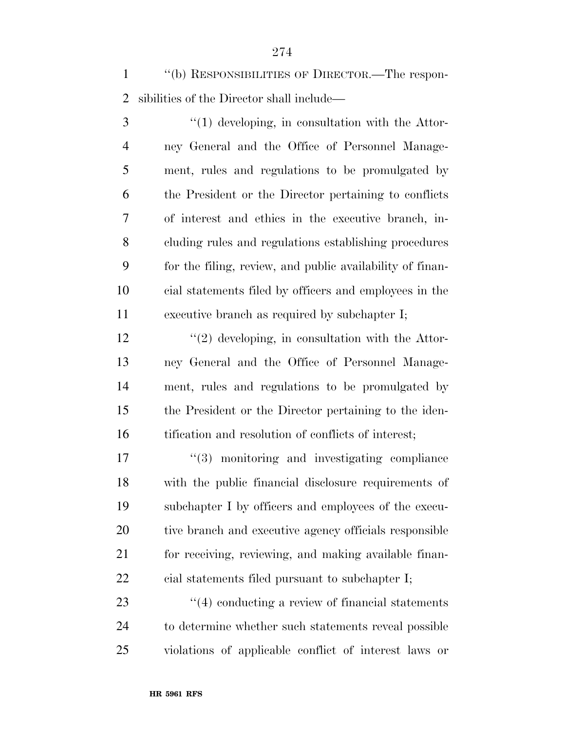''(b) RESPONSIBILITIES OF DIRECTOR.—The responsibilities of the Director shall include—

''(1) developing, in consultation with the Attorney General and the Office of Personnel Management, rules and regulations to be promulgated by the President or the Director pertaining to conflicts of interest and ethics in the executive branch, including rules and regulations establishing procedures for the filing, review, and public availability of financial statements filed by officers and employees in the executive branch as required by subchapter I;

''(2) developing, in consultation with the Attorney General and the Office of Personnel Management, rules and regulations to be promulgated by the President or the Director pertaining to the identification and resolution of conflicts of interest;

''(3) monitoring and investigating compliance with the public financial disclosure requirements of subchapter I by officers and employees of the executive branch and executive agency officials responsible for receiving, reviewing, and making available financial statements filed pursuant to subchapter I;

''(4) conducting a review of financial statements to determine whether such statements reveal possible violations of applicable conflict of interest laws or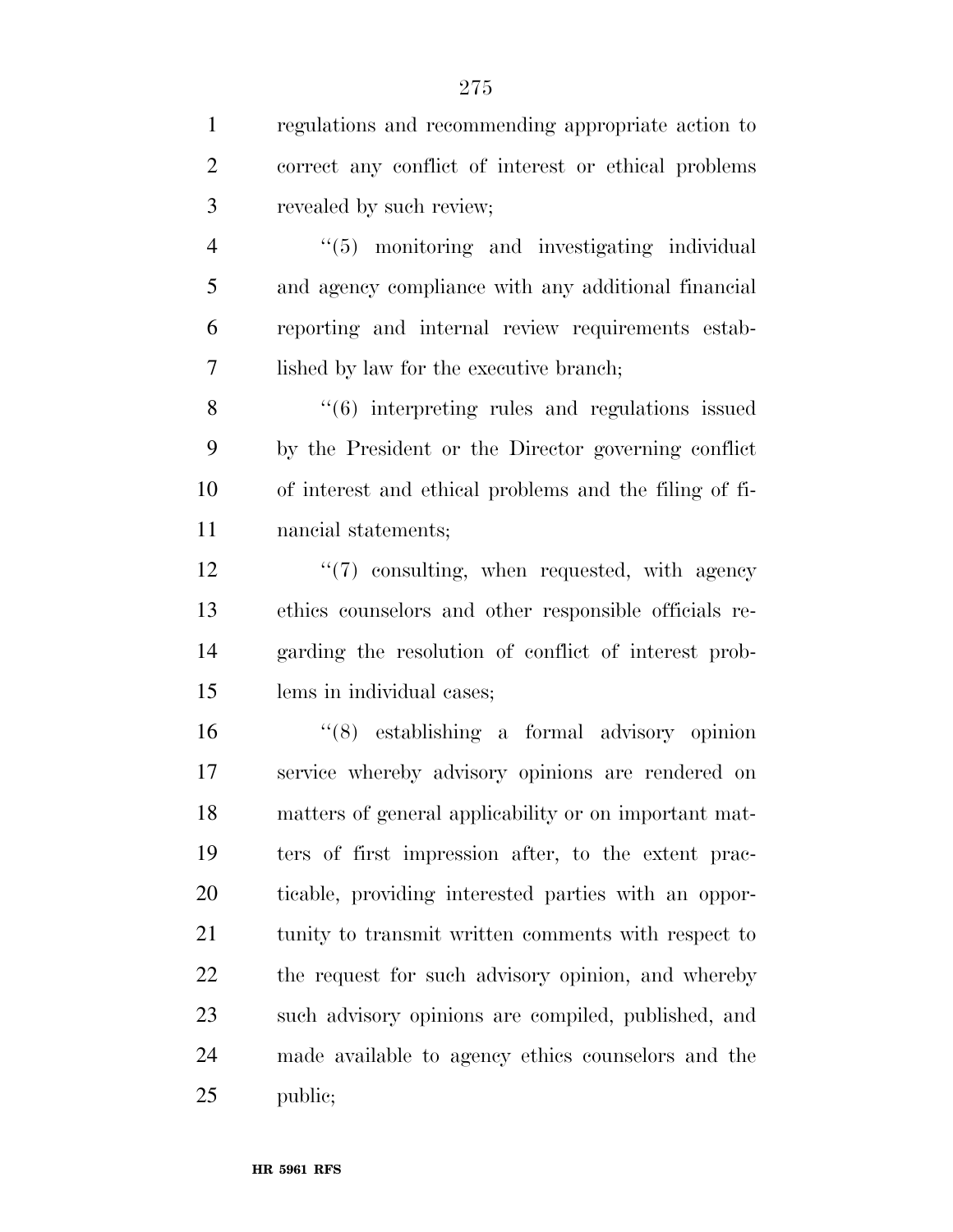regulations and recommending appropriate action to correct any conflict of interest or ethical problems revealed by such review;

''(5) monitoring and investigating individual and agency compliance with any additional financial reporting and internal review requirements established by law for the executive branch;

''(6) interpreting rules and regulations issued by the President or the Director governing conflict of interest and ethical problems and the filing of financial statements;

''(7) consulting, when requested, with agency ethics counselors and other responsible officials regarding the resolution of conflict of interest problems in individual cases;

''(8) establishing a formal advisory opinion service whereby advisory opinions are rendered on matters of general applicability or on important matters of first impression after, to the extent practicable, providing interested parties with an opportunity to transmit written comments with respect to the request for such advisory opinion, and whereby such advisory opinions are compiled, published, and made available to agency ethics counselors and the public;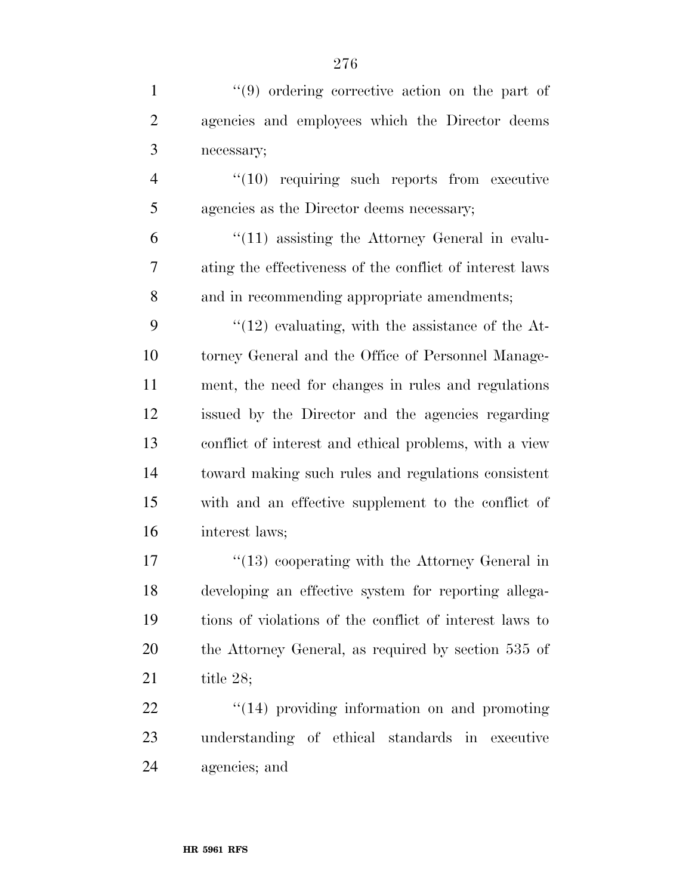''(9) ordering corrective action on the part of agencies and employees which the Director deems necessary;

''(10) requiring such reports from executive agencies as the Director deems necessary;

''(11) assisting the Attorney General in evaluating the effectiveness of the conflict of interest laws and in recommending appropriate amendments;

''(12) evaluating, with the assistance of the Attorney General and the Office of Personnel Management, the need for changes in rules and regulations issued by the Director and the agencies regarding conflict of interest and ethical problems, with a view toward making such rules and regulations consistent with and an effective supplement to the conflict of interest laws;

''(13) cooperating with the Attorney General in developing an effective system for reporting allegations of violations of the conflict of interest laws to the Attorney General, as required by section 535 of title 28;

''(14) providing information on and promoting understanding of ethical standards in executive agencies; and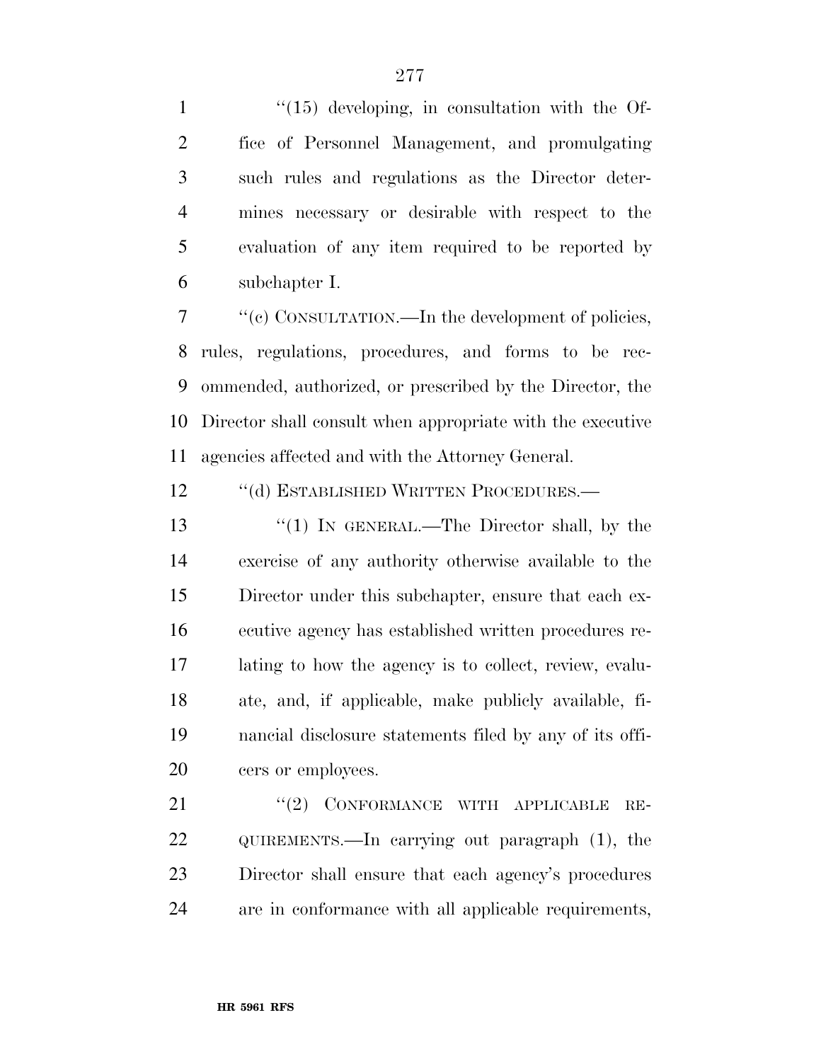''(15) developing, in consultation with the Office of Personnel Management, and promulgating such rules and regulations as the Director determines necessary or desirable with respect to the evaluation of any item required to be reported by subchapter I.

''(c) CONSULTATION.—In the development of policies, rules, regulations, procedures, and forms to be recommended, authorized, or prescribed by the Director, the Director shall consult when appropriate with the executive agencies affected and with the Attorney General.

''(d) ESTABLISHED WRITTEN PROCEDURES.—

''(1) IN GENERAL.—The Director shall, by the exercise of any authority otherwise available to the Director under this subchapter, ensure that each executive agency has established written procedures relating to how the agency is to collect, review, evaluate, and, if applicable, make publicly available, financial disclosure statements filed by any of its officers or employees.

''(2) CONFORMANCE WITH APPLICABLE REQUIREMENTS.—In carrying out paragraph (1), the Director shall ensure that each agency's procedures are in conformance with all applicable requirements,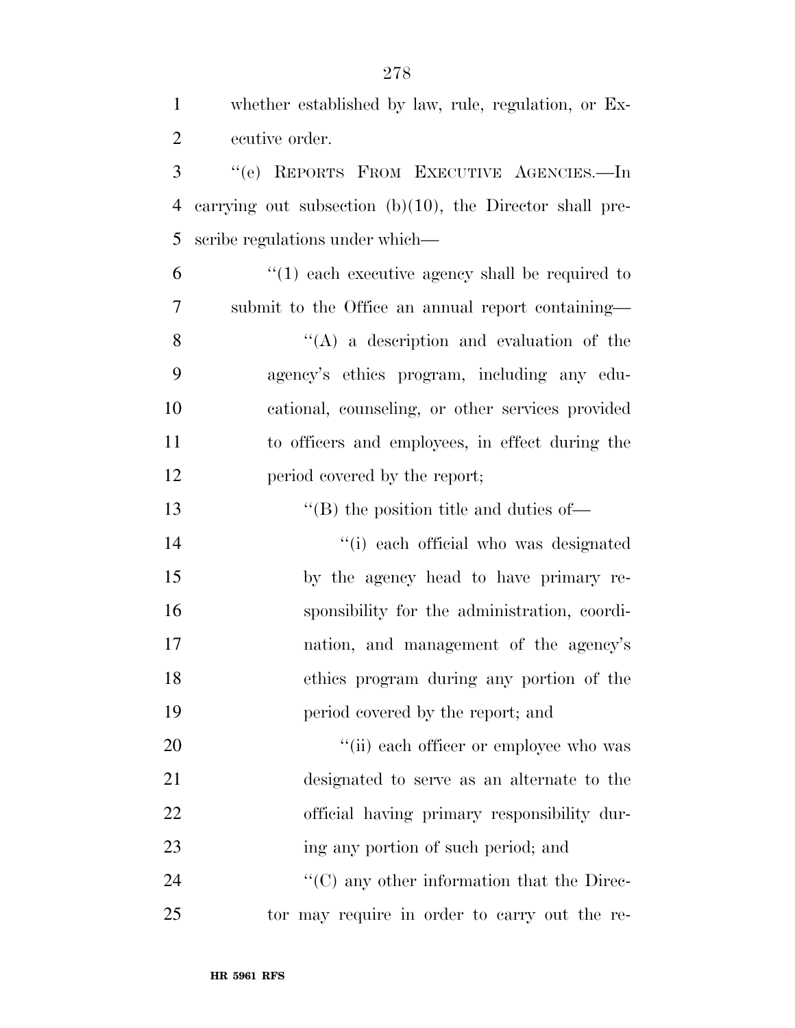whether established by law, rule, regulation, or Executive order.

"(e) REPORTS FROM EXECUTIVE AGENCIES.—In carrying out subsection (b)(10), the Director shall prescribe regulations under which—

"(1) each executive agency shall be required to submit to the Office an annual report containing—

"(A) a description and evaluation of the agency's ethics program, including any educational, counseling, or other services provided to officers and employees, in effect during the period covered by the report;

"(B) the position title and duties of—

"(i) each official who was designated by the agency head to have primary responsibility for the administration, coordination, and management of the agency's ethics program during any portion of the period covered by the report; and

"(ii) each officer or employee who was designated to serve as an alternate to the official having primary responsibility during any portion of such period; and

"(C) any other information that the Director may require in order to carry out the re-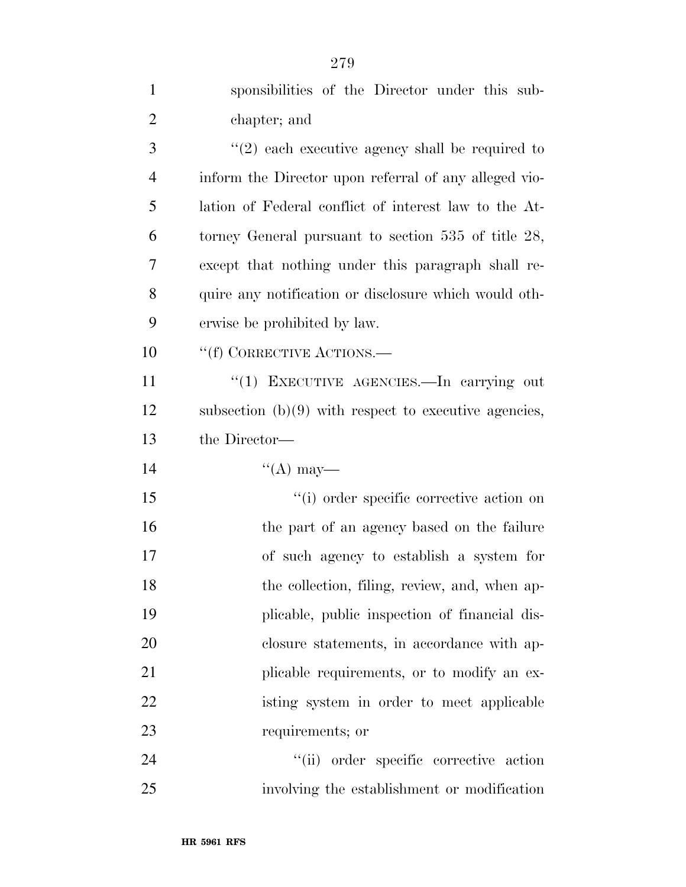sponsibilities of the Director under this subchapter; and

''(2) each executive agency shall be required to inform the Director upon referral of any alleged violation of Federal conflict of interest law to the Attorney General pursuant to section 535 of title 28, except that nothing under this paragraph shall require any notification or disclosure which would otherwise be prohibited by law.

''(f) CORRECTIVE ACTIONS.—

''(1) EXECUTIVE AGENCIES.—In carrying out subsection (b)(9) with respect to executive agencies, the Director—

''(A) may—

''(i) order specific corrective action on the part of an agency based on the failure of such agency to establish a system for the collection, filing, review, and, when applicable, public inspection of financial disclosure statements, in accordance with applicable requirements, or to modify an existing system in order to meet applicable requirements; or

''(ii) order specific corrective action involving the establishment or modification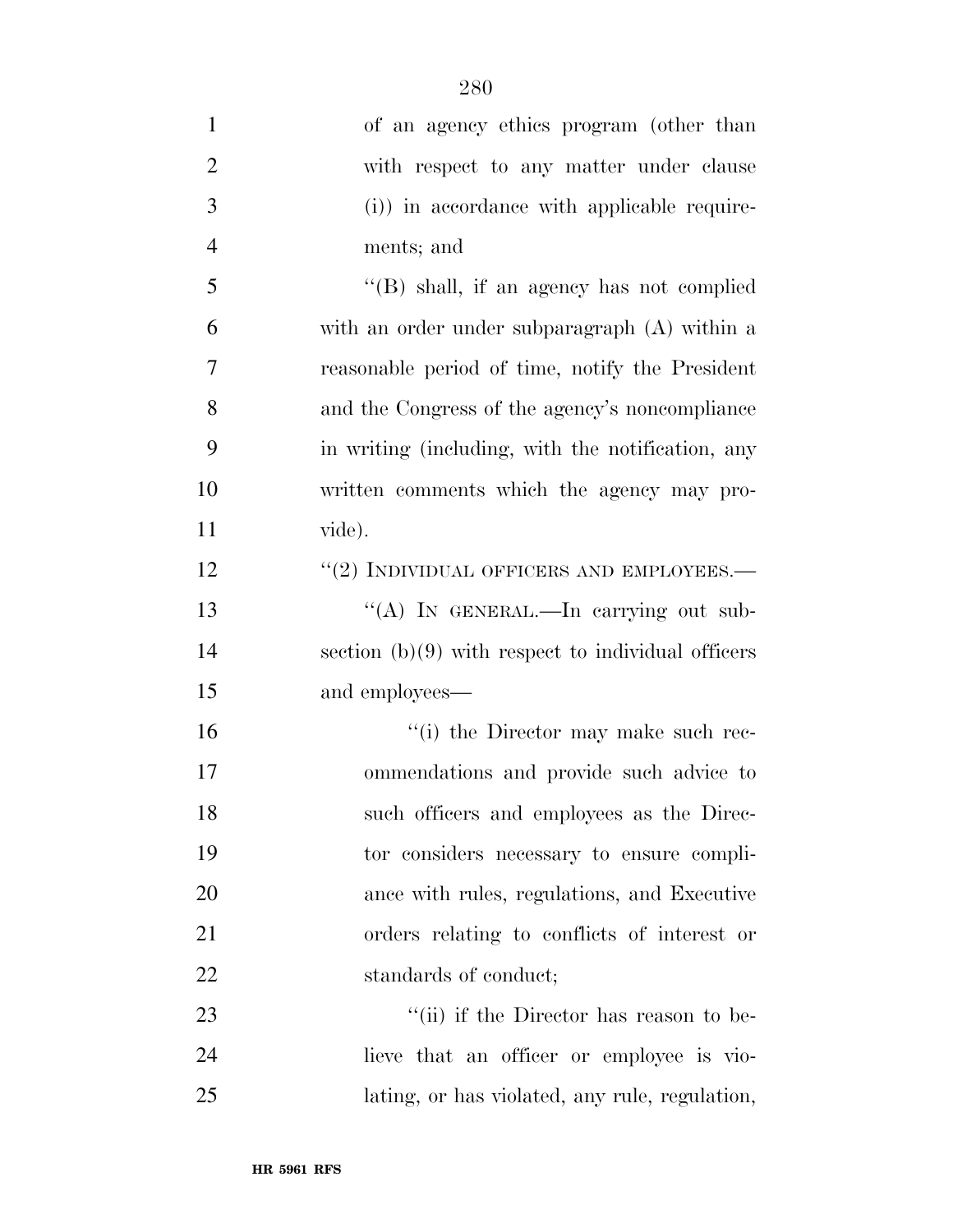of an agency ethics program (other than with respect to any matter under clause (i)) in accordance with applicable requirements; and

"(B) shall, if an agency has not complied with an order under subparagraph (A) within a reasonable period of time, notify the President and the Congress of the agency's noncompliance in writing (including, with the notification, any written comments which the agency may provide).

"(2) INDIVIDUAL OFFICERS AND EMPLOYEES.—

"(A) IN GENERAL.—In carrying out subsection (b)(9) with respect to individual officers and employees—

"(i) the Director may make such recommendations and provide such advice to such officers and employees as the Director considers necessary to ensure compliance with rules, regulations, and Executive orders relating to conflicts of interest or standards of conduct;

"(ii) if the Director has reason to believe that an officer or employee is violating, or has violated, any rule, regulation,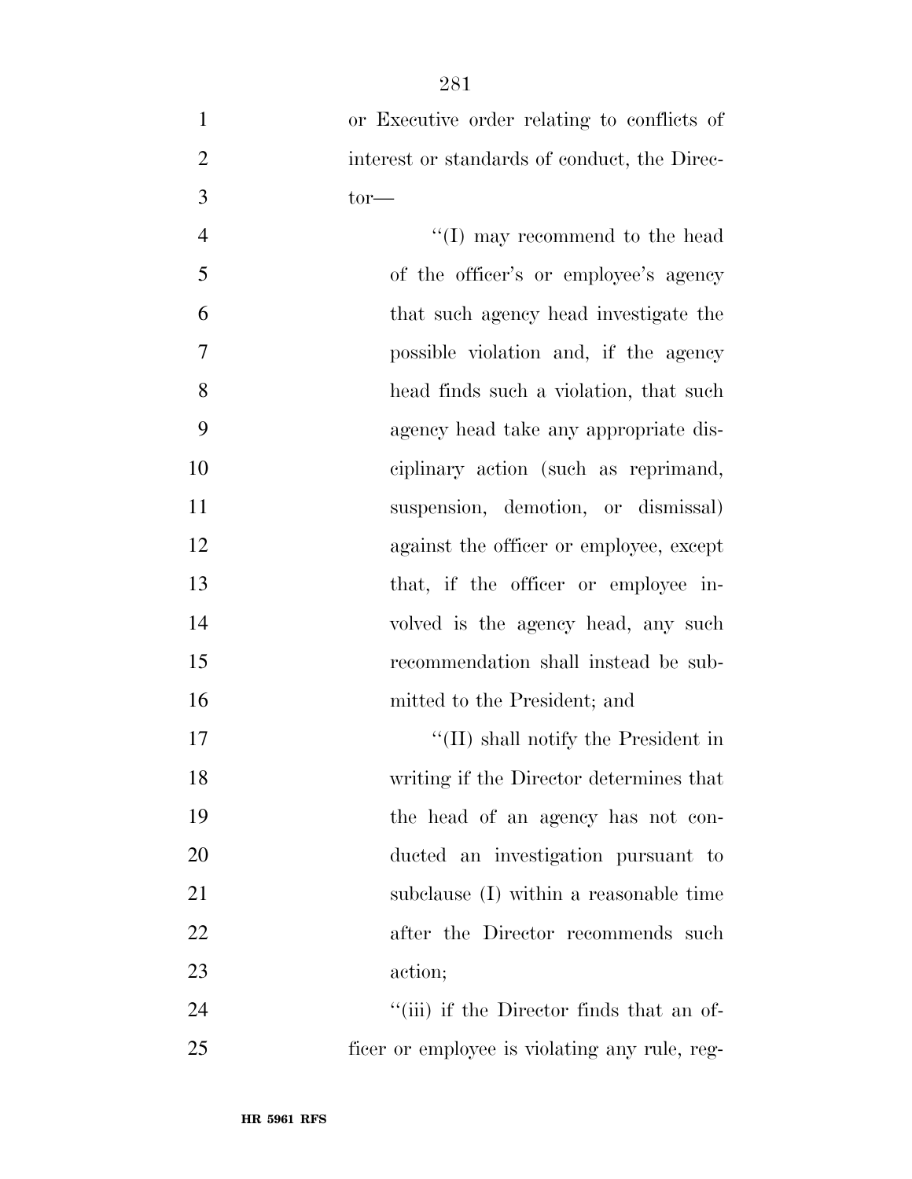or Executive order relating to conflicts of interest or standards of conduct, the Director—

''(I) may recommend to the head of the officer's or employee's agency that such agency head investigate the possible violation and, if the agency head finds such a violation, that such agency head take any appropriate disciplinary action (such as reprimand, suspension, demotion, or dismissal) against the officer or employee, except that, if the officer or employee involved is the agency head, any such recommendation shall instead be submitted to the President; and

''(II) shall notify the President in writing if the Director determines that the head of an agency has not conducted an investigation pursuant to subclause (I) within a reasonable time after the Director recommends such action;

''(iii) if the Director finds that an officer or employee is violating any rule, reg-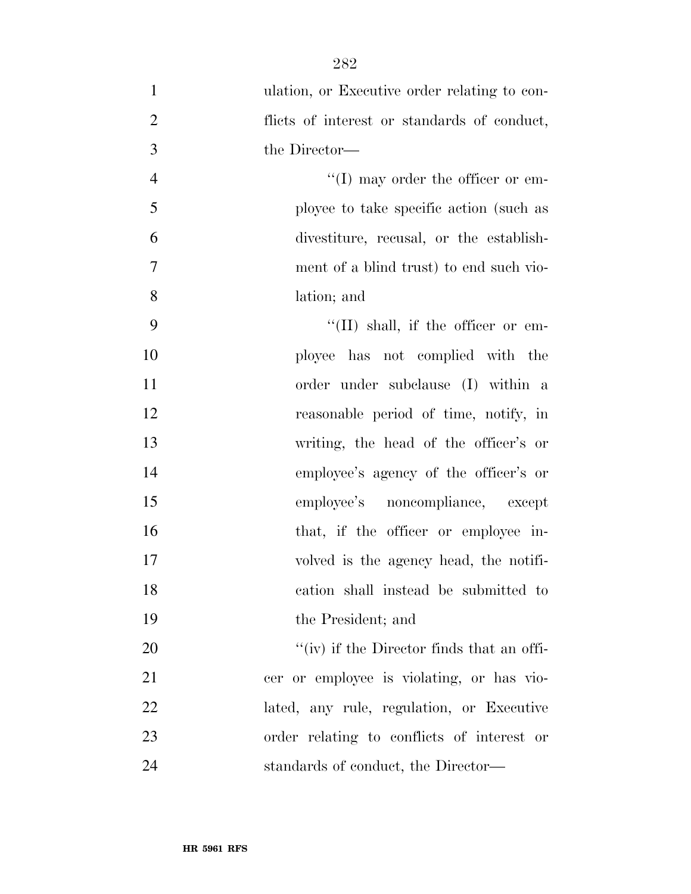ulation, or Executive order relating to conflicts of interest or standards of conduct, the Director—

"(I) may order the officer or employee to take specific action (such as divestiture, recusal, or the establishment of a blind trust) to end such violation; and

"(II) shall, if the officer or employee has not complied with the order under subclause (I) within a reasonable period of time, notify, in writing, the head of the officer's or employee's agency of the officer's or employee's noncompliance, except that, if the officer or employee involved is the agency head, the notification shall instead be submitted to the President; and

"(iv) if the Director finds that an officer or employee is violating, or has violated, any rule, regulation, or Executive order relating to conflicts of interest or standards of conduct, the Director—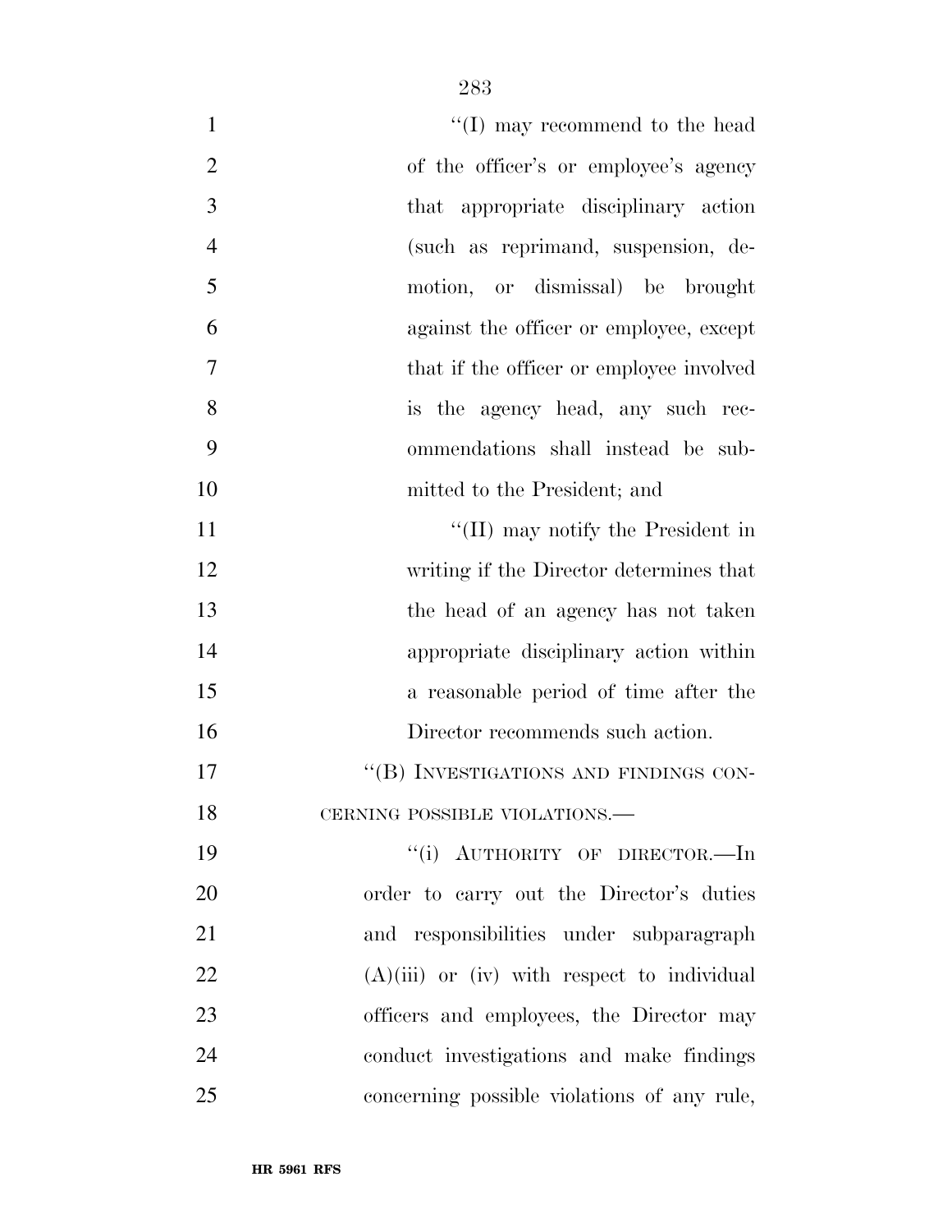"(I) may recommend to the head of the officer's or employee's agency that appropriate disciplinary action (such as reprimand, suspension, demotion, or dismissal) be brought against the officer or employee, except that if the officer or employee involved is the agency head, any such recommendations shall instead be submitted to the President; and

"(II) may notify the President in writing if the Director determines that the head of an agency has not taken appropriate disciplinary action within a reasonable period of time after the Director recommends such action.

"(B) INVESTIGATIONS AND FINDINGS CONCERNING POSSIBLE VIOLATIONS.—

"(i) AUTHORITY OF DIRECTOR.—In order to carry out the Director's duties and responsibilities under subparagraph (A)(iii) or (iv) with respect to individual officers and employees, the Director may conduct investigations and make findings concerning possible violations of any rule,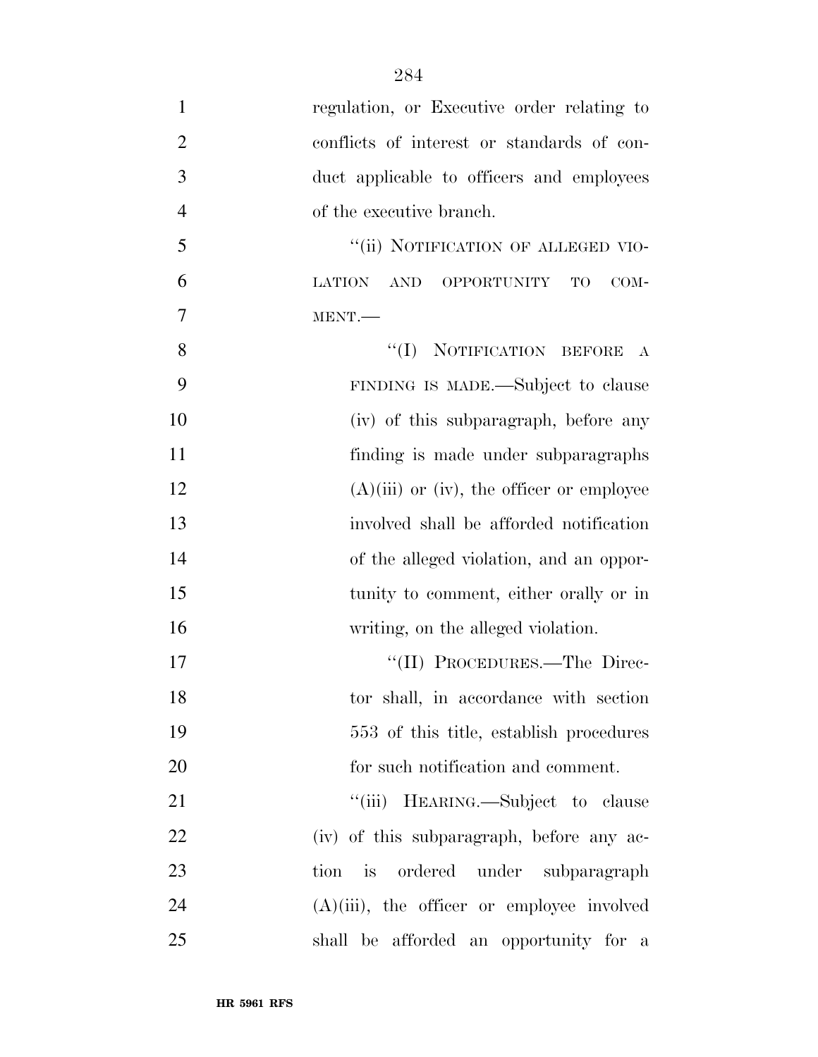regulation, or Executive order relating to conflicts of interest or standards of conduct applicable to officers and employees of the executive branch.

''(ii) NOTIFICATION OF ALLEGED VIOLATION AND OPPORTUNITY TO COMMENT.—

''(I) NOTIFICATION BEFORE A FINDING IS MADE.—Subject to clause (iv) of this subparagraph, before any finding is made under subparagraphs (A)(iii) or (iv), the officer or employee involved shall be afforded notification of the alleged violation, and an opportunity to comment, either orally or in writing, on the alleged violation.

''(II) PROCEDURES.—The Director shall, in accordance with section 553 of this title, establish procedures for such notification and comment.

''(iii) HEARING.—Subject to clause (iv) of this subparagraph, before any action is ordered under subparagraph (A)(iii), the officer or employee involved shall be afforded an opportunity for a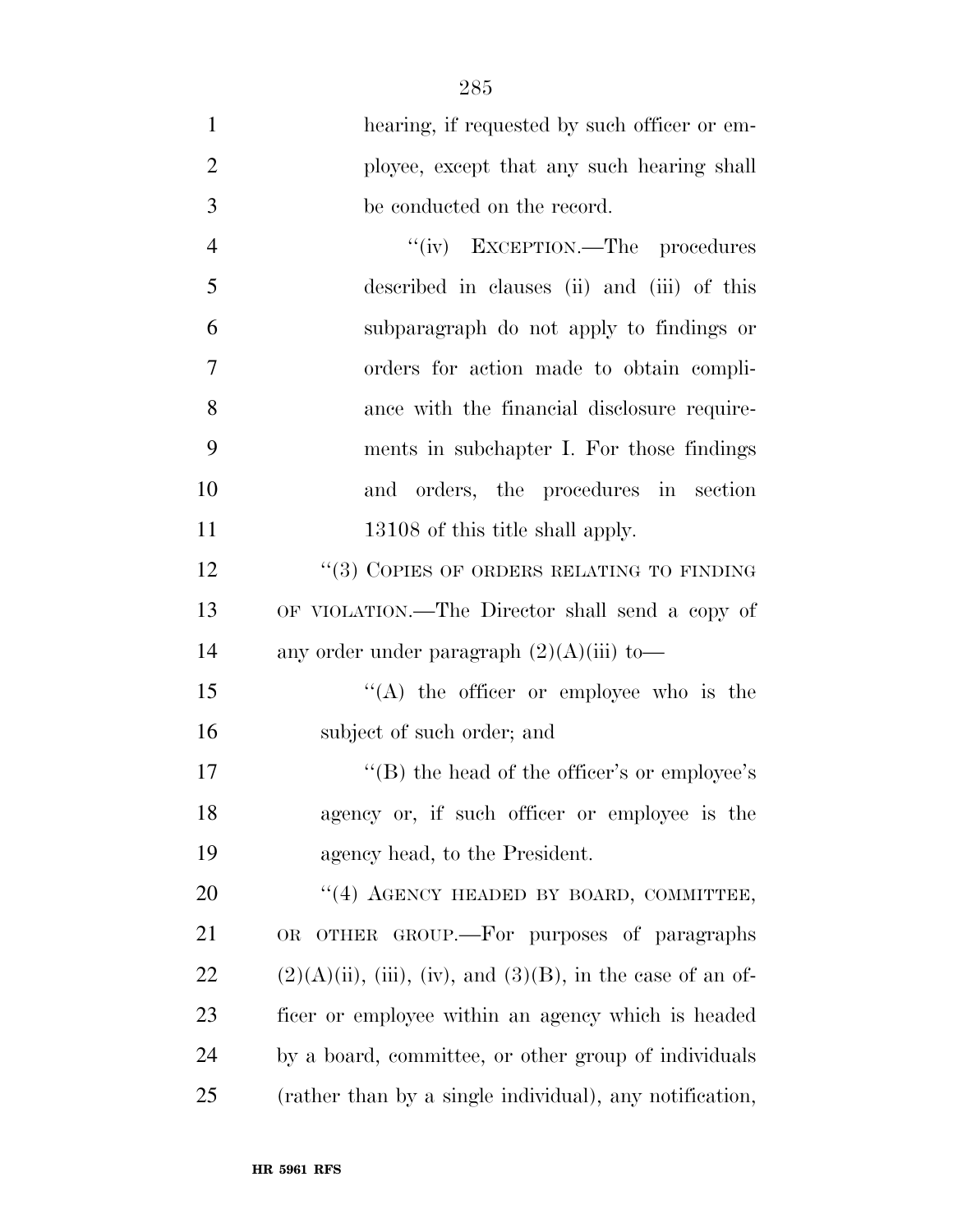hearing, if requested by such officer or employee, except that any such hearing shall be conducted on the record.

''(iv) EXCEPTION.—The procedures described in clauses (ii) and (iii) of this subparagraph do not apply to findings or orders for action made to obtain compliance with the financial disclosure requirements in subchapter I. For those findings and orders, the procedures in section 13108 of this title shall apply.

''(3) COPIES OF ORDERS RELATING TO FINDING OF VIOLATION.—The Director shall send a copy of any order under paragraph (2)(A)(iii) to—

''(A) the officer or employee who is the subject of such order; and

''(B) the head of the officer's or employee's agency or, if such officer or employee is the agency head, to the President.

''(4) AGENCY HEADED BY BOARD, COMMITTEE, OR OTHER GROUP.—For purposes of paragraphs (2)(A)(ii), (iii), (iv), and (3)(B), in the case of an officer or employee within an agency which is headed by a board, committee, or other group of individuals (rather than by a single individual), any notification,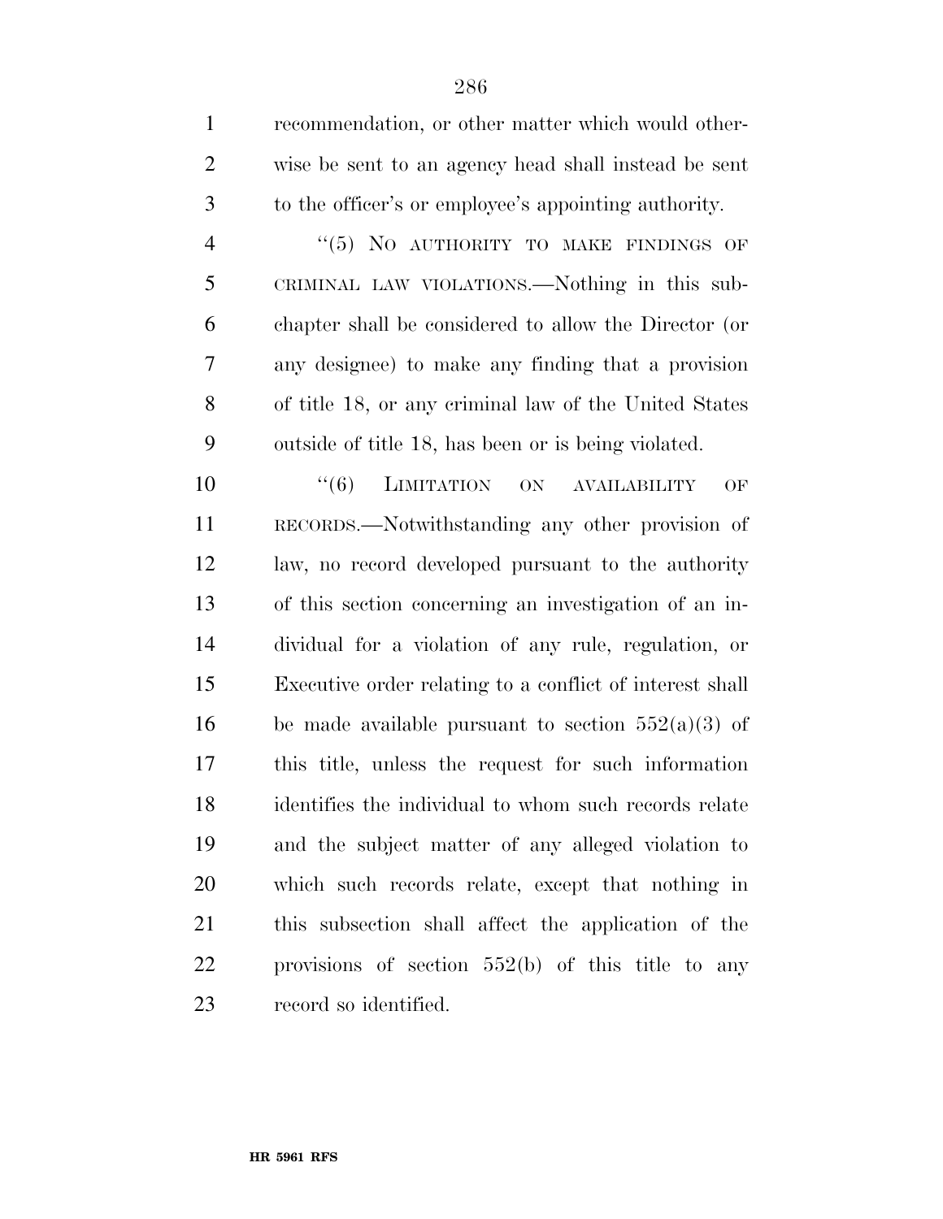recommendation, or other matter which would otherwise be sent to an agency head shall instead be sent to the officer's or employee's appointing authority.

"(5) NO AUTHORITY TO MAKE FINDINGS OF CRIMINAL LAW VIOLATIONS.—Nothing in this subchapter shall be considered to allow the Director (or any designee) to make any finding that a provision of title 18, or any criminal law of the United States outside of title 18, has been or is being violated.

"(6) LIMITATION ON AVAILABILITY OF RECORDS.—Notwithstanding any other provision of law, no record developed pursuant to the authority of this section concerning an investigation of an individual for a violation of any rule, regulation, or Executive order relating to a conflict of interest shall be made available pursuant to section 552(a)(3) of this title, unless the request for such information identifies the individual to whom such records relate and the subject matter of any alleged violation to which such records relate, except that nothing in this subsection shall affect the application of the provisions of section 552(b) of this title to any record so identified.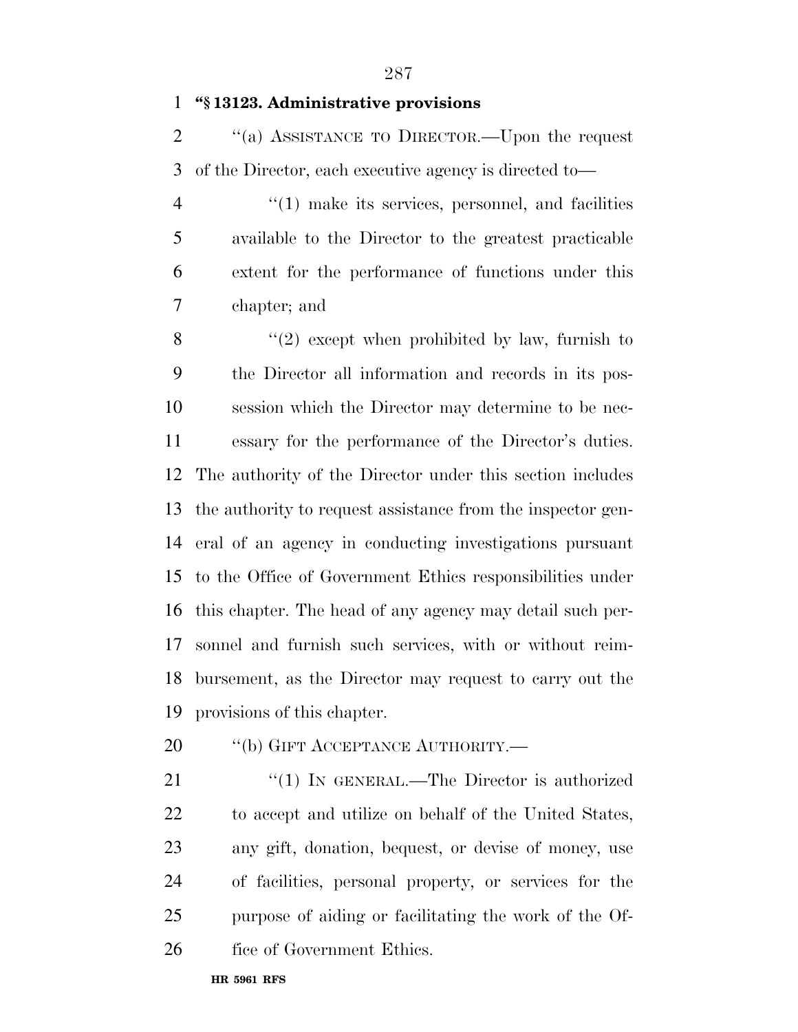**"§ 13123. Administrative provisions**

"(a) ASSISTANCE TO DIRECTOR.—Upon the request of the Director, each executive agency is directed to—

"(1) make its services, personnel, and facilities available to the Director to the greatest practicable extent for the performance of functions under this chapter; and

"(2) except when prohibited by law, furnish to the Director all information and records in its possession which the Director may determine to be necessary for the performance of the Director's duties.

The authority of the Director under this section includes the authority to request assistance from the inspector general of an agency in conducting investigations pursuant to the Office of Government Ethics responsibilities under this chapter. The head of any agency may detail such personnel and furnish such services, with or without reimbursement, as the Director may request to carry out the provisions of this chapter.

"(b) GIFT ACCEPTANCE AUTHORITY.—

"(1) IN GENERAL.—The Director is authorized to accept and utilize on behalf of the United States, any gift, donation, bequest, or devise of money, use of facilities, personal property, or services for the purpose of aiding or facilitating the work of the Office of Government Ethics.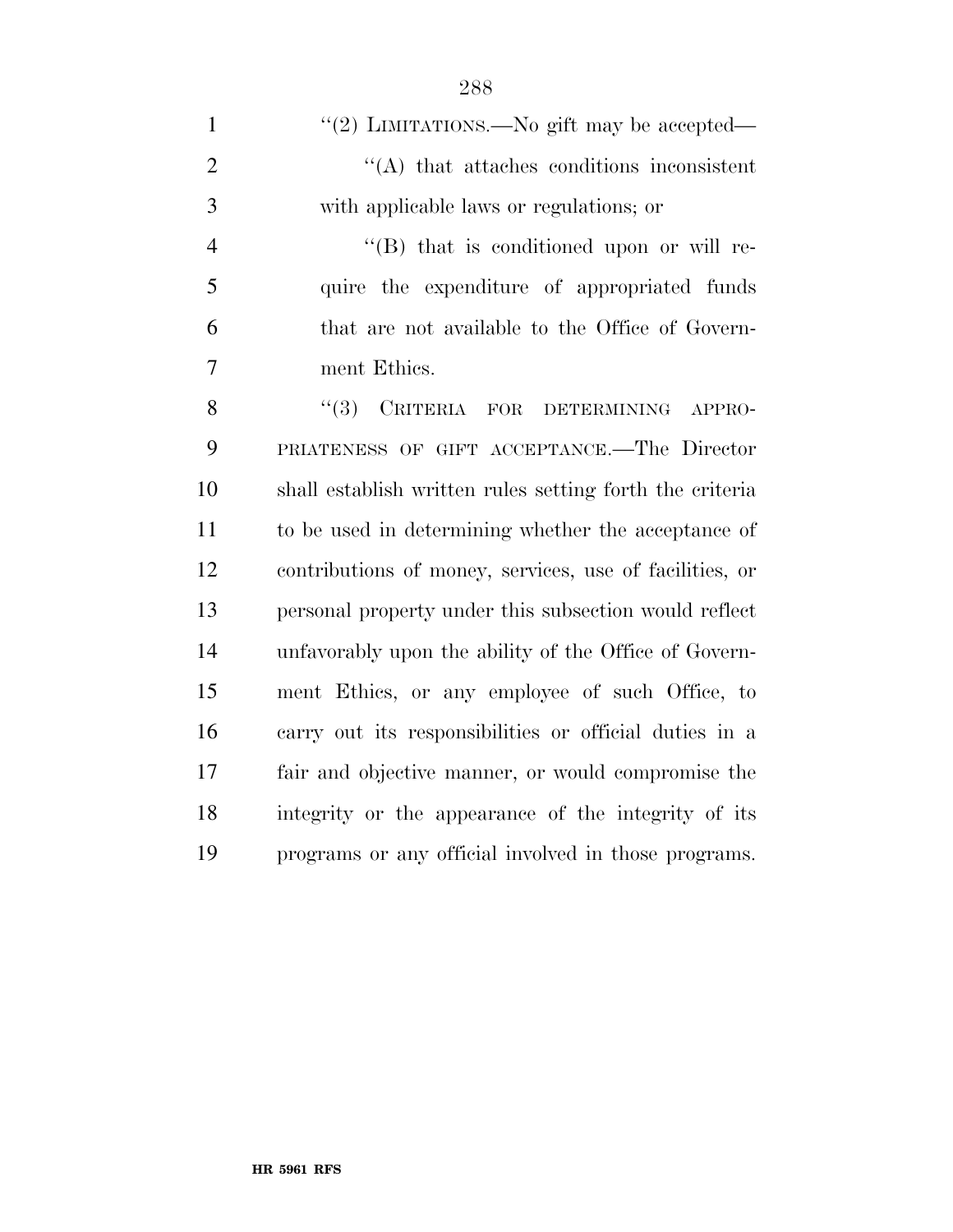''(2) LIMITATIONS.—No gift may be accepted—

''(A) that attaches conditions inconsistent with applicable laws or regulations; or

''(B) that is conditioned upon or will require the expenditure of appropriated funds that are not available to the Office of Government Ethics.

''(3) CRITERIA FOR DETERMINING APPROPRIATENESS OF GIFT ACCEPTANCE.—The Director shall establish written rules setting forth the criteria to be used in determining whether the acceptance of contributions of money, services, use of facilities, or personal property under this subsection would reflect unfavorably upon the ability of the Office of Government Ethics, or any employee of such Office, to carry out its responsibilities or official duties in a fair and objective manner, or would compromise the integrity or the appearance of the integrity of its programs or any official involved in those programs.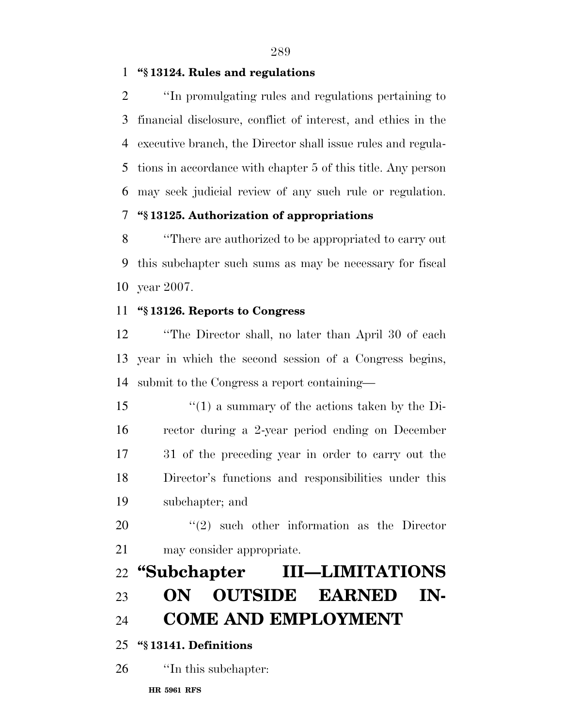**"§ 13124. Rules and regulations**

"In promulgating rules and regulations pertaining to financial disclosure, conflict of interest, and ethics in the executive branch, the Director shall issue rules and regulations in accordance with chapter 5 of this title. Any person may seek judicial review of any such rule or regulation.

**"§ 13125. Authorization of appropriations**

"There are authorized to be appropriated to carry out this subchapter such sums as may be necessary for fiscal year 2007.

**"§ 13126. Reports to Congress**

"The Director shall, no later than April 30 of each year in which the second session of a Congress begins, submit to the Congress a report containing—

"(1) a summary of the actions taken by the Director during a 2-year period ending on December 31 of the preceding year in order to carry out the Director's functions and responsibilities under this subchapter; and

"(2) such other information as the Director may consider appropriate.

## "Subchapter III—LIMITATIONS ON OUTSIDE EARNED INCOME AND EMPLOYMENT

**"§ 13141. Definitions**

"In this subchapter: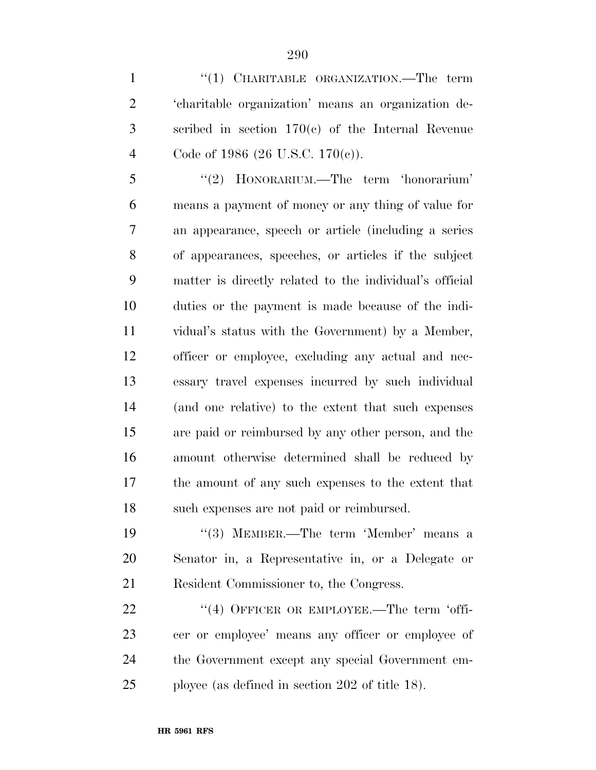"(1) CHARITABLE ORGANIZATION.—The term 'charitable organization' means an organization described in section 170(c) of the Internal Revenue Code of 1986 (26 U.S.C. 170(c)).

"(2) HONORARIUM.—The term 'honorarium' means a payment of money or any thing of value for an appearance, speech or article (including a series of appearances, speeches, or articles if the subject matter is directly related to the individual's official duties or the payment is made because of the individual's status with the Government) by a Member, officer or employee, excluding any actual and necessary travel expenses incurred by such individual (and one relative) to the extent that such expenses are paid or reimbursed by any other person, and the amount otherwise determined shall be reduced by the amount of any such expenses to the extent that such expenses are not paid or reimbursed.

"(3) MEMBER.—The term 'Member' means a Senator in, a Representative in, or a Delegate or Resident Commissioner to, the Congress.

"(4) OFFICER OR EMPLOYEE.—The term 'officer or employee' means any officer or employee of the Government except any special Government employee (as defined in section 202 of title 18).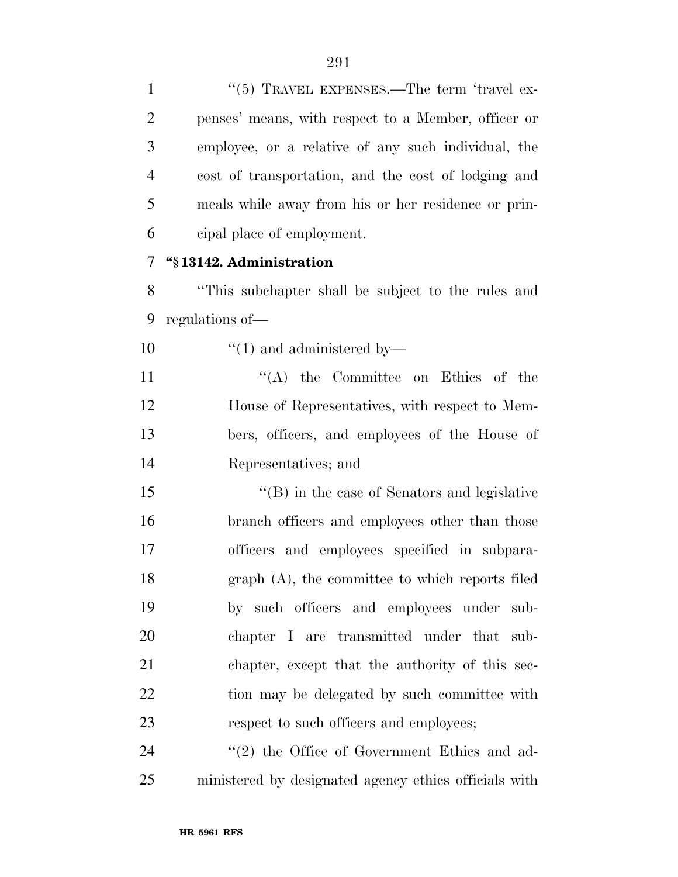''(5) TRAVEL EXPENSES.—The term 'travel expenses' means, with respect to a Member, officer or employee, or a relative of any such individual, the cost of transportation, and the cost of lodging and meals while away from his or her residence or principal place of employment.

**"§ 13142. Administration**

''This subchapter shall be subject to the rules and regulations of—

''(1) and administered by—

''(A) the Committee on Ethics of the House of Representatives, with respect to Members, officers, and employees of the House of Representatives; and

''(B) in the case of Senators and legislative branch officers and employees other than those officers and employees specified in subparagraph (A), the committee to which reports filed by such officers and employees under subchapter I are transmitted under that subchapter, except that the authority of this section may be delegated by such committee with respect to such officers and employees;

''(2) the Office of Government Ethics and administered by designated agency ethics officials with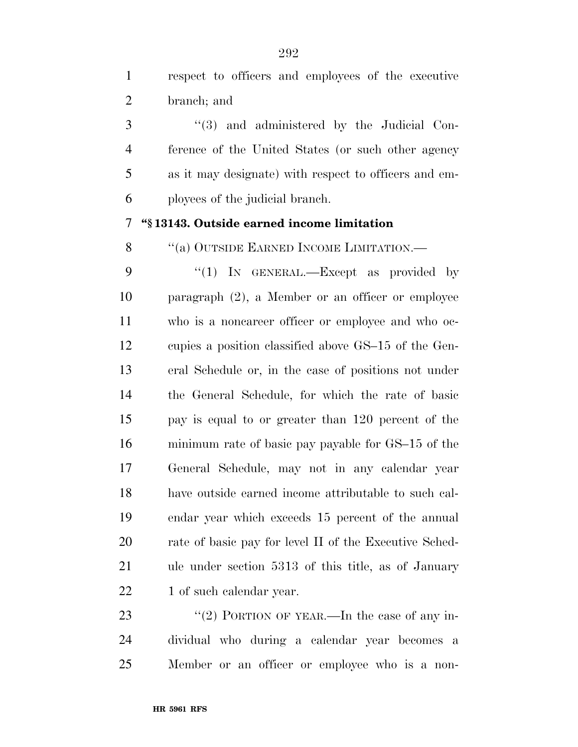respect to officers and employees of the executive branch; and

"(3) and administered by the Judicial Conference of the United States (or such other agency as it may designate) with respect to officers and employees of the judicial branch.

**"§ 13143. Outside earned income limitation**

"(a) OUTSIDE EARNED INCOME LIMITATION.—

"(1) IN GENERAL.—Except as provided by paragraph (2), a Member or an officer or employee who is a noncareer officer or employee and who occupies a position classified above GS–15 of the General Schedule or, in the case of positions not under the General Schedule, for which the rate of basic pay is equal to or greater than 120 percent of the minimum rate of basic pay payable for GS–15 of the General Schedule, may not in any calendar year have outside earned income attributable to such calendar year which exceeds 15 percent of the annual rate of basic pay for level II of the Executive Schedule under section 5313 of this title, as of January 1 of such calendar year.

"(2) PORTION OF YEAR.—In the case of any individual who during a calendar year becomes a Member or an officer or employee who is a non-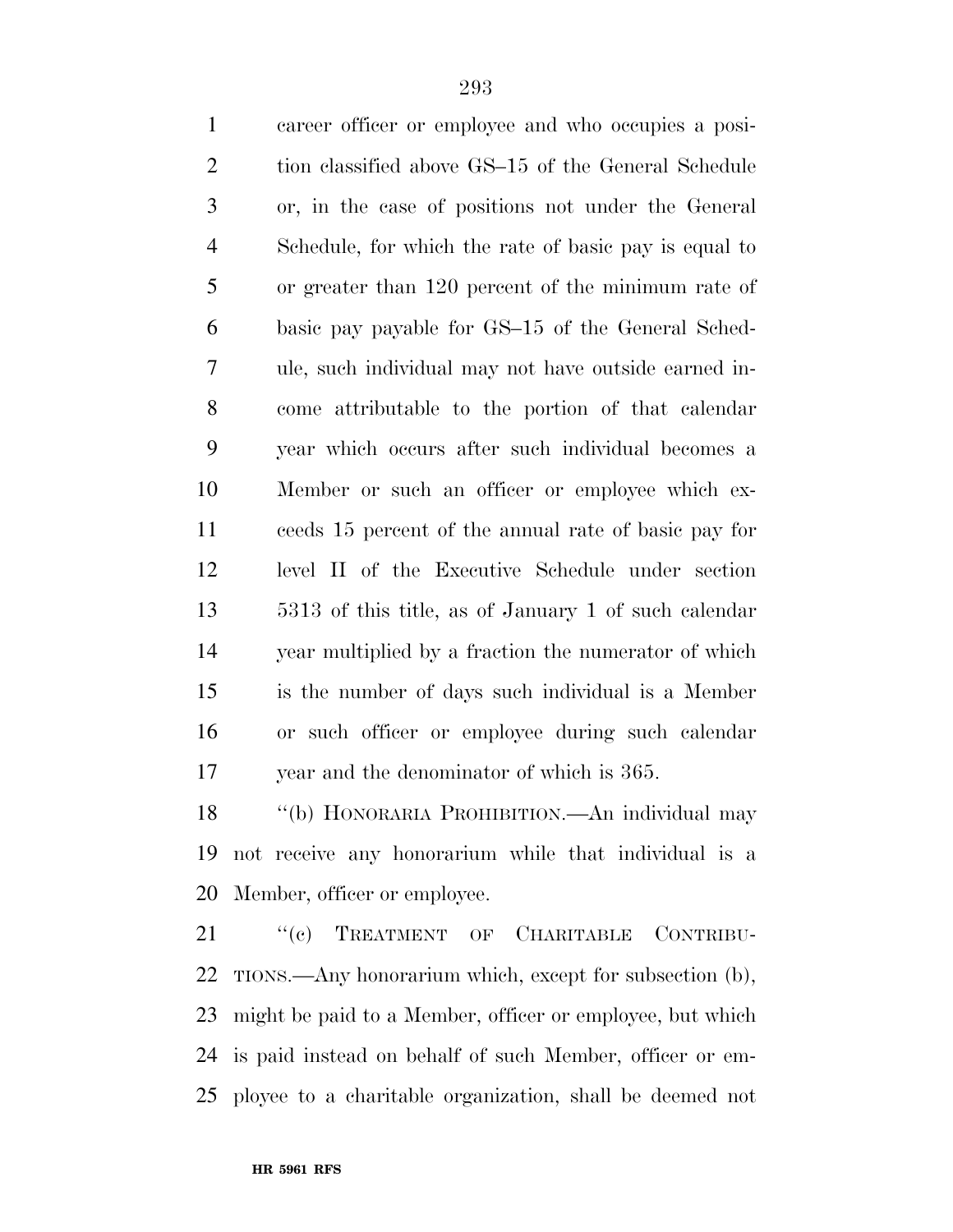career officer or employee and who occupies a position classified above GS–15 of the General Schedule or, in the case of positions not under the General Schedule, for which the rate of basic pay is equal to or greater than 120 percent of the minimum rate of basic pay payable for GS–15 of the General Schedule, such individual may not have outside earned income attributable to the portion of that calendar year which occurs after such individual becomes a Member or such an officer or employee which exceeds 15 percent of the annual rate of basic pay for level II of the Executive Schedule under section 5313 of this title, as of January 1 of such calendar year multiplied by a fraction the numerator of which is the number of days such individual is a Member or such officer or employee during such calendar year and the denominator of which is 365.

''(b) HONORARIA PROHIBITION.—An individual may not receive any honorarium while that individual is a Member, officer or employee.

''(c) TREATMENT OF CHARITABLE CONTRIBUTIONS.—Any honorarium which, except for subsection (b), might be paid to a Member, officer or employee, but which is paid instead on behalf of such Member, officer or employee to a charitable organization, shall be deemed not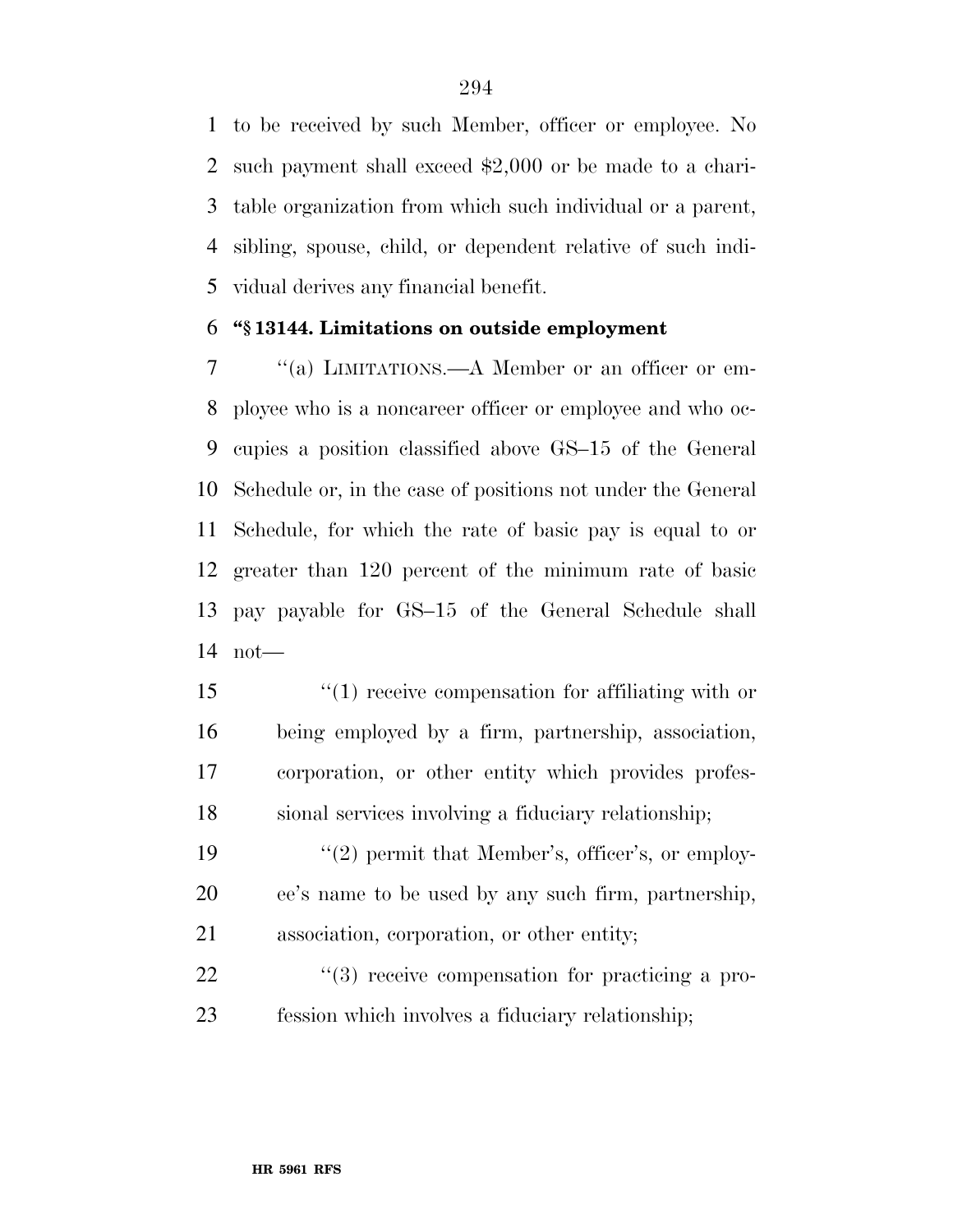to be received by such Member, officer or employee. No such payment shall exceed $2,000 or be made to a charitable organization from which such individual or a parent, sibling, spouse, child, or dependent relative of such individual derives any financial benefit.

**"§ 13144. Limitations on outside employment**

"(a) LIMITATIONS.—A Member or an officer or employee who is a noncareer officer or employee and who occupies a position classified above GS–15 of the General Schedule or, in the case of positions not under the General Schedule, for which the rate of basic pay is equal to or greater than 120 percent of the minimum rate of basic pay payable for GS–15 of the General Schedule shall not—

"(1) receive compensation for affiliating with or being employed by a firm, partnership, association, corporation, or other entity which provides professional services involving a fiduciary relationship;

"(2) permit that Member's, officer's, or employee's name to be used by any such firm, partnership, association, corporation, or other entity;

"(3) receive compensation for practicing a profession which involves a fiduciary relationship;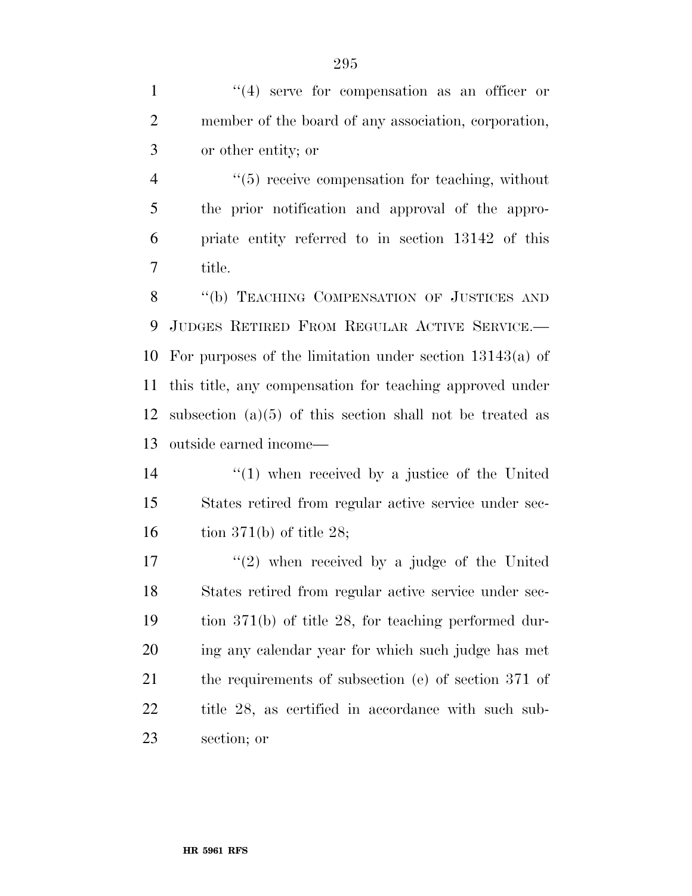''(4) serve for compensation as an officer or member of the board of any association, corporation, or other entity; or

''(5) receive compensation for teaching, without the prior notification and approval of the appropriate entity referred to in section 13142 of this title.

''(b) TEACHING COMPENSATION OF JUSTICES AND JUDGES RETIRED FROM REGULAR ACTIVE SERVICE.—For purposes of the limitation under section 13143(a) of this title, any compensation for teaching approved under subsection (a)(5) of this section shall not be treated as outside earned income—

''(1) when received by a justice of the United States retired from regular active service under section 371(b) of title 28;

''(2) when received by a judge of the United States retired from regular active service under section 371(b) of title 28, for teaching performed during any calendar year for which such judge has met the requirements of subsection (e) of section 371 of title 28, as certified in accordance with such subsection; or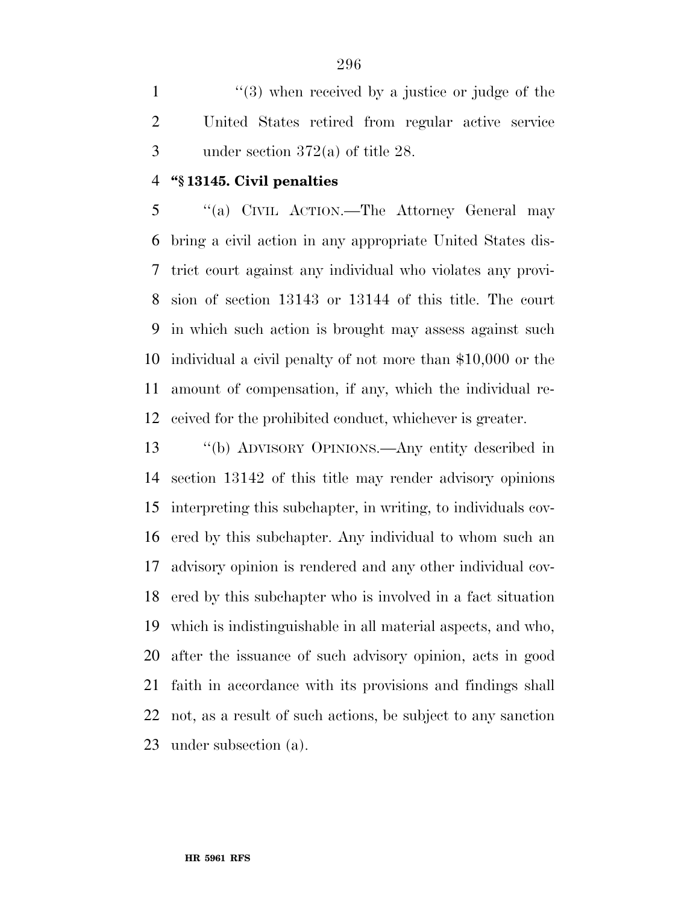''(3) when received by a justice or judge of the United States retired from regular active service under section 372(a) of title 28.

**''§ 13145. Civil penalties**

''(a) CIVIL ACTION.—The Attorney General may bring a civil action in any appropriate United States district court against any individual who violates any provision of section 13143 or 13144 of this title. The court in which such action is brought may assess against such individual a civil penalty of not more than $10,000 or the amount of compensation, if any, which the individual received for the prohibited conduct, whichever is greater.

''(b) ADVISORY OPINIONS.—Any entity described in section 13142 of this title may render advisory opinions interpreting this subchapter, in writing, to individuals covered by this subchapter. Any individual to whom such an advisory opinion is rendered and any other individual covered by this subchapter who is involved in a fact situation which is indistinguishable in all material aspects, and who, after the issuance of such advisory opinion, acts in good faith in accordance with its provisions and findings shall not, as a result of such actions, be subject to any sanction under subsection (a).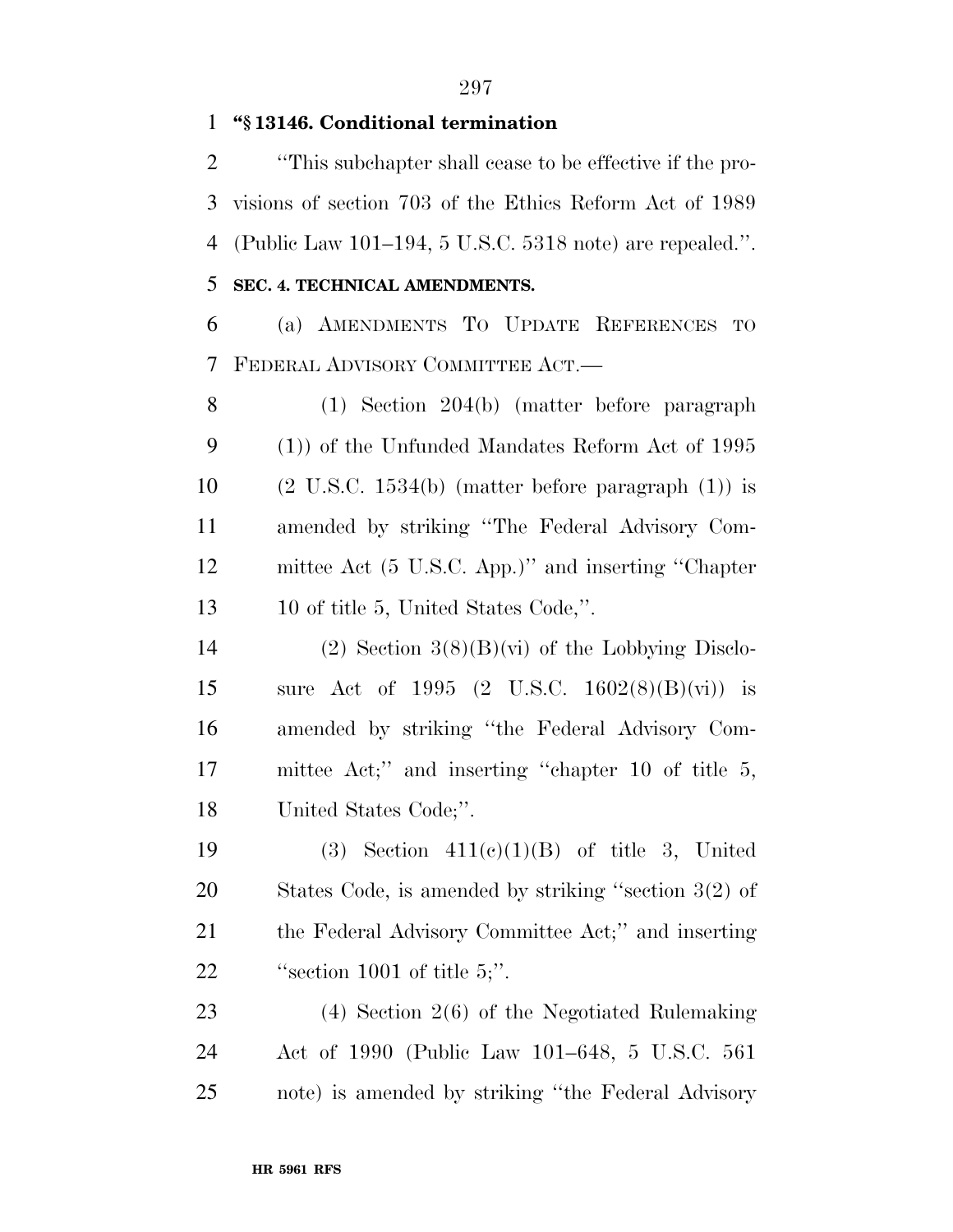**"§ 13146. Conditional termination**

"This subchapter shall cease to be effective if the provisions of section 703 of the Ethics Reform Act of 1989 (Public Law 101–194, 5 U.S.C. 5318 note) are repealed.".

**SEC. 4. TECHNICAL AMENDMENTS.**

(a) AMENDMENTS TO UPDATE REFERENCES TO FEDERAL ADVISORY COMMITTEE ACT.—

(1) Section 204(b) (matter before paragraph (1)) of the Unfunded Mandates Reform Act of 1995 (2 U.S.C. 1534(b) (matter before paragraph (1)) is amended by striking "The Federal Advisory Committee Act (5 U.S.C. App.)" and inserting "Chapter 10 of title 5, United States Code,".

(2) Section 3(8)(B)(vi) of the Lobbying Disclosure Act of 1995 (2 U.S.C. 1602(8)(B)(vi)) is amended by striking "the Federal Advisory Committee Act;" and inserting "chapter 10 of title 5, United States Code;".

(3) Section 411(c)(1)(B) of title 3, United States Code, is amended by striking "section 3(2) of the Federal Advisory Committee Act;" and inserting "section 1001 of title 5;".

(4) Section 2(6) of the Negotiated Rulemaking Act of 1990 (Public Law 101–648, 5 U.S.C. 561 note) is amended by striking "the Federal Advisory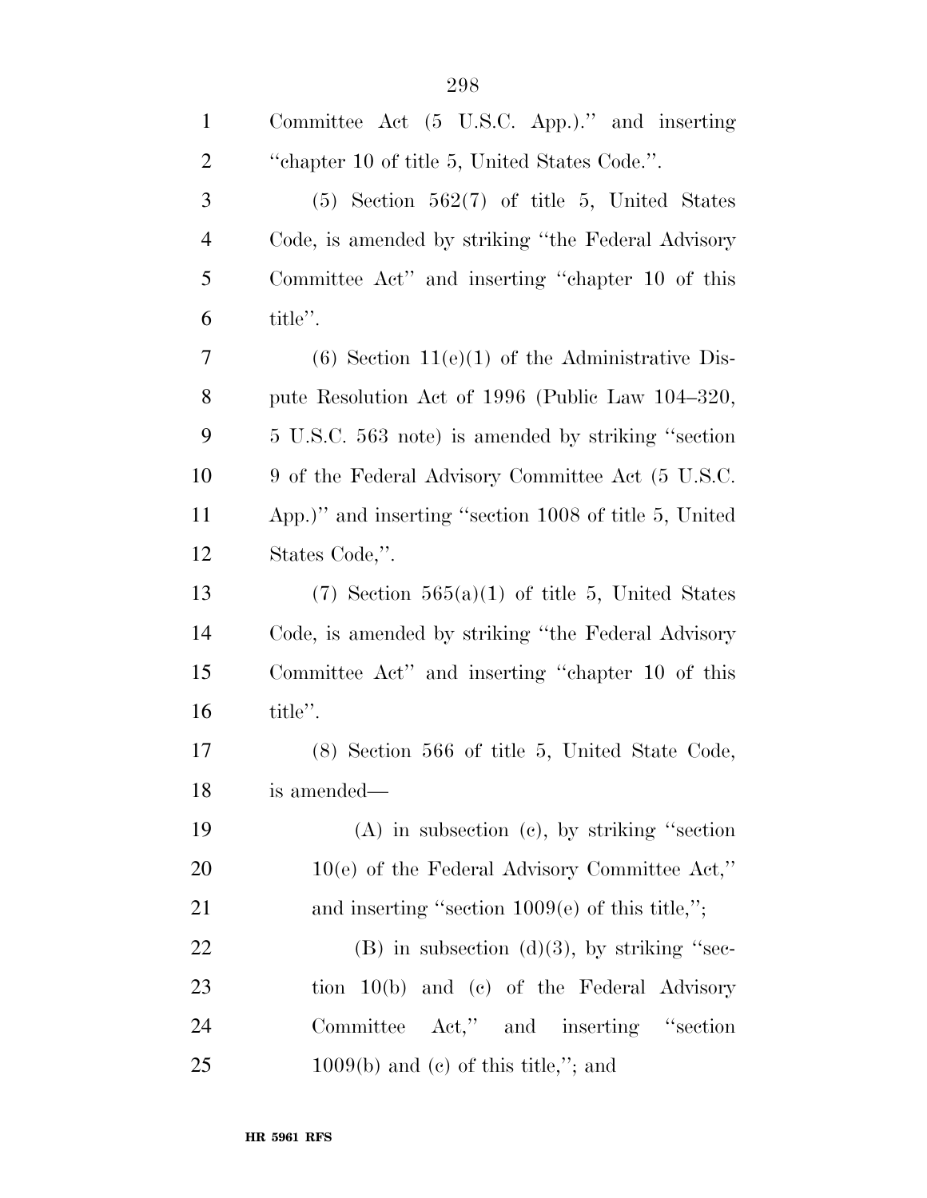Committee Act (5 U.S.C. App.).'' and inserting ''chapter 10 of title 5, United States Code.''.

(5) Section 562(7) of title 5, United States Code, is amended by striking ''the Federal Advisory Committee Act'' and inserting ''chapter 10 of this title''.

(6) Section 11(e)(1) of the Administrative Dispute Resolution Act of 1996 (Public Law 104–320, 5 U.S.C. 563 note) is amended by striking ''section 9 of the Federal Advisory Committee Act (5 U.S.C. App.)'' and inserting ''section 1008 of title 5, United States Code,''.

(7) Section 565(a)(1) of title 5, United States Code, is amended by striking ''the Federal Advisory Committee Act'' and inserting ''chapter 10 of this title''.

(8) Section 566 of title 5, United State Code, is amended—

(A) in subsection (c), by striking ''section 10(e) of the Federal Advisory Committee Act,'' and inserting ''section 1009(e) of this title,'';

(B) in subsection (d)(3), by striking ''section 10(b) and (c) of the Federal Advisory Committee Act,'' and inserting ''section 1009(b) and (c) of this title,''; and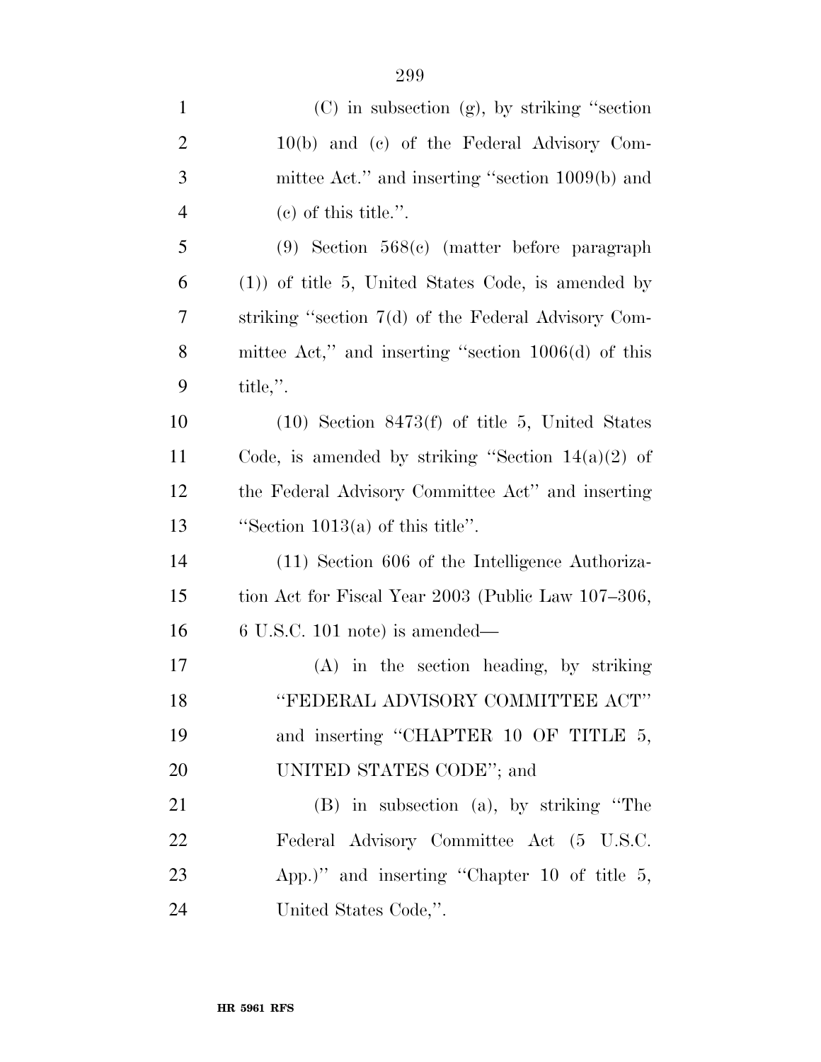(C) in subsection (g), by striking ''section 10(b) and (c) of the Federal Advisory Committee Act.'' and inserting ''section 1009(b) and (c) of this title.''.

(9) Section 568(c) (matter before paragraph (1)) of title 5, United States Code, is amended by striking ''section 7(d) of the Federal Advisory Committee Act,'' and inserting ''section 1006(d) of this title,''.

(10) Section 8473(f) of title 5, United States Code, is amended by striking ''Section 14(a)(2) of the Federal Advisory Committee Act'' and inserting ''Section 1013(a) of this title''.

(11) Section 606 of the Intelligence Authorization Act for Fiscal Year 2003 (Public Law 107–306, 6 U.S.C. 101 note) is amended—

(A) in the section heading, by striking ''FEDERAL ADVISORY COMMITTEE ACT'' and inserting ''CHAPTER 10 OF TITLE 5, UNITED STATES CODE''; and

(B) in subsection (a), by striking ''The Federal Advisory Committee Act (5 U.S.C. App.)'' and inserting ''Chapter 10 of title 5, United States Code,''.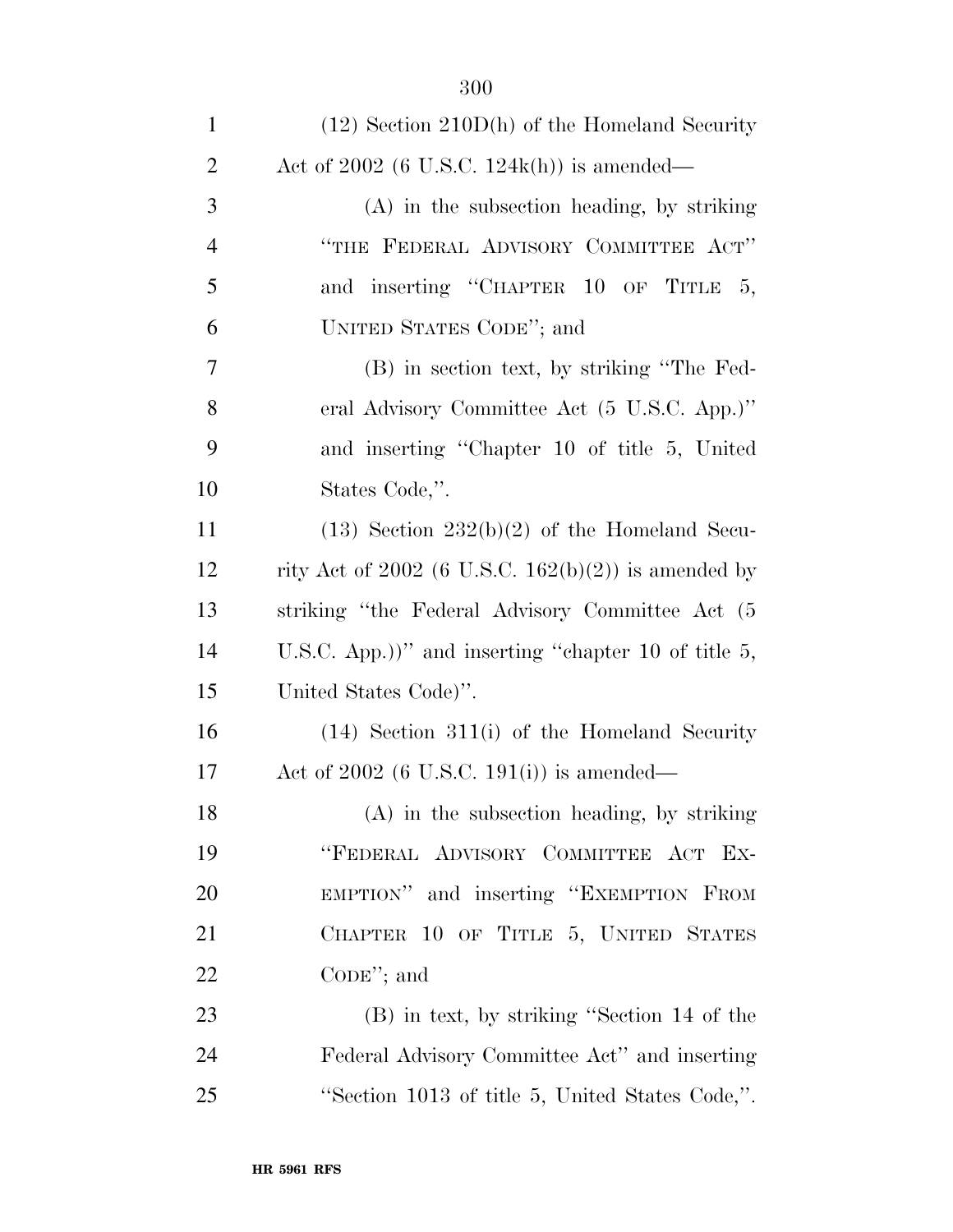(12) Section 210D(h) of the Homeland Security Act of 2002 (6 U.S.C. 124k(h)) is amended—

(A) in the subsection heading, by striking "THE FEDERAL ADVISORY COMMITTEE ACT" and inserting "CHAPTER 10 OF TITLE 5, UNITED STATES CODE"; and

(B) in section text, by striking "The Federal Advisory Committee Act (5 U.S.C. App.)" and inserting "Chapter 10 of title 5, United States Code,".

(13) Section 232(b)(2) of the Homeland Security Act of 2002 (6 U.S.C. 162(b)(2)) is amended by striking "the Federal Advisory Committee Act (5 U.S.C. App.))" and inserting "chapter 10 of title 5, United States Code)".

(14) Section 311(i) of the Homeland Security Act of 2002 (6 U.S.C. 191(i)) is amended—

(A) in the subsection heading, by striking "FEDERAL ADVISORY COMMITTEE ACT EXEMPTION" and inserting "EXEMPTION FROM CHAPTER 10 OF TITLE 5, UNITED STATES CODE"; and

(B) in text, by striking "Section 14 of the Federal Advisory Committee Act" and inserting "Section 1013 of title 5, United States Code,".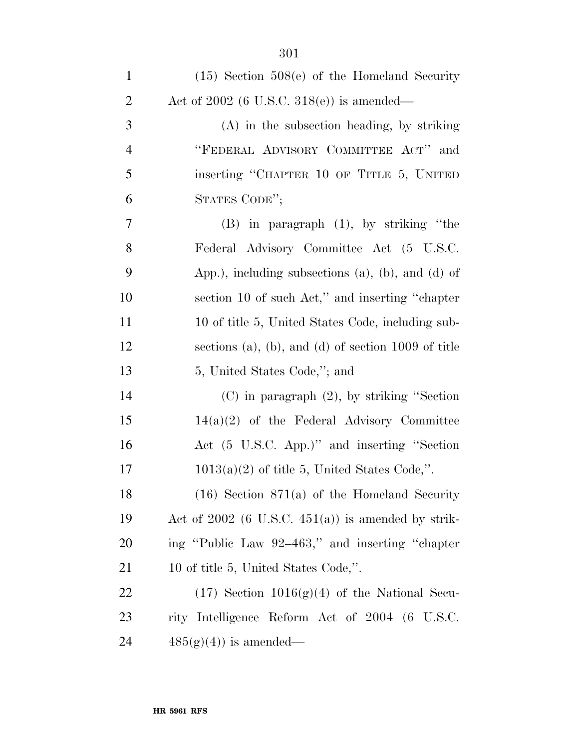(15) Section 508(e) of the Homeland Security Act of 2002 (6 U.S.C. 318(e)) is amended—

(A) in the subsection heading, by striking "FEDERAL ADVISORY COMMITTEE ACT" and inserting "CHAPTER 10 OF TITLE 5, UNITED STATES CODE";

(B) in paragraph (1), by striking "the Federal Advisory Committee Act (5 U.S.C. App.), including subsections (a), (b), and (d) of section 10 of such Act," and inserting "chapter 10 of title 5, United States Code, including subsections (a), (b), and (d) of section 1009 of title 5, United States Code,"; and

(C) in paragraph (2), by striking "Section 14(a)(2) of the Federal Advisory Committee Act (5 U.S.C. App.)" and inserting "Section 1013(a)(2) of title 5, United States Code,".

(16) Section 871(a) of the Homeland Security Act of 2002 (6 U.S.C. 451(a)) is amended by striking "Public Law 92–463," and inserting "chapter 10 of title 5, United States Code,".

(17) Section 1016(g)(4) of the National Security Intelligence Reform Act of 2004 (6 U.S.C. 485(g)(4)) is amended—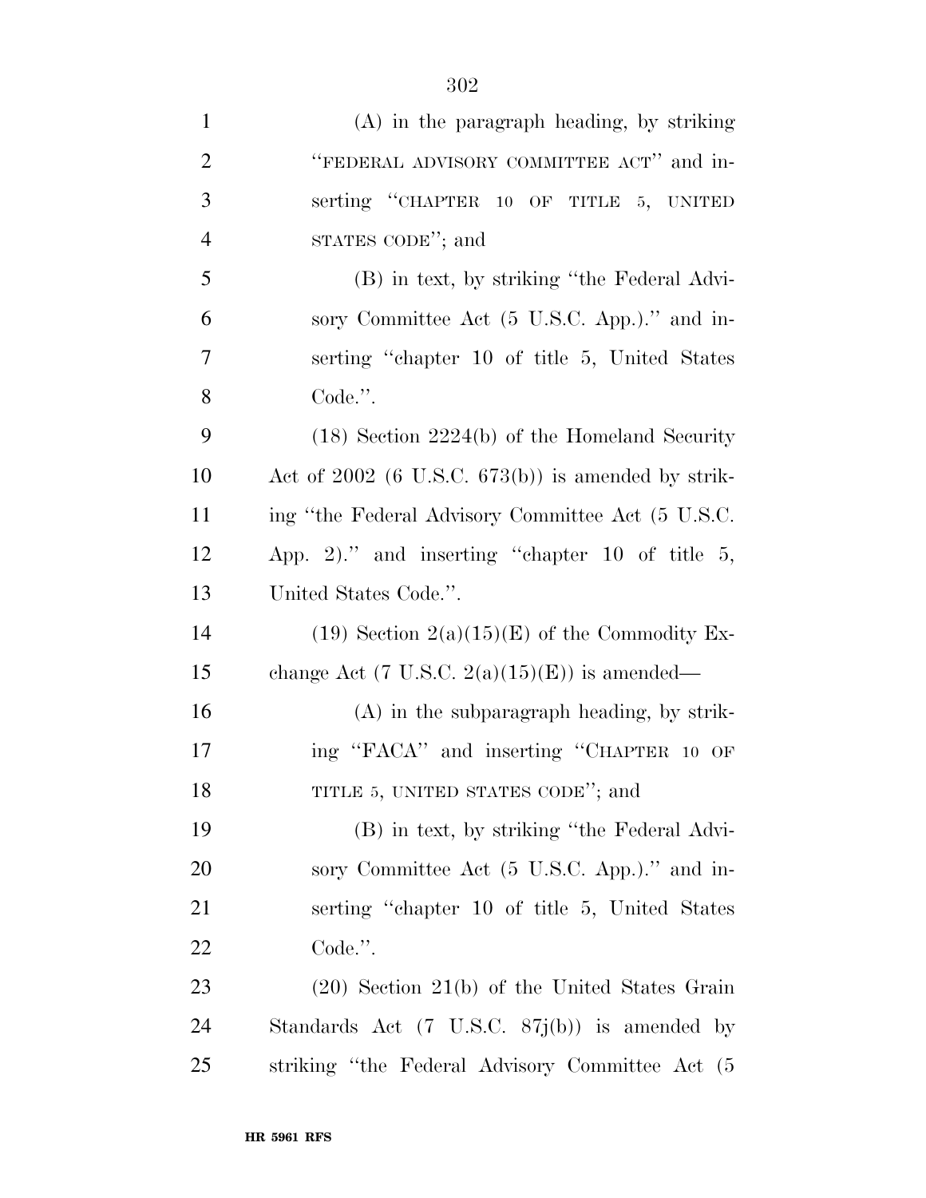(A) in the paragraph heading, by striking "FEDERAL ADVISORY COMMITTEE ACT" and inserting "CHAPTER 10 OF TITLE 5, UNITED STATES CODE"; and

(B) in text, by striking "the Federal Advisory Committee Act (5 U.S.C. App.)." and inserting "chapter 10 of title 5, United States Code.".

(18) Section 2224(b) of the Homeland Security Act of 2002 (6 U.S.C. 673(b)) is amended by striking "the Federal Advisory Committee Act (5 U.S.C. App. 2)." and inserting "chapter 10 of title 5, United States Code.".

(19) Section 2(a)(15)(E) of the Commodity Exchange Act (7 U.S.C. 2(a)(15)(E)) is amended—

(A) in the subparagraph heading, by striking "FACA" and inserting "CHAPTER 10 OF TITLE 5, UNITED STATES CODE"; and

(B) in text, by striking "the Federal Advisory Committee Act (5 U.S.C. App.)." and inserting "chapter 10 of title 5, United States Code.".

(20) Section 21(b) of the United States Grain Standards Act (7 U.S.C. 87j(b)) is amended by striking "the Federal Advisory Committee Act (5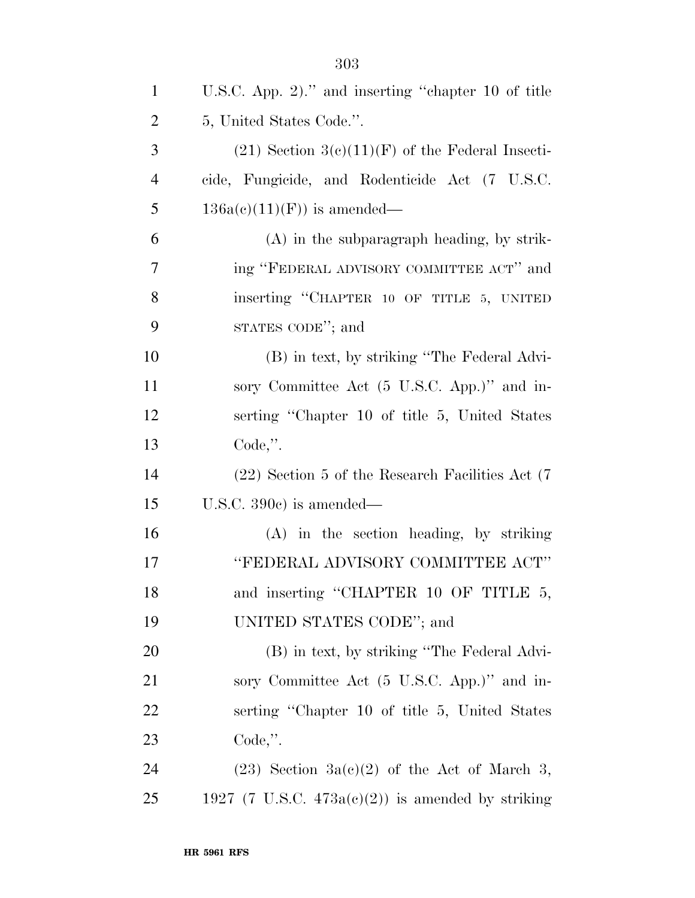U.S.C. App. 2)." and inserting "chapter 10 of title 5, United States Code.".

(21) Section 3(c)(11)(F) of the Federal Insecticide, Fungicide, and Rodenticide Act (7 U.S.C. 136a(c)(11)(F)) is amended—

(A) in the subparagraph heading, by striking "FEDERAL ADVISORY COMMITTEE ACT" and inserting "CHAPTER 10 OF TITLE 5, UNITED STATES CODE"; and

(B) in text, by striking "The Federal Advisory Committee Act (5 U.S.C. App.)" and inserting "Chapter 10 of title 5, United States Code,".

(22) Section 5 of the Research Facilities Act (7 U.S.C. 390c) is amended—

(A) in the section heading, by striking "FEDERAL ADVISORY COMMITTEE ACT" and inserting "CHAPTER 10 OF TITLE 5, UNITED STATES CODE"; and

(B) in text, by striking "The Federal Advisory Committee Act (5 U.S.C. App.)" and inserting "Chapter 10 of title 5, United States Code,".

(23) Section 3a(c)(2) of the Act of March 3, 1927 (7 U.S.C. 473a(c)(2)) is amended by striking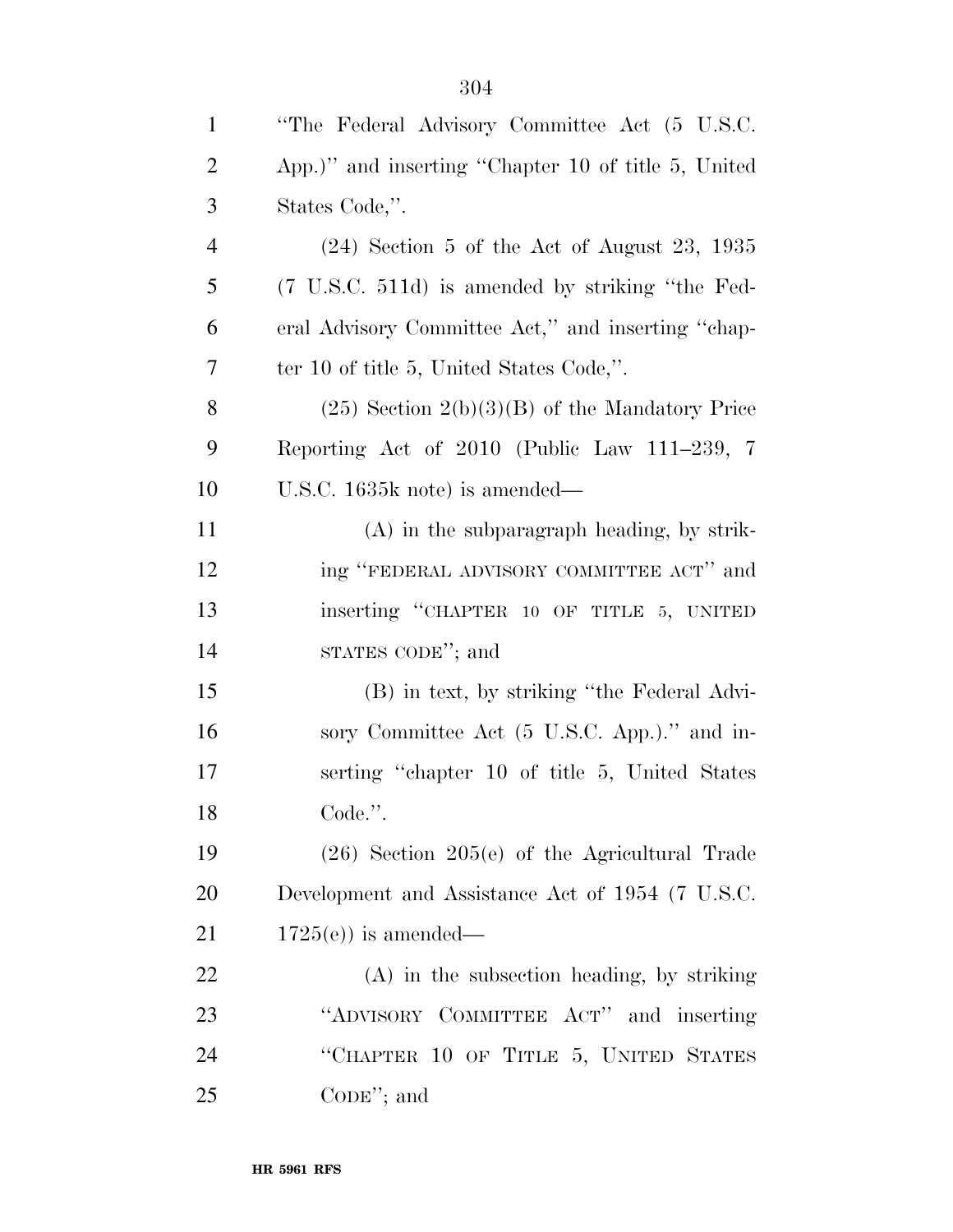"The Federal Advisory Committee Act (5 U.S.C. App.)" and inserting "Chapter 10 of title 5, United States Code,".

(24) Section 5 of the Act of August 23, 1935 (7 U.S.C. 511d) is amended by striking "the Federal Advisory Committee Act," and inserting "chapter 10 of title 5, United States Code,".

(25) Section 2(b)(3)(B) of the Mandatory Price Reporting Act of 2010 (Public Law 111–239, 7 U.S.C. 1635k note) is amended—

(A) in the subparagraph heading, by striking "FEDERAL ADVISORY COMMITTEE ACT" and inserting "CHAPTER 10 OF TITLE 5, UNITED STATES CODE"; and

(B) in text, by striking "the Federal Advisory Committee Act (5 U.S.C. App.)." and inserting "chapter 10 of title 5, United States Code.".

(26) Section 205(e) of the Agricultural Trade Development and Assistance Act of 1954 (7 U.S.C. 1725(e)) is amended—

(A) in the subsection heading, by striking "ADVISORY COMMITTEE ACT" and inserting "CHAPTER 10 OF TITLE 5, UNITED STATES CODE"; and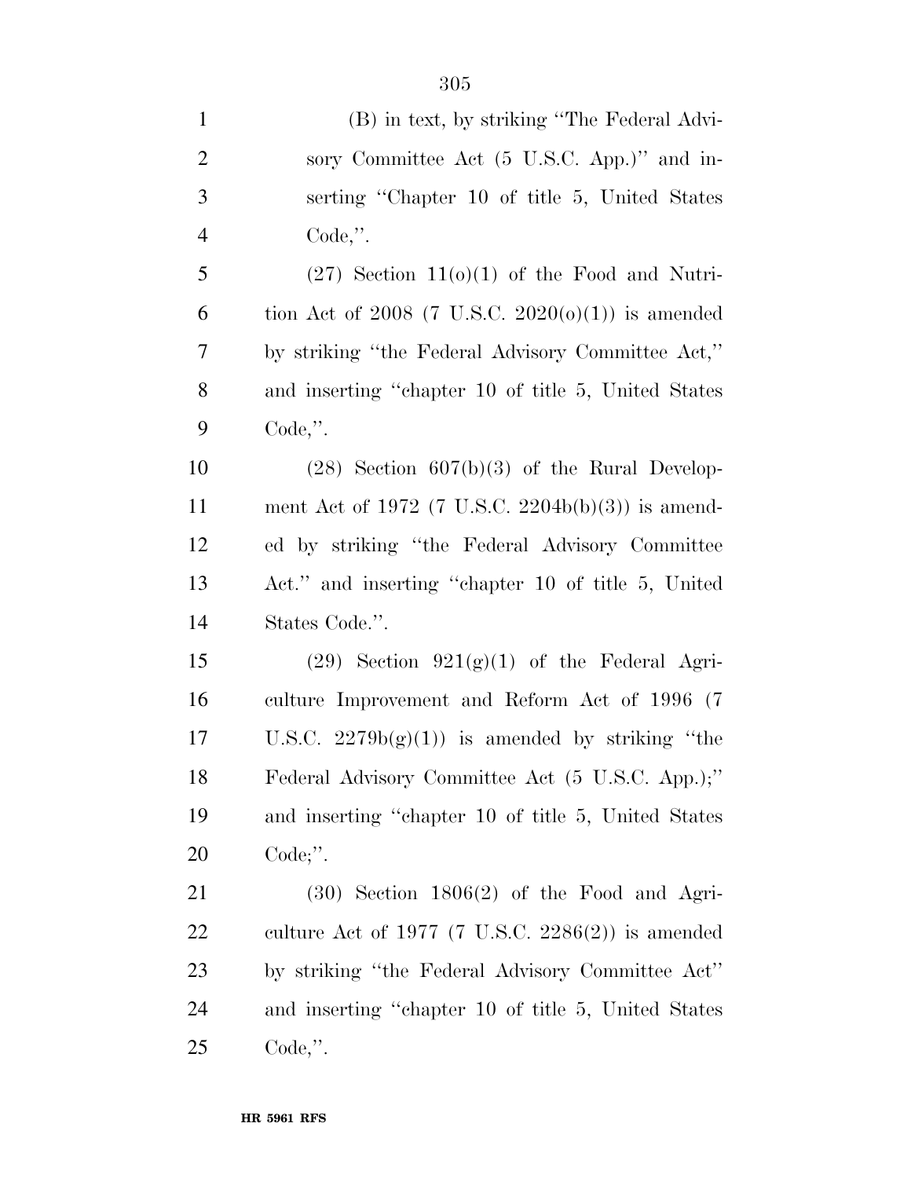(B) in text, by striking "The Federal Advisory Committee Act (5 U.S.C. App.)" and inserting "Chapter 10 of title 5, United States Code,".

(27) Section 11(o)(1) of the Food and Nutrition Act of 2008 (7 U.S.C. 2020(o)(1)) is amended by striking "the Federal Advisory Committee Act," and inserting "chapter 10 of title 5, United States Code,".

(28) Section 607(b)(3) of the Rural Development Act of 1972 (7 U.S.C. 2204b(b)(3)) is amended by striking "the Federal Advisory Committee Act." and inserting "chapter 10 of title 5, United States Code.".

(29) Section 921(g)(1) of the Federal Agriculture Improvement and Reform Act of 1996 (7 U.S.C. 2279b(g)(1)) is amended by striking "the Federal Advisory Committee Act (5 U.S.C. App.);" and inserting "chapter 10 of title 5, United States Code;".

(30) Section 1806(2) of the Food and Agriculture Act of 1977 (7 U.S.C. 2286(2)) is amended by striking "the Federal Advisory Committee Act" and inserting "chapter 10 of title 5, United States Code,".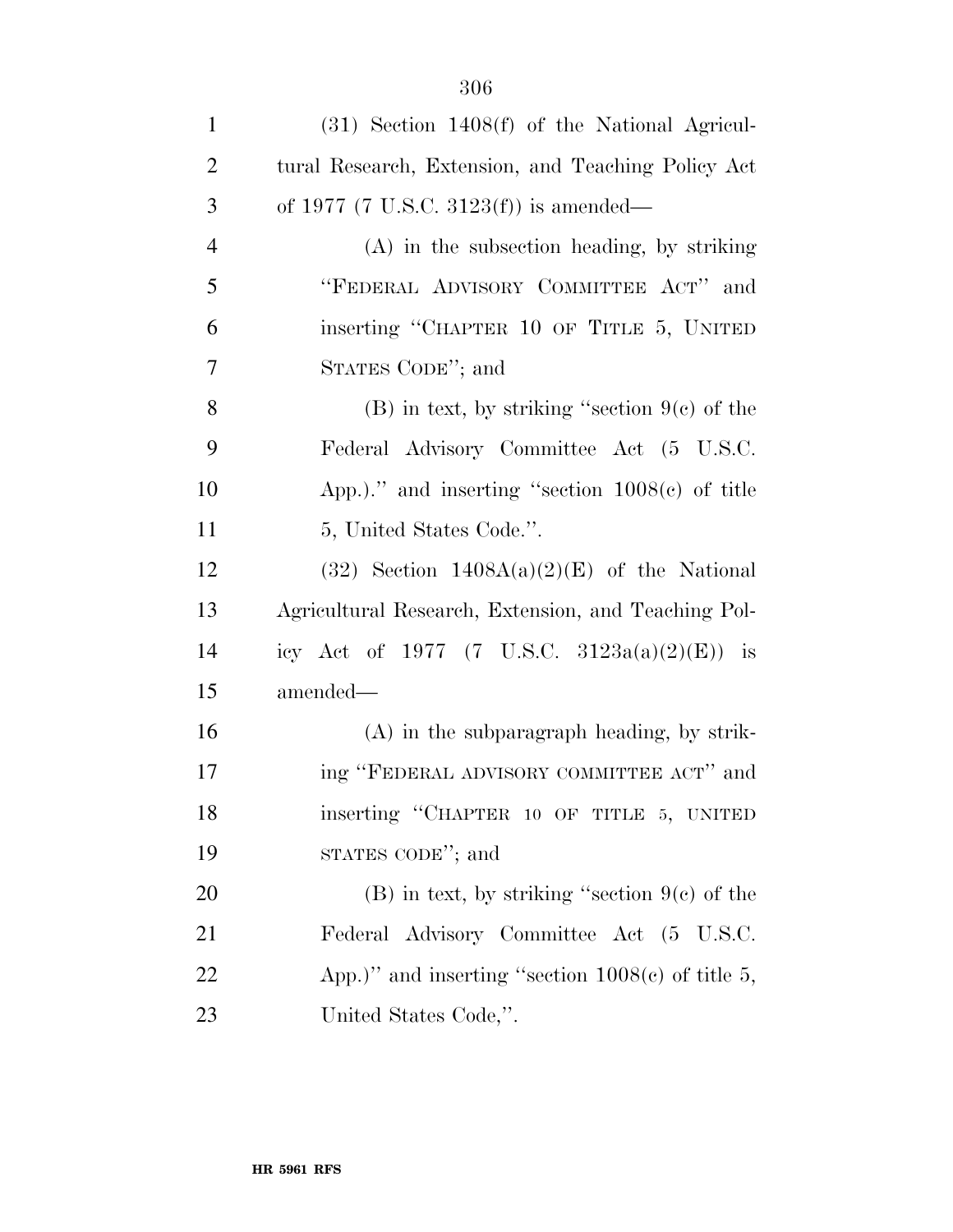(31) Section 1408(f) of the National Agricultural Research, Extension, and Teaching Policy Act of 1977 (7 U.S.C. 3123(f)) is amended—

(A) in the subsection heading, by striking "FEDERAL ADVISORY COMMITTEE ACT" and inserting "CHAPTER 10 OF TITLE 5, UNITED STATES CODE"; and

(B) in text, by striking "section 9(c) of the Federal Advisory Committee Act (5 U.S.C. App.)." and inserting "section 1008(c) of title 5, United States Code.".

(32) Section 1408A(a)(2)(E) of the National Agricultural Research, Extension, and Teaching Policy Act of 1977 (7 U.S.C. 3123a(a)(2)(E)) is amended—

(A) in the subparagraph heading, by striking "FEDERAL ADVISORY COMMITTEE ACT" and inserting "CHAPTER 10 OF TITLE 5, UNITED STATES CODE"; and

(B) in text, by striking "section 9(c) of the Federal Advisory Committee Act (5 U.S.C. App.)" and inserting "section 1008(c) of title 5, United States Code,".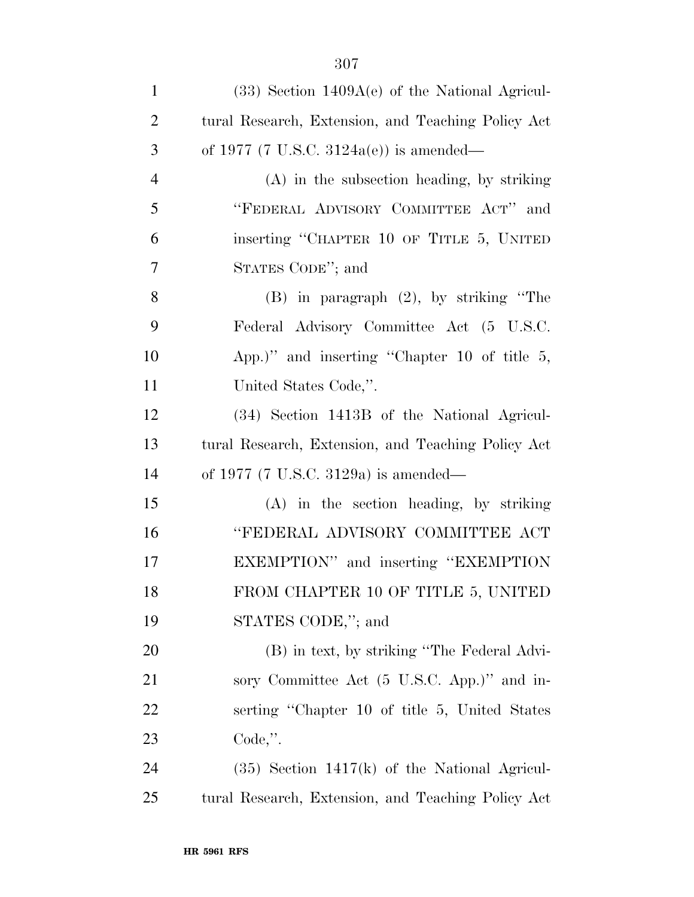(33) Section 1409A(e) of the National Agricultural Research, Extension, and Teaching Policy Act of 1977 (7 U.S.C. 3124a(e)) is amended—

(A) in the subsection heading, by striking "FEDERAL ADVISORY COMMITTEE ACT" and inserting "CHAPTER 10 OF TITLE 5, UNITED STATES CODE"; and

(B) in paragraph (2), by striking "The Federal Advisory Committee Act (5 U.S.C. App.)" and inserting "Chapter 10 of title 5, United States Code,".

(34) Section 1413B of the National Agricultural Research, Extension, and Teaching Policy Act of 1977 (7 U.S.C. 3129a) is amended—

(A) in the section heading, by striking "FEDERAL ADVISORY COMMITTEE ACT EXEMPTION" and inserting "EXEMPTION FROM CHAPTER 10 OF TITLE 5, UNITED STATES CODE,"; and

(B) in text, by striking "The Federal Advisory Committee Act (5 U.S.C. App.)" and inserting "Chapter 10 of title 5, United States Code,".

(35) Section 1417(k) of the National Agricultural Research, Extension, and Teaching Policy Act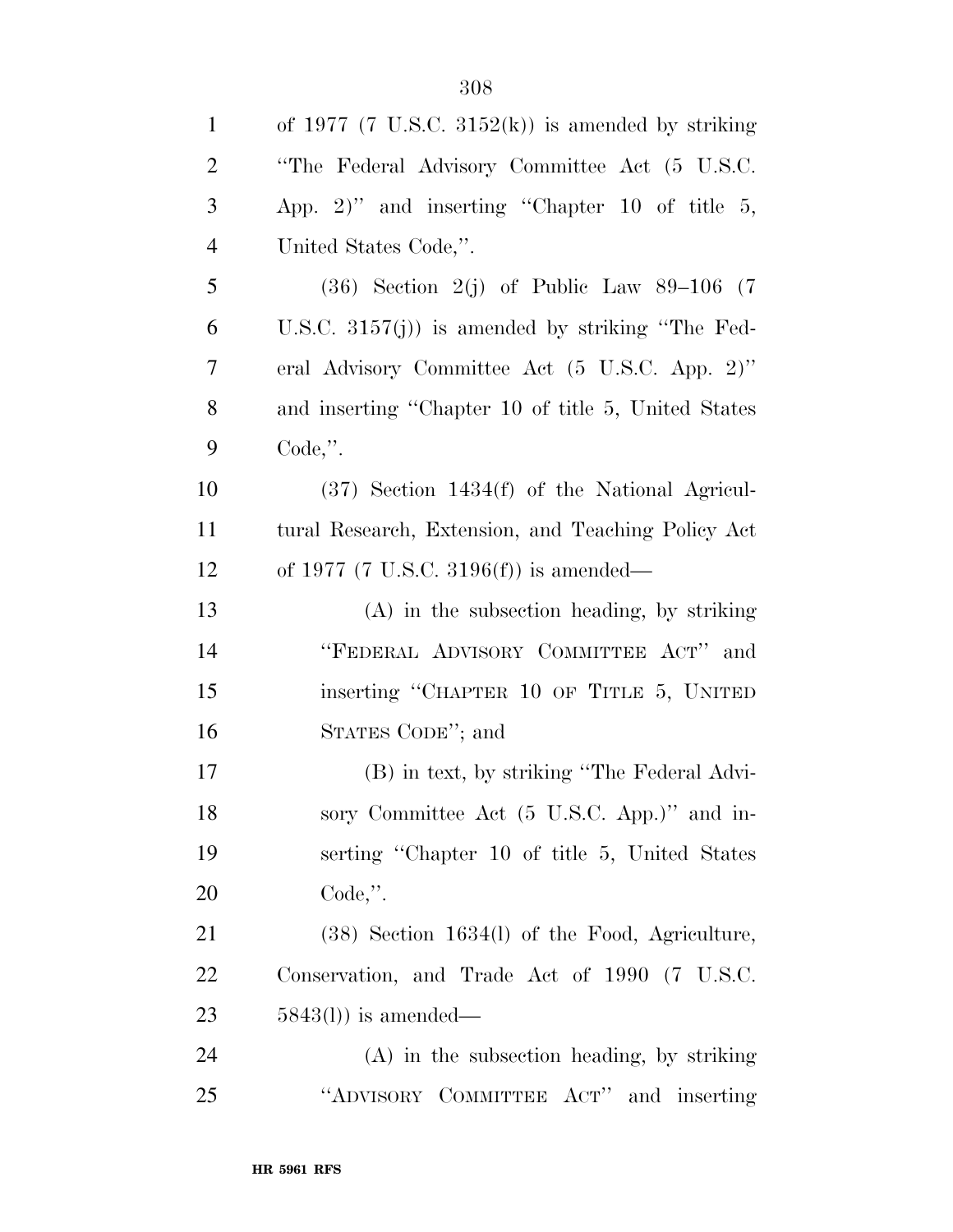of 1977 (7 U.S.C. 3152(k)) is amended by striking "The Federal Advisory Committee Act (5 U.S.C. App. 2)" and inserting "Chapter 10 of title 5, United States Code,".

(36) Section 2(j) of Public Law 89–106 (7 U.S.C. 3157(j)) is amended by striking "The Federal Advisory Committee Act (5 U.S.C. App. 2)" and inserting "Chapter 10 of title 5, United States Code,".

(37) Section 1434(f) of the National Agricultural Research, Extension, and Teaching Policy Act of 1977 (7 U.S.C. 3196(f)) is amended—

(A) in the subsection heading, by striking "FEDERAL ADVISORY COMMITTEE ACT" and inserting "CHAPTER 10 OF TITLE 5, UNITED STATES CODE"; and

(B) in text, by striking "The Federal Advisory Committee Act (5 U.S.C. App.)" and inserting "Chapter 10 of title 5, United States Code,".

(38) Section 1634(l) of the Food, Agriculture, Conservation, and Trade Act of 1990 (7 U.S.C. 5843(l)) is amended—

(A) in the subsection heading, by striking "ADVISORY COMMITTEE ACT" and inserting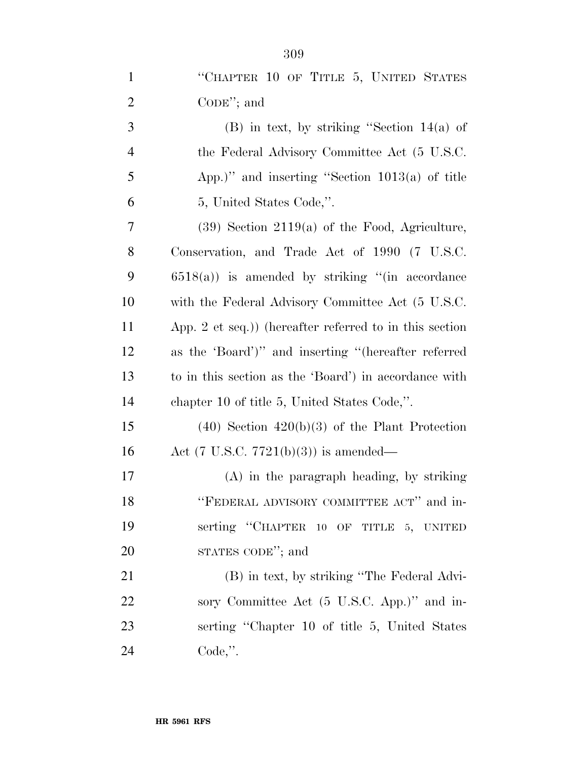"CHAPTER 10 OF TITLE 5, UNITED STATES CODE"; and

(B) in text, by striking "Section 14(a) of the Federal Advisory Committee Act (5 U.S.C. App.)" and inserting "Section 1013(a) of title 5, United States Code,".

(39) Section 2119(a) of the Food, Agriculture, Conservation, and Trade Act of 1990 (7 U.S.C. 6518(a)) is amended by striking "(in accordance with the Federal Advisory Committee Act (5 U.S.C. App. 2 et seq.)) (hereafter referred to in this section as the 'Board')" and inserting "(hereafter referred to in this section as the 'Board') in accordance with chapter 10 of title 5, United States Code,".

(40) Section 420(b)(3) of the Plant Protection Act (7 U.S.C. 7721(b)(3)) is amended—

(A) in the paragraph heading, by striking "FEDERAL ADVISORY COMMITTEE ACT" and inserting "CHAPTER 10 OF TITLE 5, UNITED STATES CODE"; and

(B) in text, by striking "The Federal Advisory Committee Act (5 U.S.C. App.)" and inserting "Chapter 10 of title 5, United States Code,".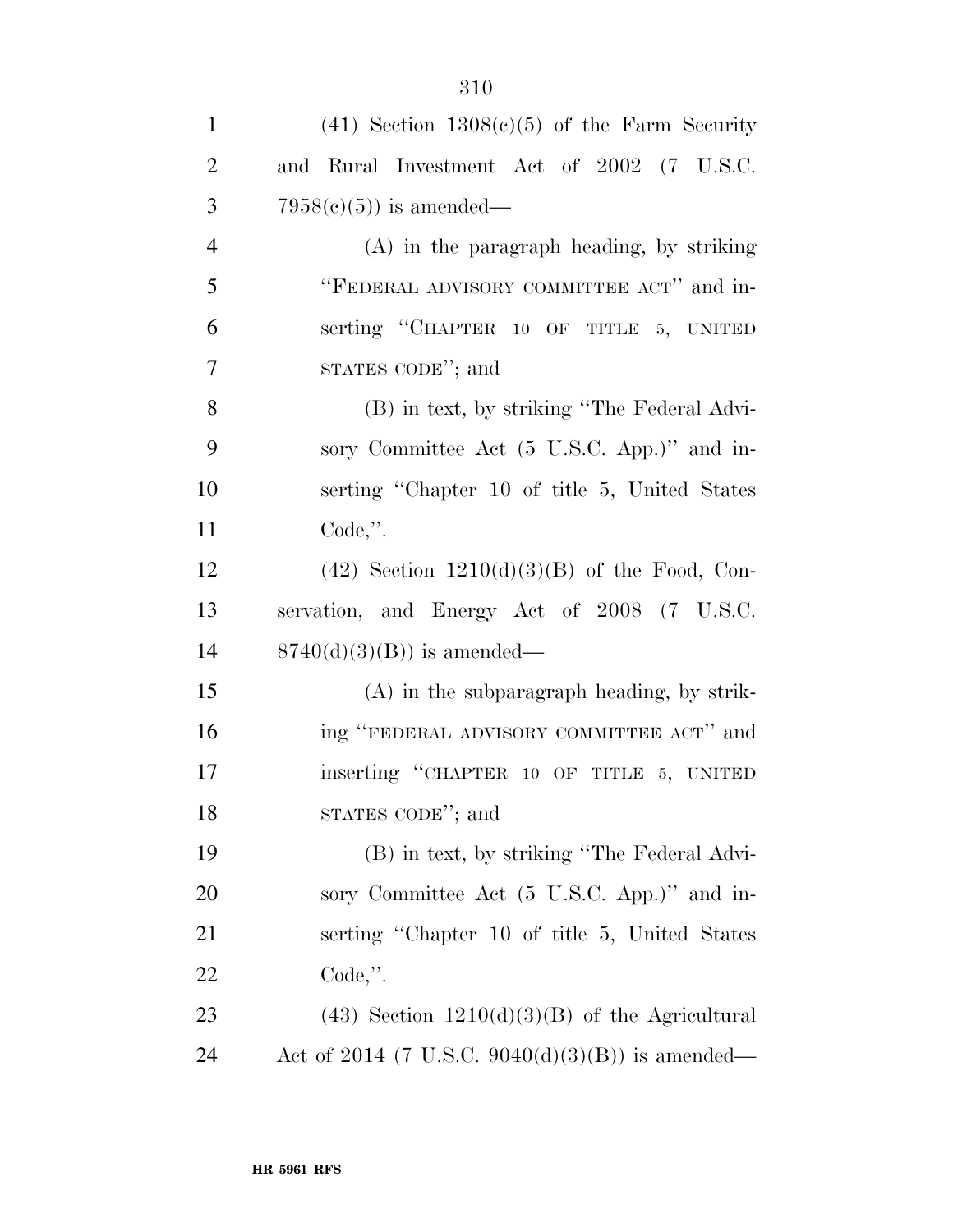(41) Section 1308(c)(5) of the Farm Security and Rural Investment Act of 2002 (7 U.S.C. 7958(c)(5)) is amended—

(A) in the paragraph heading, by striking "FEDERAL ADVISORY COMMITTEE ACT" and inserting "CHAPTER 10 OF TITLE 5, UNITED STATES CODE"; and

(B) in text, by striking "The Federal Advisory Committee Act (5 U.S.C. App.)" and inserting "Chapter 10 of title 5, United States Code,".

(42) Section 1210(d)(3)(B) of the Food, Conservation, and Energy Act of 2008 (7 U.S.C. 8740(d)(3)(B)) is amended—

(A) in the subparagraph heading, by striking "FEDERAL ADVISORY COMMITTEE ACT" and inserting "CHAPTER 10 OF TITLE 5, UNITED STATES CODE"; and

(B) in text, by striking "The Federal Advisory Committee Act (5 U.S.C. App.)" and inserting "Chapter 10 of title 5, United States Code,".

(43) Section 1210(d)(3)(B) of the Agricultural Act of 2014 (7 U.S.C. 9040(d)(3)(B)) is amended—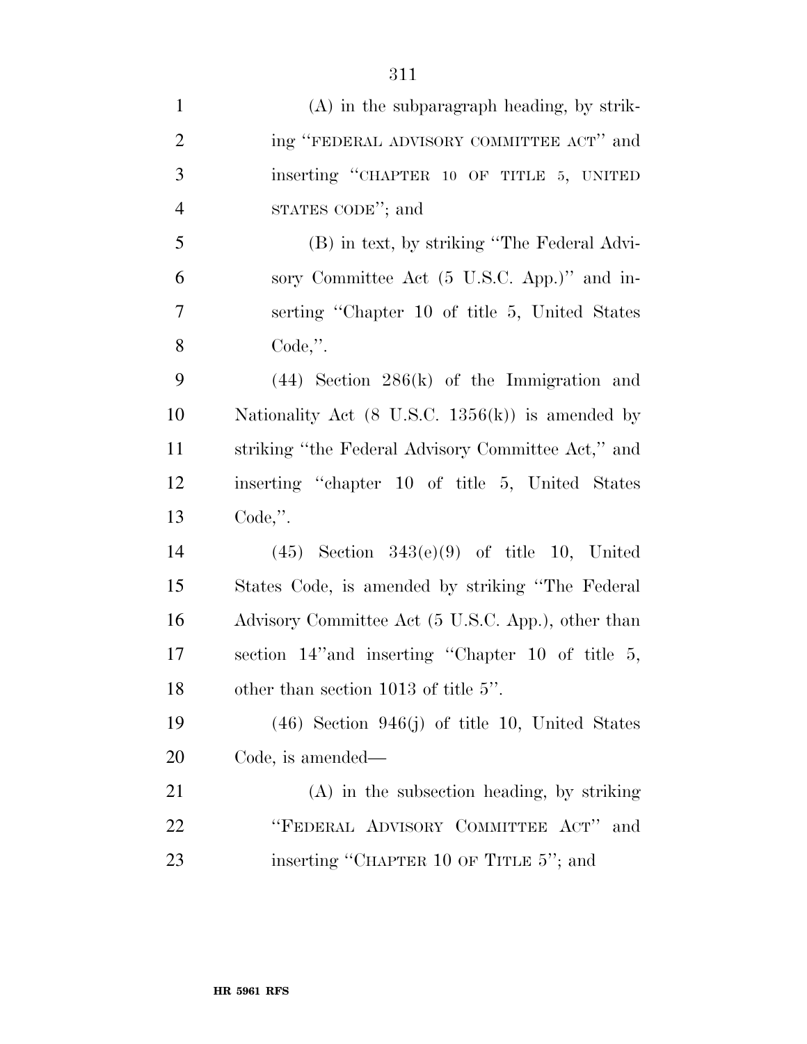(A) in the subparagraph heading, by striking "FEDERAL ADVISORY COMMITTEE ACT" and inserting "CHAPTER 10 OF TITLE 5, UNITED STATES CODE"; and

(B) in text, by striking "The Federal Advisory Committee Act (5 U.S.C. App.)" and inserting "Chapter 10 of title 5, United States Code,".

(44) Section 286(k) of the Immigration and Nationality Act (8 U.S.C. 1356(k)) is amended by striking "the Federal Advisory Committee Act," and inserting "chapter 10 of title 5, United States Code,".

(45) Section 343(e)(9) of title 10, United States Code, is amended by striking "The Federal Advisory Committee Act (5 U.S.C. App.), other than section 14"and inserting "Chapter 10 of title 5, other than section 1013 of title 5".

(46) Section 946(j) of title 10, United States Code, is amended—

(A) in the subsection heading, by striking "FEDERAL ADVISORY COMMITTEE ACT" and inserting "CHAPTER 10 OF TITLE 5"; and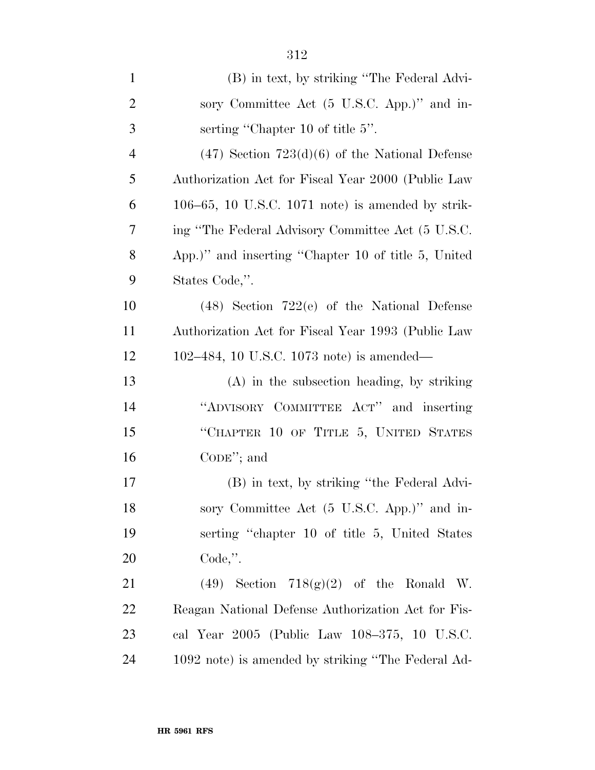(B) in text, by striking "The Federal Advisory Committee Act (5 U.S.C. App.)" and inserting "Chapter 10 of title 5".

(47) Section 723(d)(6) of the National Defense Authorization Act for Fiscal Year 2000 (Public Law 106–65, 10 U.S.C. 1071 note) is amended by striking "The Federal Advisory Committee Act (5 U.S.C. App.)" and inserting "Chapter 10 of title 5, United States Code,".

(48) Section 722(e) of the National Defense Authorization Act for Fiscal Year 1993 (Public Law 102–484, 10 U.S.C. 1073 note) is amended—

(A) in the subsection heading, by striking "ADVISORY COMMITTEE ACT" and inserting "CHAPTER 10 OF TITLE 5, UNITED STATES CODE"; and

(B) in text, by striking "the Federal Advisory Committee Act (5 U.S.C. App.)" and inserting "chapter 10 of title 5, United States Code,".

(49) Section 718(g)(2) of the Ronald W. Reagan National Defense Authorization Act for Fiscal Year 2005 (Public Law 108–375, 10 U.S.C. 1092 note) is amended by striking "The Federal Ad-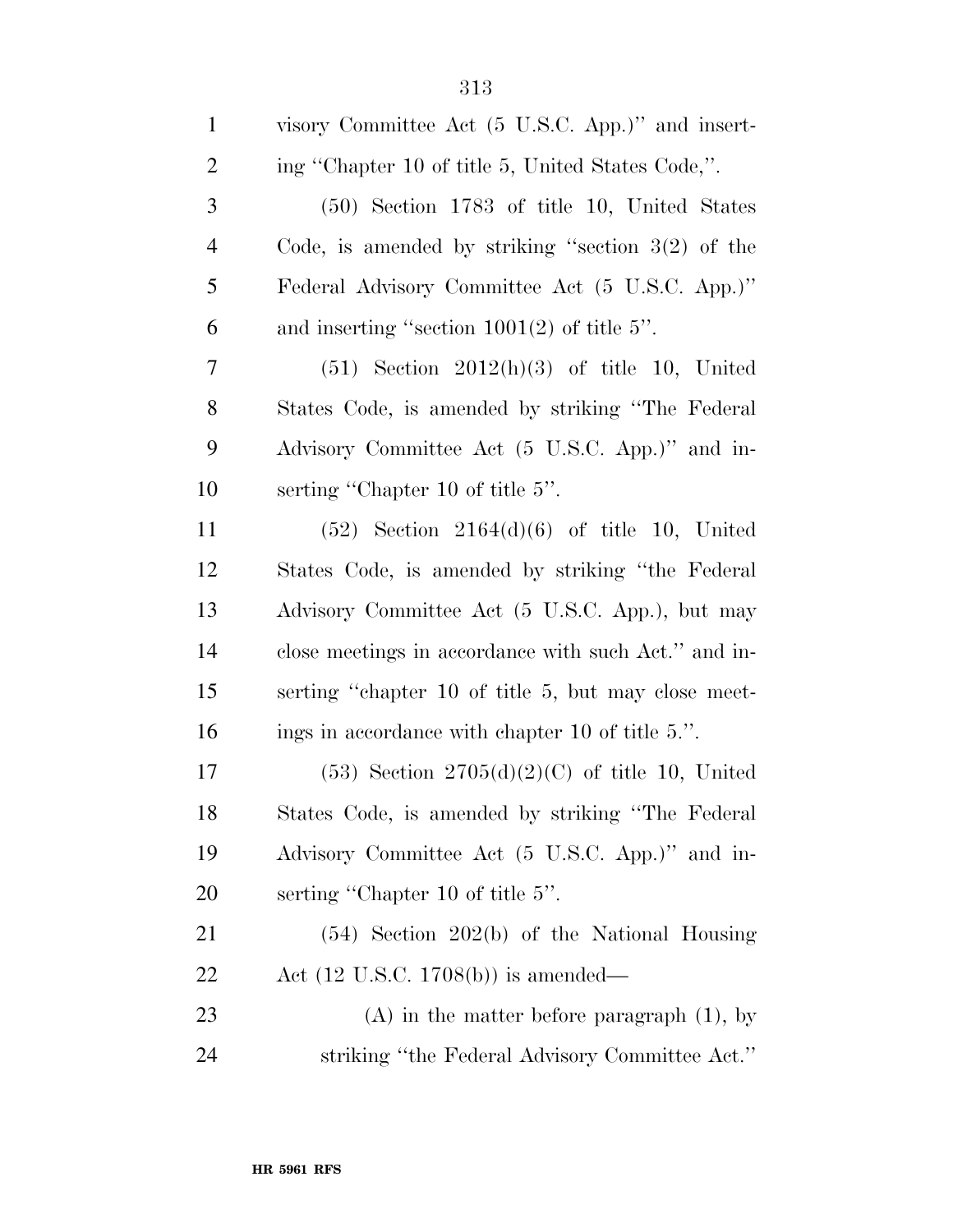visory Committee Act (5 U.S.C. App.)'' and inserting ''Chapter 10 of title 5, United States Code,''.

(50) Section 1783 of title 10, United States Code, is amended by striking ''section 3(2) of the Federal Advisory Committee Act (5 U.S.C. App.)'' and inserting ''section 1001(2) of title 5''.

(51) Section 2012(h)(3) of title 10, United States Code, is amended by striking ''The Federal Advisory Committee Act (5 U.S.C. App.)'' and inserting ''Chapter 10 of title 5''.

(52) Section 2164(d)(6) of title 10, United States Code, is amended by striking ''the Federal Advisory Committee Act (5 U.S.C. App.), but may close meetings in accordance with such Act.'' and inserting ''chapter 10 of title 5, but may close meetings in accordance with chapter 10 of title 5.''.

(53) Section 2705(d)(2)(C) of title 10, United States Code, is amended by striking ''The Federal Advisory Committee Act (5 U.S.C. App.)'' and inserting ''Chapter 10 of title 5''.

(54) Section 202(b) of the National Housing Act (12 U.S.C. 1708(b)) is amended—

(A) in the matter before paragraph (1), by striking ''the Federal Advisory Committee Act.''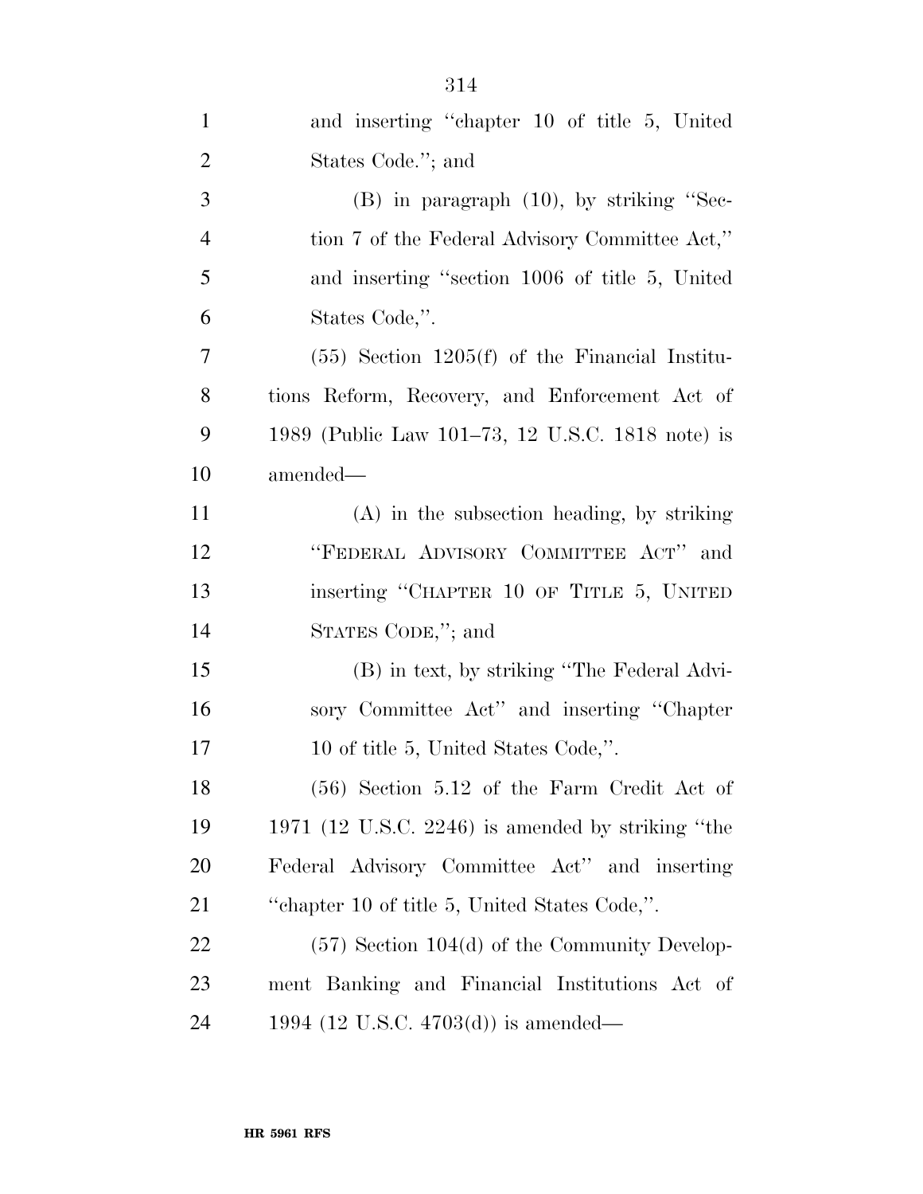and inserting "chapter 10 of title 5, United States Code."; and

(B) in paragraph (10), by striking "Section 7 of the Federal Advisory Committee Act," and inserting "section 1006 of title 5, United States Code,".

(55) Section 1205(f) of the Financial Institutions Reform, Recovery, and Enforcement Act of 1989 (Public Law 101–73, 12 U.S.C. 1818 note) is amended—

(A) in the subsection heading, by striking "FEDERAL ADVISORY COMMITTEE ACT" and inserting "CHAPTER 10 OF TITLE 5, UNITED STATES CODE,"; and

(B) in text, by striking "The Federal Advisory Committee Act" and inserting "Chapter 10 of title 5, United States Code,".

(56) Section 5.12 of the Farm Credit Act of 1971 (12 U.S.C. 2246) is amended by striking "the Federal Advisory Committee Act" and inserting "chapter 10 of title 5, United States Code,".

(57) Section 104(d) of the Community Development Banking and Financial Institutions Act of 1994 (12 U.S.C. 4703(d)) is amended—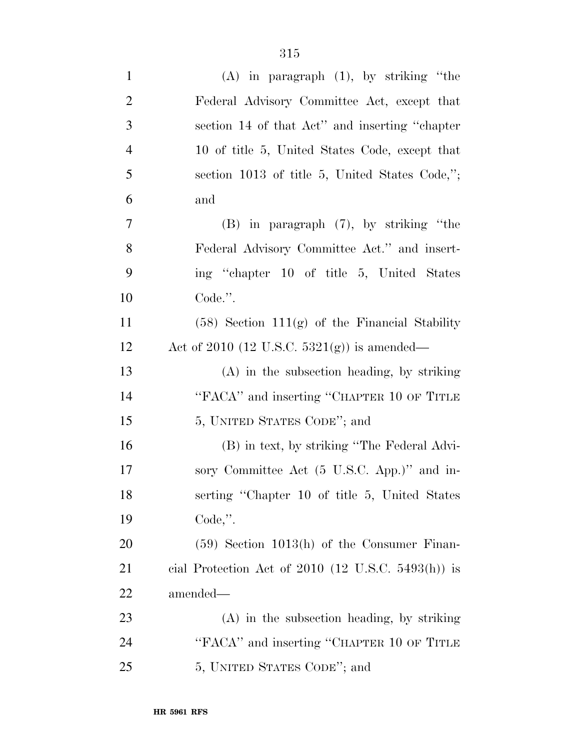(A) in paragraph (1), by striking "the Federal Advisory Committee Act, except that section 14 of that Act" and inserting "chapter 10 of title 5, United States Code, except that section 1013 of title 5, United States Code,"; and

(B) in paragraph (7), by striking "the Federal Advisory Committee Act." and inserting "chapter 10 of title 5, United States Code.".

(58) Section 111(g) of the Financial Stability Act of 2010 (12 U.S.C. 5321(g)) is amended—

(A) in the subsection heading, by striking "FACA" and inserting "CHAPTER 10 OF TITLE 5, UNITED STATES CODE"; and

(B) in text, by striking "The Federal Advisory Committee Act (5 U.S.C. App.)" and inserting "Chapter 10 of title 5, United States Code,".

(59) Section 1013(h) of the Consumer Financial Protection Act of 2010 (12 U.S.C. 5493(h)) is amended—

(A) in the subsection heading, by striking "FACA" and inserting "CHAPTER 10 OF TITLE 5, UNITED STATES CODE"; and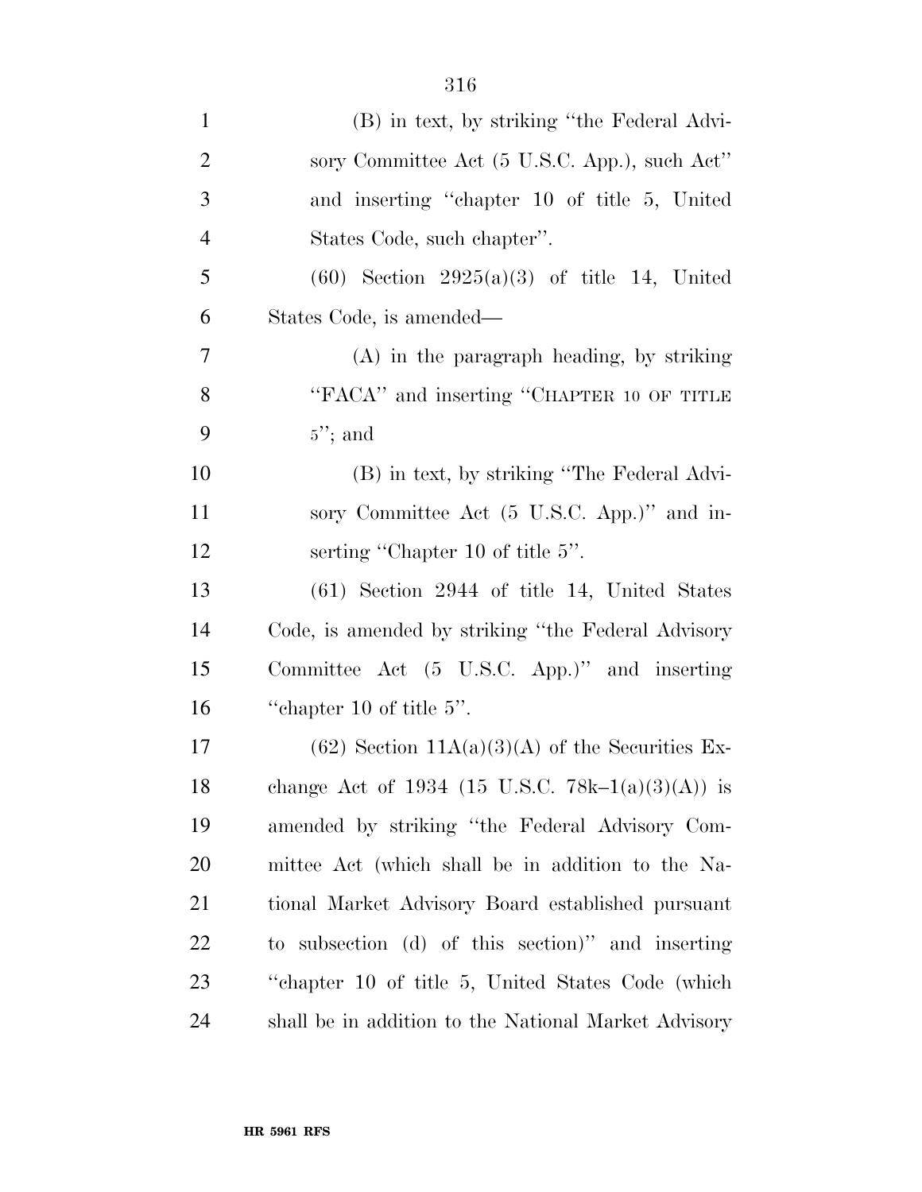(B) in text, by striking "the Federal Advisory Committee Act (5 U.S.C. App.), such Act" and inserting "chapter 10 of title 5, United States Code, such chapter".

(60) Section 2925(a)(3) of title 14, United States Code, is amended—

(A) in the paragraph heading, by striking "FACA" and inserting "CHAPTER 10 OF TITLE 5"; and

(B) in text, by striking "The Federal Advisory Committee Act (5 U.S.C. App.)" and inserting "Chapter 10 of title 5".

(61) Section 2944 of title 14, United States Code, is amended by striking "the Federal Advisory Committee Act (5 U.S.C. App.)" and inserting "chapter 10 of title 5".

(62) Section 11A(a)(3)(A) of the Securities Exchange Act of 1934 (15 U.S.C. 78k–1(a)(3)(A)) is amended by striking "the Federal Advisory Committee Act (which shall be in addition to the National Market Advisory Board established pursuant to subsection (d) of this section)" and inserting "chapter 10 of title 5, United States Code (which shall be in addition to the National Market Advisory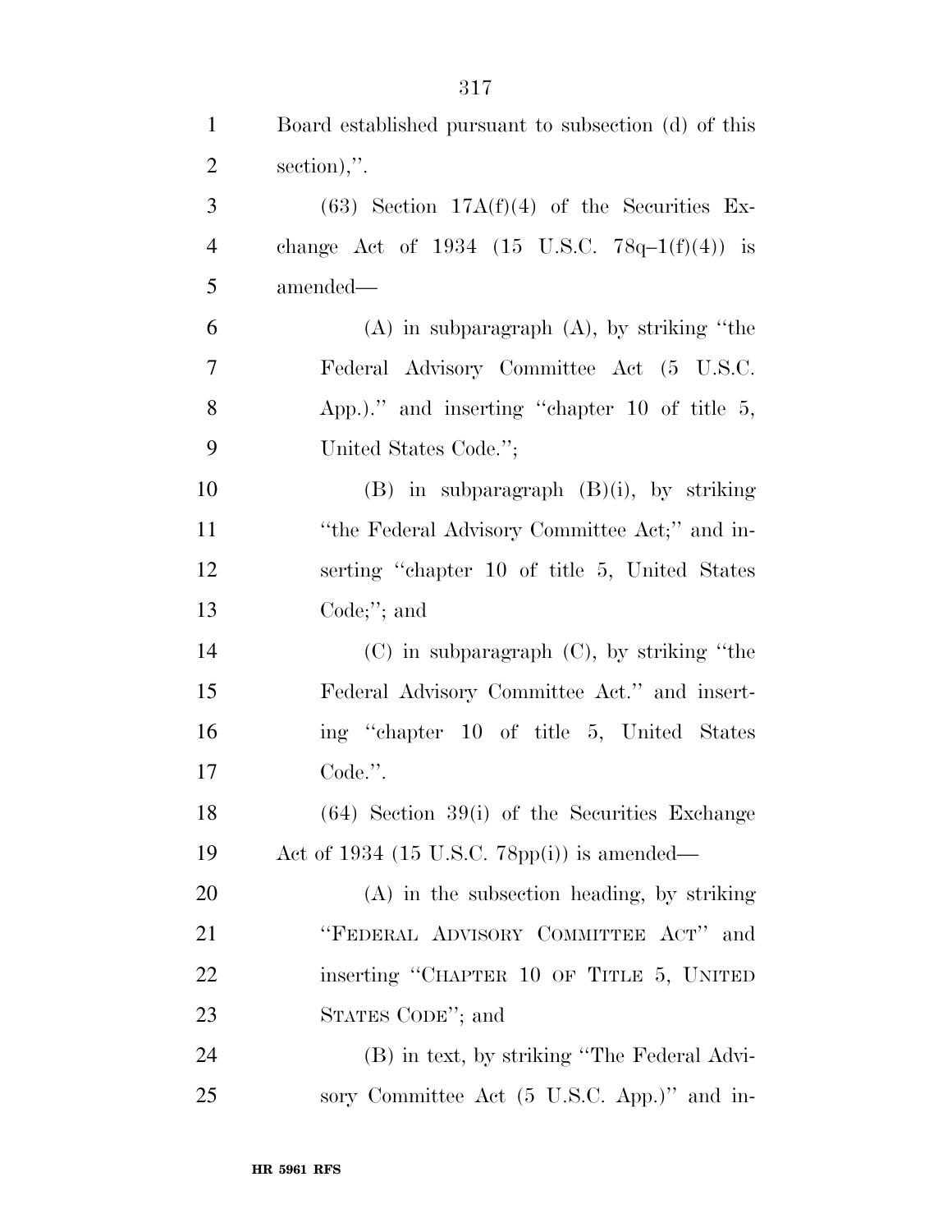Board established pursuant to subsection (d) of this section),''.

(63) Section 17A(f)(4) of the Securities Exchange Act of 1934 (15 U.S.C. 78q–1(f)(4)) is amended—

(A) in subparagraph (A), by striking ''the Federal Advisory Committee Act (5 U.S.C. App.).'' and inserting ''chapter 10 of title 5, United States Code.'';

(B) in subparagraph (B)(i), by striking ''the Federal Advisory Committee Act;'' and inserting ''chapter 10 of title 5, United States Code;''; and

(C) in subparagraph (C), by striking ''the Federal Advisory Committee Act.'' and inserting ''chapter 10 of title 5, United States Code.''.

(64) Section 39(i) of the Securities Exchange Act of 1934 (15 U.S.C. 78pp(i)) is amended—

(A) in the subsection heading, by striking ''FEDERAL ADVISORY COMMITTEE ACT'' and inserting ''CHAPTER 10 OF TITLE 5, UNITED STATES CODE''; and

(B) in text, by striking ''The Federal Advisory Committee Act (5 U.S.C. App.)'' and in-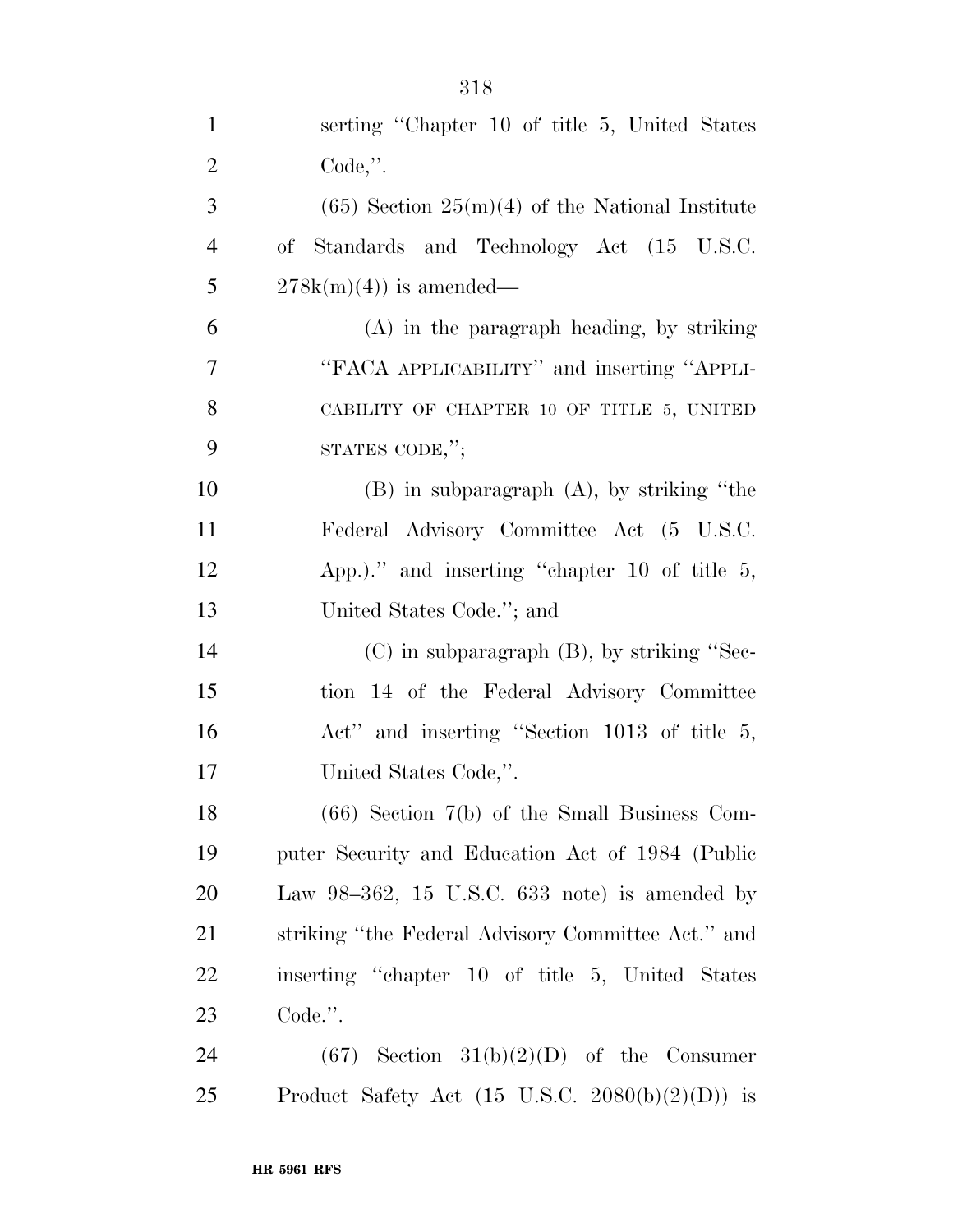serting "Chapter 10 of title 5, United States Code,".

(65) Section 25(m)(4) of the National Institute of Standards and Technology Act (15 U.S.C. 278k(m)(4)) is amended—

(A) in the paragraph heading, by striking "FACA APPLICABILITY" and inserting "APPLICABILITY OF CHAPTER 10 OF TITLE 5, UNITED STATES CODE,";

(B) in subparagraph (A), by striking "the Federal Advisory Committee Act (5 U.S.C. App.)." and inserting "chapter 10 of title 5, United States Code."; and

(C) in subparagraph (B), by striking "Section 14 of the Federal Advisory Committee Act" and inserting "Section 1013 of title 5, United States Code,".

(66) Section 7(b) of the Small Business Computer Security and Education Act of 1984 (Public Law 98–362, 15 U.S.C. 633 note) is amended by striking "the Federal Advisory Committee Act." and inserting "chapter 10 of title 5, United States Code.".

(67) Section 31(b)(2)(D) of the Consumer Product Safety Act (15 U.S.C. 2080(b)(2)(D)) is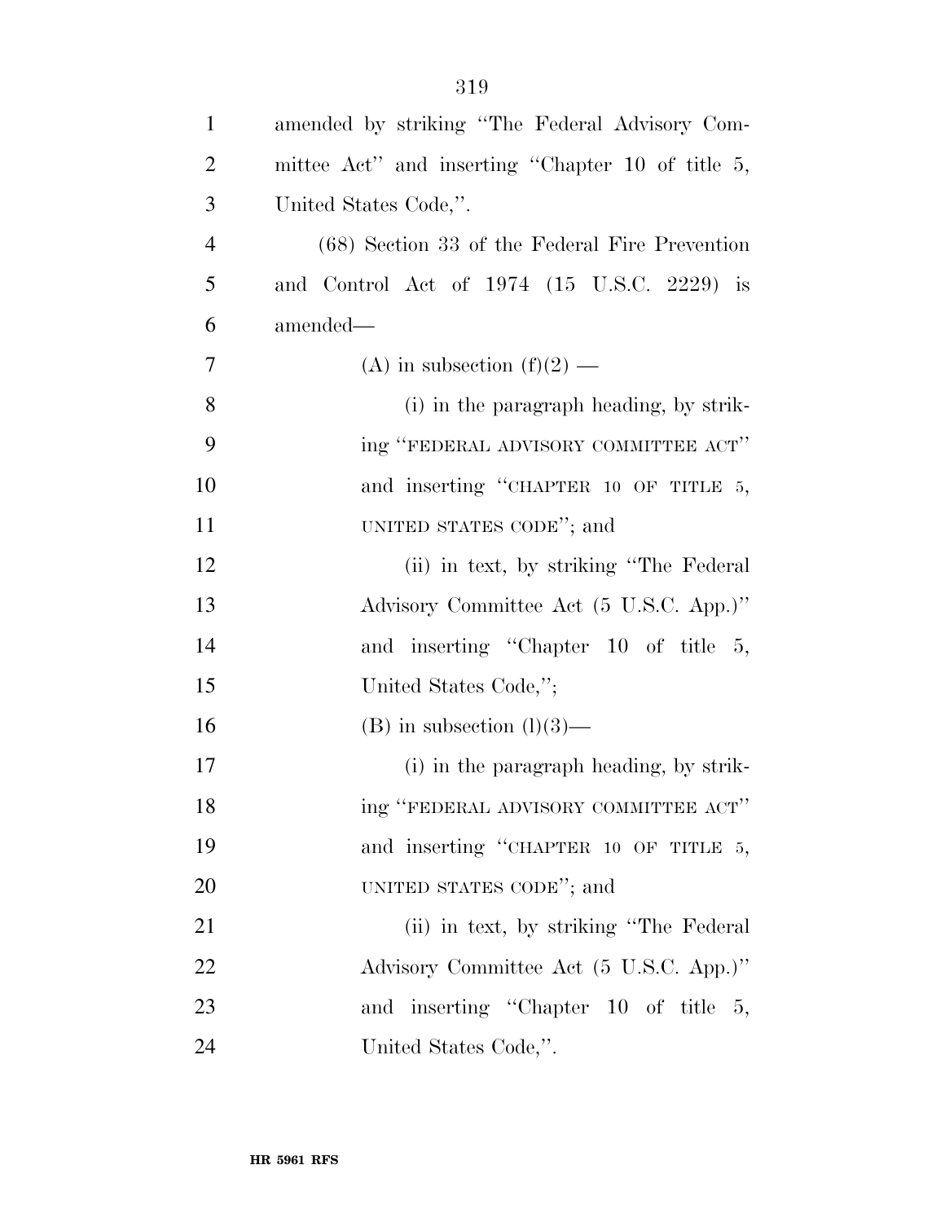amended by striking "The Federal Advisory Committee Act" and inserting "Chapter 10 of title 5, United States Code,".

(68) Section 33 of the Federal Fire Prevention and Control Act of 1974 (15 U.S.C. 2229) is amended—

(A) in subsection (f)(2) —

(i) in the paragraph heading, by striking "FEDERAL ADVISORY COMMITTEE ACT" and inserting "CHAPTER 10 OF TITLE 5, UNITED STATES CODE"; and

(ii) in text, by striking "The Federal Advisory Committee Act (5 U.S.C. App.)" and inserting "Chapter 10 of title 5, United States Code,";

(B) in subsection (l)(3)—

(i) in the paragraph heading, by striking "FEDERAL ADVISORY COMMITTEE ACT" and inserting "CHAPTER 10 OF TITLE 5, UNITED STATES CODE"; and

(ii) in text, by striking "The Federal Advisory Committee Act (5 U.S.C. App.)" and inserting "Chapter 10 of title 5, United States Code,".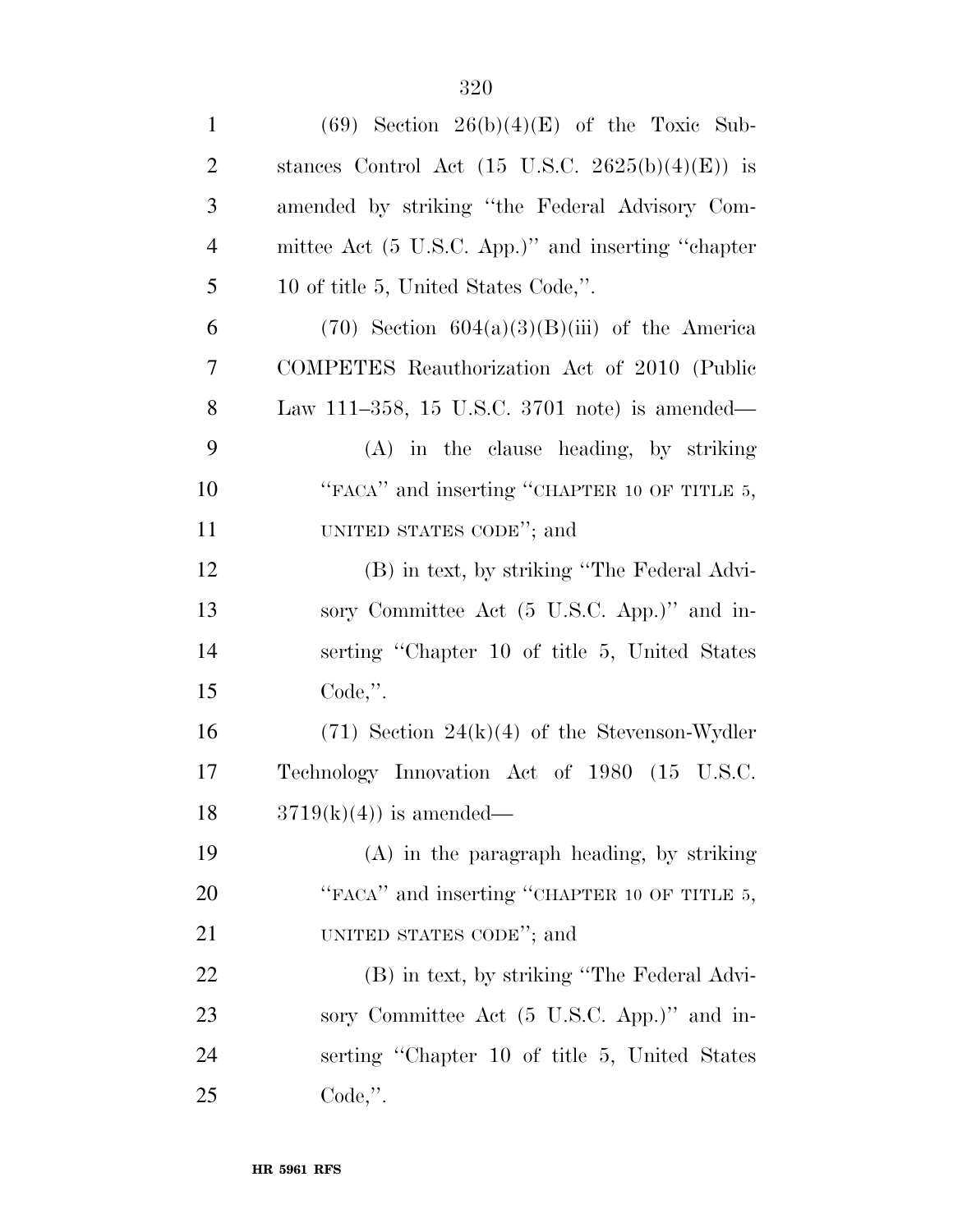(69) Section 26(b)(4)(E) of the Toxic Substances Control Act (15 U.S.C. 2625(b)(4)(E)) is amended by striking "the Federal Advisory Committee Act (5 U.S.C. App.)" and inserting "chapter 10 of title 5, United States Code,".

(70) Section 604(a)(3)(B)(iii) of the America COMPETES Reauthorization Act of 2010 (Public Law 111–358, 15 U.S.C. 3701 note) is amended—

(A) in the clause heading, by striking "FACA" and inserting "CHAPTER 10 OF TITLE 5, UNITED STATES CODE"; and

(B) in text, by striking "The Federal Advisory Committee Act (5 U.S.C. App.)" and inserting "Chapter 10 of title 5, United States Code,".

(71) Section 24(k)(4) of the Stevenson-Wydler Technology Innovation Act of 1980 (15 U.S.C. 3719(k)(4)) is amended—

(A) in the paragraph heading, by striking "FACA" and inserting "CHAPTER 10 OF TITLE 5, UNITED STATES CODE"; and

(B) in text, by striking "The Federal Advisory Committee Act (5 U.S.C. App.)" and inserting "Chapter 10 of title 5, United States Code,".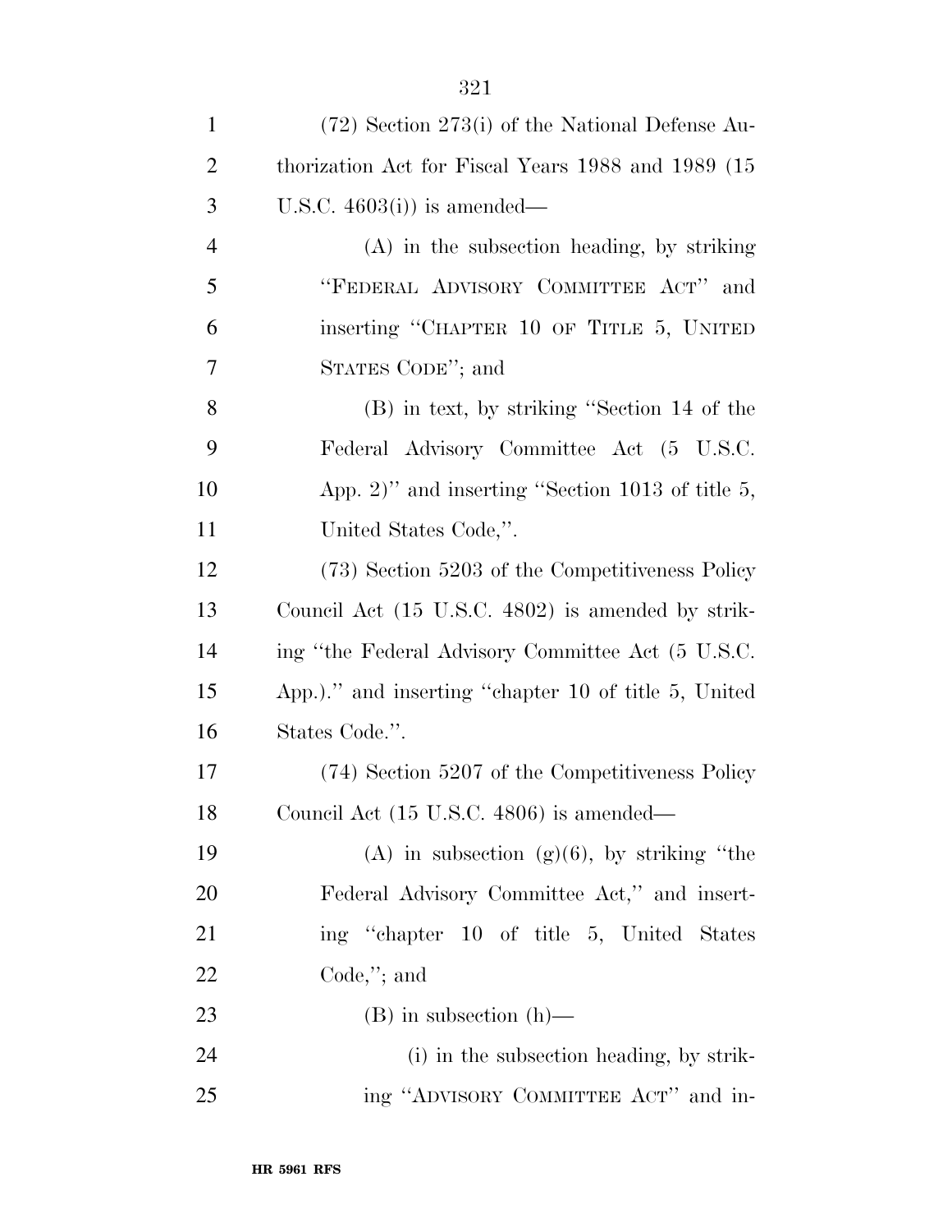(72) Section 273(i) of the National Defense Authorization Act for Fiscal Years 1988 and 1989 (15 U.S.C. 4603(i)) is amended—

(A) in the subsection heading, by striking "FEDERAL ADVISORY COMMITTEE ACT" and inserting "CHAPTER 10 OF TITLE 5, UNITED STATES CODE"; and

(B) in text, by striking "Section 14 of the Federal Advisory Committee Act (5 U.S.C. App. 2)" and inserting "Section 1013 of title 5, United States Code,".

(73) Section 5203 of the Competitiveness Policy Council Act (15 U.S.C. 4802) is amended by striking "the Federal Advisory Committee Act (5 U.S.C. App.)." and inserting "chapter 10 of title 5, United States Code.".

(74) Section 5207 of the Competitiveness Policy Council Act (15 U.S.C. 4806) is amended—

(A) in subsection (g)(6), by striking "the Federal Advisory Committee Act," and inserting "chapter 10 of title 5, United States Code,"; and

(B) in subsection (h)—

(i) in the subsection heading, by striking "ADVISORY COMMITTEE ACT" and in-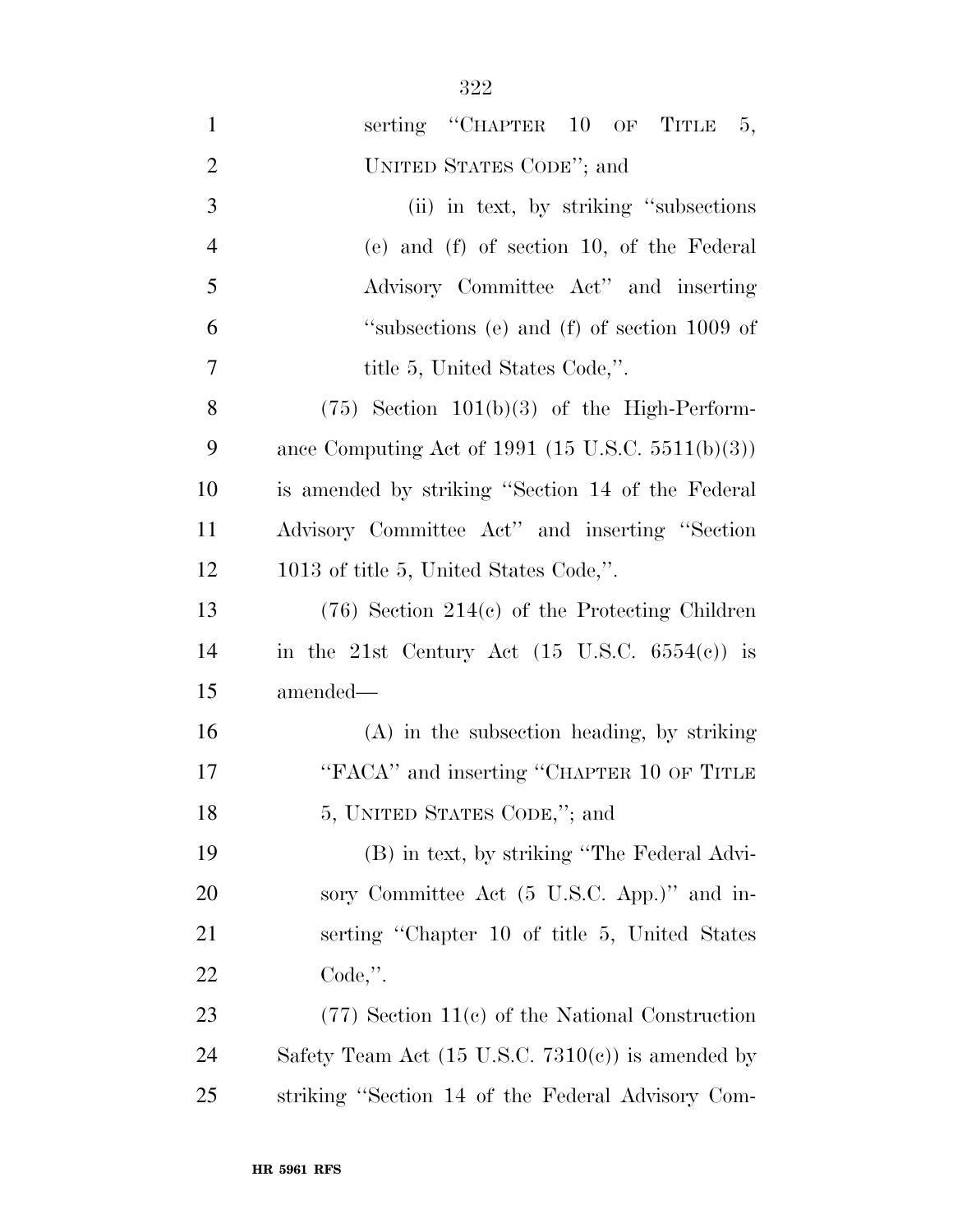serting "CHAPTER 10 OF TITLE 5, UNITED STATES CODE"; and

(ii) in text, by striking "subsections (e) and (f) of section 10, of the Federal Advisory Committee Act" and inserting "subsections (e) and (f) of section 1009 of title 5, United States Code,".

(75) Section 101(b)(3) of the High-Performance Computing Act of 1991 (15 U.S.C. 5511(b)(3)) is amended by striking "Section 14 of the Federal Advisory Committee Act" and inserting "Section 1013 of title 5, United States Code,".

(76) Section 214(c) of the Protecting Children in the 21st Century Act (15 U.S.C. 6554(c)) is amended—

(A) in the subsection heading, by striking "FACA" and inserting "CHAPTER 10 OF TITLE 5, UNITED STATES CODE,"; and

(B) in text, by striking "The Federal Advisory Committee Act (5 U.S.C. App.)" and inserting "Chapter 10 of title 5, United States Code,".

(77) Section 11(c) of the National Construction Safety Team Act (15 U.S.C. 7310(c)) is amended by striking "Section 14 of the Federal Advisory Com-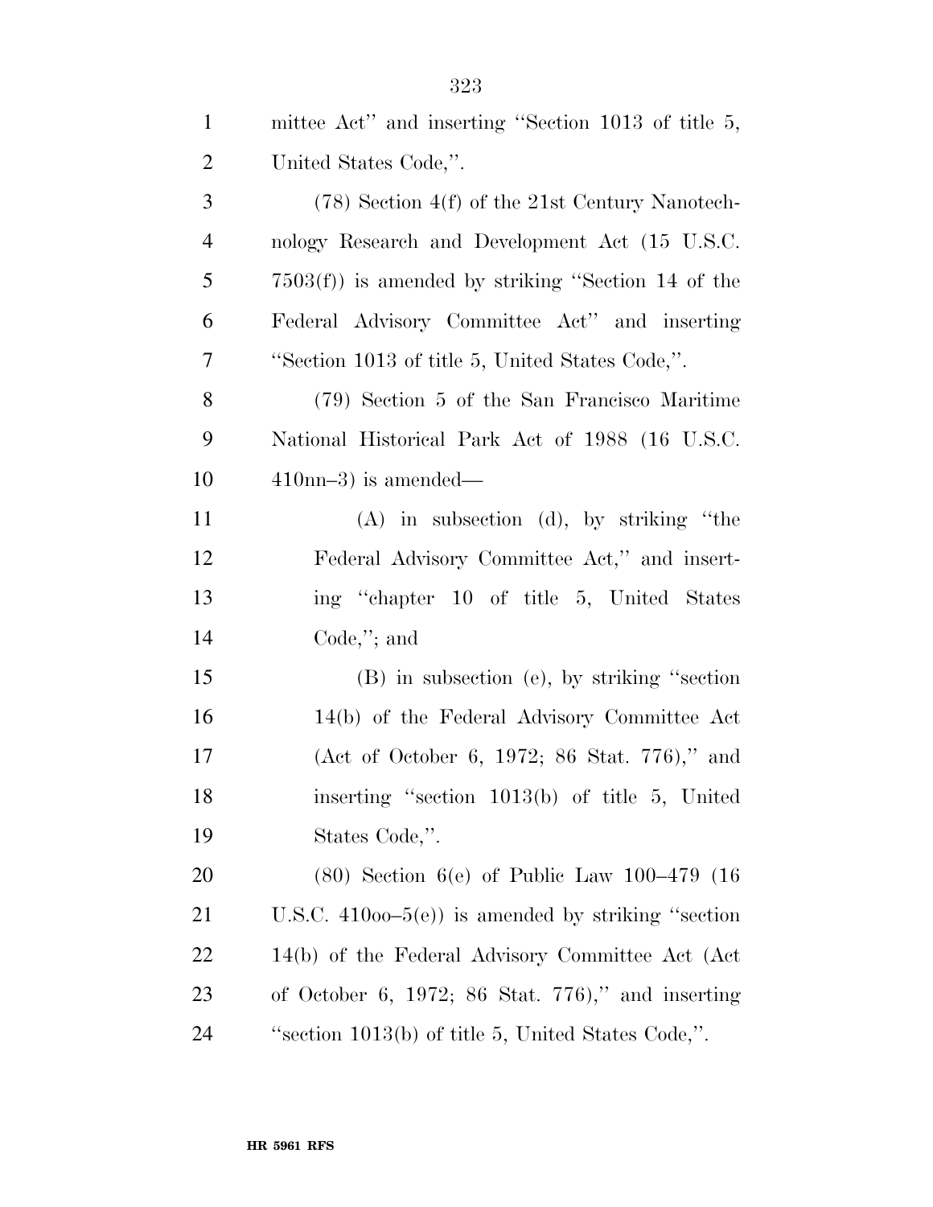mittee Act'' and inserting ''Section 1013 of title 5, United States Code,''.

(78) Section 4(f) of the 21st Century Nanotechnology Research and Development Act (15 U.S.C. 7503(f)) is amended by striking ''Section 14 of the Federal Advisory Committee Act'' and inserting ''Section 1013 of title 5, United States Code,''.

(79) Section 5 of the San Francisco Maritime National Historical Park Act of 1988 (16 U.S.C. 410nn–3) is amended—

(A) in subsection (d), by striking ''the Federal Advisory Committee Act,'' and inserting ''chapter 10 of title 5, United States Code,''; and

(B) in subsection (e), by striking ''section 14(b) of the Federal Advisory Committee Act (Act of October 6, 1972; 86 Stat. 776),'' and inserting ''section 1013(b) of title 5, United States Code,''.

(80) Section 6(e) of Public Law 100–479 (16 U.S.C. 410oo–5(e)) is amended by striking ''section 14(b) of the Federal Advisory Committee Act (Act of October 6, 1972; 86 Stat. 776),'' and inserting ''section 1013(b) of title 5, United States Code,''.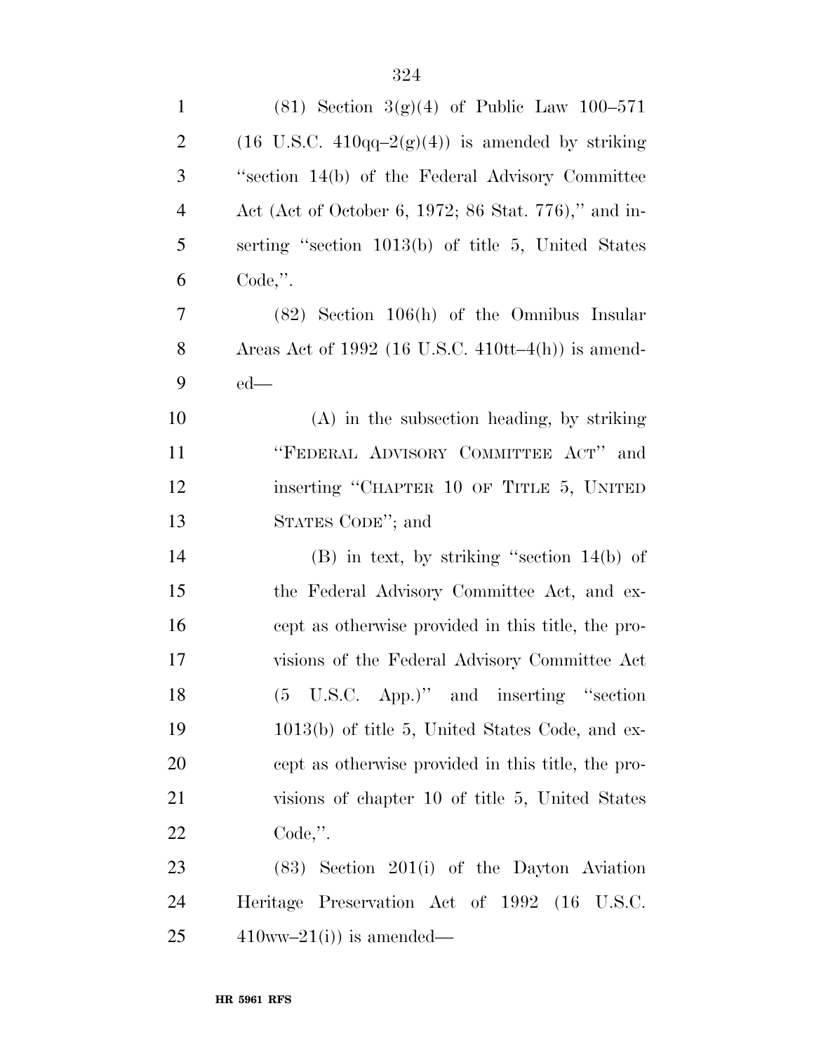(81) Section 3(g)(4) of Public Law 100–571 (16 U.S.C. 410qq–2(g)(4)) is amended by striking ''section 14(b) of the Federal Advisory Committee Act (Act of October 6, 1972; 86 Stat. 776),'' and inserting ''section 1013(b) of title 5, United States Code,''.

(82) Section 106(h) of the Omnibus Insular Areas Act of 1992 (16 U.S.C. 410tt–4(h)) is amended—

(A) in the subsection heading, by striking ''FEDERAL ADVISORY COMMITTEE ACT'' and inserting ''CHAPTER 10 OF TITLE 5, UNITED STATES CODE''; and

(B) in text, by striking ''section 14(b) of the Federal Advisory Committee Act, and except as otherwise provided in this title, the provisions of the Federal Advisory Committee Act (5 U.S.C. App.)'' and inserting ''section 1013(b) of title 5, United States Code, and except as otherwise provided in this title, the provisions of chapter 10 of title 5, United States Code,''.

(83) Section 201(i) of the Dayton Aviation Heritage Preservation Act of 1992 (16 U.S.C. 410ww–21(i)) is amended—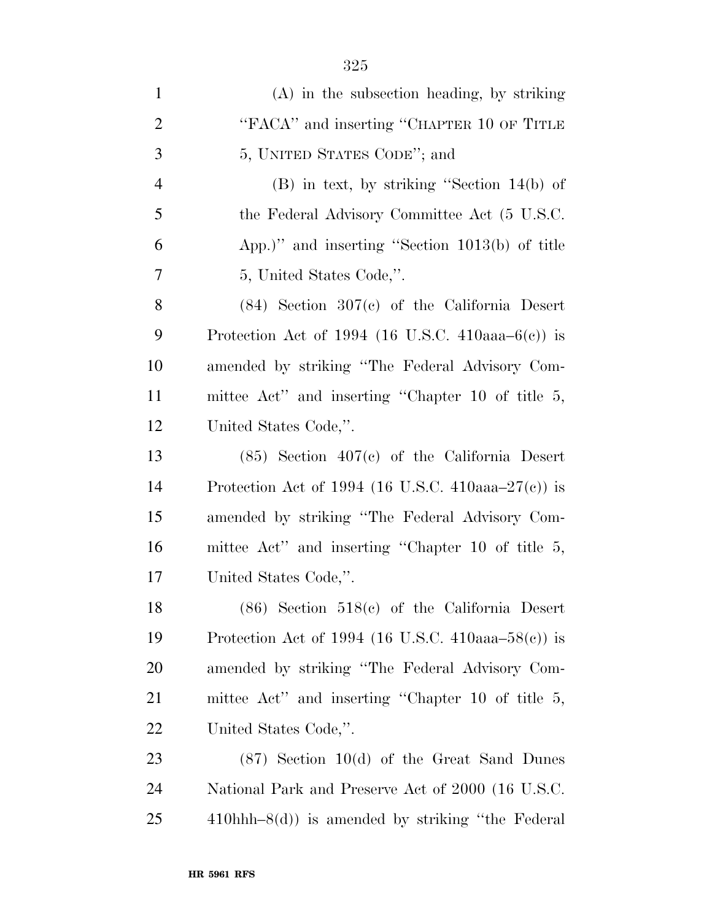(A) in the subsection heading, by striking "FACA" and inserting "CHAPTER 10 OF TITLE 5, UNITED STATES CODE"; and

(B) in text, by striking "Section 14(b) of the Federal Advisory Committee Act (5 U.S.C. App.)" and inserting "Section 1013(b) of title 5, United States Code,".

(84) Section 307(c) of the California Desert Protection Act of 1994 (16 U.S.C. 410aaa–6(c)) is amended by striking "The Federal Advisory Committee Act" and inserting "Chapter 10 of title 5, United States Code,".

(85) Section 407(c) of the California Desert Protection Act of 1994 (16 U.S.C. 410aaa–27(c)) is amended by striking "The Federal Advisory Committee Act" and inserting "Chapter 10 of title 5, United States Code,".

(86) Section 518(c) of the California Desert Protection Act of 1994 (16 U.S.C. 410aaa–58(c)) is amended by striking "The Federal Advisory Committee Act" and inserting "Chapter 10 of title 5, United States Code,".

(87) Section 10(d) of the Great Sand Dunes National Park and Preserve Act of 2000 (16 U.S.C. 410hhh–8(d)) is amended by striking "the Federal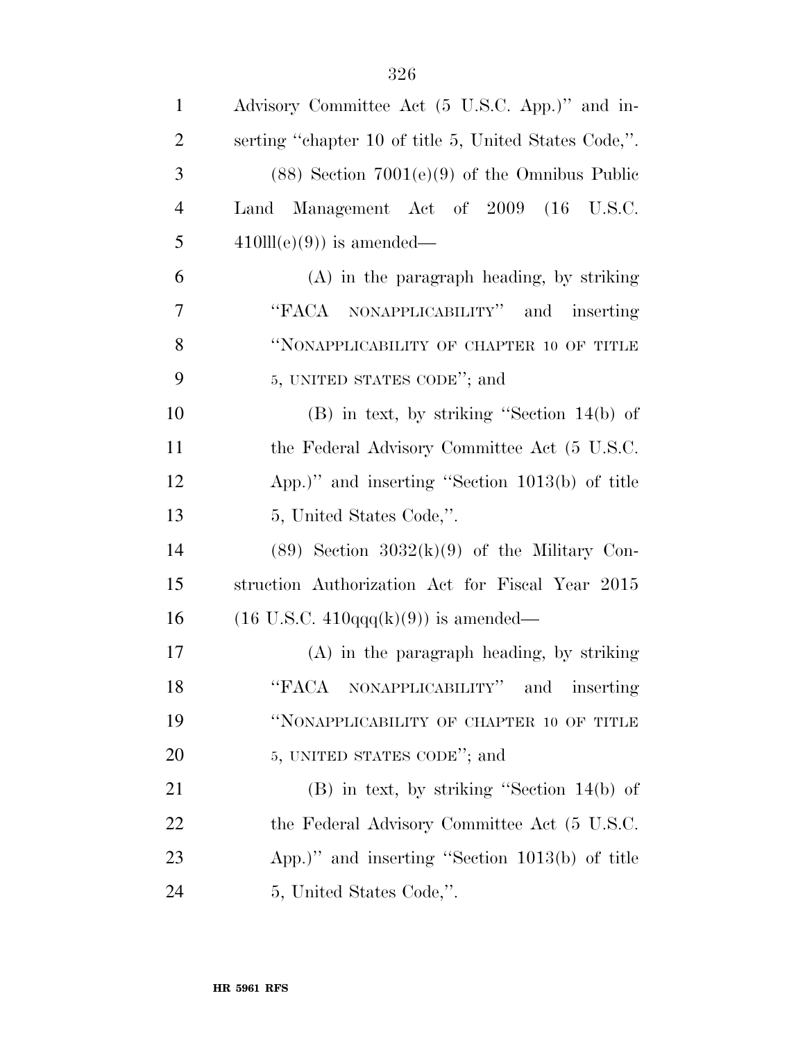Advisory Committee Act (5 U.S.C. App.)'' and inserting ''chapter 10 of title 5, United States Code,''.

(88) Section 7001(e)(9) of the Omnibus Public Land Management Act of 2009 (16 U.S.C. 410lll(e)(9)) is amended—

(A) in the paragraph heading, by striking ''FACA NONAPPLICABILITY'' and inserting ''NONAPPLICABILITY OF CHAPTER 10 OF TITLE 5, UNITED STATES CODE''; and

(B) in text, by striking ''Section 14(b) of the Federal Advisory Committee Act (5 U.S.C. App.)'' and inserting ''Section 1013(b) of title 5, United States Code,''.

(89) Section 3032(k)(9) of the Military Construction Authorization Act for Fiscal Year 2015 (16 U.S.C. 410qqq(k)(9)) is amended—

(A) in the paragraph heading, by striking ''FACA NONAPPLICABILITY'' and inserting ''NONAPPLICABILITY OF CHAPTER 10 OF TITLE 5, UNITED STATES CODE''; and

(B) in text, by striking ''Section 14(b) of the Federal Advisory Committee Act (5 U.S.C. App.)'' and inserting ''Section 1013(b) of title 5, United States Code,''.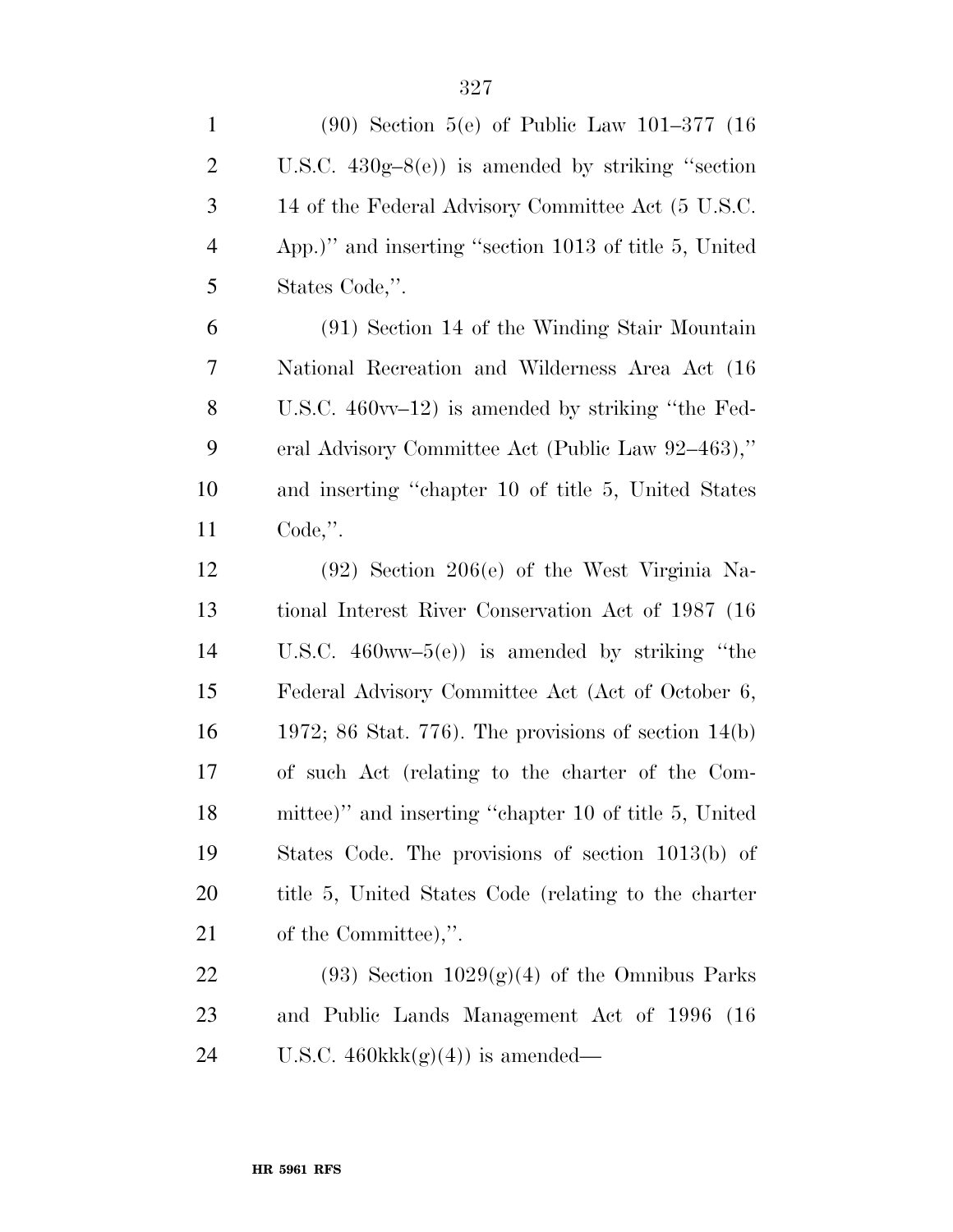(90) Section 5(e) of Public Law 101–377 (16 U.S.C. 430g–8(e)) is amended by striking ''section 14 of the Federal Advisory Committee Act (5 U.S.C. App.)'' and inserting ''section 1013 of title 5, United States Code,''.

(91) Section 14 of the Winding Stair Mountain National Recreation and Wilderness Area Act (16 U.S.C. 460vv–12) is amended by striking ''the Federal Advisory Committee Act (Public Law 92–463),'' and inserting ''chapter 10 of title 5, United States Code,''.

(92) Section 206(e) of the West Virginia National Interest River Conservation Act of 1987 (16 U.S.C. 460ww–5(e)) is amended by striking ''the Federal Advisory Committee Act (Act of October 6, 1972; 86 Stat. 776). The provisions of section 14(b) of such Act (relating to the charter of the Committee)'' and inserting ''chapter 10 of title 5, United States Code. The provisions of section 1013(b) of title 5, United States Code (relating to the charter of the Committee),''.

(93) Section 1029(g)(4) of the Omnibus Parks and Public Lands Management Act of 1996 (16 U.S.C. 460kkk(g)(4)) is amended—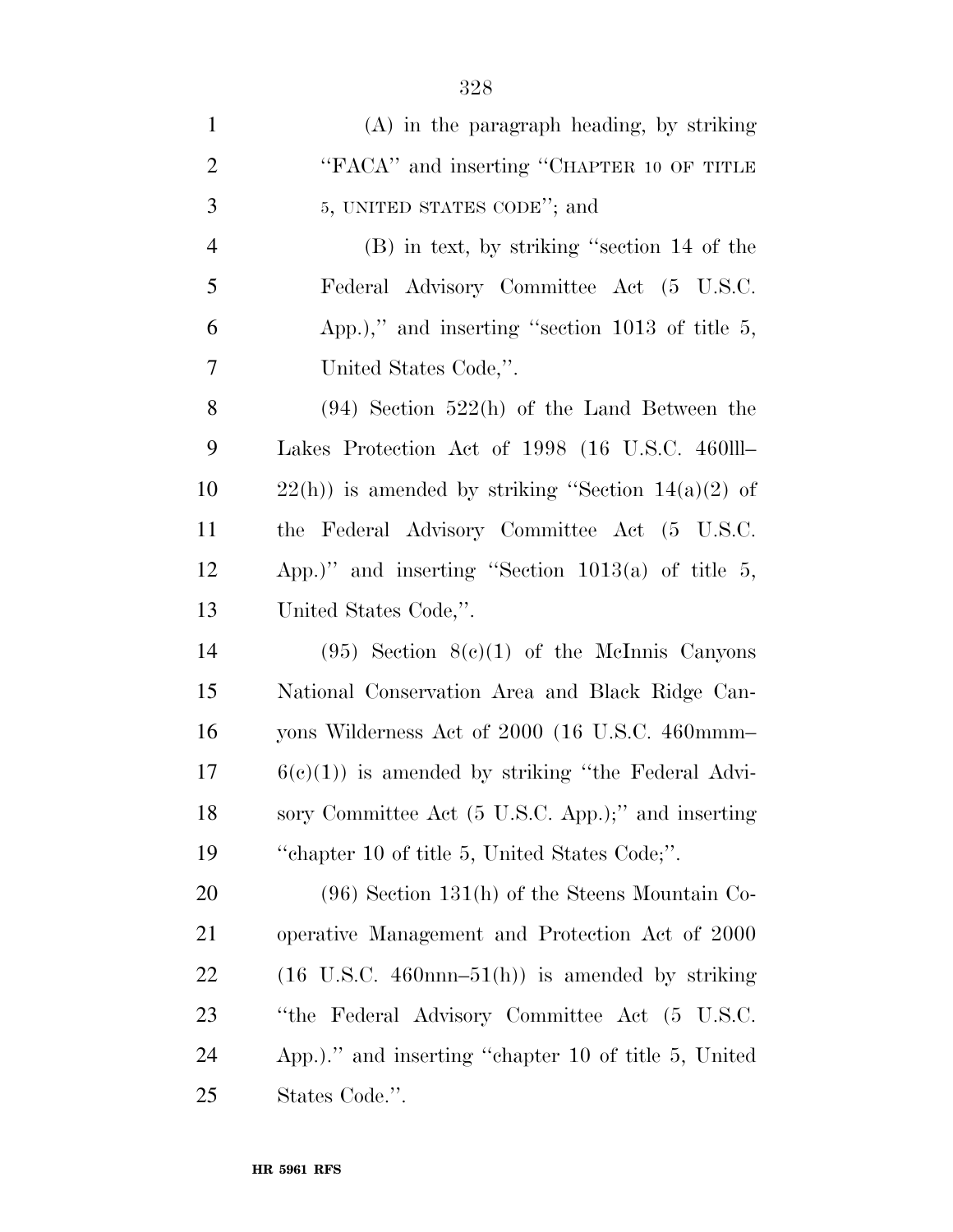(A) in the paragraph heading, by striking "FACA" and inserting "CHAPTER 10 OF TITLE 5, UNITED STATES CODE"; and

(B) in text, by striking "section 14 of the Federal Advisory Committee Act (5 U.S.C. App.)," and inserting "section 1013 of title 5, United States Code,".

(94) Section 522(h) of the Land Between the Lakes Protection Act of 1998 (16 U.S.C. 460lll–22(h)) is amended by striking "Section 14(a)(2) of the Federal Advisory Committee Act (5 U.S.C. App.)" and inserting "Section 1013(a) of title 5, United States Code,".

(95) Section 8(c)(1) of the McInnis Canyons National Conservation Area and Black Ridge Canyons Wilderness Act of 2000 (16 U.S.C. 460mmm–6(c)(1)) is amended by striking "the Federal Advisory Committee Act (5 U.S.C. App.);" and inserting "chapter 10 of title 5, United States Code;".

(96) Section 131(h) of the Steens Mountain Cooperative Management and Protection Act of 2000 (16 U.S.C. 460nnn–51(h)) is amended by striking "the Federal Advisory Committee Act (5 U.S.C. App.)." and inserting "chapter 10 of title 5, United States Code.".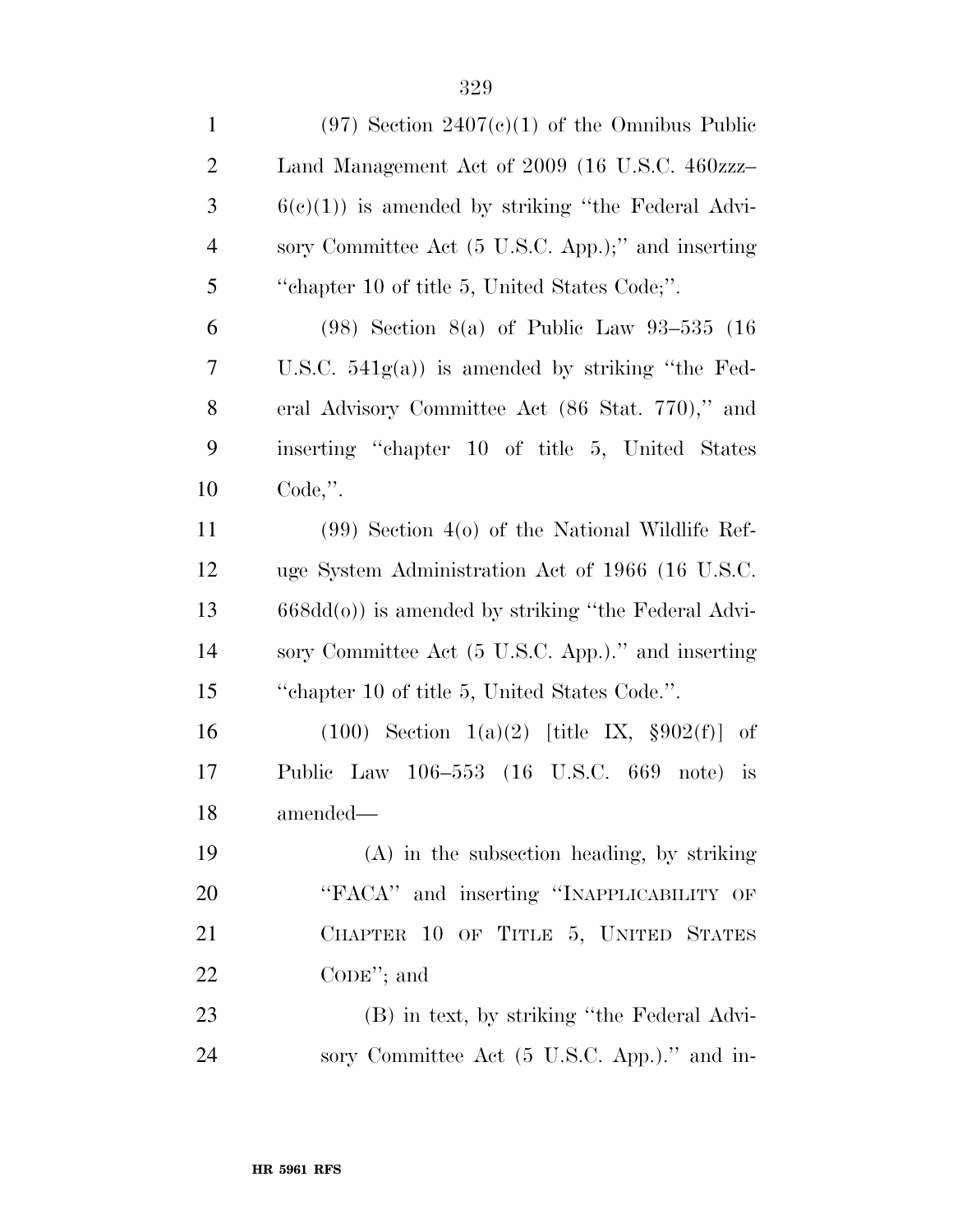(97) Section 2407(c)(1) of the Omnibus Public Land Management Act of 2009 (16 U.S.C. 460zzz–6(c)(1)) is amended by striking ''the Federal Advisory Committee Act (5 U.S.C. App.);'' and inserting ''chapter 10 of title 5, United States Code;''.

(98) Section 8(a) of Public Law 93–535 (16 U.S.C. 541g(a)) is amended by striking ''the Federal Advisory Committee Act (86 Stat. 770),'' and inserting ''chapter 10 of title 5, United States Code,''.

(99) Section 4(o) of the National Wildlife Refuge System Administration Act of 1966 (16 U.S.C. 668dd(o)) is amended by striking ''the Federal Advisory Committee Act (5 U.S.C. App.).'' and inserting ''chapter 10 of title 5, United States Code.''.

(100) Section 1(a)(2) [title IX, §902(f)] of Public Law 106–553 (16 U.S.C. 669 note) is amended—

(A) in the subsection heading, by striking ''FACA'' and inserting ''INAPPLICABILITY OF CHAPTER 10 OF TITLE 5, UNITED STATES CODE''; and

(B) in text, by striking ''the Federal Advisory Committee Act (5 U.S.C. App.).'' and in-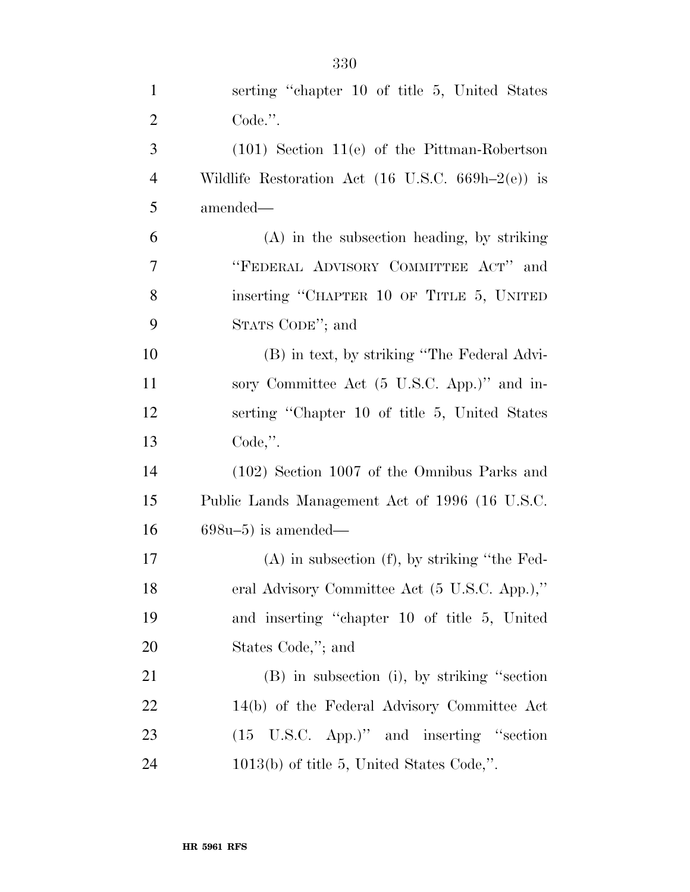serting "chapter 10 of title 5, United States Code.".

(101) Section 11(e) of the Pittman-Robertson Wildlife Restoration Act (16 U.S.C. 669h–2(e)) is amended—

(A) in the subsection heading, by striking "FEDERAL ADVISORY COMMITTEE ACT" and inserting "CHAPTER 10 OF TITLE 5, UNITED STATS CODE"; and

(B) in text, by striking "The Federal Advisory Committee Act (5 U.S.C. App.)" and inserting "Chapter 10 of title 5, United States Code,".

(102) Section 1007 of the Omnibus Parks and Public Lands Management Act of 1996 (16 U.S.C. 698u–5) is amended—

(A) in subsection (f), by striking "the Federal Advisory Committee Act (5 U.S.C. App.)," and inserting "chapter 10 of title 5, United States Code,"; and

(B) in subsection (i), by striking "section 14(b) of the Federal Advisory Committee Act (15 U.S.C. App.)" and inserting "section 1013(b) of title 5, United States Code,".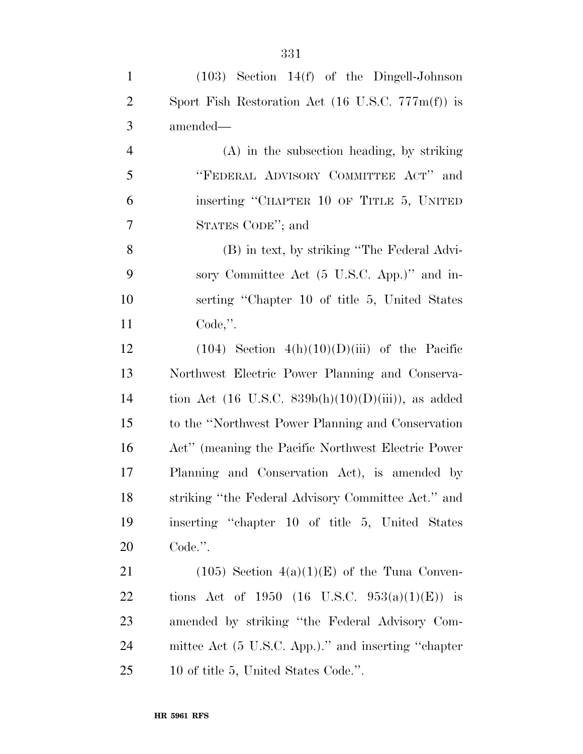(103) Section 14(f) of the Dingell-Johnson Sport Fish Restoration Act (16 U.S.C. 777m(f)) is amended—

(A) in the subsection heading, by striking "FEDERAL ADVISORY COMMITTEE ACT" and inserting "CHAPTER 10 OF TITLE 5, UNITED STATES CODE"; and

(B) in text, by striking "The Federal Advisory Committee Act (5 U.S.C. App.)" and inserting "Chapter 10 of title 5, United States Code,".

(104) Section 4(h)(10)(D)(iii) of the Pacific Northwest Electric Power Planning and Conservation Act (16 U.S.C. 839b(h)(10)(D)(iii)), as added to the "Northwest Power Planning and Conservation Act" (meaning the Pacific Northwest Electric Power Planning and Conservation Act), is amended by striking "the Federal Advisory Committee Act." and inserting "chapter 10 of title 5, United States Code.".

(105) Section 4(a)(1)(E) of the Tuna Conventions Act of 1950 (16 U.S.C. 953(a)(1)(E)) is amended by striking "the Federal Advisory Committee Act (5 U.S.C. App.)." and inserting "chapter 10 of title 5, United States Code.".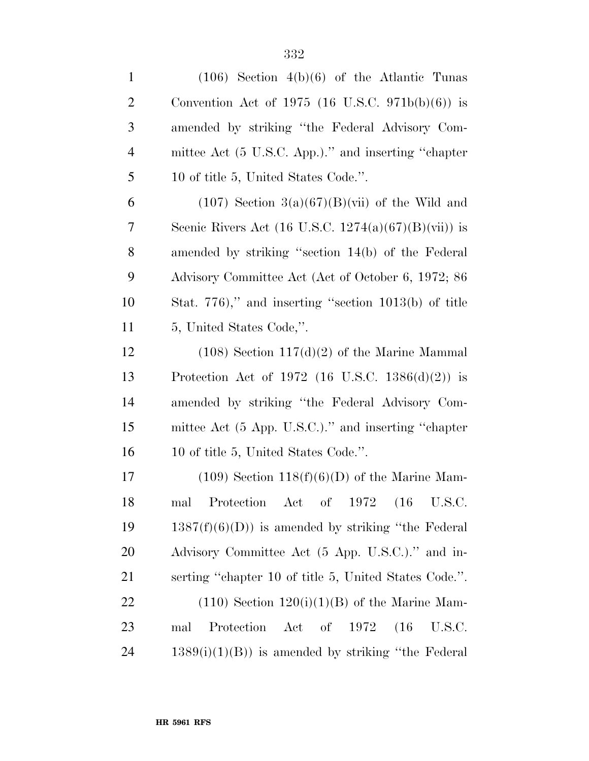(106) Section 4(b)(6) of the Atlantic Tunas Convention Act of 1975 (16 U.S.C. 971b(b)(6)) is amended by striking ''the Federal Advisory Committee Act (5 U.S.C. App.).'' and inserting ''chapter 10 of title 5, United States Code.''.

(107) Section 3(a)(67)(B)(vii) of the Wild and Scenic Rivers Act (16 U.S.C. 1274(a)(67)(B)(vii)) is amended by striking ''section 14(b) of the Federal Advisory Committee Act (Act of October 6, 1972; 86 Stat. 776),'' and inserting ''section 1013(b) of title 5, United States Code,''.

(108) Section 117(d)(2) of the Marine Mammal Protection Act of 1972 (16 U.S.C. 1386(d)(2)) is amended by striking ''the Federal Advisory Committee Act (5 App. U.S.C.).'' and inserting ''chapter 10 of title 5, United States Code.''.

(109) Section 118(f)(6)(D) of the Marine Mammal Protection Act of 1972 (16 U.S.C. 1387(f)(6)(D)) is amended by striking ''the Federal Advisory Committee Act (5 App. U.S.C.).'' and inserting ''chapter 10 of title 5, United States Code.''.

(110) Section 120(i)(1)(B) of the Marine Mammal Protection Act of 1972 (16 U.S.C. 1389(i)(1)(B)) is amended by striking ''the Federal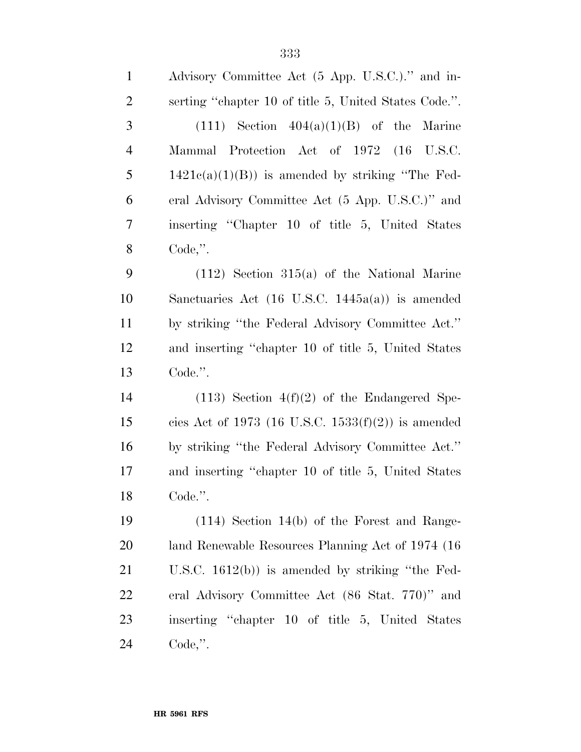Advisory Committee Act (5 App. U.S.C.)." and inserting "chapter 10 of title 5, United States Code.".

(111) Section 404(a)(1)(B) of the Marine Mammal Protection Act of 1972 (16 U.S.C. 1421c(a)(1)(B)) is amended by striking "The Federal Advisory Committee Act (5 App. U.S.C.)" and inserting "Chapter 10 of title 5, United States Code,".

(112) Section 315(a) of the National Marine Sanctuaries Act (16 U.S.C. 1445a(a)) is amended by striking "the Federal Advisory Committee Act." and inserting "chapter 10 of title 5, United States Code.".

(113) Section 4(f)(2) of the Endangered Species Act of 1973 (16 U.S.C. 1533(f)(2)) is amended by striking "the Federal Advisory Committee Act." and inserting "chapter 10 of title 5, United States Code.".

(114) Section 14(b) of the Forest and Rangeland Renewable Resources Planning Act of 1974 (16 U.S.C. 1612(b)) is amended by striking "the Federal Advisory Committee Act (86 Stat. 770)" and inserting "chapter 10 of title 5, United States Code,".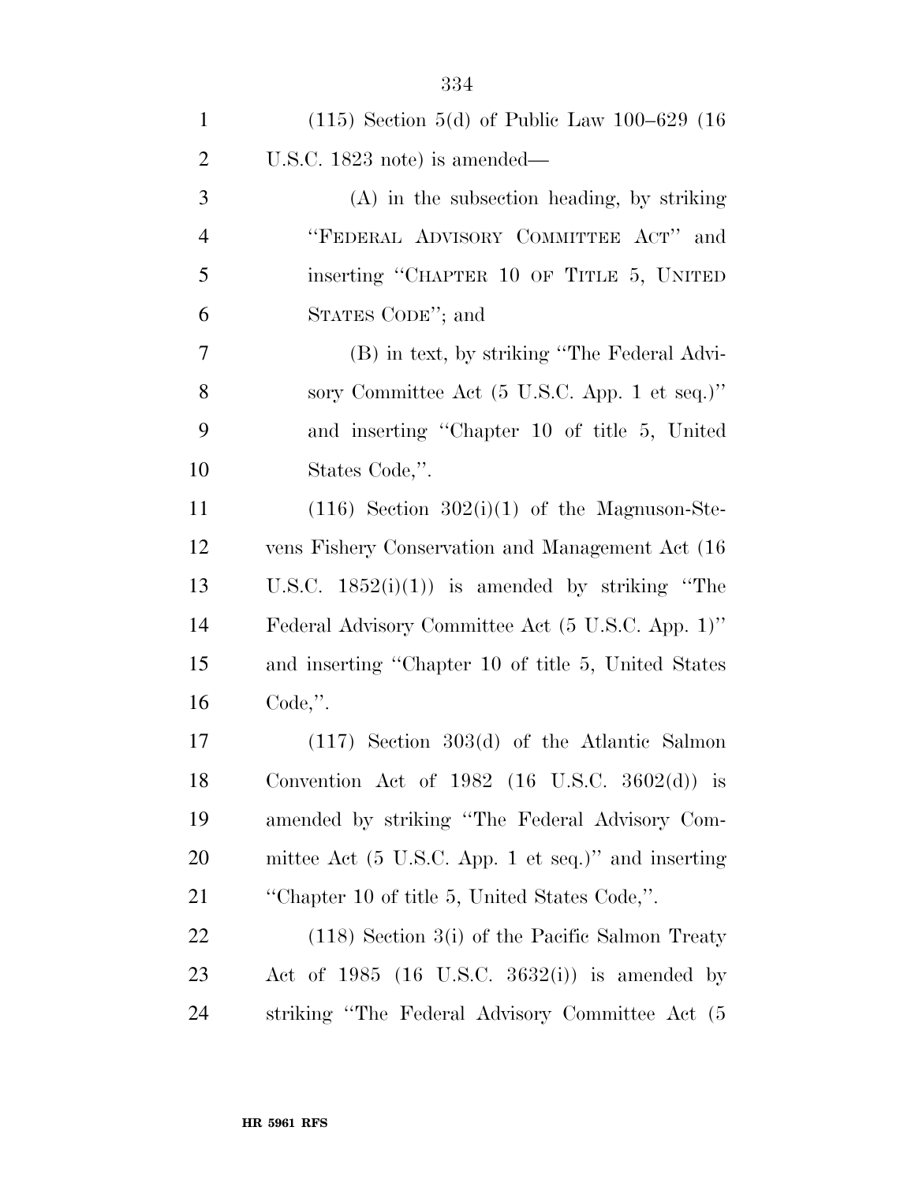(115) Section 5(d) of Public Law 100–629 (16 U.S.C. 1823 note) is amended—

(A) in the subsection heading, by striking "FEDERAL ADVISORY COMMITTEE ACT" and inserting "CHAPTER 10 OF TITLE 5, UNITED STATES CODE"; and

(B) in text, by striking "The Federal Advisory Committee Act (5 U.S.C. App. 1 et seq.)" and inserting "Chapter 10 of title 5, United States Code,".

(116) Section 302(i)(1) of the Magnuson-Stevens Fishery Conservation and Management Act (16 U.S.C. 1852(i)(1)) is amended by striking "The Federal Advisory Committee Act (5 U.S.C. App. 1)" and inserting "Chapter 10 of title 5, United States Code,".

(117) Section 303(d) of the Atlantic Salmon Convention Act of 1982 (16 U.S.C. 3602(d)) is amended by striking "The Federal Advisory Committee Act (5 U.S.C. App. 1 et seq.)" and inserting "Chapter 10 of title 5, United States Code,".

(118) Section 3(i) of the Pacific Salmon Treaty Act of 1985 (16 U.S.C. 3632(i)) is amended by striking "The Federal Advisory Committee Act (5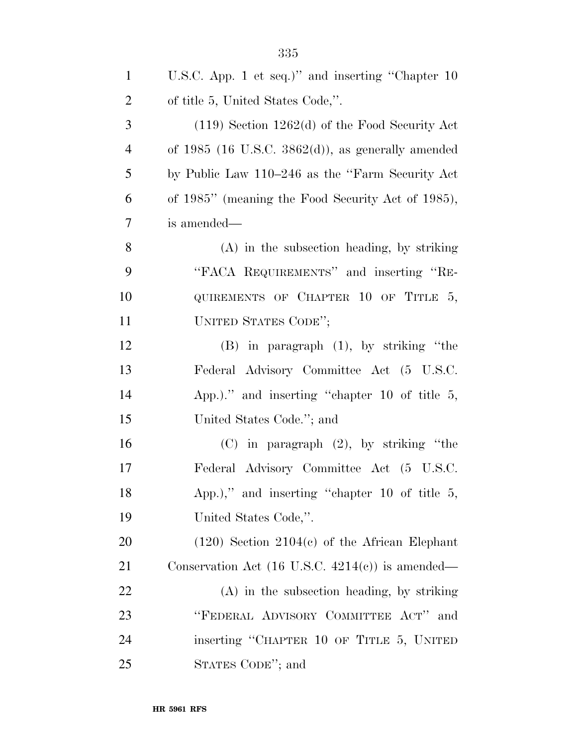U.S.C. App. 1 et seq.)" and inserting "Chapter 10 of title 5, United States Code,".

(119) Section 1262(d) of the Food Security Act of 1985 (16 U.S.C. 3862(d)), as generally amended by Public Law 110–246 as the "Farm Security Act of 1985" (meaning the Food Security Act of 1985), is amended—

(A) in the subsection heading, by striking "FACA REQUIREMENTS" and inserting "REQUIREMENTS OF CHAPTER 10 OF TITLE 5, UNITED STATES CODE";

(B) in paragraph (1), by striking "the Federal Advisory Committee Act (5 U.S.C. App.)." and inserting "chapter 10 of title 5, United States Code."; and

(C) in paragraph (2), by striking "the Federal Advisory Committee Act (5 U.S.C. App.)," and inserting "chapter 10 of title 5, United States Code,".

(120) Section 2104(c) of the African Elephant Conservation Act (16 U.S.C. 4214(c)) is amended—

(A) in the subsection heading, by striking "FEDERAL ADVISORY COMMITTEE ACT" and inserting "CHAPTER 10 OF TITLE 5, UNITED STATES CODE"; and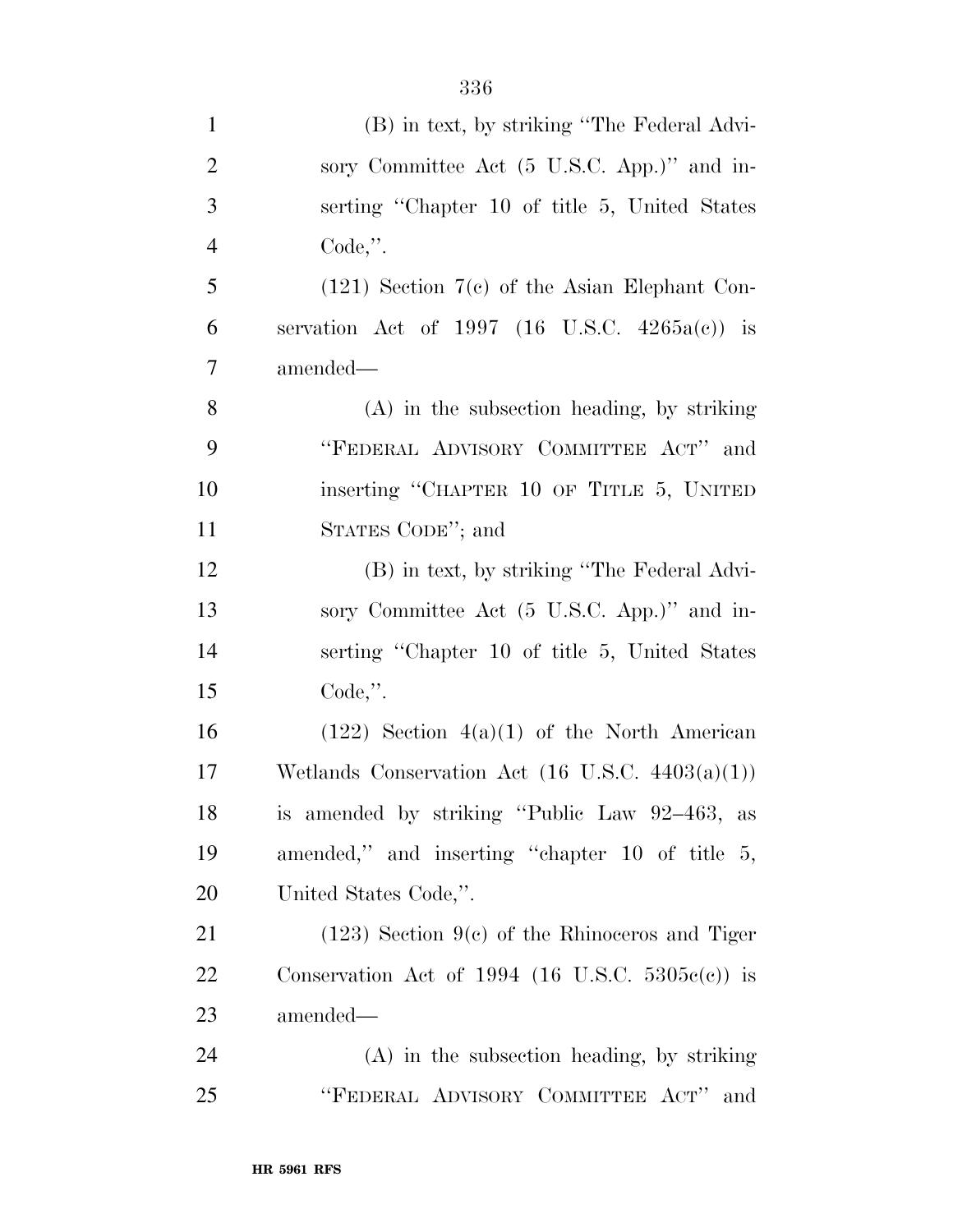(B) in text, by striking "The Federal Advisory Committee Act (5 U.S.C. App.)" and inserting "Chapter 10 of title 5, United States Code,".

(121) Section 7(c) of the Asian Elephant Conservation Act of 1997 (16 U.S.C. 4265a(c)) is amended—

(A) in the subsection heading, by striking "FEDERAL ADVISORY COMMITTEE ACT" and inserting "CHAPTER 10 OF TITLE 5, UNITED STATES CODE"; and

(B) in text, by striking "The Federal Advisory Committee Act (5 U.S.C. App.)" and inserting "Chapter 10 of title 5, United States Code,".

(122) Section 4(a)(1) of the North American Wetlands Conservation Act (16 U.S.C. 4403(a)(1)) is amended by striking "Public Law 92–463, as amended," and inserting "chapter 10 of title 5, United States Code,".

(123) Section 9(c) of the Rhinoceros and Tiger Conservation Act of 1994 (16 U.S.C. 5305c(c)) is amended—

(A) in the subsection heading, by striking "FEDERAL ADVISORY COMMITTEE ACT" and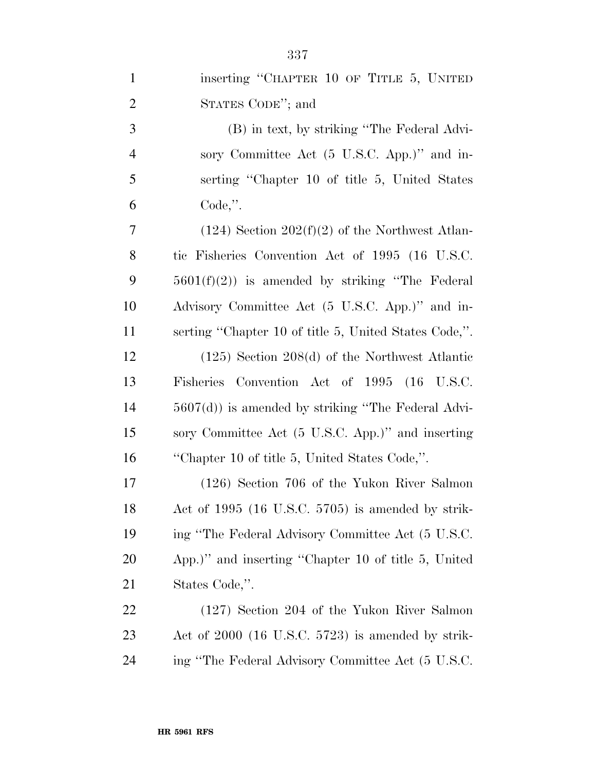inserting "CHAPTER 10 OF TITLE 5, UNITED STATES CODE"; and

(B) in text, by striking "The Federal Advisory Committee Act (5 U.S.C. App.)" and inserting "Chapter 10 of title 5, United States Code,".

(124) Section 202(f)(2) of the Northwest Atlantic Fisheries Convention Act of 1995 (16 U.S.C. 5601(f)(2)) is amended by striking "The Federal Advisory Committee Act (5 U.S.C. App.)" and inserting "Chapter 10 of title 5, United States Code,".

(125) Section 208(d) of the Northwest Atlantic Fisheries Convention Act of 1995 (16 U.S.C. 5607(d)) is amended by striking "The Federal Advisory Committee Act (5 U.S.C. App.)" and inserting "Chapter 10 of title 5, United States Code,".

(126) Section 706 of the Yukon River Salmon Act of 1995 (16 U.S.C. 5705) is amended by striking "The Federal Advisory Committee Act (5 U.S.C. App.)" and inserting "Chapter 10 of title 5, United States Code,".

(127) Section 204 of the Yukon River Salmon Act of 2000 (16 U.S.C. 5723) is amended by striking "The Federal Advisory Committee Act (5 U.S.C.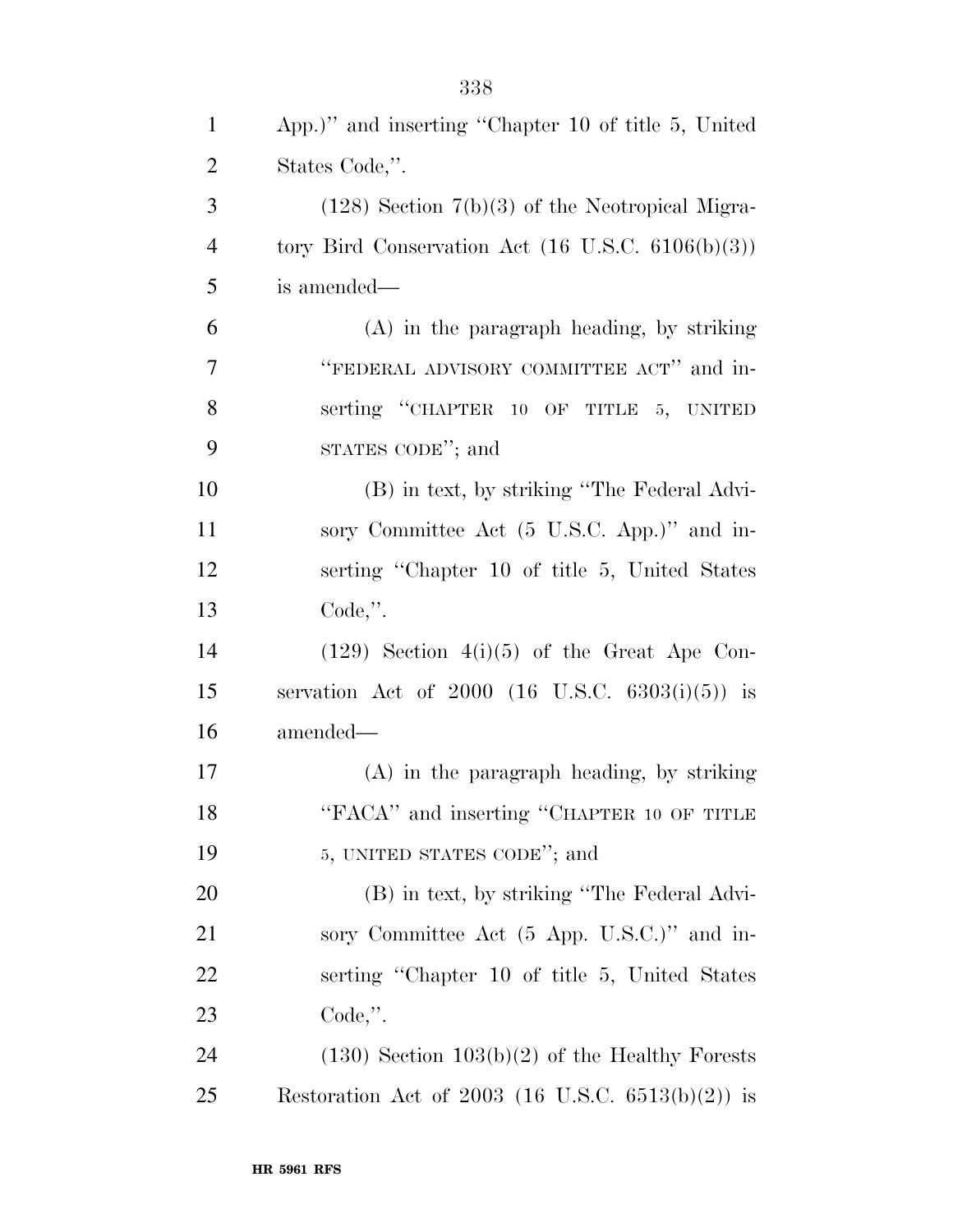App.)'' and inserting ''Chapter 10 of title 5, United States Code,''.

(128) Section 7(b)(3) of the Neotropical Migratory Bird Conservation Act (16 U.S.C. 6106(b)(3)) is amended—

(A) in the paragraph heading, by striking ''FEDERAL ADVISORY COMMITTEE ACT'' and inserting ''CHAPTER 10 OF TITLE 5, UNITED STATES CODE''; and

(B) in text, by striking ''The Federal Advisory Committee Act (5 U.S.C. App.)'' and inserting ''Chapter 10 of title 5, United States Code,''.

(129) Section 4(i)(5) of the Great Ape Conservation Act of 2000 (16 U.S.C. 6303(i)(5)) is amended—

(A) in the paragraph heading, by striking ''FACA'' and inserting ''CHAPTER 10 OF TITLE 5, UNITED STATES CODE''; and

(B) in text, by striking ''The Federal Advisory Committee Act (5 App. U.S.C.)'' and inserting ''Chapter 10 of title 5, United States Code,''.

(130) Section 103(b)(2) of the Healthy Forests Restoration Act of 2003 (16 U.S.C. 6513(b)(2)) is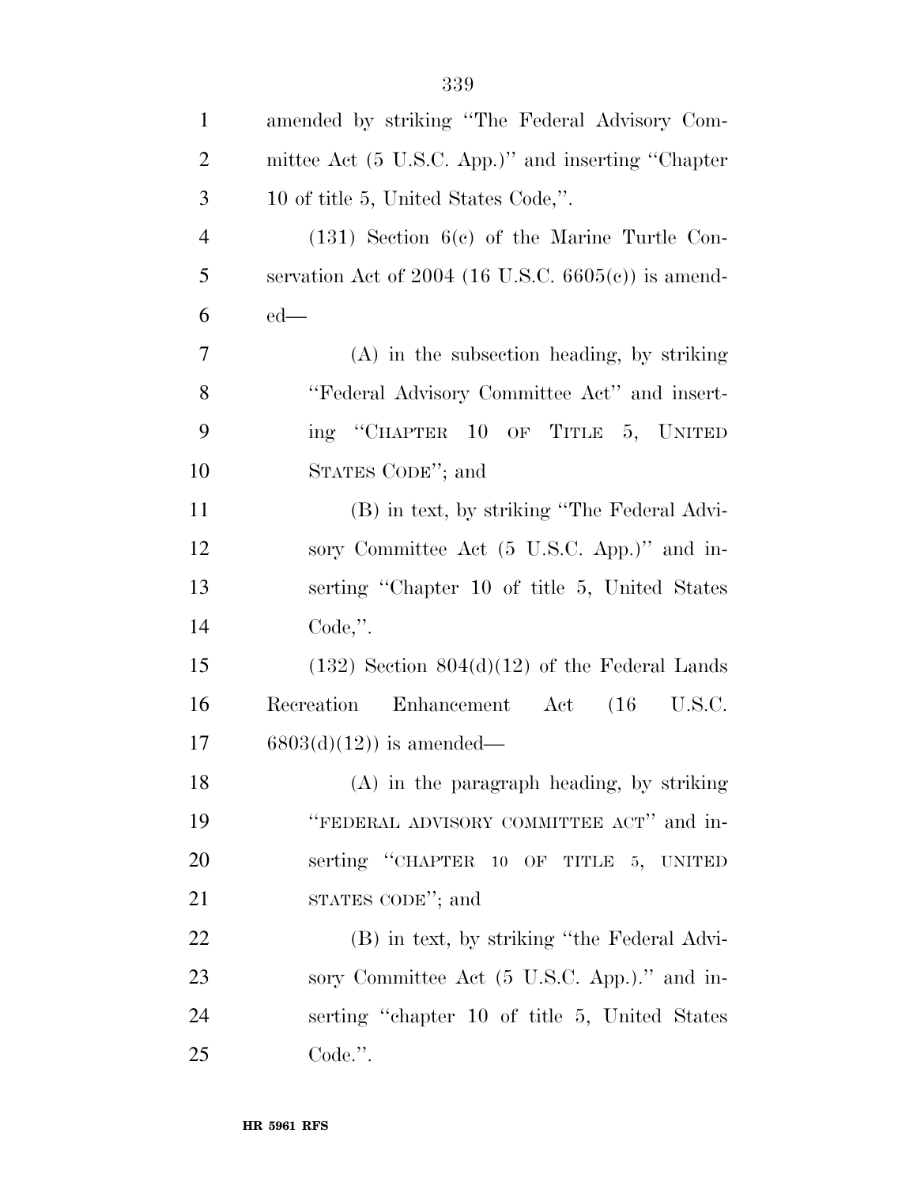amended by striking "The Federal Advisory Committee Act (5 U.S.C. App.)" and inserting "Chapter 10 of title 5, United States Code,".

(131) Section 6(c) of the Marine Turtle Conservation Act of 2004 (16 U.S.C. 6605(c)) is amended—

(A) in the subsection heading, by striking "Federal Advisory Committee Act" and inserting "CHAPTER 10 OF TITLE 5, UNITED STATES CODE"; and

(B) in text, by striking "The Federal Advisory Committee Act (5 U.S.C. App.)" and inserting "Chapter 10 of title 5, United States Code,".

(132) Section 804(d)(12) of the Federal Lands Recreation Enhancement Act (16 U.S.C. 6803(d)(12)) is amended—

(A) in the paragraph heading, by striking "FEDERAL ADVISORY COMMITTEE ACT" and inserting "CHAPTER 10 OF TITLE 5, UNITED STATES CODE"; and

(B) in text, by striking "the Federal Advisory Committee Act (5 U.S.C. App.)." and inserting "chapter 10 of title 5, United States Code.".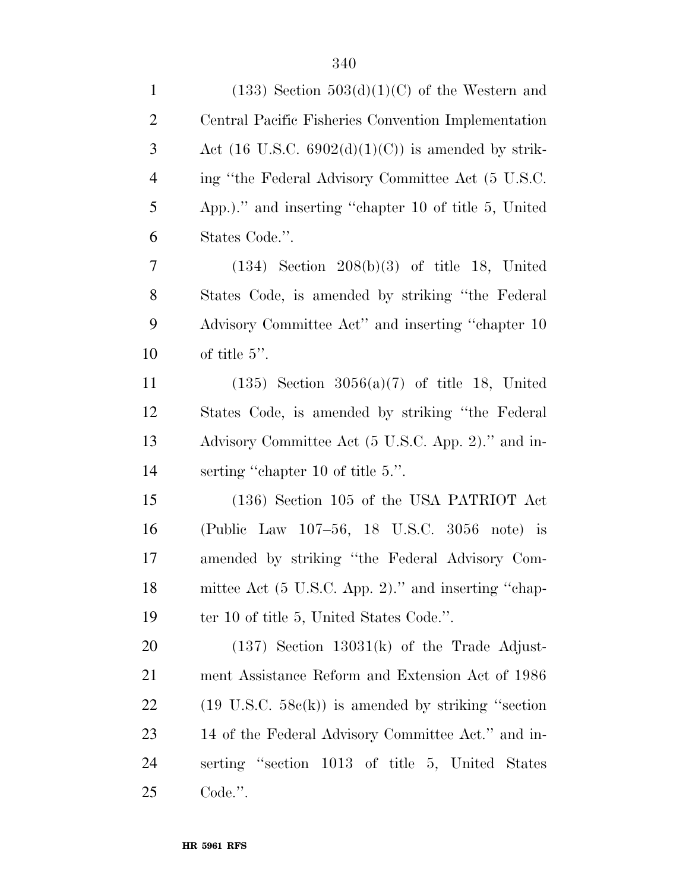(133) Section 503(d)(1)(C) of the Western and Central Pacific Fisheries Convention Implementation Act (16 U.S.C. 6902(d)(1)(C)) is amended by striking ''the Federal Advisory Committee Act (5 U.S.C. App.).'' and inserting ''chapter 10 of title 5, United States Code.''.

(134) Section 208(b)(3) of title 18, United States Code, is amended by striking ''the Federal Advisory Committee Act'' and inserting ''chapter 10 of title 5''.

(135) Section 3056(a)(7) of title 18, United States Code, is amended by striking ''the Federal Advisory Committee Act (5 U.S.C. App. 2).'' and inserting ''chapter 10 of title 5.''.

(136) Section 105 of the USA PATRIOT Act (Public Law 107–56, 18 U.S.C. 3056 note) is amended by striking ''the Federal Advisory Committee Act (5 U.S.C. App. 2).'' and inserting ''chapter 10 of title 5, United States Code.''.

(137) Section 13031(k) of the Trade Adjustment Assistance Reform and Extension Act of 1986 (19 U.S.C. 58c(k)) is amended by striking ''section 14 of the Federal Advisory Committee Act.'' and inserting ''section 1013 of title 5, United States Code.''.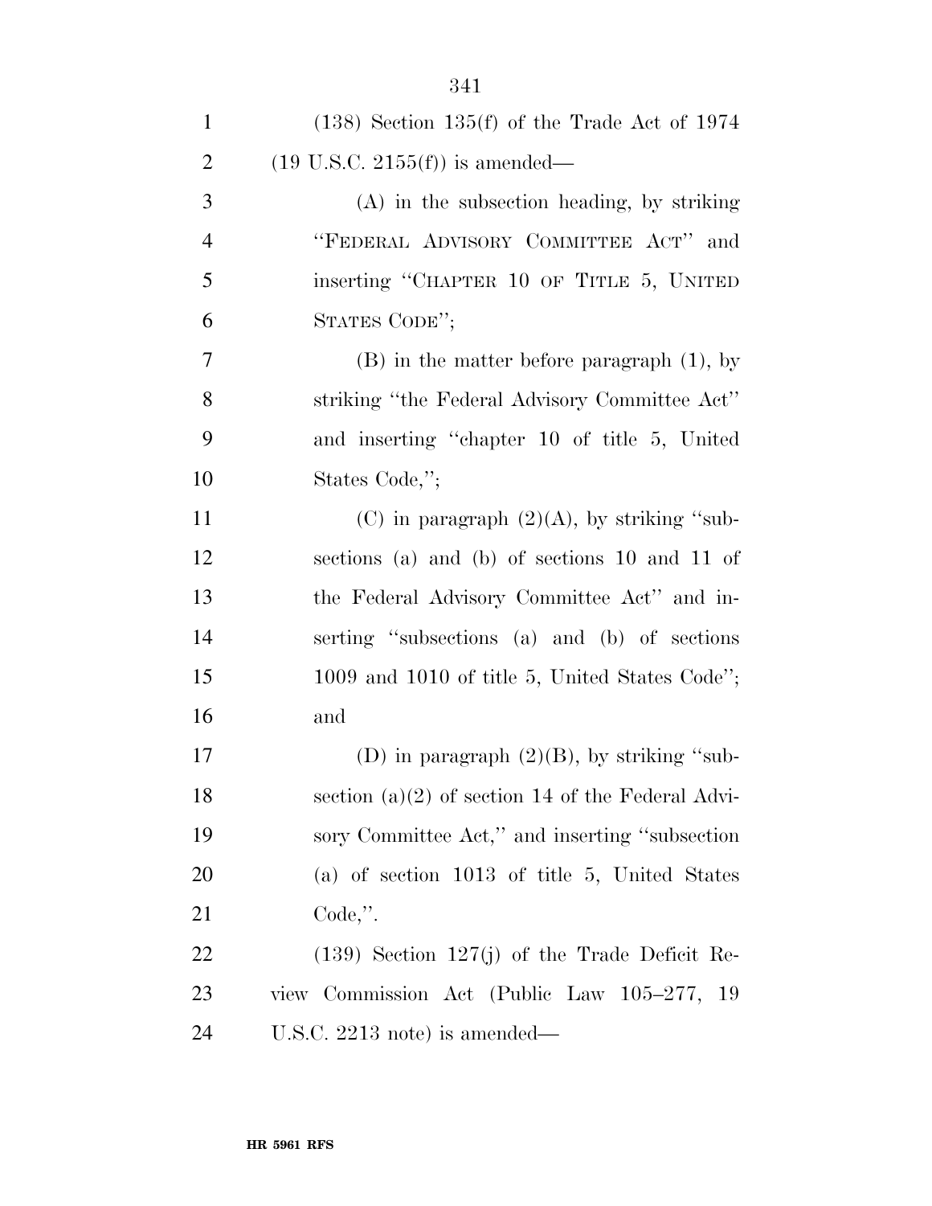(138) Section 135(f) of the Trade Act of 1974 (19 U.S.C. 2155(f)) is amended—

(A) in the subsection heading, by striking "FEDERAL ADVISORY COMMITTEE ACT" and inserting "CHAPTER 10 OF TITLE 5, UNITED STATES CODE";

(B) in the matter before paragraph (1), by striking "the Federal Advisory Committee Act" and inserting "chapter 10 of title 5, United States Code,";

(C) in paragraph (2)(A), by striking "subsections (a) and (b) of sections 10 and 11 of the Federal Advisory Committee Act" and inserting "subsections (a) and (b) of sections 1009 and 1010 of title 5, United States Code"; and

(D) in paragraph (2)(B), by striking "subsection (a)(2) of section 14 of the Federal Advisory Committee Act," and inserting "subsection (a) of section 1013 of title 5, United States Code,".

(139) Section 127(j) of the Trade Deficit Review Commission Act (Public Law 105–277, 19 U.S.C. 2213 note) is amended—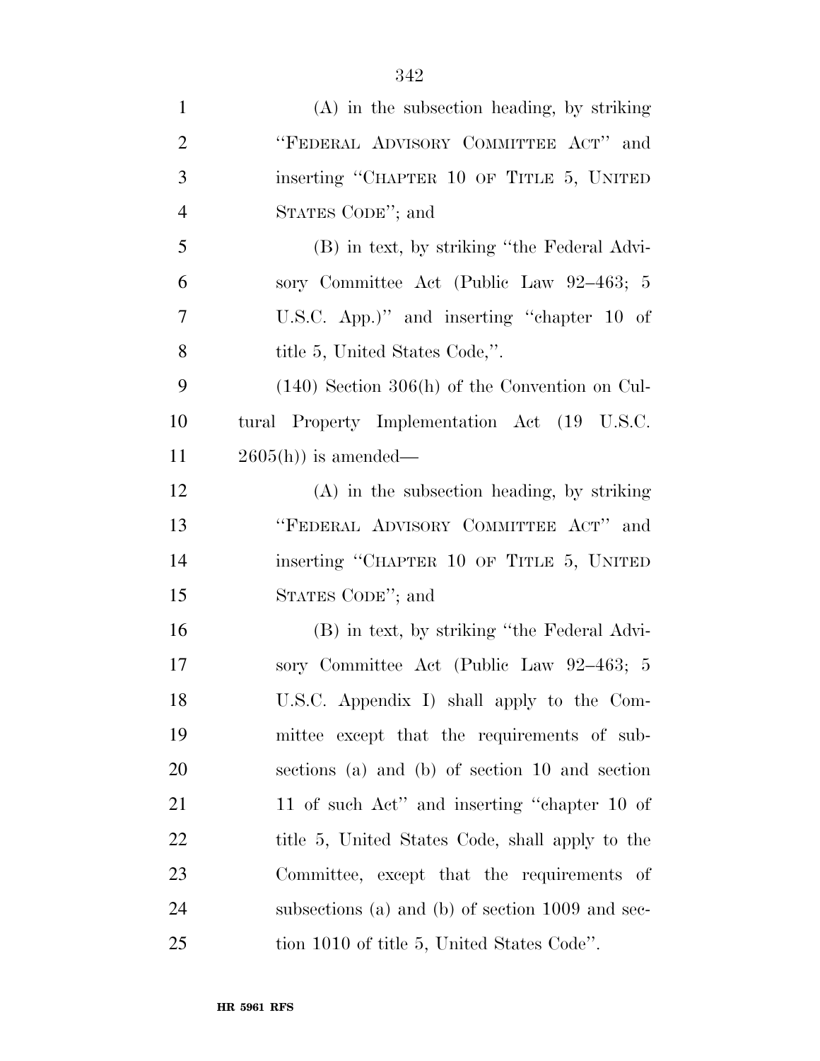(A) in the subsection heading, by striking "FEDERAL ADVISORY COMMITTEE ACT" and inserting "CHAPTER 10 OF TITLE 5, UNITED STATES CODE"; and

(B) in text, by striking "the Federal Advisory Committee Act (Public Law 92–463; 5 U.S.C. App.)" and inserting "chapter 10 of title 5, United States Code,".

(140) Section 306(h) of the Convention on Cultural Property Implementation Act (19 U.S.C. 2605(h)) is amended—

(A) in the subsection heading, by striking "FEDERAL ADVISORY COMMITTEE ACT" and inserting "CHAPTER 10 OF TITLE 5, UNITED STATES CODE"; and

(B) in text, by striking "the Federal Advisory Committee Act (Public Law 92–463; 5 U.S.C. Appendix I) shall apply to the Committee except that the requirements of subsections (a) and (b) of section 10 and section 11 of such Act" and inserting "chapter 10 of title 5, United States Code, shall apply to the Committee, except that the requirements of subsections (a) and (b) of section 1009 and section 1010 of title 5, United States Code".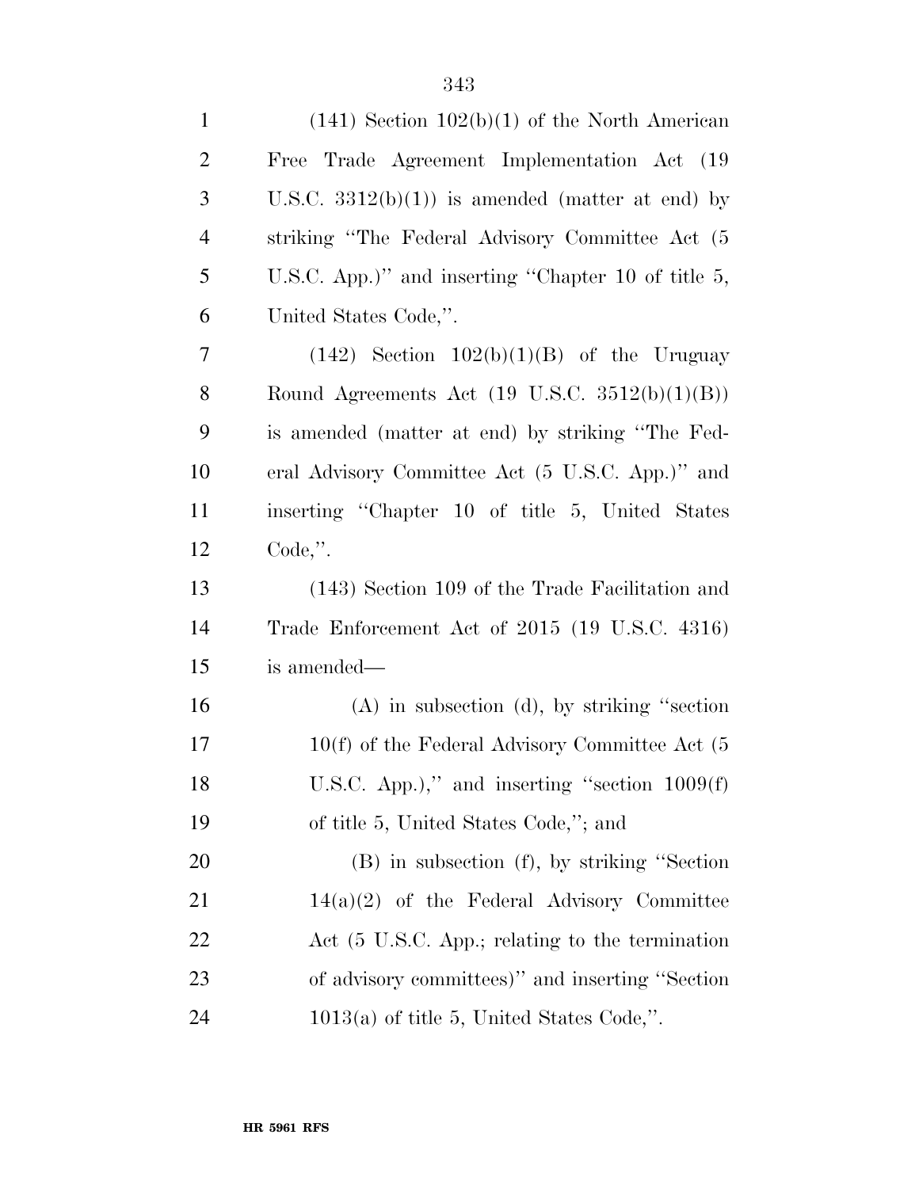(141) Section 102(b)(1) of the North American Free Trade Agreement Implementation Act (19 U.S.C. 3312(b)(1)) is amended (matter at end) by striking "The Federal Advisory Committee Act (5 U.S.C. App.)" and inserting "Chapter 10 of title 5, United States Code,".

(142) Section 102(b)(1)(B) of the Uruguay Round Agreements Act (19 U.S.C. 3512(b)(1)(B)) is amended (matter at end) by striking "The Federal Advisory Committee Act (5 U.S.C. App.)" and inserting "Chapter 10 of title 5, United States Code,".

(143) Section 109 of the Trade Facilitation and Trade Enforcement Act of 2015 (19 U.S.C. 4316) is amended—

(A) in subsection (d), by striking "section 10(f) of the Federal Advisory Committee Act (5 U.S.C. App.)," and inserting "section 1009(f) of title 5, United States Code,"; and

(B) in subsection (f), by striking "Section 14(a)(2) of the Federal Advisory Committee Act (5 U.S.C. App.; relating to the termination of advisory committees)" and inserting "Section 1013(a) of title 5, United States Code,".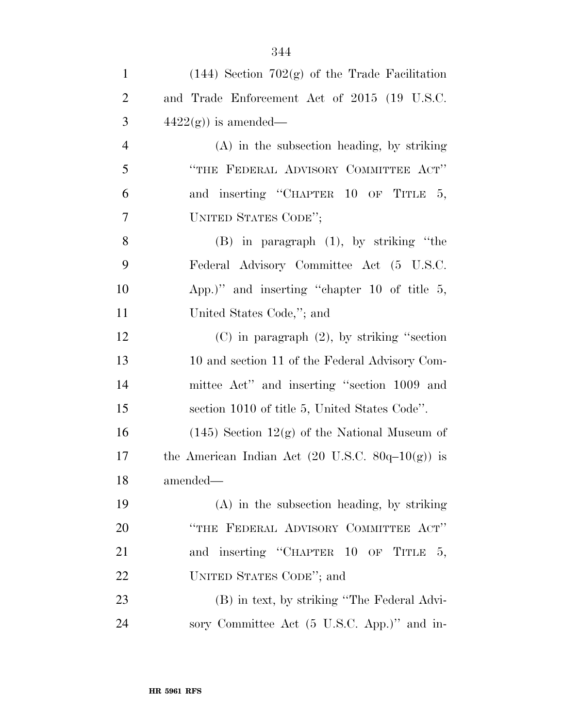(144) Section 702(g) of the Trade Facilitation and Trade Enforcement Act of 2015 (19 U.S.C. 4422(g)) is amended—

(A) in the subsection heading, by striking ''THE FEDERAL ADVISORY COMMITTEE ACT'' and inserting ''CHAPTER 10 OF TITLE 5, UNITED STATES CODE'';

(B) in paragraph (1), by striking ''the Federal Advisory Committee Act (5 U.S.C. App.)'' and inserting ''chapter 10 of title 5, United States Code,''; and

(C) in paragraph (2), by striking ''section 10 and section 11 of the Federal Advisory Committee Act'' and inserting ''section 1009 and section 1010 of title 5, United States Code''.

(145) Section 12(g) of the National Museum of the American Indian Act (20 U.S.C. 80q–10(g)) is amended—

(A) in the subsection heading, by striking ''THE FEDERAL ADVISORY COMMITTEE ACT'' and inserting ''CHAPTER 10 OF TITLE 5, UNITED STATES CODE''; and

(B) in text, by striking ''The Federal Advisory Committee Act (5 U.S.C. App.)'' and in-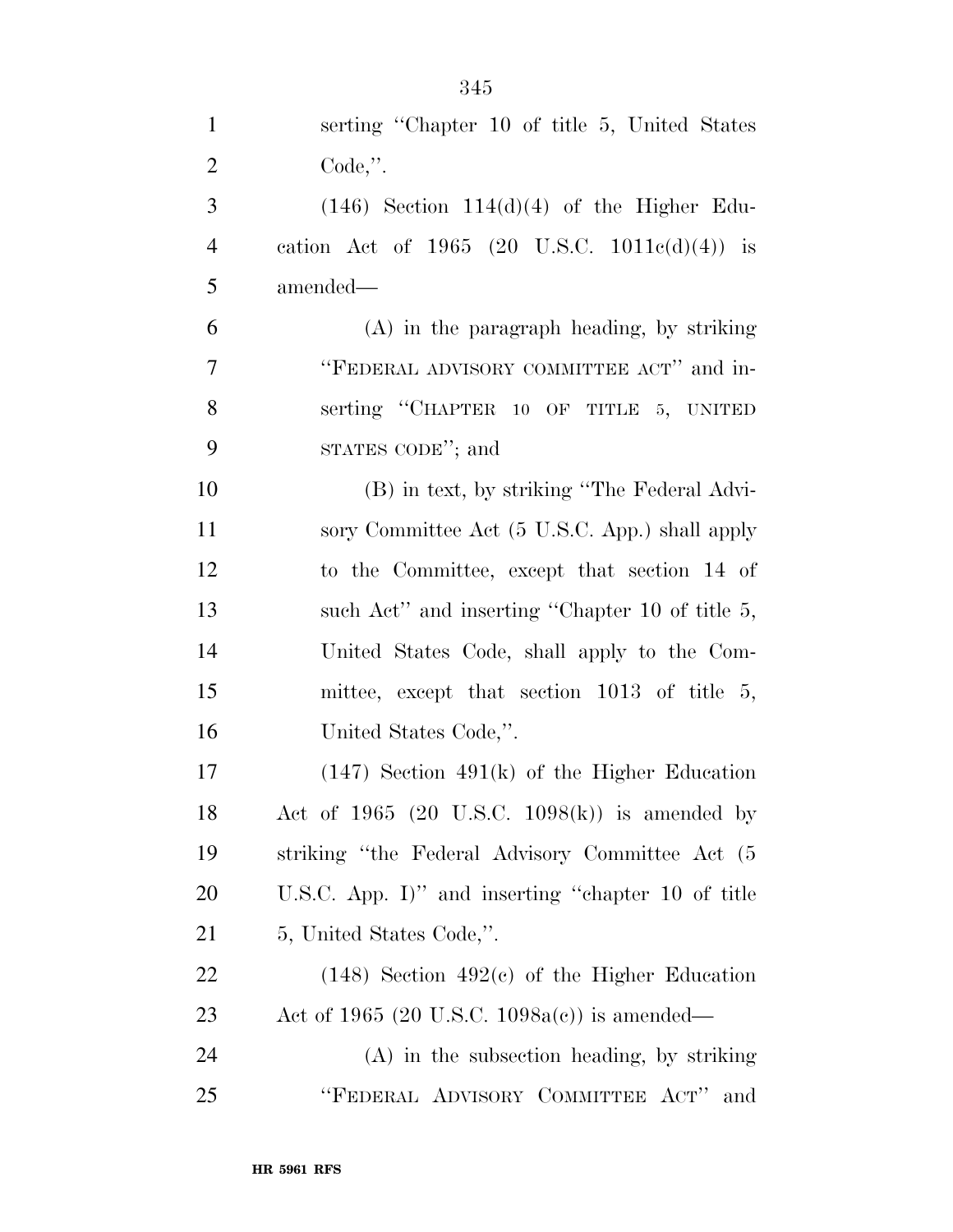serting "Chapter 10 of title 5, United States Code,".

(146) Section 114(d)(4) of the Higher Education Act of 1965 (20 U.S.C. 1011c(d)(4)) is amended—

(A) in the paragraph heading, by striking "FEDERAL ADVISORY COMMITTEE ACT" and inserting "CHAPTER 10 OF TITLE 5, UNITED STATES CODE"; and

(B) in text, by striking "The Federal Advisory Committee Act (5 U.S.C. App.) shall apply to the Committee, except that section 14 of such Act" and inserting "Chapter 10 of title 5, United States Code, shall apply to the Committee, except that section 1013 of title 5, United States Code,".

(147) Section 491(k) of the Higher Education Act of 1965 (20 U.S.C. 1098(k)) is amended by striking "the Federal Advisory Committee Act (5 U.S.C. App. I)" and inserting "chapter 10 of title 5, United States Code,".

(148) Section 492(c) of the Higher Education Act of 1965 (20 U.S.C. 1098a(c)) is amended—

(A) in the subsection heading, by striking "FEDERAL ADVISORY COMMITTEE ACT" and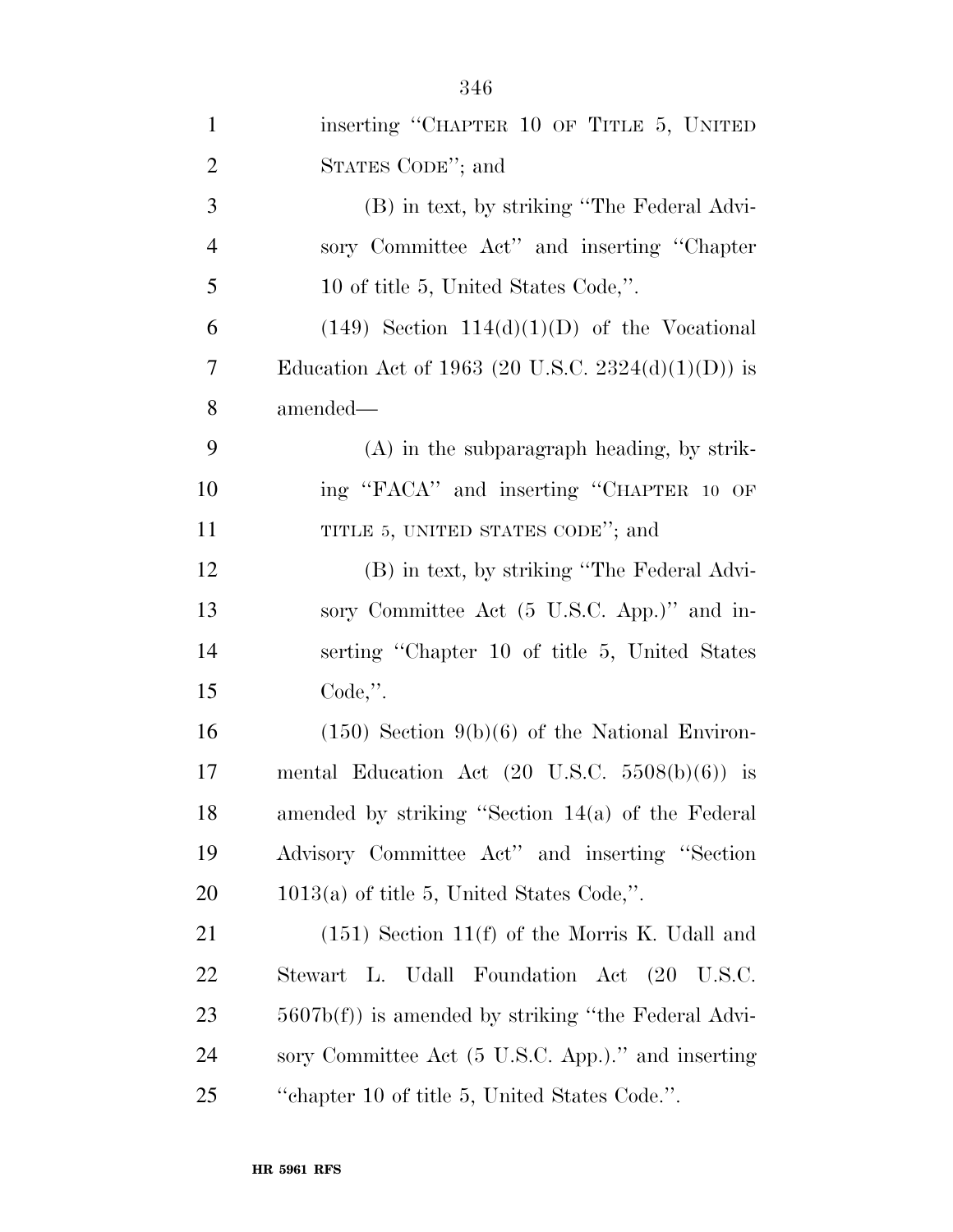inserting "CHAPTER 10 OF TITLE 5, UNITED STATES CODE"; and

(B) in text, by striking "The Federal Advisory Committee Act" and inserting "Chapter 10 of title 5, United States Code,".

(149) Section 114(d)(1)(D) of the Vocational Education Act of 1963 (20 U.S.C. 2324(d)(1)(D)) is amended—

(A) in the subparagraph heading, by striking "FACA" and inserting "CHAPTER 10 OF TITLE 5, UNITED STATES CODE"; and

(B) in text, by striking "The Federal Advisory Committee Act (5 U.S.C. App.)" and inserting "Chapter 10 of title 5, United States Code,".

(150) Section 9(b)(6) of the National Environmental Education Act (20 U.S.C. 5508(b)(6)) is amended by striking "Section 14(a) of the Federal Advisory Committee Act" and inserting "Section 1013(a) of title 5, United States Code,".

(151) Section 11(f) of the Morris K. Udall and Stewart L. Udall Foundation Act (20 U.S.C. 5607b(f)) is amended by striking "the Federal Advisory Committee Act (5 U.S.C. App.)." and inserting "chapter 10 of title 5, United States Code.".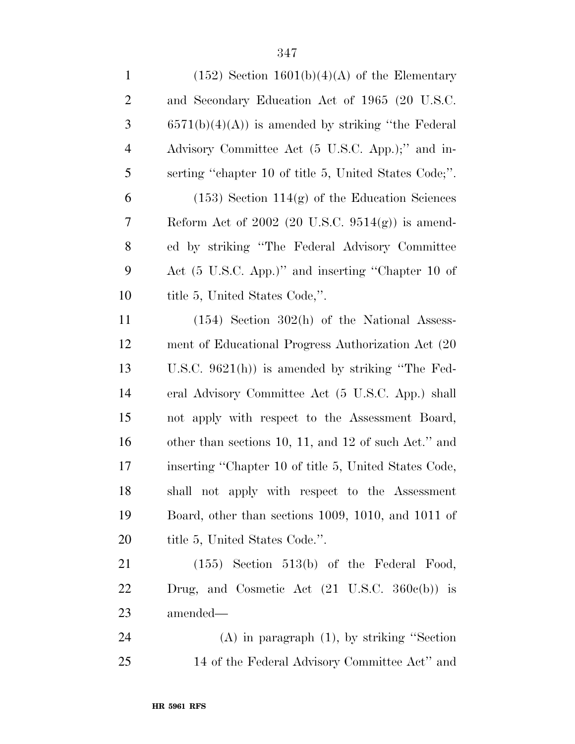(152) Section 1601(b)(4)(A) of the Elementary and Secondary Education Act of 1965 (20 U.S.C. 6571(b)(4)(A)) is amended by striking "the Federal Advisory Committee Act (5 U.S.C. App.);" and inserting "chapter 10 of title 5, United States Code;".

(153) Section 114(g) of the Education Sciences Reform Act of 2002 (20 U.S.C. 9514(g)) is amended by striking "The Federal Advisory Committee Act (5 U.S.C. App.)" and inserting "Chapter 10 of title 5, United States Code,".

(154) Section 302(h) of the National Assessment of Educational Progress Authorization Act (20 U.S.C. 9621(h)) is amended by striking "The Federal Advisory Committee Act (5 U.S.C. App.) shall not apply with respect to the Assessment Board, other than sections 10, 11, and 12 of such Act." and inserting "Chapter 10 of title 5, United States Code, shall not apply with respect to the Assessment Board, other than sections 1009, 1010, and 1011 of title 5, United States Code.".

(155) Section 513(b) of the Federal Food, Drug, and Cosmetic Act (21 U.S.C. 360c(b)) is amended—

(A) in paragraph (1), by striking "Section 14 of the Federal Advisory Committee Act" and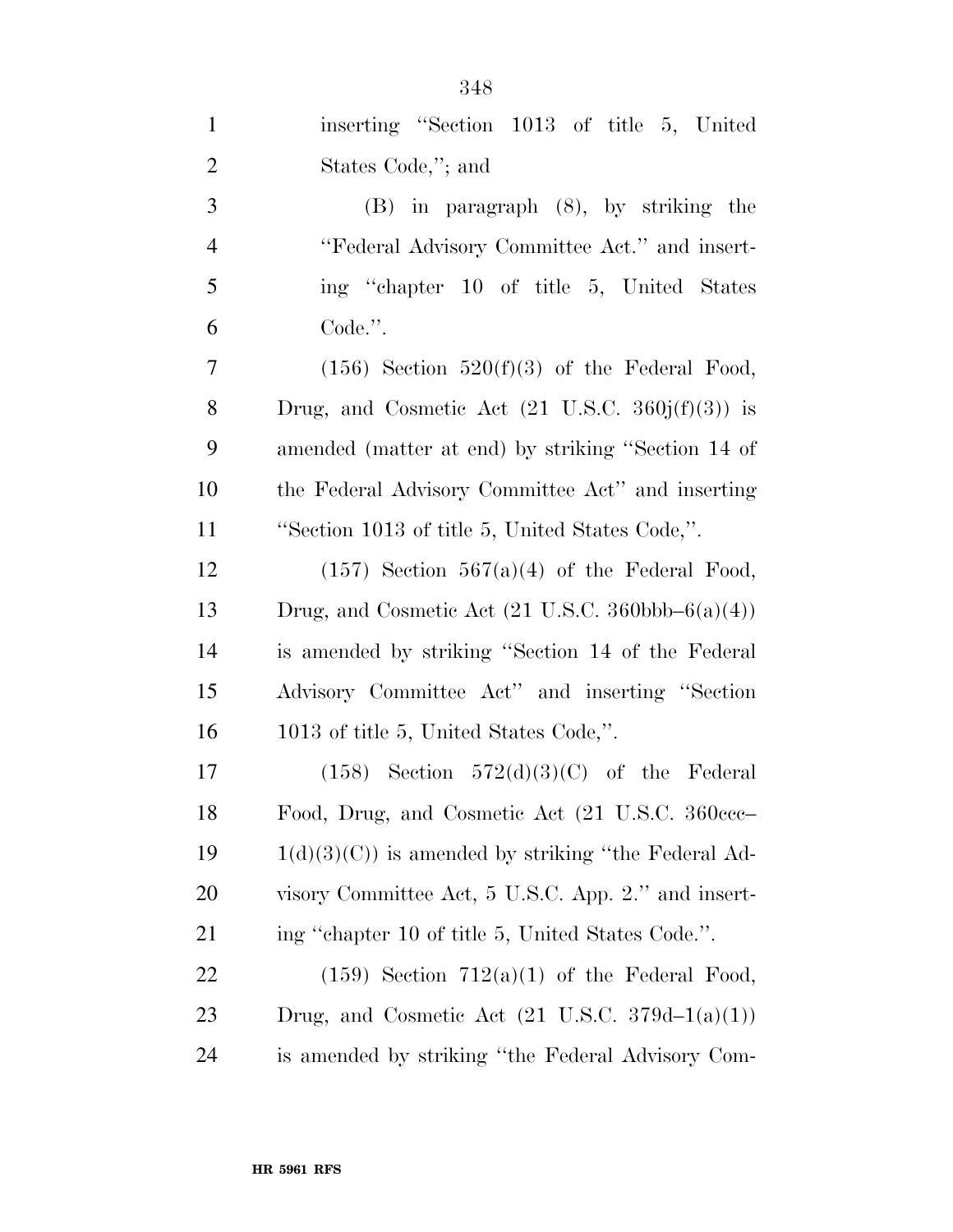inserting "Section 1013 of title 5, United States Code,"; and

(B) in paragraph (8), by striking the "Federal Advisory Committee Act." and inserting "chapter 10 of title 5, United States Code.".

(156) Section 520(f)(3) of the Federal Food, Drug, and Cosmetic Act (21 U.S.C. 360j(f)(3)) is amended (matter at end) by striking "Section 14 of the Federal Advisory Committee Act" and inserting "Section 1013 of title 5, United States Code,".

(157) Section 567(a)(4) of the Federal Food, Drug, and Cosmetic Act (21 U.S.C. 360bbb–6(a)(4)) is amended by striking "Section 14 of the Federal Advisory Committee Act" and inserting "Section 1013 of title 5, United States Code,".

(158) Section 572(d)(3)(C) of the Federal Food, Drug, and Cosmetic Act (21 U.S.C. 360ccc–1(d)(3)(C)) is amended by striking "the Federal Advisory Committee Act, 5 U.S.C. App. 2." and inserting "chapter 10 of title 5, United States Code.".

(159) Section 712(a)(1) of the Federal Food, Drug, and Cosmetic Act (21 U.S.C. 379d–1(a)(1)) is amended by striking "the Federal Advisory Com-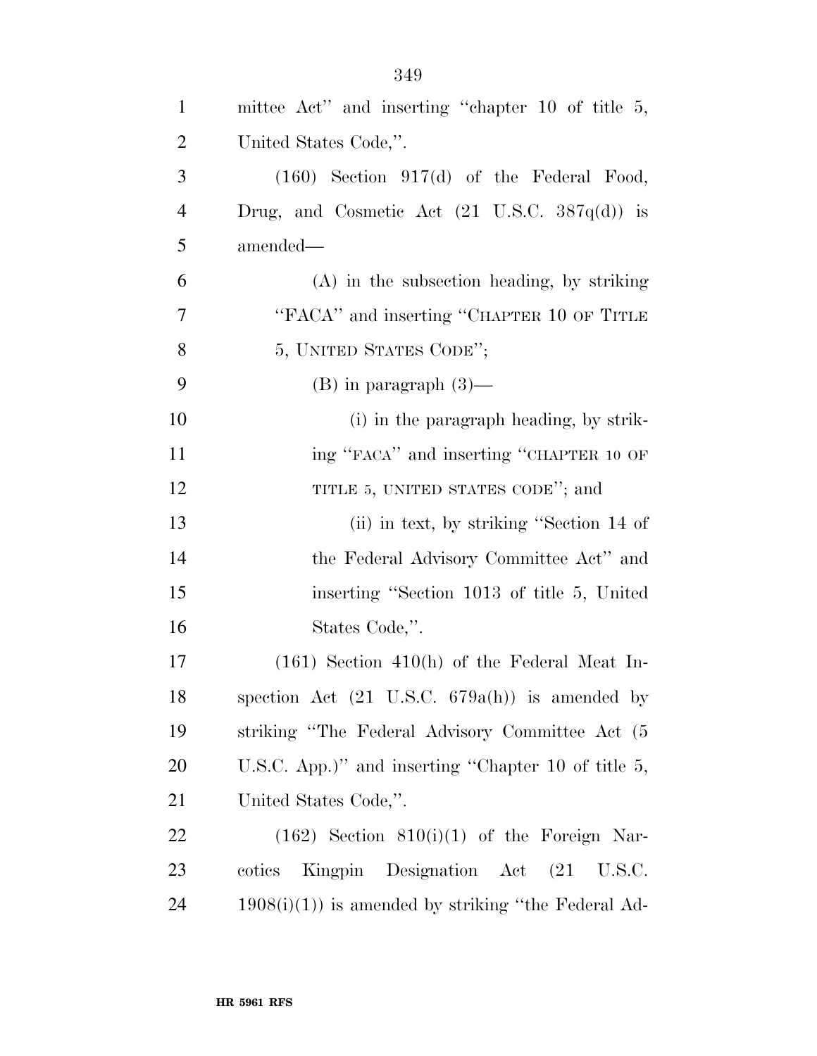mittee Act'' and inserting ''chapter 10 of title 5, United States Code,''.

(160) Section 917(d) of the Federal Food, Drug, and Cosmetic Act (21 U.S.C. 387q(d)) is amended—

(A) in the subsection heading, by striking ''FACA'' and inserting ''CHAPTER 10 OF TITLE 5, UNITED STATES CODE'';

(B) in paragraph (3)—

(i) in the paragraph heading, by striking ''FACA'' and inserting ''CHAPTER 10 OF TITLE 5, UNITED STATES CODE''; and

(ii) in text, by striking ''Section 14 of the Federal Advisory Committee Act'' and inserting ''Section 1013 of title 5, United States Code,''.

(161) Section 410(h) of the Federal Meat Inspection Act (21 U.S.C. 679a(h)) is amended by striking ''The Federal Advisory Committee Act (5 U.S.C. App.)'' and inserting ''Chapter 10 of title 5, United States Code,''.

(162) Section 810(i)(1) of the Foreign Narcotics Kingpin Designation Act (21 U.S.C. 1908(i)(1)) is amended by striking ''the Federal Ad-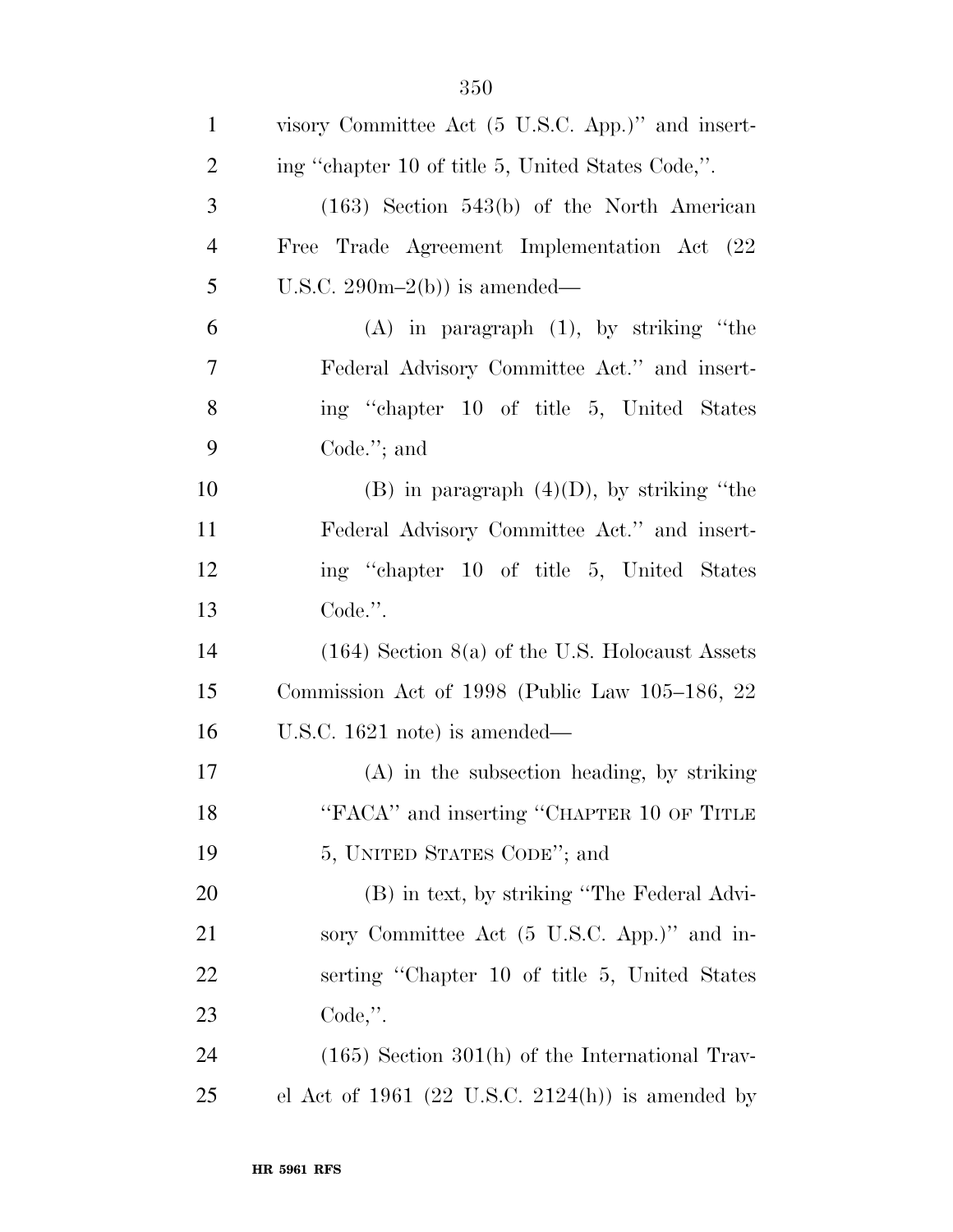visory Committee Act (5 U.S.C. App.)'' and inserting ''chapter 10 of title 5, United States Code,''.

(163) Section 543(b) of the North American Free Trade Agreement Implementation Act (22 U.S.C. 290m–2(b)) is amended—

(A) in paragraph (1), by striking ''the Federal Advisory Committee Act.'' and inserting ''chapter 10 of title 5, United States Code.''; and

(B) in paragraph (4)(D), by striking ''the Federal Advisory Committee Act.'' and inserting ''chapter 10 of title 5, United States Code.''.

(164) Section 8(a) of the U.S. Holocaust Assets Commission Act of 1998 (Public Law 105–186, 22 U.S.C. 1621 note) is amended—

(A) in the subsection heading, by striking ''FACA'' and inserting ''CHAPTER 10 OF TITLE 5, UNITED STATES CODE''; and

(B) in text, by striking ''The Federal Advisory Committee Act (5 U.S.C. App.)'' and inserting ''Chapter 10 of title 5, United States Code,''.

(165) Section 301(h) of the International Travel Act of 1961 (22 U.S.C. 2124(h)) is amended by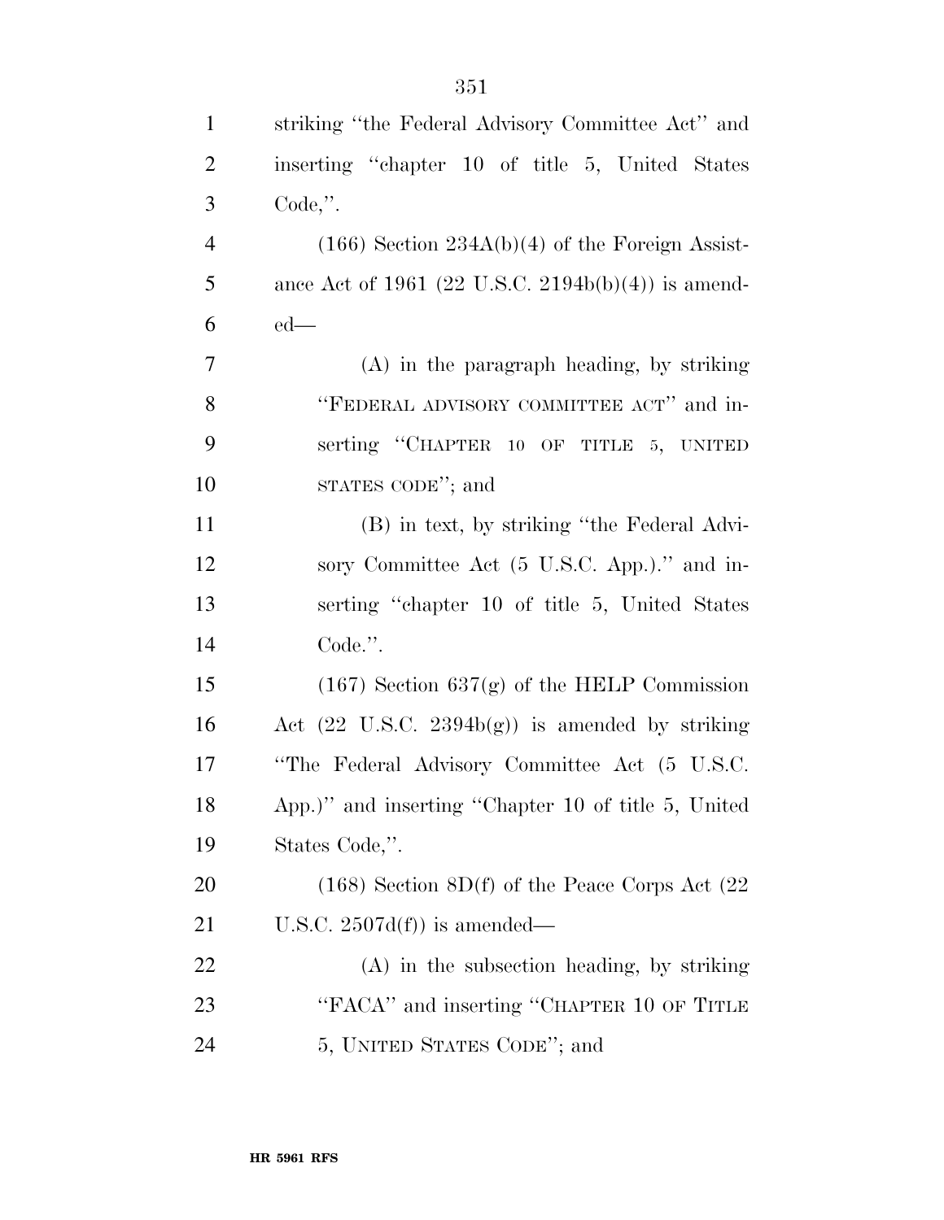striking "the Federal Advisory Committee Act" and inserting "chapter 10 of title 5, United States Code,".

(166) Section 234A(b)(4) of the Foreign Assistance Act of 1961 (22 U.S.C. 2194b(b)(4)) is amended—

(A) in the paragraph heading, by striking "FEDERAL ADVISORY COMMITTEE ACT" and inserting "CHAPTER 10 OF TITLE 5, UNITED STATES CODE"; and

(B) in text, by striking "the Federal Advisory Committee Act (5 U.S.C. App.)." and inserting "chapter 10 of title 5, United States Code.".

(167) Section 637(g) of the HELP Commission Act (22 U.S.C. 2394b(g)) is amended by striking "The Federal Advisory Committee Act (5 U.S.C. App.)" and inserting "Chapter 10 of title 5, United States Code,".

(168) Section 8D(f) of the Peace Corps Act (22 U.S.C. 2507d(f)) is amended—

(A) in the subsection heading, by striking "FACA" and inserting "CHAPTER 10 OF TITLE 5, UNITED STATES CODE"; and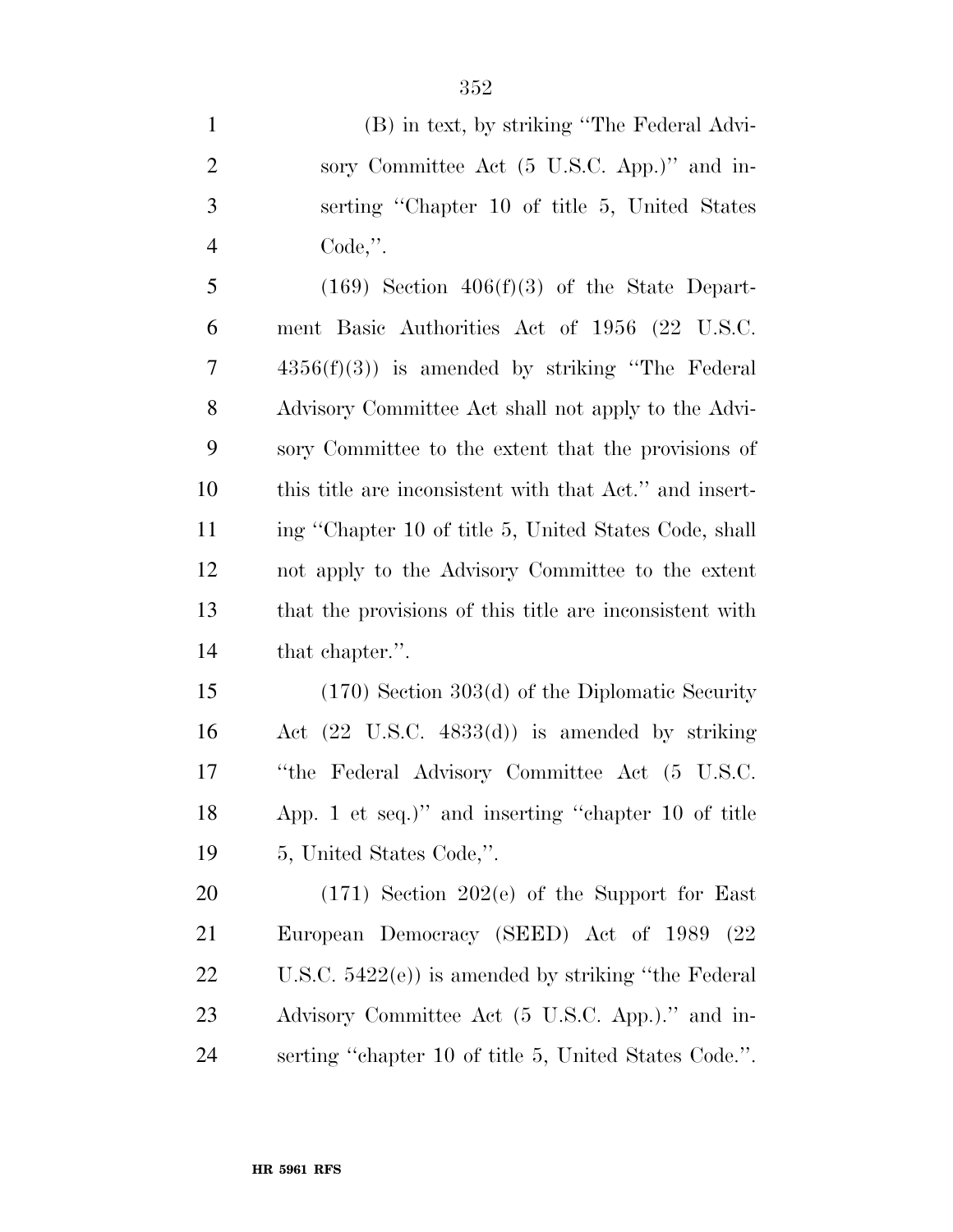(B) in text, by striking ''The Federal Advisory Committee Act (5 U.S.C. App.)'' and inserting ''Chapter 10 of title 5, United States Code,''.

(169) Section 406(f)(3) of the State Department Basic Authorities Act of 1956 (22 U.S.C. 4356(f)(3)) is amended by striking ''The Federal Advisory Committee Act shall not apply to the Advisory Committee to the extent that the provisions of this title are inconsistent with that Act.'' and inserting ''Chapter 10 of title 5, United States Code, shall not apply to the Advisory Committee to the extent that the provisions of this title are inconsistent with that chapter.''.

(170) Section 303(d) of the Diplomatic Security Act (22 U.S.C. 4833(d)) is amended by striking ''the Federal Advisory Committee Act (5 U.S.C. App. 1 et seq.)'' and inserting ''chapter 10 of title 5, United States Code,''.

(171) Section 202(e) of the Support for East European Democracy (SEED) Act of 1989 (22 U.S.C. 5422(e)) is amended by striking ''the Federal Advisory Committee Act (5 U.S.C. App.).'' and inserting ''chapter 10 of title 5, United States Code.''.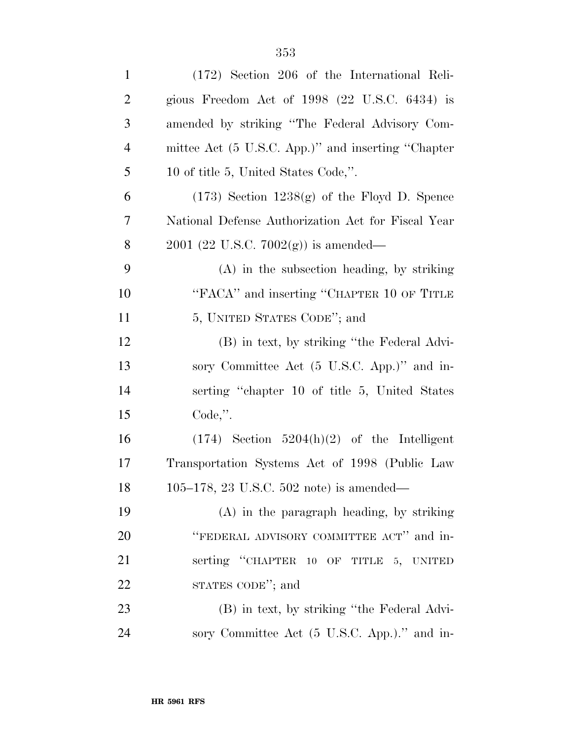(172) Section 206 of the International Religious Freedom Act of 1998 (22 U.S.C. 6434) is amended by striking "The Federal Advisory Committee Act (5 U.S.C. App.)" and inserting "Chapter 10 of title 5, United States Code,".

(173) Section 1238(g) of the Floyd D. Spence National Defense Authorization Act for Fiscal Year 2001 (22 U.S.C. 7002(g)) is amended—

(A) in the subsection heading, by striking "FACA" and inserting "CHAPTER 10 OF TITLE 5, UNITED STATES CODE"; and

(B) in text, by striking "the Federal Advisory Committee Act (5 U.S.C. App.)" and inserting "chapter 10 of title 5, United States Code,".

(174) Section 5204(h)(2) of the Intelligent Transportation Systems Act of 1998 (Public Law 105–178, 23 U.S.C. 502 note) is amended—

(A) in the paragraph heading, by striking "FEDERAL ADVISORY COMMITTEE ACT" and inserting "CHAPTER 10 OF TITLE 5, UNITED STATES CODE"; and

(B) in text, by striking "the Federal Advisory Committee Act (5 U.S.C. App.)." and in-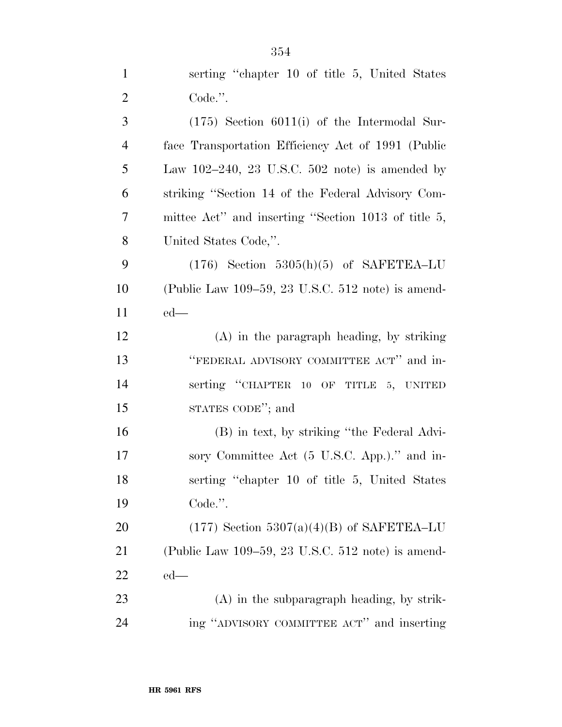serting "chapter 10 of title 5, United States Code.".

(175) Section 6011(i) of the Intermodal Surface Transportation Efficiency Act of 1991 (Public Law 102–240, 23 U.S.C. 502 note) is amended by striking "Section 14 of the Federal Advisory Committee Act" and inserting "Section 1013 of title 5, United States Code,".

(176) Section 5305(h)(5) of SAFETEA–LU (Public Law 109–59, 23 U.S.C. 512 note) is amended—

(A) in the paragraph heading, by striking "FEDERAL ADVISORY COMMITTEE ACT" and inserting "CHAPTER 10 OF TITLE 5, UNITED STATES CODE"; and

(B) in text, by striking "the Federal Advisory Committee Act (5 U.S.C. App.)." and inserting "chapter 10 of title 5, United States Code.".

(177) Section 5307(a)(4)(B) of SAFETEA–LU (Public Law 109–59, 23 U.S.C. 512 note) is amended—

(A) in the subparagraph heading, by striking "ADVISORY COMMITTEE ACT" and inserting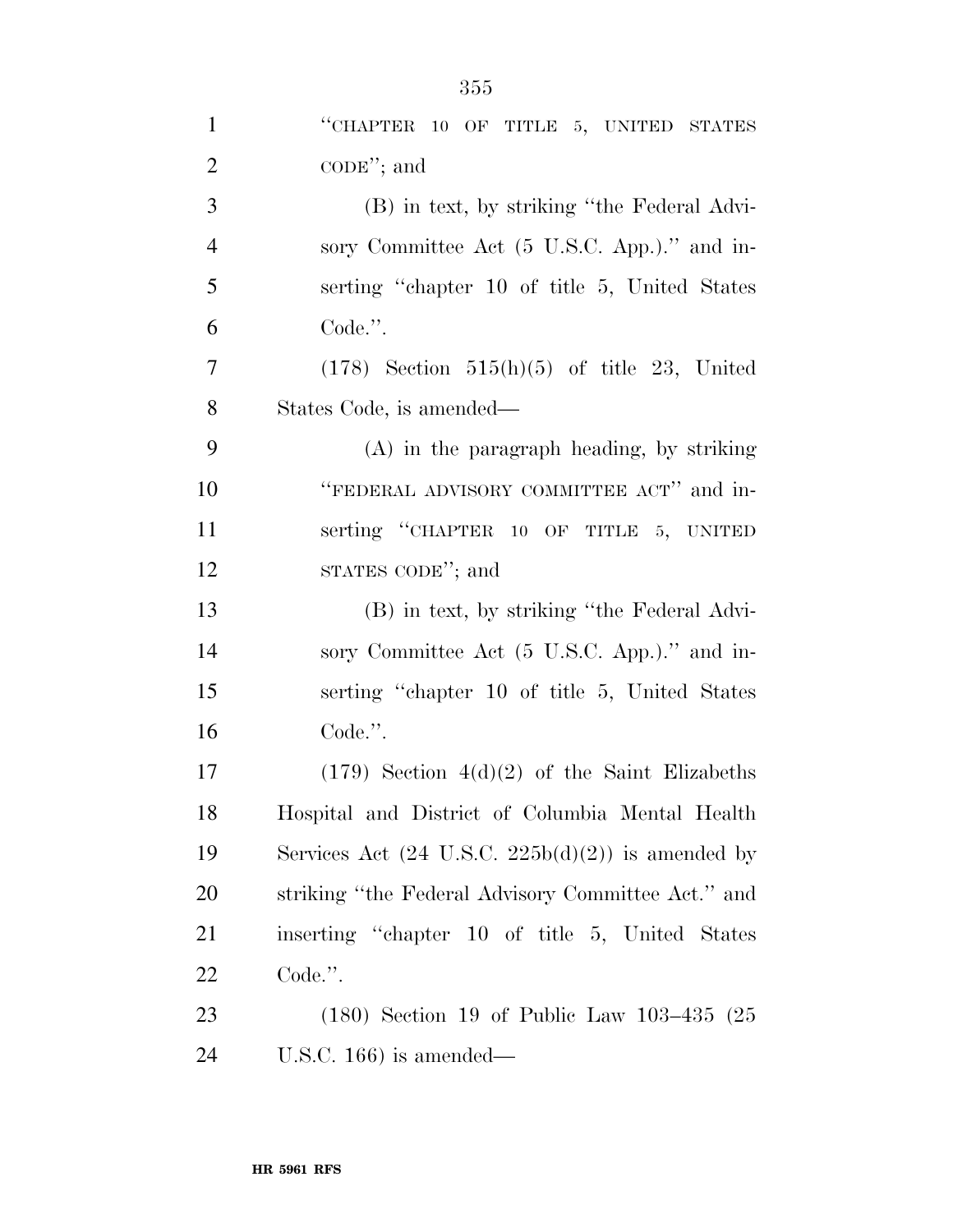"CHAPTER 10 OF TITLE 5, UNITED STATES CODE"; and

(B) in text, by striking "the Federal Advisory Committee Act (5 U.S.C. App.)." and inserting "chapter 10 of title 5, United States Code.".

(178) Section 515(h)(5) of title 23, United States Code, is amended—

(A) in the paragraph heading, by striking "FEDERAL ADVISORY COMMITTEE ACT" and inserting "CHAPTER 10 OF TITLE 5, UNITED STATES CODE"; and

(B) in text, by striking "the Federal Advisory Committee Act (5 U.S.C. App.)." and inserting "chapter 10 of title 5, United States Code.".

(179) Section 4(d)(2) of the Saint Elizabeths Hospital and District of Columbia Mental Health Services Act (24 U.S.C. 225b(d)(2)) is amended by striking "the Federal Advisory Committee Act." and inserting "chapter 10 of title 5, United States Code.".

(180) Section 19 of Public Law 103–435 (25 U.S.C. 166) is amended—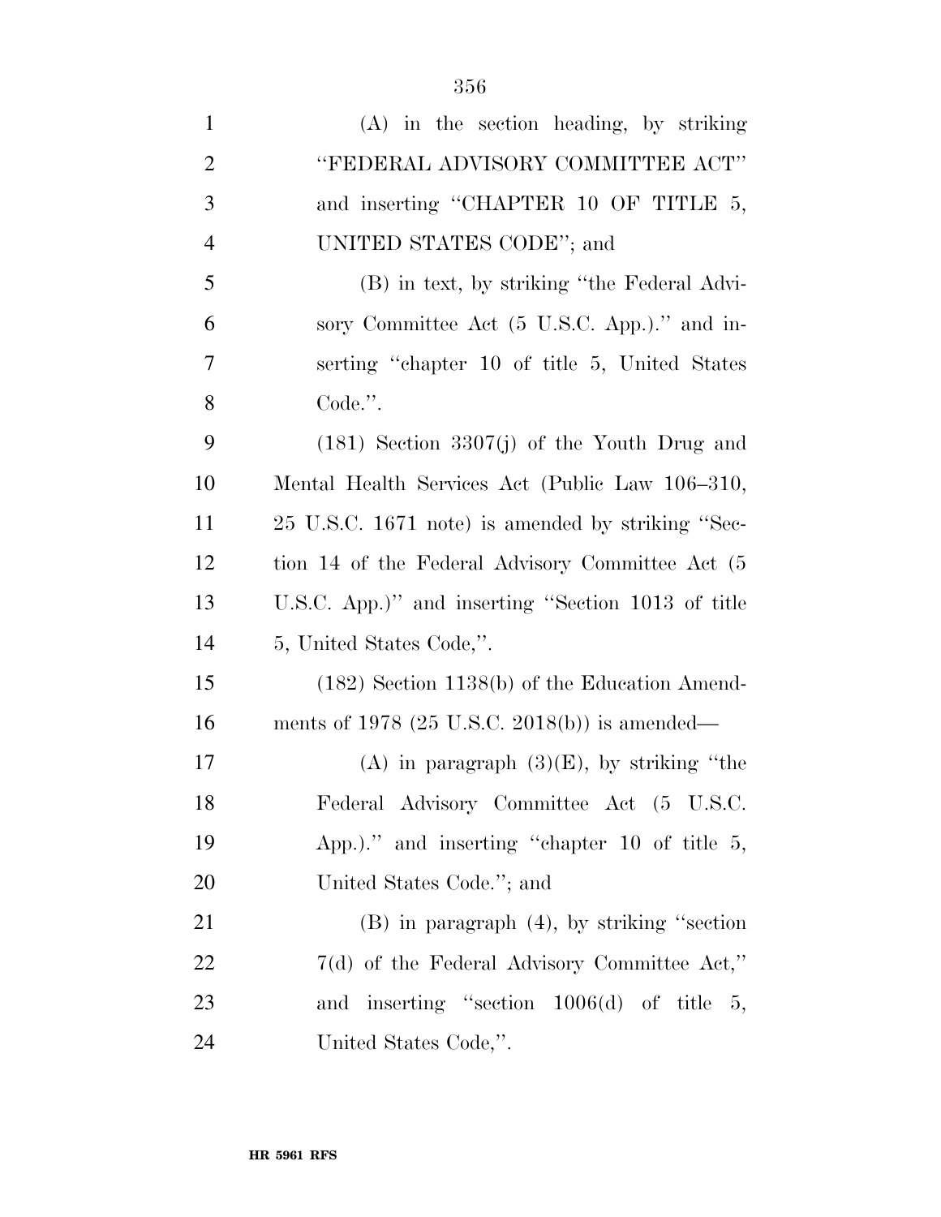(A) in the section heading, by striking "FEDERAL ADVISORY COMMITTEE ACT" and inserting "CHAPTER 10 OF TITLE 5, UNITED STATES CODE"; and

(B) in text, by striking "the Federal Advisory Committee Act (5 U.S.C. App.)." and inserting "chapter 10 of title 5, United States Code.".

(181) Section 3307(j) of the Youth Drug and Mental Health Services Act (Public Law 106–310, 25 U.S.C. 1671 note) is amended by striking "Section 14 of the Federal Advisory Committee Act (5 U.S.C. App.)" and inserting "Section 1013 of title 5, United States Code,".

(182) Section 1138(b) of the Education Amendments of 1978 (25 U.S.C. 2018(b)) is amended—

(A) in paragraph (3)(E), by striking "the Federal Advisory Committee Act (5 U.S.C. App.)." and inserting "chapter 10 of title 5, United States Code."; and

(B) in paragraph (4), by striking "section 7(d) of the Federal Advisory Committee Act," and inserting "section 1006(d) of title 5, United States Code,".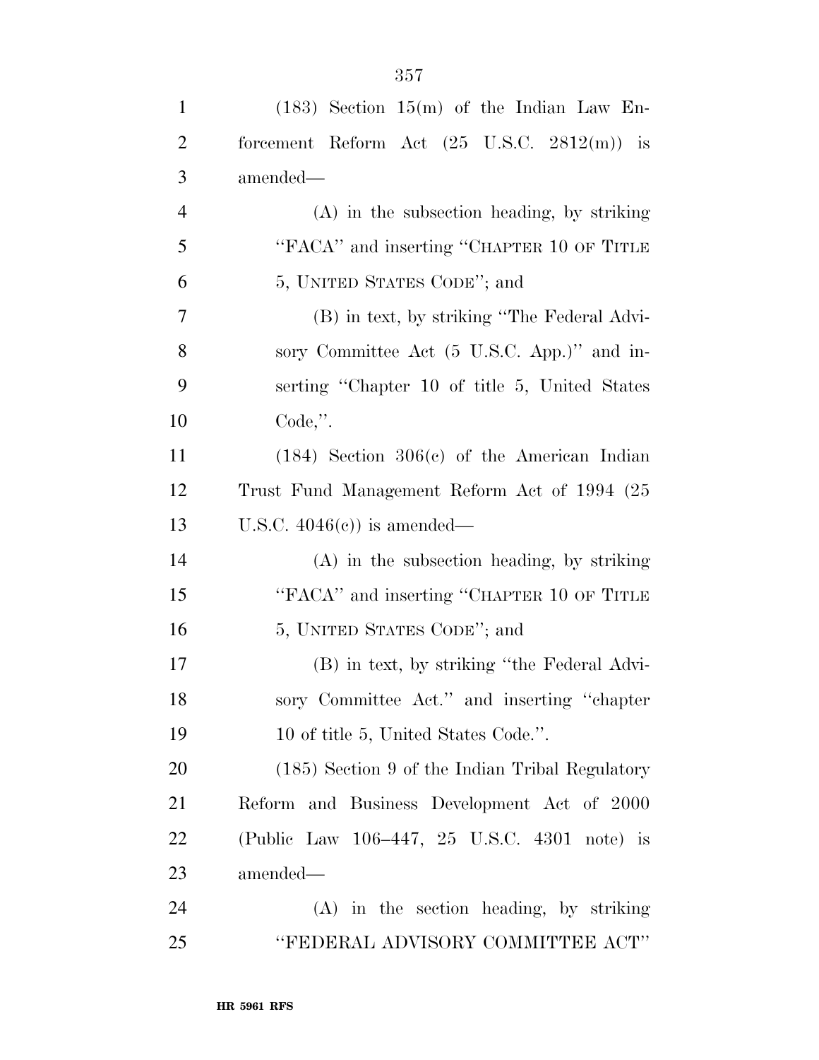(183) Section 15(m) of the Indian Law Enforcement Reform Act (25 U.S.C. 2812(m)) is amended—

(A) in the subsection heading, by striking "FACA" and inserting "CHAPTER 10 OF TITLE 5, UNITED STATES CODE"; and

(B) in text, by striking "The Federal Advisory Committee Act (5 U.S.C. App.)" and inserting "Chapter 10 of title 5, United States Code,".

(184) Section 306(c) of the American Indian Trust Fund Management Reform Act of 1994 (25 U.S.C. 4046(c)) is amended—

(A) in the subsection heading, by striking "FACA" and inserting "CHAPTER 10 OF TITLE 5, UNITED STATES CODE"; and

(B) in text, by striking "the Federal Advisory Committee Act." and inserting "chapter 10 of title 5, United States Code.".

(185) Section 9 of the Indian Tribal Regulatory Reform and Business Development Act of 2000 (Public Law 106–447, 25 U.S.C. 4301 note) is amended—

(A) in the section heading, by striking "FEDERAL ADVISORY COMMITTEE ACT"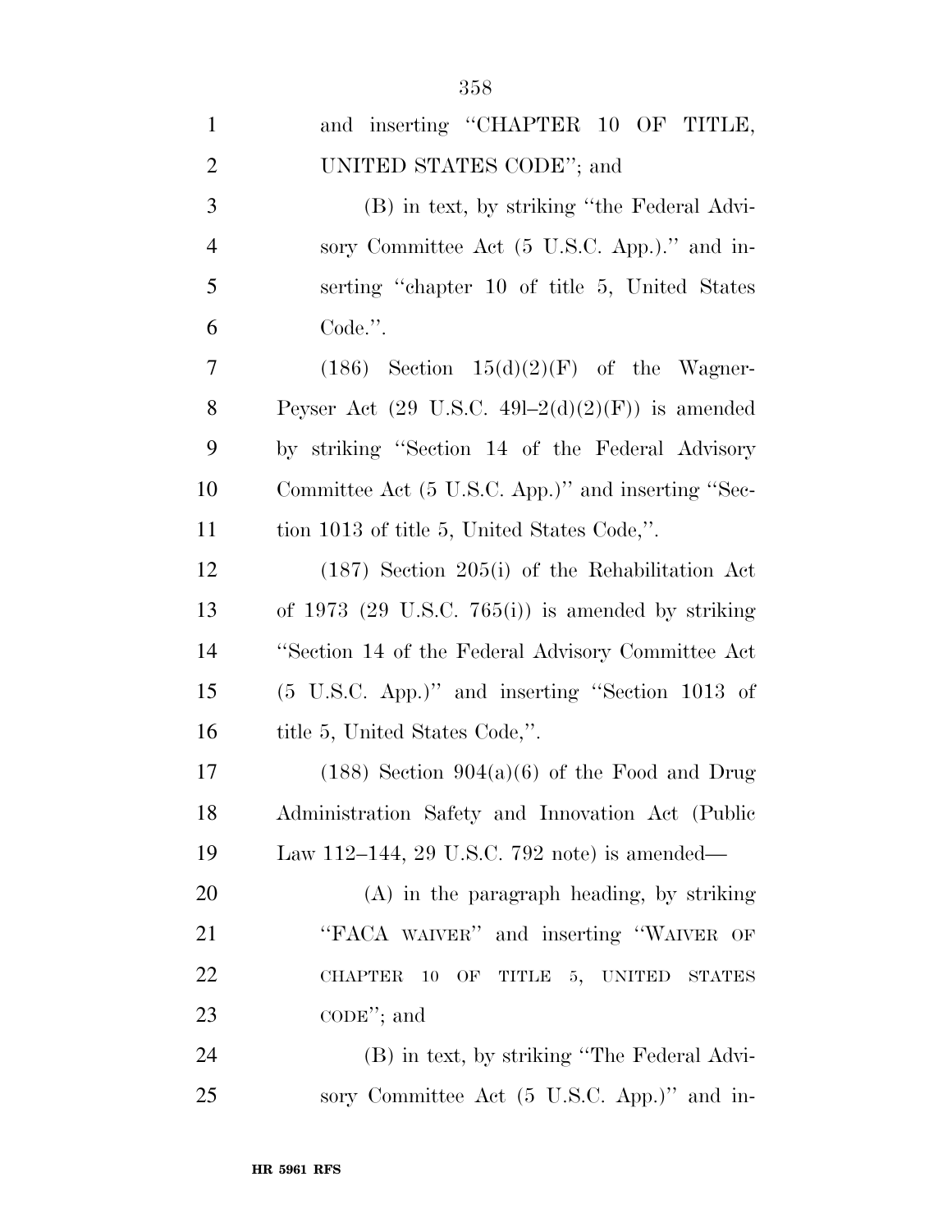and inserting "CHAPTER 10 OF TITLE, UNITED STATES CODE"; and

(B) in text, by striking "the Federal Advisory Committee Act (5 U.S.C. App.)." and inserting "chapter 10 of title 5, United States Code.".

(186) Section 15(d)(2)(F) of the Wagner-Peyser Act (29 U.S.C. 49l–2(d)(2)(F)) is amended by striking "Section 14 of the Federal Advisory Committee Act (5 U.S.C. App.)" and inserting "Section 1013 of title 5, United States Code,".

(187) Section 205(i) of the Rehabilitation Act of 1973 (29 U.S.C. 765(i)) is amended by striking "Section 14 of the Federal Advisory Committee Act (5 U.S.C. App.)" and inserting "Section 1013 of title 5, United States Code,".

(188) Section 904(a)(6) of the Food and Drug Administration Safety and Innovation Act (Public Law 112–144, 29 U.S.C. 792 note) is amended—

(A) in the paragraph heading, by striking "FACA WAIVER" and inserting "WAIVER OF CHAPTER 10 OF TITLE 5, UNITED STATES CODE"; and

(B) in text, by striking "The Federal Advisory Committee Act (5 U.S.C. App.)" and in-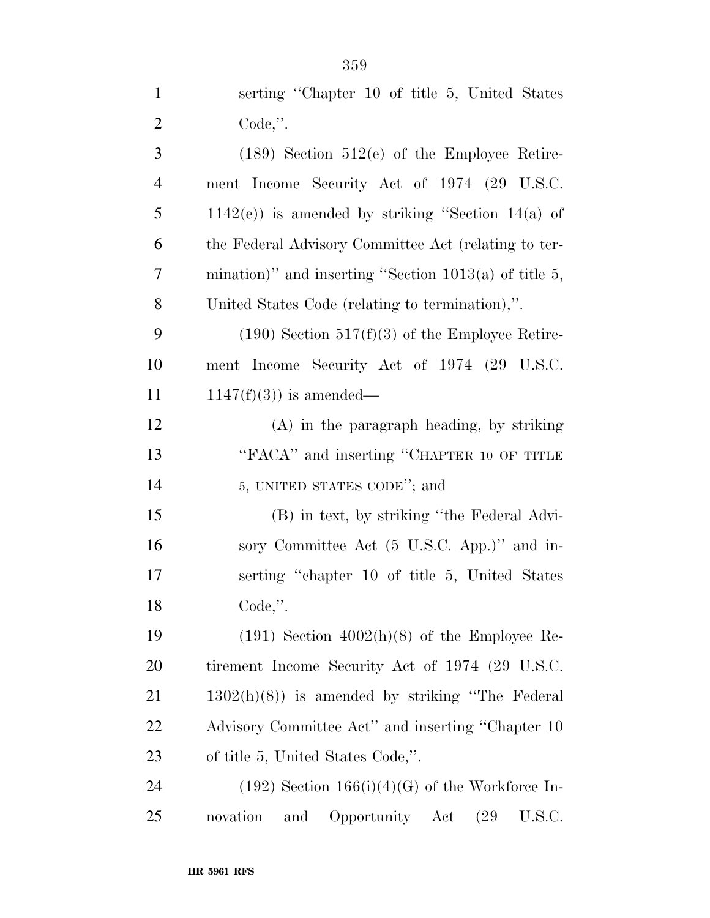serting "Chapter 10 of title 5, United States Code,".

(189) Section 512(e) of the Employee Retirement Income Security Act of 1974 (29 U.S.C. 1142(e)) is amended by striking "Section 14(a) of the Federal Advisory Committee Act (relating to termination)" and inserting "Section 1013(a) of title 5, United States Code (relating to termination),".

(190) Section 517(f)(3) of the Employee Retirement Income Security Act of 1974 (29 U.S.C. 1147(f)(3)) is amended—

(A) in the paragraph heading, by striking "FACA" and inserting "CHAPTER 10 OF TITLE 5, UNITED STATES CODE"; and

(B) in text, by striking "the Federal Advisory Committee Act (5 U.S.C. App.)" and inserting "chapter 10 of title 5, United States Code,".

(191) Section 4002(h)(8) of the Employee Retirement Income Security Act of 1974 (29 U.S.C. 1302(h)(8)) is amended by striking "The Federal Advisory Committee Act" and inserting "Chapter 10 of title 5, United States Code,".

(192) Section 166(i)(4)(G) of the Workforce Innovation and Opportunity Act (29 U.S.C.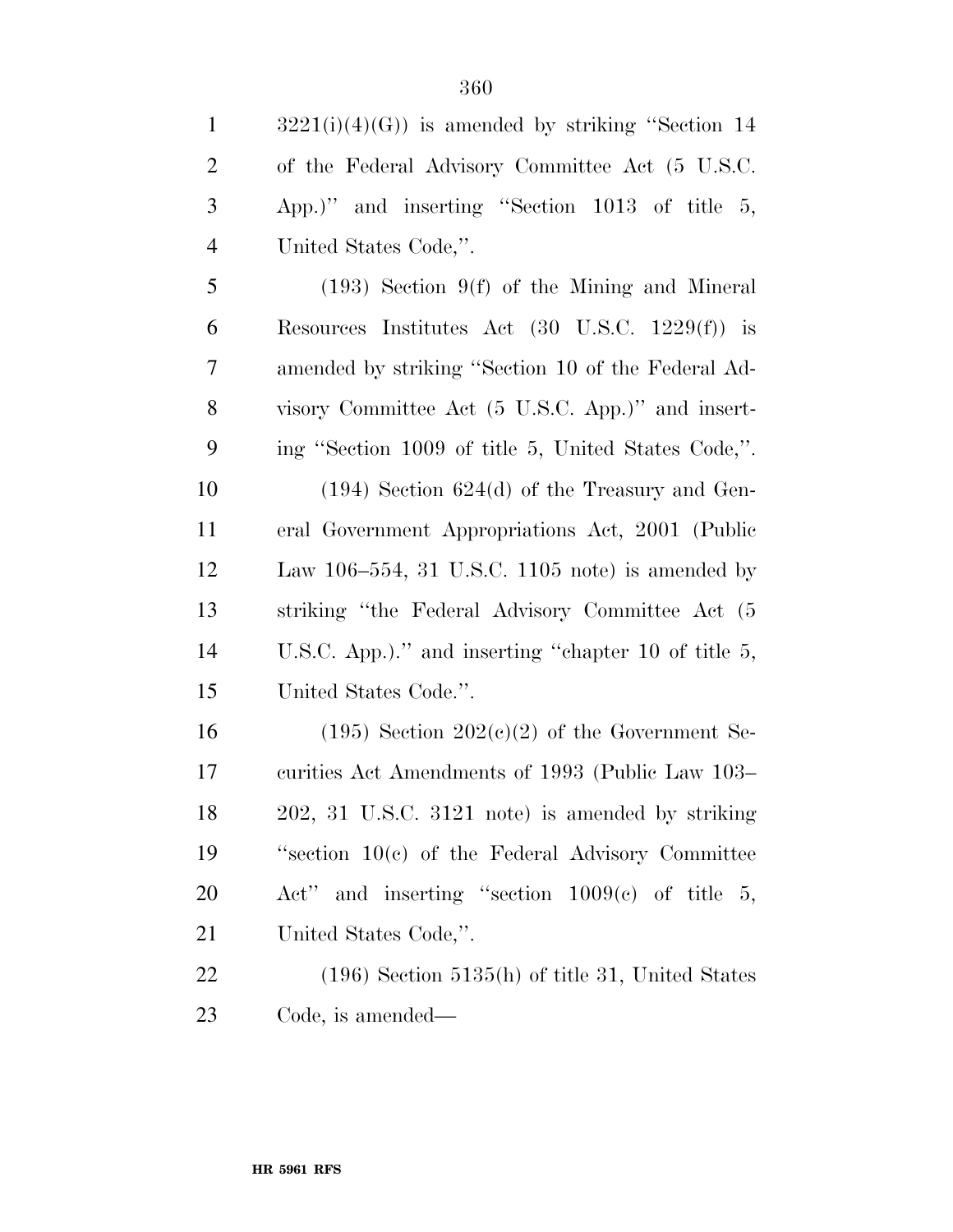3221(i)(4)(G)) is amended by striking "Section 14 of the Federal Advisory Committee Act (5 U.S.C. App.)" and inserting "Section 1013 of title 5, United States Code,".

(193) Section 9(f) of the Mining and Mineral Resources Institutes Act (30 U.S.C. 1229(f)) is amended by striking "Section 10 of the Federal Advisory Committee Act (5 U.S.C. App.)" and inserting "Section 1009 of title 5, United States Code,".

(194) Section 624(d) of the Treasury and General Government Appropriations Act, 2001 (Public Law 106–554, 31 U.S.C. 1105 note) is amended by striking "the Federal Advisory Committee Act (5 U.S.C. App.)." and inserting "chapter 10 of title 5, United States Code.".

(195) Section 202(c)(2) of the Government Securities Act Amendments of 1993 (Public Law 103–202, 31 U.S.C. 3121 note) is amended by striking "section 10(c) of the Federal Advisory Committee Act" and inserting "section 1009(c) of title 5, United States Code,".

(196) Section 5135(h) of title 31, United States Code, is amended—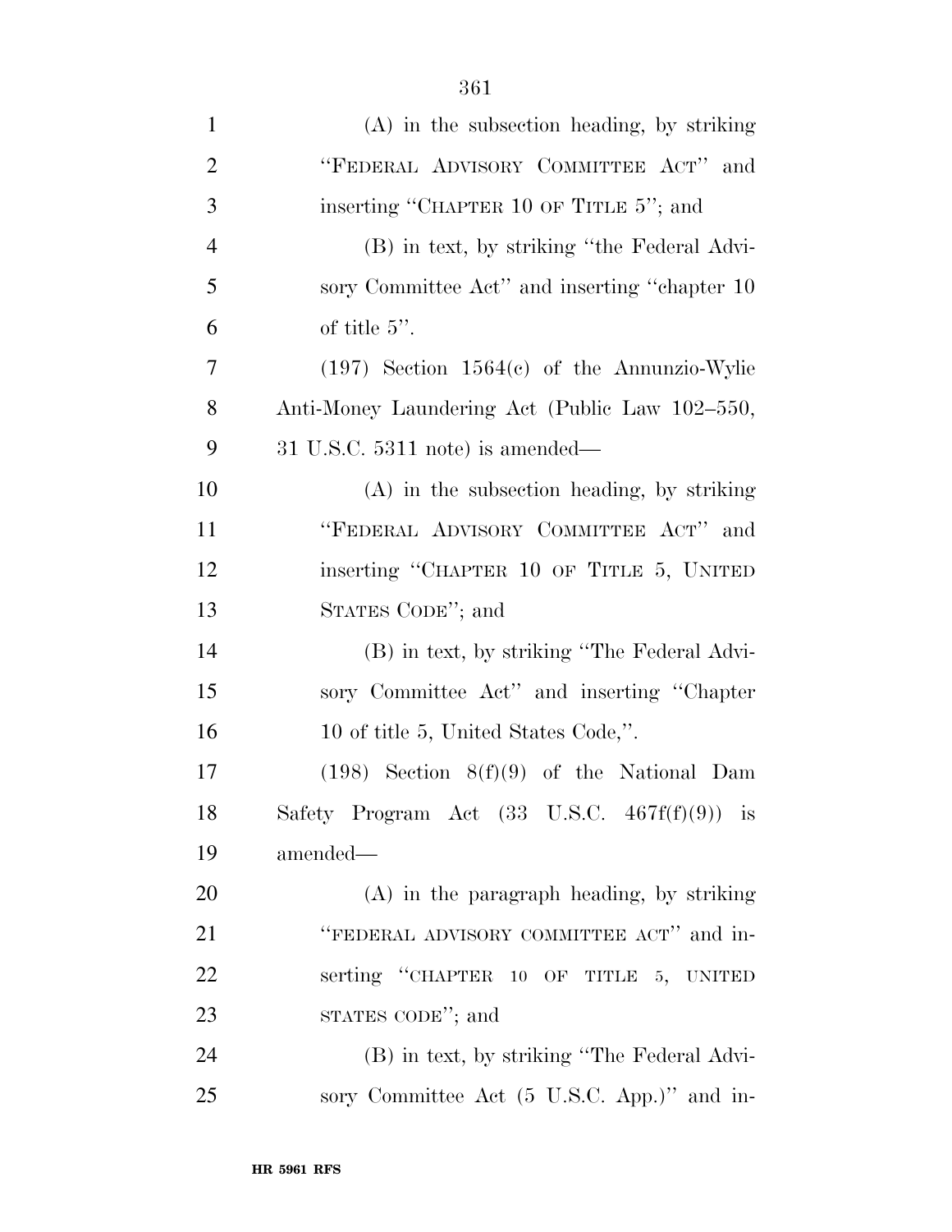(A) in the subsection heading, by striking "FEDERAL ADVISORY COMMITTEE ACT" and inserting "CHAPTER 10 OF TITLE 5"; and

(B) in text, by striking "the Federal Advisory Committee Act" and inserting "chapter 10 of title 5".

(197) Section 1564(c) of the Annunzio-Wylie Anti-Money Laundering Act (Public Law 102–550, 31 U.S.C. 5311 note) is amended—

(A) in the subsection heading, by striking "FEDERAL ADVISORY COMMITTEE ACT" and inserting "CHAPTER 10 OF TITLE 5, UNITED STATES CODE"; and

(B) in text, by striking "The Federal Advisory Committee Act" and inserting "Chapter 10 of title 5, United States Code,".

(198) Section 8(f)(9) of the National Dam Safety Program Act (33 U.S.C. 467f(f)(9)) is amended—

(A) in the paragraph heading, by striking "FEDERAL ADVISORY COMMITTEE ACT" and inserting "CHAPTER 10 OF TITLE 5, UNITED STATES CODE"; and

(B) in text, by striking "The Federal Advisory Committee Act (5 U.S.C. App.)" and in-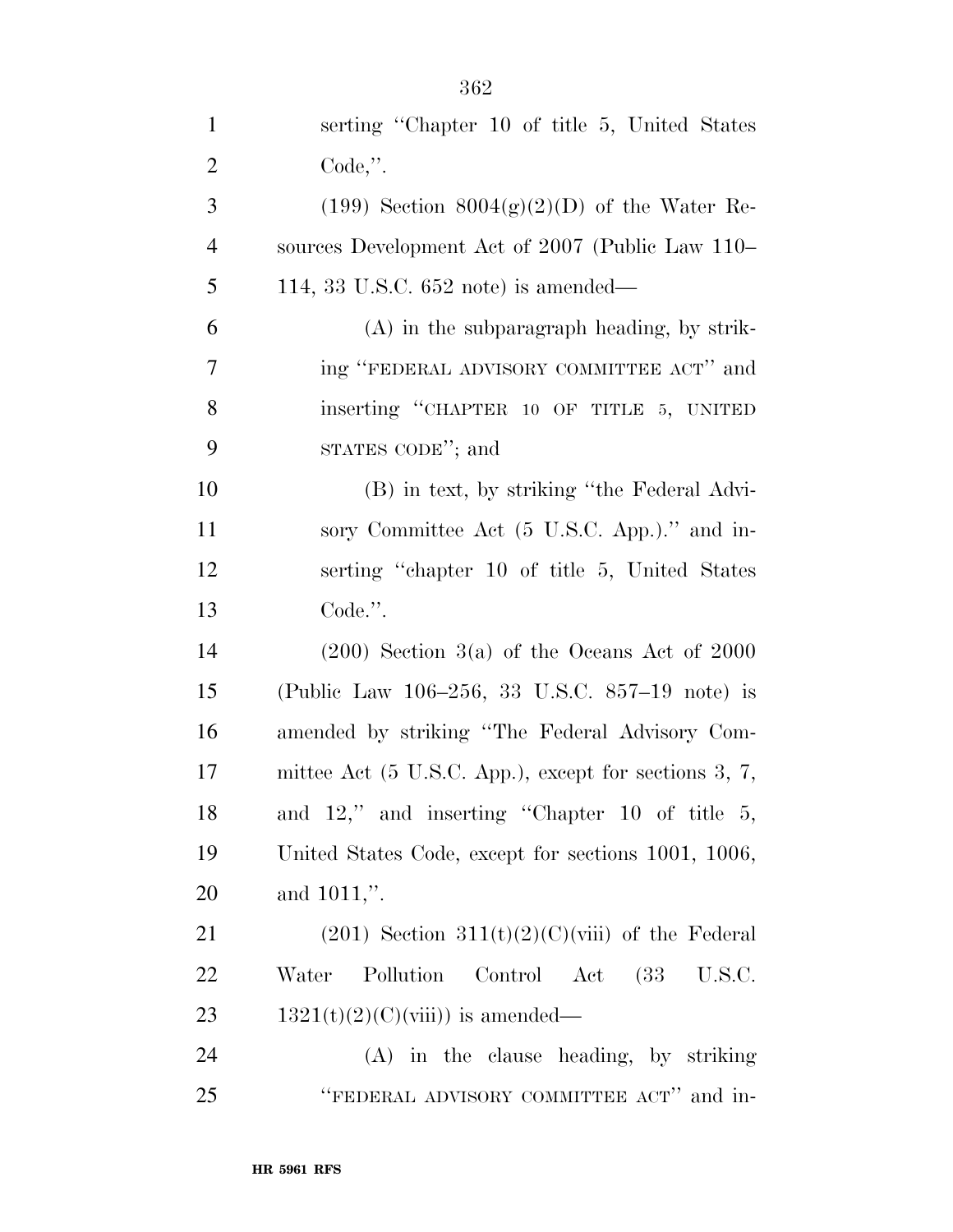serting "Chapter 10 of title 5, United States Code,".

(199) Section 8004(g)(2)(D) of the Water Resources Development Act of 2007 (Public Law 110–114, 33 U.S.C. 652 note) is amended—

(A) in the subparagraph heading, by striking "FEDERAL ADVISORY COMMITTEE ACT" and inserting "CHAPTER 10 OF TITLE 5, UNITED STATES CODE"; and

(B) in text, by striking "the Federal Advisory Committee Act (5 U.S.C. App.)." and inserting "chapter 10 of title 5, United States Code.".

(200) Section 3(a) of the Oceans Act of 2000 (Public Law 106–256, 33 U.S.C. 857–19 note) is amended by striking "The Federal Advisory Committee Act (5 U.S.C. App.), except for sections 3, 7, and 12," and inserting "Chapter 10 of title 5, United States Code, except for sections 1001, 1006, and 1011,".

(201) Section 311(t)(2)(C)(viii) of the Federal Water Pollution Control Act (33 U.S.C. 1321(t)(2)(C)(viii)) is amended—

(A) in the clause heading, by striking "FEDERAL ADVISORY COMMITTEE ACT" and in-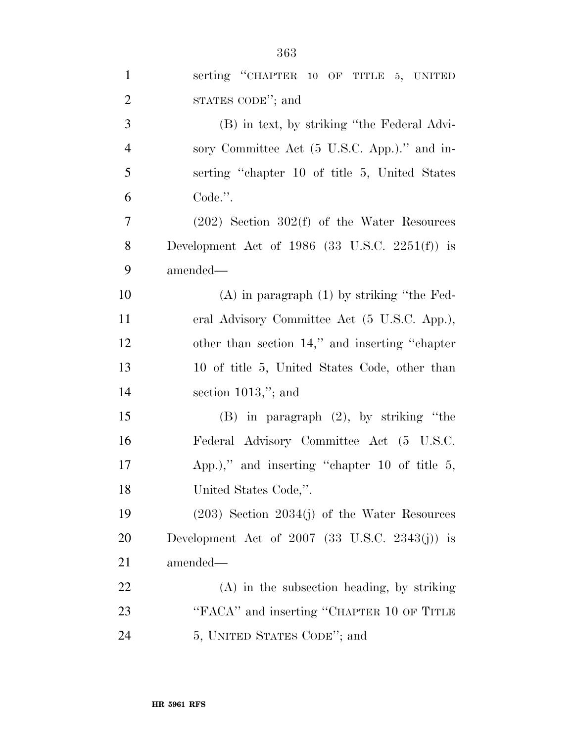serting "CHAPTER 10 OF TITLE 5, UNITED STATES CODE"; and

(B) in text, by striking "the Federal Advisory Committee Act (5 U.S.C. App.)." and inserting "chapter 10 of title 5, United States Code.".

(202) Section 302(f) of the Water Resources Development Act of 1986 (33 U.S.C. 2251(f)) is amended—

(A) in paragraph (1) by striking "the Federal Advisory Committee Act (5 U.S.C. App.), other than section 14," and inserting "chapter 10 of title 5, United States Code, other than section 1013,"; and

(B) in paragraph (2), by striking "the Federal Advisory Committee Act (5 U.S.C. App.)," and inserting "chapter 10 of title 5, United States Code,".

(203) Section 2034(j) of the Water Resources Development Act of 2007 (33 U.S.C. 2343(j)) is amended—

(A) in the subsection heading, by striking "FACA" and inserting "CHAPTER 10 OF TITLE 5, UNITED STATES CODE"; and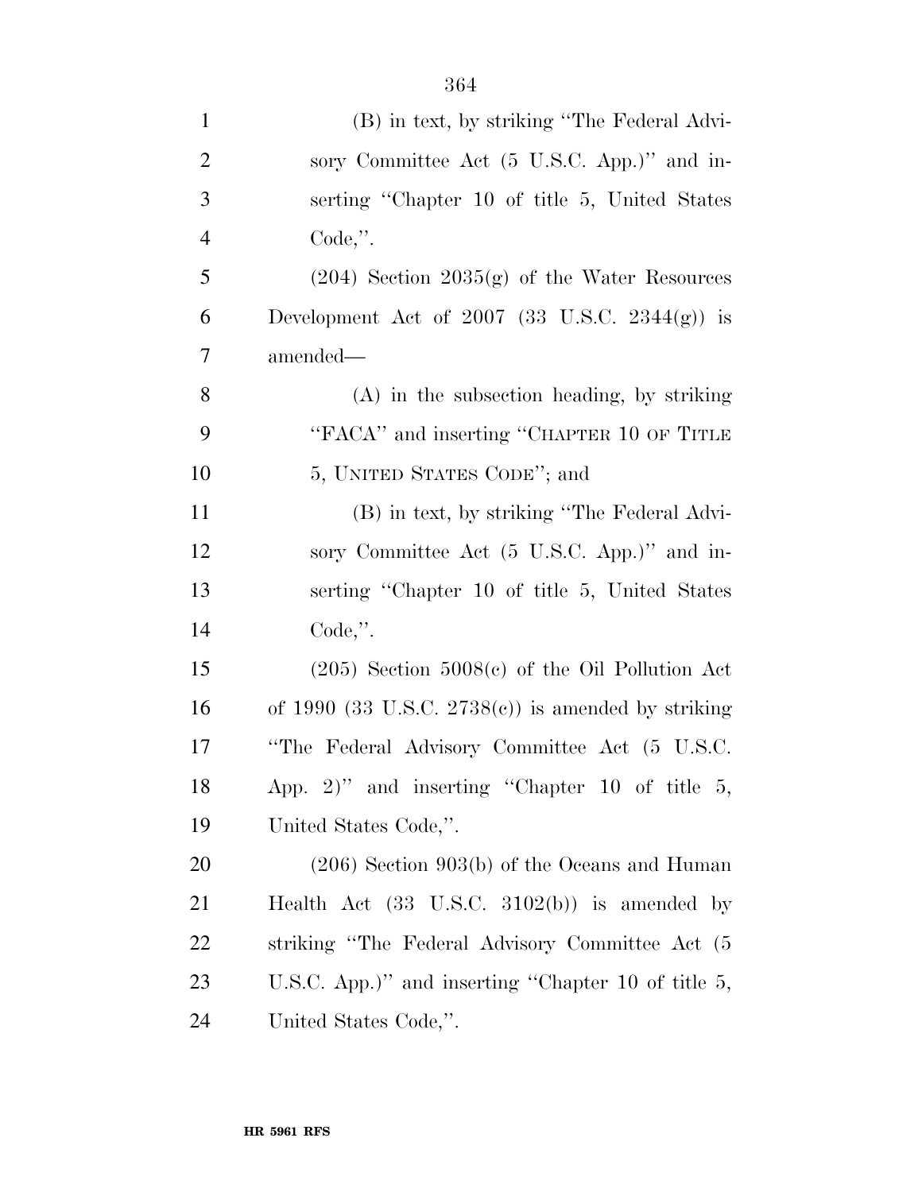(B) in text, by striking "The Federal Advisory Committee Act (5 U.S.C. App.)" and inserting "Chapter 10 of title 5, United States Code,".

(204) Section 2035(g) of the Water Resources Development Act of 2007 (33 U.S.C. 2344(g)) is amended—

(A) in the subsection heading, by striking "FACA" and inserting "CHAPTER 10 OF TITLE 5, UNITED STATES CODE"; and

(B) in text, by striking "The Federal Advisory Committee Act (5 U.S.C. App.)" and inserting "Chapter 10 of title 5, United States Code,".

(205) Section 5008(c) of the Oil Pollution Act of 1990 (33 U.S.C. 2738(c)) is amended by striking "The Federal Advisory Committee Act (5 U.S.C. App. 2)" and inserting "Chapter 10 of title 5, United States Code,".

(206) Section 903(b) of the Oceans and Human Health Act (33 U.S.C. 3102(b)) is amended by striking "The Federal Advisory Committee Act (5 U.S.C. App.)" and inserting "Chapter 10 of title 5, United States Code,".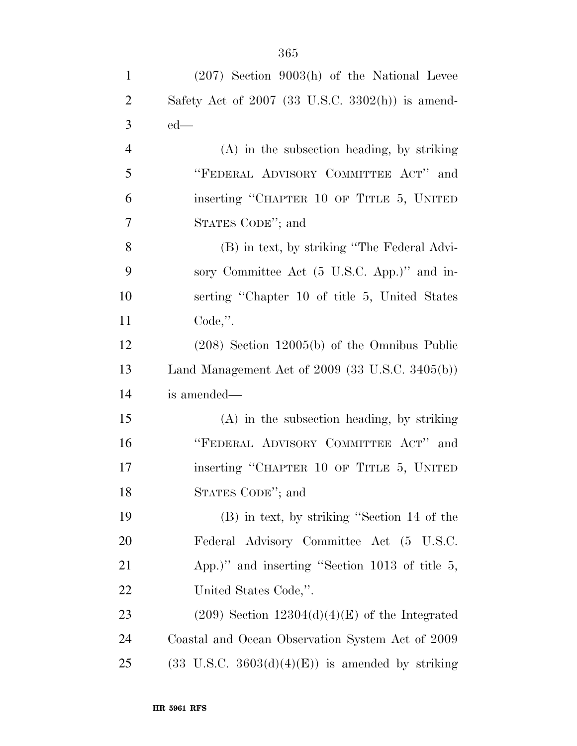(207) Section 9003(h) of the National Levee Safety Act of 2007 (33 U.S.C. 3302(h)) is amended—

(A) in the subsection heading, by striking "FEDERAL ADVISORY COMMITTEE ACT" and inserting "CHAPTER 10 OF TITLE 5, UNITED STATES CODE"; and

(B) in text, by striking "The Federal Advisory Committee Act (5 U.S.C. App.)" and inserting "Chapter 10 of title 5, United States Code,".

(208) Section 12005(b) of the Omnibus Public Land Management Act of 2009 (33 U.S.C. 3405(b)) is amended—

(A) in the subsection heading, by striking "FEDERAL ADVISORY COMMITTEE ACT" and inserting "CHAPTER 10 OF TITLE 5, UNITED STATES CODE"; and

(B) in text, by striking "Section 14 of the Federal Advisory Committee Act (5 U.S.C. App.)" and inserting "Section 1013 of title 5, United States Code,".

(209) Section 12304(d)(4)(E) of the Integrated Coastal and Ocean Observation System Act of 2009 (33 U.S.C. 3603(d)(4)(E)) is amended by striking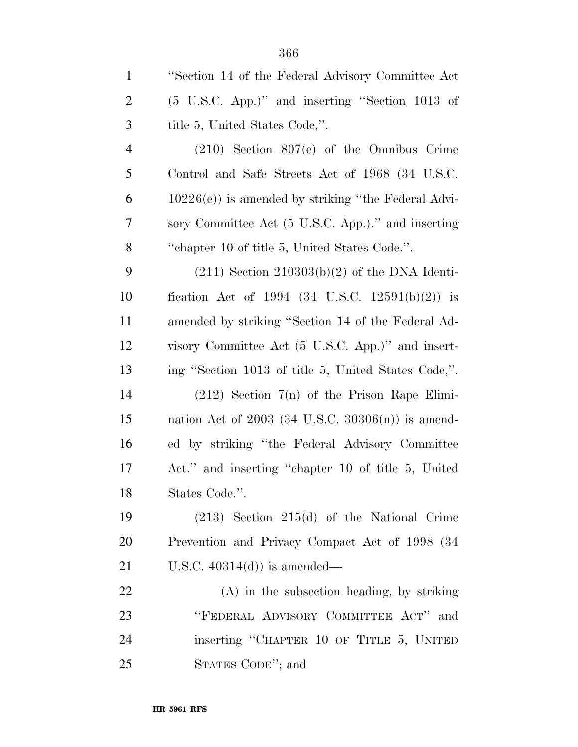"Section 14 of the Federal Advisory Committee Act (5 U.S.C. App.)" and inserting "Section 1013 of title 5, United States Code,".

(210) Section 807(e) of the Omnibus Crime Control and Safe Streets Act of 1968 (34 U.S.C. 10226(e)) is amended by striking "the Federal Advisory Committee Act (5 U.S.C. App.)." and inserting "chapter 10 of title 5, United States Code.".

(211) Section 210303(b)(2) of the DNA Identification Act of 1994 (34 U.S.C. 12591(b)(2)) is amended by striking "Section 14 of the Federal Advisory Committee Act (5 U.S.C. App.)" and inserting "Section 1013 of title 5, United States Code,".

(212) Section 7(n) of the Prison Rape Elimination Act of 2003 (34 U.S.C. 30306(n)) is amended by striking "the Federal Advisory Committee Act." and inserting "chapter 10 of title 5, United States Code.".

(213) Section 215(d) of the National Crime Prevention and Privacy Compact Act of 1998 (34 U.S.C. 40314(d)) is amended—

(A) in the subsection heading, by striking "FEDERAL ADVISORY COMMITTEE ACT" and inserting "CHAPTER 10 OF TITLE 5, UNITED STATES CODE"; and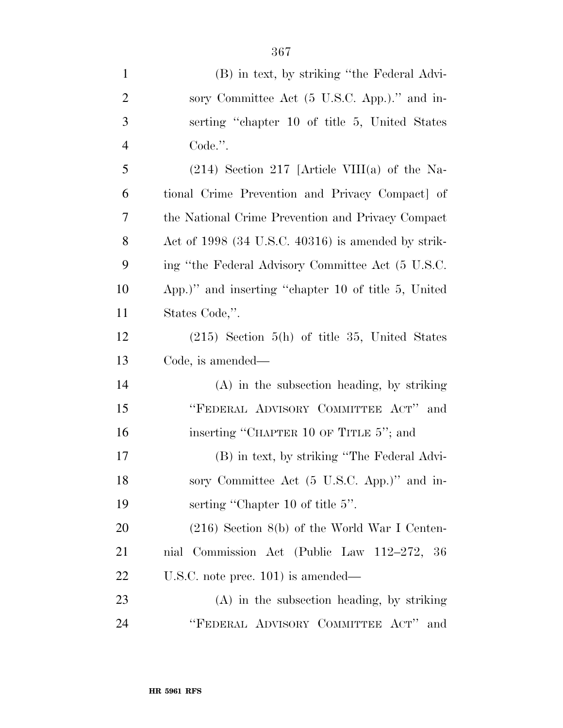(B) in text, by striking "the Federal Advisory Committee Act (5 U.S.C. App.)." and inserting "chapter 10 of title 5, United States Code.".

(214) Section 217 [Article VIII(a) of the National Crime Prevention and Privacy Compact] of the National Crime Prevention and Privacy Compact Act of 1998 (34 U.S.C. 40316) is amended by striking "the Federal Advisory Committee Act (5 U.S.C. App.)" and inserting "chapter 10 of title 5, United States Code,".

(215) Section 5(h) of title 35, United States Code, is amended—

(A) in the subsection heading, by striking "FEDERAL ADVISORY COMMITTEE ACT" and inserting "CHAPTER 10 OF TITLE 5"; and

(B) in text, by striking "The Federal Advisory Committee Act (5 U.S.C. App.)" and inserting "Chapter 10 of title 5".

(216) Section 8(b) of the World War I Centennial Commission Act (Public Law 112–272, 36 U.S.C. note prec. 101) is amended—

(A) in the subsection heading, by striking "FEDERAL ADVISORY COMMITTEE ACT" and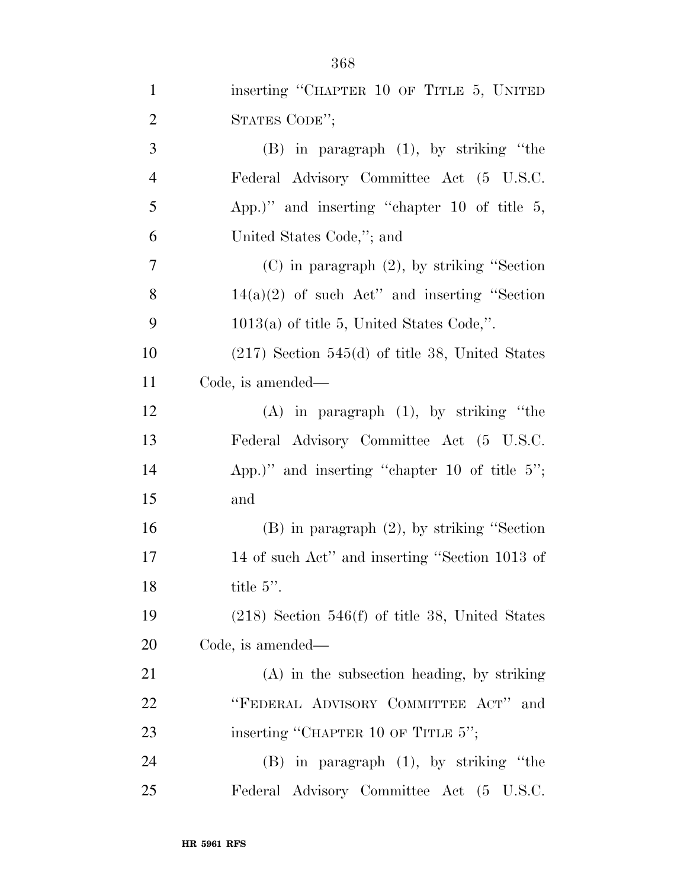inserting "CHAPTER 10 OF TITLE 5, UNITED STATES CODE";

(B) in paragraph (1), by striking "the Federal Advisory Committee Act (5 U.S.C. App.)" and inserting "chapter 10 of title 5, United States Code,"; and

(C) in paragraph (2), by striking "Section 14(a)(2) of such Act" and inserting "Section 1013(a) of title 5, United States Code,".

(217) Section 545(d) of title 38, United States Code, is amended—

(A) in paragraph (1), by striking "the Federal Advisory Committee Act (5 U.S.C. App.)" and inserting "chapter 10 of title 5"; and

(B) in paragraph (2), by striking "Section 14 of such Act" and inserting "Section 1013 of title 5".

(218) Section 546(f) of title 38, United States Code, is amended—

(A) in the subsection heading, by striking "FEDERAL ADVISORY COMMITTEE ACT" and inserting "CHAPTER 10 OF TITLE 5";

(B) in paragraph (1), by striking "the Federal Advisory Committee Act (5 U.S.C.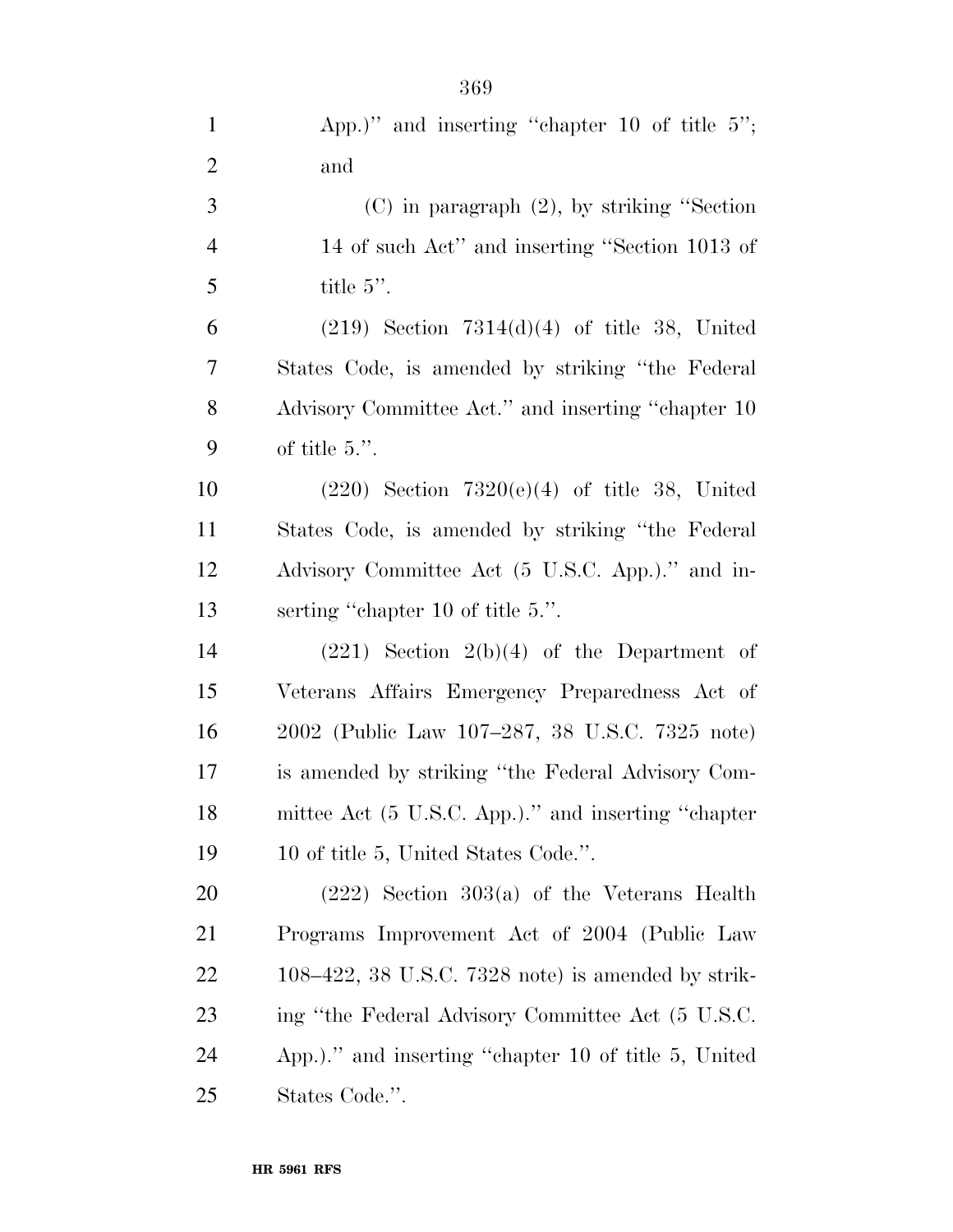App.)'' and inserting ''chapter 10 of title 5''; and

(C) in paragraph (2), by striking ''Section 14 of such Act'' and inserting ''Section 1013 of title 5''.

(219) Section 7314(d)(4) of title 38, United States Code, is amended by striking ''the Federal Advisory Committee Act.'' and inserting ''chapter 10 of title 5.''.

(220) Section 7320(e)(4) of title 38, United States Code, is amended by striking ''the Federal Advisory Committee Act (5 U.S.C. App.).'' and inserting ''chapter 10 of title 5.''.

(221) Section 2(b)(4) of the Department of Veterans Affairs Emergency Preparedness Act of 2002 (Public Law 107–287, 38 U.S.C. 7325 note) is amended by striking ''the Federal Advisory Committee Act (5 U.S.C. App.).'' and inserting ''chapter 10 of title 5, United States Code.''.

(222) Section 303(a) of the Veterans Health Programs Improvement Act of 2004 (Public Law 108–422, 38 U.S.C. 7328 note) is amended by striking ''the Federal Advisory Committee Act (5 U.S.C. App.).'' and inserting ''chapter 10 of title 5, United States Code.''.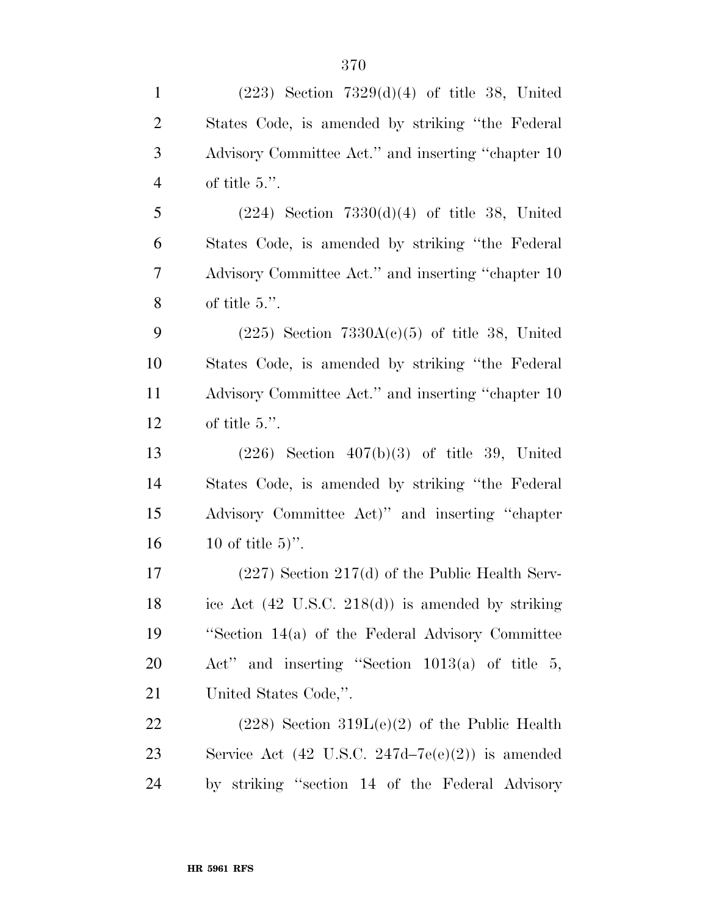(223) Section 7329(d)(4) of title 38, United States Code, is amended by striking "the Federal Advisory Committee Act." and inserting "chapter 10 of title 5.".

(224) Section 7330(d)(4) of title 38, United States Code, is amended by striking "the Federal Advisory Committee Act." and inserting "chapter 10 of title 5.".

(225) Section 7330A(c)(5) of title 38, United States Code, is amended by striking "the Federal Advisory Committee Act." and inserting "chapter 10 of title 5.".

(226) Section 407(b)(3) of title 39, United States Code, is amended by striking "the Federal Advisory Committee Act)" and inserting "chapter 10 of title 5)".

(227) Section 217(d) of the Public Health Service Act (42 U.S.C. 218(d)) is amended by striking "Section 14(a) of the Federal Advisory Committee Act" and inserting "Section 1013(a) of title 5, United States Code,".

(228) Section 319L(e)(2) of the Public Health Service Act (42 U.S.C. 247d–7e(e)(2)) is amended by striking "section 14 of the Federal Advisory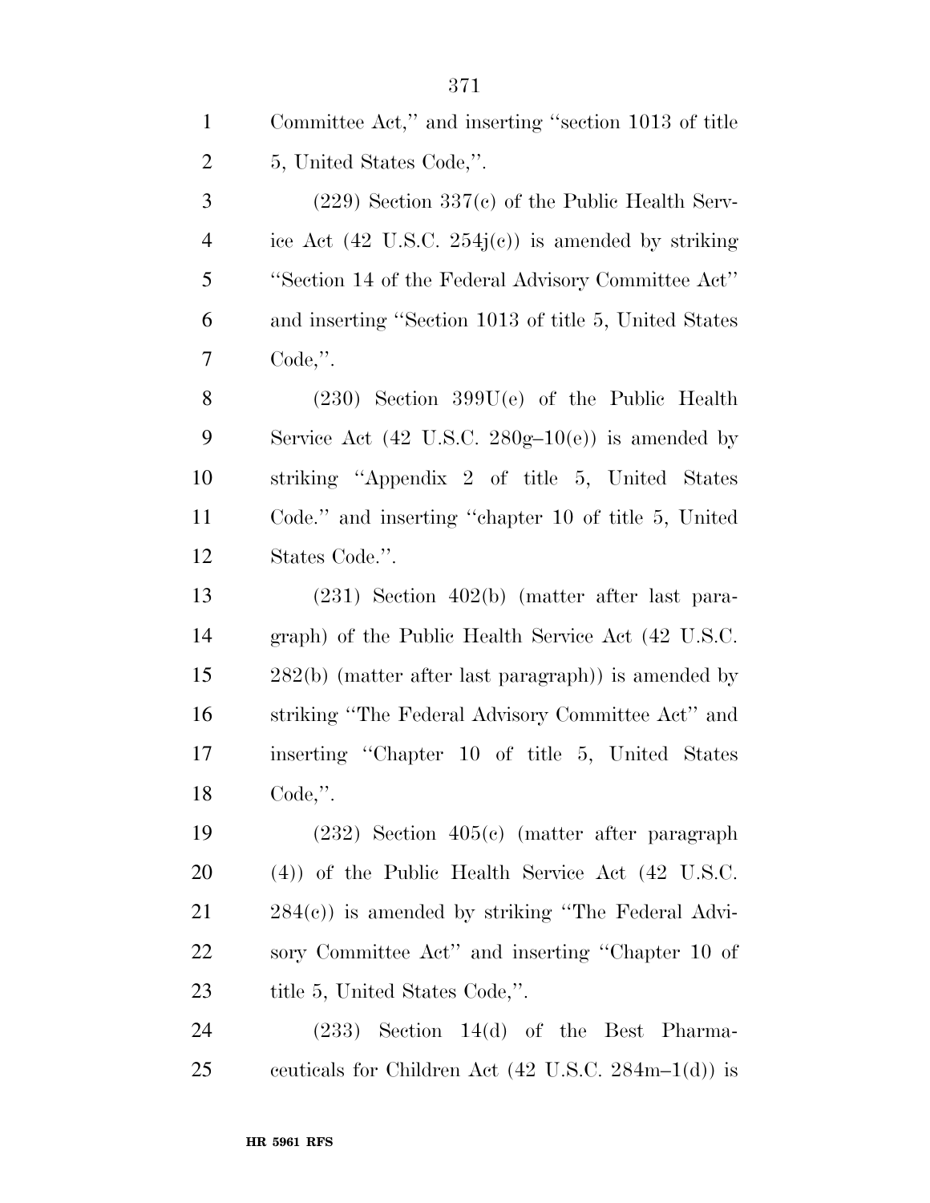Committee Act," and inserting "section 1013 of title 5, United States Code,".

(229) Section 337(c) of the Public Health Service Act (42 U.S.C. 254j(c)) is amended by striking "Section 14 of the Federal Advisory Committee Act" and inserting "Section 1013 of title 5, United States Code,".

(230) Section 399U(e) of the Public Health Service Act (42 U.S.C. 280g–10(e)) is amended by striking "Appendix 2 of title 5, United States Code." and inserting "chapter 10 of title 5, United States Code.".

(231) Section 402(b) (matter after last paragraph) of the Public Health Service Act (42 U.S.C. 282(b) (matter after last paragraph)) is amended by striking "The Federal Advisory Committee Act" and inserting "Chapter 10 of title 5, United States Code,".

(232) Section 405(c) (matter after paragraph (4)) of the Public Health Service Act (42 U.S.C. 284(c)) is amended by striking "The Federal Advisory Committee Act" and inserting "Chapter 10 of title 5, United States Code,".

(233) Section 14(d) of the Best Pharmaceuticals for Children Act (42 U.S.C. 284m–1(d)) is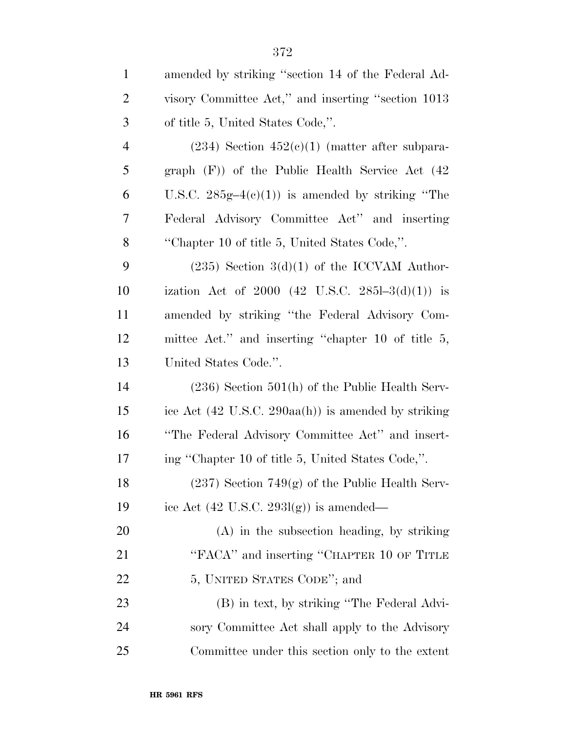amended by striking "section 14 of the Federal Advisory Committee Act," and inserting "section 1013 of title 5, United States Code,".

(234) Section 452(c)(1) (matter after subparagraph (F)) of the Public Health Service Act (42 U.S.C. 285g–4(c)(1)) is amended by striking "The Federal Advisory Committee Act" and inserting "Chapter 10 of title 5, United States Code,".

(235) Section 3(d)(1) of the ICCVAM Authorization Act of 2000 (42 U.S.C. 285l–3(d)(1)) is amended by striking "the Federal Advisory Committee Act." and inserting "chapter 10 of title 5, United States Code.".

(236) Section 501(h) of the Public Health Service Act (42 U.S.C. 290aa(h)) is amended by striking "The Federal Advisory Committee Act" and inserting "Chapter 10 of title 5, United States Code,".

(237) Section 749(g) of the Public Health Service Act (42 U.S.C. 293l(g)) is amended—

(A) in the subsection heading, by striking "FACA" and inserting "CHAPTER 10 OF TITLE 5, UNITED STATES CODE"; and

(B) in text, by striking "The Federal Advisory Committee Act shall apply to the Advisory Committee under this section only to the extent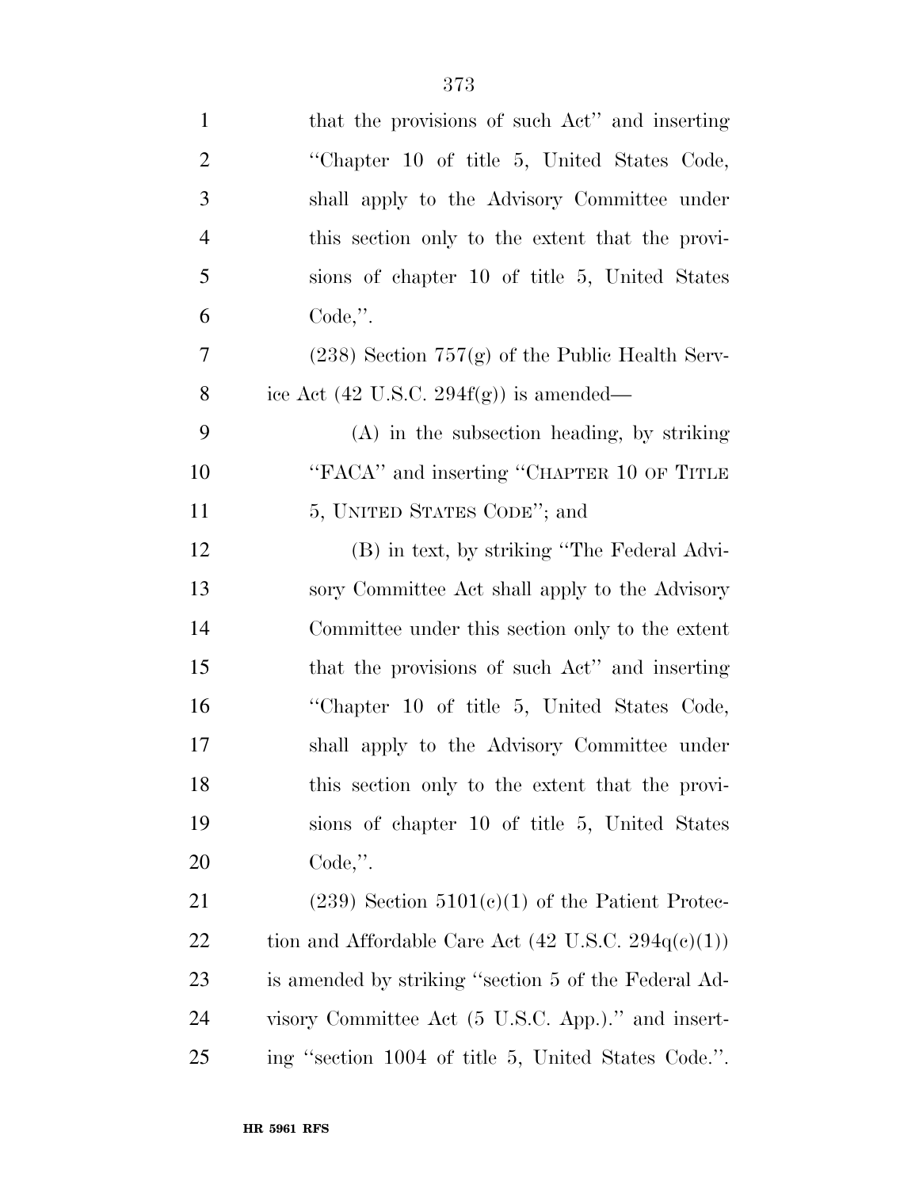that the provisions of such Act'' and inserting ''Chapter 10 of title 5, United States Code, shall apply to the Advisory Committee under this section only to the extent that the provisions of chapter 10 of title 5, United States Code,''.

(238) Section 757(g) of the Public Health Service Act (42 U.S.C. 294f(g)) is amended—

(A) in the subsection heading, by striking ''FACA'' and inserting ''CHAPTER 10 OF TITLE 5, UNITED STATES CODE''; and

(B) in text, by striking ''The Federal Advisory Committee Act shall apply to the Advisory Committee under this section only to the extent that the provisions of such Act'' and inserting ''Chapter 10 of title 5, United States Code, shall apply to the Advisory Committee under this section only to the extent that the provisions of chapter 10 of title 5, United States Code,''.

(239) Section 5101(c)(1) of the Patient Protection and Affordable Care Act (42 U.S.C. 294q(c)(1)) is amended by striking ''section 5 of the Federal Advisory Committee Act (5 U.S.C. App.).'' and inserting ''section 1004 of title 5, United States Code.''.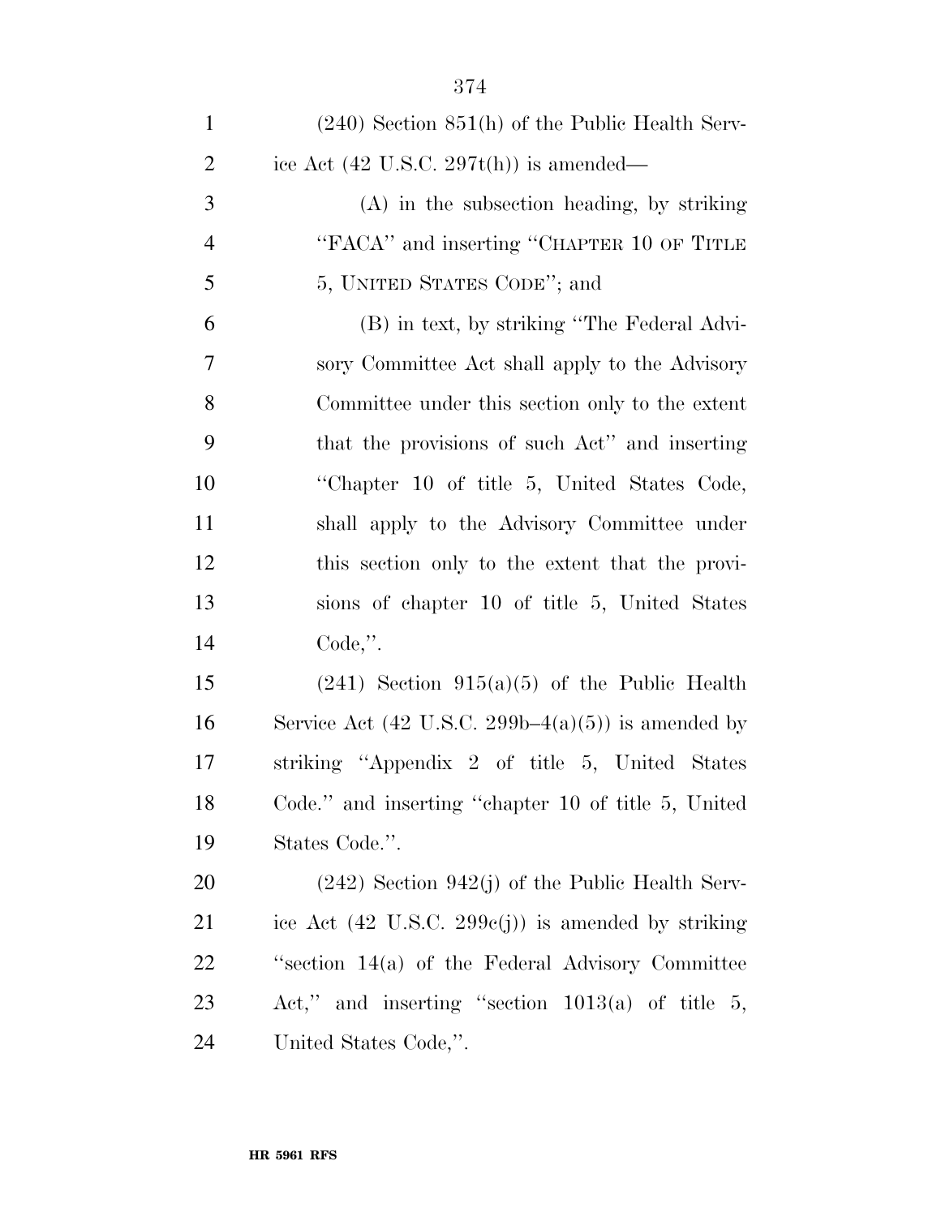(240) Section 851(h) of the Public Health Service Act (42 U.S.C. 297t(h)) is amended—

(A) in the subsection heading, by striking "FACA" and inserting "CHAPTER 10 OF TITLE 5, UNITED STATES CODE"; and

(B) in text, by striking "The Federal Advisory Committee Act shall apply to the Advisory Committee under this section only to the extent that the provisions of such Act" and inserting "Chapter 10 of title 5, United States Code, shall apply to the Advisory Committee under this section only to the extent that the provisions of chapter 10 of title 5, United States Code,".

(241) Section 915(a)(5) of the Public Health Service Act (42 U.S.C. 299b–4(a)(5)) is amended by striking "Appendix 2 of title 5, United States Code." and inserting "chapter 10 of title 5, United States Code.".

(242) Section 942(j) of the Public Health Service Act (42 U.S.C. 299c(j)) is amended by striking "section 14(a) of the Federal Advisory Committee Act," and inserting "section 1013(a) of title 5, United States Code,".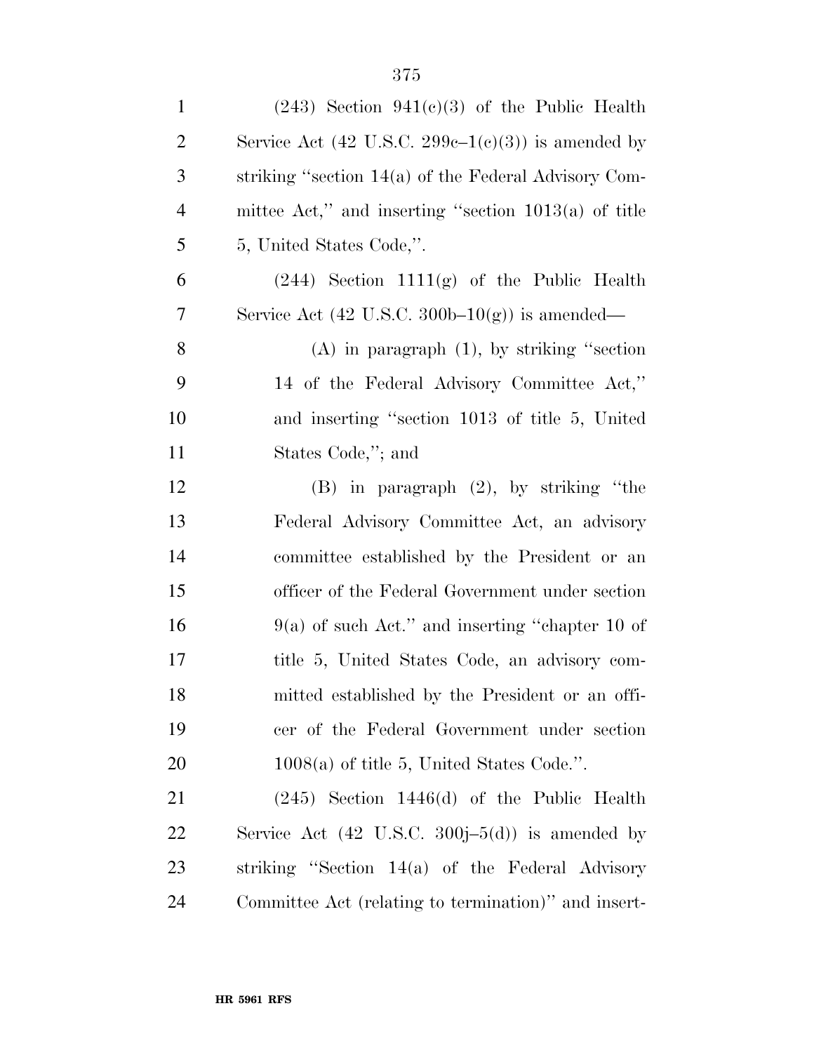(243) Section 941(c)(3) of the Public Health Service Act (42 U.S.C. 299c–1(c)(3)) is amended by striking ''section 14(a) of the Federal Advisory Committee Act,'' and inserting ''section 1013(a) of title 5, United States Code,''.

(244) Section 1111(g) of the Public Health Service Act (42 U.S.C. 300b–10(g)) is amended—

(A) in paragraph (1), by striking ''section 14 of the Federal Advisory Committee Act,'' and inserting ''section 1013 of title 5, United States Code,''; and

(B) in paragraph (2), by striking ''the Federal Advisory Committee Act, an advisory committee established by the President or an officer of the Federal Government under section 9(a) of such Act.'' and inserting ''chapter 10 of title 5, United States Code, an advisory committed established by the President or an officer of the Federal Government under section 1008(a) of title 5, United States Code.''.

(245) Section 1446(d) of the Public Health Service Act (42 U.S.C. 300j–5(d)) is amended by striking ''Section 14(a) of the Federal Advisory Committee Act (relating to termination)'' and insert-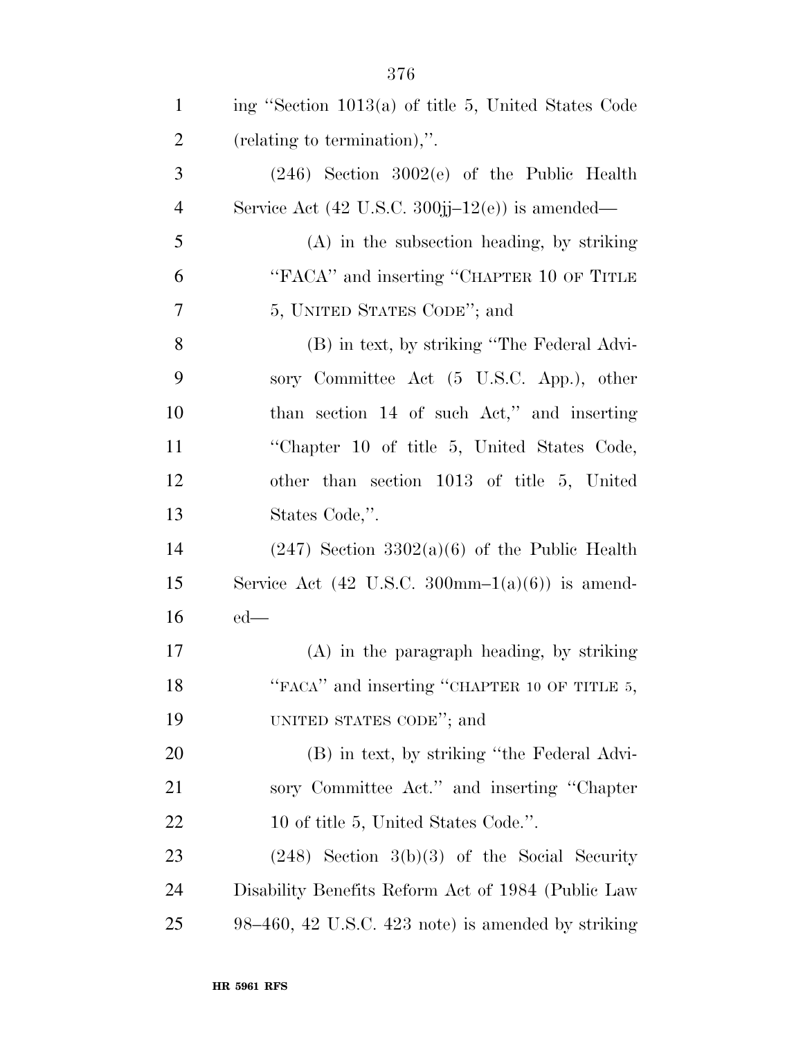ing "Section 1013(a) of title 5, United States Code (relating to termination),".

(246) Section 3002(e) of the Public Health Service Act (42 U.S.C. 300jj–12(e)) is amended—

(A) in the subsection heading, by striking "FACA" and inserting "CHAPTER 10 OF TITLE 5, UNITED STATES CODE"; and

(B) in text, by striking "The Federal Advisory Committee Act (5 U.S.C. App.), other than section 14 of such Act," and inserting "Chapter 10 of title 5, United States Code, other than section 1013 of title 5, United States Code,".

(247) Section 3302(a)(6) of the Public Health Service Act (42 U.S.C. 300mm–1(a)(6)) is amended—

(A) in the paragraph heading, by striking "FACA" and inserting "CHAPTER 10 OF TITLE 5, UNITED STATES CODE"; and

(B) in text, by striking "the Federal Advisory Committee Act." and inserting "Chapter 10 of title 5, United States Code.".

(248) Section 3(b)(3) of the Social Security Disability Benefits Reform Act of 1984 (Public Law 98–460, 42 U.S.C. 423 note) is amended by striking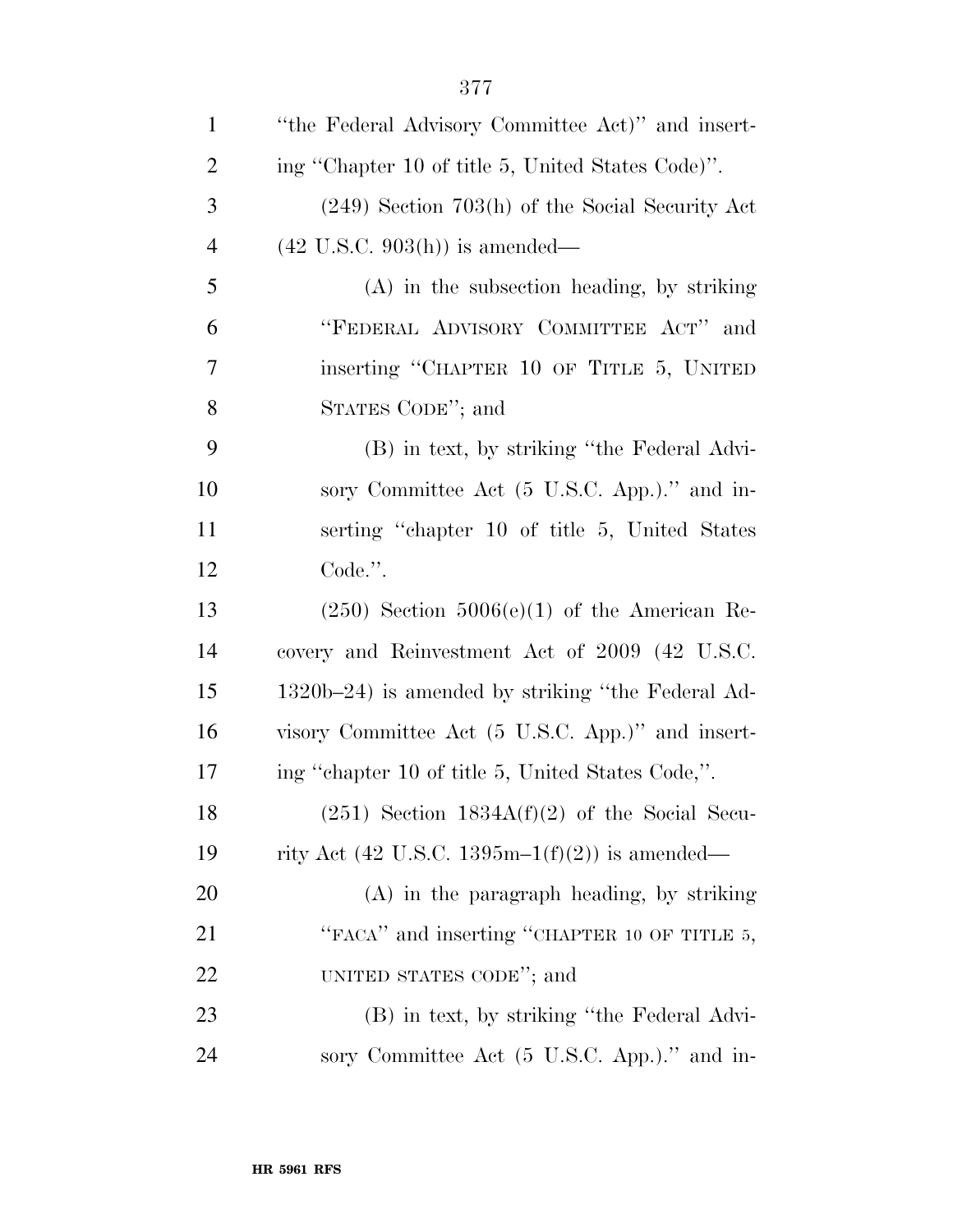"the Federal Advisory Committee Act)" and inserting "Chapter 10 of title 5, United States Code)".

(249) Section 703(h) of the Social Security Act (42 U.S.C. 903(h)) is amended—

(A) in the subsection heading, by striking "FEDERAL ADVISORY COMMITTEE ACT" and inserting "CHAPTER 10 OF TITLE 5, UNITED STATES CODE"; and

(B) in text, by striking "the Federal Advisory Committee Act (5 U.S.C. App.)." and inserting "chapter 10 of title 5, United States Code.".

(250) Section 5006(e)(1) of the American Recovery and Reinvestment Act of 2009 (42 U.S.C. 1320b–24) is amended by striking "the Federal Advisory Committee Act (5 U.S.C. App.)" and inserting "chapter 10 of title 5, United States Code,".

(251) Section 1834A(f)(2) of the Social Security Act (42 U.S.C. 1395m–1(f)(2)) is amended—

(A) in the paragraph heading, by striking "FACA" and inserting "CHAPTER 10 OF TITLE 5, UNITED STATES CODE"; and

(B) in text, by striking "the Federal Advisory Committee Act (5 U.S.C. App.)." and in-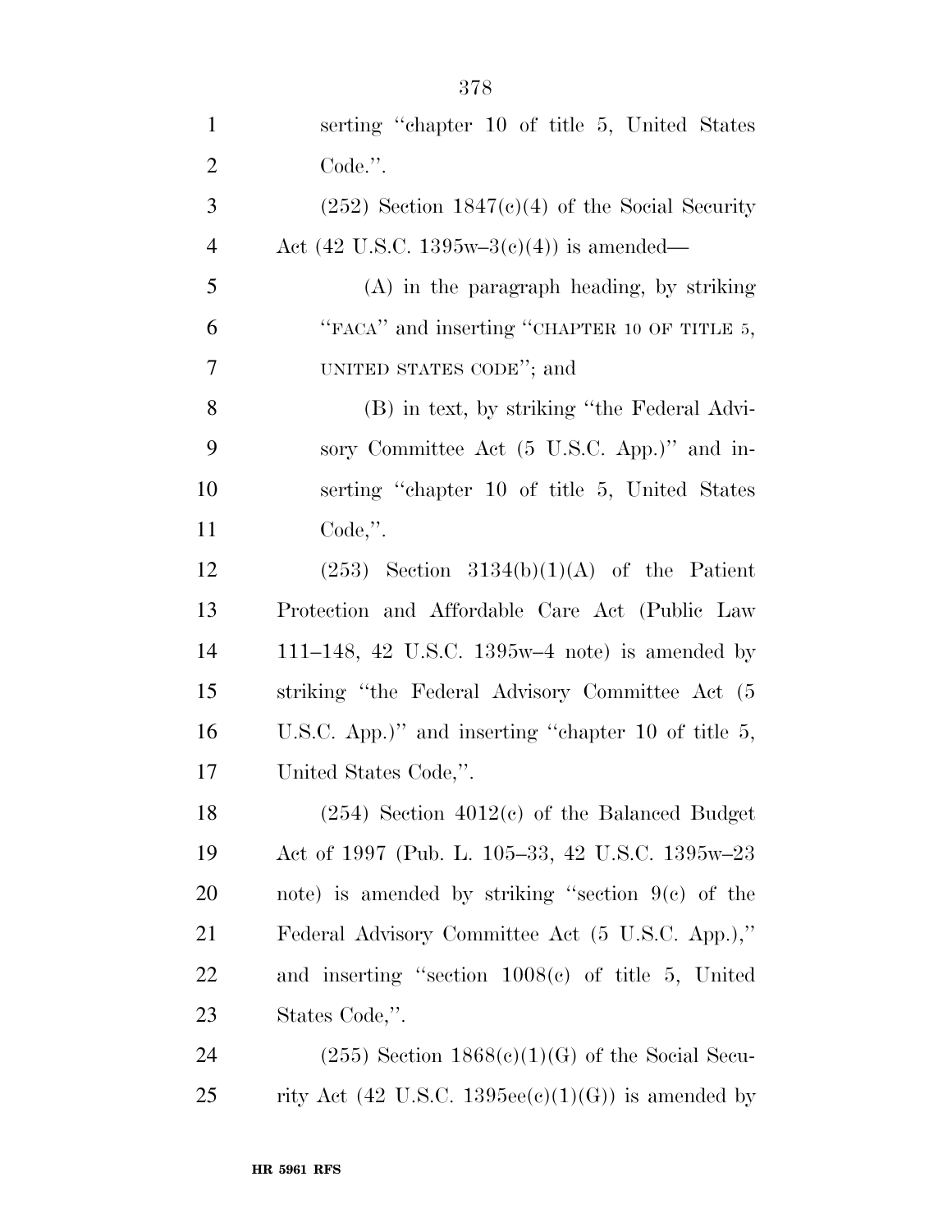serting "chapter 10 of title 5, United States Code.".

(252) Section 1847(c)(4) of the Social Security Act (42 U.S.C. 1395w–3(c)(4)) is amended—

(A) in the paragraph heading, by striking "FACA" and inserting "CHAPTER 10 OF TITLE 5, UNITED STATES CODE"; and

(B) in text, by striking "the Federal Advisory Committee Act (5 U.S.C. App.)" and inserting "chapter 10 of title 5, United States Code,".

(253) Section 3134(b)(1)(A) of the Patient Protection and Affordable Care Act (Public Law 111–148, 42 U.S.C. 1395w–4 note) is amended by striking "the Federal Advisory Committee Act (5 U.S.C. App.)" and inserting "chapter 10 of title 5, United States Code,".

(254) Section 4012(c) of the Balanced Budget Act of 1997 (Pub. L. 105–33, 42 U.S.C. 1395w–23 note) is amended by striking "section 9(c) of the Federal Advisory Committee Act (5 U.S.C. App.)," and inserting "section 1008(c) of title 5, United States Code,".

(255) Section 1868(c)(1)(G) of the Social Security Act (42 U.S.C. 1395ee(c)(1)(G)) is amended by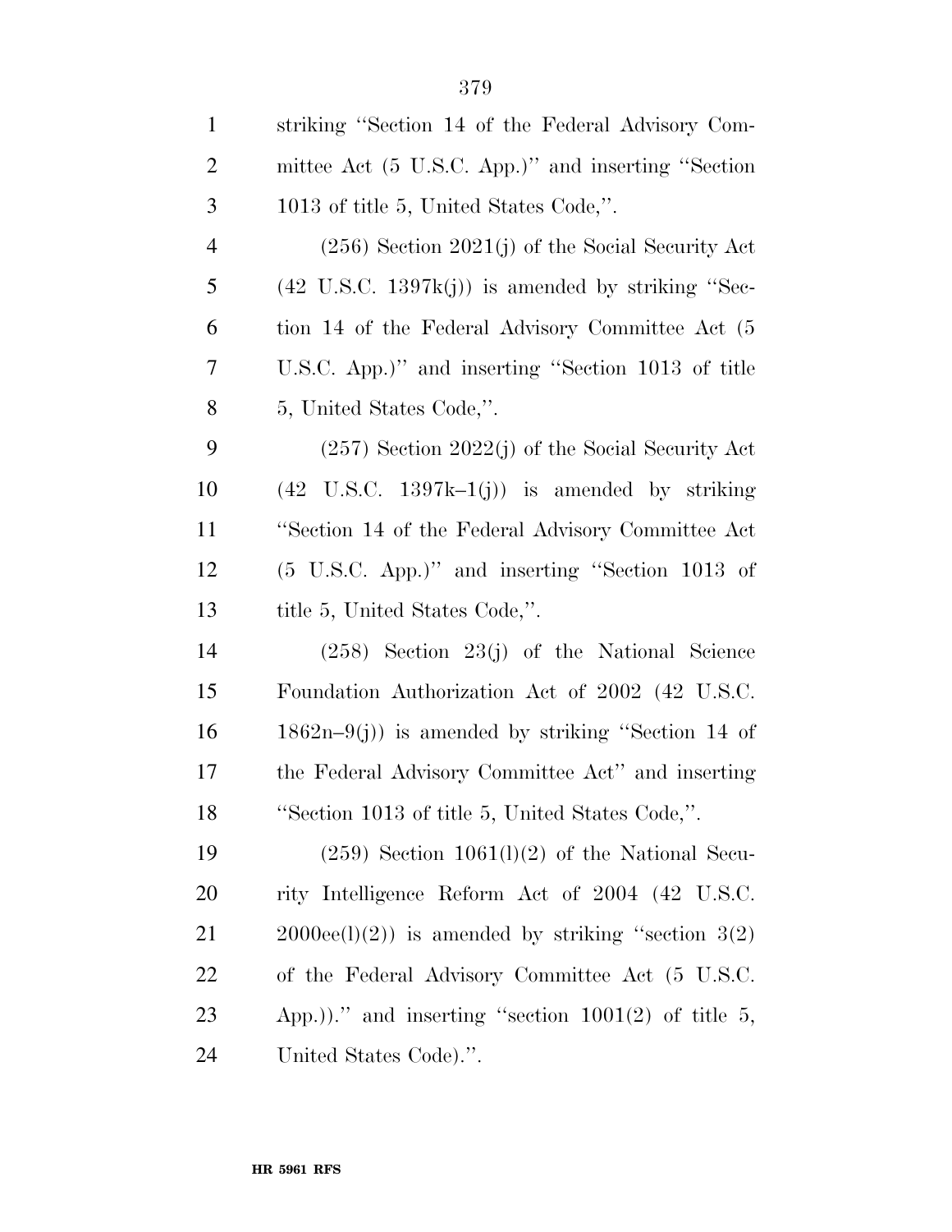striking "Section 14 of the Federal Advisory Committee Act (5 U.S.C. App.)" and inserting "Section 1013 of title 5, United States Code,".

(256) Section 2021(j) of the Social Security Act (42 U.S.C. 1397k(j)) is amended by striking "Section 14 of the Federal Advisory Committee Act (5 U.S.C. App.)" and inserting "Section 1013 of title 5, United States Code,".

(257) Section 2022(j) of the Social Security Act (42 U.S.C. 1397k–1(j)) is amended by striking "Section 14 of the Federal Advisory Committee Act (5 U.S.C. App.)" and inserting "Section 1013 of title 5, United States Code,".

(258) Section 23(j) of the National Science Foundation Authorization Act of 2002 (42 U.S.C. 1862n–9(j)) is amended by striking "Section 14 of the Federal Advisory Committee Act" and inserting "Section 1013 of title 5, United States Code,".

(259) Section 1061(l)(2) of the National Security Intelligence Reform Act of 2004 (42 U.S.C. 2000ee(l)(2)) is amended by striking "section 3(2) of the Federal Advisory Committee Act (5 U.S.C. App.))." and inserting "section 1001(2) of title 5, United States Code).".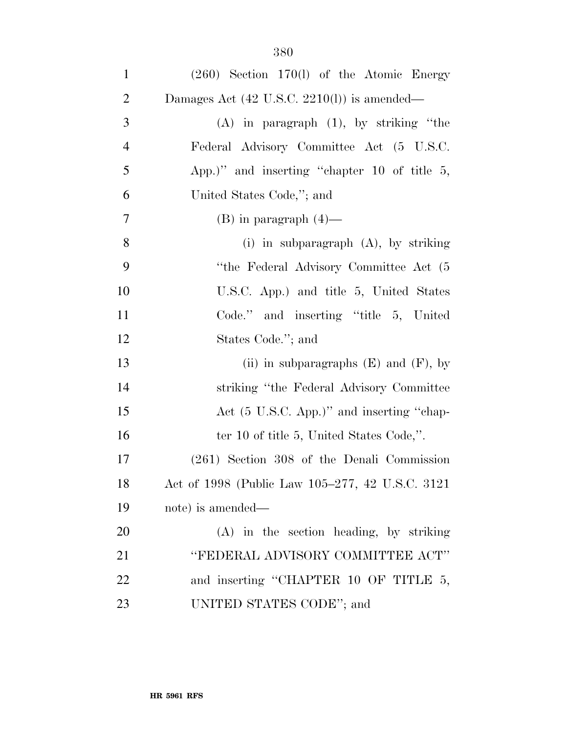(260) Section 170(l) of the Atomic Energy Damages Act (42 U.S.C. 2210(l)) is amended—

(A) in paragraph (1), by striking "the Federal Advisory Committee Act (5 U.S.C. App.)" and inserting "chapter 10 of title 5, United States Code,"; and

(B) in paragraph (4)—

(i) in subparagraph (A), by striking "the Federal Advisory Committee Act (5 U.S.C. App.) and title 5, United States Code." and inserting "title 5, United States Code."; and

(ii) in subparagraphs (E) and (F), by striking "the Federal Advisory Committee Act (5 U.S.C. App.)" and inserting "chapter 10 of title 5, United States Code,".

(261) Section 308 of the Denali Commission Act of 1998 (Public Law 105–277, 42 U.S.C. 3121 note) is amended—

(A) in the section heading, by striking "FEDERAL ADVISORY COMMITTEE ACT" and inserting "CHAPTER 10 OF TITLE 5, UNITED STATES CODE"; and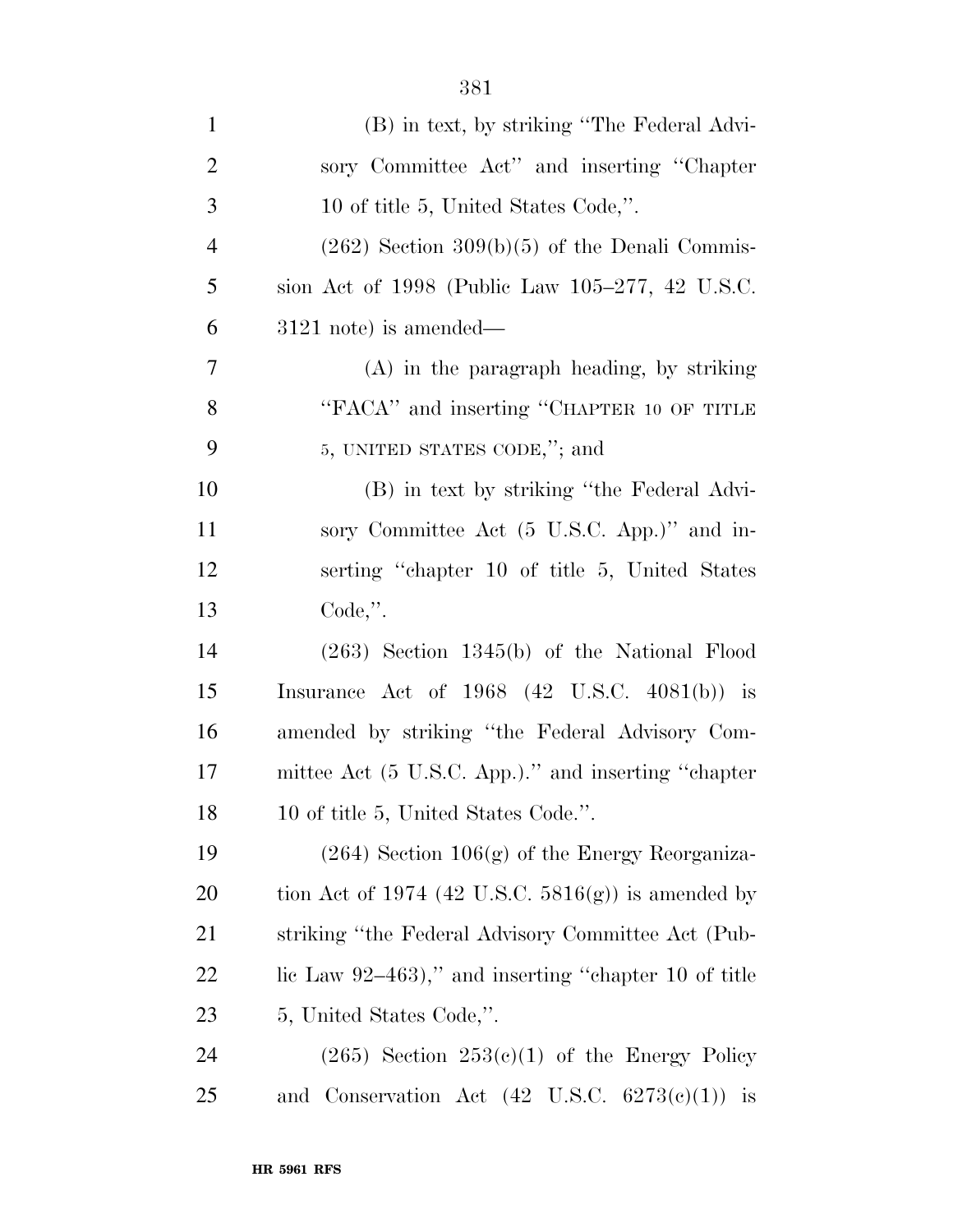(B) in text, by striking "The Federal Advisory Committee Act" and inserting "Chapter 10 of title 5, United States Code,".

(262) Section 309(b)(5) of the Denali Commission Act of 1998 (Public Law 105–277, 42 U.S.C. 3121 note) is amended—

(A) in the paragraph heading, by striking "FACA" and inserting "CHAPTER 10 OF TITLE 5, UNITED STATES CODE,"; and

(B) in text by striking "the Federal Advisory Committee Act (5 U.S.C. App.)" and inserting "chapter 10 of title 5, United States Code,".

(263) Section 1345(b) of the National Flood Insurance Act of 1968 (42 U.S.C. 4081(b)) is amended by striking "the Federal Advisory Committee Act (5 U.S.C. App.)." and inserting "chapter 10 of title 5, United States Code.".

(264) Section 106(g) of the Energy Reorganization Act of 1974 (42 U.S.C. 5816(g)) is amended by striking "the Federal Advisory Committee Act (Public Law 92–463)," and inserting "chapter 10 of title 5, United States Code,".

(265) Section 253(c)(1) of the Energy Policy and Conservation Act (42 U.S.C. 6273(c)(1)) is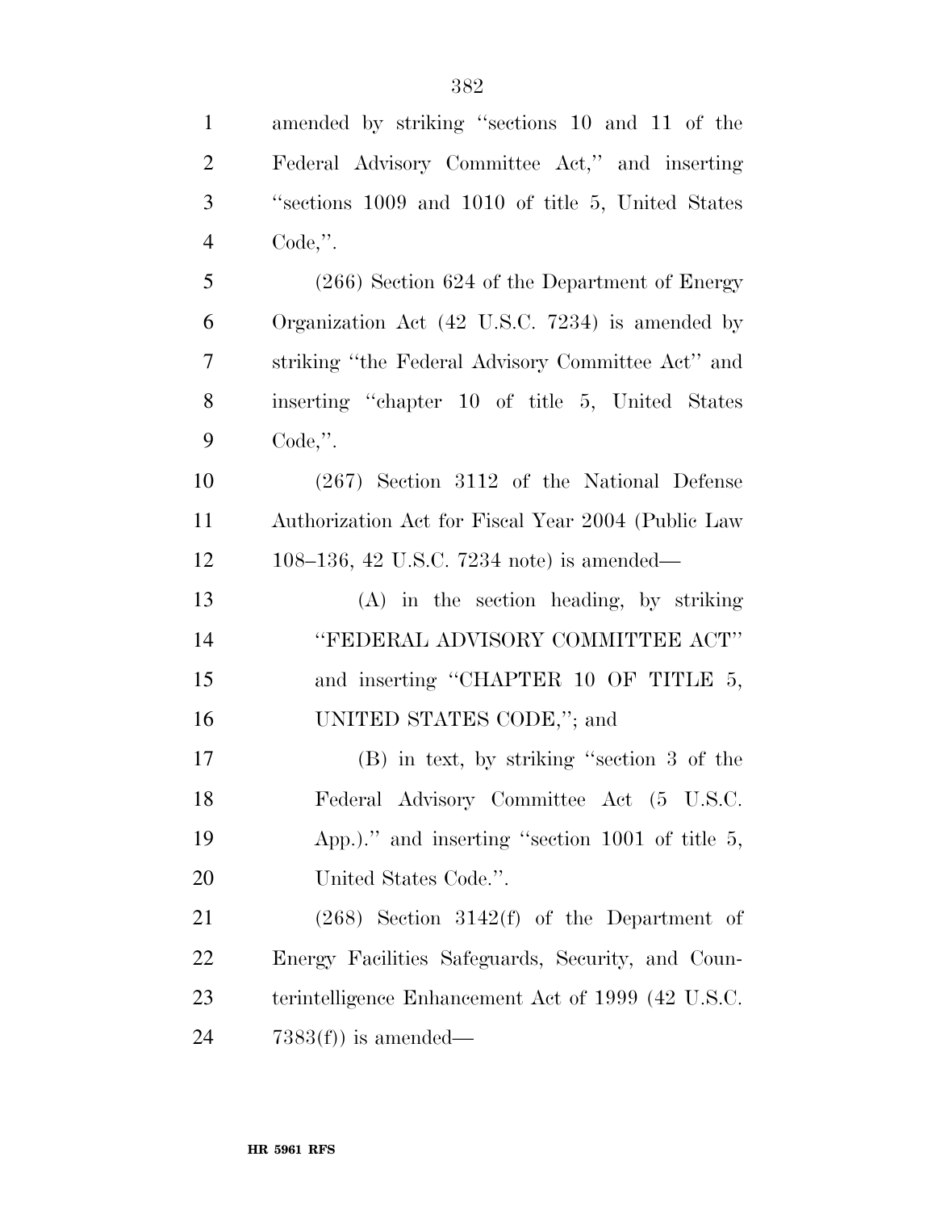amended by striking "sections 10 and 11 of the Federal Advisory Committee Act," and inserting "sections 1009 and 1010 of title 5, United States Code,".

(266) Section 624 of the Department of Energy Organization Act (42 U.S.C. 7234) is amended by striking "the Federal Advisory Committee Act" and inserting "chapter 10 of title 5, United States Code,".

(267) Section 3112 of the National Defense Authorization Act for Fiscal Year 2004 (Public Law 108–136, 42 U.S.C. 7234 note) is amended—

(A) in the section heading, by striking "FEDERAL ADVISORY COMMITTEE ACT" and inserting "CHAPTER 10 OF TITLE 5, UNITED STATES CODE,"; and

(B) in text, by striking "section 3 of the Federal Advisory Committee Act (5 U.S.C. App.)." and inserting "section 1001 of title 5, United States Code.".

(268) Section 3142(f) of the Department of Energy Facilities Safeguards, Security, and Counterintelligence Enhancement Act of 1999 (42 U.S.C. 7383(f)) is amended—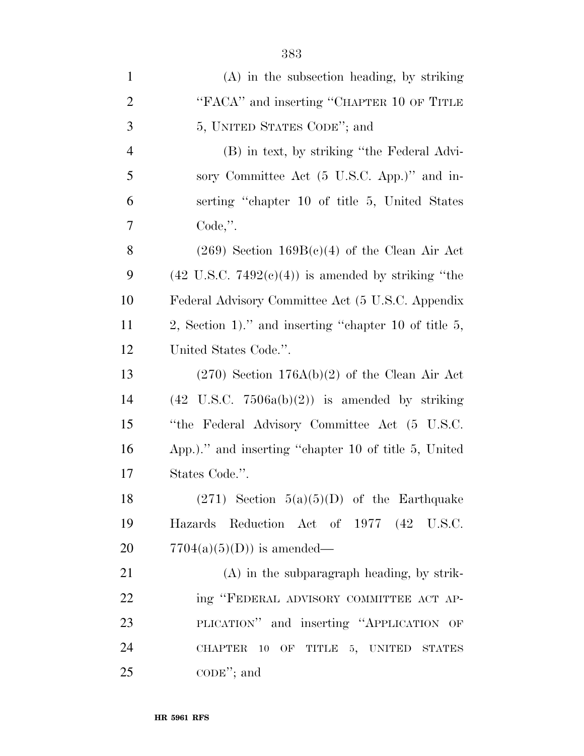(A) in the subsection heading, by striking "FACA" and inserting "CHAPTER 10 OF TITLE 5, UNITED STATES CODE"; and

(B) in text, by striking "the Federal Advisory Committee Act (5 U.S.C. App.)" and inserting "chapter 10 of title 5, United States Code,".

(269) Section 169B(c)(4) of the Clean Air Act (42 U.S.C. 7492(c)(4)) is amended by striking "the Federal Advisory Committee Act (5 U.S.C. Appendix 2, Section 1)." and inserting "chapter 10 of title 5, United States Code.".

(270) Section 176A(b)(2) of the Clean Air Act (42 U.S.C. 7506a(b)(2)) is amended by striking "the Federal Advisory Committee Act (5 U.S.C. App.)." and inserting "chapter 10 of title 5, United States Code.".

(271) Section 5(a)(5)(D) of the Earthquake Hazards Reduction Act of 1977 (42 U.S.C. 7704(a)(5)(D)) is amended—

(A) in the subparagraph heading, by striking "FEDERAL ADVISORY COMMITTEE ACT APPLICATION" and inserting "APPLICATION OF CHAPTER 10 OF TITLE 5, UNITED STATES CODE"; and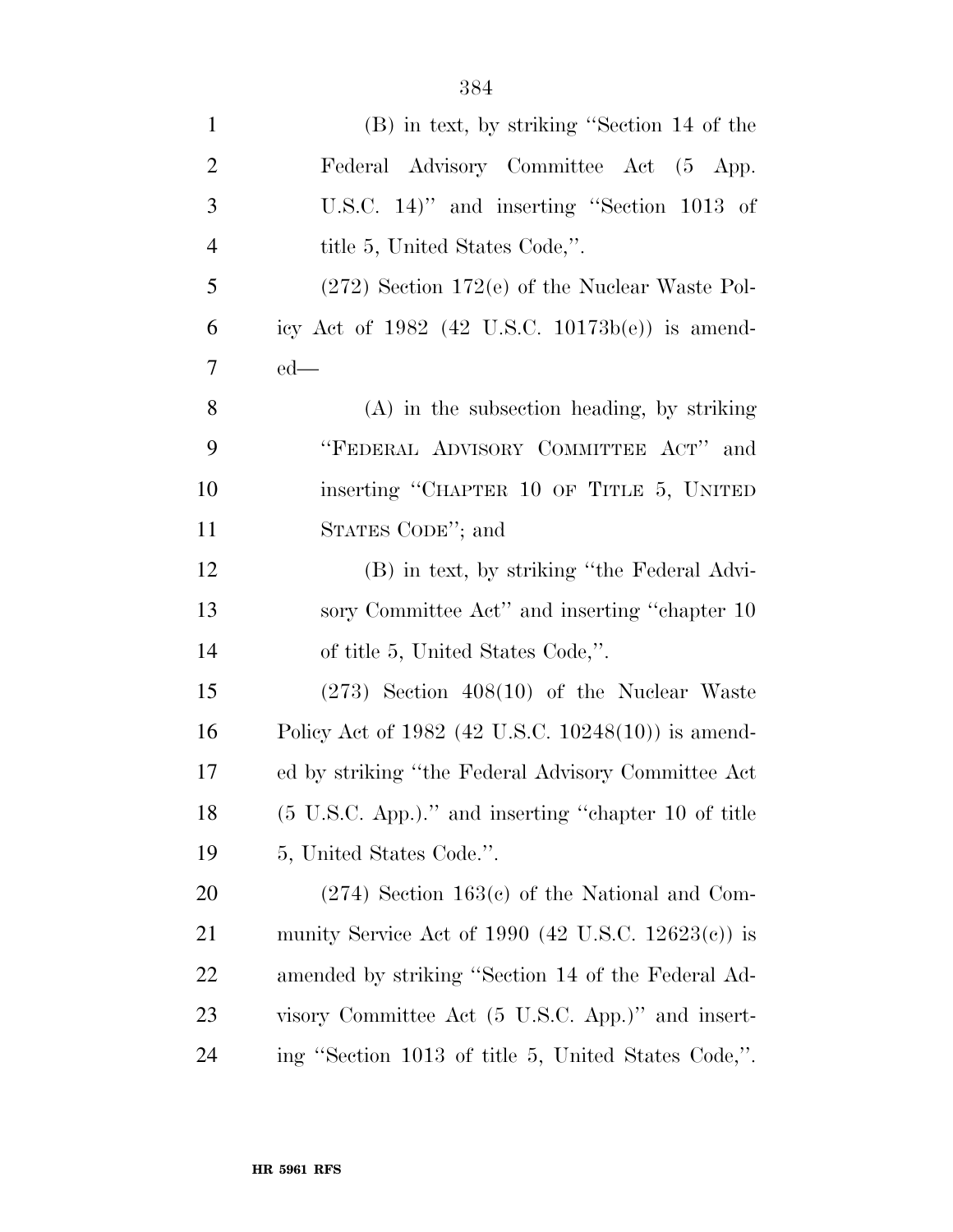(B) in text, by striking "Section 14 of the Federal Advisory Committee Act (5 App. U.S.C. 14)" and inserting "Section 1013 of title 5, United States Code,".

(272) Section 172(e) of the Nuclear Waste Policy Act of 1982 (42 U.S.C. 10173b(e)) is amended—

(A) in the subsection heading, by striking "FEDERAL ADVISORY COMMITTEE ACT" and inserting "CHAPTER 10 OF TITLE 5, UNITED STATES CODE"; and

(B) in text, by striking "the Federal Advisory Committee Act" and inserting "chapter 10 of title 5, United States Code,".

(273) Section 408(10) of the Nuclear Waste Policy Act of 1982 (42 U.S.C. 10248(10)) is amended by striking "the Federal Advisory Committee Act (5 U.S.C. App.)." and inserting "chapter 10 of title 5, United States Code.".

(274) Section 163(c) of the National and Community Service Act of 1990 (42 U.S.C. 12623(c)) is amended by striking "Section 14 of the Federal Advisory Committee Act (5 U.S.C. App.)" and inserting "Section 1013 of title 5, United States Code,".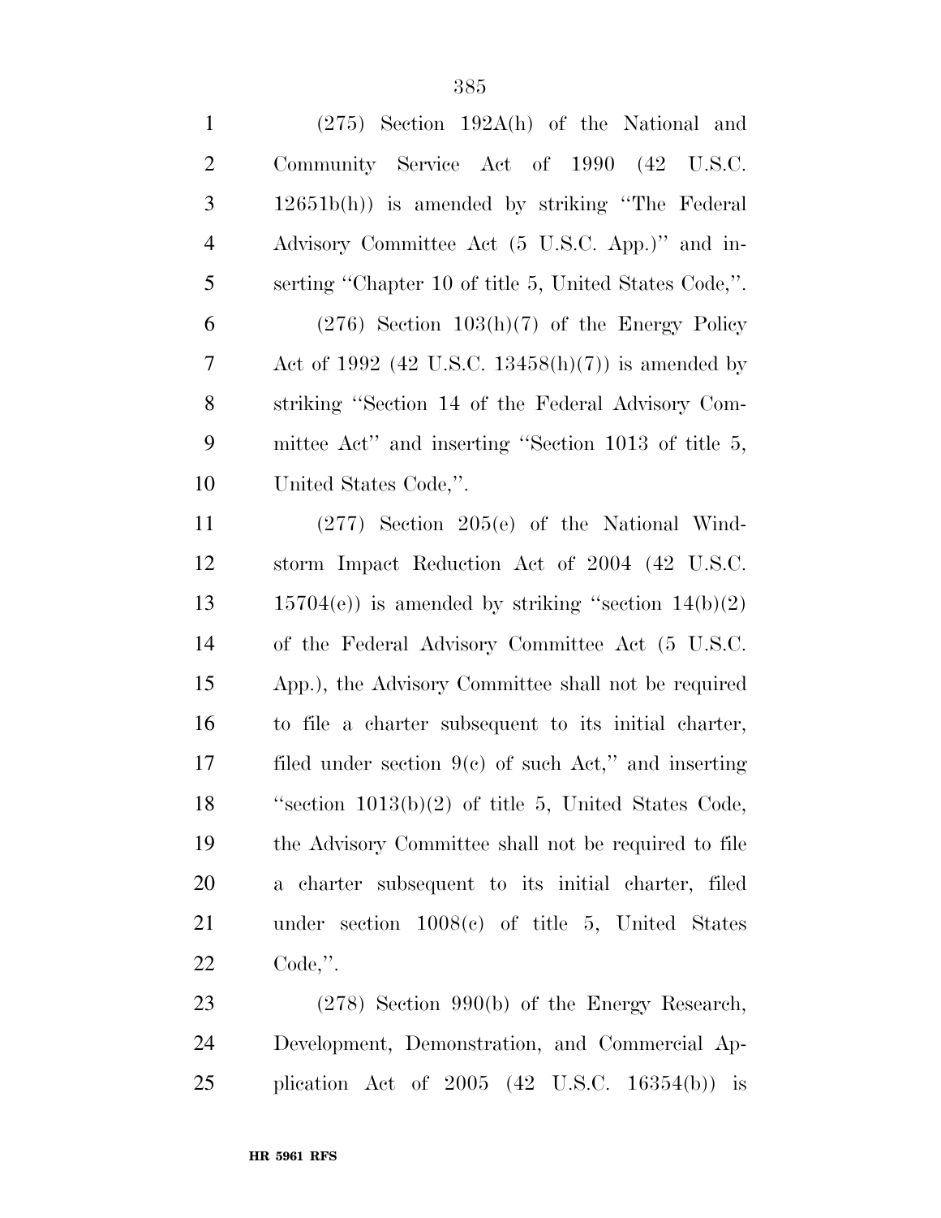(275) Section 192A(h) of the National and Community Service Act of 1990 (42 U.S.C. 12651b(h)) is amended by striking "The Federal Advisory Committee Act (5 U.S.C. App.)" and inserting "Chapter 10 of title 5, United States Code,".

(276) Section 103(h)(7) of the Energy Policy Act of 1992 (42 U.S.C. 13458(h)(7)) is amended by striking "Section 14 of the Federal Advisory Committee Act" and inserting "Section 1013 of title 5, United States Code,".

(277) Section 205(e) of the National Windstorm Impact Reduction Act of 2004 (42 U.S.C. 15704(e)) is amended by striking "section 14(b)(2) of the Federal Advisory Committee Act (5 U.S.C. App.), the Advisory Committee shall not be required to file a charter subsequent to its initial charter, filed under section 9(c) of such Act," and inserting "section 1013(b)(2) of title 5, United States Code, the Advisory Committee shall not be required to file a charter subsequent to its initial charter, filed under section 1008(c) of title 5, United States Code,".

(278) Section 990(b) of the Energy Research, Development, Demonstration, and Commercial Application Act of 2005 (42 U.S.C. 16354(b)) is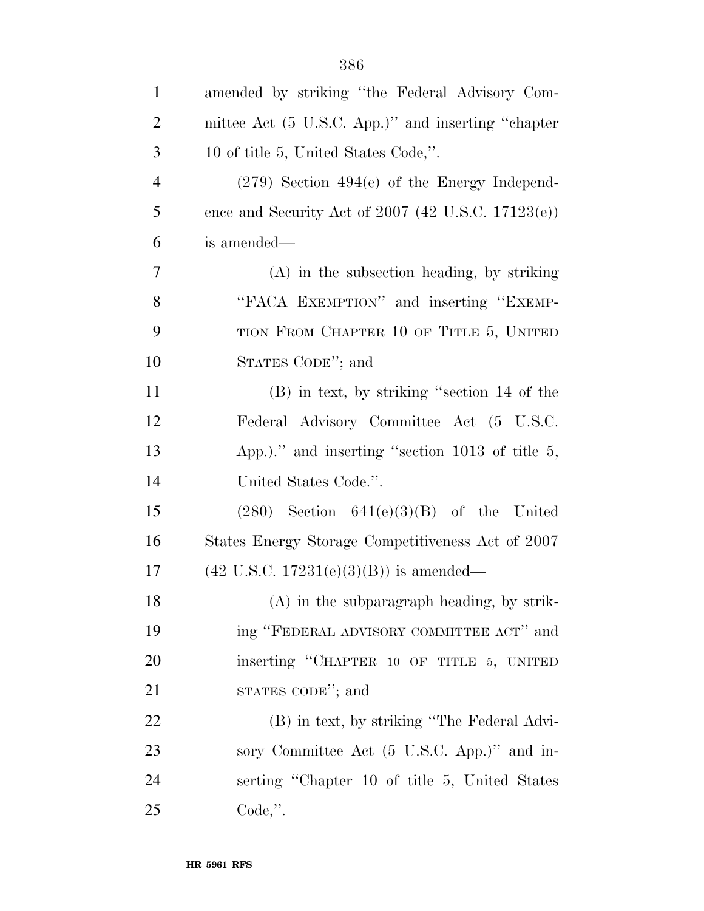amended by striking "the Federal Advisory Committee Act (5 U.S.C. App.)" and inserting "chapter 10 of title 5, United States Code,".

(279) Section 494(e) of the Energy Independence and Security Act of 2007 (42 U.S.C. 17123(e)) is amended—

(A) in the subsection heading, by striking "FACA EXEMPTION" and inserting "EXEMPTION FROM CHAPTER 10 OF TITLE 5, UNITED STATES CODE"; and

(B) in text, by striking "section 14 of the Federal Advisory Committee Act (5 U.S.C. App.)." and inserting "section 1013 of title 5, United States Code.".

(280) Section 641(e)(3)(B) of the United States Energy Storage Competitiveness Act of 2007 (42 U.S.C. 17231(e)(3)(B)) is amended—

(A) in the subparagraph heading, by striking "FEDERAL ADVISORY COMMITTEE ACT" and inserting "CHAPTER 10 OF TITLE 5, UNITED STATES CODE"; and

(B) in text, by striking "The Federal Advisory Committee Act (5 U.S.C. App.)" and inserting "Chapter 10 of title 5, United States Code,".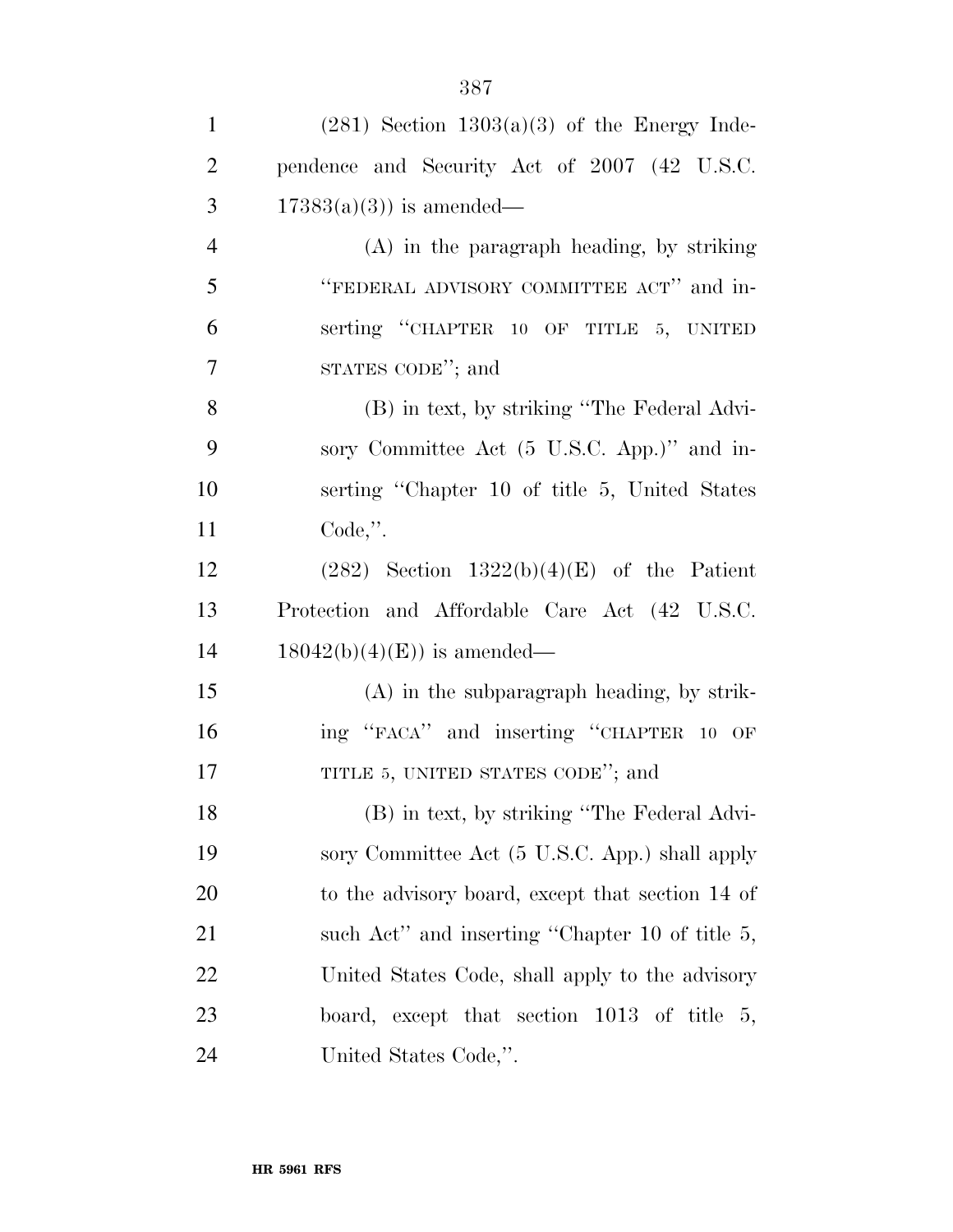(281) Section 1303(a)(3) of the Energy Independence and Security Act of 2007 (42 U.S.C. 17383(a)(3)) is amended—

(A) in the paragraph heading, by striking "FEDERAL ADVISORY COMMITTEE ACT" and inserting "CHAPTER 10 OF TITLE 5, UNITED STATES CODE"; and

(B) in text, by striking "The Federal Advisory Committee Act (5 U.S.C. App.)" and inserting "Chapter 10 of title 5, United States Code,".

(282) Section 1322(b)(4)(E) of the Patient Protection and Affordable Care Act (42 U.S.C. 18042(b)(4)(E)) is amended—

(A) in the subparagraph heading, by striking "FACA" and inserting "CHAPTER 10 OF TITLE 5, UNITED STATES CODE"; and

(B) in text, by striking "The Federal Advisory Committee Act (5 U.S.C. App.) shall apply to the advisory board, except that section 14 of such Act" and inserting "Chapter 10 of title 5, United States Code, shall apply to the advisory board, except that section 1013 of title 5, United States Code,".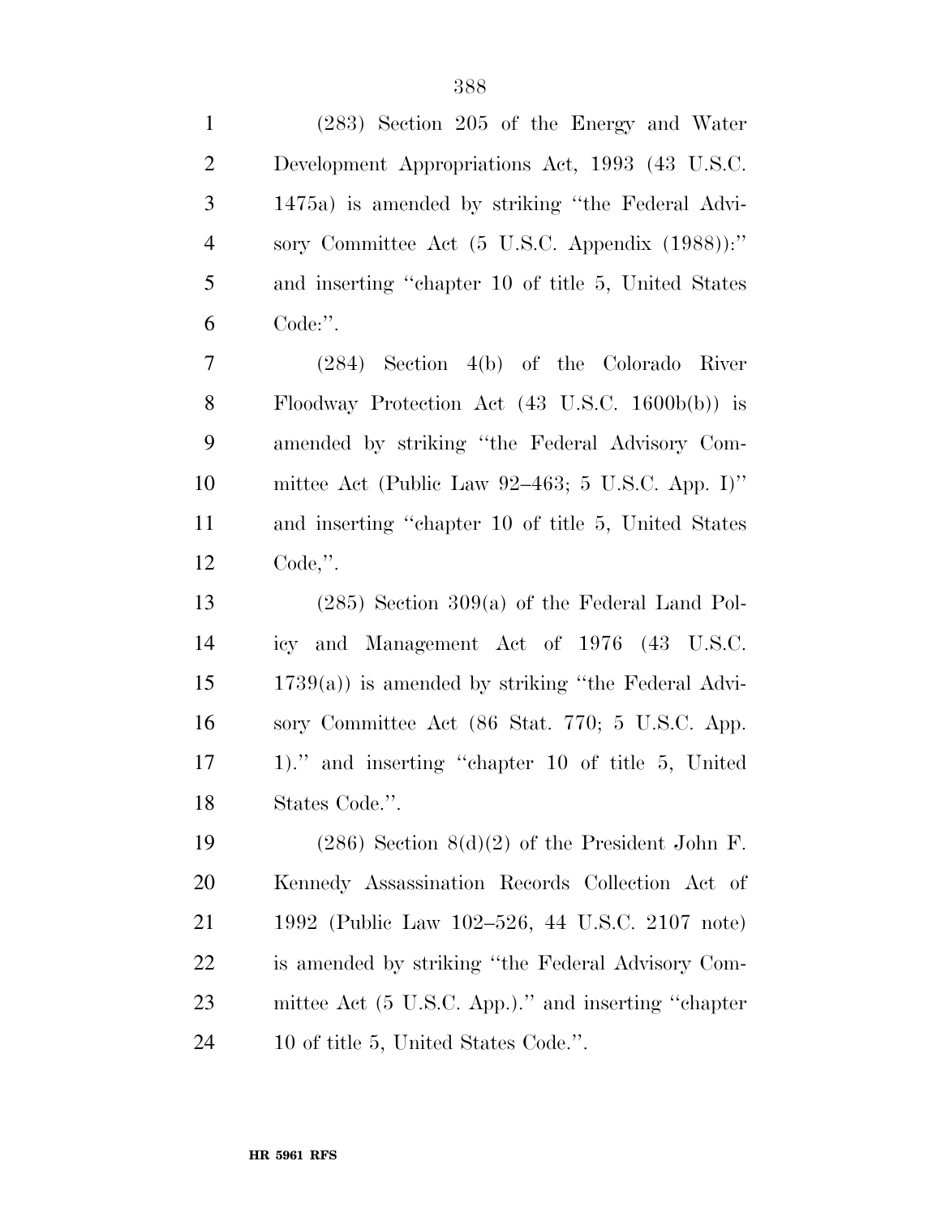(283) Section 205 of the Energy and Water Development Appropriations Act, 1993 (43 U.S.C. 1475a) is amended by striking ''the Federal Advisory Committee Act (5 U.S.C. Appendix (1988)):'' and inserting ''chapter 10 of title 5, United States Code:''.

(284) Section 4(b) of the Colorado River Floodway Protection Act (43 U.S.C. 1600b(b)) is amended by striking ''the Federal Advisory Committee Act (Public Law 92–463; 5 U.S.C. App. I)'' and inserting ''chapter 10 of title 5, United States Code,''.

(285) Section 309(a) of the Federal Land Policy and Management Act of 1976 (43 U.S.C. 1739(a)) is amended by striking ''the Federal Advisory Committee Act (86 Stat. 770; 5 U.S.C. App. 1).'' and inserting ''chapter 10 of title 5, United States Code.''.

(286) Section 8(d)(2) of the President John F. Kennedy Assassination Records Collection Act of 1992 (Public Law 102–526, 44 U.S.C. 2107 note) is amended by striking ''the Federal Advisory Committee Act (5 U.S.C. App.).'' and inserting ''chapter 10 of title 5, United States Code.''.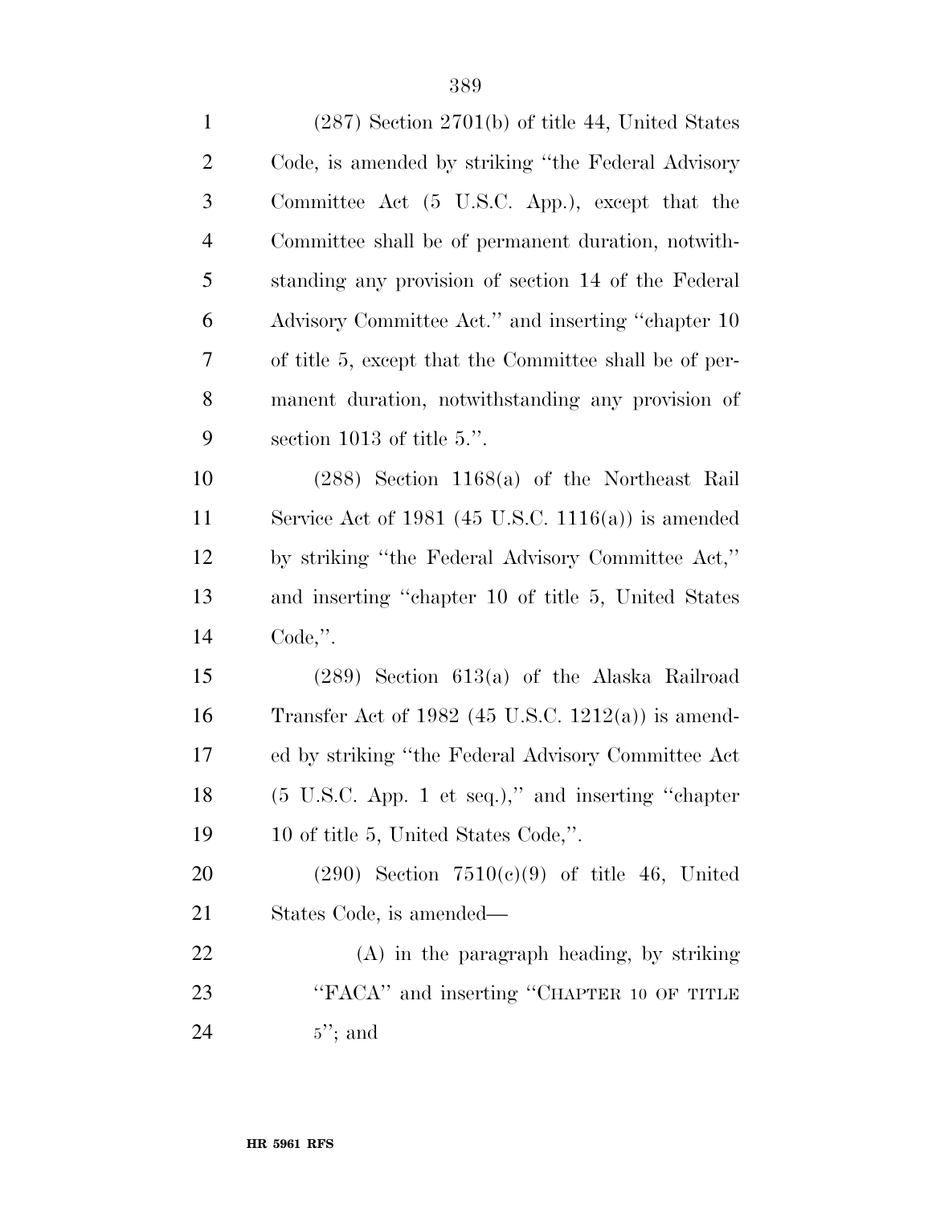(287) Section 2701(b) of title 44, United States Code, is amended by striking "the Federal Advisory Committee Act (5 U.S.C. App.), except that the Committee shall be of permanent duration, notwithstanding any provision of section 14 of the Federal Advisory Committee Act." and inserting "chapter 10 of title 5, except that the Committee shall be of permanent duration, notwithstanding any provision of section 1013 of title 5.".

(288) Section 1168(a) of the Northeast Rail Service Act of 1981 (45 U.S.C. 1116(a)) is amended by striking "the Federal Advisory Committee Act," and inserting "chapter 10 of title 5, United States Code,".

(289) Section 613(a) of the Alaska Railroad Transfer Act of 1982 (45 U.S.C. 1212(a)) is amended by striking "the Federal Advisory Committee Act (5 U.S.C. App. 1 et seq.)," and inserting "chapter 10 of title 5, United States Code,".

(290) Section 7510(c)(9) of title 46, United States Code, is amended—

(A) in the paragraph heading, by striking "FACA" and inserting "CHAPTER 10 OF TITLE 5"; and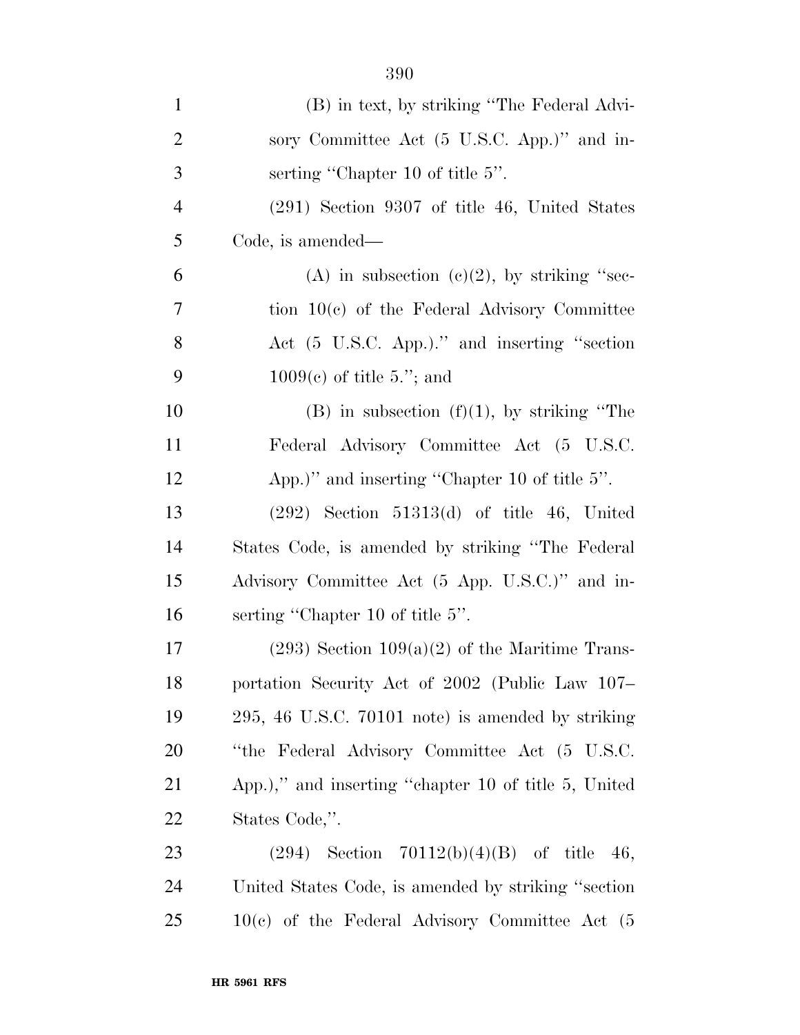(B) in text, by striking "The Federal Advisory Committee Act (5 U.S.C. App.)" and inserting "Chapter 10 of title 5".

(291) Section 9307 of title 46, United States Code, is amended—

(A) in subsection (c)(2), by striking "section 10(c) of the Federal Advisory Committee Act (5 U.S.C. App.)." and inserting "section 1009(c) of title 5."; and

(B) in subsection (f)(1), by striking "The Federal Advisory Committee Act (5 U.S.C. App.)" and inserting "Chapter 10 of title 5".

(292) Section 51313(d) of title 46, United States Code, is amended by striking "The Federal Advisory Committee Act (5 App. U.S.C.)" and inserting "Chapter 10 of title 5".

(293) Section 109(a)(2) of the Maritime Transportation Security Act of 2002 (Public Law 107–295, 46 U.S.C. 70101 note) is amended by striking "the Federal Advisory Committee Act (5 U.S.C. App.)," and inserting "chapter 10 of title 5, United States Code,".

(294) Section 70112(b)(4)(B) of title 46, United States Code, is amended by striking "section 10(c) of the Federal Advisory Committee Act (5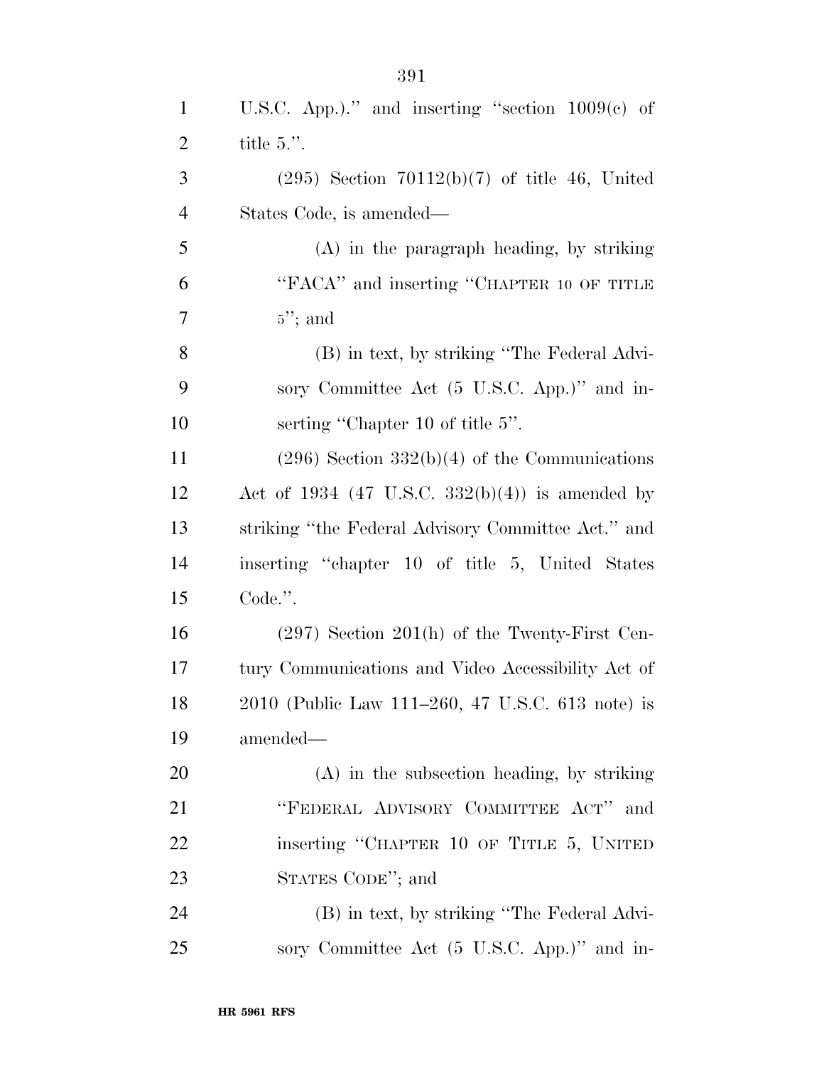U.S.C. App.)." and inserting "section 1009(c) of title 5.".

(295) Section 70112(b)(7) of title 46, United States Code, is amended—

(A) in the paragraph heading, by striking "FACA" and inserting "CHAPTER 10 OF TITLE 5"; and

(B) in text, by striking "The Federal Advisory Committee Act (5 U.S.C. App.)" and inserting "Chapter 10 of title 5".

(296) Section 332(b)(4) of the Communications Act of 1934 (47 U.S.C. 332(b)(4)) is amended by striking "the Federal Advisory Committee Act." and inserting "chapter 10 of title 5, United States Code.".

(297) Section 201(h) of the Twenty-First Century Communications and Video Accessibility Act of 2010 (Public Law 111–260, 47 U.S.C. 613 note) is amended—

(A) in the subsection heading, by striking "FEDERAL ADVISORY COMMITTEE ACT" and inserting "CHAPTER 10 OF TITLE 5, UNITED STATES CODE"; and

(B) in text, by striking "The Federal Advisory Committee Act (5 U.S.C. App.)" and in-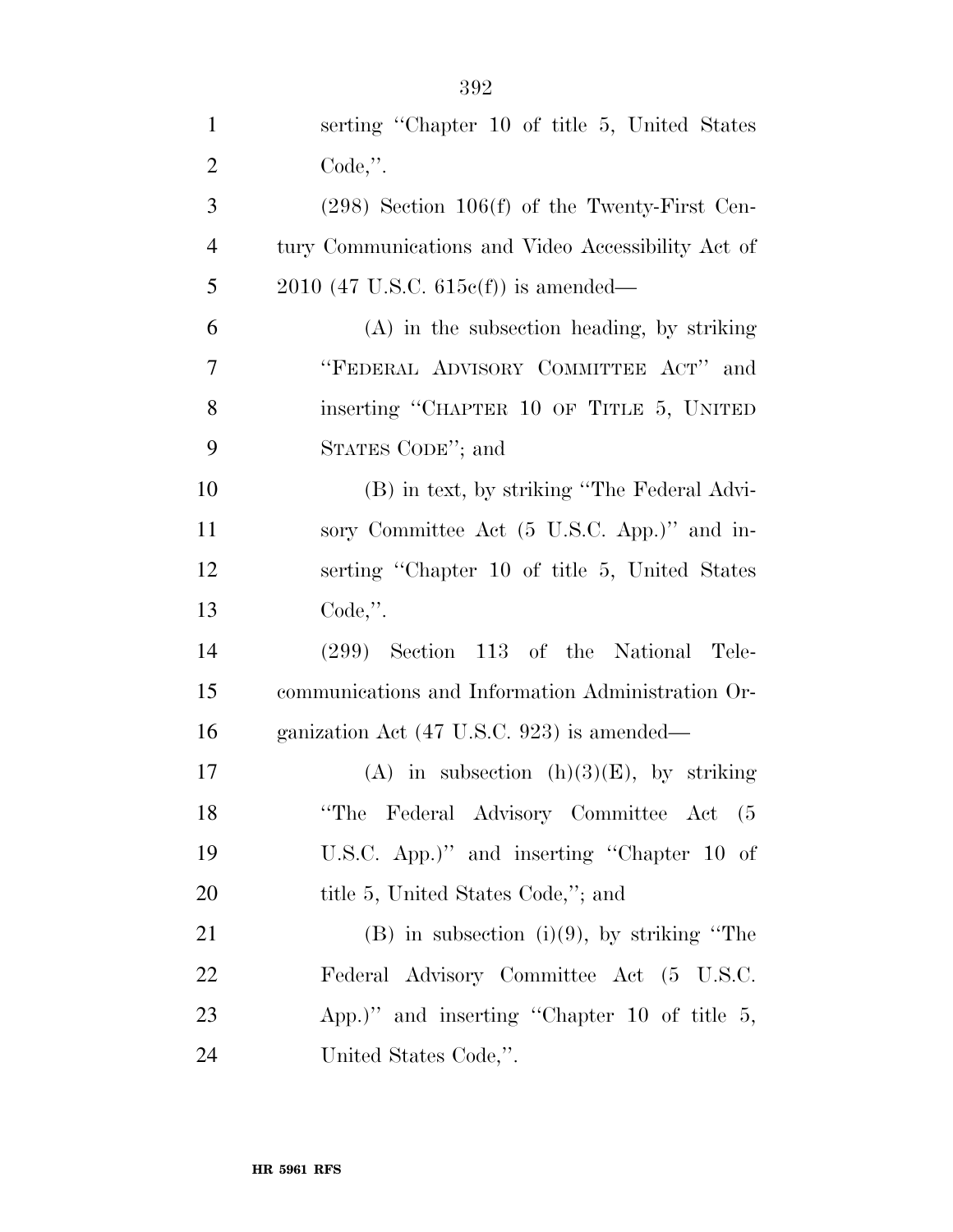serting "Chapter 10 of title 5, United States Code,".

(298) Section 106(f) of the Twenty-First Century Communications and Video Accessibility Act of 2010 (47 U.S.C. 615c(f)) is amended—

(A) in the subsection heading, by striking "FEDERAL ADVISORY COMMITTEE ACT" and inserting "CHAPTER 10 OF TITLE 5, UNITED STATES CODE"; and

(B) in text, by striking "The Federal Advisory Committee Act (5 U.S.C. App.)" and inserting "Chapter 10 of title 5, United States Code,".

(299) Section 113 of the National Telecommunications and Information Administration Organization Act (47 U.S.C. 923) is amended—

(A) in subsection (h)(3)(E), by striking "The Federal Advisory Committee Act (5 U.S.C. App.)" and inserting "Chapter 10 of title 5, United States Code,"; and

(B) in subsection (i)(9), by striking "The Federal Advisory Committee Act (5 U.S.C. App.)" and inserting "Chapter 10 of title 5, United States Code,".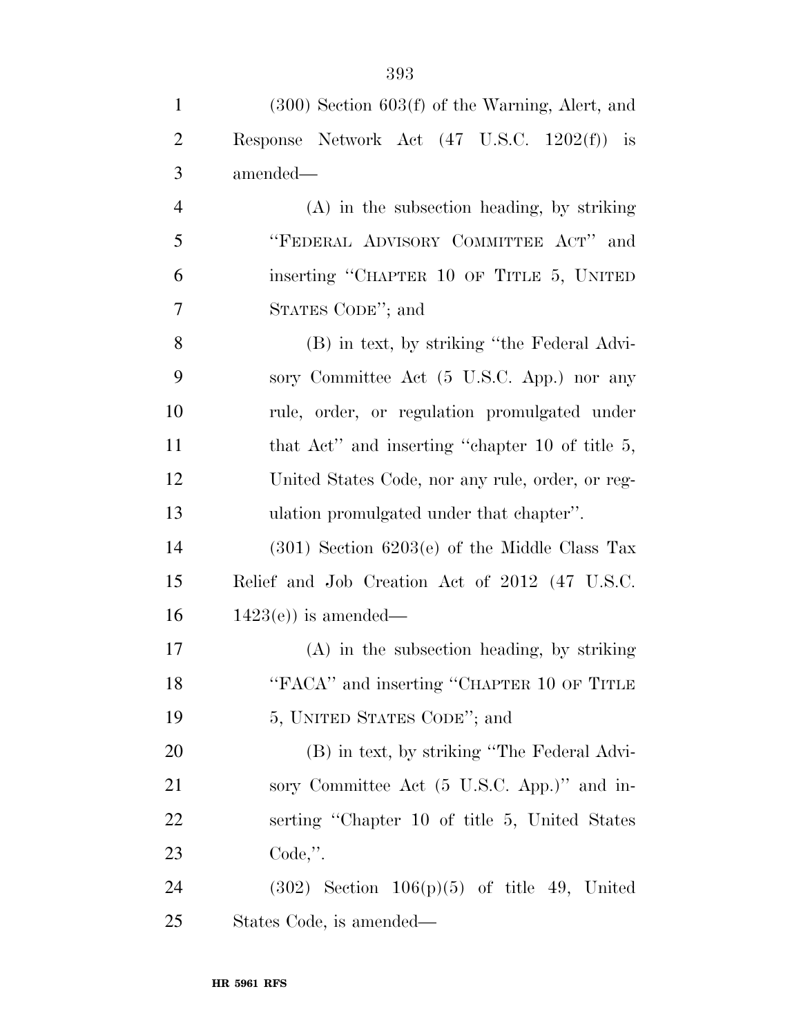(300) Section 603(f) of the Warning, Alert, and Response Network Act (47 U.S.C. 1202(f)) is amended—

(A) in the subsection heading, by striking "FEDERAL ADVISORY COMMITTEE ACT" and inserting "CHAPTER 10 OF TITLE 5, UNITED STATES CODE"; and

(B) in text, by striking "the Federal Advisory Committee Act (5 U.S.C. App.) nor any rule, order, or regulation promulgated under that Act" and inserting "chapter 10 of title 5, United States Code, nor any rule, order, or regulation promulgated under that chapter".

(301) Section 6203(e) of the Middle Class Tax Relief and Job Creation Act of 2012 (47 U.S.C. 1423(e)) is amended—

(A) in the subsection heading, by striking "FACA" and inserting "CHAPTER 10 OF TITLE 5, UNITED STATES CODE"; and

(B) in text, by striking "The Federal Advisory Committee Act (5 U.S.C. App.)" and inserting "Chapter 10 of title 5, United States Code,".

(302) Section 106(p)(5) of title 49, United States Code, is amended—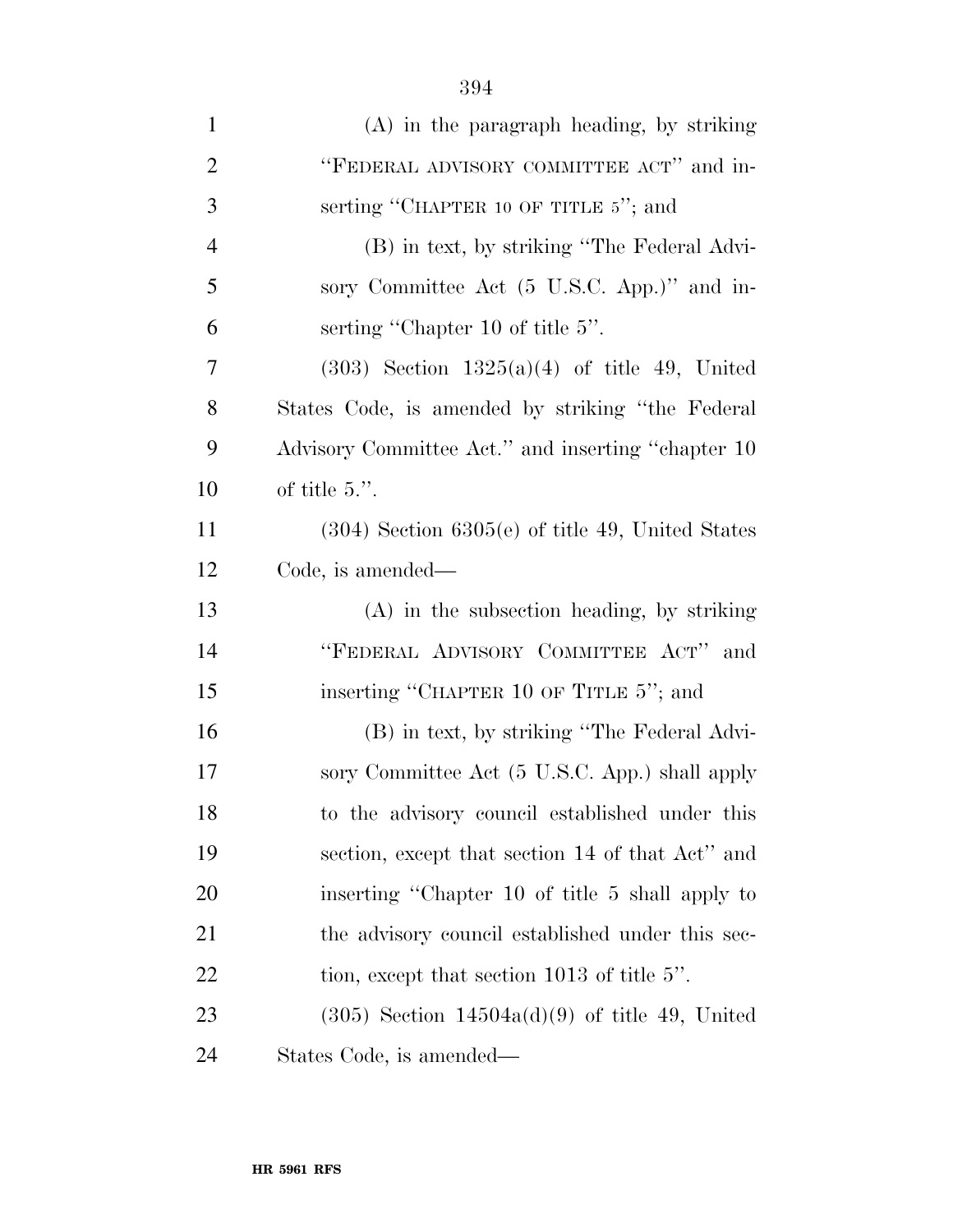(A) in the paragraph heading, by striking "FEDERAL ADVISORY COMMITTEE ACT" and inserting "CHAPTER 10 OF TITLE 5"; and

(B) in text, by striking "The Federal Advisory Committee Act (5 U.S.C. App.)" and inserting "Chapter 10 of title 5".

(303) Section 1325(a)(4) of title 49, United States Code, is amended by striking "the Federal Advisory Committee Act." and inserting "chapter 10 of title 5.".

(304) Section 6305(e) of title 49, United States Code, is amended—

(A) in the subsection heading, by striking "FEDERAL ADVISORY COMMITTEE ACT" and inserting "CHAPTER 10 OF TITLE 5"; and

(B) in text, by striking "The Federal Advisory Committee Act (5 U.S.C. App.) shall apply to the advisory council established under this section, except that section 14 of that Act" and inserting "Chapter 10 of title 5 shall apply to the advisory council established under this section, except that section 1013 of title 5".

(305) Section 14504a(d)(9) of title 49, United States Code, is amended—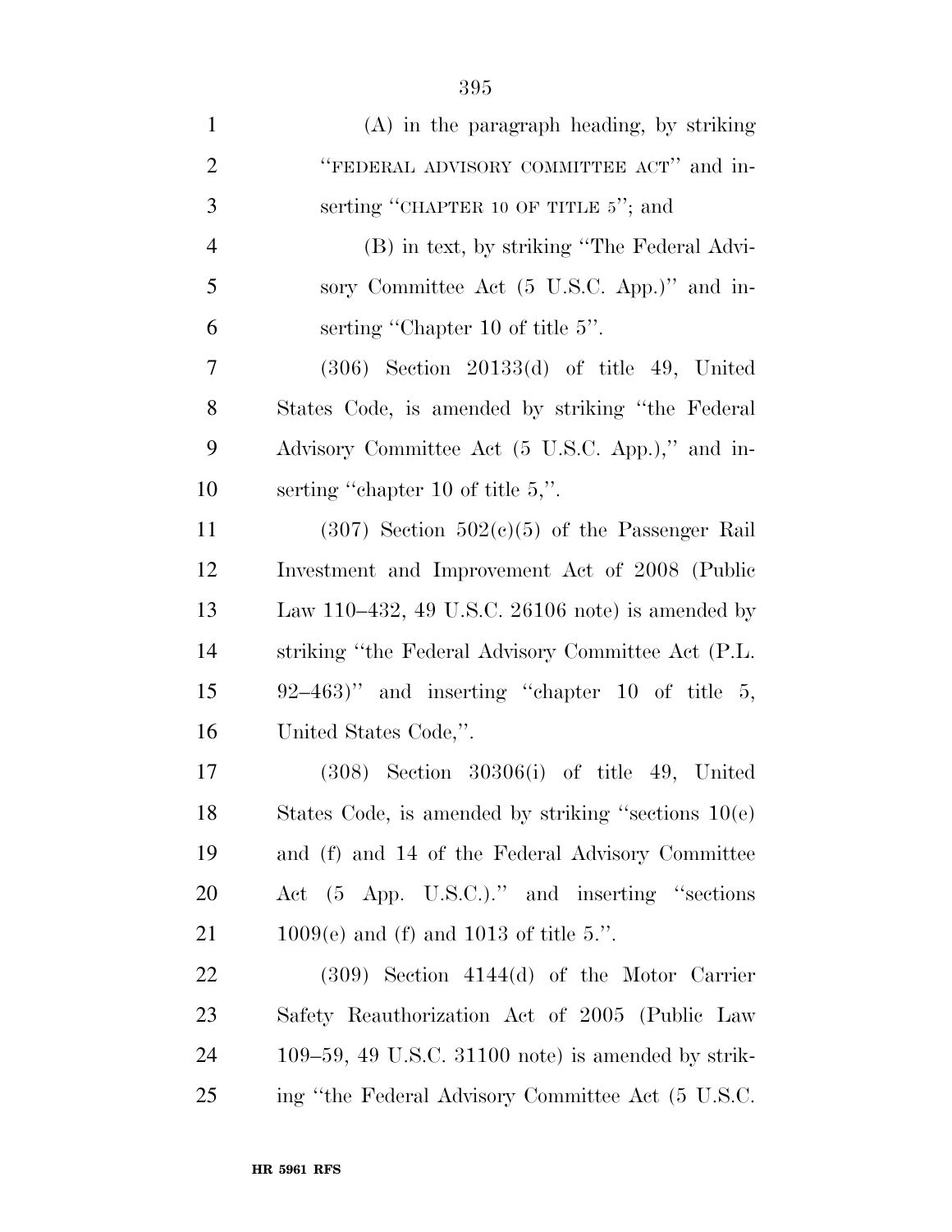(A) in the paragraph heading, by striking "FEDERAL ADVISORY COMMITTEE ACT" and inserting "CHAPTER 10 OF TITLE 5"; and

(B) in text, by striking "The Federal Advisory Committee Act (5 U.S.C. App.)" and inserting "Chapter 10 of title 5".

(306) Section 20133(d) of title 49, United States Code, is amended by striking "the Federal Advisory Committee Act (5 U.S.C. App.)," and inserting "chapter 10 of title 5,".

(307) Section 502(c)(5) of the Passenger Rail Investment and Improvement Act of 2008 (Public Law 110–432, 49 U.S.C. 26106 note) is amended by striking "the Federal Advisory Committee Act (P.L. 92–463)" and inserting "chapter 10 of title 5, United States Code,".

(308) Section 30306(i) of title 49, United States Code, is amended by striking "sections 10(e) and (f) and 14 of the Federal Advisory Committee Act (5 App. U.S.C.)." and inserting "sections 1009(e) and (f) and 1013 of title 5.".

(309) Section 4144(d) of the Motor Carrier Safety Reauthorization Act of 2005 (Public Law 109–59, 49 U.S.C. 31100 note) is amended by striking "the Federal Advisory Committee Act (5 U.S.C.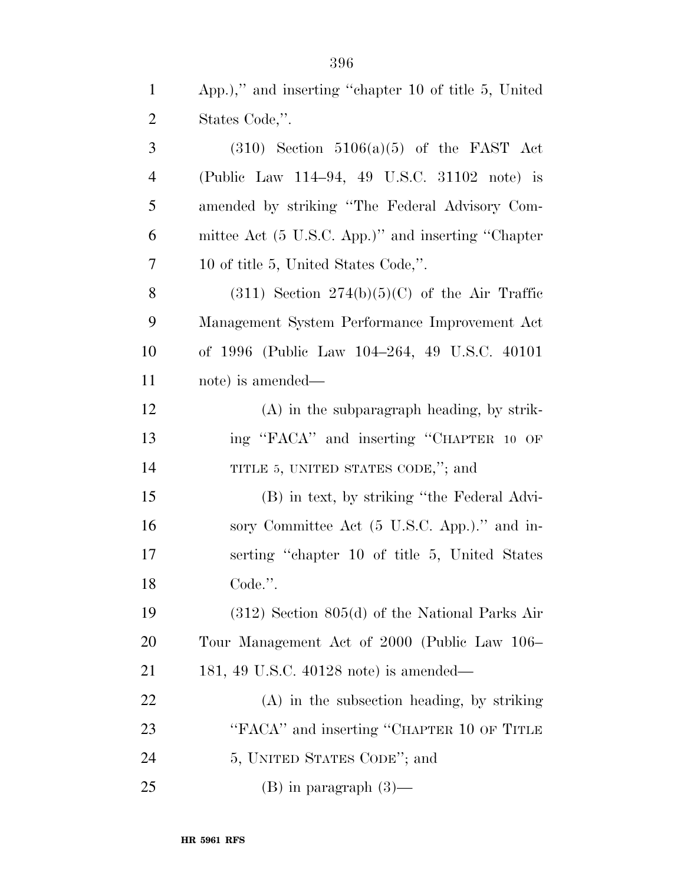App.)," and inserting "chapter 10 of title 5, United States Code,".

(310) Section 5106(a)(5) of the FAST Act (Public Law 114–94, 49 U.S.C. 31102 note) is amended by striking "The Federal Advisory Committee Act (5 U.S.C. App.)" and inserting "Chapter 10 of title 5, United States Code,".

(311) Section 274(b)(5)(C) of the Air Traffic Management System Performance Improvement Act of 1996 (Public Law 104–264, 49 U.S.C. 40101 note) is amended—

(A) in the subparagraph heading, by striking "FACA" and inserting "CHAPTER 10 OF TITLE 5, UNITED STATES CODE,"; and

(B) in text, by striking "the Federal Advisory Committee Act (5 U.S.C. App.)." and inserting "chapter 10 of title 5, United States Code.".

(312) Section 805(d) of the National Parks Air Tour Management Act of 2000 (Public Law 106–181, 49 U.S.C. 40128 note) is amended—

(A) in the subsection heading, by striking "FACA" and inserting "CHAPTER 10 OF TITLE 5, UNITED STATES CODE"; and

(B) in paragraph (3)—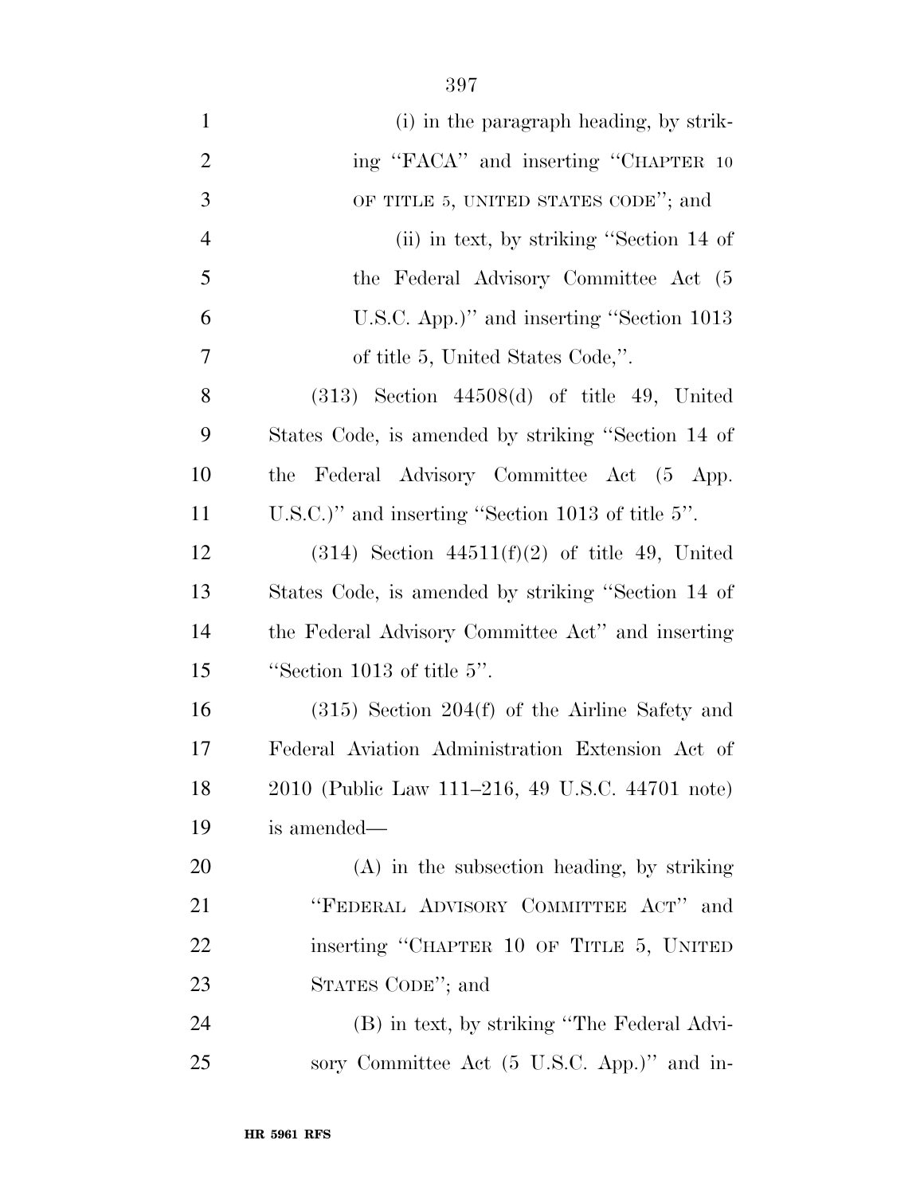(i) in the paragraph heading, by striking "FACA" and inserting "CHAPTER 10 OF TITLE 5, UNITED STATES CODE"; and

(ii) in text, by striking "Section 14 of the Federal Advisory Committee Act (5 U.S.C. App.)" and inserting "Section 1013 of title 5, United States Code,".

(313) Section 44508(d) of title 49, United States Code, is amended by striking "Section 14 of the Federal Advisory Committee Act (5 App. U.S.C.)" and inserting "Section 1013 of title 5".

(314) Section 44511(f)(2) of title 49, United States Code, is amended by striking "Section 14 of the Federal Advisory Committee Act" and inserting "Section 1013 of title 5".

(315) Section 204(f) of the Airline Safety and Federal Aviation Administration Extension Act of 2010 (Public Law 111–216, 49 U.S.C. 44701 note) is amended—

(A) in the subsection heading, by striking "FEDERAL ADVISORY COMMITTEE ACT" and inserting "CHAPTER 10 OF TITLE 5, UNITED STATES CODE"; and

(B) in text, by striking "The Federal Advisory Committee Act (5 U.S.C. App.)" and in-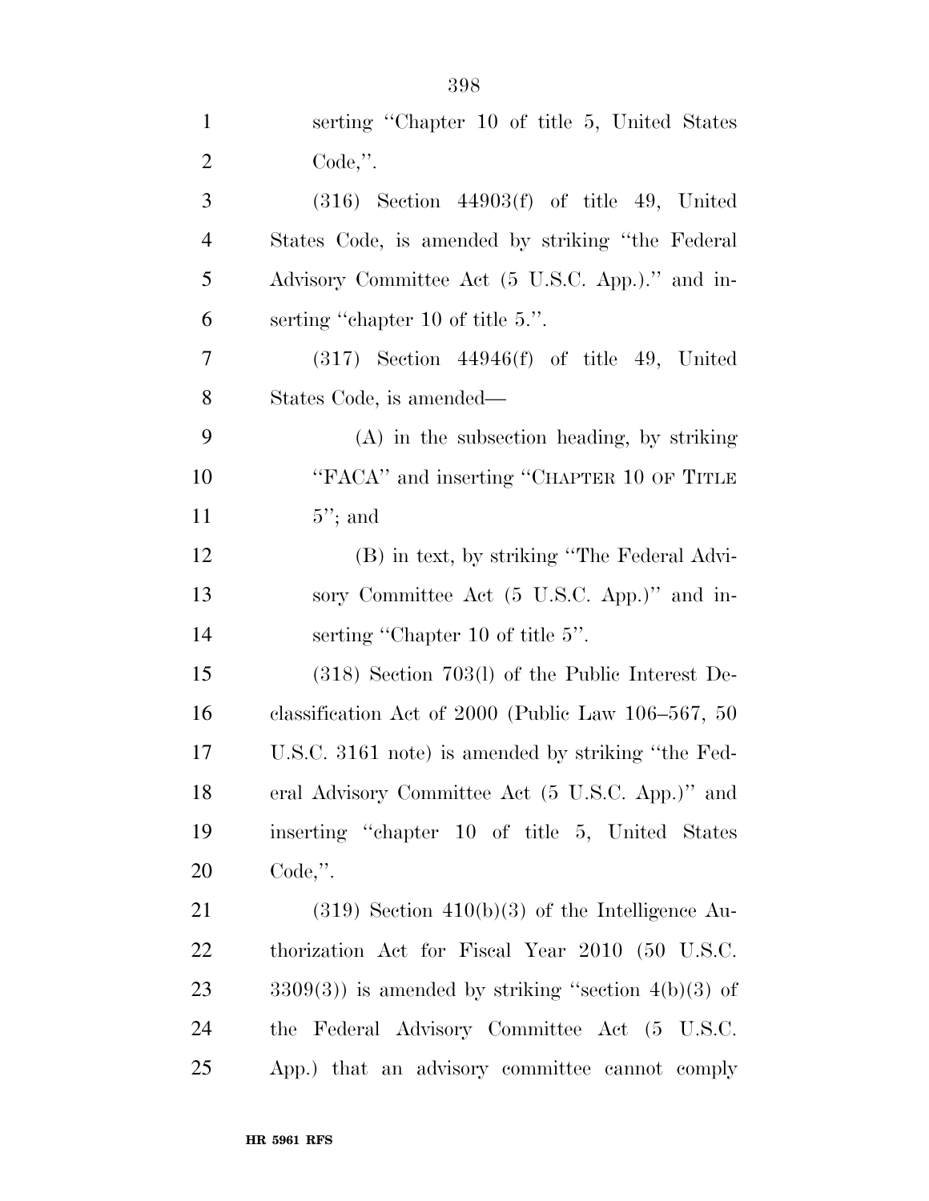serting "Chapter 10 of title 5, United States Code,".

(316) Section 44903(f) of title 49, United States Code, is amended by striking "the Federal Advisory Committee Act (5 U.S.C. App.)." and inserting "chapter 10 of title 5.".

(317) Section 44946(f) of title 49, United States Code, is amended—

(A) in the subsection heading, by striking "FACA" and inserting "CHAPTER 10 OF TITLE 5"; and

(B) in text, by striking "The Federal Advisory Committee Act (5 U.S.C. App.)" and inserting "Chapter 10 of title 5".

(318) Section 703(l) of the Public Interest Declassification Act of 2000 (Public Law 106–567, 50 U.S.C. 3161 note) is amended by striking "the Federal Advisory Committee Act (5 U.S.C. App.)" and inserting "chapter 10 of title 5, United States Code,".

(319) Section 410(b)(3) of the Intelligence Authorization Act for Fiscal Year 2010 (50 U.S.C. 3309(3)) is amended by striking "section 4(b)(3) of the Federal Advisory Committee Act (5 U.S.C. App.) that an advisory committee cannot comply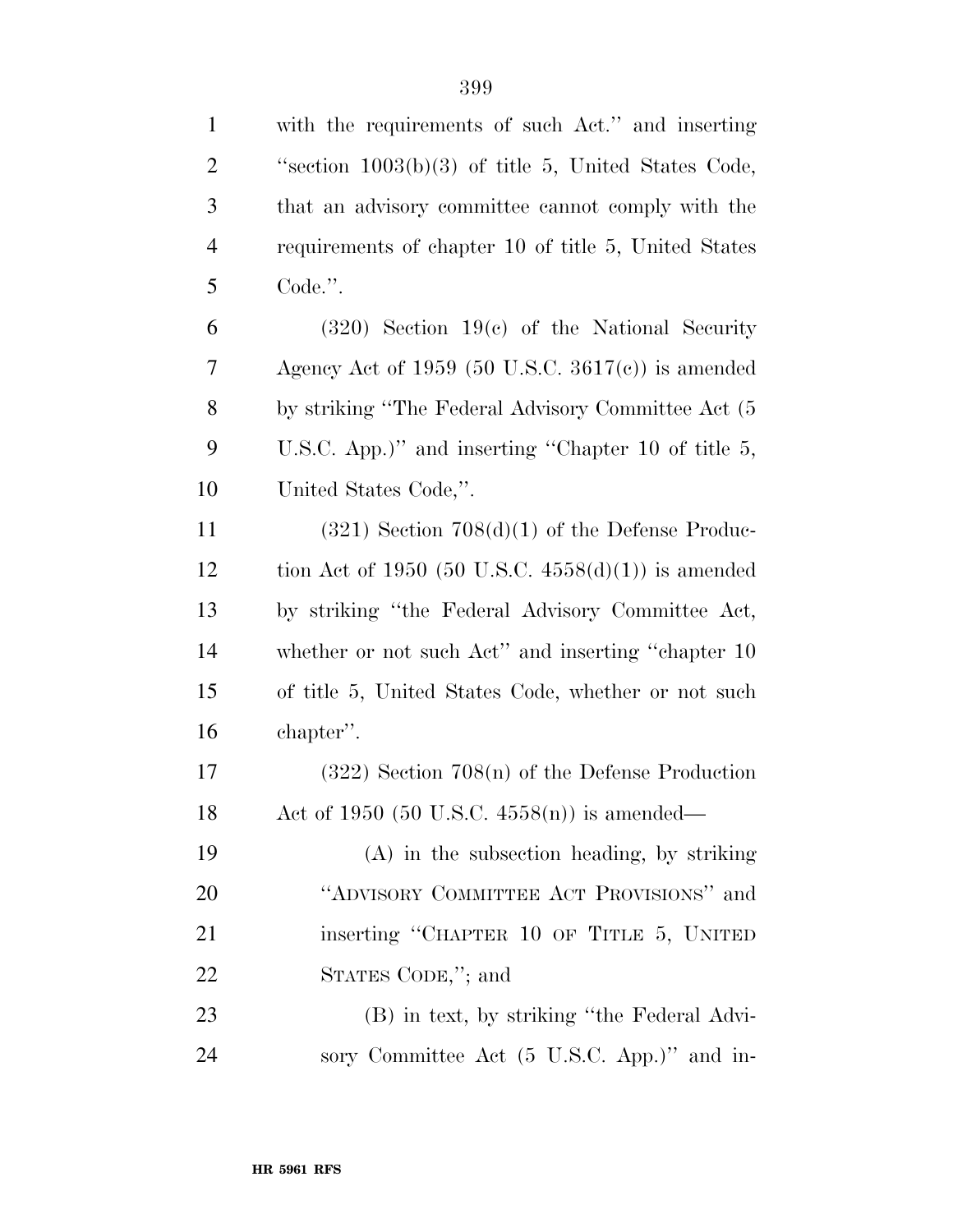with the requirements of such Act.'' and inserting ''section 1003(b)(3) of title 5, United States Code, that an advisory committee cannot comply with the requirements of chapter 10 of title 5, United States Code.''.

(320) Section 19(c) of the National Security Agency Act of 1959 (50 U.S.C. 3617(c)) is amended by striking ''The Federal Advisory Committee Act (5 U.S.C. App.)'' and inserting ''Chapter 10 of title 5, United States Code,''.

(321) Section 708(d)(1) of the Defense Production Act of 1950 (50 U.S.C. 4558(d)(1)) is amended by striking ''the Federal Advisory Committee Act, whether or not such Act'' and inserting ''chapter 10 of title 5, United States Code, whether or not such chapter''.

(322) Section 708(n) of the Defense Production Act of 1950 (50 U.S.C. 4558(n)) is amended—

(A) in the subsection heading, by striking ''ADVISORY COMMITTEE ACT PROVISIONS'' and inserting ''CHAPTER 10 OF TITLE 5, UNITED STATES CODE,''; and

(B) in text, by striking ''the Federal Advisory Committee Act (5 U.S.C. App.)'' and in-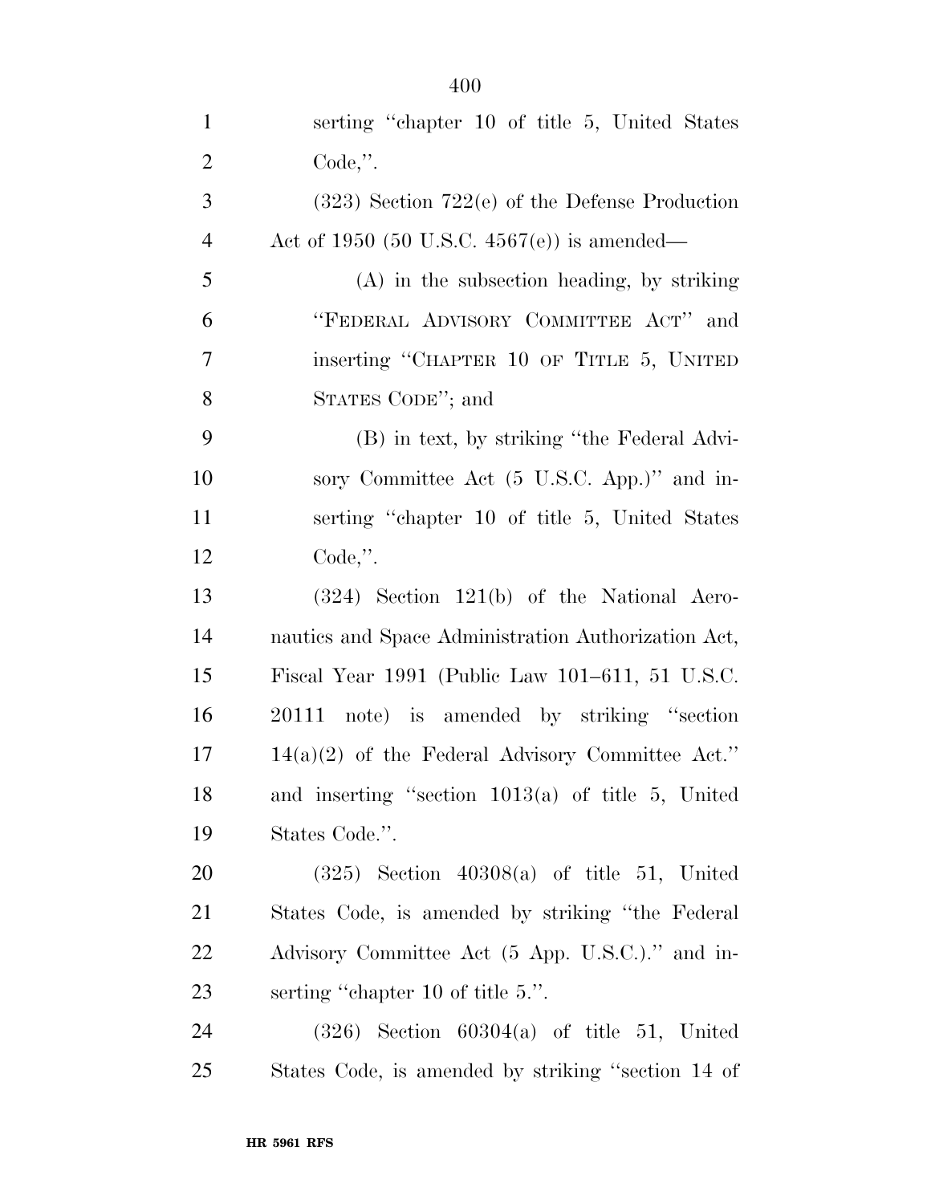serting "chapter 10 of title 5, United States Code,".

(323) Section 722(e) of the Defense Production Act of 1950 (50 U.S.C. 4567(e)) is amended—

(A) in the subsection heading, by striking "FEDERAL ADVISORY COMMITTEE ACT" and inserting "CHAPTER 10 OF TITLE 5, UNITED STATES CODE"; and

(B) in text, by striking "the Federal Advisory Committee Act (5 U.S.C. App.)" and inserting "chapter 10 of title 5, United States Code,".

(324) Section 121(b) of the National Aeronautics and Space Administration Authorization Act, Fiscal Year 1991 (Public Law 101–611, 51 U.S.C. 20111 note) is amended by striking "section 14(a)(2) of the Federal Advisory Committee Act." and inserting "section 1013(a) of title 5, United States Code.".

(325) Section 40308(a) of title 51, United States Code, is amended by striking "the Federal Advisory Committee Act (5 App. U.S.C.)." and inserting "chapter 10 of title 5.".

(326) Section 60304(a) of title 51, United States Code, is amended by striking "section 14 of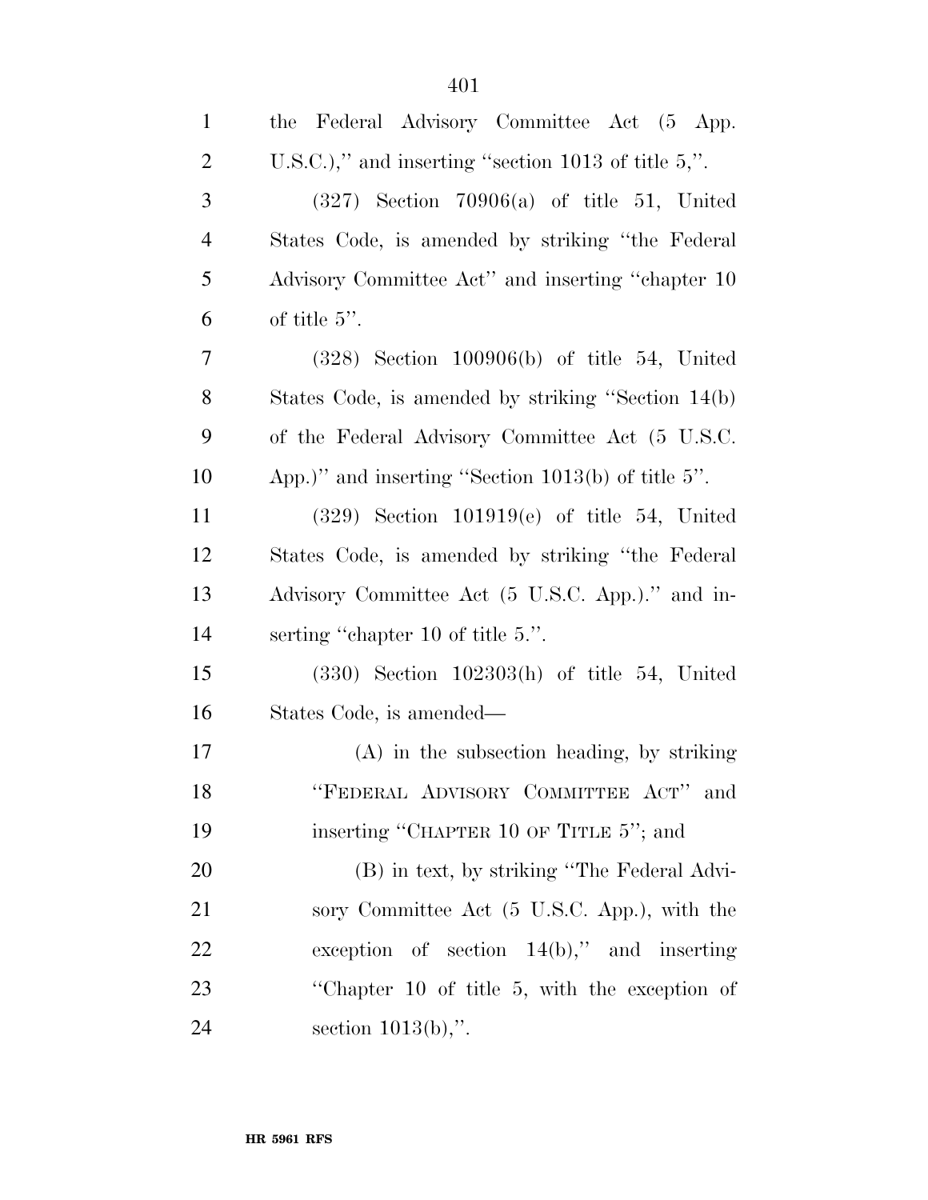the Federal Advisory Committee Act (5 App. U.S.C.)," and inserting "section 1013 of title 5,".

(327) Section 70906(a) of title 51, United States Code, is amended by striking "the Federal Advisory Committee Act" and inserting "chapter 10 of title 5".

(328) Section 100906(b) of title 54, United States Code, is amended by striking "Section 14(b) of the Federal Advisory Committee Act (5 U.S.C. App.)" and inserting "Section 1013(b) of title 5".

(329) Section 101919(e) of title 54, United States Code, is amended by striking "the Federal Advisory Committee Act (5 U.S.C. App.)." and inserting "chapter 10 of title 5.".

(330) Section 102303(h) of title 54, United States Code, is amended—

(A) in the subsection heading, by striking "FEDERAL ADVISORY COMMITTEE ACT" and inserting "CHAPTER 10 OF TITLE 5"; and

(B) in text, by striking "The Federal Advisory Committee Act (5 U.S.C. App.), with the exception of section 14(b)," and inserting "Chapter 10 of title 5, with the exception of section 1013(b),".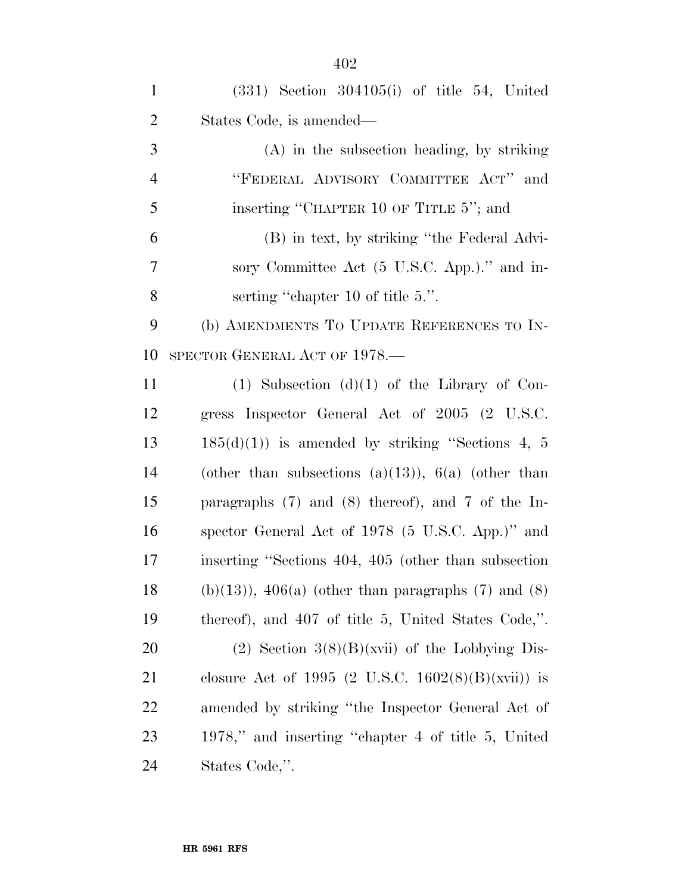(331) Section 304105(i) of title 54, United States Code, is amended—

(A) in the subsection heading, by striking "FEDERAL ADVISORY COMMITTEE ACT" and inserting "CHAPTER 10 OF TITLE 5"; and

(B) in text, by striking "the Federal Advisory Committee Act (5 U.S.C. App.)." and inserting "chapter 10 of title 5.".

(b) AMENDMENTS TO UPDATE REFERENCES TO INSPECTOR GENERAL ACT OF 1978.—

(1) Subsection (d)(1) of the Library of Congress Inspector General Act of 2005 (2 U.S.C. 185(d)(1)) is amended by striking "Sections 4, 5 (other than subsections (a)(13)), 6(a) (other than paragraphs (7) and (8) thereof), and 7 of the Inspector General Act of 1978 (5 U.S.C. App.)" and inserting "Sections 404, 405 (other than subsection (b)(13)), 406(a) (other than paragraphs (7) and (8) thereof), and 407 of title 5, United States Code,".

(2) Section 3(8)(B)(xvii) of the Lobbying Disclosure Act of 1995 (2 U.S.C. 1602(8)(B)(xvii)) is amended by striking "the Inspector General Act of 1978," and inserting "chapter 4 of title 5, United States Code,".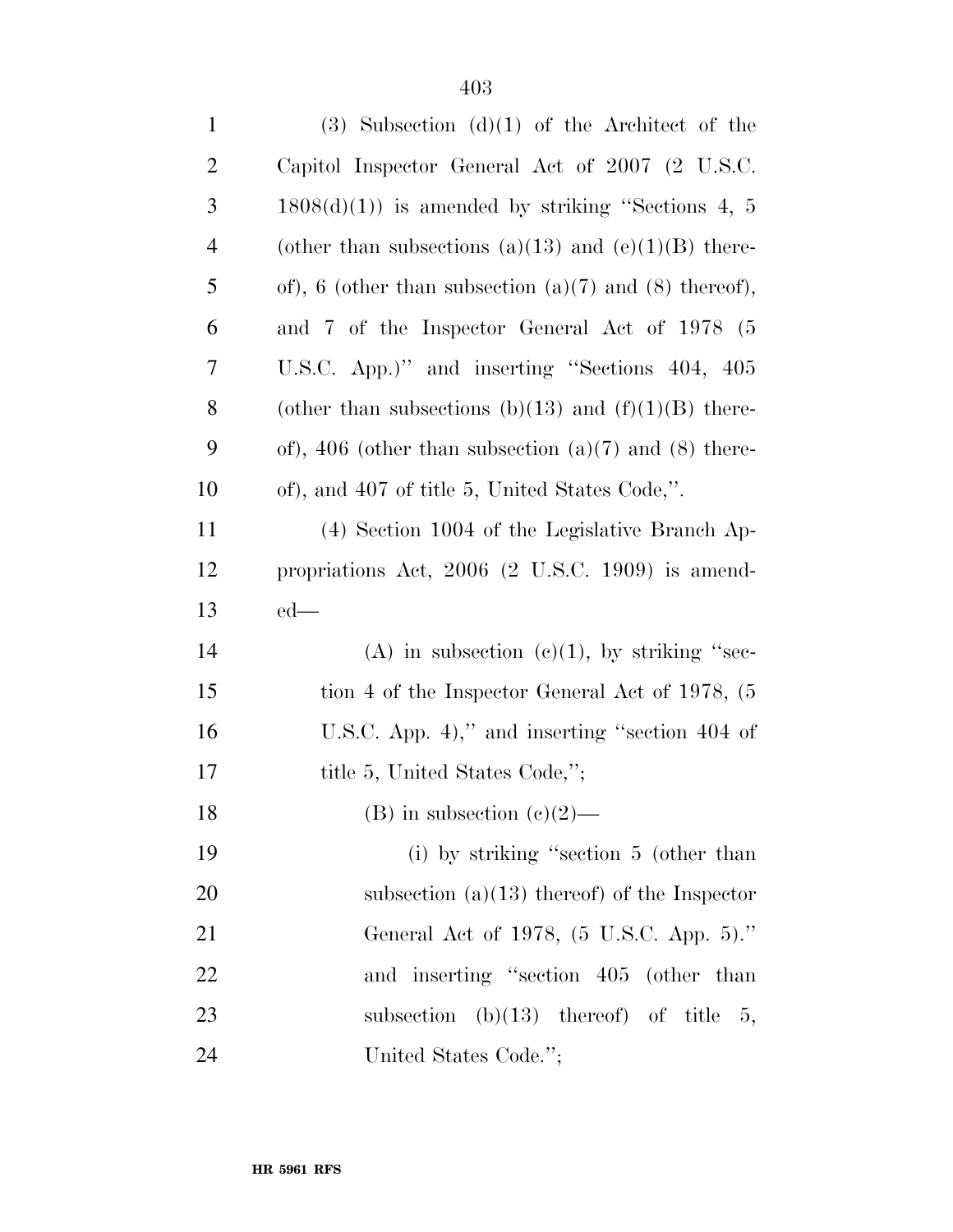(3) Subsection (d)(1) of the Architect of the Capitol Inspector General Act of 2007 (2 U.S.C. 1808(d)(1)) is amended by striking "Sections 4, 5 (other than subsections (a)(13) and (e)(1)(B) thereof), 6 (other than subsection (a)(7) and (8) thereof), and 7 of the Inspector General Act of 1978 (5 U.S.C. App.)" and inserting "Sections 404, 405 (other than subsections (b)(13) and (f)(1)(B) thereof), 406 (other than subsection (a)(7) and (8) thereof), and 407 of title 5, United States Code,".

(4) Section 1004 of the Legislative Branch Appropriations Act, 2006 (2 U.S.C. 1909) is amended—

(A) in subsection (c)(1), by striking "section 4 of the Inspector General Act of 1978, (5 U.S.C. App. 4)," and inserting "section 404 of title 5, United States Code,";

(B) in subsection (c)(2)—

(i) by striking "section 5 (other than subsection (a)(13) thereof) of the Inspector General Act of 1978, (5 U.S.C. App. 5)." and inserting "section 405 (other than subsection (b)(13) thereof) of title 5, United States Code.";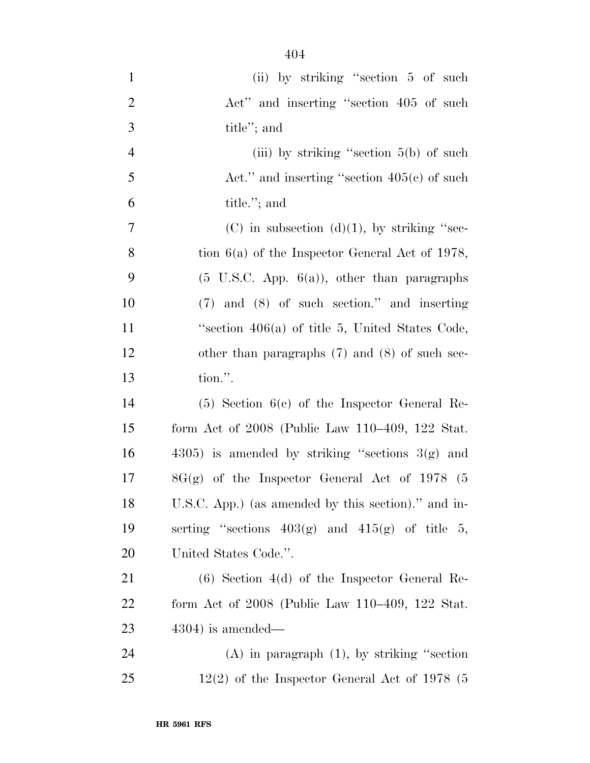(ii) by striking "section 5 of such Act" and inserting "section 405 of such title"; and

(iii) by striking "section 5(b) of such Act." and inserting "section 405(c) of such title."; and

(C) in subsection (d)(1), by striking "section 6(a) of the Inspector General Act of 1978, (5 U.S.C. App. 6(a)), other than paragraphs (7) and (8) of such section." and inserting "section 406(a) of title 5, United States Code, other than paragraphs (7) and (8) of such section.".

(5) Section 6(c) of the Inspector General Reform Act of 2008 (Public Law 110–409, 122 Stat. 4305) is amended by striking "sections 3(g) and 8G(g) of the Inspector General Act of 1978 (5 U.S.C. App.) (as amended by this section)." and inserting "sections 403(g) and 415(g) of title 5, United States Code.".

(6) Section 4(d) of the Inspector General Reform Act of 2008 (Public Law 110–409, 122 Stat. 4304) is amended—

(A) in paragraph (1), by striking "section 12(2) of the Inspector General Act of 1978 (5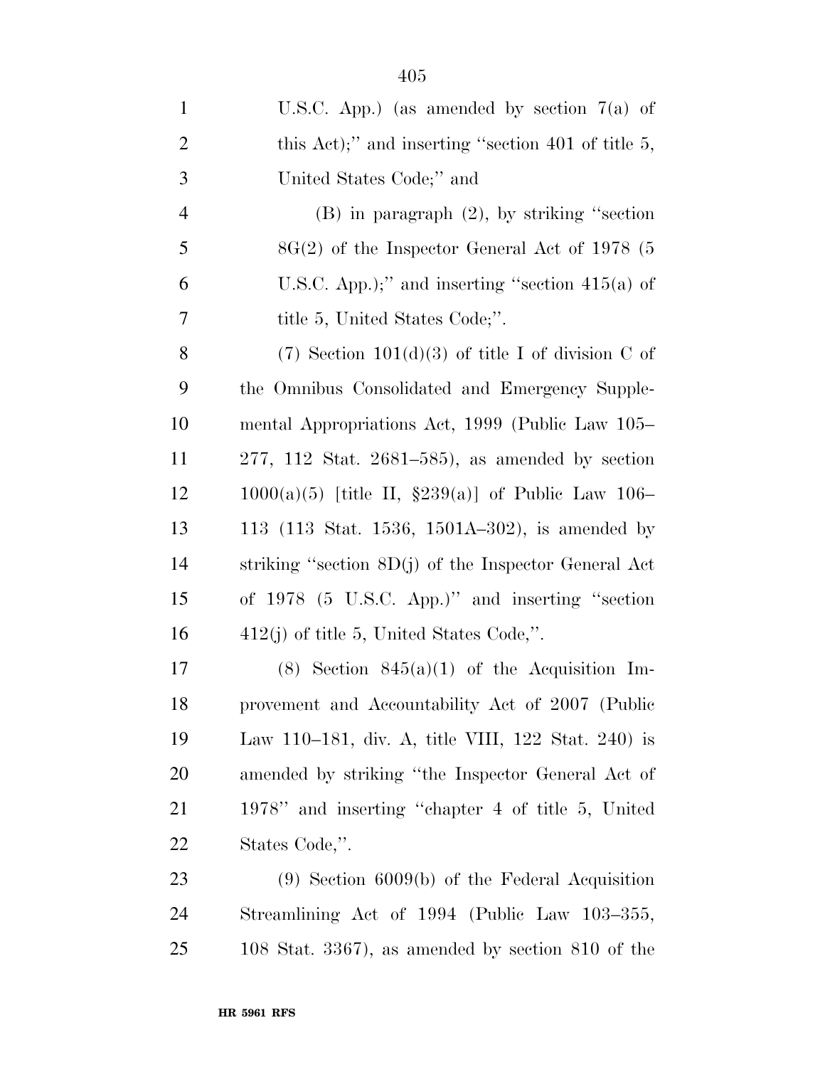U.S.C. App.) (as amended by section 7(a) of this Act);'' and inserting ''section 401 of title 5, United States Code;'' and

(B) in paragraph (2), by striking ''section 8G(2) of the Inspector General Act of 1978 (5 U.S.C. App.);'' and inserting ''section 415(a) of title 5, United States Code;''.

(7) Section 101(d)(3) of title I of division C of the Omnibus Consolidated and Emergency Supplemental Appropriations Act, 1999 (Public Law 105–277, 112 Stat. 2681–585), as amended by section 1000(a)(5) [title II, §239(a)] of Public Law 106–113 (113 Stat. 1536, 1501A–302), is amended by striking ''section 8D(j) of the Inspector General Act of 1978 (5 U.S.C. App.)'' and inserting ''section 412(j) of title 5, United States Code,''.

(8) Section 845(a)(1) of the Acquisition Improvement and Accountability Act of 2007 (Public Law 110–181, div. A, title VIII, 122 Stat. 240) is amended by striking ''the Inspector General Act of 1978'' and inserting ''chapter 4 of title 5, United States Code,''.

(9) Section 6009(b) of the Federal Acquisition Streamlining Act of 1994 (Public Law 103–355, 108 Stat. 3367), as amended by section 810 of the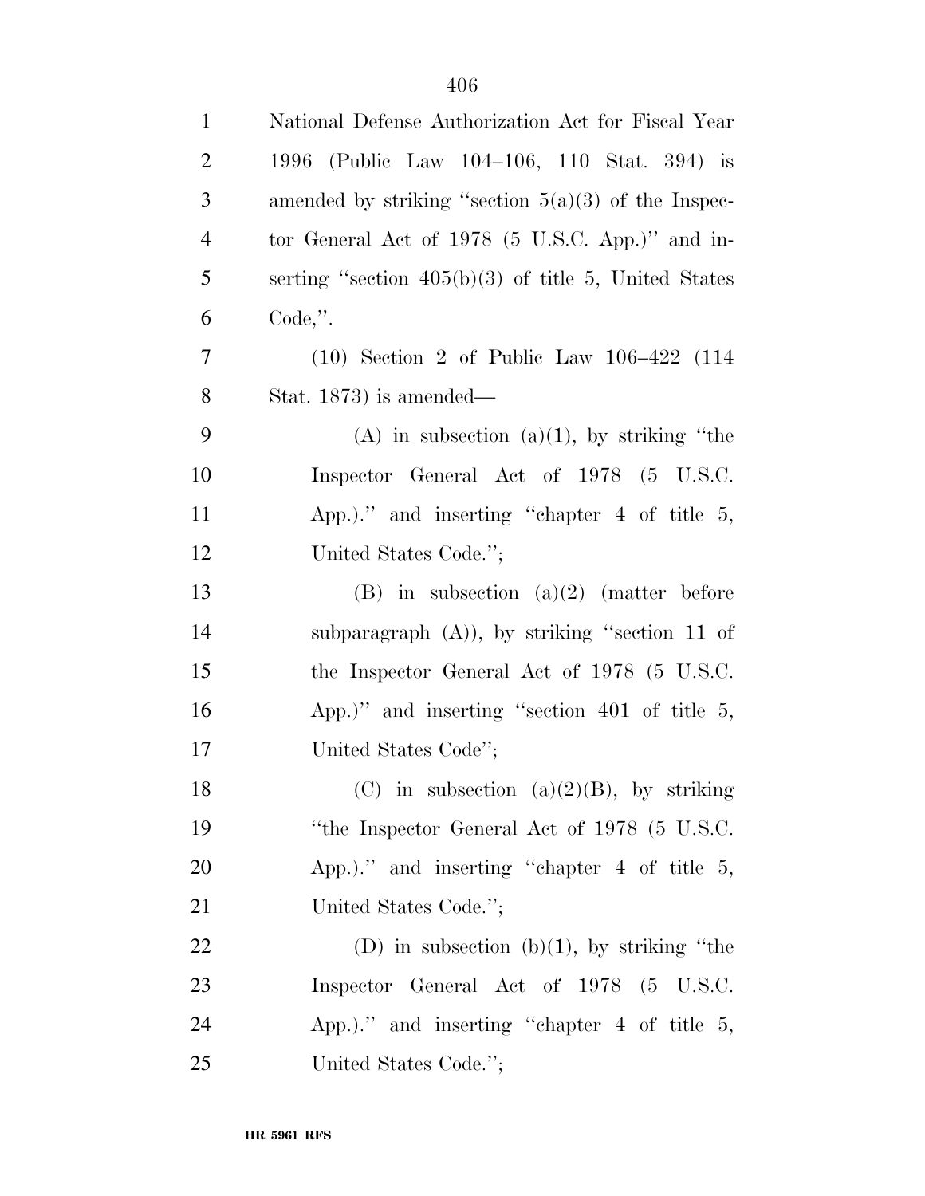National Defense Authorization Act for Fiscal Year 1996 (Public Law 104–106, 110 Stat. 394) is amended by striking "section 5(a)(3) of the Inspector General Act of 1978 (5 U.S.C. App.)" and inserting "section 405(b)(3) of title 5, United States Code,".

(10) Section 2 of Public Law 106–422 (114 Stat. 1873) is amended—

(A) in subsection (a)(1), by striking "the Inspector General Act of 1978 (5 U.S.C. App.)." and inserting "chapter 4 of title 5, United States Code.";

(B) in subsection (a)(2) (matter before subparagraph (A)), by striking "section 11 of the Inspector General Act of 1978 (5 U.S.C. App.)" and inserting "section 401 of title 5, United States Code";

(C) in subsection (a)(2)(B), by striking "the Inspector General Act of 1978 (5 U.S.C. App.)." and inserting "chapter 4 of title 5, United States Code.";

(D) in subsection (b)(1), by striking "the Inspector General Act of 1978 (5 U.S.C. App.)." and inserting "chapter 4 of title 5, United States Code.";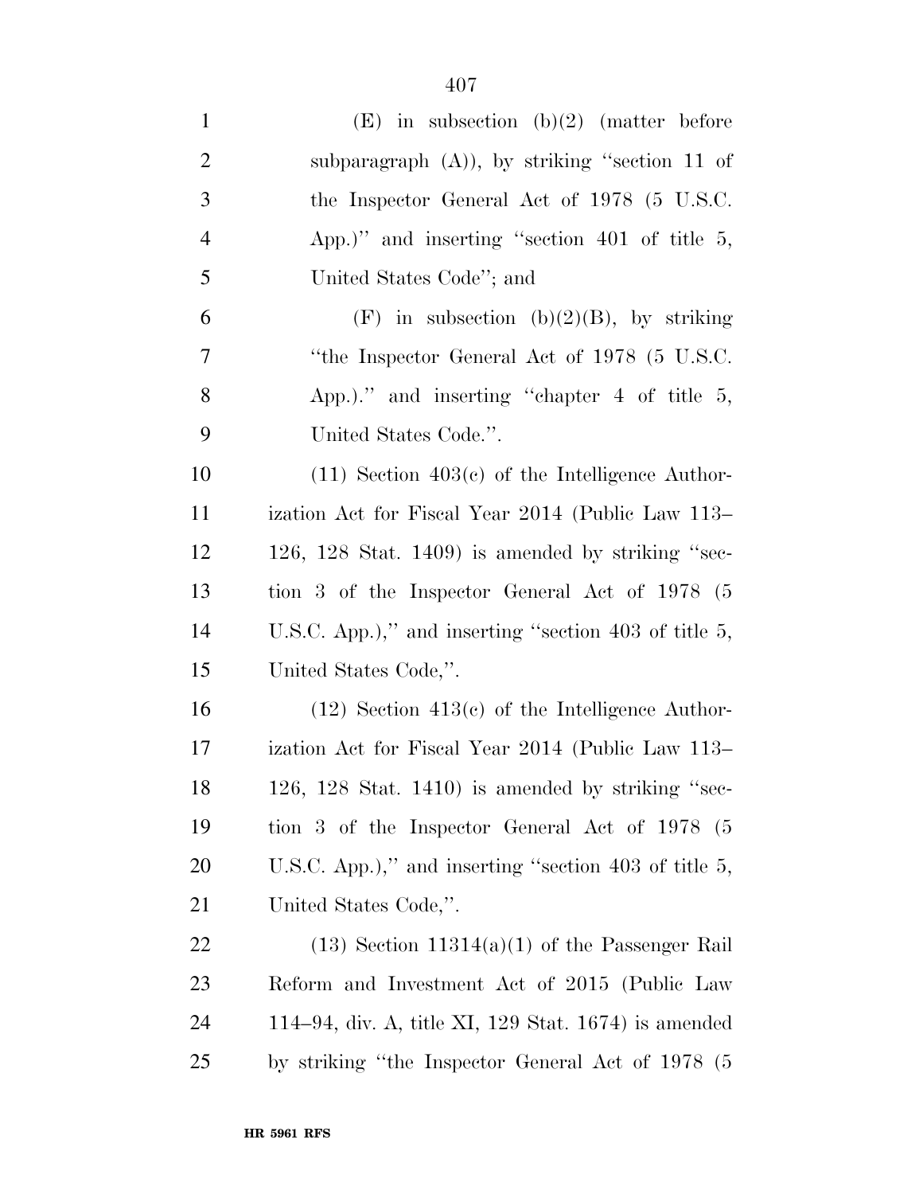(E) in subsection (b)(2) (matter before subparagraph (A)), by striking "section 11 of the Inspector General Act of 1978 (5 U.S.C. App.)" and inserting "section 401 of title 5, United States Code"; and

(F) in subsection (b)(2)(B), by striking "the Inspector General Act of 1978 (5 U.S.C. App.)." and inserting "chapter 4 of title 5, United States Code.".

(11) Section 403(c) of the Intelligence Authorization Act for Fiscal Year 2014 (Public Law 113–126, 128 Stat. 1409) is amended by striking "section 3 of the Inspector General Act of 1978 (5 U.S.C. App.)," and inserting "section 403 of title 5, United States Code,".

(12) Section 413(c) of the Intelligence Authorization Act for Fiscal Year 2014 (Public Law 113–126, 128 Stat. 1410) is amended by striking "section 3 of the Inspector General Act of 1978 (5 U.S.C. App.)," and inserting "section 403 of title 5, United States Code,".

(13) Section 11314(a)(1) of the Passenger Rail Reform and Investment Act of 2015 (Public Law 114–94, div. A, title XI, 129 Stat. 1674) is amended by striking "the Inspector General Act of 1978 (5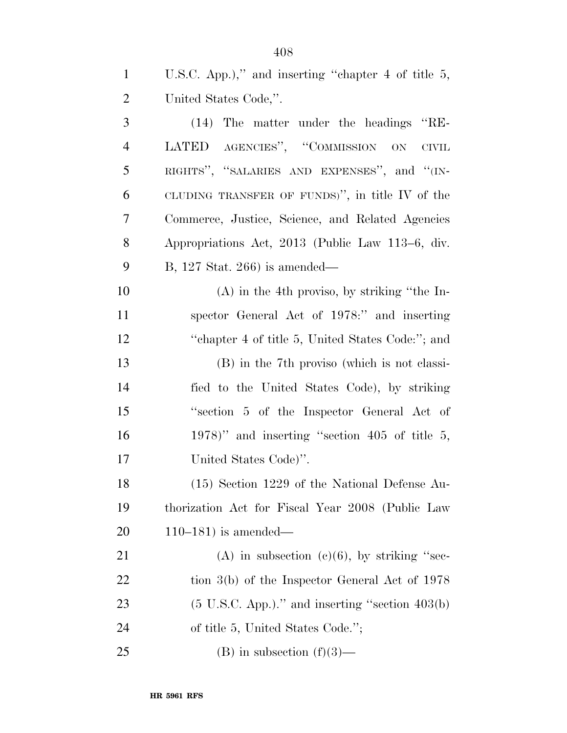U.S.C. App.)," and inserting "chapter 4 of title 5, United States Code,".

(14) The matter under the headings "RELATED AGENCIES", "COMMISSION ON CIVIL RIGHTS", "SALARIES AND EXPENSES", and "(INCLUDING TRANSFER OF FUNDS)", in title IV of the Commerce, Justice, Science, and Related Agencies Appropriations Act, 2013 (Public Law 113–6, div. B, 127 Stat. 266) is amended—

(A) in the 4th proviso, by striking "the Inspector General Act of 1978:" and inserting "chapter 4 of title 5, United States Code:"; and

(B) in the 7th proviso (which is not classified to the United States Code), by striking "section 5 of the Inspector General Act of 1978)" and inserting "section 405 of title 5, United States Code)".

(15) Section 1229 of the National Defense Authorization Act for Fiscal Year 2008 (Public Law 110–181) is amended—

(A) in subsection (c)(6), by striking "section 3(b) of the Inspector General Act of 1978 (5 U.S.C. App.)." and inserting "section 403(b) of title 5, United States Code.";

(B) in subsection (f)(3)—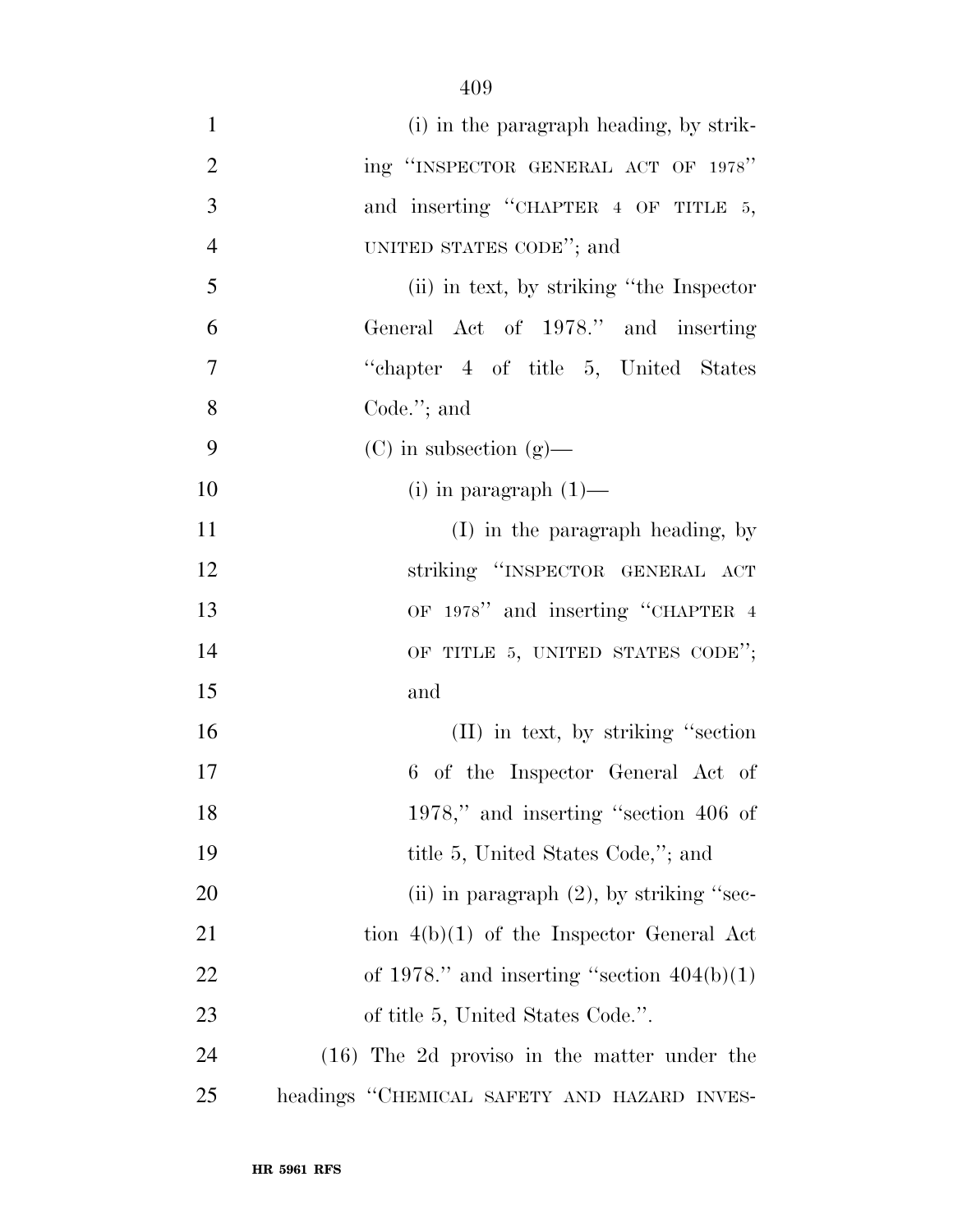(i) in the paragraph heading, by striking "INSPECTOR GENERAL ACT OF 1978" and inserting "CHAPTER 4 OF TITLE 5, UNITED STATES CODE"; and

(ii) in text, by striking "the Inspector General Act of 1978." and inserting "chapter 4 of title 5, United States Code."; and

(C) in subsection (g)—

(i) in paragraph (1)—

(I) in the paragraph heading, by striking "INSPECTOR GENERAL ACT OF 1978" and inserting "CHAPTER 4 OF TITLE 5, UNITED STATES CODE"; and

(II) in text, by striking "section 6 of the Inspector General Act of 1978," and inserting "section 406 of title 5, United States Code,"; and

(ii) in paragraph (2), by striking "section 4(b)(1) of the Inspector General Act of 1978." and inserting "section 404(b)(1) of title 5, United States Code.".

(16) The 2d proviso in the matter under the headings "CHEMICAL SAFETY AND HAZARD INVES-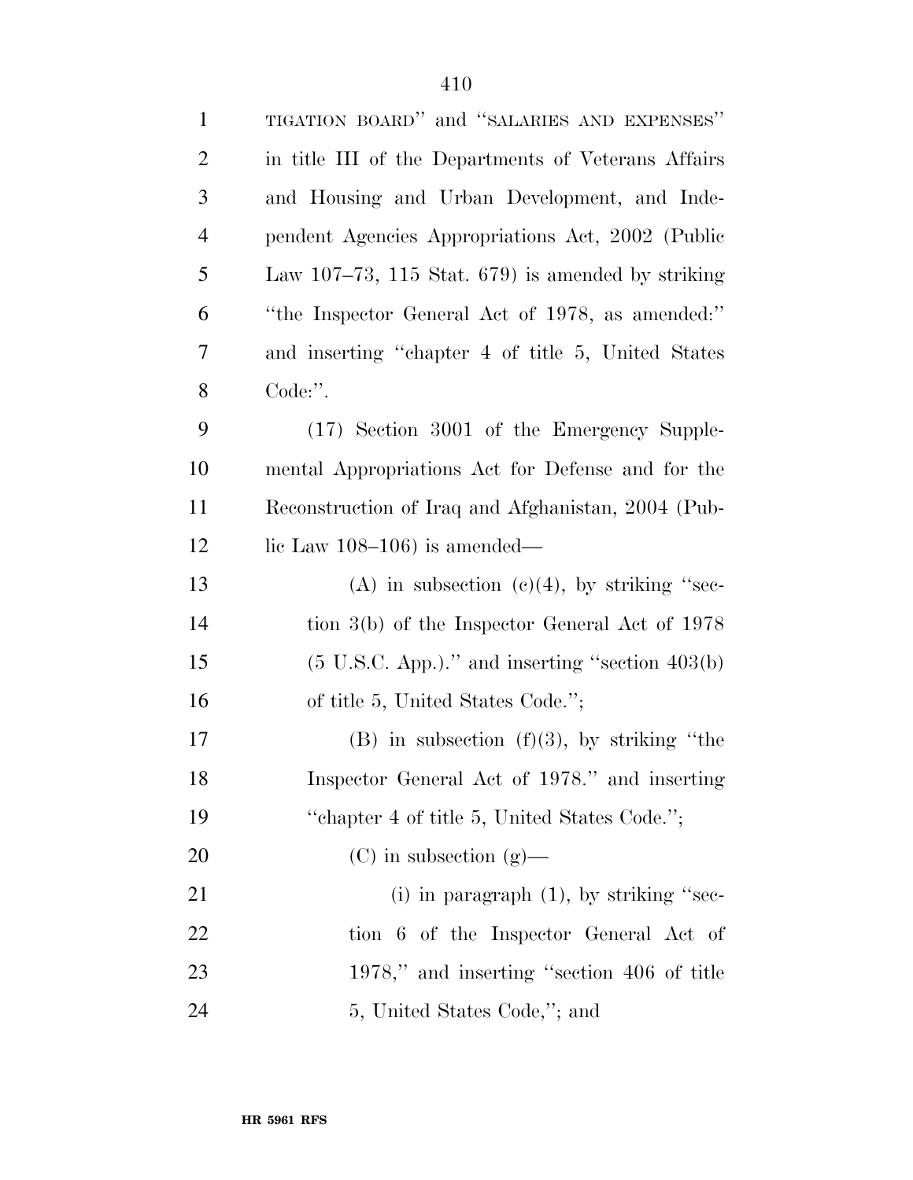TIGATION BOARD'' and ''SALARIES AND EXPENSES'' in title III of the Departments of Veterans Affairs and Housing and Urban Development, and Independent Agencies Appropriations Act, 2002 (Public Law 107–73, 115 Stat. 679) is amended by striking ''the Inspector General Act of 1978, as amended:'' and inserting ''chapter 4 of title 5, United States Code:''.

(17) Section 3001 of the Emergency Supplemental Appropriations Act for Defense and for the Reconstruction of Iraq and Afghanistan, 2004 (Public Law 108–106) is amended—

(A) in subsection (c)(4), by striking ''section 3(b) of the Inspector General Act of 1978 (5 U.S.C. App.).'' and inserting ''section 403(b) of title 5, United States Code.'';

(B) in subsection (f)(3), by striking ''the Inspector General Act of 1978.'' and inserting ''chapter 4 of title 5, United States Code.'';

(C) in subsection (g)—

(i) in paragraph (1), by striking ''section 6 of the Inspector General Act of 1978,'' and inserting ''section 406 of title 5, United States Code,''; and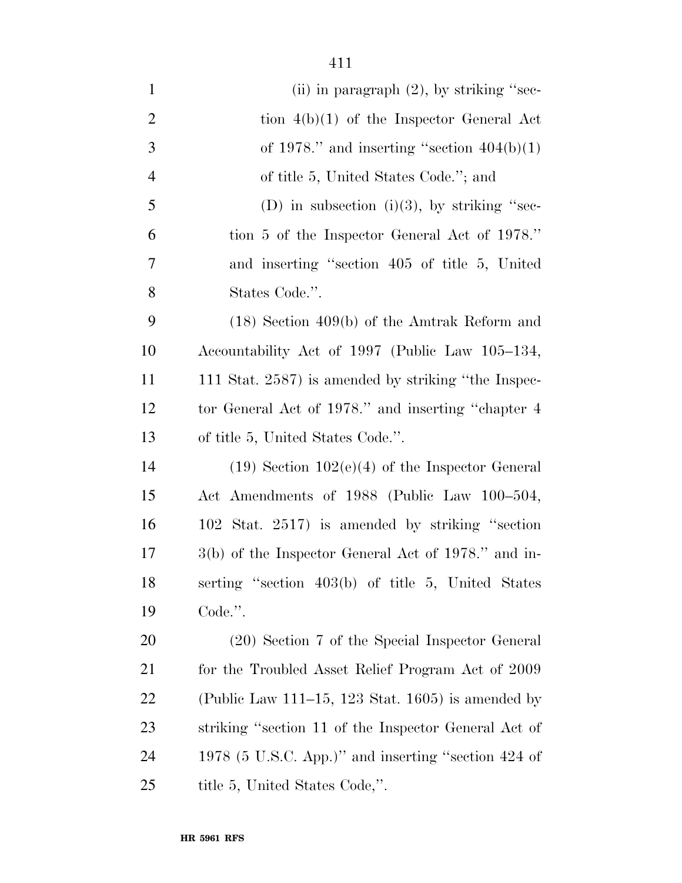(ii) in paragraph (2), by striking "section 4(b)(1) of the Inspector General Act of 1978." and inserting "section 404(b)(1) of title 5, United States Code."; and

(D) in subsection (i)(3), by striking "section 5 of the Inspector General Act of 1978." and inserting "section 405 of title 5, United States Code.".

(18) Section 409(b) of the Amtrak Reform and Accountability Act of 1997 (Public Law 105–134, 111 Stat. 2587) is amended by striking "the Inspector General Act of 1978." and inserting "chapter 4 of title 5, United States Code.".

(19) Section 102(e)(4) of the Inspector General Act Amendments of 1988 (Public Law 100–504, 102 Stat. 2517) is amended by striking "section 3(b) of the Inspector General Act of 1978." and inserting "section 403(b) of title 5, United States Code.".

(20) Section 7 of the Special Inspector General for the Troubled Asset Relief Program Act of 2009 (Public Law 111–15, 123 Stat. 1605) is amended by striking "section 11 of the Inspector General Act of 1978 (5 U.S.C. App.)" and inserting "section 424 of title 5, United States Code,".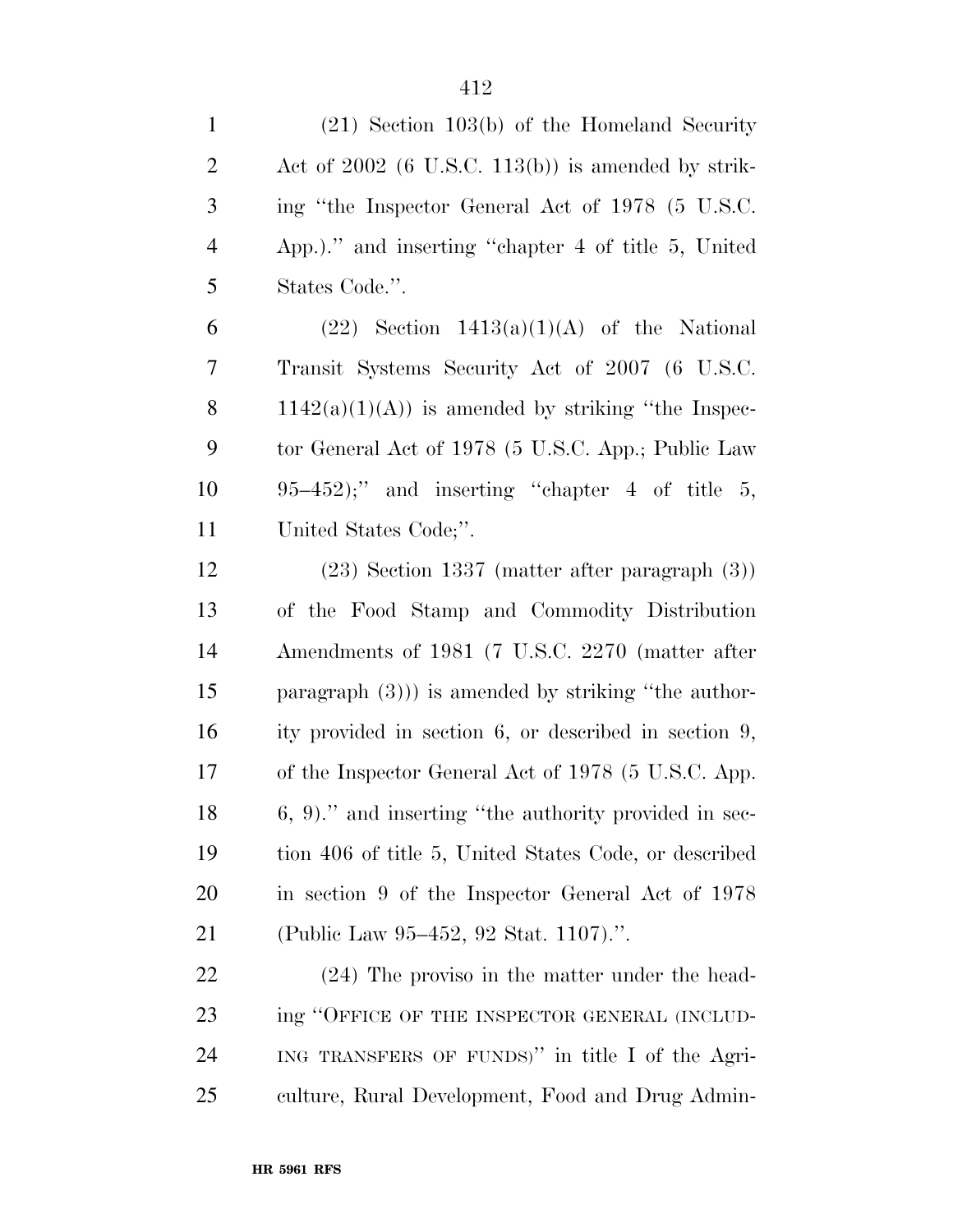(21) Section 103(b) of the Homeland Security Act of 2002 (6 U.S.C. 113(b)) is amended by striking ''the Inspector General Act of 1978 (5 U.S.C. App.).'' and inserting ''chapter 4 of title 5, United States Code.''.

(22) Section 1413(a)(1)(A) of the National Transit Systems Security Act of 2007 (6 U.S.C. 1142(a)(1)(A)) is amended by striking ''the Inspector General Act of 1978 (5 U.S.C. App.; Public Law 95–452);'' and inserting ''chapter 4 of title 5, United States Code;''.

(23) Section 1337 (matter after paragraph (3)) of the Food Stamp and Commodity Distribution Amendments of 1981 (7 U.S.C. 2270 (matter after paragraph (3))) is amended by striking ''the authority provided in section 6, or described in section 9, of the Inspector General Act of 1978 (5 U.S.C. App. 6, 9).'' and inserting ''the authority provided in section 406 of title 5, United States Code, or described in section 9 of the Inspector General Act of 1978 (Public Law 95–452, 92 Stat. 1107).''.

(24) The proviso in the matter under the heading ''OFFICE OF THE INSPECTOR GENERAL (INCLUDING TRANSFERS OF FUNDS)'' in title I of the Agriculture, Rural Development, Food and Drug Admin-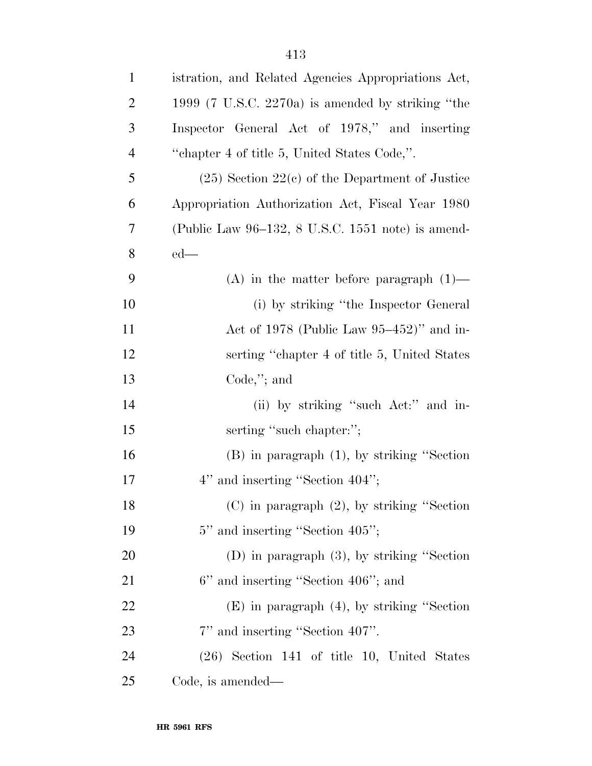istration, and Related Agencies Appropriations Act, 1999 (7 U.S.C. 2270a) is amended by striking "the Inspector General Act of 1978," and inserting "chapter 4 of title 5, United States Code,".

(25) Section 22(c) of the Department of Justice Appropriation Authorization Act, Fiscal Year 1980 (Public Law 96–132, 8 U.S.C. 1551 note) is amended—

(A) in the matter before paragraph (1)—

(i) by striking "the Inspector General Act of 1978 (Public Law 95–452)" and inserting "chapter 4 of title 5, United States Code,"; and

(ii) by striking "such Act:" and inserting "such chapter:";

(B) in paragraph (1), by striking "Section 4" and inserting "Section 404";

(C) in paragraph (2), by striking "Section 5" and inserting "Section 405";

(D) in paragraph (3), by striking "Section 6" and inserting "Section 406"; and

(E) in paragraph (4), by striking "Section 7" and inserting "Section 407".

(26) Section 141 of title 10, United States Code, is amended—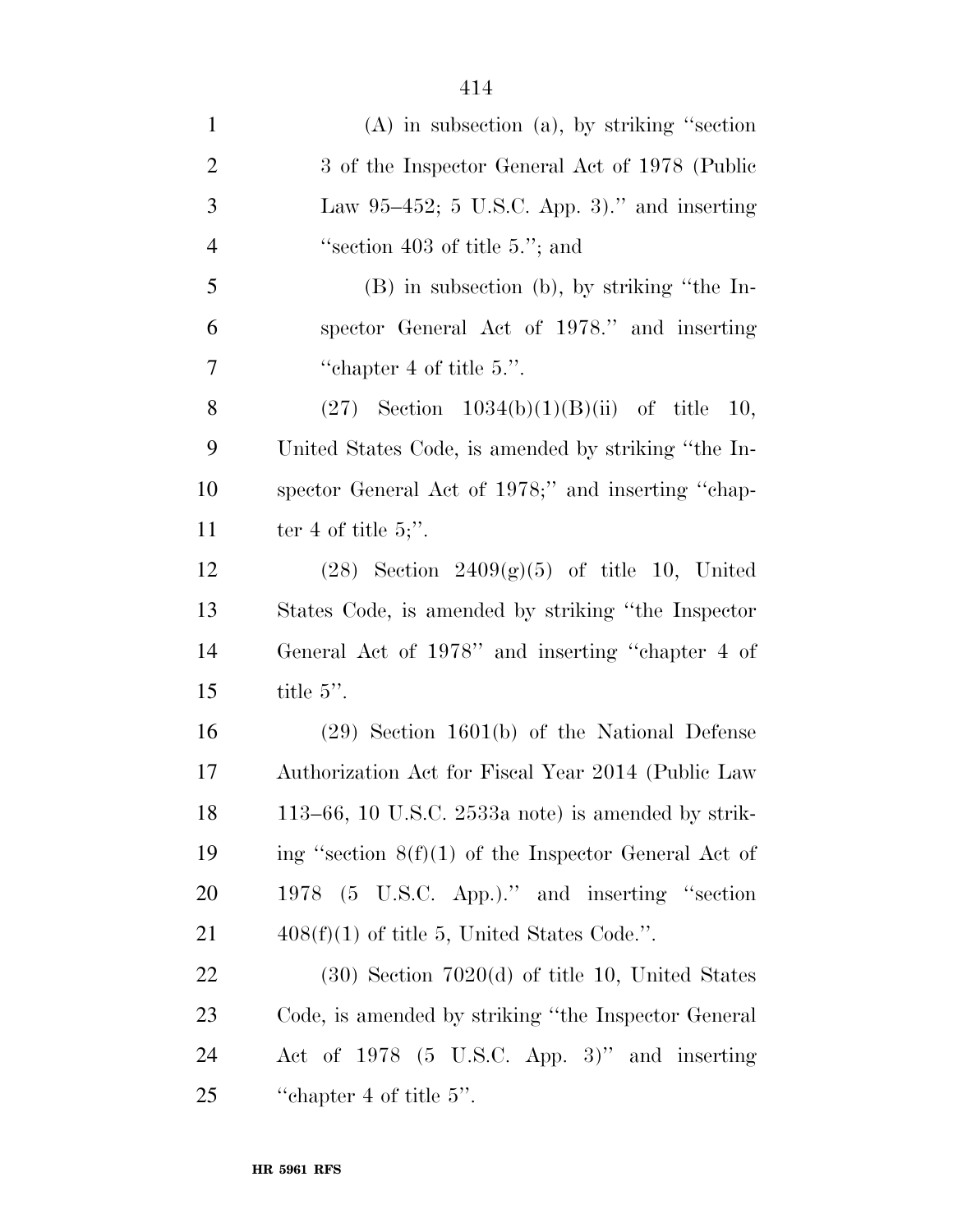(A) in subsection (a), by striking "section 3 of the Inspector General Act of 1978 (Public Law 95–452; 5 U.S.C. App. 3)." and inserting "section 403 of title 5."; and

(B) in subsection (b), by striking "the Inspector General Act of 1978." and inserting "chapter 4 of title 5.".

(27) Section 1034(b)(1)(B)(ii) of title 10, United States Code, is amended by striking "the Inspector General Act of 1978;" and inserting "chapter 4 of title 5;".

(28) Section 2409(g)(5) of title 10, United States Code, is amended by striking "the Inspector General Act of 1978" and inserting "chapter 4 of title 5".

(29) Section 1601(b) of the National Defense Authorization Act for Fiscal Year 2014 (Public Law 113–66, 10 U.S.C. 2533a note) is amended by striking "section 8(f)(1) of the Inspector General Act of 1978 (5 U.S.C. App.)." and inserting "section 408(f)(1) of title 5, United States Code.".

(30) Section 7020(d) of title 10, United States Code, is amended by striking "the Inspector General Act of 1978 (5 U.S.C. App. 3)" and inserting "chapter 4 of title 5".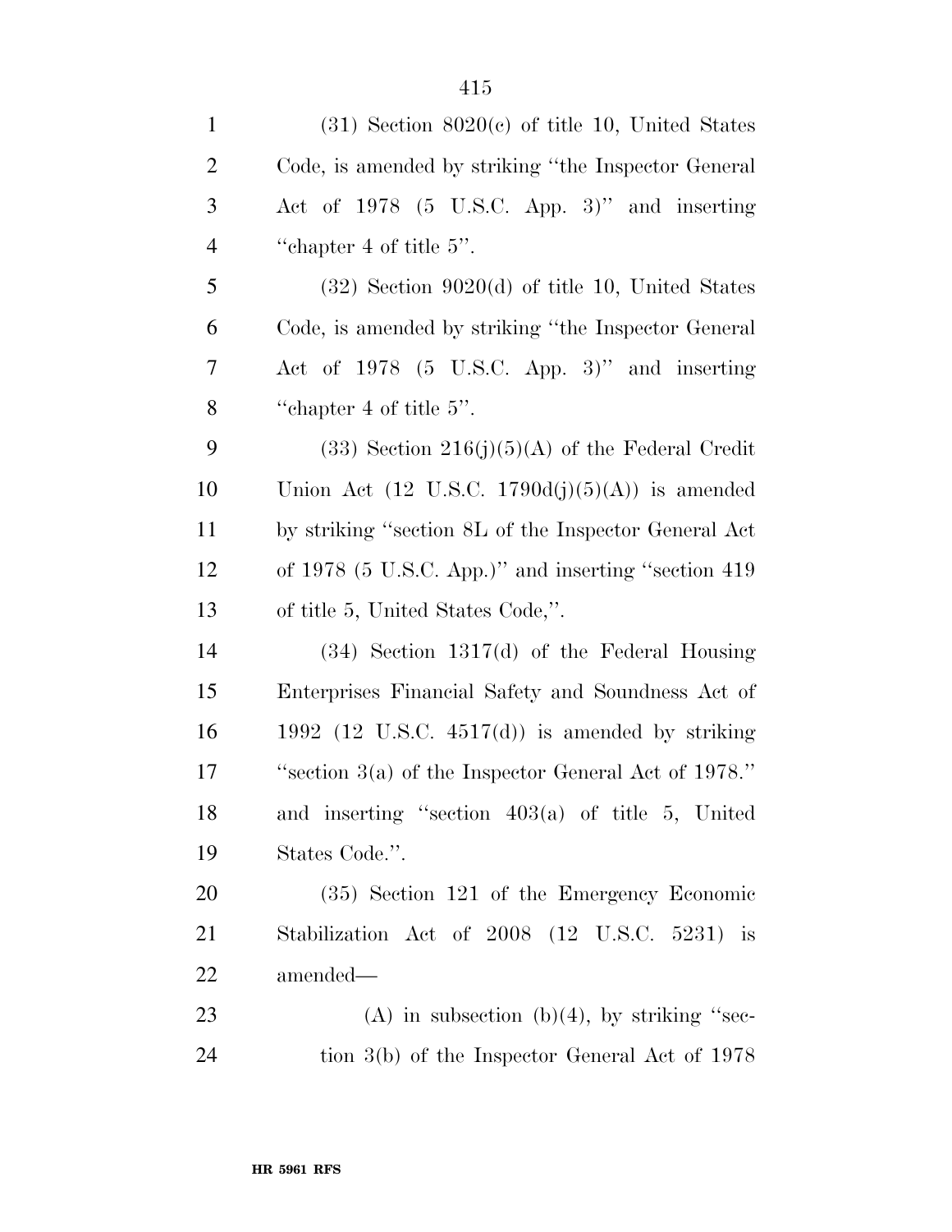(31) Section 8020(c) of title 10, United States Code, is amended by striking ''the Inspector General Act of 1978 (5 U.S.C. App. 3)'' and inserting ''chapter 4 of title 5''.

(32) Section 9020(d) of title 10, United States Code, is amended by striking ''the Inspector General Act of 1978 (5 U.S.C. App. 3)'' and inserting ''chapter 4 of title 5''.

(33) Section 216(j)(5)(A) of the Federal Credit Union Act (12 U.S.C. 1790d(j)(5)(A)) is amended by striking ''section 8L of the Inspector General Act of 1978 (5 U.S.C. App.)'' and inserting ''section 419 of title 5, United States Code,''.

(34) Section 1317(d) of the Federal Housing Enterprises Financial Safety and Soundness Act of 1992 (12 U.S.C. 4517(d)) is amended by striking ''section 3(a) of the Inspector General Act of 1978.'' and inserting ''section 403(a) of title 5, United States Code.''.

(35) Section 121 of the Emergency Economic Stabilization Act of 2008 (12 U.S.C. 5231) is amended—

(A) in subsection (b)(4), by striking ''section 3(b) of the Inspector General Act of 1978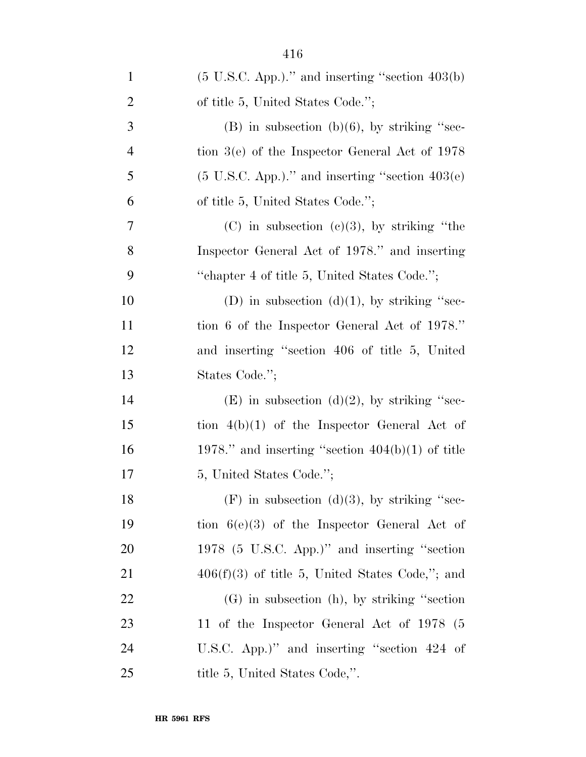(5 U.S.C. App.)." and inserting "section 403(b) of title 5, United States Code.";

(B) in subsection (b)(6), by striking "section 3(e) of the Inspector General Act of 1978 (5 U.S.C. App.)." and inserting "section 403(e) of title 5, United States Code.";

(C) in subsection (c)(3), by striking "the Inspector General Act of 1978." and inserting "chapter 4 of title 5, United States Code.";

(D) in subsection (d)(1), by striking "section 6 of the Inspector General Act of 1978." and inserting "section 406 of title 5, United States Code.";

(E) in subsection (d)(2), by striking "section 4(b)(1) of the Inspector General Act of 1978." and inserting "section 404(b)(1) of title 5, United States Code.";

(F) in subsection (d)(3), by striking "section 6(e)(3) of the Inspector General Act of 1978 (5 U.S.C. App.)" and inserting "section 406(f)(3) of title 5, United States Code,"; and

(G) in subsection (h), by striking "section 11 of the Inspector General Act of 1978 (5 U.S.C. App.)" and inserting "section 424 of title 5, United States Code,".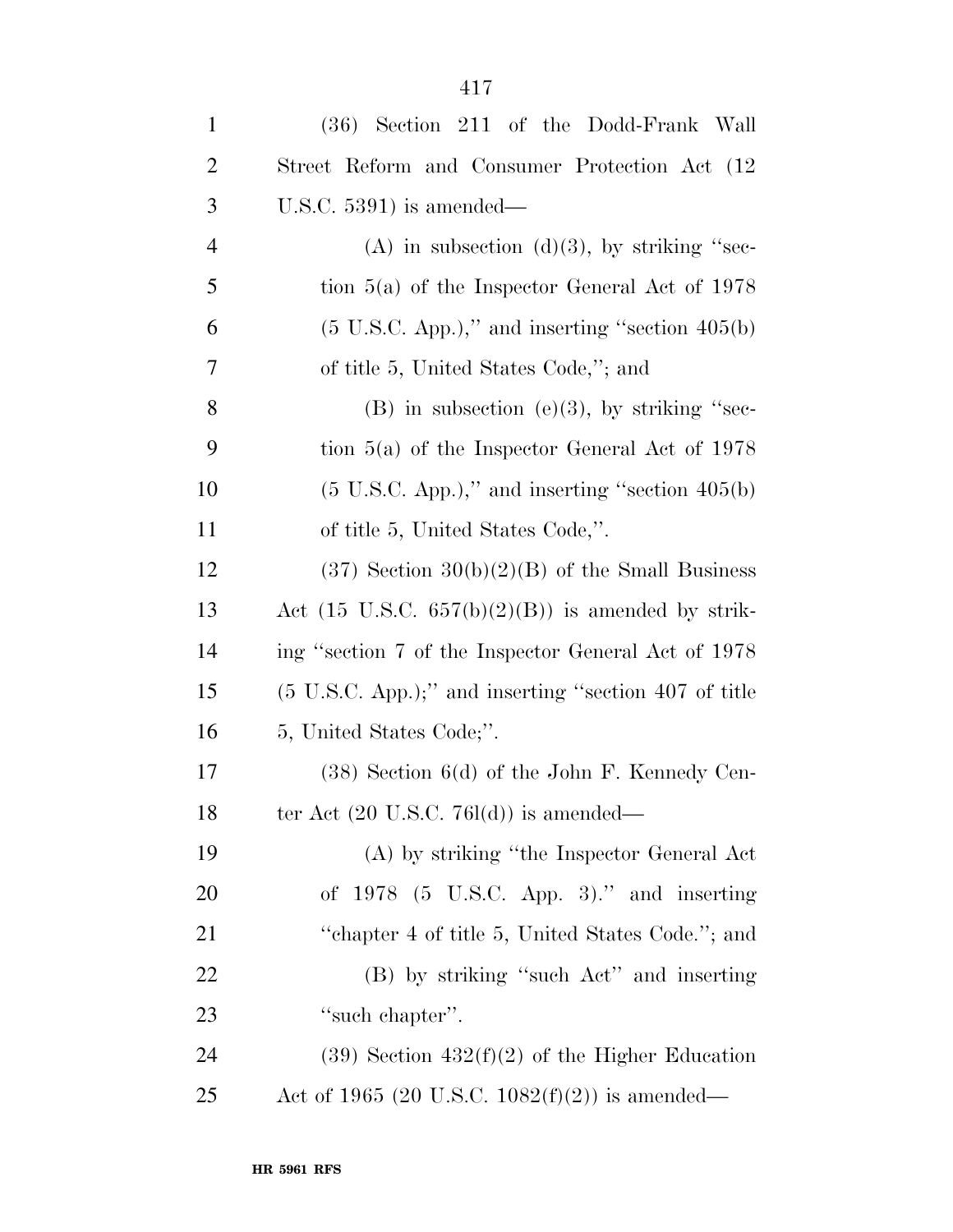(36) Section 211 of the Dodd-Frank Wall Street Reform and Consumer Protection Act (12 U.S.C. 5391) is amended—

(A) in subsection (d)(3), by striking "section 5(a) of the Inspector General Act of 1978 (5 U.S.C. App.)," and inserting "section 405(b) of title 5, United States Code,"; and

(B) in subsection (e)(3), by striking "section 5(a) of the Inspector General Act of 1978 (5 U.S.C. App.)," and inserting "section 405(b) of title 5, United States Code,".

(37) Section 30(b)(2)(B) of the Small Business Act (15 U.S.C. 657(b)(2)(B)) is amended by striking "section 7 of the Inspector General Act of 1978 (5 U.S.C. App.);" and inserting "section 407 of title 5, United States Code;".

(38) Section 6(d) of the John F. Kennedy Center Act (20 U.S.C. 76l(d)) is amended—

(A) by striking "the Inspector General Act of 1978 (5 U.S.C. App. 3)." and inserting "chapter 4 of title 5, United States Code."; and

(B) by striking "such Act" and inserting "such chapter".

(39) Section 432(f)(2) of the Higher Education Act of 1965 (20 U.S.C. 1082(f)(2)) is amended—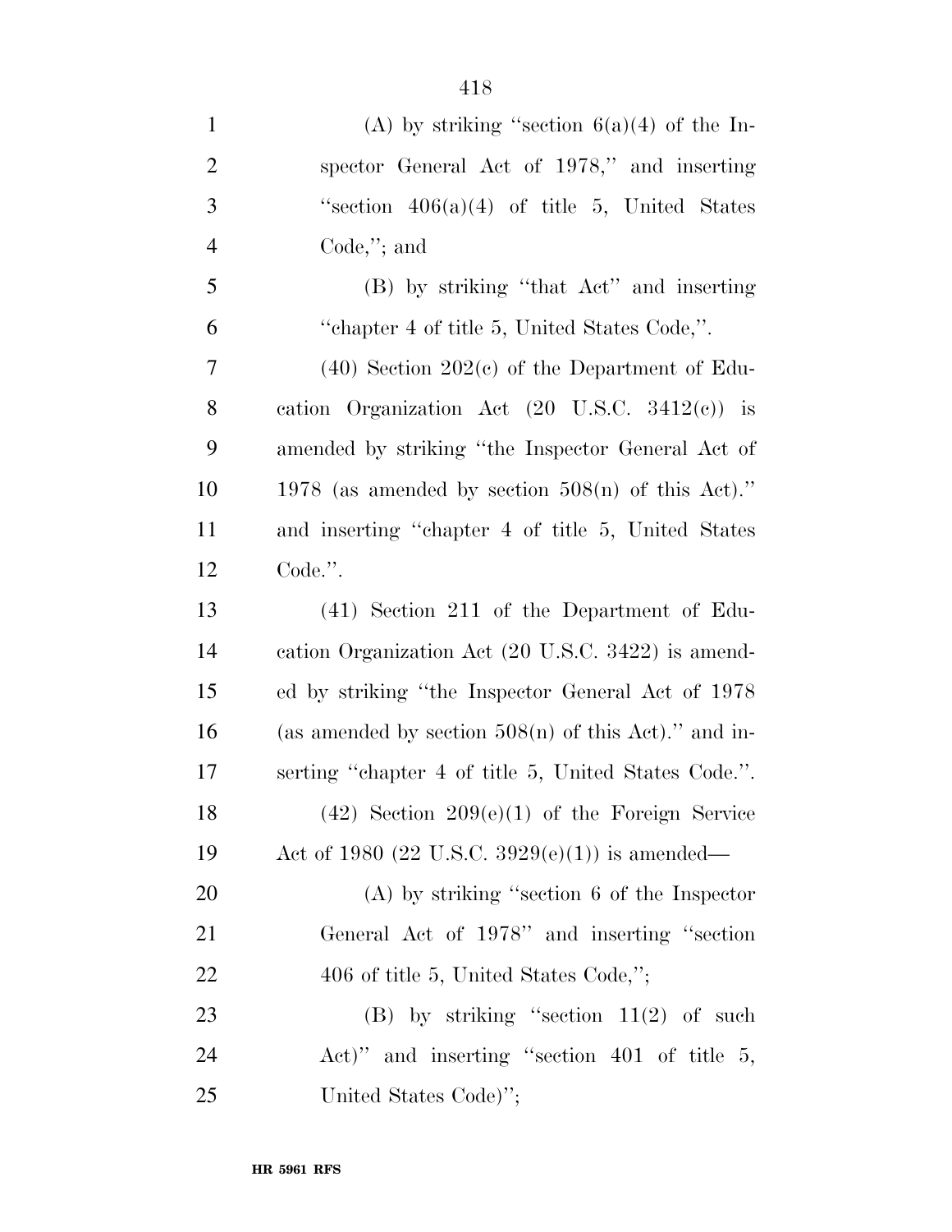(A) by striking "section 6(a)(4) of the Inspector General Act of 1978," and inserting "section 406(a)(4) of title 5, United States Code,"; and

(B) by striking "that Act" and inserting "chapter 4 of title 5, United States Code,".

(40) Section 202(c) of the Department of Education Organization Act (20 U.S.C. 3412(c)) is amended by striking "the Inspector General Act of 1978 (as amended by section 508(n) of this Act)." and inserting "chapter 4 of title 5, United States Code.".

(41) Section 211 of the Department of Education Organization Act (20 U.S.C. 3422) is amended by striking "the Inspector General Act of 1978 (as amended by section 508(n) of this Act)." and inserting "chapter 4 of title 5, United States Code.".

(42) Section 209(e)(1) of the Foreign Service Act of 1980 (22 U.S.C. 3929(e)(1)) is amended—

(A) by striking "section 6 of the Inspector General Act of 1978" and inserting "section 406 of title 5, United States Code,";

(B) by striking "section 11(2) of such Act)" and inserting "section 401 of title 5, United States Code)";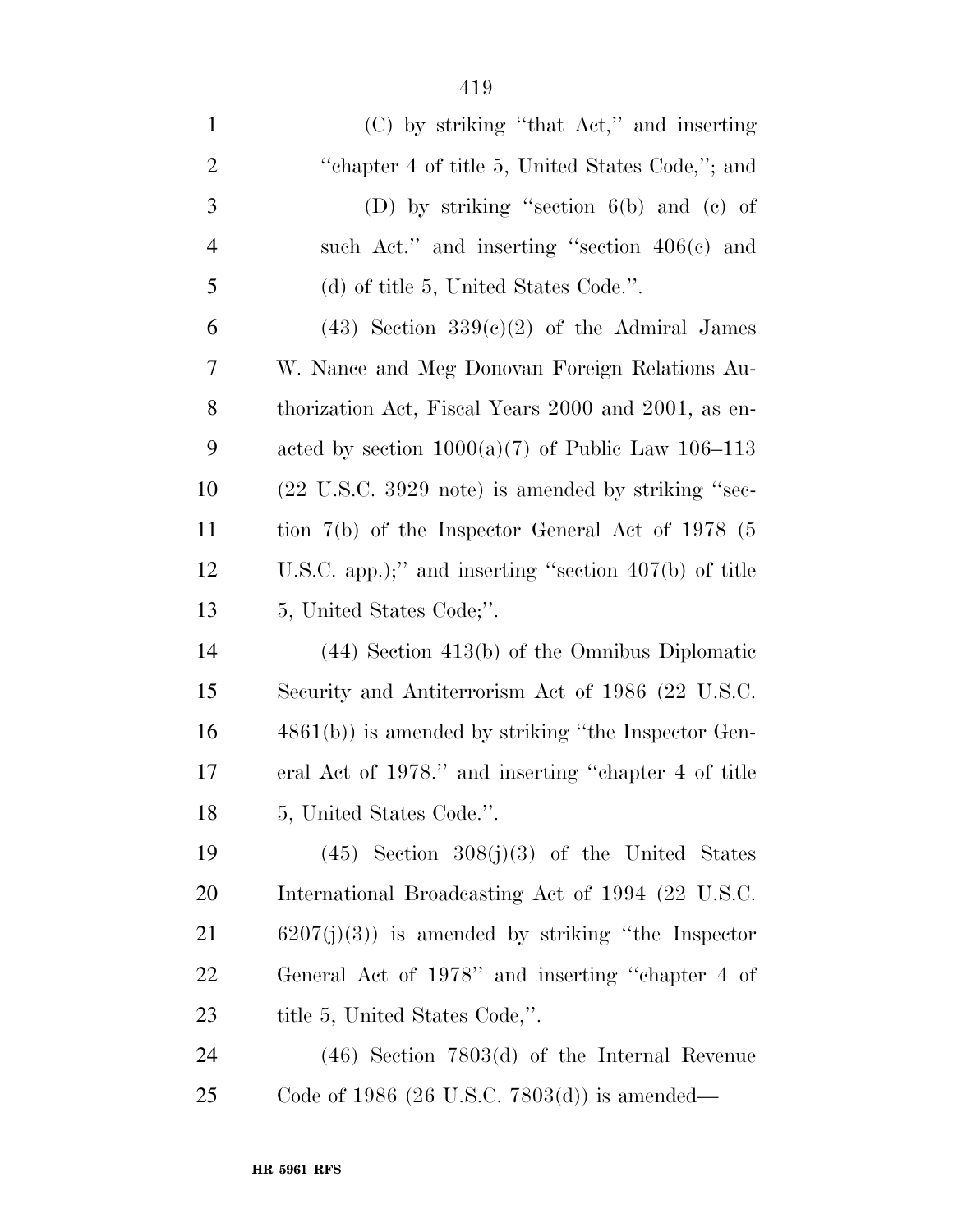(C) by striking "that Act," and inserting "chapter 4 of title 5, United States Code,"; and

(D) by striking "section 6(b) and (c) of such Act." and inserting "section 406(c) and (d) of title 5, United States Code.".

(43) Section 339(c)(2) of the Admiral James W. Nance and Meg Donovan Foreign Relations Authorization Act, Fiscal Years 2000 and 2001, as enacted by section 1000(a)(7) of Public Law 106–113 (22 U.S.C. 3929 note) is amended by striking "section 7(b) of the Inspector General Act of 1978 (5 U.S.C. app.);" and inserting "section 407(b) of title 5, United States Code;".

(44) Section 413(b) of the Omnibus Diplomatic Security and Antiterrorism Act of 1986 (22 U.S.C. 4861(b)) is amended by striking "the Inspector General Act of 1978." and inserting "chapter 4 of title 5, United States Code.".

(45) Section 308(j)(3) of the United States International Broadcasting Act of 1994 (22 U.S.C. 6207(j)(3)) is amended by striking "the Inspector General Act of 1978" and inserting "chapter 4 of title 5, United States Code,".

(46) Section 7803(d) of the Internal Revenue Code of 1986 (26 U.S.C. 7803(d)) is amended—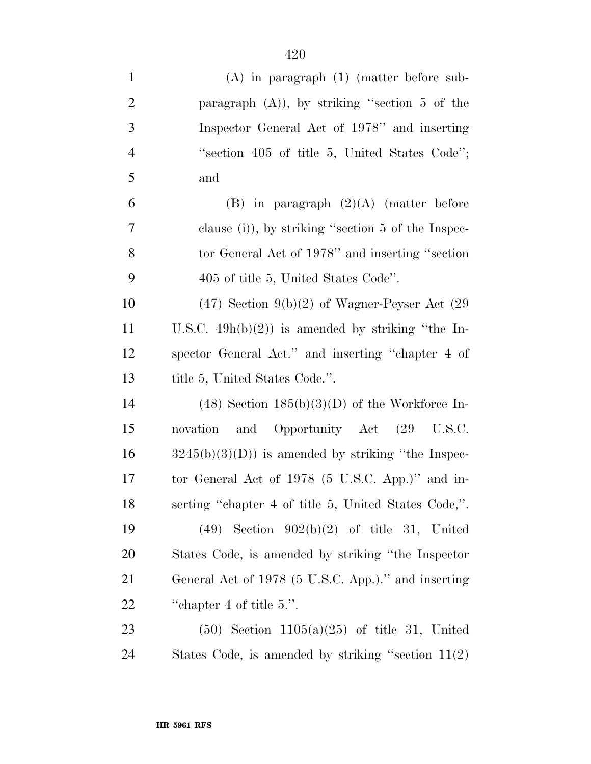(A) in paragraph (1) (matter before subparagraph (A)), by striking "section 5 of the Inspector General Act of 1978" and inserting "section 405 of title 5, United States Code"; and

(B) in paragraph (2)(A) (matter before clause (i)), by striking "section 5 of the Inspector General Act of 1978" and inserting "section 405 of title 5, United States Code".

(47) Section 9(b)(2) of Wagner-Peyser Act (29 U.S.C. 49h(b)(2)) is amended by striking "the Inspector General Act." and inserting "chapter 4 of title 5, United States Code.".

(48) Section 185(b)(3)(D) of the Workforce Innovation and Opportunity Act (29 U.S.C. 3245(b)(3)(D)) is amended by striking "the Inspector General Act of 1978 (5 U.S.C. App.)" and inserting "chapter 4 of title 5, United States Code,".

(49) Section 902(b)(2) of title 31, United States Code, is amended by striking "the Inspector General Act of 1978 (5 U.S.C. App.)." and inserting "chapter 4 of title 5.".

(50) Section 1105(a)(25) of title 31, United States Code, is amended by striking "section 11(2)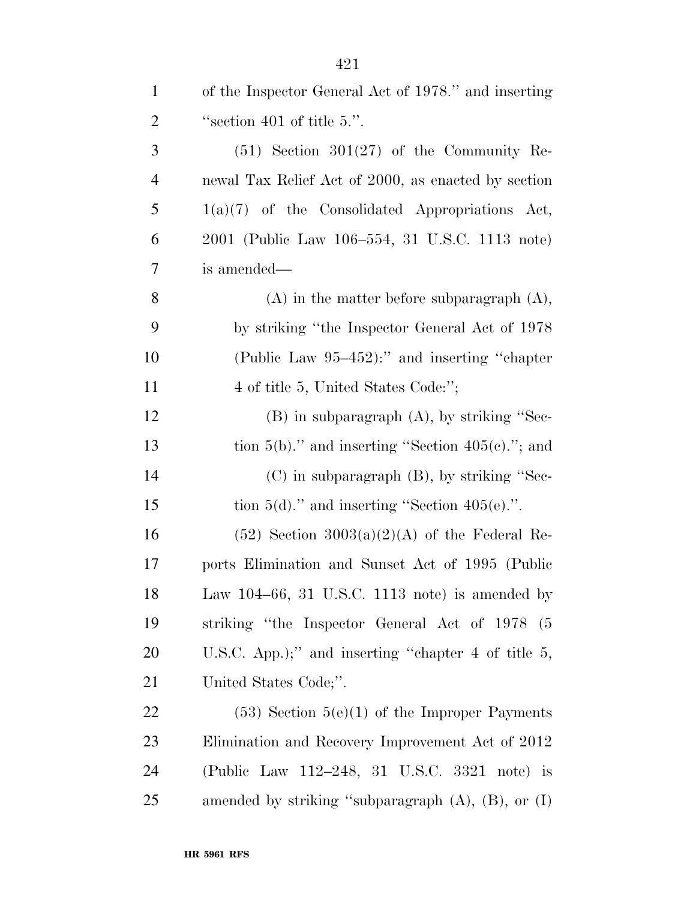of the Inspector General Act of 1978.'' and inserting ''section 401 of title 5.''.

(51) Section 301(27) of the Community Renewal Tax Relief Act of 2000, as enacted by section 1(a)(7) of the Consolidated Appropriations Act, 2001 (Public Law 106–554, 31 U.S.C. 1113 note) is amended—

(A) in the matter before subparagraph (A), by striking ''the Inspector General Act of 1978 (Public Law 95–452):'' and inserting ''chapter 4 of title 5, United States Code:'';

(B) in subparagraph (A), by striking ''Section 5(b).'' and inserting ''Section 405(c).''; and

(C) in subparagraph (B), by striking ''Section 5(d).'' and inserting ''Section 405(e).''.

(52) Section 3003(a)(2)(A) of the Federal Reports Elimination and Sunset Act of 1995 (Public Law 104–66, 31 U.S.C. 1113 note) is amended by striking ''the Inspector General Act of 1978 (5 U.S.C. App.);'' and inserting ''chapter 4 of title 5, United States Code;''.

(53) Section 5(e)(1) of the Improper Payments Elimination and Recovery Improvement Act of 2012 (Public Law 112–248, 31 U.S.C. 3321 note) is amended by striking ''subparagraph (A), (B), or (I)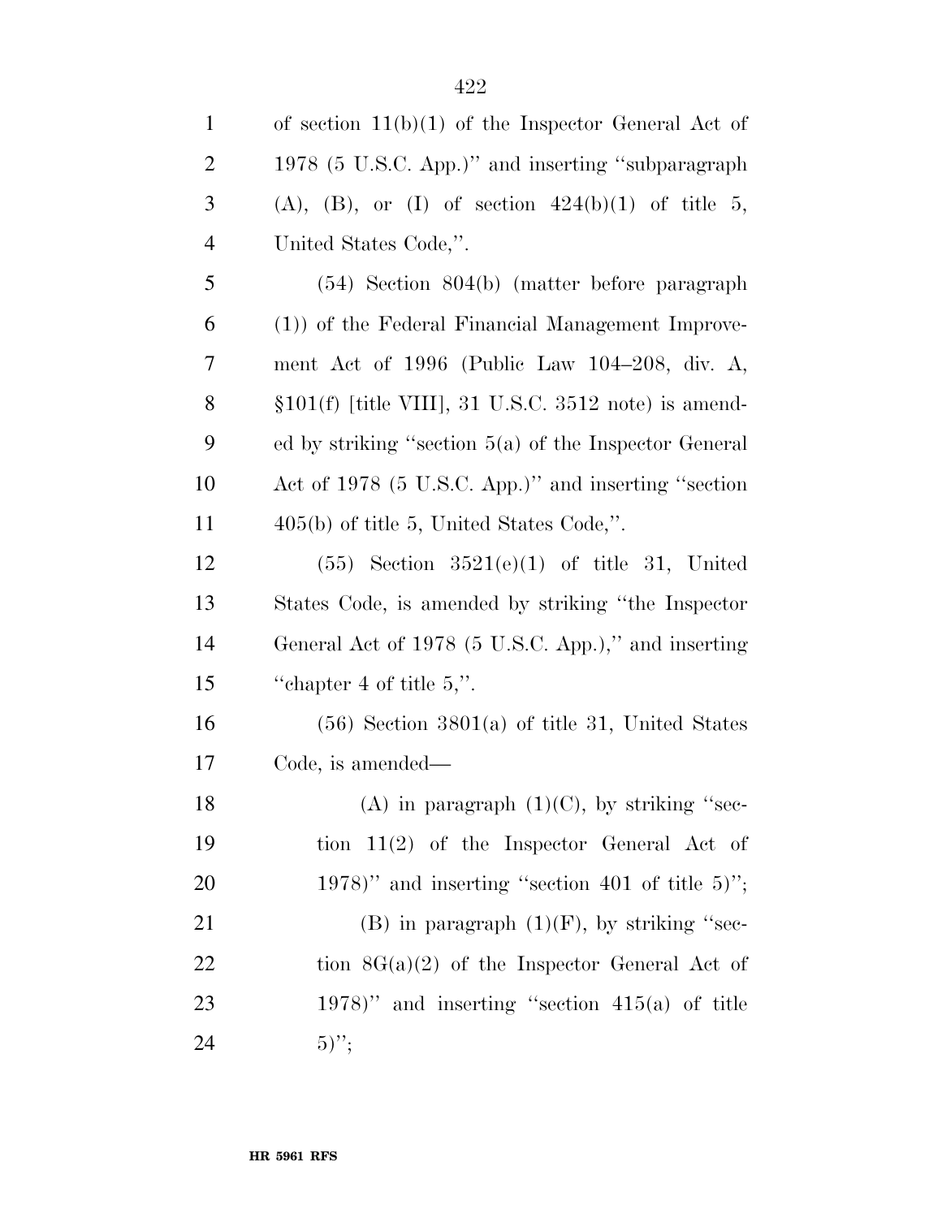of section 11(b)(1) of the Inspector General Act of 1978 (5 U.S.C. App.)'' and inserting ''subparagraph (A), (B), or (I) of section 424(b)(1) of title 5, United States Code,''.

(54) Section 804(b) (matter before paragraph (1)) of the Federal Financial Management Improvement Act of 1996 (Public Law 104–208, div. A, §101(f) [title VIII], 31 U.S.C. 3512 note) is amended by striking ''section 5(a) of the Inspector General Act of 1978 (5 U.S.C. App.)'' and inserting ''section 405(b) of title 5, United States Code,''.

(55) Section 3521(e)(1) of title 31, United States Code, is amended by striking ''the Inspector General Act of 1978 (5 U.S.C. App.),'' and inserting ''chapter 4 of title 5,''.

(56) Section 3801(a) of title 31, United States Code, is amended—

(A) in paragraph (1)(C), by striking ''section 11(2) of the Inspector General Act of 1978)'' and inserting ''section 401 of title 5)'';

(B) in paragraph (1)(F), by striking ''section 8G(a)(2) of the Inspector General Act of 1978)'' and inserting ''section 415(a) of title 5)'';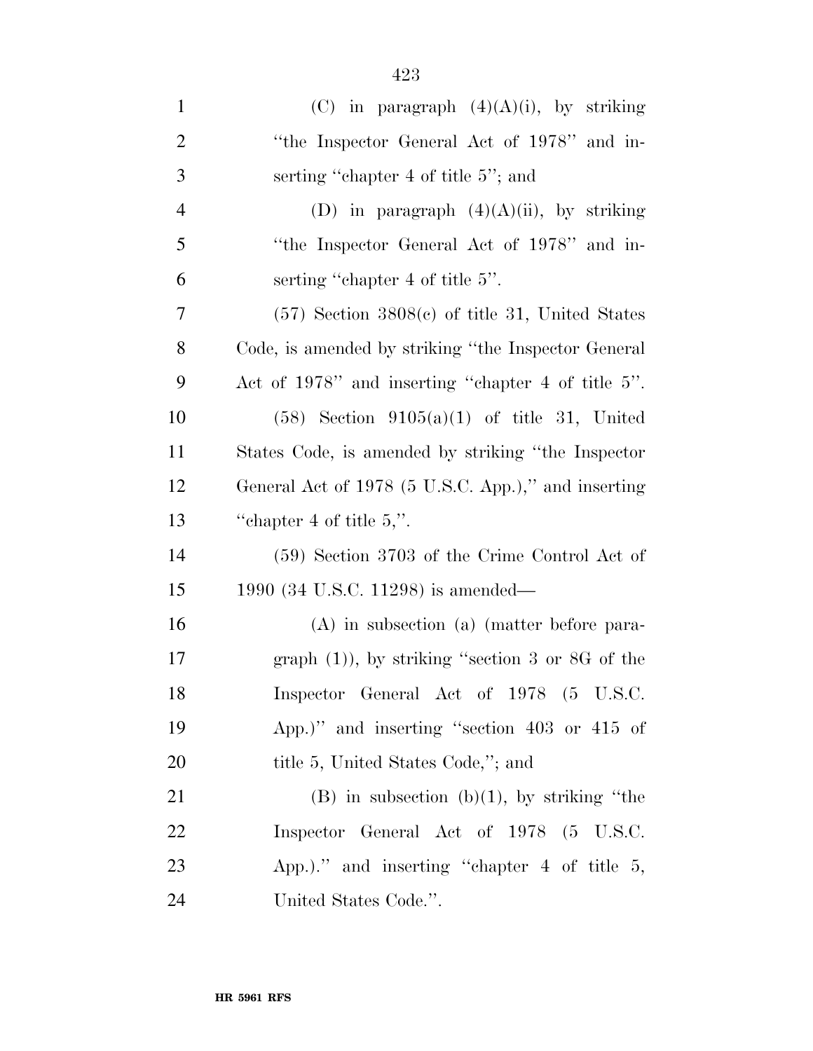(C) in paragraph (4)(A)(i), by striking "the Inspector General Act of 1978" and inserting "chapter 4 of title 5"; and

(D) in paragraph (4)(A)(ii), by striking "the Inspector General Act of 1978" and inserting "chapter 4 of title 5".

(57) Section 3808(c) of title 31, United States Code, is amended by striking "the Inspector General Act of 1978" and inserting "chapter 4 of title 5".

(58) Section 9105(a)(1) of title 31, United States Code, is amended by striking "the Inspector General Act of 1978 (5 U.S.C. App.)," and inserting "chapter 4 of title 5,".

(59) Section 3703 of the Crime Control Act of 1990 (34 U.S.C. 11298) is amended—

(A) in subsection (a) (matter before paragraph (1)), by striking "section 3 or 8G of the Inspector General Act of 1978 (5 U.S.C. App.)" and inserting "section 403 or 415 of title 5, United States Code,"; and

(B) in subsection (b)(1), by striking "the Inspector General Act of 1978 (5 U.S.C. App.)." and inserting "chapter 4 of title 5, United States Code.".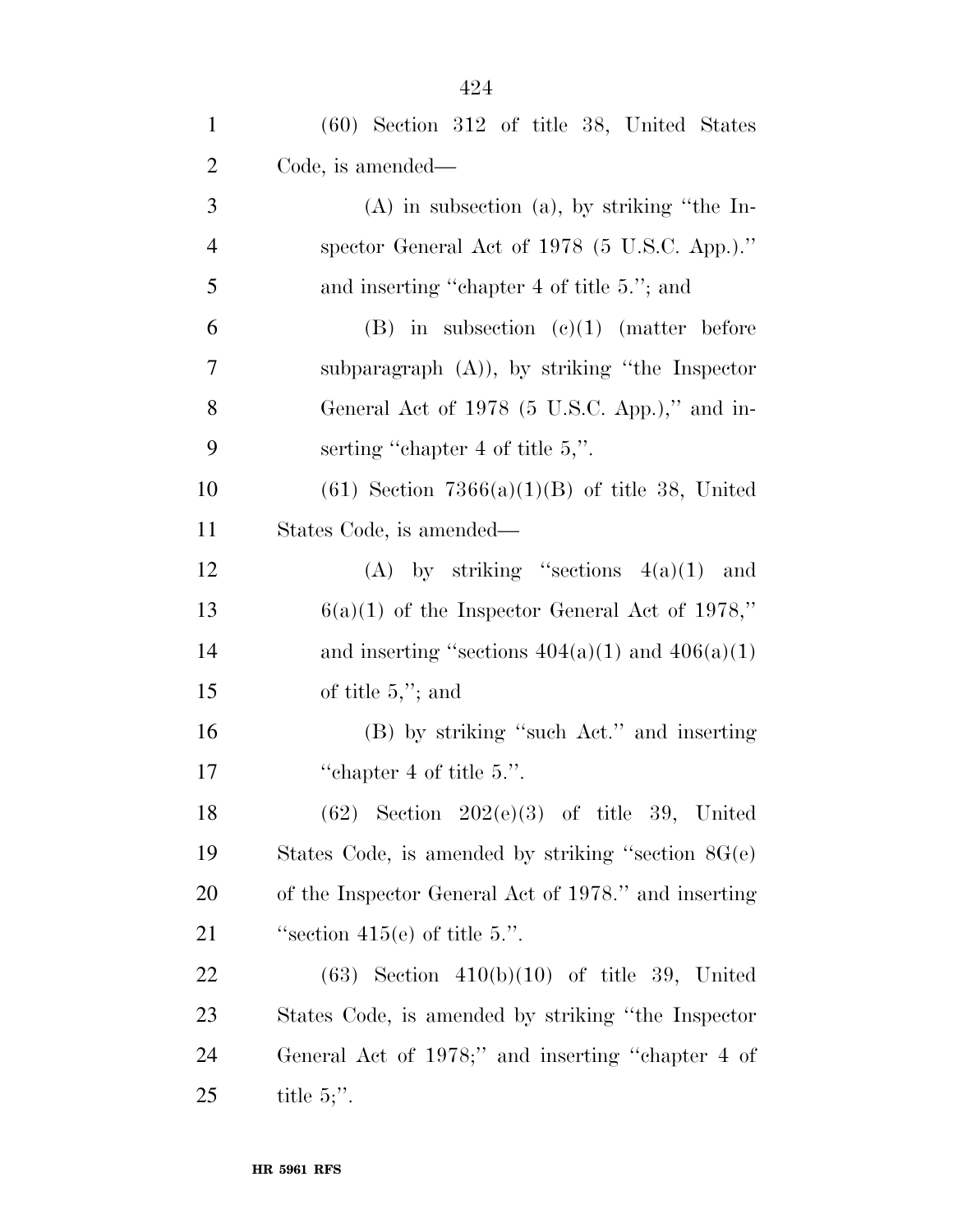(60) Section 312 of title 38, United States Code, is amended—

(A) in subsection (a), by striking "the Inspector General Act of 1978 (5 U.S.C. App.)." and inserting "chapter 4 of title 5."; and

(B) in subsection (c)(1) (matter before subparagraph (A)), by striking "the Inspector General Act of 1978 (5 U.S.C. App.)," and inserting "chapter 4 of title 5,".

(61) Section 7366(a)(1)(B) of title 38, United States Code, is amended—

(A) by striking "sections 4(a)(1) and 6(a)(1) of the Inspector General Act of 1978," and inserting "sections 404(a)(1) and 406(a)(1) of title 5,"; and

(B) by striking "such Act." and inserting "chapter 4 of title 5.".

(62) Section 202(e)(3) of title 39, United States Code, is amended by striking "section 8G(e) of the Inspector General Act of 1978." and inserting "section 415(e) of title 5.".

(63) Section 410(b)(10) of title 39, United States Code, is amended by striking "the Inspector General Act of 1978;" and inserting "chapter 4 of title 5;".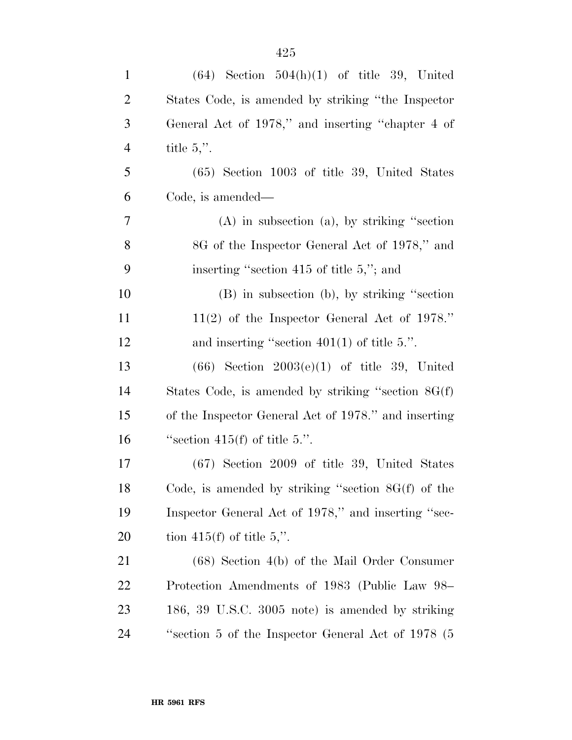(64) Section 504(h)(1) of title 39, United States Code, is amended by striking ''the Inspector General Act of 1978,'' and inserting ''chapter 4 of title 5,''.

(65) Section 1003 of title 39, United States Code, is amended—

(A) in subsection (a), by striking ''section 8G of the Inspector General Act of 1978,'' and inserting ''section 415 of title 5,''; and

(B) in subsection (b), by striking ''section 11(2) of the Inspector General Act of 1978.'' and inserting ''section 401(1) of title 5.''.

(66) Section 2003(e)(1) of title 39, United States Code, is amended by striking ''section 8G(f) of the Inspector General Act of 1978.'' and inserting ''section 415(f) of title 5.''.

(67) Section 2009 of title 39, United States Code, is amended by striking ''section 8G(f) of the Inspector General Act of 1978,'' and inserting ''section 415(f) of title 5,''.

(68) Section 4(b) of the Mail Order Consumer Protection Amendments of 1983 (Public Law 98–186, 39 U.S.C. 3005 note) is amended by striking ''section 5 of the Inspector General Act of 1978 (5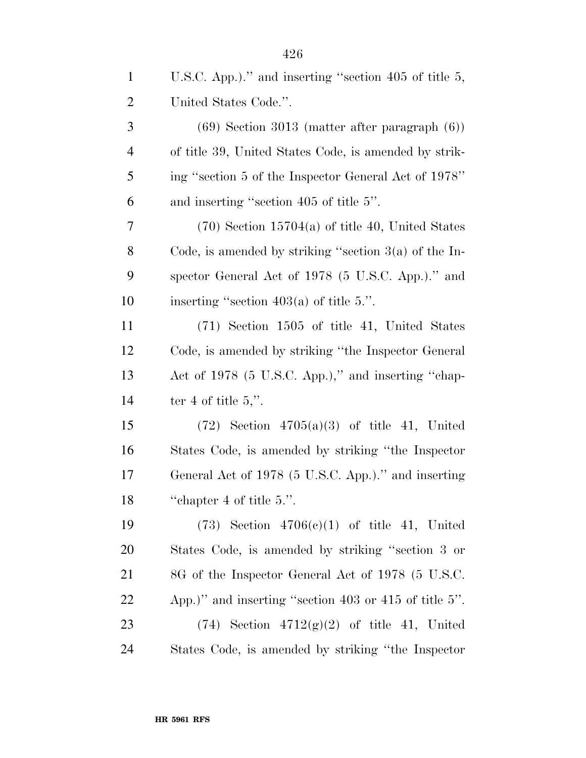U.S.C. App.)." and inserting "section 405 of title 5, United States Code.".

(69) Section 3013 (matter after paragraph (6)) of title 39, United States Code, is amended by striking "section 5 of the Inspector General Act of 1978" and inserting "section 405 of title 5".

(70) Section 15704(a) of title 40, United States Code, is amended by striking "section 3(a) of the Inspector General Act of 1978 (5 U.S.C. App.)." and inserting "section 403(a) of title 5.".

(71) Section 1505 of title 41, United States Code, is amended by striking "the Inspector General Act of 1978 (5 U.S.C. App.)," and inserting "chapter 4 of title 5,".

(72) Section 4705(a)(3) of title 41, United States Code, is amended by striking "the Inspector General Act of 1978 (5 U.S.C. App.)." and inserting "chapter 4 of title 5.".

(73) Section 4706(c)(1) of title 41, United States Code, is amended by striking "section 3 or 8G of the Inspector General Act of 1978 (5 U.S.C. App.)" and inserting "section 403 or 415 of title 5".

(74) Section 4712(g)(2) of title 41, United States Code, is amended by striking "the Inspector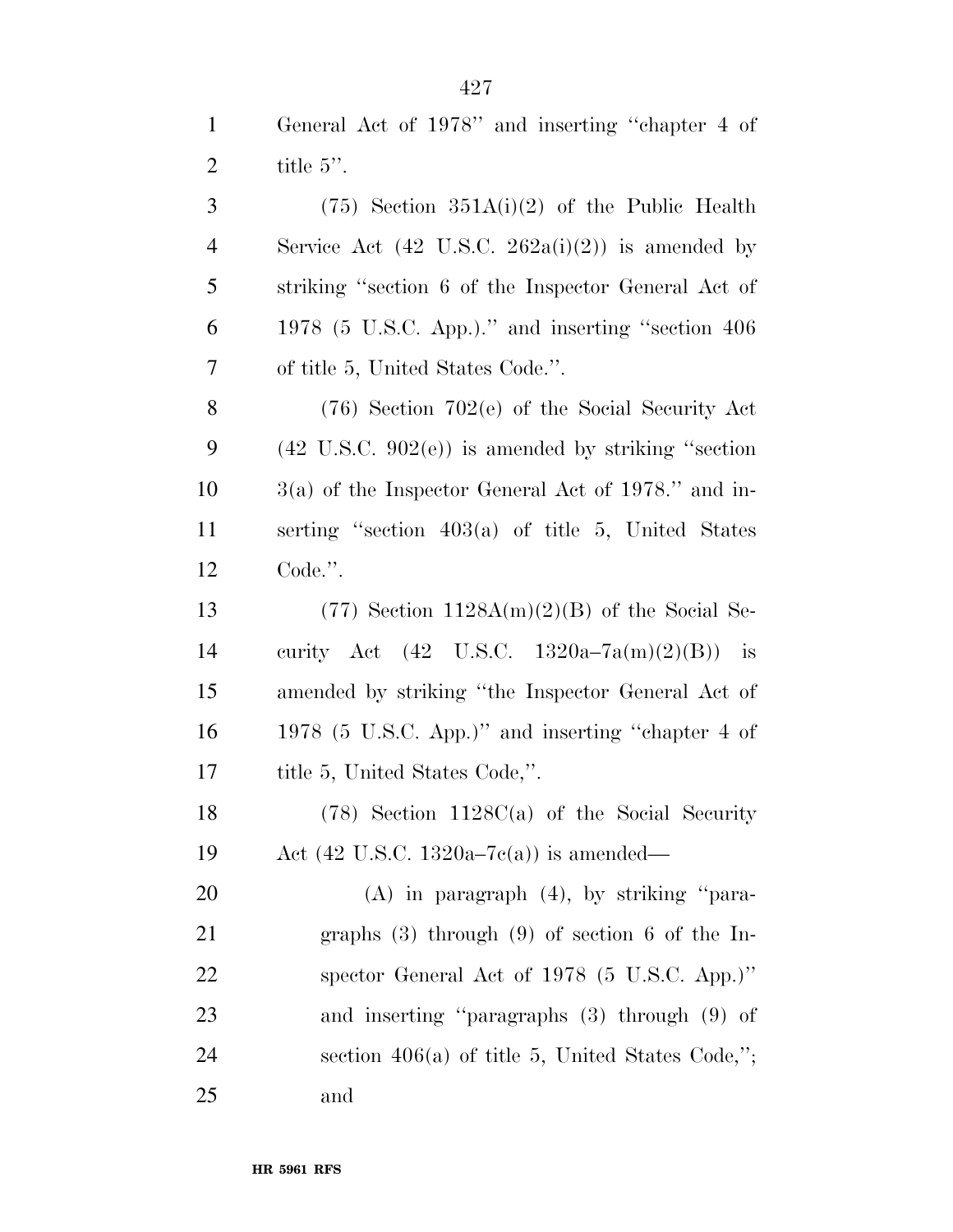General Act of 1978'' and inserting ''chapter 4 of title 5''.

(75) Section 351A(i)(2) of the Public Health Service Act (42 U.S.C. 262a(i)(2)) is amended by striking ''section 6 of the Inspector General Act of 1978 (5 U.S.C. App.).'' and inserting ''section 406 of title 5, United States Code.''.

(76) Section 702(e) of the Social Security Act (42 U.S.C. 902(e)) is amended by striking ''section 3(a) of the Inspector General Act of 1978.'' and inserting ''section 403(a) of title 5, United States Code.''.

(77) Section 1128A(m)(2)(B) of the Social Security Act (42 U.S.C. 1320a–7a(m)(2)(B)) is amended by striking ''the Inspector General Act of 1978 (5 U.S.C. App.)'' and inserting ''chapter 4 of title 5, United States Code,''.

(78) Section 1128C(a) of the Social Security Act (42 U.S.C. 1320a–7c(a)) is amended—

(A) in paragraph (4), by striking ''paragraphs (3) through (9) of section 6 of the Inspector General Act of 1978 (5 U.S.C. App.)'' and inserting ''paragraphs (3) through (9) of section 406(a) of title 5, United States Code,''; and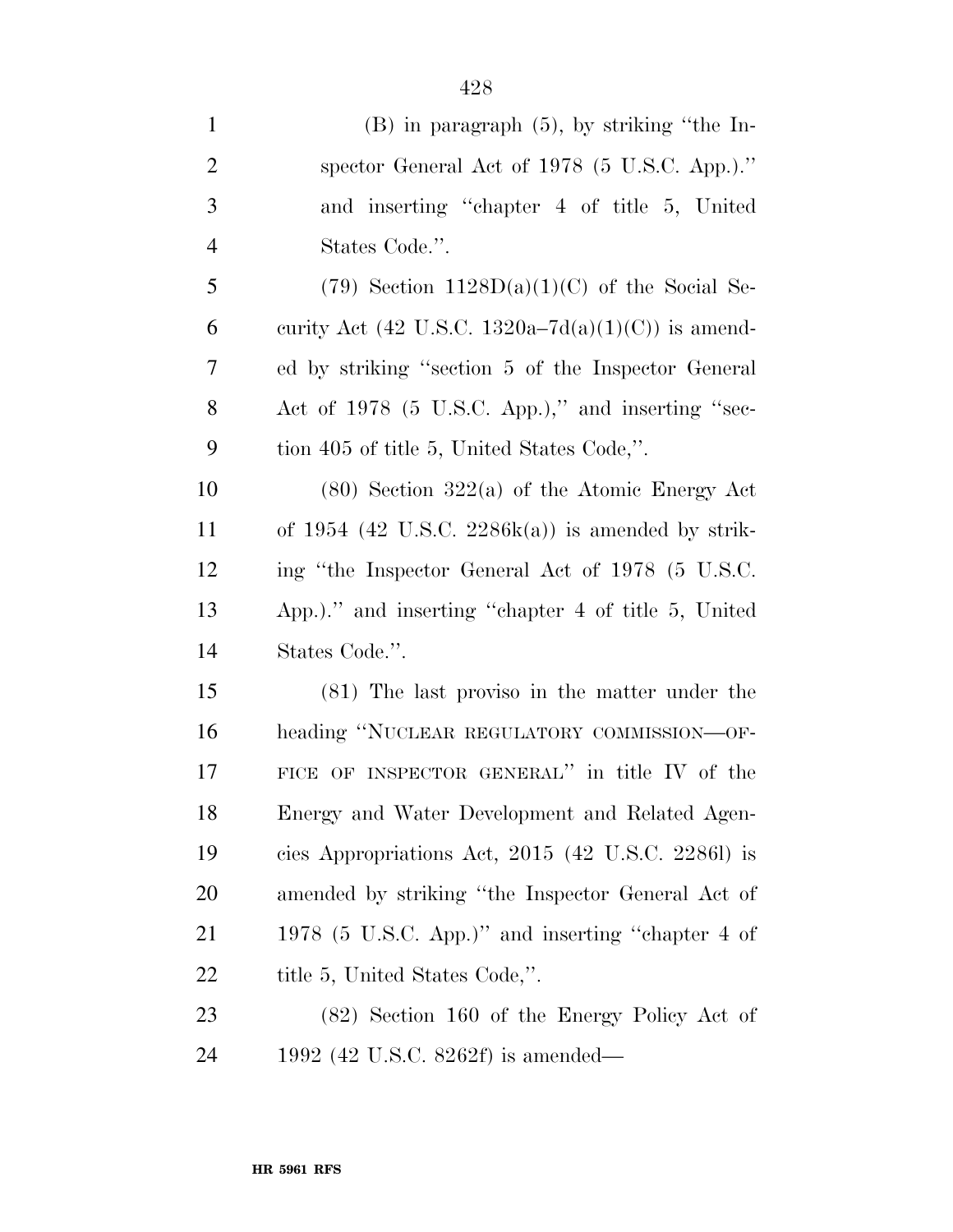(B) in paragraph (5), by striking ''the Inspector General Act of 1978 (5 U.S.C. App.).'' and inserting ''chapter 4 of title 5, United States Code.''.

(79) Section 1128D(a)(1)(C) of the Social Security Act (42 U.S.C. 1320a–7d(a)(1)(C)) is amended by striking ''section 5 of the Inspector General Act of 1978 (5 U.S.C. App.),'' and inserting ''section 405 of title 5, United States Code,''.

(80) Section 322(a) of the Atomic Energy Act of 1954 (42 U.S.C. 2286k(a)) is amended by striking ''the Inspector General Act of 1978 (5 U.S.C. App.).'' and inserting ''chapter 4 of title 5, United States Code.''.

(81) The last proviso in the matter under the heading ''NUCLEAR REGULATORY COMMISSION—OFFICE OF INSPECTOR GENERAL'' in title IV of the Energy and Water Development and Related Agencies Appropriations Act, 2015 (42 U.S.C. 2286l) is amended by striking ''the Inspector General Act of 1978 (5 U.S.C. App.)'' and inserting ''chapter 4 of title 5, United States Code,''.

(82) Section 160 of the Energy Policy Act of 1992 (42 U.S.C. 8262f) is amended—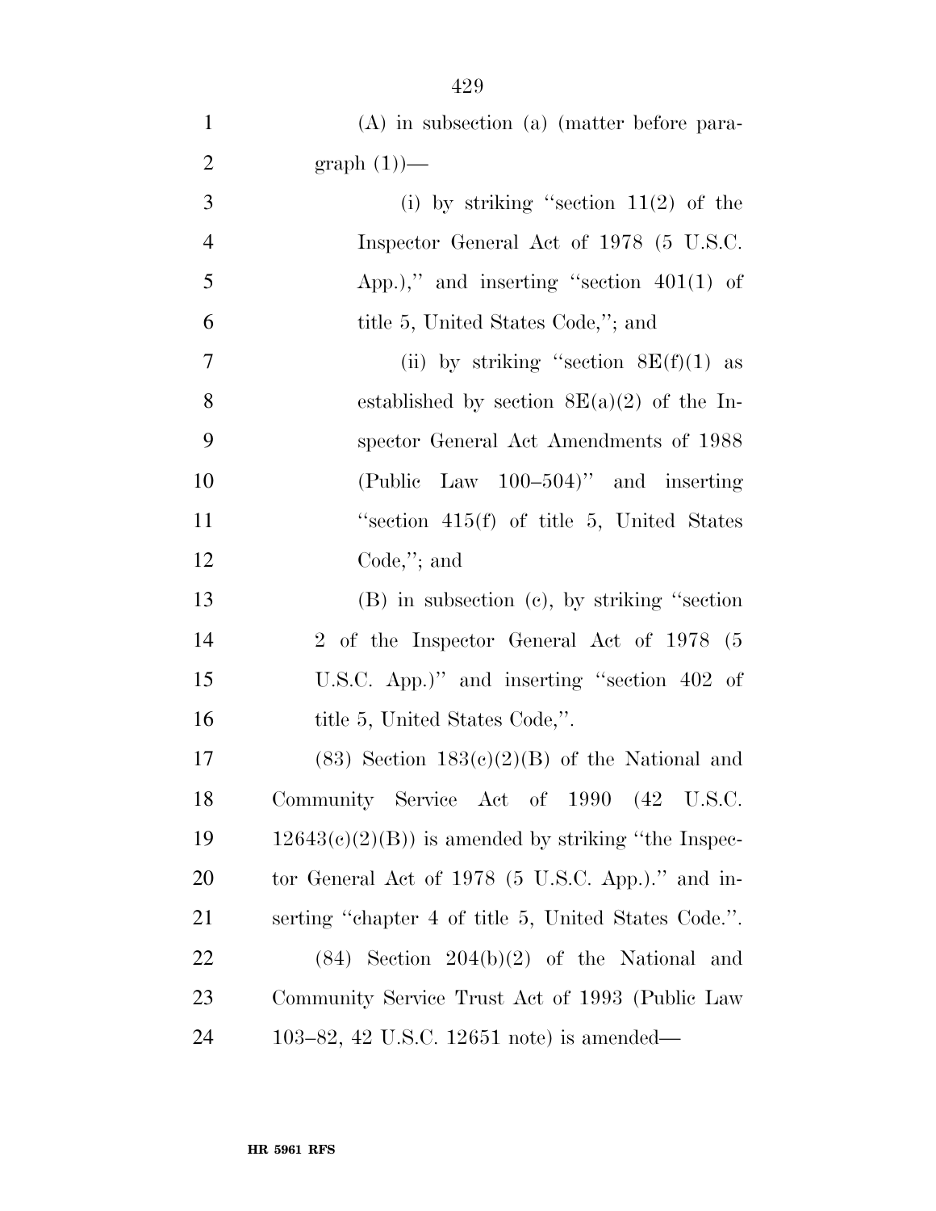(A) in subsection (a) (matter before paragraph (1))—

(i) by striking "section 11(2) of the Inspector General Act of 1978 (5 U.S.C. App.)," and inserting "section 401(1) of title 5, United States Code,"; and

(ii) by striking "section 8E(f)(1) as established by section 8E(a)(2) of the Inspector General Act Amendments of 1988 (Public Law 100–504)" and inserting "section 415(f) of title 5, United States Code,"; and

(B) in subsection (c), by striking "section 2 of the Inspector General Act of 1978 (5 U.S.C. App.)" and inserting "section 402 of title 5, United States Code,".

(83) Section 183(c)(2)(B) of the National and Community Service Act of 1990 (42 U.S.C. 12643(c)(2)(B)) is amended by striking "the Inspector General Act of 1978 (5 U.S.C. App.)." and inserting "chapter 4 of title 5, United States Code.".

(84) Section 204(b)(2) of the National and Community Service Trust Act of 1993 (Public Law 103–82, 42 U.S.C. 12651 note) is amended—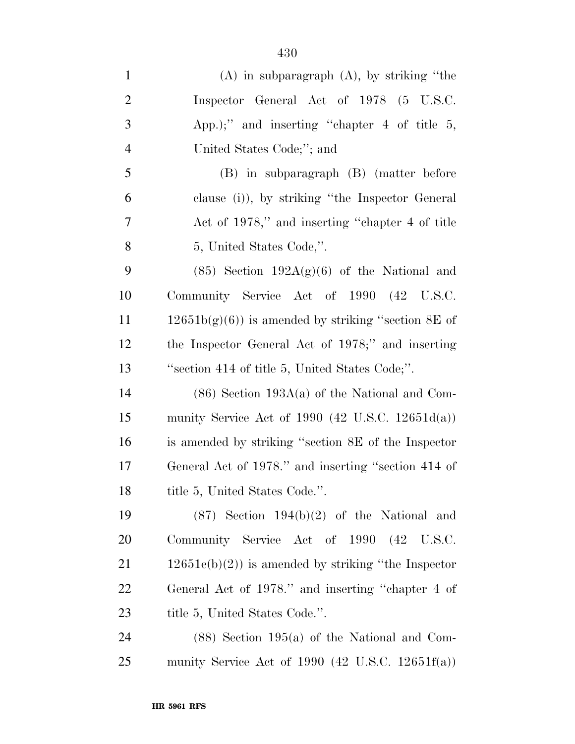(A) in subparagraph (A), by striking ''the Inspector General Act of 1978 (5 U.S.C. App.);'' and inserting ''chapter 4 of title 5, United States Code;''; and

(B) in subparagraph (B) (matter before clause (i)), by striking ''the Inspector General Act of 1978,'' and inserting ''chapter 4 of title 5, United States Code,''.

(85) Section 192A(g)(6) of the National and Community Service Act of 1990 (42 U.S.C. 12651b(g)(6)) is amended by striking ''section 8E of the Inspector General Act of 1978;'' and inserting ''section 414 of title 5, United States Code;''.

(86) Section 193A(a) of the National and Community Service Act of 1990 (42 U.S.C. 12651d(a)) is amended by striking ''section 8E of the Inspector General Act of 1978.'' and inserting ''section 414 of title 5, United States Code.''.

(87) Section 194(b)(2) of the National and Community Service Act of 1990 (42 U.S.C. 12651e(b)(2)) is amended by striking ''the Inspector General Act of 1978.'' and inserting ''chapter 4 of title 5, United States Code.''.

(88) Section 195(a) of the National and Community Service Act of 1990 (42 U.S.C. 12651f(a))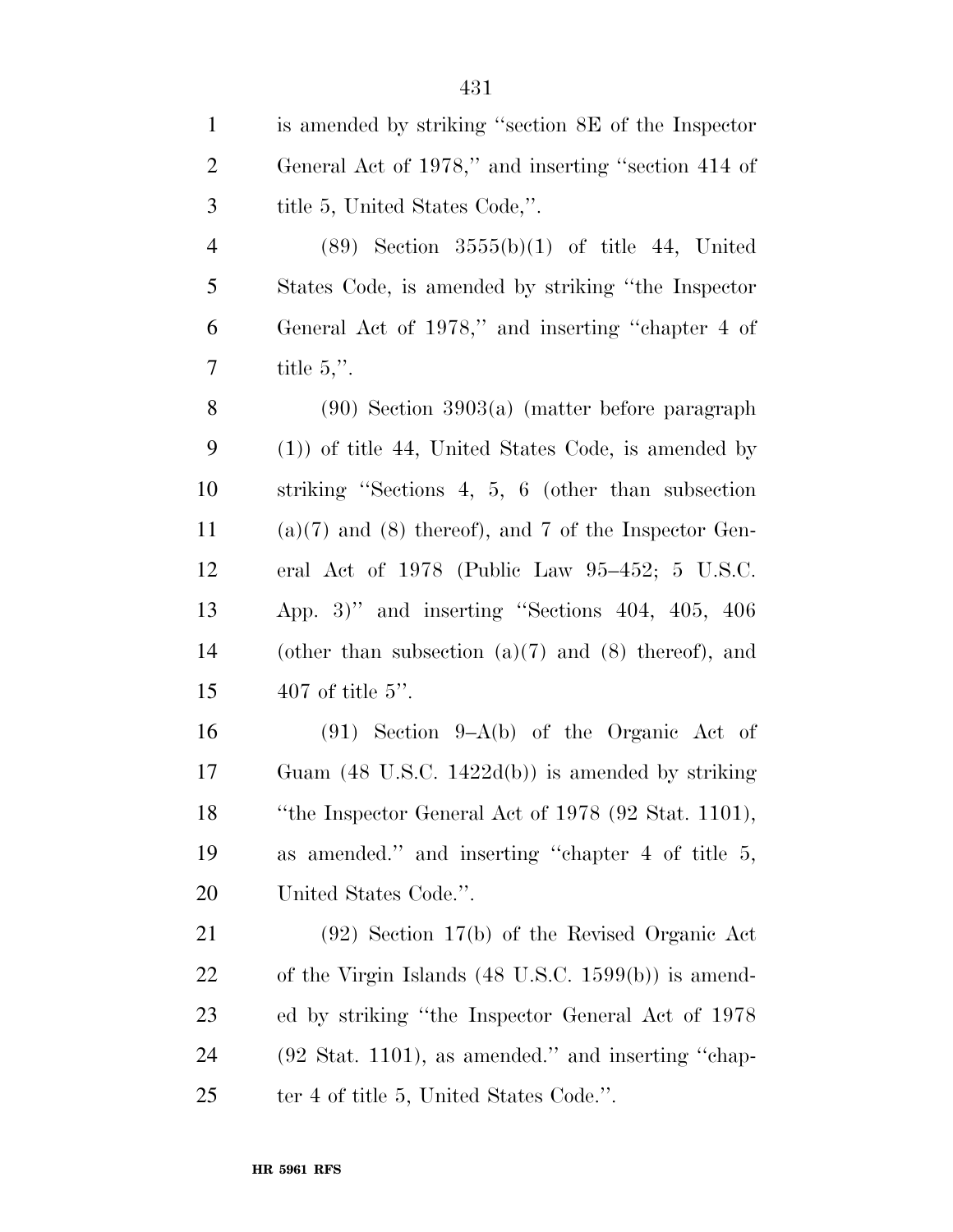is amended by striking "section 8E of the Inspector General Act of 1978," and inserting "section 414 of title 5, United States Code,".

(89) Section 3555(b)(1) of title 44, United States Code, is amended by striking "the Inspector General Act of 1978," and inserting "chapter 4 of title 5,".

(90) Section 3903(a) (matter before paragraph (1)) of title 44, United States Code, is amended by striking "Sections 4, 5, 6 (other than subsection (a)(7) and (8) thereof), and 7 of the Inspector General Act of 1978 (Public Law 95–452; 5 U.S.C. App. 3)" and inserting "Sections 404, 405, 406 (other than subsection (a)(7) and (8) thereof), and 407 of title 5".

(91) Section 9–A(b) of the Organic Act of Guam (48 U.S.C. 1422d(b)) is amended by striking "the Inspector General Act of 1978 (92 Stat. 1101), as amended." and inserting "chapter 4 of title 5, United States Code.".

(92) Section 17(b) of the Revised Organic Act of the Virgin Islands (48 U.S.C. 1599(b)) is amended by striking "the Inspector General Act of 1978 (92 Stat. 1101), as amended." and inserting "chapter 4 of title 5, United States Code.".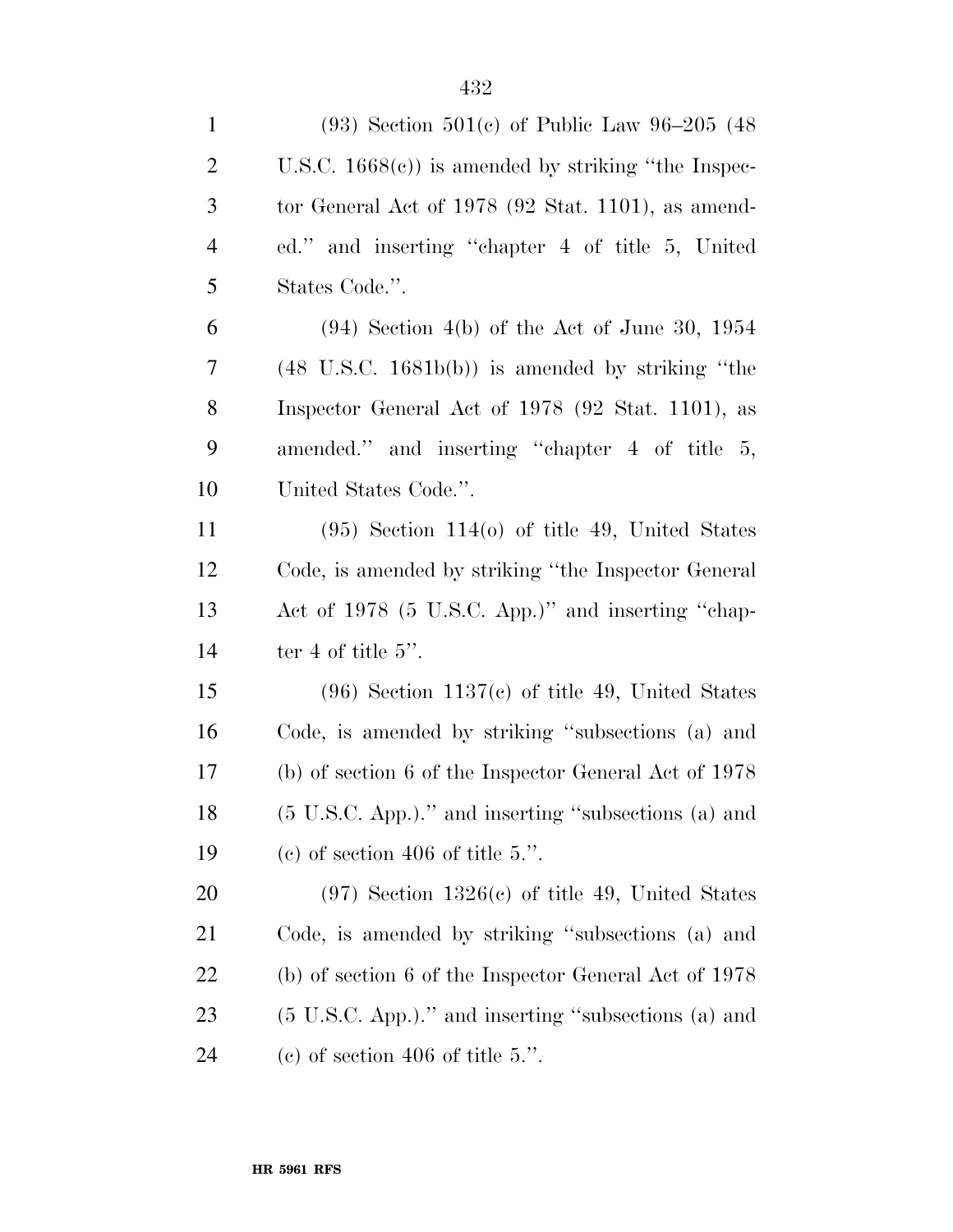(93) Section 501(c) of Public Law 96–205 (48 U.S.C. 1668(c)) is amended by striking ''the Inspector General Act of 1978 (92 Stat. 1101), as amended.'' and inserting ''chapter 4 of title 5, United States Code.''.

(94) Section 4(b) of the Act of June 30, 1954 (48 U.S.C. 1681b(b)) is amended by striking ''the Inspector General Act of 1978 (92 Stat. 1101), as amended.'' and inserting ''chapter 4 of title 5, United States Code.''.

(95) Section 114(o) of title 49, United States Code, is amended by striking ''the Inspector General Act of 1978 (5 U.S.C. App.)'' and inserting ''chapter 4 of title 5''.

(96) Section 1137(c) of title 49, United States Code, is amended by striking ''subsections (a) and (b) of section 6 of the Inspector General Act of 1978 (5 U.S.C. App.).'' and inserting ''subsections (a) and (c) of section 406 of title 5.''.

(97) Section 1326(c) of title 49, United States Code, is amended by striking ''subsections (a) and (b) of section 6 of the Inspector General Act of 1978 (5 U.S.C. App.).'' and inserting ''subsections (a) and (c) of section 406 of title 5.''.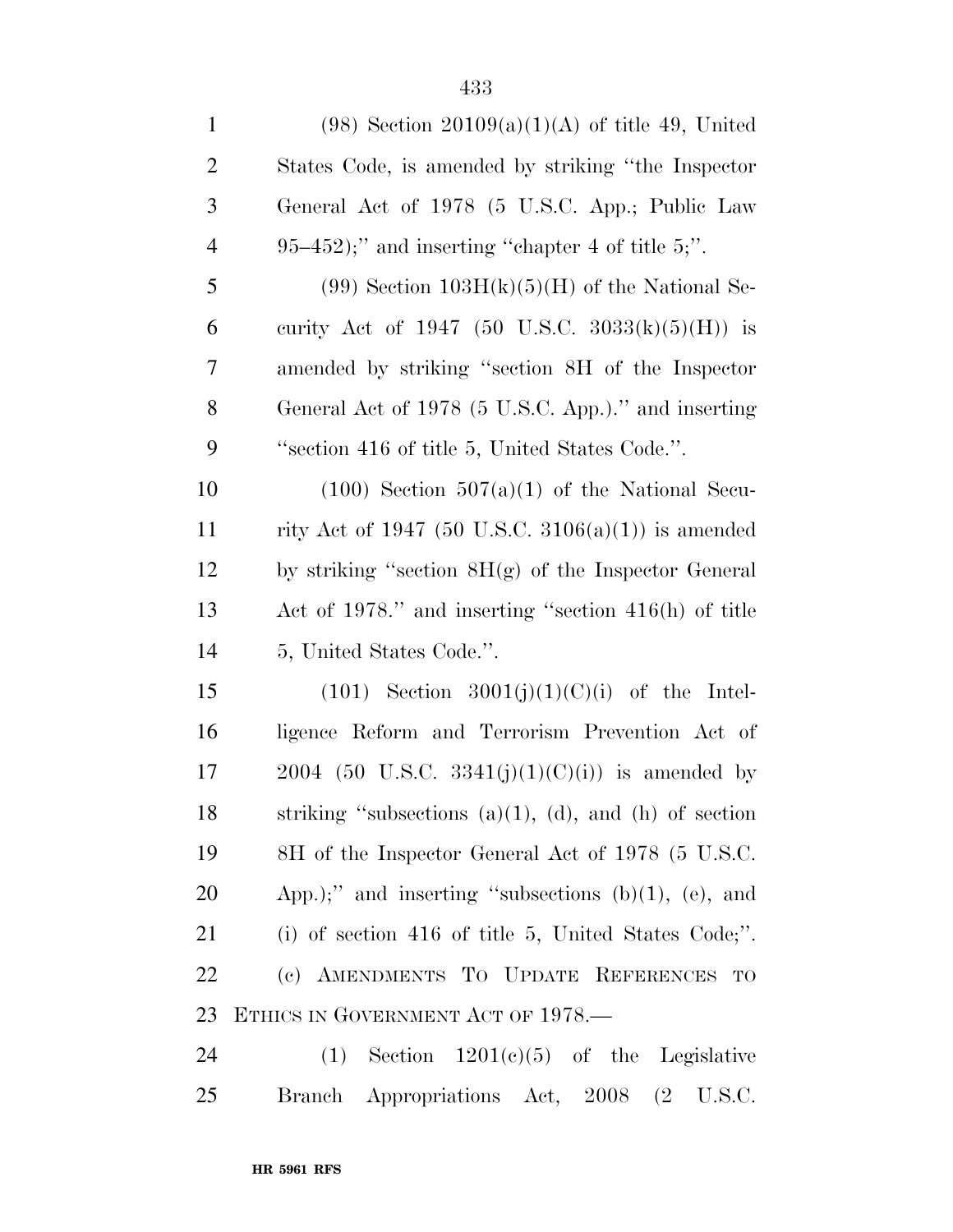(98) Section 20109(a)(1)(A) of title 49, United States Code, is amended by striking "the Inspector General Act of 1978 (5 U.S.C. App.; Public Law 95–452);" and inserting "chapter 4 of title 5;".

(99) Section 103H(k)(5)(H) of the National Security Act of 1947 (50 U.S.C. 3033(k)(5)(H)) is amended by striking "section 8H of the Inspector General Act of 1978 (5 U.S.C. App.)." and inserting "section 416 of title 5, United States Code.".

(100) Section 507(a)(1) of the National Security Act of 1947 (50 U.S.C. 3106(a)(1)) is amended by striking "section 8H(g) of the Inspector General Act of 1978." and inserting "section 416(h) of title 5, United States Code.".

(101) Section 3001(j)(1)(C)(i) of the Intelligence Reform and Terrorism Prevention Act of 2004 (50 U.S.C. 3341(j)(1)(C)(i)) is amended by striking "subsections (a)(1), (d), and (h) of section 8H of the Inspector General Act of 1978 (5 U.S.C. App.);" and inserting "subsections (b)(1), (e), and (i) of section 416 of title 5, United States Code;".

(c) AMENDMENTS TO UPDATE REFERENCES TO ETHICS IN GOVERNMENT ACT OF 1978.—

(1) Section 1201(c)(5) of the Legislative Branch Appropriations Act, 2008 (2 U.S.C.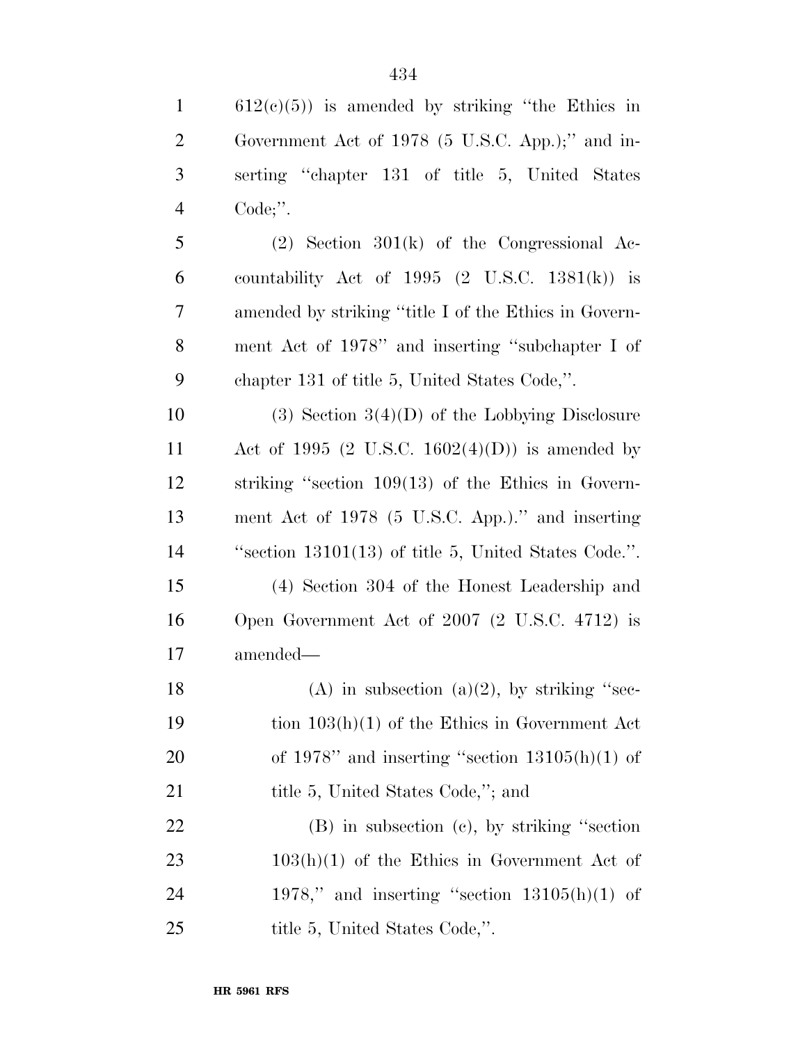612(c)(5)) is amended by striking "the Ethics in Government Act of 1978 (5 U.S.C. App.);" and inserting "chapter 131 of title 5, United States Code;".

(2) Section 301(k) of the Congressional Accountability Act of 1995 (2 U.S.C. 1381(k)) is amended by striking "title I of the Ethics in Government Act of 1978" and inserting "subchapter I of chapter 131 of title 5, United States Code,".

(3) Section 3(4)(D) of the Lobbying Disclosure Act of 1995 (2 U.S.C. 1602(4)(D)) is amended by striking "section 109(13) of the Ethics in Government Act of 1978 (5 U.S.C. App.)." and inserting "section 13101(13) of title 5, United States Code.".

(4) Section 304 of the Honest Leadership and Open Government Act of 2007 (2 U.S.C. 4712) is amended—

(A) in subsection (a)(2), by striking "section 103(h)(1) of the Ethics in Government Act of 1978" and inserting "section 13105(h)(1) of title 5, United States Code,"; and

(B) in subsection (c), by striking "section 103(h)(1) of the Ethics in Government Act of 1978," and inserting "section 13105(h)(1) of title 5, United States Code,".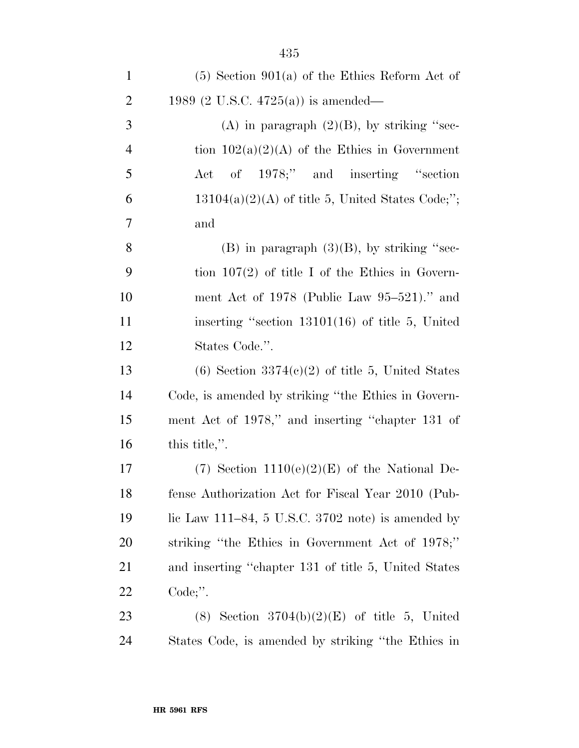(5) Section 901(a) of the Ethics Reform Act of 1989 (2 U.S.C. 4725(a)) is amended—

(A) in paragraph (2)(B), by striking ''section 102(a)(2)(A) of the Ethics in Government Act of 1978;'' and inserting ''section 13104(a)(2)(A) of title 5, United States Code;''; and

(B) in paragraph (3)(B), by striking ''section 107(2) of title I of the Ethics in Government Act of 1978 (Public Law 95–521).'' and inserting ''section 13101(16) of title 5, United States Code.''.

(6) Section 3374(c)(2) of title 5, United States Code, is amended by striking ''the Ethics in Government Act of 1978,'' and inserting ''chapter 131 of this title,''.

(7) Section 1110(e)(2)(E) of the National Defense Authorization Act for Fiscal Year 2010 (Public Law 111–84, 5 U.S.C. 3702 note) is amended by striking ''the Ethics in Government Act of 1978;'' and inserting ''chapter 131 of title 5, United States Code;''.

(8) Section 3704(b)(2)(E) of title 5, United States Code, is amended by striking ''the Ethics in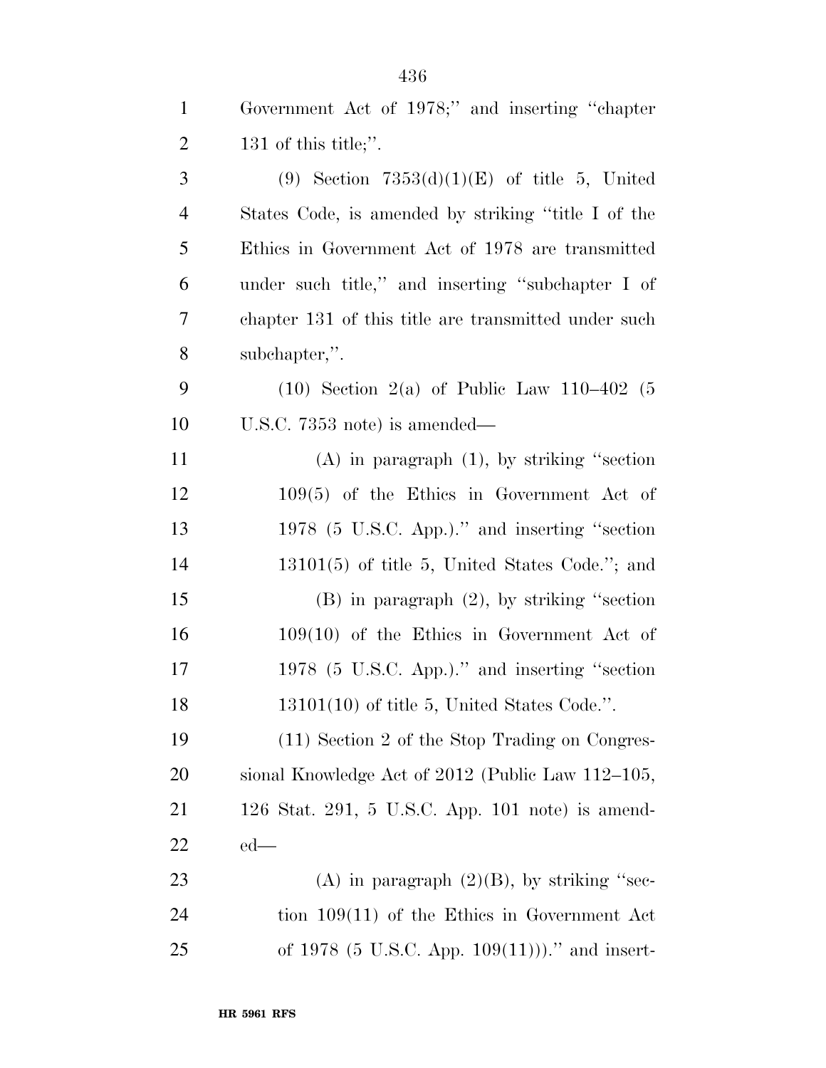Government Act of 1978;'' and inserting ''chapter 131 of this title;''.

(9) Section 7353(d)(1)(E) of title 5, United States Code, is amended by striking ''title I of the Ethics in Government Act of 1978 are transmitted under such title,'' and inserting ''subchapter I of chapter 131 of this title are transmitted under such subchapter,''.

(10) Section 2(a) of Public Law 110–402 (5 U.S.C. 7353 note) is amended—

(A) in paragraph (1), by striking ''section 109(5) of the Ethics in Government Act of 1978 (5 U.S.C. App.).'' and inserting ''section 13101(5) of title 5, United States Code.''; and

(B) in paragraph (2), by striking ''section 109(10) of the Ethics in Government Act of 1978 (5 U.S.C. App.).'' and inserting ''section 13101(10) of title 5, United States Code.''.

(11) Section 2 of the Stop Trading on Congressional Knowledge Act of 2012 (Public Law 112–105, 126 Stat. 291, 5 U.S.C. App. 101 note) is amended—

(A) in paragraph (2)(B), by striking ''section 109(11) of the Ethics in Government Act of 1978 (5 U.S.C. App. 109(11))).'' and insert-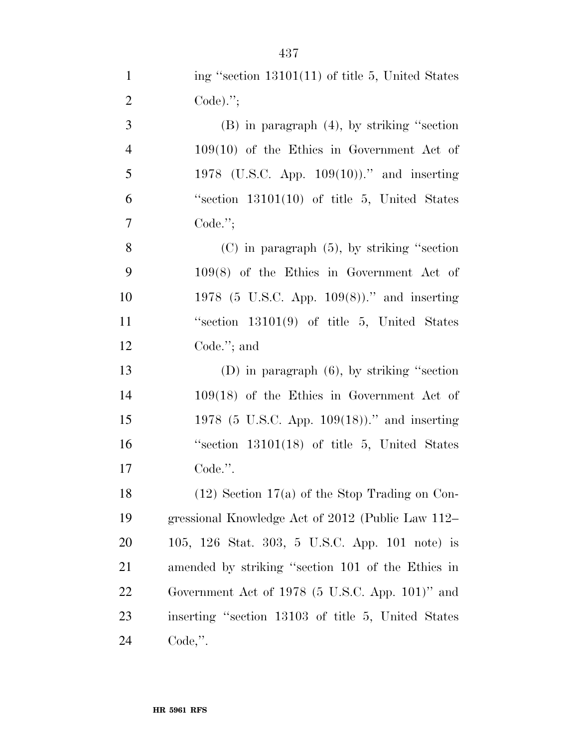ing "section 13101(11) of title 5, United States Code).";

(B) in paragraph (4), by striking "section 109(10) of the Ethics in Government Act of 1978 (U.S.C. App. 109(10))." and inserting "section 13101(10) of title 5, United States Code.";

(C) in paragraph (5), by striking "section 109(8) of the Ethics in Government Act of 1978 (5 U.S.C. App. 109(8))." and inserting "section 13101(9) of title 5, United States Code."; and

(D) in paragraph (6), by striking "section 109(18) of the Ethics in Government Act of 1978 (5 U.S.C. App. 109(18))." and inserting "section 13101(18) of title 5, United States Code.".

(12) Section 17(a) of the Stop Trading on Congressional Knowledge Act of 2012 (Public Law 112–105, 126 Stat. 303, 5 U.S.C. App. 101 note) is amended by striking "section 101 of the Ethics in Government Act of 1978 (5 U.S.C. App. 101)" and inserting "section 13103 of title 5, United States Code,".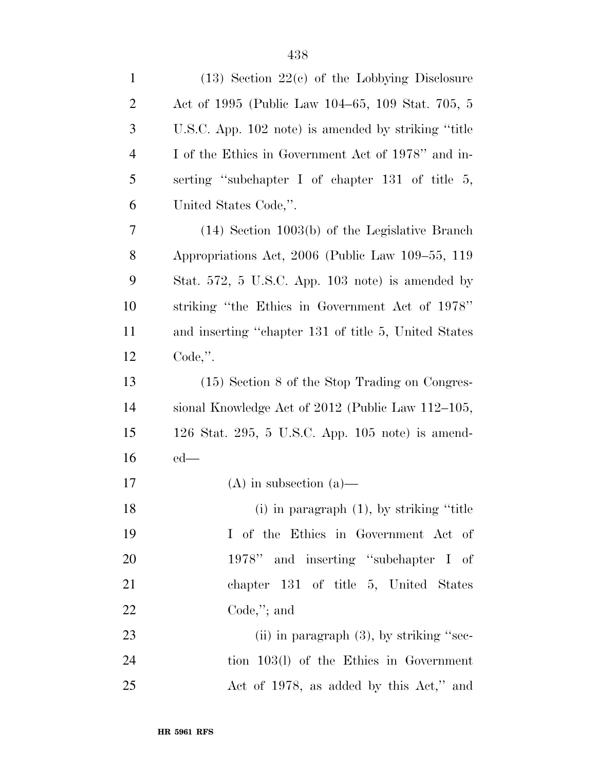(13) Section 22(c) of the Lobbying Disclosure Act of 1995 (Public Law 104–65, 109 Stat. 705, 5 U.S.C. App. 102 note) is amended by striking "title I of the Ethics in Government Act of 1978" and inserting "subchapter I of chapter 131 of title 5, United States Code,".

(14) Section 1003(b) of the Legislative Branch Appropriations Act, 2006 (Public Law 109–55, 119 Stat. 572, 5 U.S.C. App. 103 note) is amended by striking "the Ethics in Government Act of 1978" and inserting "chapter 131 of title 5, United States Code,".

(15) Section 8 of the Stop Trading on Congressional Knowledge Act of 2012 (Public Law 112–105, 126 Stat. 295, 5 U.S.C. App. 105 note) is amended—

(A) in subsection (a)—

(i) in paragraph (1), by striking "title I of the Ethics in Government Act of 1978" and inserting "subchapter I of chapter 131 of title 5, United States Code,"; and

(ii) in paragraph (3), by striking "section 103(l) of the Ethics in Government Act of 1978, as added by this Act," and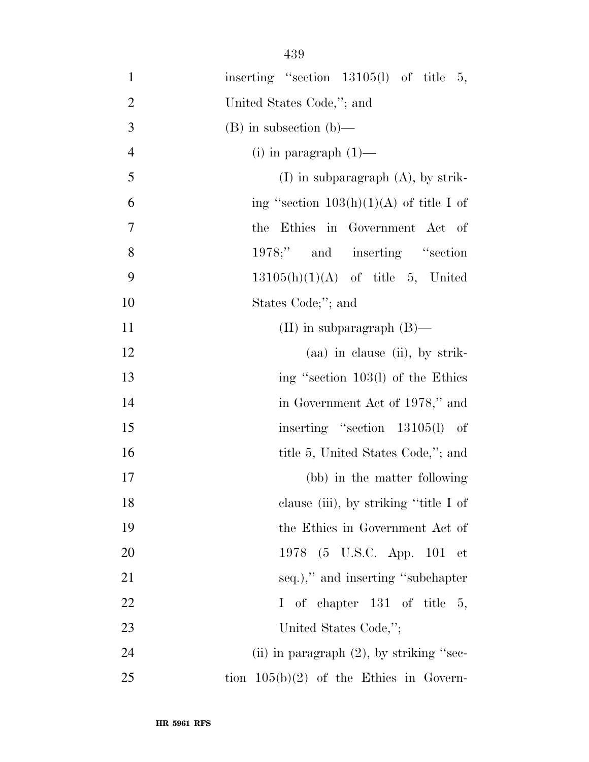inserting "section 13105(l) of title 5, United States Code,"; and

(B) in subsection (b)—

(i) in paragraph (1)—

(I) in subparagraph (A), by striking "section 103(h)(1)(A) of title I of the Ethics in Government Act of 1978;" and inserting "section 13105(h)(1)(A) of title 5, United States Code;"; and

(II) in subparagraph (B)—

(aa) in clause (ii), by striking "section 103(l) of the Ethics in Government Act of 1978," and inserting "section 13105(l) of title 5, United States Code,"; and

(bb) in the matter following clause (iii), by striking "title I of the Ethics in Government Act of 1978 (5 U.S.C. App. 101 et seq.)," and inserting "subchapter I of chapter 131 of title 5, United States Code,";

(ii) in paragraph (2), by striking "section 105(b)(2) of the Ethics in Govern-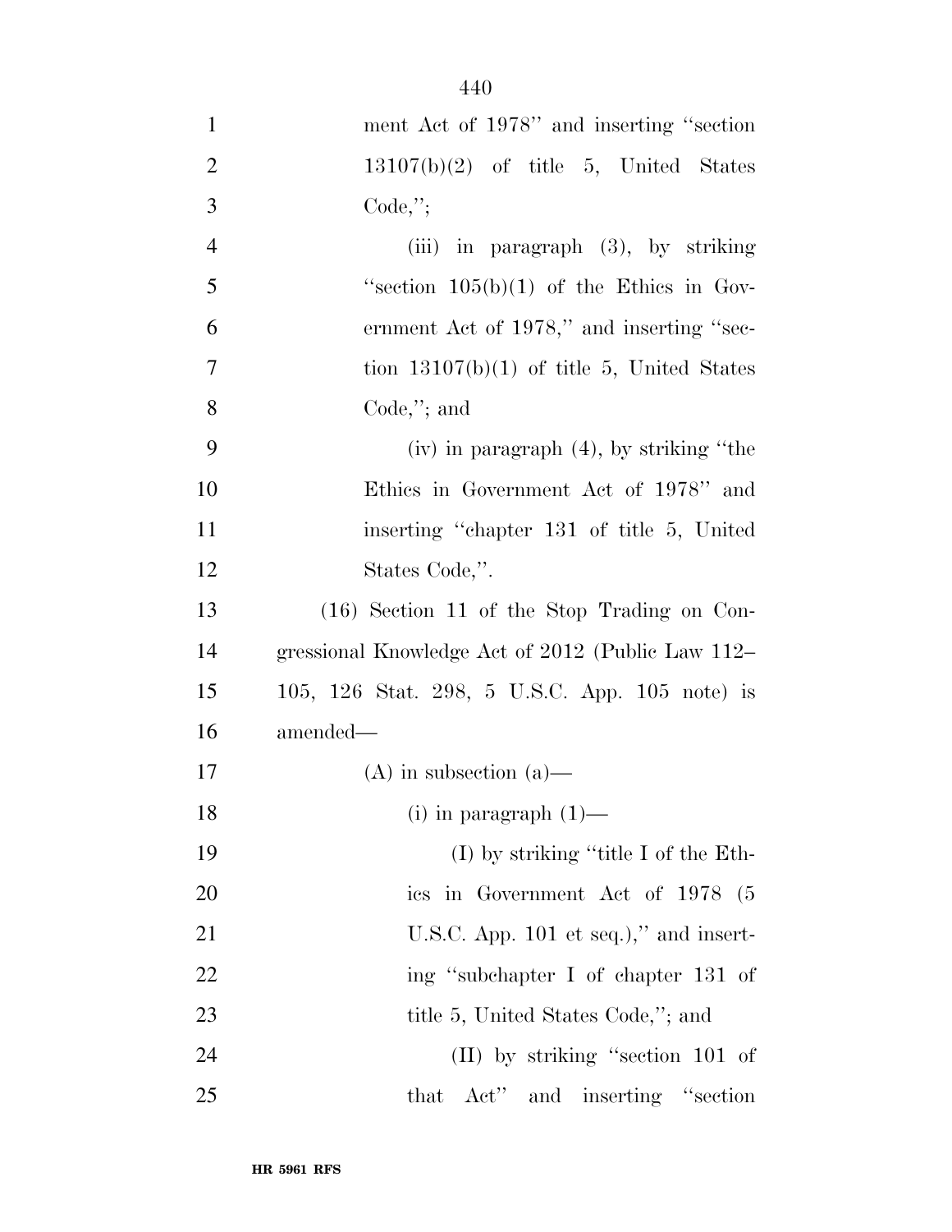ment Act of 1978'' and inserting ''section 13107(b)(2) of title 5, United States Code,'';

(iii) in paragraph (3), by striking ''section 105(b)(1) of the Ethics in Government Act of 1978,'' and inserting ''section 13107(b)(1) of title 5, United States Code,''; and

(iv) in paragraph (4), by striking ''the Ethics in Government Act of 1978'' and inserting ''chapter 131 of title 5, United States Code,''.

(16) Section 11 of the Stop Trading on Congressional Knowledge Act of 2012 (Public Law 112–105, 126 Stat. 298, 5 U.S.C. App. 105 note) is amended—

(A) in subsection (a)—

(i) in paragraph (1)—

(I) by striking ''title I of the Ethics in Government Act of 1978 (5 U.S.C. App. 101 et seq.),'' and inserting ''subchapter I of chapter 131 of title 5, United States Code,''; and

(II) by striking ''section 101 of that Act'' and inserting ''section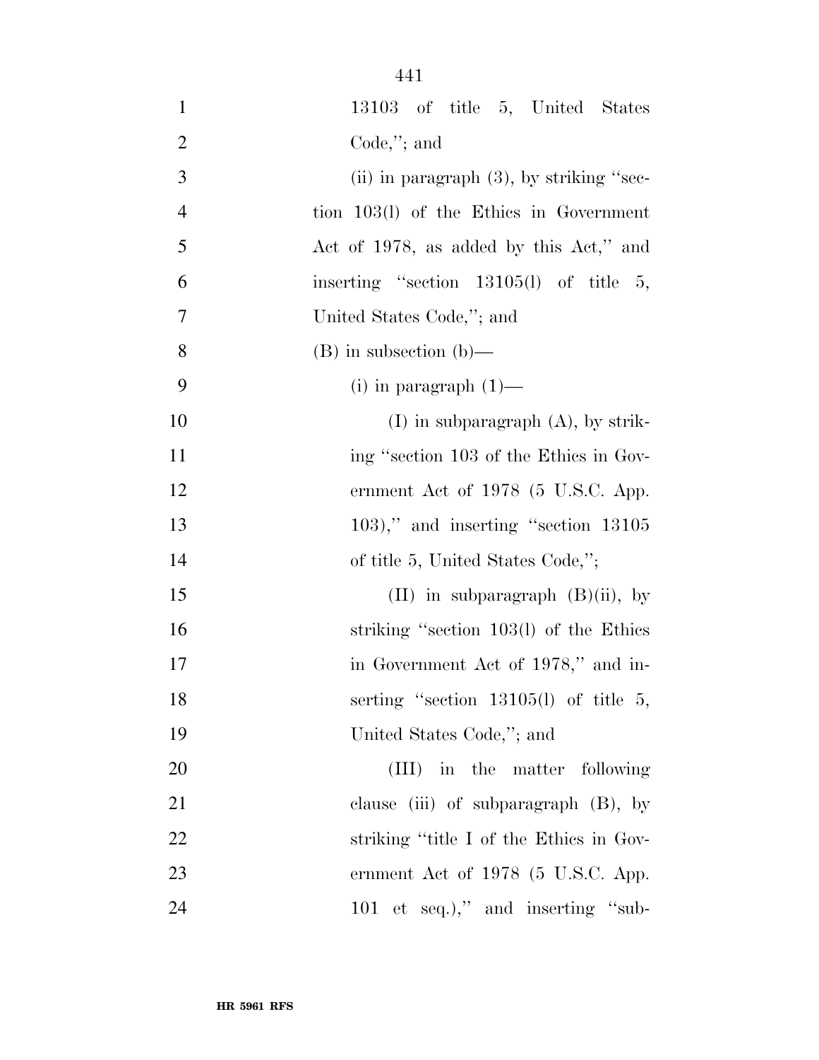13103 of title 5, United States Code,''; and

(ii) in paragraph (3), by striking ''section 103(l) of the Ethics in Government Act of 1978, as added by this Act,'' and inserting ''section 13105(l) of title 5, United States Code,''; and

(B) in subsection (b)—

(i) in paragraph (1)—

(I) in subparagraph (A), by striking ''section 103 of the Ethics in Government Act of 1978 (5 U.S.C. App. 103),'' and inserting ''section 13105 of title 5, United States Code,'';

(II) in subparagraph (B)(ii), by striking ''section 103(l) of the Ethics in Government Act of 1978,'' and inserting ''section 13105(l) of title 5, United States Code,''; and

(III) in the matter following clause (iii) of subparagraph (B), by striking ''title I of the Ethics in Government Act of 1978 (5 U.S.C. App. 101 et seq.),'' and inserting ''sub-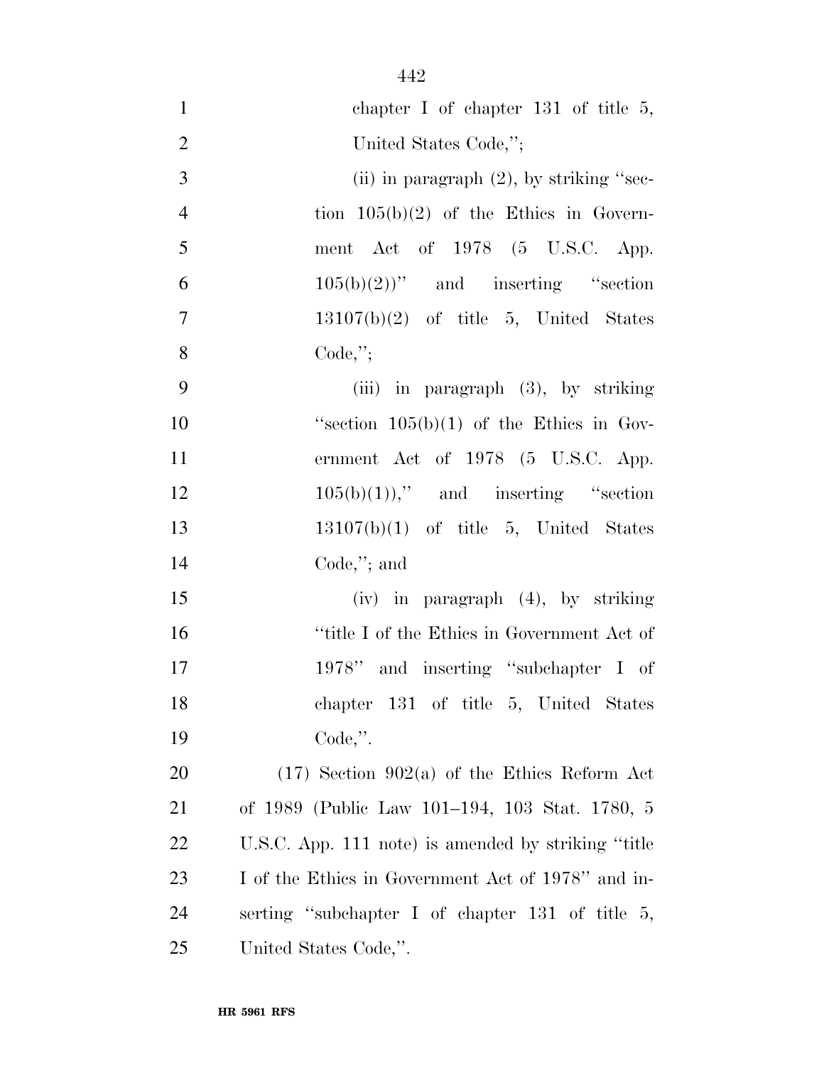chapter I of chapter 131 of title 5, United States Code,'';

(ii) in paragraph (2), by striking ''section 105(b)(2) of the Ethics in Government Act of 1978 (5 U.S.C. App. 105(b)(2))'' and inserting ''section 13107(b)(2) of title 5, United States Code,'';

(iii) in paragraph (3), by striking ''section 105(b)(1) of the Ethics in Government Act of 1978 (5 U.S.C. App. 105(b)(1)),'' and inserting ''section 13107(b)(1) of title 5, United States Code,''; and

(iv) in paragraph (4), by striking ''title I of the Ethics in Government Act of 1978'' and inserting ''subchapter I of chapter 131 of title 5, United States Code,''.

(17) Section 902(a) of the Ethics Reform Act of 1989 (Public Law 101–194, 103 Stat. 1780, 5 U.S.C. App. 111 note) is amended by striking ''title I of the Ethics in Government Act of 1978'' and inserting ''subchapter I of chapter 131 of title 5, United States Code,''.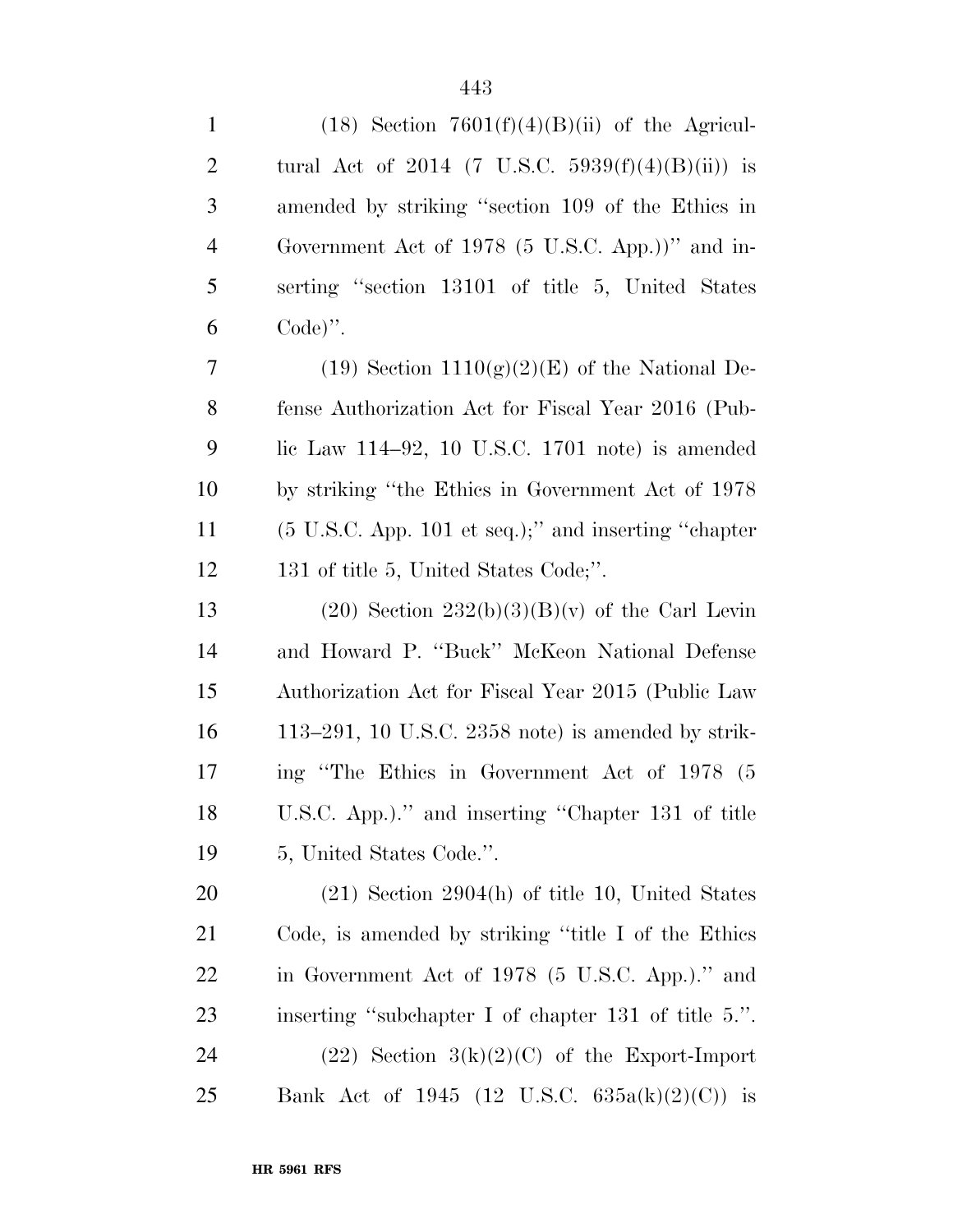(18) Section 7601(f)(4)(B)(ii) of the Agricultural Act of 2014 (7 U.S.C. 5939(f)(4)(B)(ii)) is amended by striking "section 109 of the Ethics in Government Act of 1978 (5 U.S.C. App.))" and inserting "section 13101 of title 5, United States Code)".

(19) Section 1110(g)(2)(E) of the National Defense Authorization Act for Fiscal Year 2016 (Public Law 114–92, 10 U.S.C. 1701 note) is amended by striking "the Ethics in Government Act of 1978 (5 U.S.C. App. 101 et seq.);" and inserting "chapter 131 of title 5, United States Code;".

(20) Section 232(b)(3)(B)(v) of the Carl Levin and Howard P. "Buck" McKeon National Defense Authorization Act for Fiscal Year 2015 (Public Law 113–291, 10 U.S.C. 2358 note) is amended by striking "The Ethics in Government Act of 1978 (5 U.S.C. App.)." and inserting "Chapter 131 of title 5, United States Code.".

(21) Section 2904(h) of title 10, United States Code, is amended by striking "title I of the Ethics in Government Act of 1978 (5 U.S.C. App.)." and inserting "subchapter I of chapter 131 of title 5.".

(22) Section 3(k)(2)(C) of the Export-Import Bank Act of 1945 (12 U.S.C. 635a(k)(2)(C)) is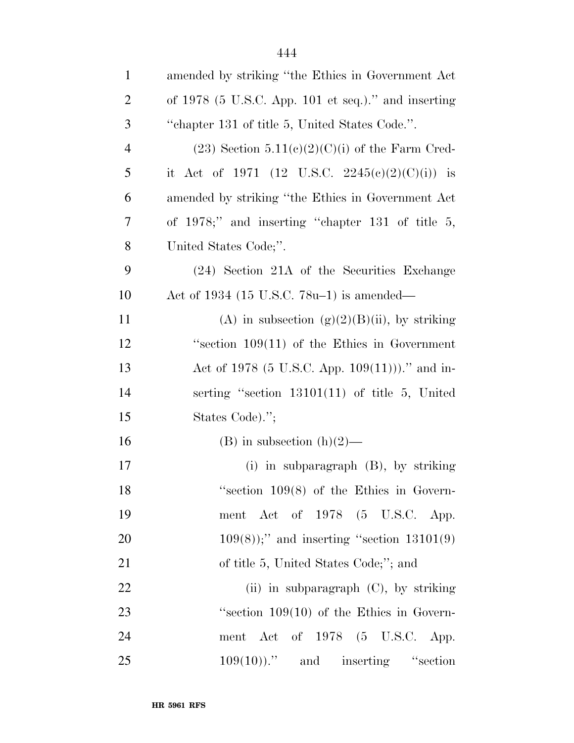amended by striking "the Ethics in Government Act of 1978 (5 U.S.C. App. 101 et seq.)." and inserting "chapter 131 of title 5, United States Code.".

(23) Section 5.11(c)(2)(C)(i) of the Farm Credit Act of 1971 (12 U.S.C. 2245(c)(2)(C)(i)) is amended by striking "the Ethics in Government Act of 1978;" and inserting "chapter 131 of title 5, United States Code;".

(24) Section 21A of the Securities Exchange Act of 1934 (15 U.S.C. 78u–1) is amended—

(A) in subsection (g)(2)(B)(ii), by striking "section 109(11) of the Ethics in Government Act of 1978 (5 U.S.C. App. 109(11)))." and inserting "section 13101(11) of title 5, United States Code).";

(B) in subsection (h)(2)—

(i) in subparagraph (B), by striking "section 109(8) of the Ethics in Government Act of 1978 (5 U.S.C. App. 109(8));" and inserting "section 13101(9) of title 5, United States Code;"; and

(ii) in subparagraph (C), by striking "section 109(10) of the Ethics in Government Act of 1978 (5 U.S.C. App. 109(10))." and inserting "section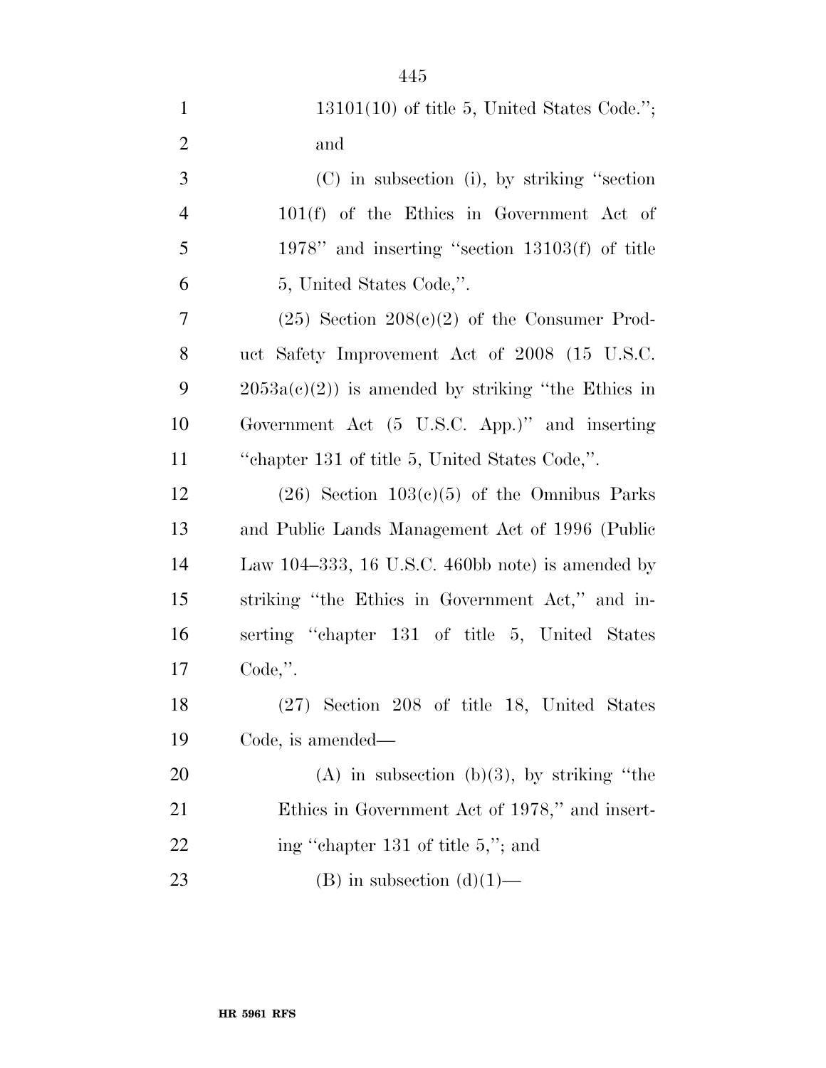13101(10) of title 5, United States Code.''; and

(C) in subsection (i), by striking ''section 101(f) of the Ethics in Government Act of 1978'' and inserting ''section 13103(f) of title 5, United States Code,''.

(25) Section 208(c)(2) of the Consumer Product Safety Improvement Act of 2008 (15 U.S.C. 2053a(c)(2)) is amended by striking ''the Ethics in Government Act (5 U.S.C. App.)'' and inserting ''chapter 131 of title 5, United States Code,''.

(26) Section 103(c)(5) of the Omnibus Parks and Public Lands Management Act of 1996 (Public Law 104–333, 16 U.S.C. 460bb note) is amended by striking ''the Ethics in Government Act,'' and inserting ''chapter 131 of title 5, United States Code,''.

(27) Section 208 of title 18, United States Code, is amended—

(A) in subsection (b)(3), by striking ''the Ethics in Government Act of 1978,'' and inserting ''chapter 131 of title 5,''; and

(B) in subsection (d)(1)—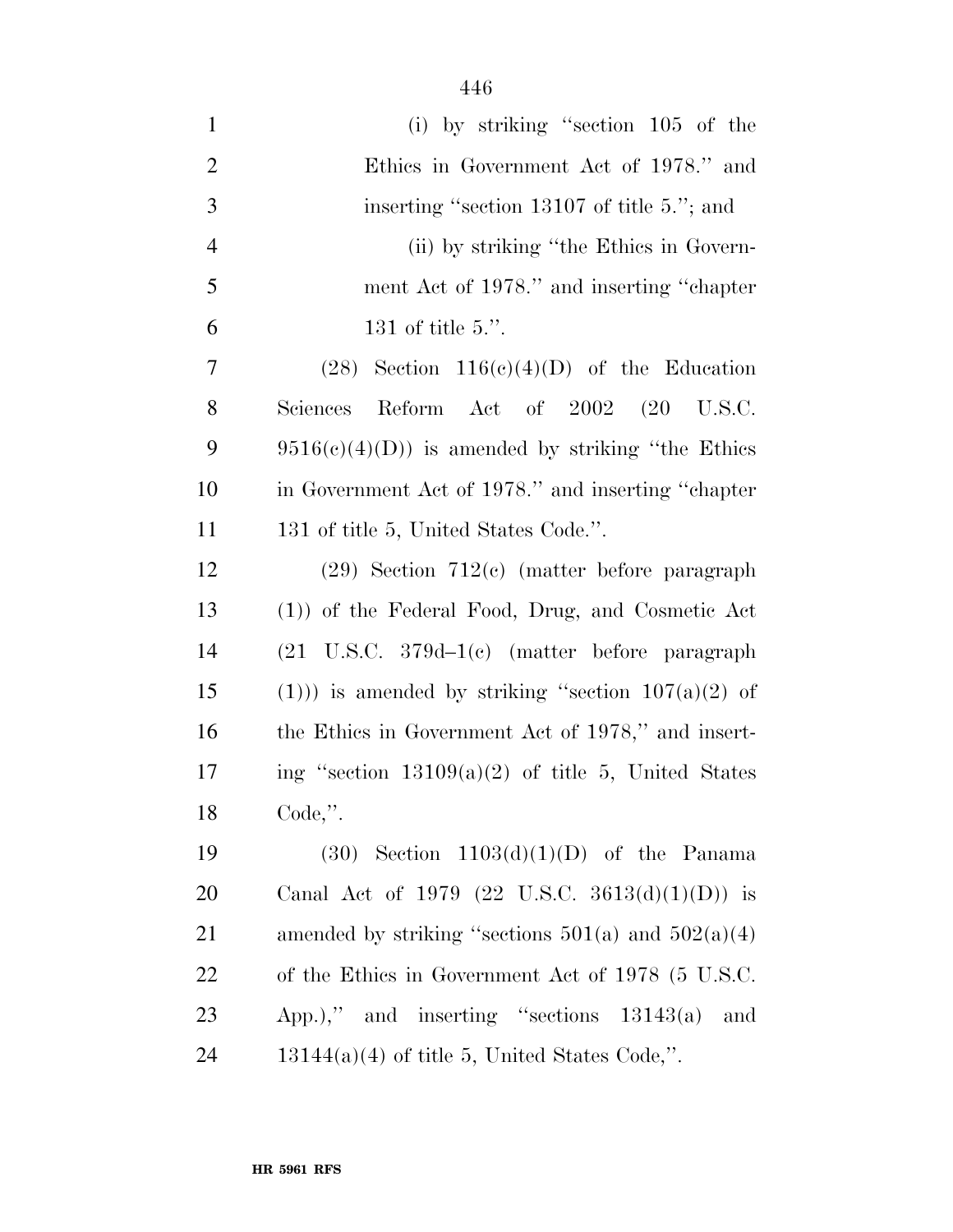(i) by striking "section 105 of the Ethics in Government Act of 1978." and inserting "section 13107 of title 5."; and

(ii) by striking "the Ethics in Government Act of 1978." and inserting "chapter 131 of title 5.".

(28) Section 116(c)(4)(D) of the Education Sciences Reform Act of 2002 (20 U.S.C. 9516(c)(4)(D)) is amended by striking "the Ethics in Government Act of 1978." and inserting "chapter 131 of title 5, United States Code.".

(29) Section 712(c) (matter before paragraph (1)) of the Federal Food, Drug, and Cosmetic Act (21 U.S.C. 379d–1(c) (matter before paragraph (1))) is amended by striking "section 107(a)(2) of the Ethics in Government Act of 1978," and inserting "section 13109(a)(2) of title 5, United States Code,".

(30) Section 1103(d)(1)(D) of the Panama Canal Act of 1979 (22 U.S.C. 3613(d)(1)(D)) is amended by striking "sections 501(a) and 502(a)(4) of the Ethics in Government Act of 1978 (5 U.S.C. App.)," and inserting "sections 13143(a) and 13144(a)(4) of title 5, United States Code,".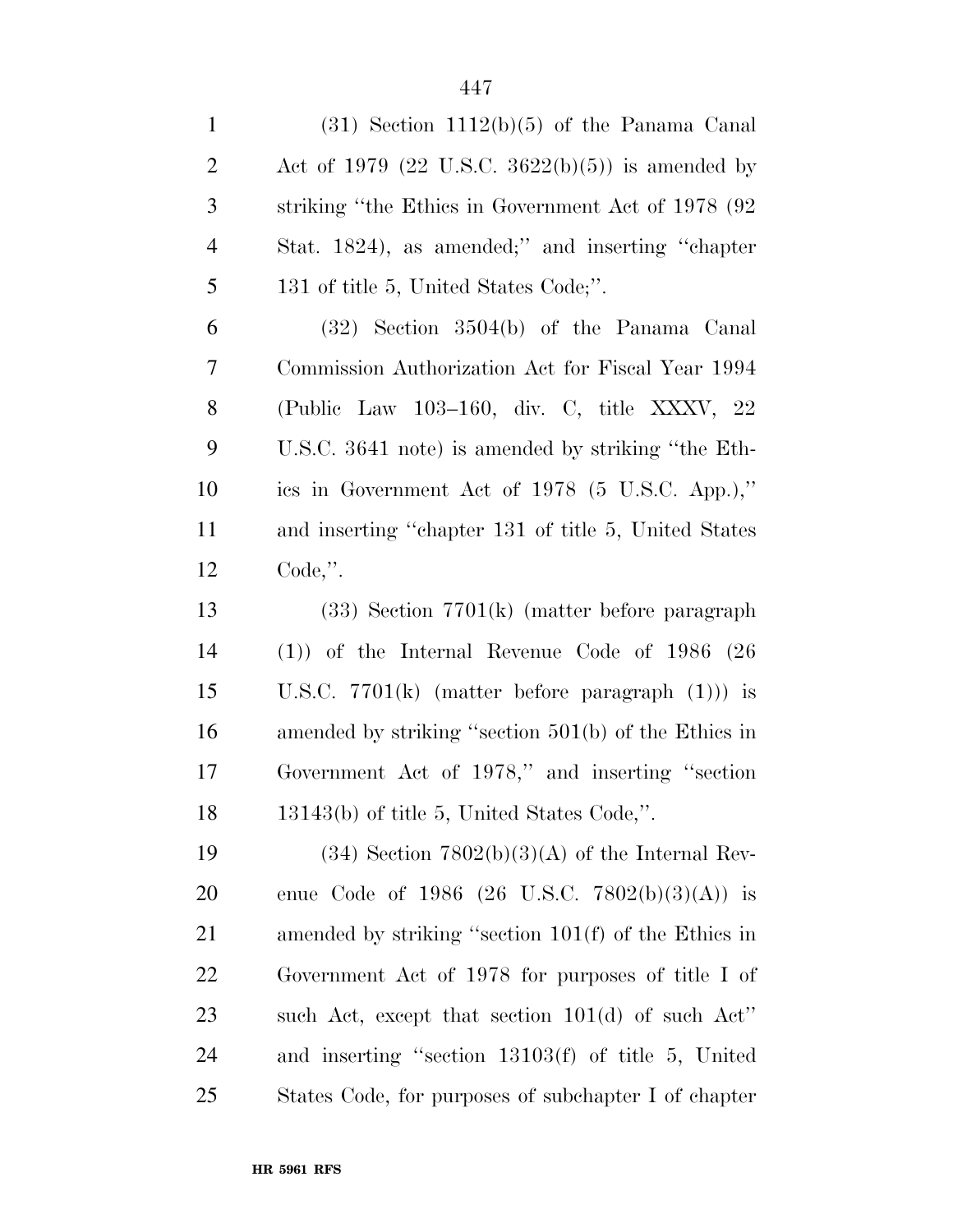(31) Section 1112(b)(5) of the Panama Canal Act of 1979 (22 U.S.C. 3622(b)(5)) is amended by striking ''the Ethics in Government Act of 1978 (92 Stat. 1824), as amended;'' and inserting ''chapter 131 of title 5, United States Code;''.

(32) Section 3504(b) of the Panama Canal Commission Authorization Act for Fiscal Year 1994 (Public Law 103–160, div. C, title XXXV, 22 U.S.C. 3641 note) is amended by striking ''the Ethics in Government Act of 1978 (5 U.S.C. App.),'' and inserting ''chapter 131 of title 5, United States Code,''.

(33) Section 7701(k) (matter before paragraph (1)) of the Internal Revenue Code of 1986 (26 U.S.C. 7701(k) (matter before paragraph (1))) is amended by striking ''section 501(b) of the Ethics in Government Act of 1978,'' and inserting ''section 13143(b) of title 5, United States Code,''.

(34) Section 7802(b)(3)(A) of the Internal Revenue Code of 1986 (26 U.S.C. 7802(b)(3)(A)) is amended by striking ''section 101(f) of the Ethics in Government Act of 1978 for purposes of title I of such Act, except that section 101(d) of such Act'' and inserting ''section 13103(f) of title 5, United States Code, for purposes of subchapter I of chapter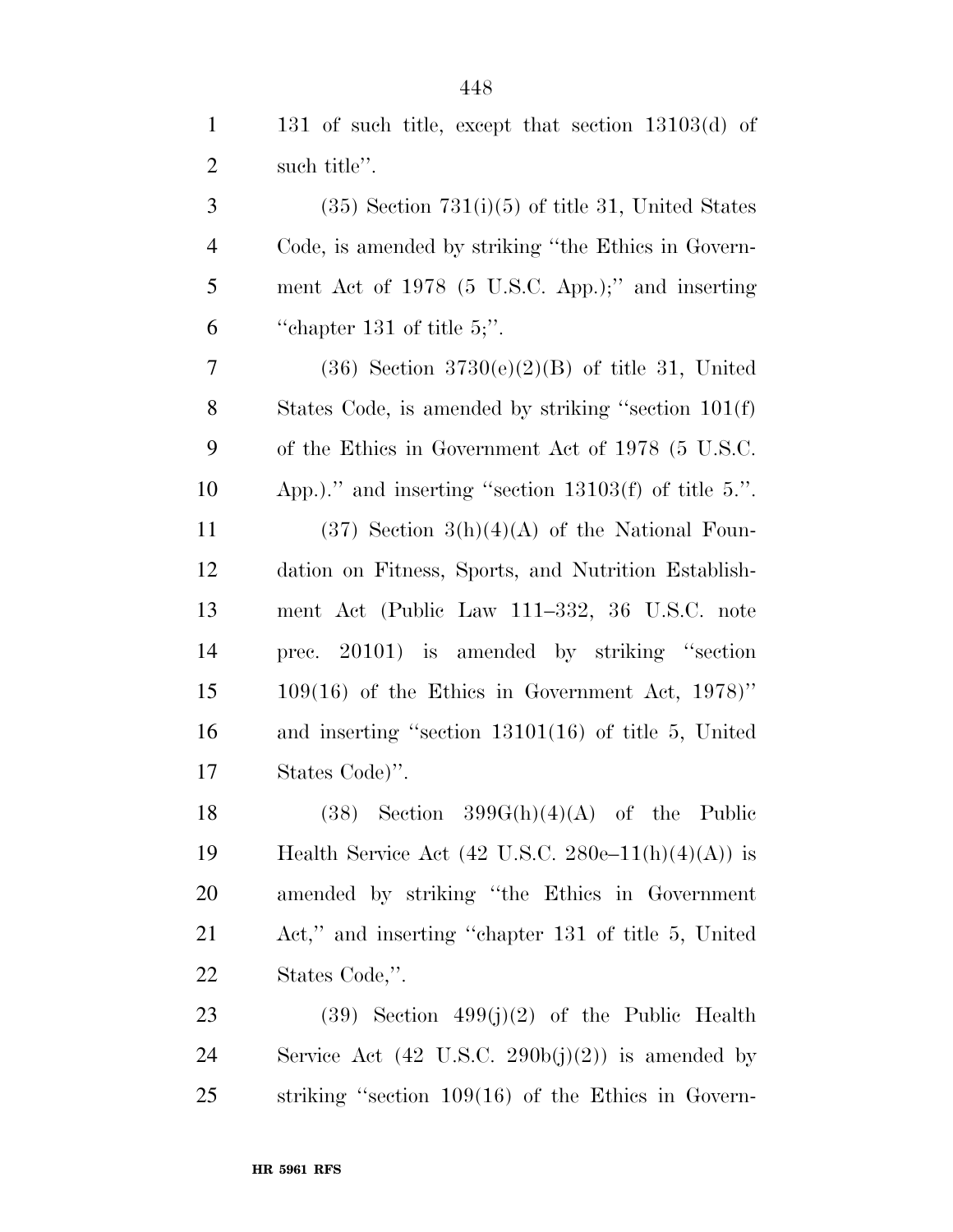131 of such title, except that section 13103(d) of such title''.

(35) Section 731(i)(5) of title 31, United States Code, is amended by striking ''the Ethics in Government Act of 1978 (5 U.S.C. App.);'' and inserting ''chapter 131 of title 5;''.

(36) Section 3730(e)(2)(B) of title 31, United States Code, is amended by striking ''section 101(f) of the Ethics in Government Act of 1978 (5 U.S.C. App.).'' and inserting ''section 13103(f) of title 5.''.

(37) Section 3(h)(4)(A) of the National Foundation on Fitness, Sports, and Nutrition Establishment Act (Public Law 111–332, 36 U.S.C. note prec. 20101) is amended by striking ''section 109(16) of the Ethics in Government Act, 1978)'' and inserting ''section 13101(16) of title 5, United States Code)''.

(38) Section 399G(h)(4)(A) of the Public Health Service Act (42 U.S.C. 280e–11(h)(4)(A)) is amended by striking ''the Ethics in Government Act,'' and inserting ''chapter 131 of title 5, United States Code,''.

(39) Section 499(j)(2) of the Public Health Service Act (42 U.S.C. 290b(j)(2)) is amended by striking ''section 109(16) of the Ethics in Govern-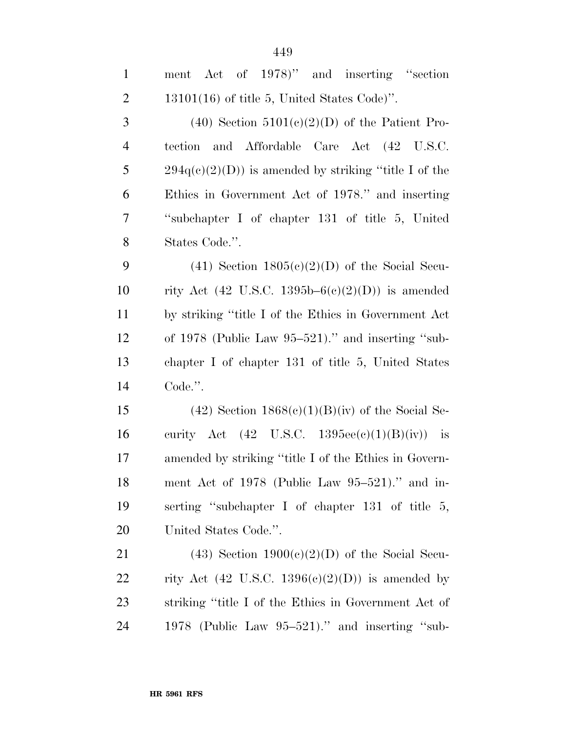ment Act of 1978)'' and inserting ''section 13101(16) of title 5, United States Code)''.

(40) Section 5101(c)(2)(D) of the Patient Protection and Affordable Care Act (42 U.S.C. 294q(c)(2)(D)) is amended by striking ''title I of the Ethics in Government Act of 1978.'' and inserting ''subchapter I of chapter 131 of title 5, United States Code.''.

(41) Section 1805(c)(2)(D) of the Social Security Act (42 U.S.C. 1395b–6(c)(2)(D)) is amended by striking ''title I of the Ethics in Government Act of 1978 (Public Law 95–521).'' and inserting ''subchapter I of chapter 131 of title 5, United States Code.''.

(42) Section 1868(c)(1)(B)(iv) of the Social Security Act (42 U.S.C. 1395ee(c)(1)(B)(iv)) is amended by striking ''title I of the Ethics in Government Act of 1978 (Public Law 95–521).'' and inserting ''subchapter I of chapter 131 of title 5, United States Code.''.

(43) Section 1900(c)(2)(D) of the Social Security Act (42 U.S.C. 1396(c)(2)(D)) is amended by striking ''title I of the Ethics in Government Act of 1978 (Public Law 95–521).'' and inserting ''sub-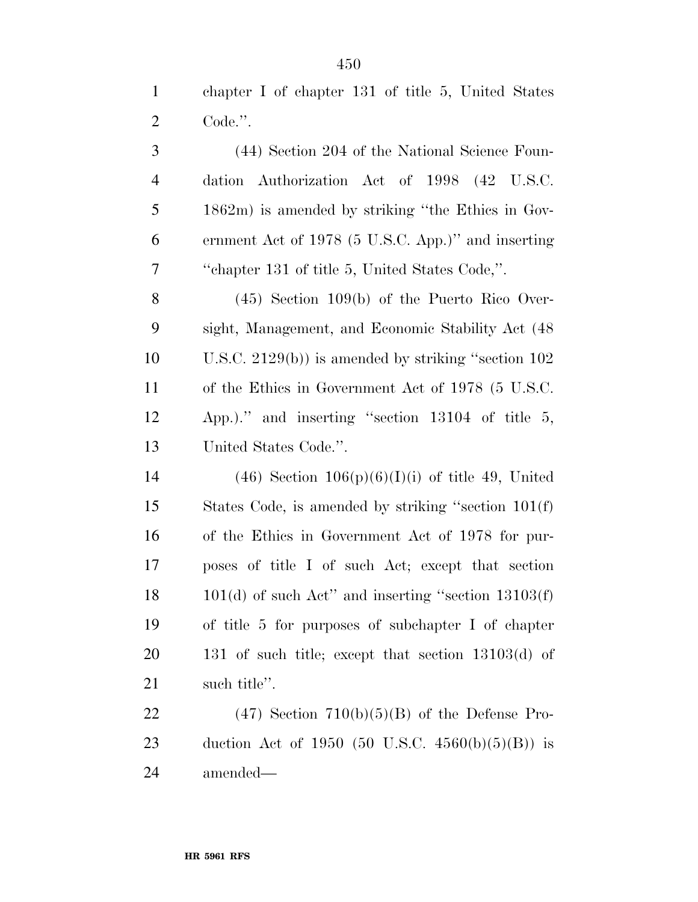chapter I of chapter 131 of title 5, United States Code.''.

(44) Section 204 of the National Science Foundation Authorization Act of 1998 (42 U.S.C. 1862m) is amended by striking ''the Ethics in Government Act of 1978 (5 U.S.C. App.)'' and inserting ''chapter 131 of title 5, United States Code,''.

(45) Section 109(b) of the Puerto Rico Oversight, Management, and Economic Stability Act (48 U.S.C. 2129(b)) is amended by striking ''section 102 of the Ethics in Government Act of 1978 (5 U.S.C. App.).'' and inserting ''section 13104 of title 5, United States Code.''.

(46) Section 106(p)(6)(I)(i) of title 49, United States Code, is amended by striking ''section 101(f) of the Ethics in Government Act of 1978 for purposes of title I of such Act; except that section 101(d) of such Act'' and inserting ''section 13103(f) of title 5 for purposes of subchapter I of chapter 131 of such title; except that section 13103(d) of such title''.

(47) Section 710(b)(5)(B) of the Defense Production Act of 1950 (50 U.S.C. 4560(b)(5)(B)) is amended—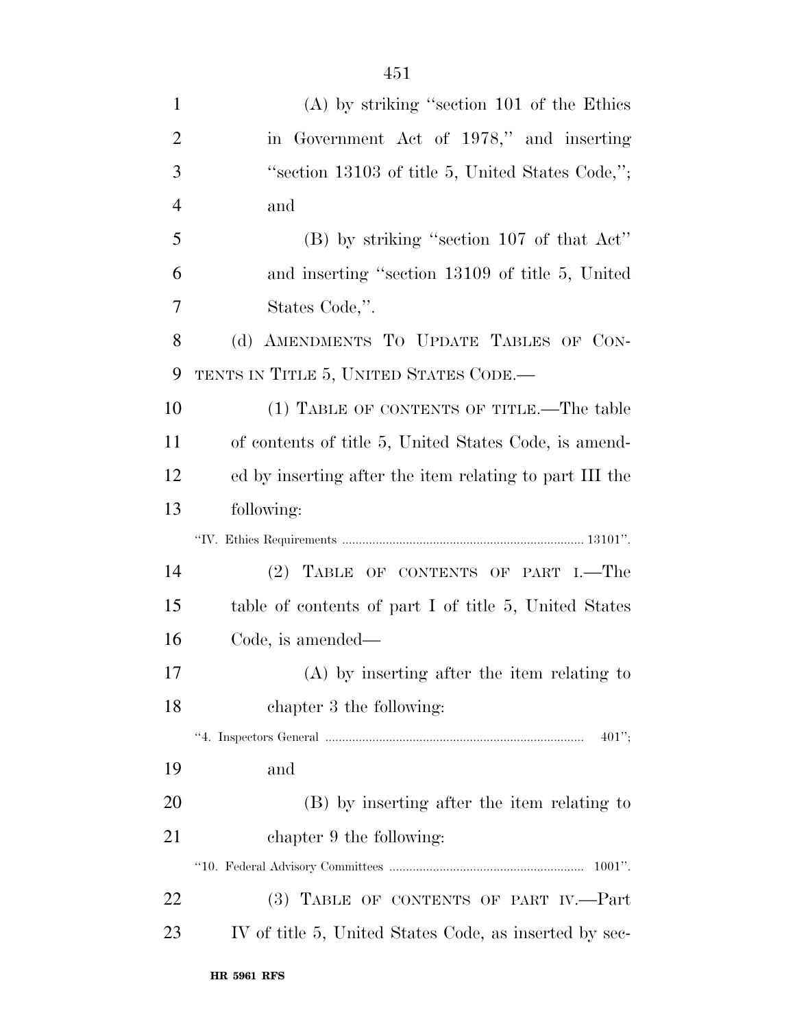(A) by striking "section 101 of the Ethics in Government Act of 1978," and inserting "section 13103 of title 5, United States Code,"; and

(B) by striking "section 107 of that Act" and inserting "section 13109 of title 5, United States Code,".

(d) AMENDMENTS TO UPDATE TABLES OF CONTENTS IN TITLE 5, UNITED STATES CODE.—

(1) TABLE OF CONTENTS OF TITLE.—The table of contents of title 5, United States Code, is amended by inserting after the item relating to part III the following:

"IV. Ethics Requirements .......................................................................... 13101".

(2) TABLE OF CONTENTS OF PART I.—The table of contents of part I of title 5, United States Code, is amended—

(A) by inserting after the item relating to chapter 3 the following:

"4. Inspectors General .......................................................................... 401";

and

(B) by inserting after the item relating to chapter 9 the following:

"10. Federal Advisory Committees .......................................................... 1001".

(3) TABLE OF CONTENTS OF PART IV.—Part IV of title 5, United States Code, as inserted by sec-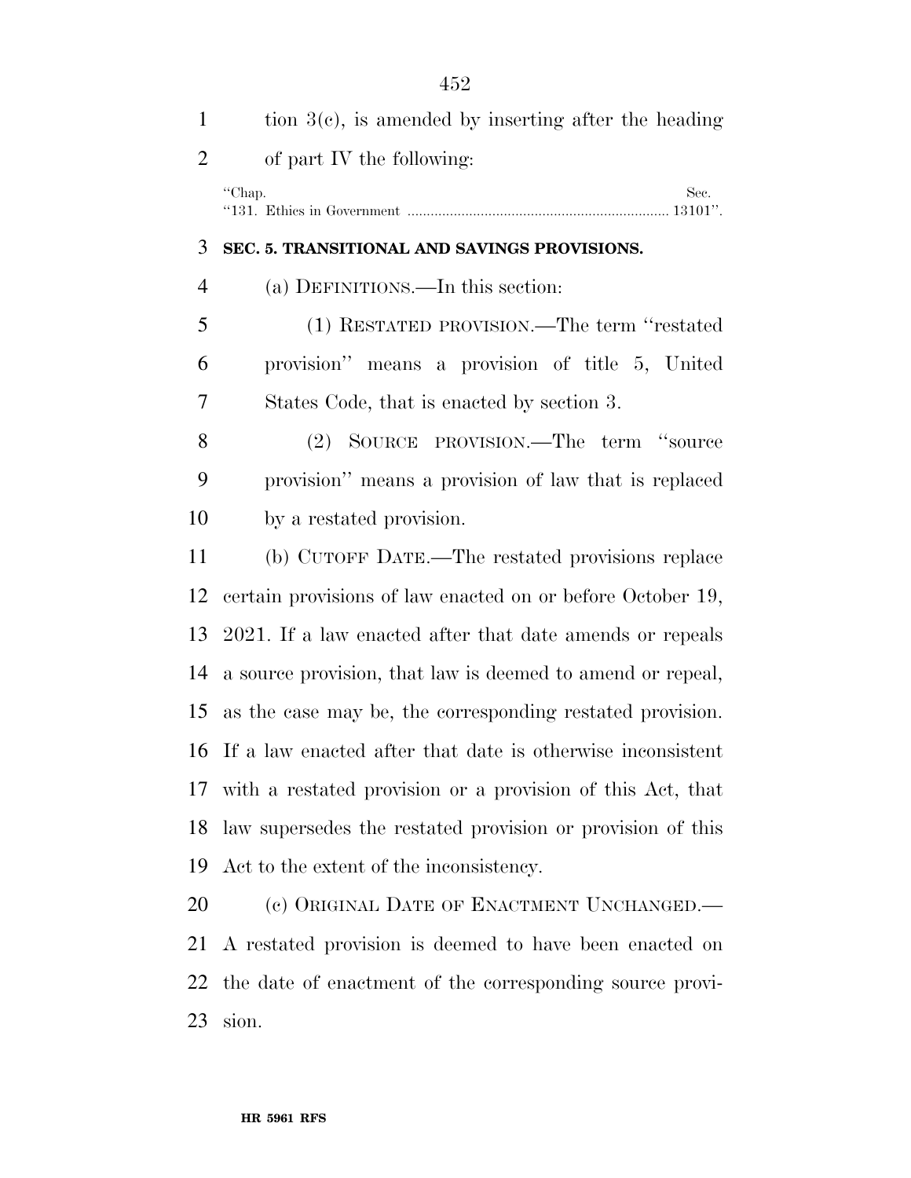tion 3(c), is amended by inserting after the heading of part IV the following:

| "Chap. | Sec. |
| --- | --- |
| "131. Ethics in Government | 13101". |

### SEC. 5. TRANSITIONAL AND SAVINGS PROVISIONS.

(a) DEFINITIONS.—In this section:

(1) RESTATED PROVISION.—The term "restated provision" means a provision of title 5, United States Code, that is enacted by section 3.

(2) SOURCE PROVISION.—The term "source provision" means a provision of law that is replaced by a restated provision.

(b) CUTOFF DATE.—The restated provisions replace certain provisions of law enacted on or before October 19, 2021. If a law enacted after that date amends or repeals a source provision, that law is deemed to amend or repeal, as the case may be, the corresponding restated provision. If a law enacted after that date is otherwise inconsistent with a restated provision or a provision of this Act, that law supersedes the restated provision or provision of this Act to the extent of the inconsistency.

(c) ORIGINAL DATE OF ENACTMENT UNCHANGED.—A restated provision is deemed to have been enacted on the date of enactment of the corresponding source provision.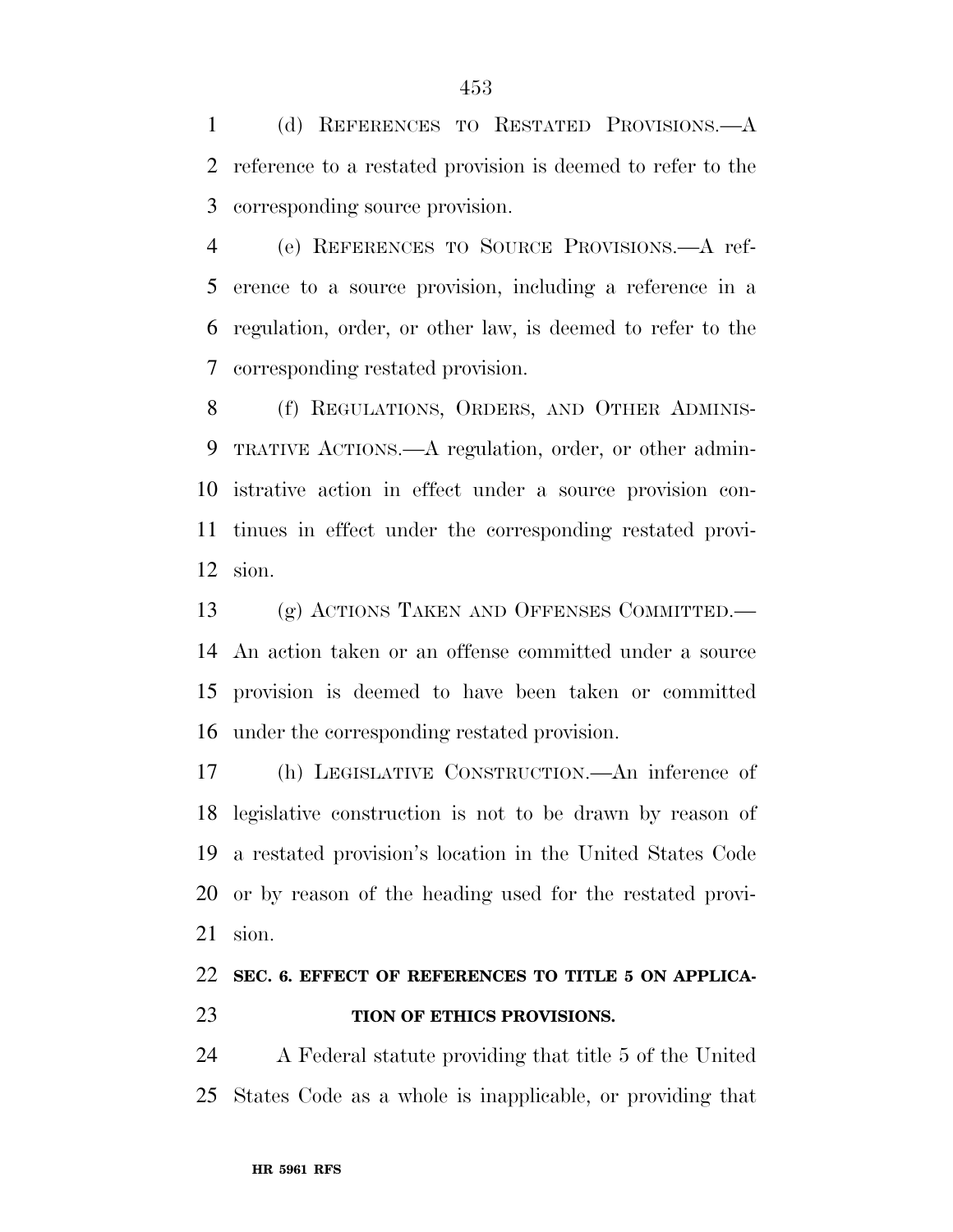(d) REFERENCES TO RESTATED PROVISIONS.—A reference to a restated provision is deemed to refer to the corresponding source provision.

(e) REFERENCES TO SOURCE PROVISIONS.—A reference to a source provision, including a reference in a regulation, order, or other law, is deemed to refer to the corresponding restated provision.

(f) REGULATIONS, ORDERS, AND OTHER ADMINISTRATIVE ACTIONS.—A regulation, order, or other administrative action in effect under a source provision continues in effect under the corresponding restated provision.

(g) ACTIONS TAKEN AND OFFENSES COMMITTED.—An action taken or an offense committed under a source provision is deemed to have been taken or committed under the corresponding restated provision.

(h) LEGISLATIVE CONSTRUCTION.—An inference of legislative construction is not to be drawn by reason of a restated provision's location in the United States Code or by reason of the heading used for the restated provision.

**SEC. 6. EFFECT OF REFERENCES TO TITLE 5 ON APPLICATION OF ETHICS PROVISIONS.**

A Federal statute providing that title 5 of the United States Code as a whole is inapplicable, or providing that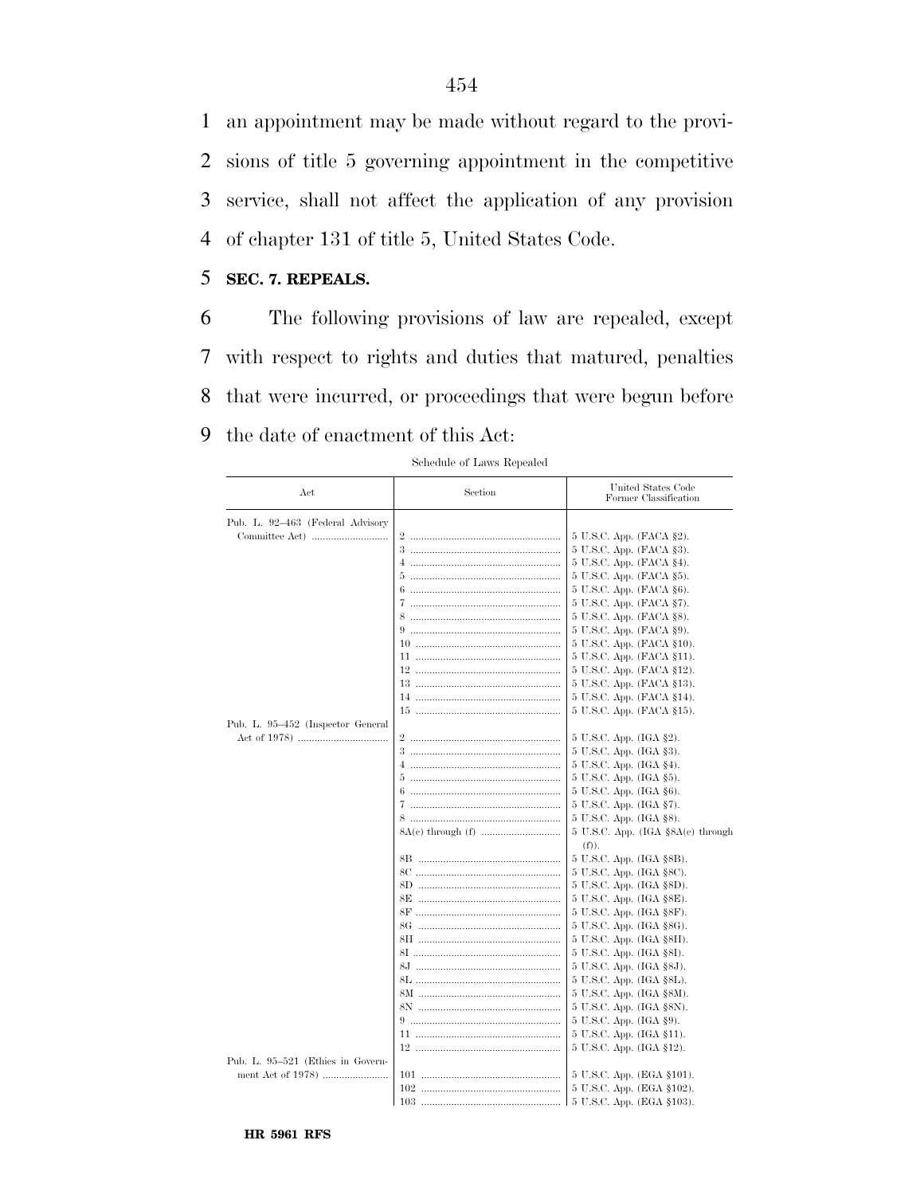an appointment may be made without regard to the provisions of title 5 governing appointment in the competitive service, shall not affect the application of any provision of chapter 131 of title 5, United States Code.

## SEC. 7. REPEALS.

The following provisions of law are repealed, except with respect to rights and duties that matured, penalties that were incurred, or proceedings that were begun before the date of enactment of this Act:

Schedule of Laws Repealed

| Act | Section | United States Code Former Classification |
|---|---|---|
| Pub. L. 92–463 (Federal Advisory Committee Act) | 2 | 5 U.S.C. App. (FACA §2). |
| | 3 | 5 U.S.C. App. (FACA §3). |
| | 4 | 5 U.S.C. App. (FACA §4). |
| | 5 | 5 U.S.C. App. (FACA §5). |
| | 6 | 5 U.S.C. App. (FACA §6). |
| | 7 | 5 U.S.C. App. (FACA §7). |
| | 8 | 5 U.S.C. App. (FACA §8). |
| | 9 | 5 U.S.C. App. (FACA §9). |
| | 10 | 5 U.S.C. App. (FACA §10). |
| | 11 | 5 U.S.C. App. (FACA §11). |
| | 12 | 5 U.S.C. App. (FACA §12). |
| | 13 | 5 U.S.C. App. (FACA §13). |
| | 14 | 5 U.S.C. App. (FACA §14). |
| | 15 | 5 U.S.C. App. (FACA §15). |
| Pub. L. 95–452 (Inspector General Act of 1978) | 2 | 5 U.S.C. App. (IGA §2). |
| | 3 | 5 U.S.C. App. (IGA §3). |
| | 4 | 5 U.S.C. App. (IGA §4). |
| | 5 | 5 U.S.C. App. (IGA §5). |
| | 6 | 5 U.S.C. App. (IGA §6). |
| | 7 | 5 U.S.C. App. (IGA §7). |
| | 8 | 5 U.S.C. App. (IGA §8). |
| | 8A(c) through (f) | 5 U.S.C. App. (IGA §8A(c) through (f)). |
| | 8B | 5 U.S.C. App. (IGA §8B). |
| | 8C | 5 U.S.C. App. (IGA §8C). |
| | 8D | 5 U.S.C. App. (IGA §8D). |
| | 8E | 5 U.S.C. App. (IGA §8E). |
| | 8F | 5 U.S.C. App. (IGA §8F). |
| | 8G | 5 U.S.C. App. (IGA §8G). |
| | 8H | 5 U.S.C. App. (IGA §8H). |
| | 8I | 5 U.S.C. App. (IGA §8I). |
| | 8J | 5 U.S.C. App. (IGA §8J). |
| | 8L | 5 U.S.C. App. (IGA §8L). |
| | 8M | 5 U.S.C. App. (IGA §8M). |
| | 8N | 5 U.S.C. App. (IGA §8N). |
| | 9 | 5 U.S.C. App. (IGA §9). |
| | 11 | 5 U.S.C. App. (IGA §11). |
| | 12 | 5 U.S.C. App. (IGA §12). |
| Pub. L. 95–521 (Ethics in Government Act of 1978) | 101 | 5 U.S.C. App. (EGA §101). |
| | 102 | 5 U.S.C. App. (EGA §102). |
| | 103 | 5 U.S.C. App. (EGA §103). |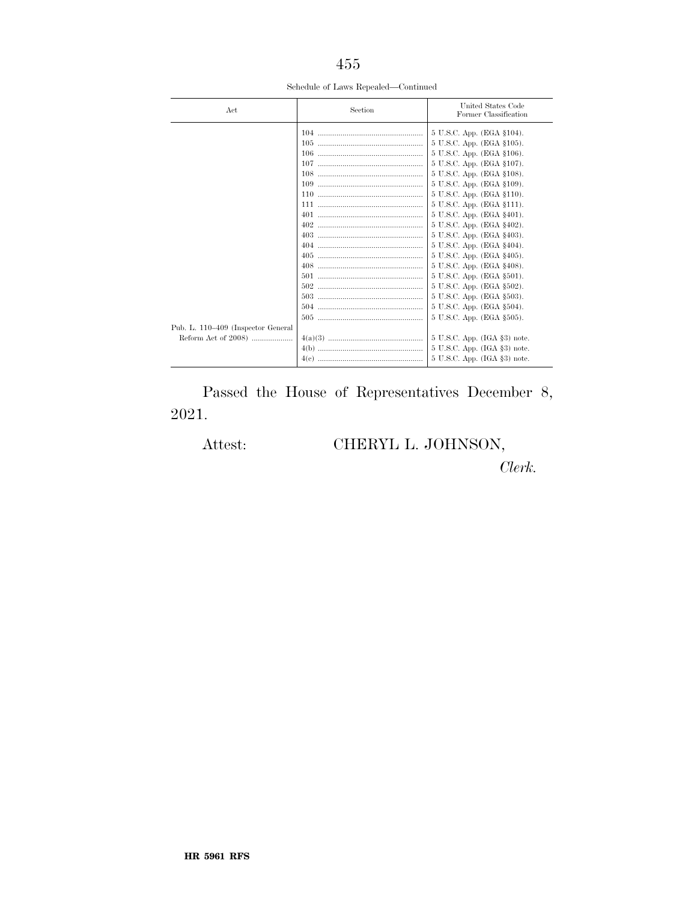Schedule of Laws Repealed—Continued

| Act | Section | United States Code Former Classification |
| --- | --- | --- |
| | 104 | 5 U.S.C. App. (EGA §104). |
| | 105 | 5 U.S.C. App. (EGA §105). |
| | 106 | 5 U.S.C. App. (EGA §106). |
| | 107 | 5 U.S.C. App. (EGA §107). |
| | 108 | 5 U.S.C. App. (EGA §108). |
| | 109 | 5 U.S.C. App. (EGA §109). |
| | 110 | 5 U.S.C. App. (EGA §110). |
| | 111 | 5 U.S.C. App. (EGA §111). |
| | 401 | 5 U.S.C. App. (EGA §401). |
| | 402 | 5 U.S.C. App. (EGA §402). |
| | 403 | 5 U.S.C. App. (EGA §403). |
| | 404 | 5 U.S.C. App. (EGA §404). |
| | 405 | 5 U.S.C. App. (EGA §405). |
| | 408 | 5 U.S.C. App. (EGA §408). |
| | 501 | 5 U.S.C. App. (EGA §501). |
| | 502 | 5 U.S.C. App. (EGA §502). |
| | 503 | 5 U.S.C. App. (EGA §503). |
| | 504 | 5 U.S.C. App. (EGA §504). |
| | 505 | 5 U.S.C. App. (EGA §505). |
| Pub. L. 110–409 (Inspector General Reform Act of 2008) | 4(a)(3) | 5 U.S.C. App. (IGA §3) note. |
| | 4(b) | 5 U.S.C. App. (IGA §3) note. |
| | 4(c) | 5 U.S.C. App. (IGA §3) note. |

Passed the House of Representatives December 8, 2021.

Attest: CHERYL L. JOHNSON,

*Clerk.*

**HR 5961 RFS**